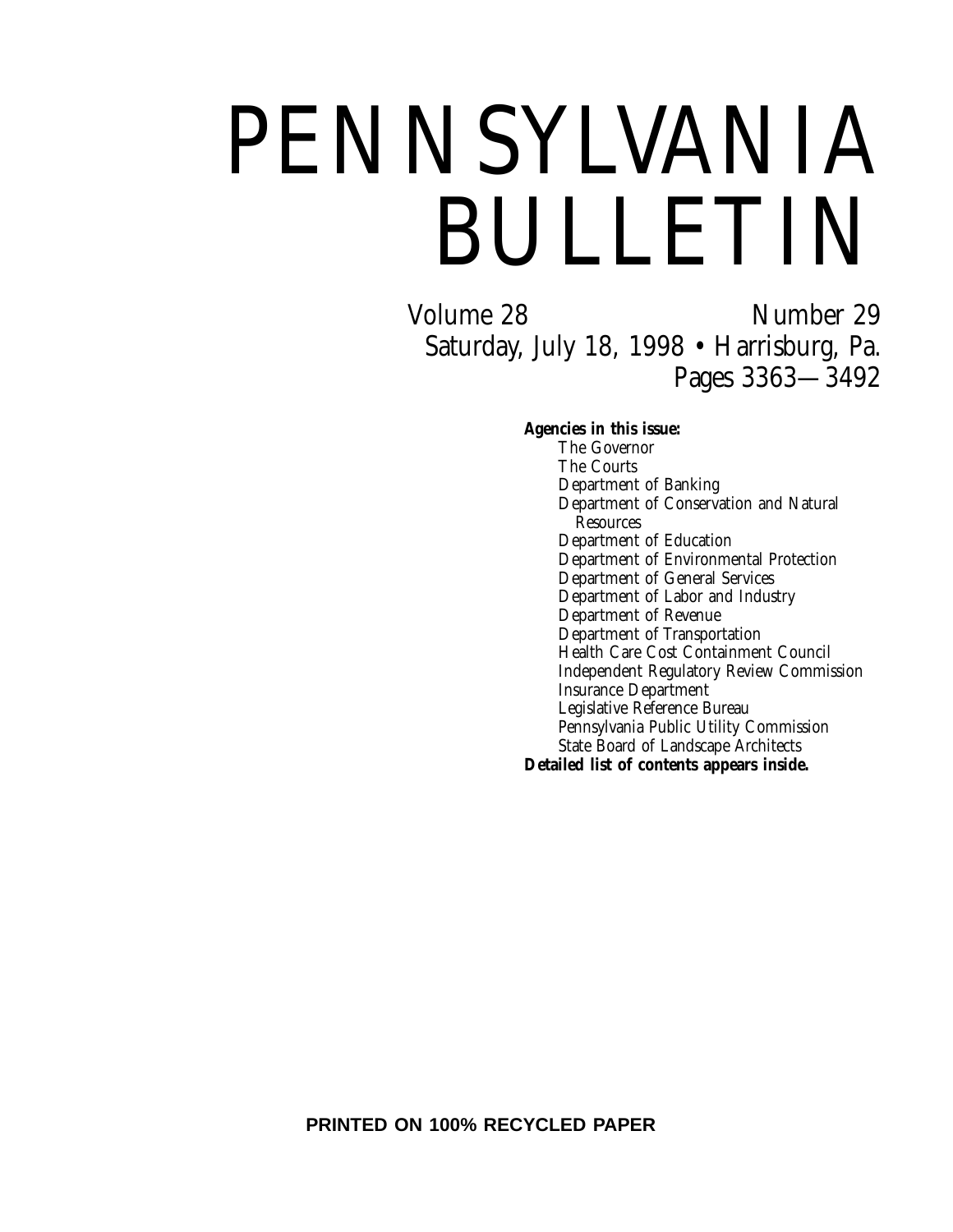# PENNSYLVANIA BULLETIN

Volume 28 Number 29

Saturday, July 18, 1998 • Harrisburg, Pa.

Pages 3363—3492

**Agencies in this issue:**

- The Governor
- The Courts
- Department of Banking
- Department of Conservation and Natural Resources
- Department of Education
- Department of Environmental Protection
- Department of General Services
- Department of Labor and Industry
- Department of Revenue
- Department of Transportation
- Health Care Cost Containment Council
- Independent Regulatory Review Commission
- Insurance Department
- Legislative Reference Bureau
- Pennsylvania Public Utility Commission
- State Board of Landscape Architects

**Detailed list of contents appears inside.**

**PRINTED ON 100% RECYCLED PAPER**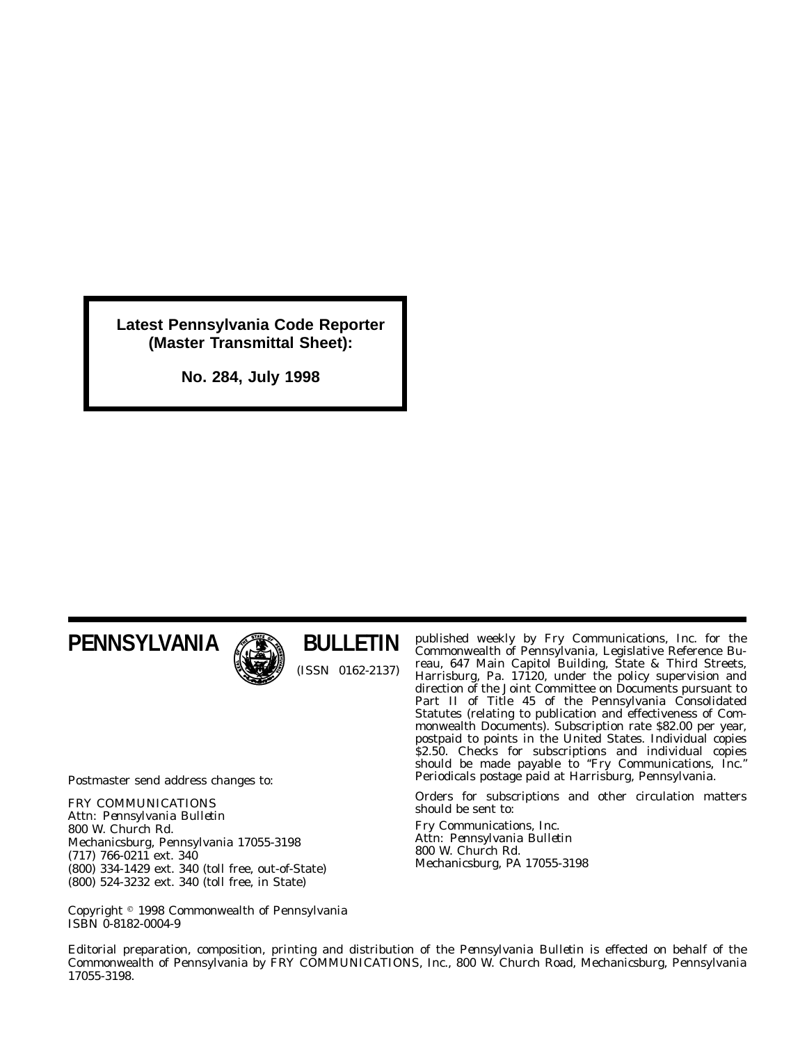**Latest Pennsylvania Code Reporter (Master Transmittal Sheet):**

**No. 284, July 1998**

---

# PENNSYLVANIA BULLETIN

(ISSN 0162-2137)

Postmaster send address changes to:

FRY COMMUNICATIONS
Attn: *Pennsylvania Bulletin*
800 W. Church Rd.
Mechanicsburg, Pennsylvania 17055-3198
(717) 766-0211 ext. 340
(800) 334-1429 ext. 340 (toll free, out-of-State)
(800) 524-3232 ext. 340 (toll free, in State)

Copyright © 1998 Commonwealth of Pennsylvania
ISBN 0-8182-0004-9

published weekly by Fry Communications, Inc. for the Commonwealth of Pennsylvania, Legislative Reference Bureau, 647 Main Capitol Building, State & Third Streets, Harrisburg, Pa. 17120, under the policy supervision and direction of the Joint Committee on Documents pursuant to Part II of Title 45 of the Pennsylvania Consolidated Statutes (relating to publication and effectiveness of Commonwealth Documents). Subscription rate $82.00 per year, postpaid to points in the United States. Individual copies $2.50. Checks for subscriptions and individual copies should be made payable to "Fry Communications, Inc." Periodicals postage paid at Harrisburg, Pennsylvania.

Orders for subscriptions and other circulation matters should be sent to:

Fry Communications, Inc.
Attn: *Pennsylvania Bulletin*
800 W. Church Rd.
Mechanicsburg, PA 17055-3198

Editorial preparation, composition, printing and distribution of the *Pennsylvania Bulletin* is effected on behalf of the Commonwealth of Pennsylvania by FRY COMMUNICATIONS, Inc., 800 W. Church Road, Mechanicsburg, Pennsylvania 17055-3198.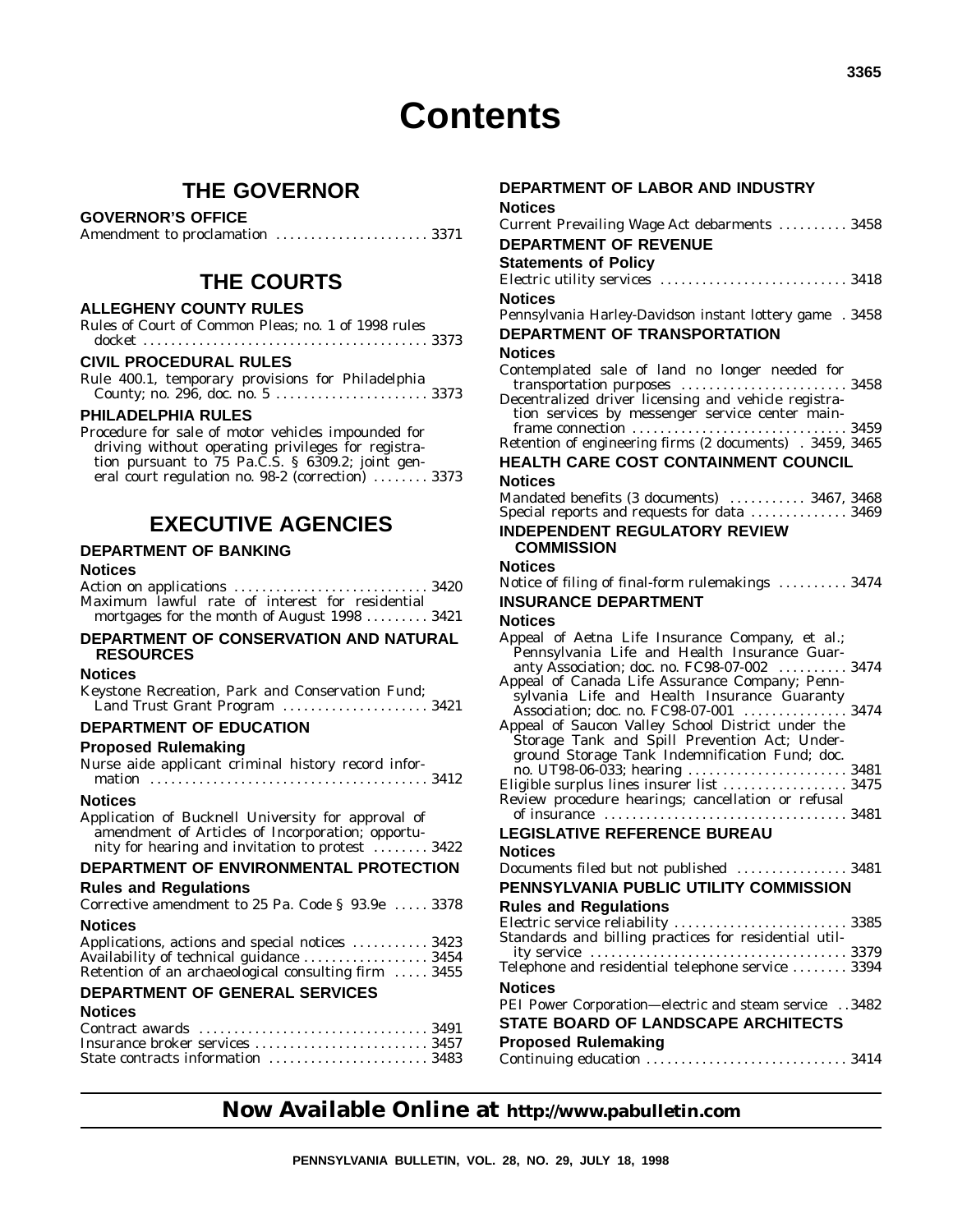# Contents

## THE GOVERNOR

### GOVERNOR'S OFFICE

Amendment to proclamation ..................... 3371

## THE COURTS

### ALLEGHENY COUNTY RULES

Rules of Court of Common Pleas; no. 1 of 1998 rules docket ........................................ 3373

### CIVIL PROCEDURAL RULES

Rule 400.1, temporary provisions for Philadelphia County; no. 296, doc. no. 5 ..................... 3373

### PHILADELPHIA RULES

Procedure for sale of motor vehicles impounded for driving without operating privileges for registration pursuant to 75 Pa.C.S. § 6309.2; joint general court regulation no. 98-2 (correction) ........ 3373

## EXECUTIVE AGENCIES

### DEPARTMENT OF BANKING

**Notices**

Action on applications ........................... 3420
Maximum lawful rate of interest for residential mortgages for the month of August 1998 ......... 3421

### DEPARTMENT OF CONSERVATION AND NATURAL RESOURCES

**Notices**

Keystone Recreation, Park and Conservation Fund; Land Trust Grant Program ..................... 3421

### DEPARTMENT OF EDUCATION

**Proposed Rulemaking**

Nurse aide applicant criminal history record information ........................................ 3412

**Notices**

Application of Bucknell University for approval of amendment of Articles of Incorporation; opportunity for hearing and invitation to protest ........ 3422

### DEPARTMENT OF ENVIRONMENTAL PROTECTION

**Rules and Regulations**

Corrective amendment to 25 Pa. Code § 93.9e ..... 3378

**Notices**

Applications, actions and special notices ........... 3423
Availability of technical guidance .................. 3454
Retention of an archaeological consulting firm ..... 3455

### DEPARTMENT OF GENERAL SERVICES

**Notices**

Contract awards ................................ 3491
Insurance broker services ......................... 3457
State contracts information ....................... 3483

### DEPARTMENT OF LABOR AND INDUSTRY

**Notices**

Current Prevailing Wage Act debarments .......... 3458

### DEPARTMENT OF REVENUE

**Statements of Policy**

Electric utility services .......................... 3418

**Notices**

Pennsylvania Harley-Davidson instant lottery game . 3458

### DEPARTMENT OF TRANSPORTATION

**Notices**

Contemplated sale of land no longer needed for transportation purposes ........................ 3458
Decentralized driver licensing and vehicle registration services by messenger service center mainframe connection ............................... 3459
Retention of engineering firms (2 documents) . 3459, 3465

### HEALTH CARE COST CONTAINMENT COUNCIL

**Notices**

Mandated benefits (3 documents) ........... 3467, 3468
Special reports and requests for data .............. 3469

### INDEPENDENT REGULATORY REVIEW COMMISSION

**Notices**

Notice of filing of final-form rulemakings .......... 3474

### INSURANCE DEPARTMENT

**Notices**

Appeal of Aetna Life Insurance Company, et al.; Pennsylvania Life and Health Insurance Guaranty Association; doc. no. FC98-07-002 .......... 3474
Appeal of Canada Life Assurance Company; Pennsylvania Life and Health Insurance Guaranty Association; doc. no. FC98-07-001 ............... 3474
Appeal of Saucon Valley School District under the Storage Tank and Spill Prevention Act; Underground Storage Tank Indemnification Fund; doc. no. UT98-06-033; hearing ....................... 3481
Eligible surplus lines insurer list .................. 3475
Review procedure hearings; cancellation or refusal of insurance .................................. 3481

### LEGISLATIVE REFERENCE BUREAU

**Notices**

Documents filed but not published ................ 3481

### PENNSYLVANIA PUBLIC UTILITY COMMISSION

**Rules and Regulations**

Electric service reliability ......................... 3385
Standards and billing practices for residential utility service .................................... 3379
Telephone and residential telephone service ........ 3394

**Notices**

PEI Power Corporation—electric and steam service ..3482

### STATE BOARD OF LANDSCAPE ARCHITECTS

**Proposed Rulemaking**

Continuing education ............................ 3414

**Now Available Online at http://www.pabulletin.com**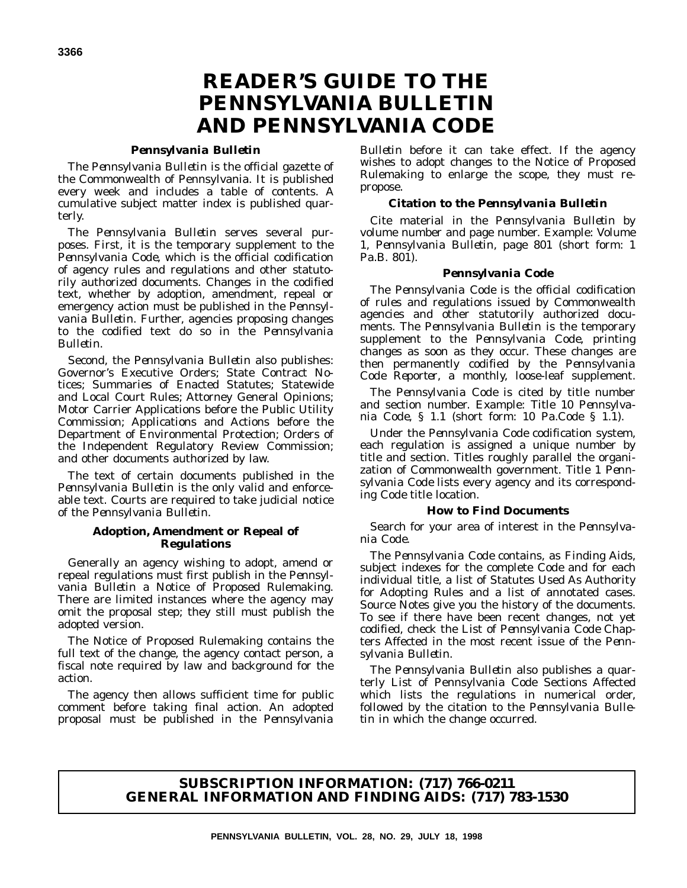# READER'S GUIDE TO THE PENNSYLVANIA BULLETIN AND PENNSYLVANIA CODE

### *Pennsylvania Bulletin*

The *Pennsylvania Bulletin* is the official gazette of the Commonwealth of Pennsylvania. It is published every week and includes a table of contents. A cumulative subject matter index is published quarterly.

The *Pennsylvania Bulletin* serves several purposes. First, it is the temporary supplement to the *Pennsylvania Code*, which is the official codification of agency rules and regulations and other statutorily authorized documents. Changes in the codified text, whether by adoption, amendment, repeal or emergency action must be published in the *Pennsylvania Bulletin*. Further, agencies proposing changes to the codified text do so in the *Pennsylvania Bulletin*.

Second, the *Pennsylvania Bulletin* also publishes: Governor's Executive Orders; State Contract Notices; Summaries of Enacted Statutes; Statewide and Local Court Rules; Attorney General Opinions; Motor Carrier Applications before the Public Utility Commission; Applications and Actions before the Department of Environmental Protection; Orders of the Independent Regulatory Review Commission; and other documents authorized by law.

The text of certain documents published in the *Pennsylvania Bulletin* is the only valid and enforceable text. Courts are required to take judicial notice of the *Pennsylvania Bulletin*.

### Adoption, Amendment or Repeal of Regulations

Generally an agency wishing to adopt, amend or repeal regulations must first publish in the *Pennsylvania Bulletin* a Notice of Proposed Rulemaking. There are limited instances where the agency may omit the proposal step; they still must publish the adopted version.

The Notice of Proposed Rulemaking contains the full text of the change, the agency contact person, a fiscal note required by law and background for the action.

The agency then allows sufficient time for public comment before taking final action. An adopted proposal must be published in the *Pennsylvania Bulletin* before it can take effect. If the agency wishes to adopt changes to the Notice of Proposed Rulemaking to enlarge the scope, they must repropose.

### Citation to the *Pennsylvania Bulletin*

Cite material in the *Pennsylvania Bulletin* by volume number and page number. Example: Volume 1, *Pennsylvania Bulletin*, page 801 (short form: 1 Pa.B. 801).

### *Pennsylvania Code*

The *Pennsylvania Code* is the official codification of rules and regulations issued by Commonwealth agencies and other statutorily authorized documents. The *Pennsylvania Bulletin* is the temporary supplement to the *Pennsylvania Code*, printing changes as soon as they occur. These changes are then permanently codified by the *Pennsylvania Code Reporter*, a monthly, loose-leaf supplement.

The *Pennsylvania Code* is cited by title number and section number. Example: Title 10 *Pennsylvania Code*, § 1.1 (short form: 10 Pa.Code § 1.1).

Under the *Pennsylvania Code* codification system, each regulation is assigned a unique number by title and section. Titles roughly parallel the organization of Commonwealth government. Title 1 *Pennsylvania Code* lists every agency and its corresponding Code title location.

### How to Find Documents

Search for your area of interest in the *Pennsylvania Code*.

The *Pennsylvania Code* contains, as Finding Aids, subject indexes for the complete Code and for each individual title, a list of Statutes Used As Authority for Adopting Rules and a list of annotated cases. Source Notes give you the history of the documents. To see if there have been recent changes, not yet codified, check the List of *Pennsylvania Code* Chapters Affected in the most recent issue of the *Pennsylvania Bulletin*.

The *Pennsylvania Bulletin* also publishes a quarterly List of Pennsylvania Code Sections Affected which lists the regulations in numerical order, followed by the citation to the *Pennsylvania Bulletin* in which the change occurred.

**SUBSCRIPTION INFORMATION: (717) 766-0211**
**GENERAL INFORMATION AND FINDING AIDS: (717) 783-1530**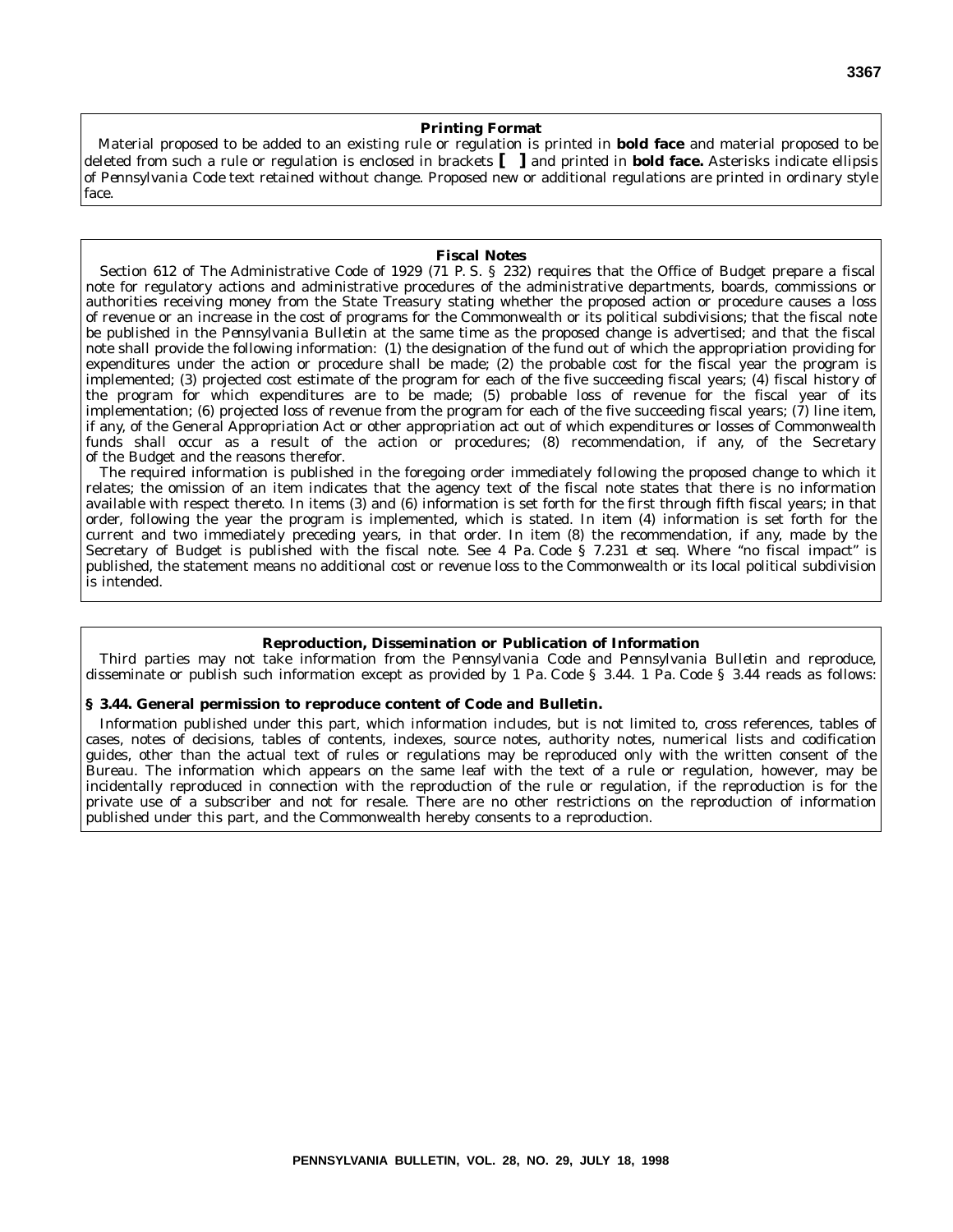## Printing Format

Material proposed to be added to an existing rule or regulation is printed in **bold face** and material proposed to be deleted from such a rule or regulation is enclosed in brackets **[ ]** and printed in **bold face.** Asterisks indicate ellipsis of *Pennsylvania Code* text retained without change. Proposed new or additional regulations are printed in ordinary style face.

## Fiscal Notes

Section 612 of The Administrative Code of 1929 (71 P. S. § 232) requires that the Office of Budget prepare a fiscal note for regulatory actions and administrative procedures of the administrative departments, boards, commissions or authorities receiving money from the State Treasury stating whether the proposed action or procedure causes a loss of revenue or an increase in the cost of programs for the Commonwealth or its political subdivisions; that the fiscal note be published in the *Pennsylvania Bulletin* at the same time as the proposed change is advertised; and that the fiscal note shall provide the following information: (1) the designation of the fund out of which the appropriation providing for expenditures under the action or procedure shall be made; (2) the probable cost for the fiscal year the program is implemented; (3) projected cost estimate of the program for each of the five succeeding fiscal years; (4) fiscal history of the program for which expenditures are to be made; (5) probable loss of revenue for the fiscal year of its implementation; (6) projected loss of revenue from the program for each of the five succeeding fiscal years; (7) line item, if any, of the General Appropriation Act or other appropriation act out of which expenditures or losses of Commonwealth funds shall occur as a result of the action or procedures; (8) recommendation, if any, of the Secretary of the Budget and the reasons therefor.

The required information is published in the foregoing order immediately following the proposed change to which it relates; the omission of an item indicates that the agency text of the fiscal note states that there is no information available with respect thereto. In items (3) and (6) information is set forth for the first through fifth fiscal years; in that order, following the year the program is implemented, which is stated. In item (4) information is set forth for the current and two immediately preceding years, in that order. In item (8) the recommendation, if any, made by the Secretary of Budget is published with the fiscal note. See 4 Pa. Code § 7.231 *et seq.* Where "no fiscal impact" is published, the statement means no additional cost or revenue loss to the Commonwealth or its local political subdivision is intended.

## Reproduction, Dissemination or Publication of Information

Third parties may not take information from the *Pennsylvania Code* and *Pennsylvania Bulletin* and reproduce, disseminate or publish such information except as provided by 1 Pa. Code § 3.44. 1 Pa. Code § 3.44 reads as follows:

**§ 3.44. General permission to reproduce content of Code and Bulletin.**

Information published under this part, which information includes, but is not limited to, cross references, tables of cases, notes of decisions, tables of contents, indexes, source notes, authority notes, numerical lists and codification guides, other than the actual text of rules or regulations may be reproduced only with the written consent of the Bureau. The information which appears on the same leaf with the text of a rule or regulation, however, may be incidentally reproduced in connection with the reproduction of the rule or regulation, if the reproduction is for the private use of a subscriber and not for resale. There are no other restrictions on the reproduction of information published under this part, and the Commonwealth hereby consents to a reproduction.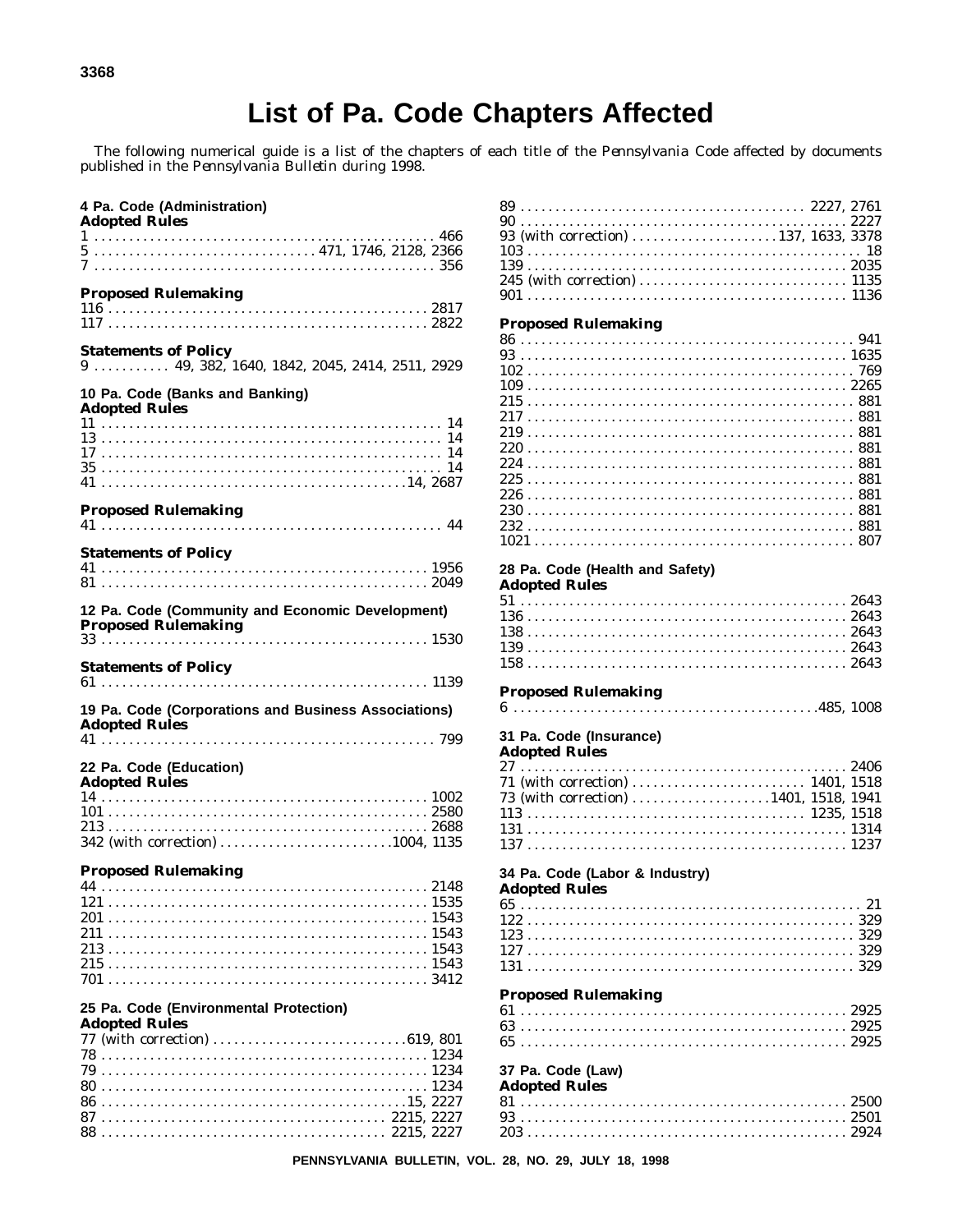# List of Pa. Code Chapters Affected

*The following numerical guide is a list of the chapters of each title of the Pennsylvania Code affected by documents published in the Pennsylvania Bulletin during 1998.*

**4 Pa. Code (Administration)**

**Adopted Rules**

1 . . . . . . . . . . 466
5 . . . . . . . . . . 471, 1746, 2128, 2366
7 . . . . . . . . . . 356

**Proposed Rulemaking**

116 . . . . . . . . . . 2817
117 . . . . . . . . . . 2822

**Statements of Policy**

9 . . . . . . . . . . 49, 382, 1640, 1842, 2045, 2414, 2511, 2929

**10 Pa. Code (Banks and Banking)**

**Adopted Rules**

11 . . . . . . . . . . 14
13 . . . . . . . . . . 14
17 . . . . . . . . . . 14
35 . . . . . . . . . . 14
41 . . . . . . . . . . 14, 2687

**Proposed Rulemaking**

41 . . . . . . . . . . 44

**Statements of Policy**

41 . . . . . . . . . . 1956
81 . . . . . . . . . . 2049

**12 Pa. Code (Community and Economic Development)**

**Proposed Rulemaking**

33 . . . . . . . . . . 1530

**Statements of Policy**

61 . . . . . . . . . . 1139

**19 Pa. Code (Corporations and Business Associations)**

**Adopted Rules**

41 . . . . . . . . . . 799

**22 Pa. Code (Education)**

**Adopted Rules**

14 . . . . . . . . . . 1002
101 . . . . . . . . . . 2580
213 . . . . . . . . . . 2688
342 (with correction) . . . . . . . . . . 1004, 1135

**Proposed Rulemaking**

44 . . . . . . . . . . 2148
121 . . . . . . . . . . 1535
201 . . . . . . . . . . 1543
211 . . . . . . . . . . 1543
213 . . . . . . . . . . 1543
215 . . . . . . . . . . 1543
701 . . . . . . . . . . 3412

**25 Pa. Code (Environmental Protection)**

**Adopted Rules**

77 (with correction) . . . . . . . . . . 619, 801
78 . . . . . . . . . . 1234
79 . . . . . . . . . . 1234
80 . . . . . . . . . . 1234
86 . . . . . . . . . . 15, 2227
87 . . . . . . . . . . 2215, 2227
88 . . . . . . . . . . 2215, 2227
89 . . . . . . . . . . 2227, 2761
90 . . . . . . . . . . 2227
93 (with correction) . . . . . . . . . . 137, 1633, 3378
103 . . . . . . . . . . 18
139 . . . . . . . . . . 2035
245 (with correction) . . . . . . . . . . 1135
901 . . . . . . . . . . 1136

**Proposed Rulemaking**

86 . . . . . . . . . . 941
93 . . . . . . . . . . 1635
102 . . . . . . . . . . 769
109 . . . . . . . . . . 2265
215 . . . . . . . . . . 881
217 . . . . . . . . . . 881
219 . . . . . . . . . . 881
220 . . . . . . . . . . 881
224 . . . . . . . . . . 881
225 . . . . . . . . . . 881
226 . . . . . . . . . . 881
230 . . . . . . . . . . 881
232 . . . . . . . . . . 881
1021 . . . . . . . . . . 807

**28 Pa. Code (Health and Safety)**

**Adopted Rules**

51 . . . . . . . . . . 2643
136 . . . . . . . . . . 2643
138 . . . . . . . . . . 2643
139 . . . . . . . . . . 2643
158 . . . . . . . . . . 2643

**Proposed Rulemaking**

6 . . . . . . . . . . 485, 1008

**31 Pa. Code (Insurance)**

**Adopted Rules**

27 . . . . . . . . . . 2406
71 (with correction) . . . . . . . . . . 1401, 1518
73 (with correction) . . . . . . . . . . 1401, 1518, 1941
113 . . . . . . . . . . 1235, 1518
131 . . . . . . . . . . 1314
137 . . . . . . . . . . 1237

**34 Pa. Code (Labor & Industry)**

**Adopted Rules**

65 . . . . . . . . . . 21
122 . . . . . . . . . . 329
123 . . . . . . . . . . 329
127 . . . . . . . . . . 329
131 . . . . . . . . . . 329

**Proposed Rulemaking**

61 . . . . . . . . . . 2925
63 . . . . . . . . . . 2925
65 . . . . . . . . . . 2925

**37 Pa. Code (Law)**

**Adopted Rules**

81 . . . . . . . . . . 2500
93 . . . . . . . . . . 2501
203 . . . . . . . . . . 2924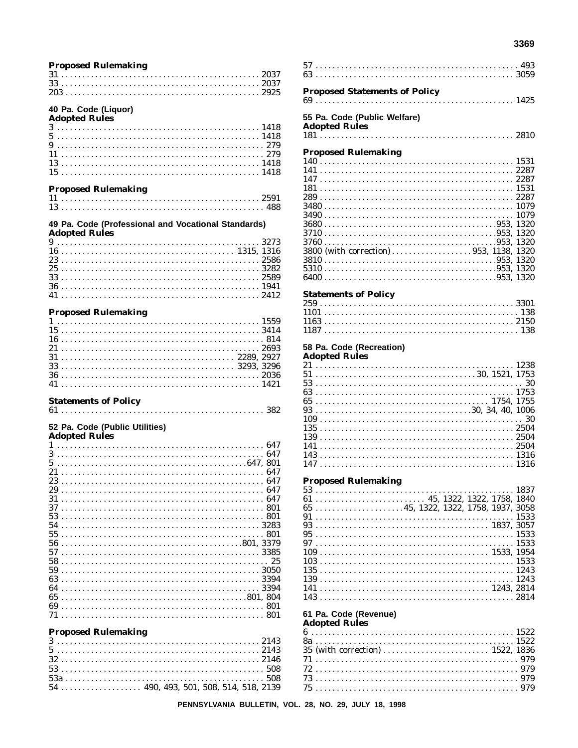**Proposed Rulemaking**

31 . . . . . . . . . . . . . . . . . . . . . . . . . . . . . . . . . . . . . . . . . . . . . . 2037
33 . . . . . . . . . . . . . . . . . . . . . . . . . . . . . . . . . . . . . . . . . . . . . . 2037
203 . . . . . . . . . . . . . . . . . . . . . . . . . . . . . . . . . . . . . . . . . . . . . 2925

### 40 Pa. Code (Liquor)

**Adopted Rules**

3 . . . . . . . . . . . . . . . . . . . . . . . . . . . . . . . . . . . . . . . . . . . . . . . 1418
5 . . . . . . . . . . . . . . . . . . . . . . . . . . . . . . . . . . . . . . . . . . . . . . . 1418
9 . . . . . . . . . . . . . . . . . . . . . . . . . . . . . . . . . . . . . . . . . . . . . . . . 279
11 . . . . . . . . . . . . . . . . . . . . . . . . . . . . . . . . . . . . . . . . . . . . . . . 279
13 . . . . . . . . . . . . . . . . . . . . . . . . . . . . . . . . . . . . . . . . . . . . . . 1418
15 . . . . . . . . . . . . . . . . . . . . . . . . . . . . . . . . . . . . . . . . . . . . . . 1418

**Proposed Rulemaking**

11 . . . . . . . . . . . . . . . . . . . . . . . . . . . . . . . . . . . . . . . . . . . . . . 2591
13 . . . . . . . . . . . . . . . . . . . . . . . . . . . . . . . . . . . . . . . . . . . . . . . 488

### 49 Pa. Code (Professional and Vocational Standards)

**Adopted Rules**

9 . . . . . . . . . . . . . . . . . . . . . . . . . . . . . . . . . . . . . . . . . . . . . . . 3273
16 . . . . . . . . . . . . . . . . . . . . . . . . . . . . . . . . . . . . . . . . . 1315, 1316
23 . . . . . . . . . . . . . . . . . . . . . . . . . . . . . . . . . . . . . . . . . . . . . . 2586
25 . . . . . . . . . . . . . . . . . . . . . . . . . . . . . . . . . . . . . . . . . . . . . . 3282
33 . . . . . . . . . . . . . . . . . . . . . . . . . . . . . . . . . . . . . . . . . . . . . . 2589
36 . . . . . . . . . . . . . . . . . . . . . . . . . . . . . . . . . . . . . . . . . . . . . . 1941
41 . . . . . . . . . . . . . . . . . . . . . . . . . . . . . . . . . . . . . . . . . . . . . . 2412

**Proposed Rulemaking**

1 . . . . . . . . . . . . . . . . . . . . . . . . . . . . . . . . . . . . . . . . . . . . . . . 1559
15 . . . . . . . . . . . . . . . . . . . . . . . . . . . . . . . . . . . . . . . . . . . . . . 3414
16 . . . . . . . . . . . . . . . . . . . . . . . . . . . . . . . . . . . . . . . . . . . . . . . 814
21 . . . . . . . . . . . . . . . . . . . . . . . . . . . . . . . . . . . . . . . . . . . . . . 2693
31 . . . . . . . . . . . . . . . . . . . . . . . . . . . . . . . . . . . . . . . . . 2289, 2927
33 . . . . . . . . . . . . . . . . . . . . . . . . . . . . . . . . . . . . . . . . . 3293, 3296
36 . . . . . . . . . . . . . . . . . . . . . . . . . . . . . . . . . . . . . . . . . . . . . . 2036
41 . . . . . . . . . . . . . . . . . . . . . . . . . . . . . . . . . . . . . . . . . . . . . . 1421

**Statements of Policy**

61 . . . . . . . . . . . . . . . . . . . . . . . . . . . . . . . . . . . . . . . . . . . . . . . 382

### 52 Pa. Code (Public Utilities)

**Adopted Rules**

1 . . . . . . . . . . . . . . . . . . . . . . . . . . . . . . . . . . . . . . . . . . . . . . . . 647
3 . . . . . . . . . . . . . . . . . . . . . . . . . . . . . . . . . . . . . . . . . . . . . . . . 647
5 . . . . . . . . . . . . . . . . . . . . . . . . . . . . . . . . . . . . . . . . . . . . . 647, 801
21 . . . . . . . . . . . . . . . . . . . . . . . . . . . . . . . . . . . . . . . . . . . . . . . 647
23 . . . . . . . . . . . . . . . . . . . . . . . . . . . . . . . . . . . . . . . . . . . . . . . 647
29 . . . . . . . . . . . . . . . . . . . . . . . . . . . . . . . . . . . . . . . . . . . . . . . 647
31 . . . . . . . . . . . . . . . . . . . . . . . . . . . . . . . . . . . . . . . . . . . . . . . 647
37 . . . . . . . . . . . . . . . . . . . . . . . . . . . . . . . . . . . . . . . . . . . . . . . 801
53 . . . . . . . . . . . . . . . . . . . . . . . . . . . . . . . . . . . . . . . . . . . . . . . 801
54 . . . . . . . . . . . . . . . . . . . . . . . . . . . . . . . . . . . . . . . . . . . . . . 3283
55 . . . . . . . . . . . . . . . . . . . . . . . . . . . . . . . . . . . . . . . . . . . . . . . 801
56 . . . . . . . . . . . . . . . . . . . . . . . . . . . . . . . . . . . . . . . . . . . 801, 3379
57 . . . . . . . . . . . . . . . . . . . . . . . . . . . . . . . . . . . . . . . . . . . . . . 3385
58 . . . . . . . . . . . . . . . . . . . . . . . . . . . . . . . . . . . . . . . . . . . . . . . . 25
59 . . . . . . . . . . . . . . . . . . . . . . . . . . . . . . . . . . . . . . . . . . . . . . 3050
63 . . . . . . . . . . . . . . . . . . . . . . . . . . . . . . . . . . . . . . . . . . . . . . 3394
64 . . . . . . . . . . . . . . . . . . . . . . . . . . . . . . . . . . . . . . . . . . . . . . 3394
65 . . . . . . . . . . . . . . . . . . . . . . . . . . . . . . . . . . . . . . . . . . . . 801, 804
69 . . . . . . . . . . . . . . . . . . . . . . . . . . . . . . . . . . . . . . . . . . . . . . . 801
71 . . . . . . . . . . . . . . . . . . . . . . . . . . . . . . . . . . . . . . . . . . . . . . . 801

**Proposed Rulemaking**

3 . . . . . . . . . . . . . . . . . . . . . . . . . . . . . . . . . . . . . . . . . . . . . . . 2143
5 . . . . . . . . . . . . . . . . . . . . . . . . . . . . . . . . . . . . . . . . . . . . . . . 2143
32 . . . . . . . . . . . . . . . . . . . . . . . . . . . . . . . . . . . . . . . . . . . . . . 2146
53 . . . . . . . . . . . . . . . . . . . . . . . . . . . . . . . . . . . . . . . . . . . . . . . 508
53a . . . . . . . . . . . . . . . . . . . . . . . . . . . . . . . . . . . . . . . . . . . . . . 508
54 . . . . . . . . . . . . . . . . . . 490, 493, 501, 508, 514, 518, 2139
57 . . . . . . . . . . . . . . . . . . . . . . . . . . . . . . . . . . . . . . . . . . . . . . . 493
63 . . . . . . . . . . . . . . . . . . . . . . . . . . . . . . . . . . . . . . . . . . . . . . 3059

**Proposed Statements of Policy**

69 . . . . . . . . . . . . . . . . . . . . . . . . . . . . . . . . . . . . . . . . . . . . . . 1425

### 55 Pa. Code (Public Welfare)

**Adopted Rules**

181 . . . . . . . . . . . . . . . . . . . . . . . . . . . . . . . . . . . . . . . . . . . . . 2810

**Proposed Rulemaking**

140 . . . . . . . . . . . . . . . . . . . . . . . . . . . . . . . . . . . . . . . . . . . . . 1531
141 . . . . . . . . . . . . . . . . . . . . . . . . . . . . . . . . . . . . . . . . . . . . . 2287
147 . . . . . . . . . . . . . . . . . . . . . . . . . . . . . . . . . . . . . . . . . . . . . 2287
181 . . . . . . . . . . . . . . . . . . . . . . . . . . . . . . . . . . . . . . . . . . . . . 1531
289 . . . . . . . . . . . . . . . . . . . . . . . . . . . . . . . . . . . . . . . . . . . . . 2287
3480 . . . . . . . . . . . . . . . . . . . . . . . . . . . . . . . . . . . . . . . . . . . . 1079
3490 . . . . . . . . . . . . . . . . . . . . . . . . . . . . . . . . . . . . . . . . . . . . 1079
3680 . . . . . . . . . . . . . . . . . . . . . . . . . . . . . . . . . . . . . . . . . 953, 1320
3710 . . . . . . . . . . . . . . . . . . . . . . . . . . . . . . . . . . . . . . . . . 953, 1320
3760 . . . . . . . . . . . . . . . . . . . . . . . . . . . . . . . . . . . . . . . . . 953, 1320
3800 (with correction) . . . . . . . . . . . . . . . . . . . . 953, 1138, 1320
3810 . . . . . . . . . . . . . . . . . . . . . . . . . . . . . . . . . . . . . . . . . 953, 1320
5310 . . . . . . . . . . . . . . . . . . . . . . . . . . . . . . . . . . . . . . . . . 953, 1320
6400 . . . . . . . . . . . . . . . . . . . . . . . . . . . . . . . . . . . . . . . . . 953, 1320

**Statements of Policy**

259 . . . . . . . . . . . . . . . . . . . . . . . . . . . . . . . . . . . . . . . . . . . . . 3301
1101 . . . . . . . . . . . . . . . . . . . . . . . . . . . . . . . . . . . . . . . . . . . . . 138
1163 . . . . . . . . . . . . . . . . . . . . . . . . . . . . . . . . . . . . . . . . . . . . 2150
1187 . . . . . . . . . . . . . . . . . . . . . . . . . . . . . . . . . . . . . . . . . . . . . 138

### 58 Pa. Code (Recreation)

**Adopted Rules**

21 . . . . . . . . . . . . . . . . . . . . . . . . . . . . . . . . . . . . . . . . . . . . . . 1238
51 . . . . . . . . . . . . . . . . . . . . . . . . . . . . . . . . . . . . . . . 30, 1521, 1753
53 . . . . . . . . . . . . . . . . . . . . . . . . . . . . . . . . . . . . . . . . . . . . . . . . 30
63 . . . . . . . . . . . . . . . . . . . . . . . . . . . . . . . . . . . . . . . . . . . . . . 1753
65 . . . . . . . . . . . . . . . . . . . . . . . . . . . . . . . . . . . . . . . . . . 1754, 1755
93 . . . . . . . . . . . . . . . . . . . . . . . . . . . . . . . . . . . . . . 30, 34, 40, 1006
109 . . . . . . . . . . . . . . . . . . . . . . . . . . . . . . . . . . . . . . . . . . . . . . . 30
135 . . . . . . . . . . . . . . . . . . . . . . . . . . . . . . . . . . . . . . . . . . . . . 2504
139 . . . . . . . . . . . . . . . . . . . . . . . . . . . . . . . . . . . . . . . . . . . . . 2504
141 . . . . . . . . . . . . . . . . . . . . . . . . . . . . . . . . . . . . . . . . . . . . . 2504
143 . . . . . . . . . . . . . . . . . . . . . . . . . . . . . . . . . . . . . . . . . . . . . 1316
147 . . . . . . . . . . . . . . . . . . . . . . . . . . . . . . . . . . . . . . . . . . . . . 1316

**Proposed Rulemaking**

53 . . . . . . . . . . . . . . . . . . . . . . . . . . . . . . . . . . . . . . . . . . . . . . 1837
61 . . . . . . . . . . . . . . . . . . . . . . . . . . 45, 1322, 1322, 1758, 1840
65 . . . . . . . . . . . . . . . . . . . . . 45, 1322, 1322, 1758, 1937, 3058
91 . . . . . . . . . . . . . . . . . . . . . . . . . . . . . . . . . . . . . . . . . . . . . . 1533
93 . . . . . . . . . . . . . . . . . . . . . . . . . . . . . . . . . . . . . . . . . . 1837, 3057
95 . . . . . . . . . . . . . . . . . . . . . . . . . . . . . . . . . . . . . . . . . . . . . . 1533
97 . . . . . . . . . . . . . . . . . . . . . . . . . . . . . . . . . . . . . . . . . . . . . . 1533
109 . . . . . . . . . . . . . . . . . . . . . . . . . . . . . . . . . . . . . . . . . 1533, 1954
103 . . . . . . . . . . . . . . . . . . . . . . . . . . . . . . . . . . . . . . . . . . . . . 1533
135 . . . . . . . . . . . . . . . . . . . . . . . . . . . . . . . . . . . . . . . . . . . . . 1243
139 . . . . . . . . . . . . . . . . . . . . . . . . . . . . . . . . . . . . . . . . . . . . . 1243
141 . . . . . . . . . . . . . . . . . . . . . . . . . . . . . . . . . . . . . . . . . 1243, 2814
143 . . . . . . . . . . . . . . . . . . . . . . . . . . . . . . . . . . . . . . . . . . . . . 2814

### 61 Pa. Code (Revenue)

**Adopted Rules**

6 . . . . . . . . . . . . . . . . . . . . . . . . . . . . . . . . . . . . . . . . . . . . . . . 1522
8a . . . . . . . . . . . . . . . . . . . . . . . . . . . . . . . . . . . . . . . . . . . . . . 1522
35 (with correction) . . . . . . . . . . . . . . . . . . . . . . . . . . 1522, 1836
71 . . . . . . . . . . . . . . . . . . . . . . . . . . . . . . . . . . . . . . . . . . . . . . . 979
72 . . . . . . . . . . . . . . . . . . . . . . . . . . . . . . . . . . . . . . . . . . . . . . . 979
73 . . . . . . . . . . . . . . . . . . . . . . . . . . . . . . . . . . . . . . . . . . . . . . . 979
75 . . . . . . . . . . . . . . . . . . . . . . . . . . . . . . . . . . . . . . . . . . . . . . . 979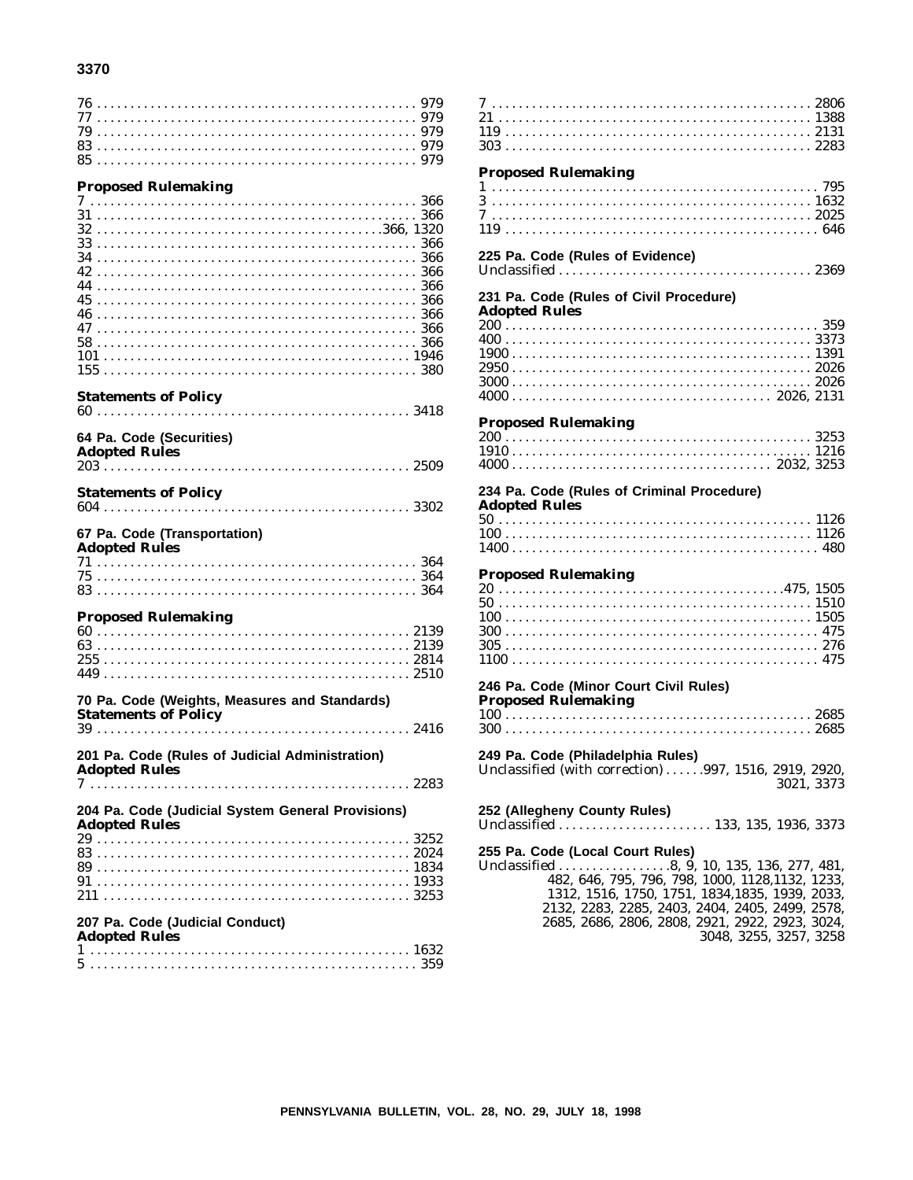76 . . . . . . . . . . . . . . . . . . . . . . . . . . . . . . . . . . . . . . . . . . . . . . . 979
77 . . . . . . . . . . . . . . . . . . . . . . . . . . . . . . . . . . . . . . . . . . . . . . . 979
79 . . . . . . . . . . . . . . . . . . . . . . . . . . . . . . . . . . . . . . . . . . . . . . . 979
83 . . . . . . . . . . . . . . . . . . . . . . . . . . . . . . . . . . . . . . . . . . . . . . . 979
85 . . . . . . . . . . . . . . . . . . . . . . . . . . . . . . . . . . . . . . . . . . . . . . . 979

**Proposed Rulemaking**

7 . . . . . . . . . . . . . . . . . . . . . . . . . . . . . . . . . . . . . . . . . . . . . . . . 366
31 . . . . . . . . . . . . . . . . . . . . . . . . . . . . . . . . . . . . . . . . . . . . . . . 366
32 . . . . . . . . . . . . . . . . . . . . . . . . . . . . . . . . . . . . . . . . . . .366, 1320
33 . . . . . . . . . . . . . . . . . . . . . . . . . . . . . . . . . . . . . . . . . . . . . . . 366
34 . . . . . . . . . . . . . . . . . . . . . . . . . . . . . . . . . . . . . . . . . . . . . . . 366
42 . . . . . . . . . . . . . . . . . . . . . . . . . . . . . . . . . . . . . . . . . . . . . . . 366
44 . . . . . . . . . . . . . . . . . . . . . . . . . . . . . . . . . . . . . . . . . . . . . . . 366
45 . . . . . . . . . . . . . . . . . . . . . . . . . . . . . . . . . . . . . . . . . . . . . . . 366
46 . . . . . . . . . . . . . . . . . . . . . . . . . . . . . . . . . . . . . . . . . . . . . . . 366
47 . . . . . . . . . . . . . . . . . . . . . . . . . . . . . . . . . . . . . . . . . . . . . . . 366
58 . . . . . . . . . . . . . . . . . . . . . . . . . . . . . . . . . . . . . . . . . . . . . . . 366
101 . . . . . . . . . . . . . . . . . . . . . . . . . . . . . . . . . . . . . . . . . . . . . 1946
155 . . . . . . . . . . . . . . . . . . . . . . . . . . . . . . . . . . . . . . . . . . . . . . 380

**Statements of Policy**

60 . . . . . . . . . . . . . . . . . . . . . . . . . . . . . . . . . . . . . . . . . . . . . . 3418

**64 Pa. Code (Securities)**

**Adopted Rules**

203 . . . . . . . . . . . . . . . . . . . . . . . . . . . . . . . . . . . . . . . . . . . . . 2509

**Statements of Policy**

604 . . . . . . . . . . . . . . . . . . . . . . . . . . . . . . . . . . . . . . . . . . . . . 3302

**67 Pa. Code (Transportation)**

**Adopted Rules**

71 . . . . . . . . . . . . . . . . . . . . . . . . . . . . . . . . . . . . . . . . . . . . . . . 364
75 . . . . . . . . . . . . . . . . . . . . . . . . . . . . . . . . . . . . . . . . . . . . . . . 364
83 . . . . . . . . . . . . . . . . . . . . . . . . . . . . . . . . . . . . . . . . . . . . . . . 364

**Proposed Rulemaking**

60 . . . . . . . . . . . . . . . . . . . . . . . . . . . . . . . . . . . . . . . . . . . . . . 2139
63 . . . . . . . . . . . . . . . . . . . . . . . . . . . . . . . . . . . . . . . . . . . . . . 2139
255 . . . . . . . . . . . . . . . . . . . . . . . . . . . . . . . . . . . . . . . . . . . . . 2814
449 . . . . . . . . . . . . . . . . . . . . . . . . . . . . . . . . . . . . . . . . . . . . . 2510

**70 Pa. Code (Weights, Measures and Standards)**

**Statements of Policy**

39 . . . . . . . . . . . . . . . . . . . . . . . . . . . . . . . . . . . . . . . . . . . . . . 2416

**201 Pa. Code (Rules of Judicial Administration)**

**Adopted Rules**

7 . . . . . . . . . . . . . . . . . . . . . . . . . . . . . . . . . . . . . . . . . . . . . . . 2283

**204 Pa. Code (Judicial System General Provisions)**

**Adopted Rules**

29 . . . . . . . . . . . . . . . . . . . . . . . . . . . . . . . . . . . . . . . . . . . . . . 3252
83 . . . . . . . . . . . . . . . . . . . . . . . . . . . . . . . . . . . . . . . . . . . . . . 2024
89 . . . . . . . . . . . . . . . . . . . . . . . . . . . . . . . . . . . . . . . . . . . . . . 1834
91 . . . . . . . . . . . . . . . . . . . . . . . . . . . . . . . . . . . . . . . . . . . . . . 1933
211 . . . . . . . . . . . . . . . . . . . . . . . . . . . . . . . . . . . . . . . . . . . . . 3253

**207 Pa. Code (Judicial Conduct)**

**Adopted Rules**

1 . . . . . . . . . . . . . . . . . . . . . . . . . . . . . . . . . . . . . . . . . . . . . . . 1632
5 . . . . . . . . . . . . . . . . . . . . . . . . . . . . . . . . . . . . . . . . . . . . . . . . 359

7 . . . . . . . . . . . . . . . . . . . . . . . . . . . . . . . . . . . . . . . . . . . . . . . 2806
21 . . . . . . . . . . . . . . . . . . . . . . . . . . . . . . . . . . . . . . . . . . . . . . 1388
119 . . . . . . . . . . . . . . . . . . . . . . . . . . . . . . . . . . . . . . . . . . . . . 2131
303 . . . . . . . . . . . . . . . . . . . . . . . . . . . . . . . . . . . . . . . . . . . . . 2283

**Proposed Rulemaking**

1 . . . . . . . . . . . . . . . . . . . . . . . . . . . . . . . . . . . . . . . . . . . . . . . . 795
3 . . . . . . . . . . . . . . . . . . . . . . . . . . . . . . . . . . . . . . . . . . . . . . . 1632
7 . . . . . . . . . . . . . . . . . . . . . . . . . . . . . . . . . . . . . . . . . . . . . . . 2025
119 . . . . . . . . . . . . . . . . . . . . . . . . . . . . . . . . . . . . . . . . . . . . . . 646

**225 Pa. Code (Rules of Evidence)**

Unclassified . . . . . . . . . . . . . . . . . . . . . . . . . . . . . . . . . . . . . . 2369

**231 Pa. Code (Rules of Civil Procedure)**

**Adopted Rules**

200 . . . . . . . . . . . . . . . . . . . . . . . . . . . . . . . . . . . . . . . . . . . . . . 359
400 . . . . . . . . . . . . . . . . . . . . . . . . . . . . . . . . . . . . . . . . . . . . . 3373
1900 . . . . . . . . . . . . . . . . . . . . . . . . . . . . . . . . . . . . . . . . . . . . 1391
2950 . . . . . . . . . . . . . . . . . . . . . . . . . . . . . . . . . . . . . . . . . . . . 2026
3000 . . . . . . . . . . . . . . . . . . . . . . . . . . . . . . . . . . . . . . . . . . . . 2026
4000 . . . . . . . . . . . . . . . . . . . . . . . . . . . . . . . . . . . . . . . 2026, 2131

**Proposed Rulemaking**

200 . . . . . . . . . . . . . . . . . . . . . . . . . . . . . . . . . . . . . . . . . . . . . 3253
1910 . . . . . . . . . . . . . . . . . . . . . . . . . . . . . . . . . . . . . . . . . . . . 1216
4000 . . . . . . . . . . . . . . . . . . . . . . . . . . . . . . . . . . . . . . . 2032, 3253

**234 Pa. Code (Rules of Criminal Procedure)**

**Adopted Rules**

50 . . . . . . . . . . . . . . . . . . . . . . . . . . . . . . . . . . . . . . . . . . . . . . 1126
100 . . . . . . . . . . . . . . . . . . . . . . . . . . . . . . . . . . . . . . . . . . . . . 1126
1400 . . . . . . . . . . . . . . . . . . . . . . . . . . . . . . . . . . . . . . . . . . . . . 480

**Proposed Rulemaking**

20 . . . . . . . . . . . . . . . . . . . . . . . . . . . . . . . . . . . . . . . . . . .475, 1505
50 . . . . . . . . . . . . . . . . . . . . . . . . . . . . . . . . . . . . . . . . . . . . . . 1510
100 . . . . . . . . . . . . . . . . . . . . . . . . . . . . . . . . . . . . . . . . . . . . . 1505
300 . . . . . . . . . . . . . . . . . . . . . . . . . . . . . . . . . . . . . . . . . . . . . . 475
305 . . . . . . . . . . . . . . . . . . . . . . . . . . . . . . . . . . . . . . . . . . . . . . 276
1100 . . . . . . . . . . . . . . . . . . . . . . . . . . . . . . . . . . . . . . . . . . . . . 475

**246 Pa. Code (Minor Court Civil Rules)**

**Proposed Rulemaking**

100 . . . . . . . . . . . . . . . . . . . . . . . . . . . . . . . . . . . . . . . . . . . . . 2685
300 . . . . . . . . . . . . . . . . . . . . . . . . . . . . . . . . . . . . . . . . . . . . . 2685

**249 Pa. Code (Philadelphia Rules)**

Unclassified (with correction) . . . . . .997, 1516, 2919, 2920, 3021, 3373

**252 (Allegheny County Rules)**

Unclassified . . . . . . . . . . . . . . . . . . . . . . . 133, 135, 1936, 3373

**255 Pa. Code (Local Court Rules)**

Unclassified . . . . . . . . . . . . . . . . .8, 9, 10, 135, 136, 277, 481, 482, 646, 795, 796, 798, 1000, 1128,1132, 1233, 1312, 1516, 1750, 1751, 1834,1835, 1939, 2033, 2132, 2283, 2285, 2403, 2404, 2405, 2499, 2578, 2685, 2686, 2806, 2808, 2921, 2922, 2923, 3024, 3048, 3255, 3257, 3258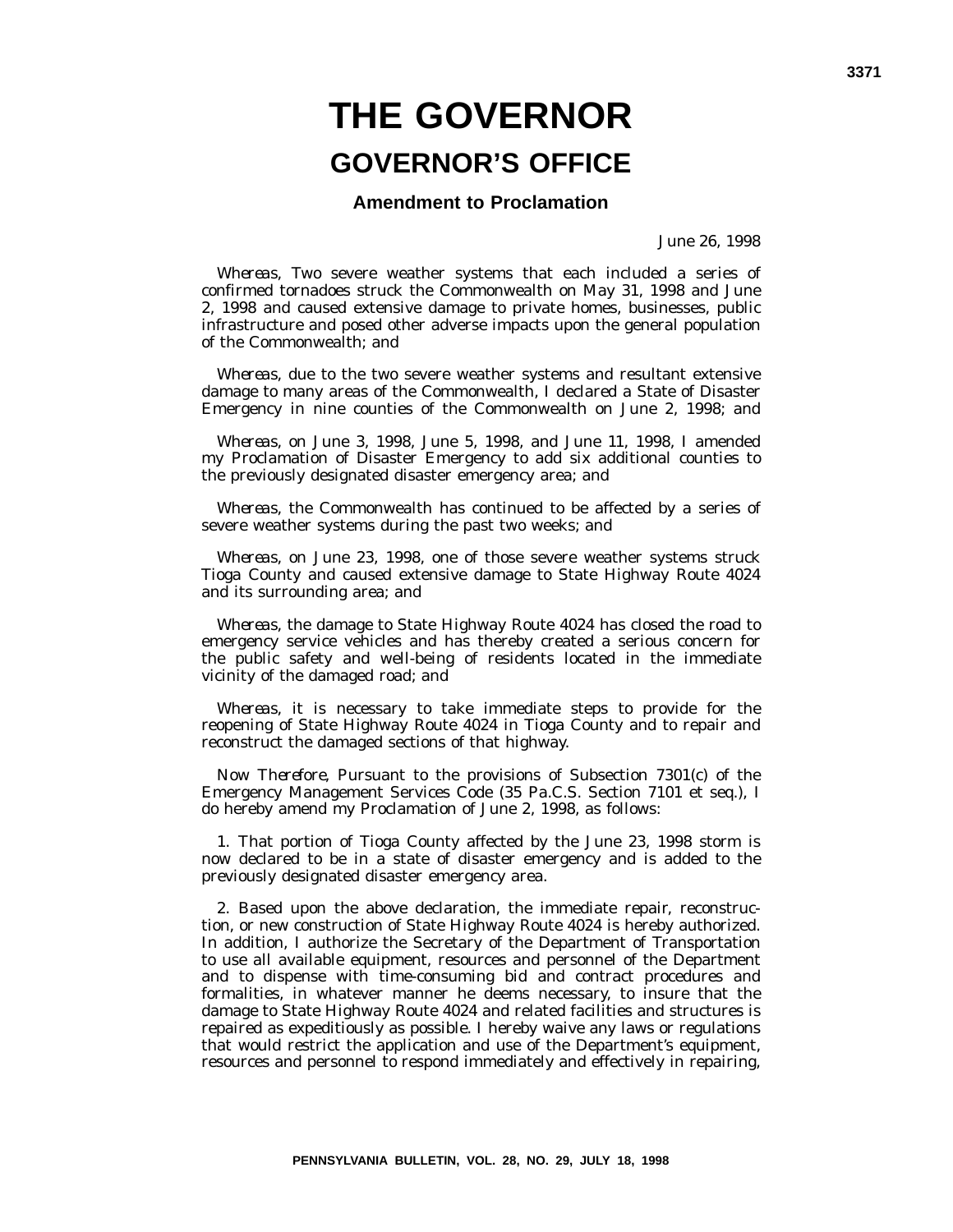# THE GOVERNOR

## GOVERNOR'S OFFICE

### Amendment to Proclamation

June 26, 1998

*Whereas*, Two severe weather systems that each included a series of confirmed tornadoes struck the Commonwealth on May 31, 1998 and June 2, 1998 and caused extensive damage to private homes, businesses, public infrastructure and posed other adverse impacts upon the general population of the Commonwealth; and

*Whereas*, due to the two severe weather systems and resultant extensive damage to many areas of the Commonwealth, I declared a State of Disaster Emergency in nine counties of the Commonwealth on June 2, 1998; and

*Whereas*, on June 3, 1998, June 5, 1998, and June 11, 1998, I amended my Proclamation of Disaster Emergency to add six additional counties to the previously designated disaster emergency area; and

*Whereas*, the Commonwealth has continued to be affected by a series of severe weather systems during the past two weeks; and

*Whereas*, on June 23, 1998, one of those severe weather systems struck Tioga County and caused extensive damage to State Highway Route 4024 and its surrounding area; and

*Whereas*, the damage to State Highway Route 4024 has closed the road to emergency service vehicles and has thereby created a serious concern for the public safety and well-being of residents located in the immediate vicinity of the damaged road; and

*Whereas*, it is necessary to take immediate steps to provide for the reopening of State Highway Route 4024 in Tioga County and to repair and reconstruct the damaged sections of that highway.

*Now Therefore*, Pursuant to the provisions of Subsection 7301(c) of the Emergency Management Services Code (35 Pa.C.S. Section 7101 et seq.), I do hereby amend my Proclamation of June 2, 1998, as follows:

1. That portion of Tioga County affected by the June 23, 1998 storm is now declared to be in a state of disaster emergency and is added to the previously designated disaster emergency area.

2. Based upon the above declaration, the immediate repair, reconstruction, or new construction of State Highway Route 4024 is hereby authorized. In addition, I authorize the Secretary of the Department of Transportation to use all available equipment, resources and personnel of the Department and to dispense with time-consuming bid and contract procedures and formalities, in whatever manner he deems necessary, to insure that the damage to State Highway Route 4024 and related facilities and structures is repaired as expeditiously as possible. I hereby waive any laws or regulations that would restrict the application and use of the Department's equipment, resources and personnel to respond immediately and effectively in repairing,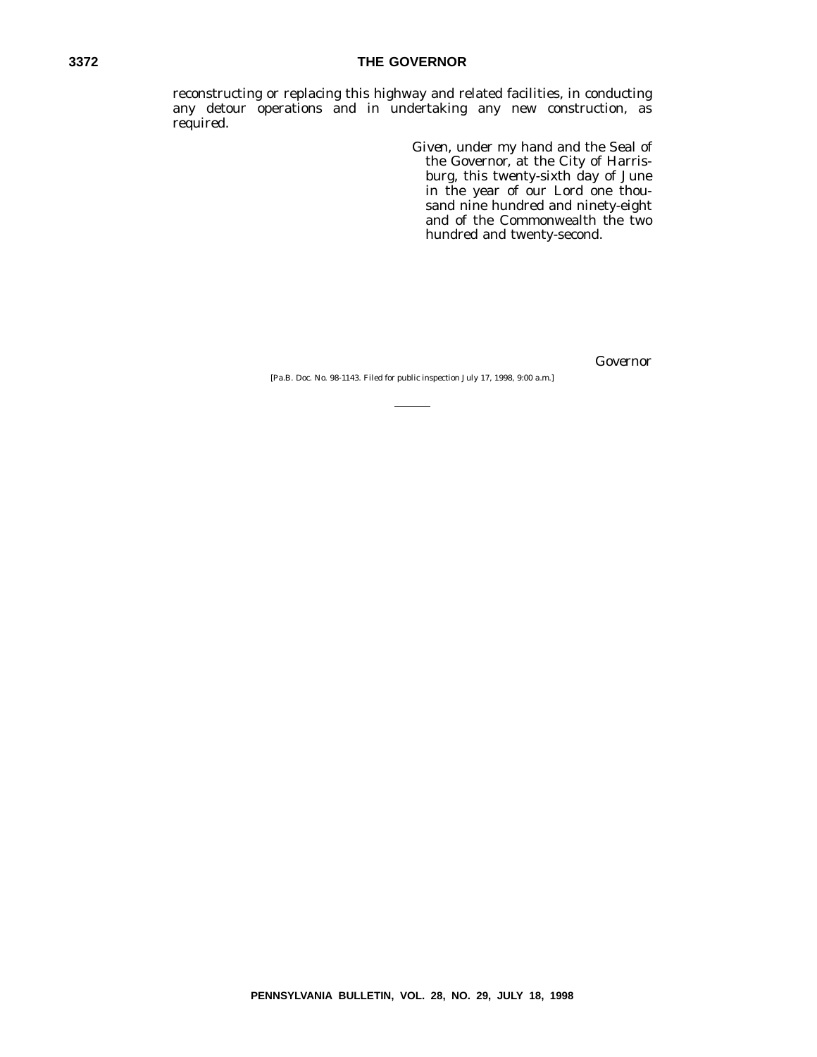reconstructing or replacing this highway and related facilities, in conducting any detour operations and in undertaking any new construction, as required.

*Given, under my hand and the Seal of the Governor, at the City of Harrisburg, this twenty-sixth day of June in the year of our Lord one thousand nine hundred and ninety-eight and of the Commonwealth the two hundred and twenty-second.*

*Governor*

[Pa.B. Doc. No. 98-1143. Filed for public inspection July 17, 1998, 9:00 a.m.]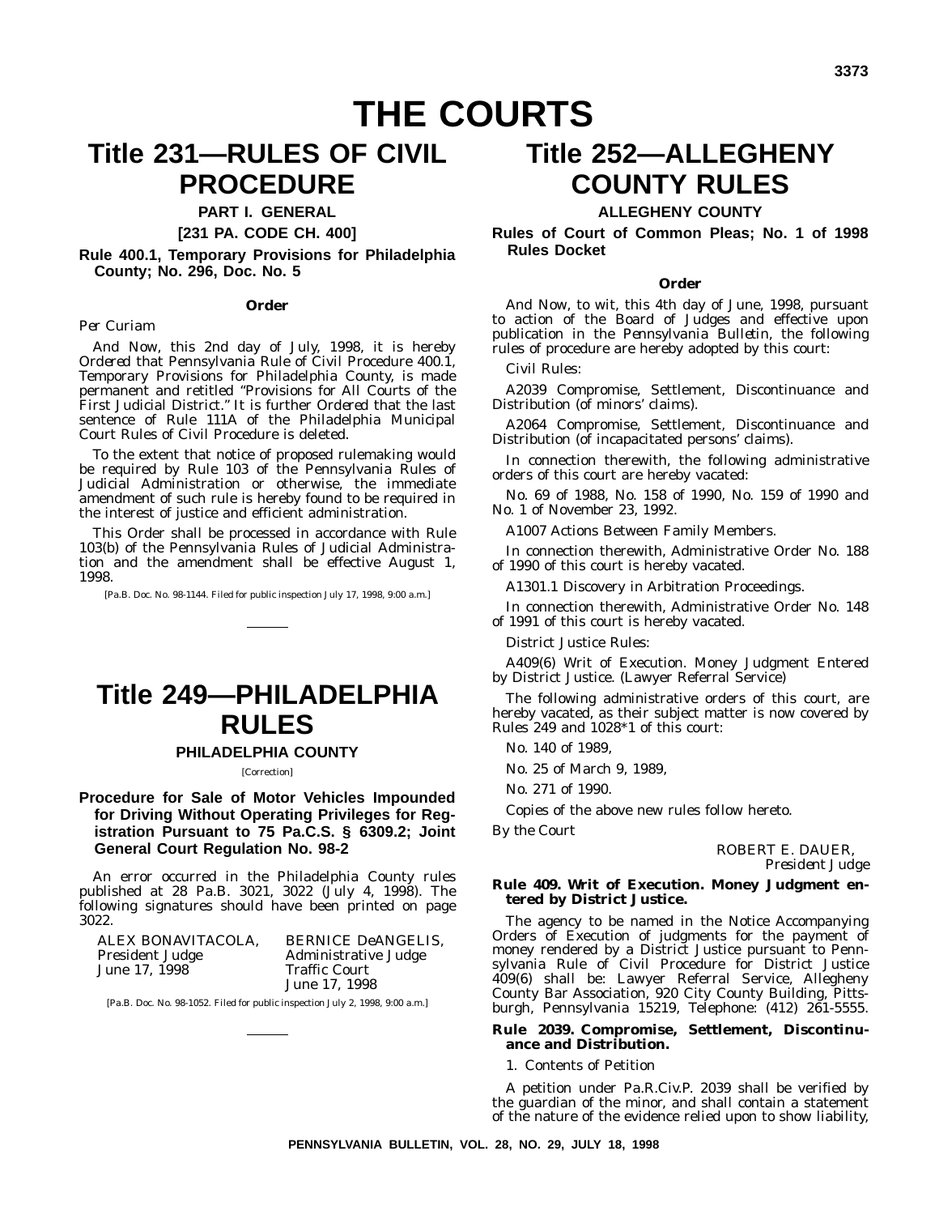# THE COURTS

# Title 231—RULES OF CIVIL PROCEDURE

## PART I. GENERAL

## [231 PA. CODE CH. 400]

### Rule 400.1, Temporary Provisions for Philadelphia County; No. 296, Doc. No. 5

#### Order

*Per Curiam*

And Now, this 2nd day of July, 1998, it is hereby *Ordered* that Pennsylvania Rule of Civil Procedure 400.1, Temporary Provisions for Philadelphia County, is made permanent and retitled "Provisions for All Courts of the First Judicial District." It is further *Ordered* that the last sentence of Rule 111A of the Philadelphia Municipal Court Rules of Civil Procedure is deleted.

To the extent that notice of proposed rulemaking would be required by Rule 103 of the Pennsylvania Rules of Judicial Administration or otherwise, the immediate amendment of such rule is hereby found to be required in the interest of justice and efficient administration.

This Order shall be processed in accordance with Rule 103(b) of the Pennsylvania Rules of Judicial Administration and the amendment shall be effective August 1, 1998.

[Pa.B. Doc. No. 98-1144. Filed for public inspection July 17, 1998, 9:00 a.m.]

# Title 249—PHILADELPHIA RULES

## PHILADELPHIA COUNTY

[Correction]

### Procedure for Sale of Motor Vehicles Impounded for Driving Without Operating Privileges for Registration Pursuant to 75 Pa.C.S. § 6309.2; Joint General Court Regulation No. 98-2

An error occurred in the Philadelphia County rules published at 28 Pa.B. 3021, 3022 (July 4, 1998). The following signatures should have been printed on page 3022.

ALEX BONAVITACOLA,
*President Judge*
June 17, 1998

BERNICE DeANGELIS,
*Administrative Judge*
*Traffic Court*
June 17, 1998

[Pa.B. Doc. No. 98-1052. Filed for public inspection July 2, 1998, 9:00 a.m.]

# Title 252—ALLEGHENY COUNTY RULES

## ALLEGHENY COUNTY

### Rules of Court of Common Pleas; No. 1 of 1998 Rules Docket

#### Order

And Now, to wit, this 4th day of June, 1998, pursuant to action of the Board of Judges and effective upon publication in the *Pennsylvania Bulletin*, the following rules of procedure are hereby adopted by this court:

*Civil Rules:*

A2039 Compromise, Settlement, Discontinuance and Distribution (of minors' claims).

A2064 Compromise, Settlement, Discontinuance and Distribution (of incapacitated persons' claims).

In connection therewith, the following administrative orders of this court are hereby vacated:

No. 69 of 1988, No. 158 of 1990, No. 159 of 1990 and No. 1 of November 23, 1992.

A1007 Actions Between Family Members.

In connection therewith, Administrative Order No. 188 of 1990 of this court is hereby vacated.

A1301.1 Discovery in Arbitration Proceedings.

In connection therewith, Administrative Order No. 148 of 1991 of this court is hereby vacated.

*District Justice Rules:*

A409(6) Writ of Execution. Money Judgment Entered by District Justice. (Lawyer Referral Service)

The following administrative orders of this court, are hereby vacated, as their subject matter is now covered by Rules 249 and 1028*1 of this court:

No. 140 of 1989,

No. 25 of March 9, 1989,

No. 271 of 1990.

Copies of the above new rules follow hereto.

*By the Court*

ROBERT E. DAUER,
*President Judge*

#### Rule 409. Writ of Execution. Money Judgment entered by District Justice.

The agency to be named in the Notice Accompanying Orders of Execution of judgments for the payment of money rendered by a District Justice pursuant to Pennsylvania Rule of Civil Procedure for District Justice 409(6) shall be: Lawyer Referral Service, Allegheny County Bar Association, 920 City County Building, Pittsburgh, Pennsylvania 15219, Telephone: (412) 261-5555.

#### Rule 2039. Compromise, Settlement, Discontinuance and Distribution.

1. Contents of Petition

A petition under Pa.R.Civ.P. 2039 shall be verified by the guardian of the minor, and shall contain a statement of the nature of the evidence relied upon to show liability,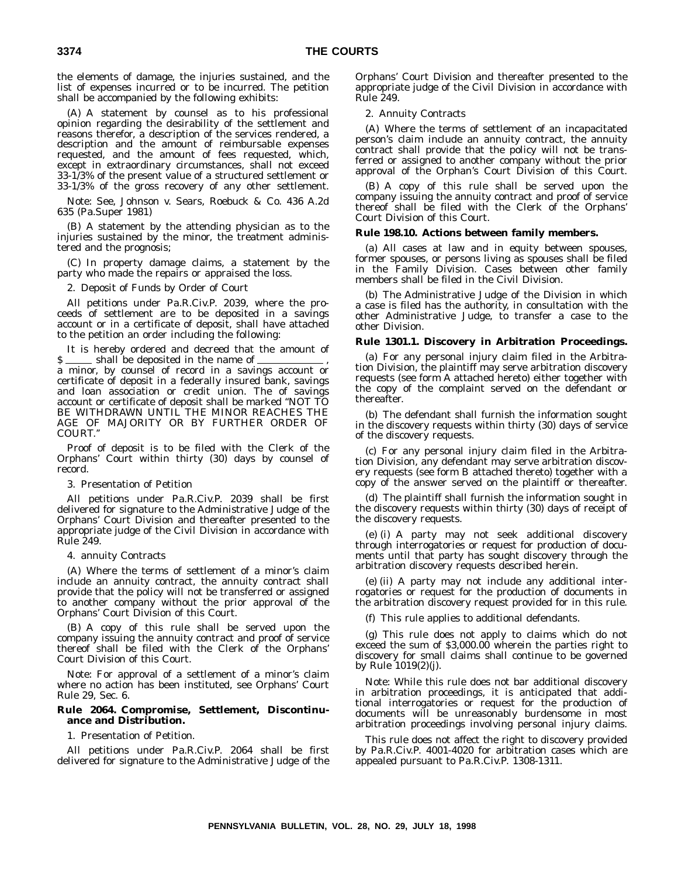the elements of damage, the injuries sustained, and the list of expenses incurred or to be incurred. The petition shall be accompanied by the following exhibits:

(A) A statement by counsel as to his professional opinion regarding the desirability of the settlement and reasons therefor, a description of the services rendered, a description and the amount of reimbursable expenses requested, and the amount of fees requested, which, except in extraordinary circumstances, shall not exceed 33-1/3% of the present value of a structured settlement or 33-1/3% of the gross recovery of any other settlement.

Note: See, Johnson v. Sears, Roebuck & Co. 436 A.2d 635 (Pa.Super 1981)

(B) A statement by the attending physician as to the injuries sustained by the minor, the treatment administered and the prognosis;

(C) In property damage claims, a statement by the party who made the repairs or appraised the loss.

2. Deposit of Funds by Order of Court

All petitions under Pa.R.Civ.P. 2039, where the proceeds of settlement are to be deposited in a savings account or in a certificate of deposit, shall have attached to the petition an order including the following:

It is hereby ordered and decreed that the amount of $ \_\_\_\_\_ shall be deposited in the name of \_\_\_\_\_\_\_\_\_\_\_\_ , a minor, by counsel of record in a savings account or certificate of deposit in a federally insured bank, savings and loan association or credit union. The of savings account or certificate of deposit shall be marked "NOT TO BE WITHDRAWN UNTIL THE MINOR REACHES THE AGE OF MAJORITY OR BY FURTHER ORDER OF COURT."

Proof of deposit is to be filed with the Clerk of the Orphans' Court within thirty (30) days by counsel of record.

3. Presentation of Petition

All petitions under Pa.R.Civ.P. 2039 shall be first delivered for signature to the Administrative Judge of the Orphans' Court Division and thereafter presented to the appropriate judge of the Civil Division in accordance with Rule 249.

4. annuity Contracts

(A) Where the terms of settlement of a minor's claim include an annuity contract, the annuity contract shall provide that the policy will not be transferred or assigned to another company without the prior approval of the Orphans' Court Division of this Court.

(B) A copy of this rule shall be served upon the company issuing the annuity contract and proof of service thereof shall be filed with the Clerk of the Orphans' Court Division of this Court.

Note: For approval of a settlement of a minor's claim where no action has been instituted, see Orphans' Court Rule 29, Sec. 6.

**Rule 2064. Compromise, Settlement, Discontinuance and Distribution.**

1. Presentation of Petition.

All petitions under Pa.R.Civ.P. 2064 shall be first delivered for signature to the Administrative Judge of the Orphans' Court Division and thereafter presented to the appropriate judge of the Civil Division in accordance with Rule 249.

2. Annuity Contracts

(A) Where the terms of settlement of an incapacitated person's claim include an annuity contract, the annuity contract shall provide that the policy will not be transferred or assigned to another company without the prior approval of the Orphan's Court Division of this Court.

(B) A copy of this rule shall be served upon the company issuing the annuity contract and proof of service thereof shall be filed with the Clerk of the Orphans' Court Division of this Court.

**Rule 198.10. Actions between family members.**

(a) All cases at law and in equity between spouses, former spouses, or persons living as spouses shall be filed in the Family Division. Cases between other family members shall be filed in the Civil Division.

(b) The Administrative Judge of the Division in which a case is filed has the authority, in consultation with the other Administrative Judge, to transfer a case to the other Division.

**Rule 1301.1. Discovery in Arbitration Proceedings.**

(a) For any personal injury claim filed in the Arbitration Division, the plaintiff may serve arbitration discovery requests (see form A attached hereto) either together with the copy of the complaint served on the defendant or thereafter.

(b) The defendant shall furnish the information sought in the discovery requests within thirty (30) days of service of the discovery requests.

(c) For any personal injury claim filed in the Arbitration Division, any defendant may serve arbitration discovery requests (see form B attached thereto) together with a copy of the answer served on the plaintiff or thereafter.

(d) The plaintiff shall furnish the information sought in the discovery requests within thirty (30) days of receipt of the discovery requests.

(e) (i) A party may not seek additional discovery through interrogatories or request for production of documents until that party has sought discovery through the arbitration discovery requests described herein.

(e) (ii) A party may not include any additional interrogatories or request for the production of documents in the arbitration discovery request provided for in this rule.

(f) This rule applies to additional defendants.

(g) This rule does not apply to claims which do not exceed the sum of $3,000.00 wherein the parties right to discovery for small claims shall continue to be governed by Rule 1019(2)(j).

Note: While this rule does not bar additional discovery in arbitration proceedings, it is anticipated that additional interrogatories or request for the production of documents will be unreasonably burdensome in most arbitration proceedings involving personal injury claims.

This rule does not affect the right to discovery provided by Pa.R.Civ.P. 4001-4020 for arbitration cases which are appealed pursuant to Pa.R.Civ.P. 1308-1311.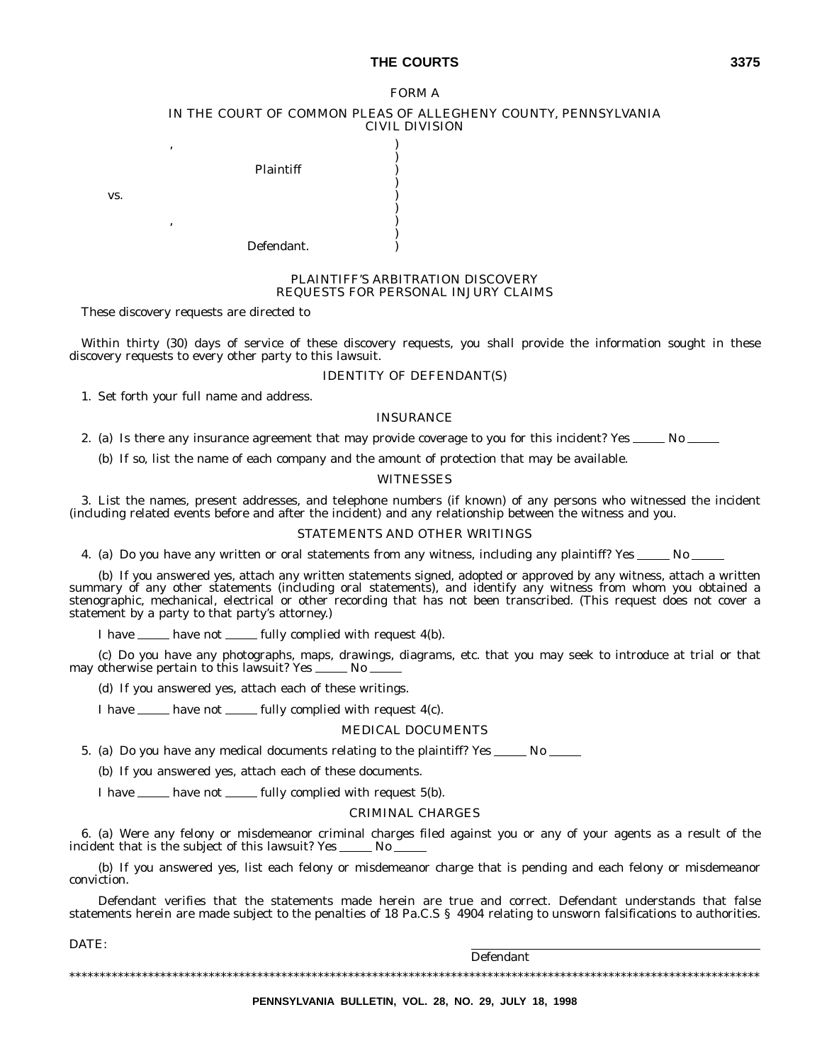FORM A

IN THE COURT OF COMMON PLEAS OF ALLEGHENY COUNTY, PENNSYLVANIA
CIVIL DIVISION

| | |
|---|---|
| , | ) |
| | ) |
| Plaintiff | ) |
| | ) |
| vs. | ) |
| | ) |
| , | ) |
| | ) |
| Defendant. | ) |

PLAINTIFF'S ARBITRATION DISCOVERY
REQUESTS FOR PERSONAL INJURY CLAIMS

These discovery requests are directed to

Within thirty (30) days of service of these discovery requests, you shall provide the information sought in these discovery requests to every other party to this lawsuit.

IDENTITY OF DEFENDANT(S)

1. Set forth your full name and address.

INSURANCE

2. (a) Is there any insurance agreement that may provide coverage to you for this incident? Yes _____ No _____

(b) If so, list the name of each company and the amount of protection that may be available.

WITNESSES

3. List the names, present addresses, and telephone numbers (if known) of any persons who witnessed the incident (including related events before and after the incident) and any relationship between the witness and you.

STATEMENTS AND OTHER WRITINGS

4. (a) Do you have any written or oral statements from any witness, including any plaintiff? Yes _____ No _____

(b) If you answered yes, attach any written statements signed, adopted or approved by any witness, attach a written summary of any other statements (including oral statements), and identify any witness from whom you obtained a stenographic, mechanical, electrical or other recording that has not been transcribed. (This request does not cover a statement by a party to that party's attorney.)

I have _____ have not _____ fully complied with request 4(b).

(c) Do you have any photographs, maps, drawings, diagrams, etc. that you may seek to introduce at trial or that may otherwise pertain to this lawsuit? Yes _____ No _____

(d) If you answered yes, attach each of these writings.

I have _____ have not _____ fully complied with request 4(c).

MEDICAL DOCUMENTS

5. (a) Do you have any medical documents relating to the plaintiff? Yes _____ No _____

(b) If you answered yes, attach each of these documents.

I have _____ have not _____ fully complied with request 5(b).

CRIMINAL CHARGES

6. (a) Were any felony or misdemeanor criminal charges filed against you or any of your agents as a result of the incident that is the subject of this lawsuit? Yes _____ No _____

(b) If you answered yes, list each felony or misdemeanor charge that is pending and each felony or misdemeanor conviction.

Defendant verifies that the statements made herein are true and correct. Defendant understands that false statements herein are made subject to the penalties of 18 Pa.C.S § 4904 relating to unsworn falsifications to authorities.

DATE:

_______________________________
Defendant

***************************************************************************************************************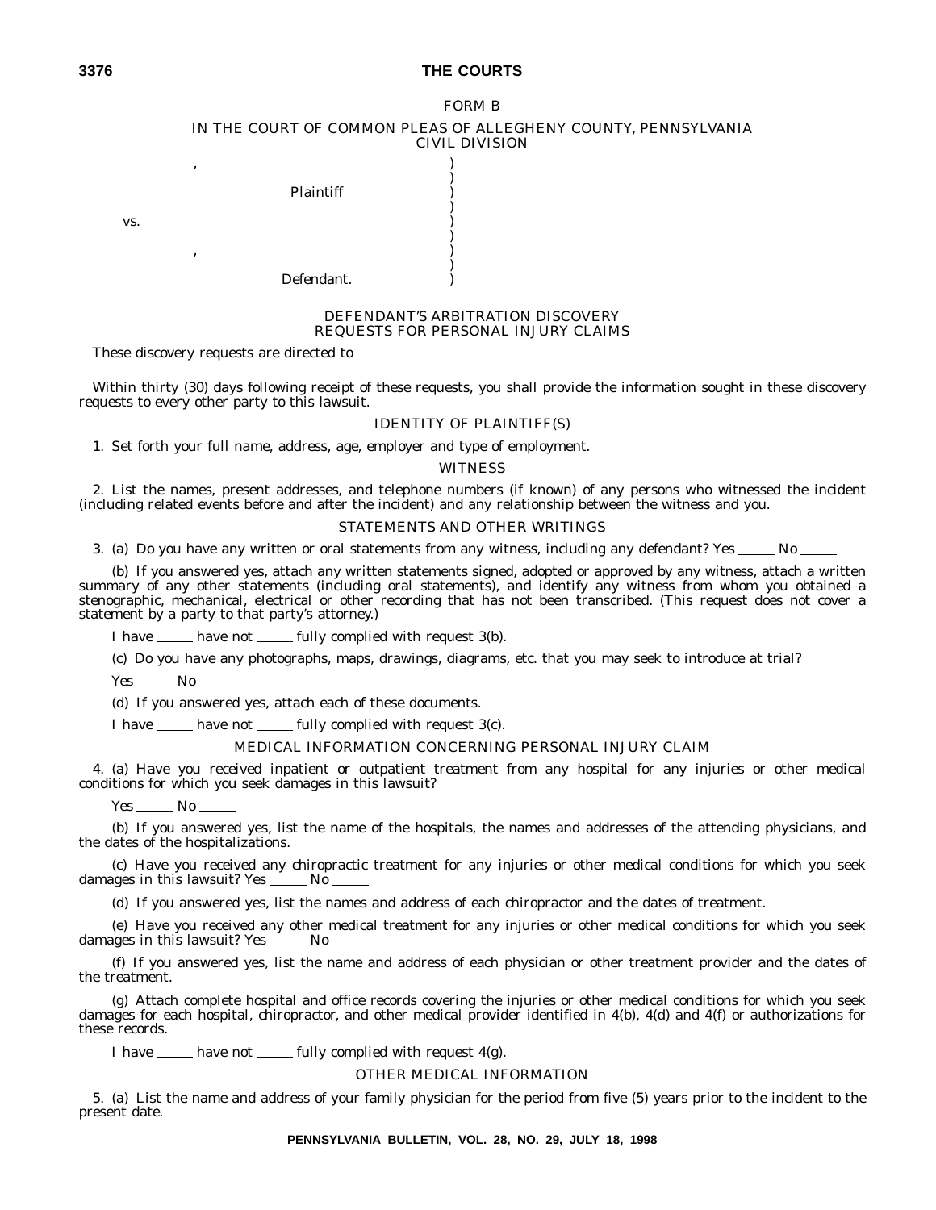FORM B

IN THE COURT OF COMMON PLEAS OF ALLEGHENY COUNTY, PENNSYLVANIA
CIVIL DIVISION

```
                    ,                     )
                                          )
                         Plaintiff        )
                                          )
        vs.                               )
                                          )
                    ,                     )
                                          )
                         Defendant.       )
```

DEFENDANT'S ARBITRATION DISCOVERY
REQUESTS FOR PERSONAL INJURY CLAIMS

These discovery requests are directed to

Within thirty (30) days following receipt of these requests, you shall provide the information sought in these discovery requests to every other party to this lawsuit.

IDENTITY OF PLAINTIFF(S)

1. Set forth your full name, address, age, employer and type of employment.

WITNESS

2. List the names, present addresses, and telephone numbers (if known) of any persons who witnessed the incident (including related events before and after the incident) and any relationship between the witness and you.

STATEMENTS AND OTHER WRITINGS

3. (a) Do you have any written or oral statements from any witness, including any defendant? Yes \_\_\_\_\_ No \_\_\_\_\_

(b) If you answered yes, attach any written statements signed, adopted or approved by any witness, attach a written summary of any other statements (including oral statements), and identify any witness from whom you obtained a stenographic, mechanical, electrical or other recording that has not been transcribed. (This request does not cover a statement by a party to that party's attorney.)

I have \_\_\_\_\_ have not \_\_\_\_\_ fully complied with request 3(b).

(c) Do you have any photographs, maps, drawings, diagrams, etc. that you may seek to introduce at trial?

Yes \_\_\_\_\_ No \_\_\_\_\_

(d) If you answered yes, attach each of these documents.

I have \_\_\_\_\_ have not \_\_\_\_\_ fully complied with request 3(c).

MEDICAL INFORMATION CONCERNING PERSONAL INJURY CLAIM

4. (a) Have you received inpatient or outpatient treatment from any hospital for any injuries or other medical conditions for which you seek damages in this lawsuit?

Yes \_\_\_\_\_ No \_\_\_\_\_

(b) If you answered yes, list the name of the hospitals, the names and addresses of the attending physicians, and the dates of the hospitalizations.

(c) Have you received any chiropractic treatment for any injuries or other medical conditions for which you seek damages in this lawsuit? Yes \_\_\_\_\_ No \_\_\_\_\_

(d) If you answered yes, list the names and address of each chiropractor and the dates of treatment.

(e) Have you received any other medical treatment for any injuries or other medical conditions for which you seek damages in this lawsuit? Yes \_\_\_\_\_ No \_\_\_\_\_

(f) If you answered yes, list the name and address of each physician or other treatment provider and the dates of the treatment.

(g) Attach complete hospital and office records covering the injuries or other medical conditions for which you seek damages for each hospital, chiropractor, and other medical provider identified in 4(b), 4(d) and 4(f) or authorizations for these records.

I have \_\_\_\_\_ have not \_\_\_\_\_ fully complied with request 4(g).

OTHER MEDICAL INFORMATION

5. (a) List the name and address of your family physician for the period from five (5) years prior to the incident to the present date.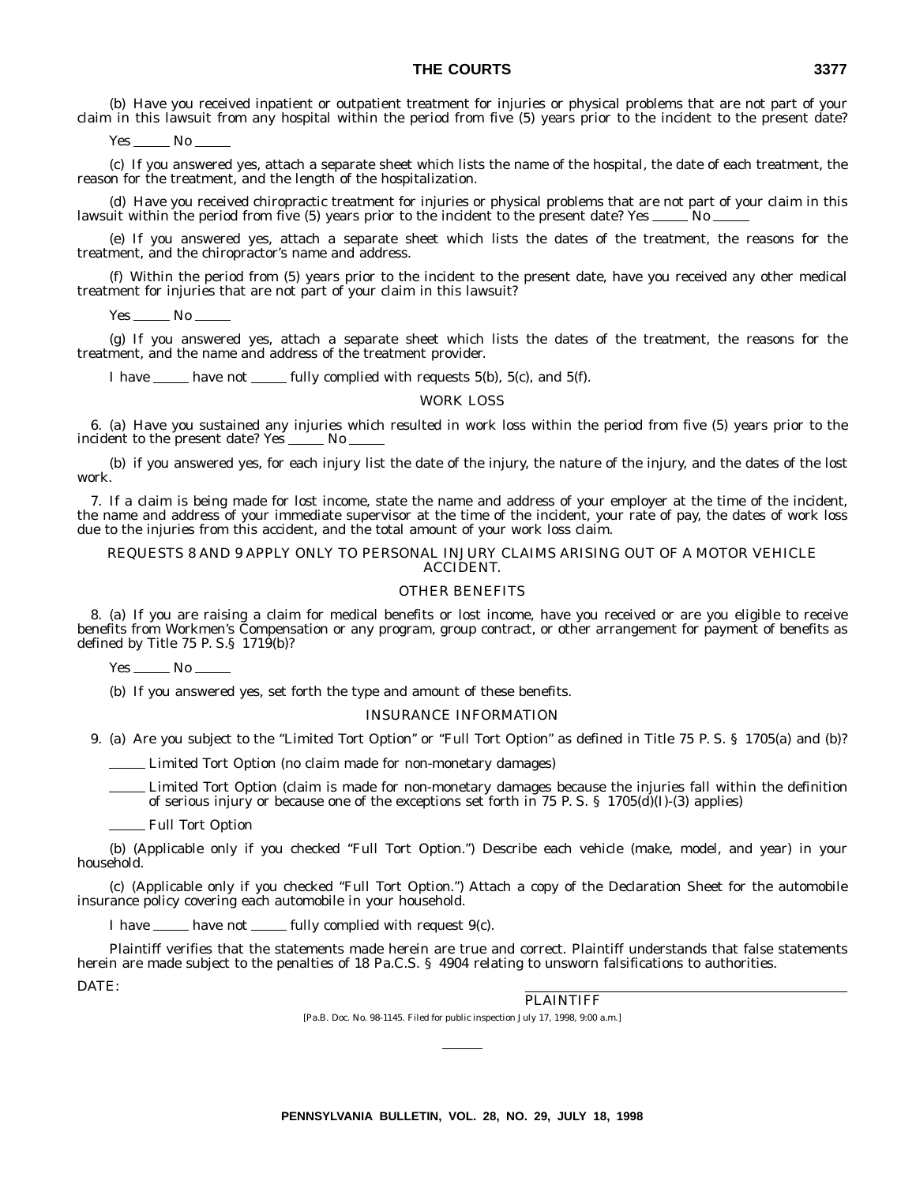(b) Have you received inpatient or outpatient treatment for injuries or physical problems that are not part of your claim in this lawsuit from any hospital within the period from five (5) years prior to the incident to the present date?

Yes ______ No ______

(c) If you answered yes, attach a separate sheet which lists the name of the hospital, the date of each treatment, the reason for the treatment, and the length of the hospitalization.

(d) Have you received chiropractic treatment for injuries or physical problems that are not part of your claim in this lawsuit within the period from five (5) years prior to the incident to the present date? Yes ______ No ______

(e) If you answered yes, attach a separate sheet which lists the dates of the treatment, the reasons for the treatment, and the chiropractor's name and address.

(f) Within the period from (5) years prior to the incident to the present date, have you received any other medical treatment for injuries that are not part of your claim in this lawsuit?

Yes ______ No ______

(g) If you answered yes, attach a separate sheet which lists the dates of the treatment, the reasons for the treatment, and the name and address of the treatment provider.

I have ______ have not ______ fully complied with requests 5(b), 5(c), and 5(f).

WORK LOSS

6. (a) Have you sustained any injuries which resulted in work loss within the period from five (5) years prior to the incident to the present date? Yes ______ No ______

(b) if you answered yes, for each injury list the date of the injury, the nature of the injury, and the dates of the lost work.

7. If a claim is being made for lost income, state the name and address of your employer at the time of the incident, the name and address of your immediate supervisor at the time of the incident, your rate of pay, the dates of work loss due to the injuries from this accident, and the total amount of your work loss claim.

REQUESTS 8 AND 9 APPLY ONLY TO PERSONAL INJURY CLAIMS ARISING OUT OF A MOTOR VEHICLE ACCIDENT.

OTHER BENEFITS

8. (a) If you are raising a claim for medical benefits or lost income, have you received or are you eligible to receive benefits from Workmen's Compensation or any program, group contract, or other arrangement for payment of benefits as defined by Title 75 P. S.§ 1719(b)?

Yes ______ No ______

(b) If you answered yes, set forth the type and amount of these benefits.

INSURANCE INFORMATION

9. (a) Are you subject to the "Limited Tort Option" or "Full Tort Option" as defined in Title 75 P. S. § 1705(a) and (b)?

______ Limited Tort Option (no claim made for non-monetary damages)

______ Limited Tort Option (claim is made for non-monetary damages because the injuries fall within the definition of serious injury or because one of the exceptions set forth in 75 P. S. § 1705(d)(I)-(3) applies)

______ Full Tort Option

(b) (Applicable only if you checked "Full Tort Option.") Describe each vehicle (make, model, and year) in your household.

(c) (Applicable only if you checked "Full Tort Option.") Attach a copy of the Declaration Sheet for the automobile insurance policy covering each automobile in your household.

I have ______ have not ______ fully complied with request 9(c).

Plaintiff verifies that the statements made herein are true and correct. Plaintiff understands that false statements herein are made subject to the penalties of 18 Pa.C.S. § 4904 relating to unsworn falsifications to authorities.

DATE:

______________________________
PLAINTIFF

[Pa.B. Doc. No. 98-1145. Filed for public inspection July 17, 1998, 9:00 a.m.]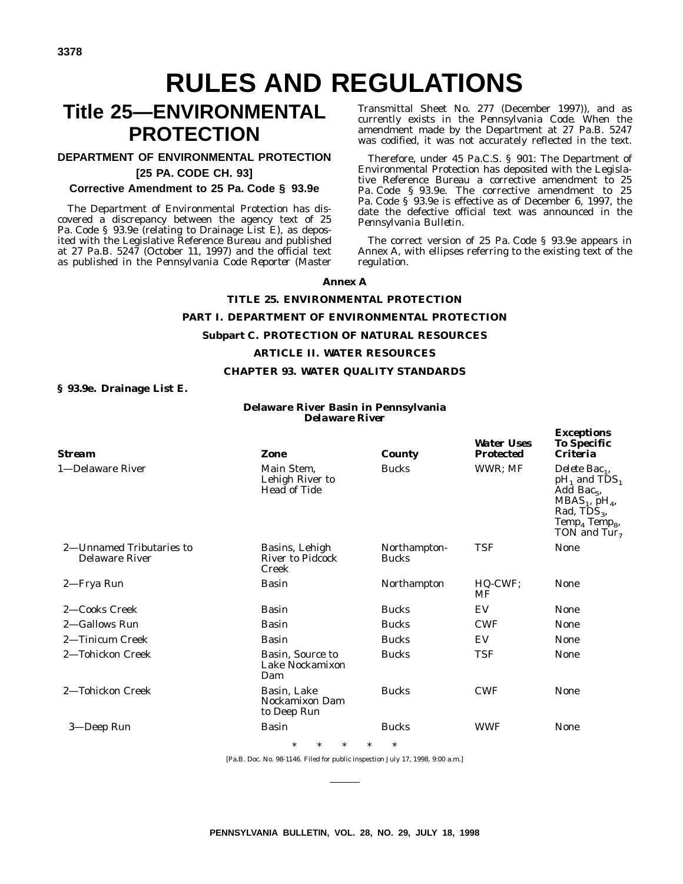# RULES AND REGULATIONS

# Title 25—ENVIRONMENTAL PROTECTION

## DEPARTMENT OF ENVIRONMENTAL PROTECTION

## [25 PA. CODE CH. 93]

### Corrective Amendment to 25 Pa. Code § 93.9e

The Department of Environmental Protection has discovered a discrepancy between the agency text of 25 Pa. Code § 93.9e (relating to Drainage List E), as deposited with the Legislative Reference Bureau and published at 27 Pa.B. 5247 (October 11, 1997) and the official text as published in the *Pennsylvania Code Reporter* (Master Transmittal Sheet No. 277 (December 1997)), and as currently exists in the *Pennsylvania Code*. When the amendment made by the Department at 27 Pa.B. 5247 was codified, it was not accurately reflected in the text.

Therefore, under 45 Pa.C.S. § 901: The Department of Environmental Protection has deposited with the Legislative Reference Bureau a corrective amendment to 25 Pa. Code § 93.9e. The corrective amendment to 25 Pa. Code § 93.9e is effective as of December 6, 1997, the date the defective official text was announced in the *Pennsylvania Bulletin*.

The correct version of 25 Pa. Code § 93.9e appears in Annex A, with ellipses referring to the existing text of the regulation.

**Annex A**

**TITLE 25. ENVIRONMENTAL PROTECTION**

**PART I. DEPARTMENT OF ENVIRONMENTAL PROTECTION**

**Subpart C. PROTECTION OF NATURAL RESOURCES**

**ARTICLE II. WATER RESOURCES**

**CHAPTER 93. WATER QUALITY STANDARDS**

**§ 93.9e. Drainage List E.**

**Delaware River Basin in Pennsylvania**
**Delaware River**

| Stream | Zone | County | Water Uses Protected | Exceptions To Specific Criteria |
|---|---|---|---|---|
| 1—Delaware River | Main Stem, Lehigh River to Head of Tide | Bucks | WWR; MF | *Delete* $Bac_1$, $pH_1$ and $TDS_1$ *Add* $Bac_5$, $MBAS_1$, $pH_4$, Rad, $TDS_3$, $Temp_4$ $Temp_8$, TON and $Tur_7$ |
| 2—Unnamed Tributaries to Delaware River | Basins, Lehigh River to Pidcock Creek | Northampton-Bucks | TSF | None |
| 2—Frya Run | Basin | Northampton | HQ-CWF; MF | None |
| 2—Cooks Creek | Basin | Bucks | EV | None |
| 2—Gallows Run | Basin | Bucks | CWF | None |
| 2—Tinicum Creek | Basin | Bucks | EV | None |
| 2—Tohickon Creek | Basin, Source to Lake Nockamixon Dam | Bucks | TSF | None |
| 2—Tohickon Creek | Basin, Lake Nockamixon Dam to Deep Run | Bucks | CWF | None |
| 3—Deep Run | Basin | Bucks | WWF | None |

\* \* \* \* \*

[Pa.B. Doc. No. 98-1146. Filed for public inspection July 17, 1998, 9:00 a.m.]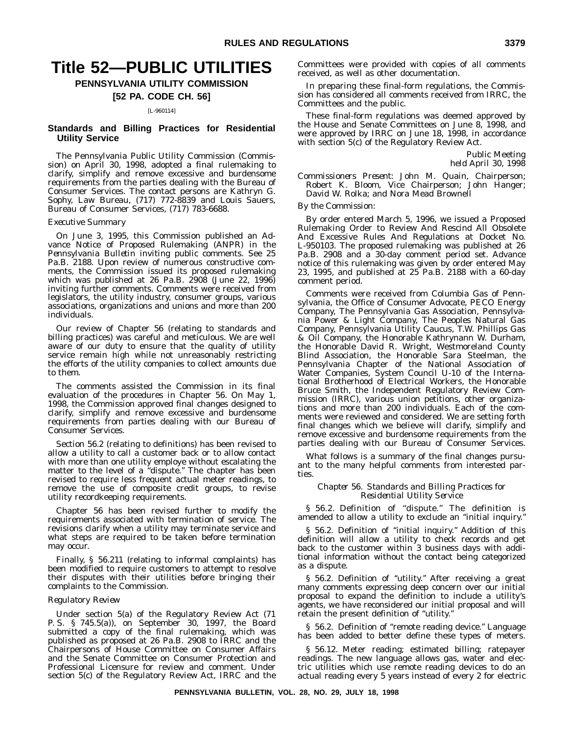# Title 52—PUBLIC UTILITIES

## PENNSYLVANIA UTILITY COMMISSION

## [52 PA. CODE CH. 56]

[L-960114]

### Standards and Billing Practices for Residential Utility Service

The Pennsylvania Public Utility Commission (Commission) on April 30, 1998, adopted a final rulemaking to clarify, simplify and remove excessive and burdensome requirements from the parties dealing with the Bureau of Consumer Services. The contact persons are Kathryn G. Sophy, Law Bureau, (717) 772-8839 and Louis Sauers, Bureau of Consumer Services, (717) 783-6688.

*Executive Summary*

On June 3, 1995, this Commission published an Advance Notice of Proposed Rulemaking (ANPR) in the *Pennsylvania Bulletin* inviting public comments. See 25 Pa.B. 2188. Upon review of numerous constructive comments, the Commission issued its proposed rulemaking which was published at 26 Pa.B. 2908 (June 22, 1996) inviting further comments. Comments were received from legislators, the utility industry, consumer groups, various associations, organizations and unions and more than 200 individuals.

Our review of Chapter 56 (relating to standards and billing practices) was careful and meticulous. We are well aware of our duty to ensure that the quality of utility service remain high while not unreasonably restricting the efforts of the utility companies to collect amounts due to them.

The comments assisted the Commission in its final evaluation of the procedures in Chapter 56. On May 1, 1998, the Commission approved final changes designed to clarify, simplify and remove excessive and burdensome requirements from parties dealing with our Bureau of Consumer Services.

Section 56.2 (relating to definitions) has been revised to allow a utility to call a customer back or to allow contact with more than one utility employe without escalating the matter to the level of a "dispute." The chapter has been revised to require less frequent actual meter readings, to remove the use of composite credit groups, to revise utility recordkeeping requirements.

Chapter 56 has been revised further to modify the requirements associated with termination of service. The revisions clarify when a utility may terminate service and what steps are required to be taken before termination may occur.

Finally, § 56.211 (relating to informal complaints) has been modified to require customers to attempt to resolve their disputes with their utilities before bringing their complaints to the Commission.

*Regulatory Review*

Under section 5(a) of the Regulatory Review Act (71 P. S. § 745.5(a)), on September 30, 1997, the Board submitted a copy of the final rulemaking, which was published as proposed at 26 Pa.B. 2908 to IRRC and the Chairpersons of House Committee on Consumer Affairs and the Senate Committee on Consumer Protection and Professional Licensure for review and comment. Under section 5(c) of the Regulatory Review Act, IRRC and the Committees were provided with copies of all comments received, as well as other documentation.

In preparing these final-form regulations, the Commission has considered all comments received from IRRC, the Committees and the public.

These final-form regulations was deemed approved by the House and Senate Committees on June 8, 1998, and were approved by IRRC on June 18, 1998, in accordance with section 5(c) of the Regulatory Review Act.

*Public Meeting held April 30, 1998*

*Commissioners Present: John M. Quain, Chairperson; Robert K. Bloom, Vice Chairperson; John Hanger; David W. Rolka; and Nora Mead Brownell*

*By the Commission:*

By order entered March 5, 1996, we issued a Proposed Rulemaking Order to Review And Rescind All Obsolete And Excessive Rules And Regulations at Docket No. L-950103. The proposed rulemaking was published at 26 Pa.B. 2908 and a 30-day comment period set. Advance notice of this rulemaking was given by order entered May 23, 1995, and published at 25 Pa.B. 2188 with a 60-day comment period.

Comments were received from Columbia Gas of Pennsylvania, the Office of Consumer Advocate, PECO Energy Company, The Pennsylvania Gas Association, Pennsylvania Power & Light Company, The Peoples Natural Gas Company, Pennsylvania Utility Caucus, T.W. Phillips Gas & Oil Company, the Honorable Kathrynann W. Durham, the Honorable David R. Wright, Westmoreland County Blind Association, the Honorable Sara Steelman, the Pennsylvania Chapter of the National Association of Water Companies, System Council U-10 of the International Brotherhood of Electrical Workers, the Honorable Bruce Smith, the Independent Regulatory Review Commission (IRRC), various union petitions, other organizations and more than 200 individuals. Each of the comments were reviewed and considered. We are setting forth final changes which we believe will clarify, simplify and remove excessive and burdensome requirements from the parties dealing with our Bureau of Consumer Services.

What follows is a summary of the final changes pursuant to the many helpful comments from interested parties.

*Chapter 56. Standards and Billing Practices for Residential Utility Service*

§ 56.2. Definition of "dispute." The definition is amended to allow a utility to exclude an "initial inquiry."

§ 56.2. Definition of "initial inquiry." Addition of this definition will allow a utility to check records and get back to the customer within 3 business days with additional information without the contact being categorized as a dispute.

§ 56.2. Definition of "utility." After receiving a great many comments expressing deep concern over our initial proposal to expand the definition to include a utility's agents, we have reconsidered our initial proposal and will retain the present definition of "utility."

§ 56.2. Definition of "remote reading device." Language has been added to better define these types of meters.

§ 56.12. Meter reading; estimated billing; ratepayer readings. The new language allows gas, water and electric utilities which use remote reading devices to do an actual reading every 5 years instead of every 2 for electric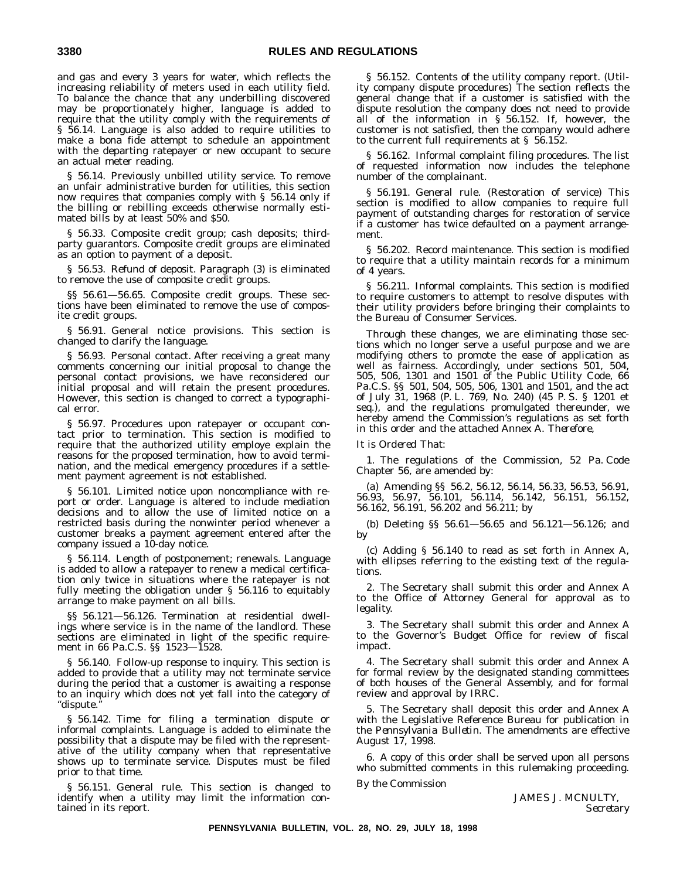and gas and every 3 years for water, which reflects the increasing reliability of meters used in each utility field. To balance the chance that any underbilling discovered may be proportionately higher, language is added to require that the utility comply with the requirements of § 56.14. Language is also added to require utilities to make a bona fide attempt to schedule an appointment with the departing ratepayer or new occupant to secure an actual meter reading.

§ 56.14. Previously unbilled utility service. To remove an unfair administrative burden for utilities, this section now requires that companies comply with § 56.14 only if the billing or rebilling exceeds otherwise normally estimated bills by at least 50% and $50.

§ 56.33. Composite credit group; cash deposits; third-party guarantors. Composite credit groups are eliminated as an option to payment of a deposit.

§ 56.53. Refund of deposit. Paragraph (3) is eliminated to remove the use of composite credit groups.

§§ 56.61—56.65. Composite credit groups. These sections have been eliminated to remove the use of composite credit groups.

§ 56.91. General notice provisions. This section is changed to clarify the language.

§ 56.93. Personal contact. After receiving a great many comments concerning our initial proposal to change the personal contact provisions, we have reconsidered our initial proposal and will retain the present procedures. However, this section is changed to correct a typographical error.

§ 56.97. Procedures upon ratepayer or occupant contact prior to termination. This section is modified to require that the authorized utility employe explain the reasons for the proposed termination, how to avoid termination, and the medical emergency procedures if a settlement payment agreement is not established.

§ 56.101. Limited notice upon noncompliance with report or order. Language is altered to include mediation decisions and to allow the use of limited notice on a restricted basis during the nonwinter period whenever a customer breaks a payment agreement entered after the company issued a 10-day notice.

§ 56.114. Length of postponement; renewals. Language is added to allow a ratepayer to renew a medical certification only twice in situations where the ratepayer is not fully meeting the obligation under § 56.116 to equitably arrange to make payment on all bills.

§§ 56.121—56.126. Termination at residential dwellings where service is in the name of the landlord. These sections are eliminated in light of the specific requirement in 66 Pa.C.S. §§ 1523—1528.

§ 56.140. Follow-up response to inquiry. This section is added to provide that a utility may not terminate service during the period that a customer is awaiting a response to an inquiry which does not yet fall into the category of "dispute."

§ 56.142. Time for filing a termination dispute or informal complaints. Language is added to eliminate the possibility that a dispute may be filed with the representative of the utility company when that representative shows up to terminate service. Disputes must be filed prior to that time.

§ 56.151. General rule. This section is changed to identify when a utility may limit the information contained in its report.

§ 56.152. Contents of the utility company report. (Utility company dispute procedures) The section reflects the general change that if a customer is satisfied with the dispute resolution the company does not need to provide all of the information in § 56.152. If, however, the customer is not satisfied, then the company would adhere to the current full requirements at § 56.152.

§ 56.162. Informal complaint filing procedures. The list of requested information now includes the telephone number of the complainant.

§ 56.191. General rule. (Restoration of service) This section is modified to allow companies to require full payment of outstanding charges for restoration of service if a customer has twice defaulted on a payment arrangement.

§ 56.202. Record maintenance. This section is modified to require that a utility maintain records for a minimum of 4 years.

§ 56.211. Informal complaints. This section is modified to require customers to attempt to resolve disputes with their utility providers before bringing their complaints to the Bureau of Consumer Services.

Through these changes, we are eliminating those sections which no longer serve a useful purpose and we are modifying others to promote the ease of application as well as fairness. Accordingly, under sections 501, 504, 505, 506, 1301 and 1501 of the Public Utility Code, 66 Pa.C.S. §§ 501, 504, 505, 506, 1301 and 1501, and the act of July 31, 1968 (P. L. 769, No. 240) (45 P. S. § 1201 et seq.), and the regulations promulgated thereunder, we hereby amend the Commission's regulations as set forth in this order and the attached Annex A. *Therefore,*

*It is Ordered That:*

1. The regulations of the Commission, 52 Pa. Code Chapter 56, are amended by:

(a) Amending §§ 56.2, 56.12, 56.14, 56.33, 56.53, 56.91, 56.93, 56.97, 56.101, 56.114, 56.142, 56.151, 56.152, 56.162, 56.191, 56.202 and 56.211; by

(b) Deleting §§ 56.61—56.65 and 56.121—56.126; and by

(c) Adding § 56.140 to read as set forth in Annex A, with ellipses referring to the existing text of the regulations.

2. The Secretary shall submit this order and Annex A to the Office of Attorney General for approval as to legality.

3. The Secretary shall submit this order and Annex A to the Governor's Budget Office for review of fiscal impact.

4. The Secretary shall submit this order and Annex A for formal review by the designated standing committees of both houses of the General Assembly, and for formal review and approval by IRRC.

5. The Secretary shall deposit this order and Annex A with the Legislative Reference Bureau for publication in the *Pennsylvania Bulletin*. The amendments are effective August 17, 1998.

6. A copy of this order shall be served upon all persons who submitted comments in this rulemaking proceeding.

*By the Commission*

JAMES J. MCNULTY,
*Secretary*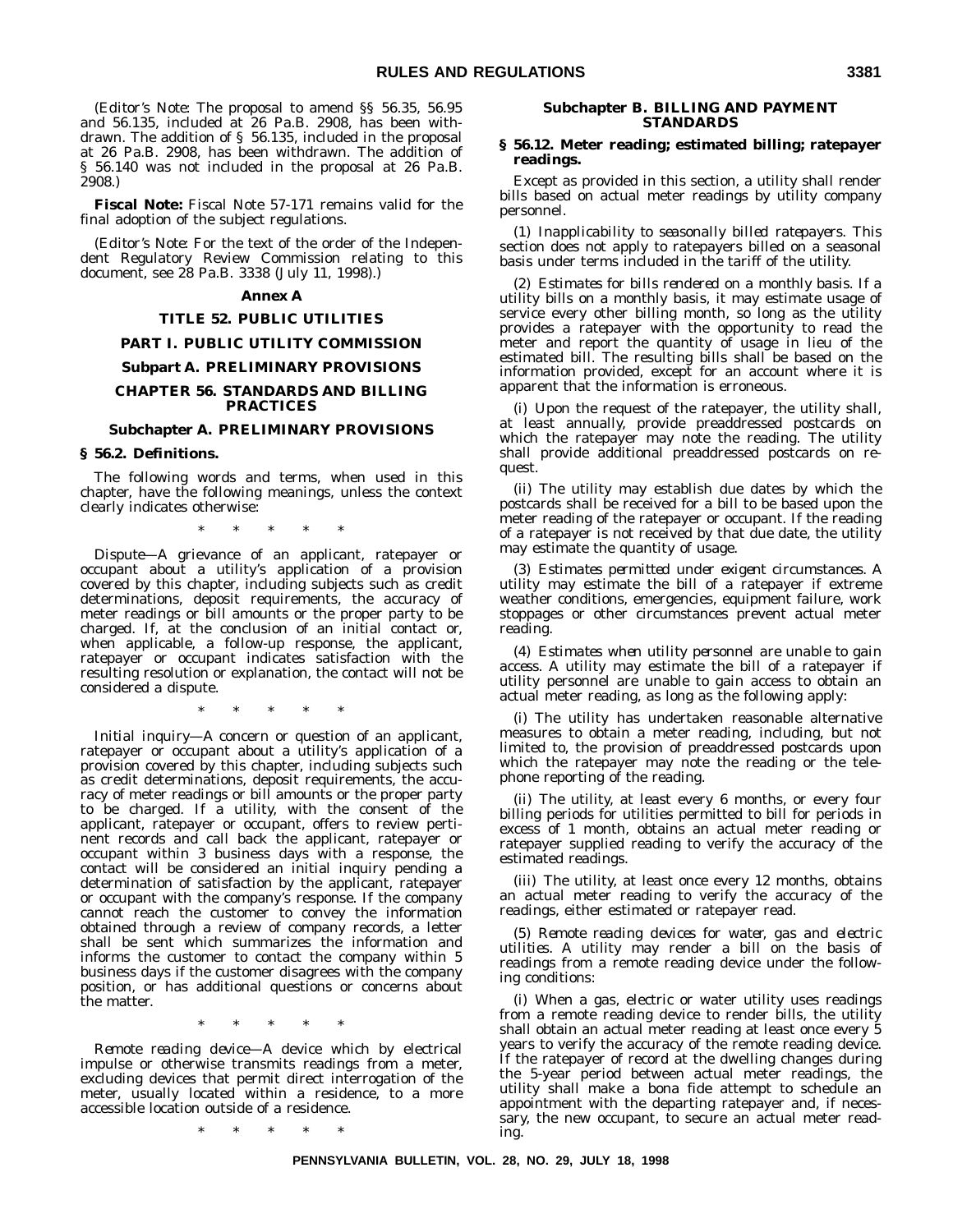(*Editor's Note*: The proposal to amend §§ 56.35, 56.95 and 56.135, included at 26 Pa.B. 2908, has been withdrawn. The addition of § 56.135, included in the proposal at 26 Pa.B. 2908, has been withdrawn. The addition of § 56.140 was not included in the proposal at 26 Pa.B. 2908.)

**Fiscal Note:** Fiscal Note 57-171 remains valid for the final adoption of the subject regulations.

(*Editor's Note*: For the text of the order of the Independent Regulatory Review Commission relating to this document, see 28 Pa.B. 3338 (July 11, 1998).)

## Annex A

## TITLE 52. PUBLIC UTILITIES

## PART I. PUBLIC UTILITY COMMISSION

### Subpart A. PRELIMINARY PROVISIONS

### CHAPTER 56. STANDARDS AND BILLING PRACTICES

### Subchapter A. PRELIMINARY PROVISIONS

#### § 56.2. Definitions.

The following words and terms, when used in this chapter, have the following meanings, unless the context clearly indicates otherwise:

\* \* \* \* \*

*Dispute*—A grievance of an applicant, ratepayer or occupant about a utility's application of a provision covered by this chapter, including subjects such as credit determinations, deposit requirements, the accuracy of meter readings or bill amounts or the proper party to be charged. If, at the conclusion of an initial contact or, when applicable, a follow-up response, the applicant, ratepayer or occupant indicates satisfaction with the resulting resolution or explanation, the contact will not be considered a dispute.

\* \* \* \* \*

*Initial inquiry*—A concern or question of an applicant, ratepayer or occupant about a utility's application of a provision covered by this chapter, including subjects such as credit determinations, deposit requirements, the accuracy of meter readings or bill amounts or the proper party to be charged. If a utility, with the consent of the applicant, ratepayer or occupant, offers to review pertinent records and call back the applicant, ratepayer or occupant within 3 business days with a response, the contact will be considered an initial inquiry pending a determination of satisfaction by the applicant, ratepayer or occupant with the company's response. If the company cannot reach the customer to convey the information obtained through a review of company records, a letter shall be sent which summarizes the information and informs the customer to contact the company within 5 business days if the customer disagrees with the company position, or has additional questions or concerns about the matter.

\* \* \* \* \*

*Remote reading device*—A device which by electrical impulse or otherwise transmits readings from a meter, excluding devices that permit direct interrogation of the meter, usually located within a residence, to a more accessible location outside of a residence.

\* \* \* \* \*

### Subchapter B. BILLING AND PAYMENT STANDARDS

#### § 56.12. Meter reading; estimated billing; ratepayer readings.

Except as provided in this section, a utility shall render bills based on actual meter readings by utility company personnel.

(1) *Inapplicability to seasonally billed ratepayers.* This section does not apply to ratepayers billed on a seasonal basis under terms included in the tariff of the utility.

(2) *Estimates for bills rendered on a monthly basis.* If a utility bills on a monthly basis, it may estimate usage of service every other billing month, so long as the utility provides a ratepayer with the opportunity to read the meter and report the quantity of usage in lieu of the estimated bill. The resulting bills shall be based on the information provided, except for an account where it is apparent that the information is erroneous.

(i) Upon the request of the ratepayer, the utility shall, at least annually, provide preaddressed postcards on which the ratepayer may note the reading. The utility shall provide additional preaddressed postcards on request.

(ii) The utility may establish due dates by which the postcards shall be received for a bill to be based upon the meter reading of the ratepayer or occupant. If the reading of a ratepayer is not received by that due date, the utility may estimate the quantity of usage.

(3) *Estimates permitted under exigent circumstances.* A utility may estimate the bill of a ratepayer if extreme weather conditions, emergencies, equipment failure, work stoppages or other circumstances prevent actual meter reading.

(4) *Estimates when utility personnel are unable to gain access.* A utility may estimate the bill of a ratepayer if utility personnel are unable to gain access to obtain an actual meter reading, as long as the following apply:

(i) The utility has undertaken reasonable alternative measures to obtain a meter reading, including, but not limited to, the provision of preaddressed postcards upon which the ratepayer may note the reading or the telephone reporting of the reading.

(ii) The utility, at least every 6 months, or every four billing periods for utilities permitted to bill for periods in excess of 1 month, obtains an actual meter reading or ratepayer supplied reading to verify the accuracy of the estimated readings.

(iii) The utility, at least once every 12 months, obtains an actual meter reading to verify the accuracy of the readings, either estimated or ratepayer read.

(5) *Remote reading devices for water, gas and electric utilities.* A utility may render a bill on the basis of readings from a remote reading device under the following conditions:

(i) When a gas, electric or water utility uses readings from a remote reading device to render bills, the utility shall obtain an actual meter reading at least once every 5 years to verify the accuracy of the remote reading device. If the ratepayer of record at the dwelling changes during the 5-year period between actual meter readings, the utility shall make a bona fide attempt to schedule an appointment with the departing ratepayer and, if necessary, the new occupant, to secure an actual meter reading.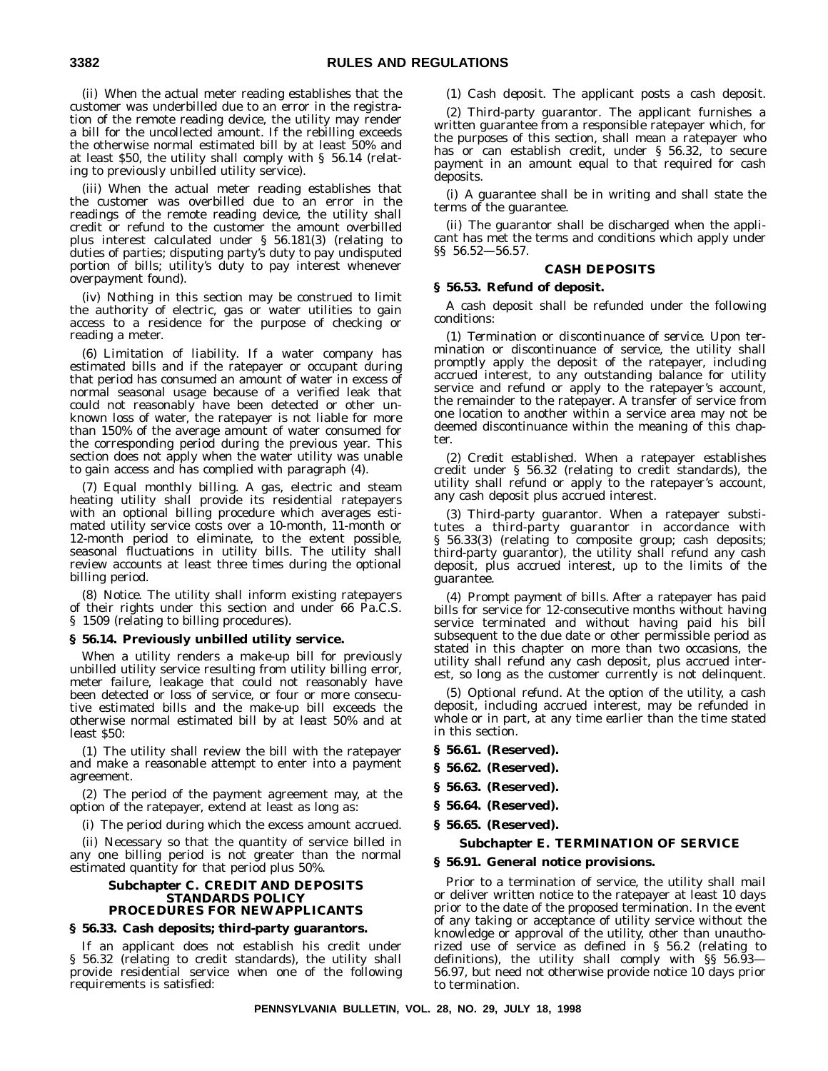(ii) When the actual meter reading establishes that the customer was underbilled due to an error in the registration of the remote reading device, the utility may render a bill for the uncollected amount. If the rebilling exceeds the otherwise normal estimated bill by at least 50% and at least $50, the utility shall comply with § 56.14 (relating to previously unbilled utility service).

(iii) When the actual meter reading establishes that the customer was overbilled due to an error in the readings of the remote reading device, the utility shall credit or refund to the customer the amount overbilled plus interest calculated under § 56.181(3) (relating to duties of parties; disputing party's duty to pay undisputed portion of bills; utility's duty to pay interest whenever overpayment found).

(iv) Nothing in this section may be construed to limit the authority of electric, gas or water utilities to gain access to a residence for the purpose of checking or reading a meter.

(6) *Limitation of liability.* If a water company has estimated bills and if the ratepayer or occupant during that period has consumed an amount of water in excess of normal seasonal usage because of a verified leak that could not reasonably have been detected or other unknown loss of water, the ratepayer is not liable for more than 150% of the average amount of water consumed for the corresponding period during the previous year. This section does not apply when the water utility was unable to gain access and has complied with paragraph (4).

(7) *Equal monthly billing.* A gas, electric and steam heating utility shall provide its residential ratepayers with an optional billing procedure which averages estimated utility service costs over a 10-month, 11-month or 12-month period to eliminate, to the extent possible, seasonal fluctuations in utility bills. The utility shall review accounts at least three times during the optional billing period.

(8) *Notice.* The utility shall inform existing ratepayers of their rights under this section and under 66 Pa.C.S. § 1509 (relating to billing procedures).

**§ 56.14. Previously unbilled utility service.**

When a utility renders a make-up bill for previously unbilled utility service resulting from utility billing error, meter failure, leakage that could not reasonably have been detected or loss of service, or four or more consecutive estimated bills and the make-up bill exceeds the otherwise normal estimated bill by at least 50% and at least $50:

(1) The utility shall review the bill with the ratepayer and make a reasonable attempt to enter into a payment agreement.

(2) The period of the payment agreement may, at the option of the ratepayer, extend at least as long as:

(i) The period during which the excess amount accrued.

(ii) Necessary so that the quantity of service billed in any one billing period is not greater than the normal estimated quantity for that period plus 50%.

## Subchapter C. CREDIT AND DEPOSITS STANDARDS POLICY PROCEDURES FOR NEW APPLICANTS

**§ 56.33. Cash deposits; third-party guarantors.**

If an applicant does not establish his credit under § 56.32 (relating to credit standards), the utility shall provide residential service when one of the following requirements is satisfied:

(1) *Cash deposit.* The applicant posts a cash deposit.

(2) *Third-party guarantor.* The applicant furnishes a written guarantee from a responsible ratepayer which, for the purposes of this section, shall mean a ratepayer who has or can establish credit, under § 56.32, to secure payment in an amount equal to that required for cash deposits.

(i) A guarantee shall be in writing and shall state the terms of the guarantee.

(ii) The guarantor shall be discharged when the applicant has met the terms and conditions which apply under §§ 56.52—56.57.

### CASH DEPOSITS

**§ 56.53. Refund of deposit.**

A cash deposit shall be refunded under the following conditions:

(1) *Termination or discontinuance of service.* Upon termination or discontinuance of service, the utility shall promptly apply the deposit of the ratepayer, including accrued interest, to any outstanding balance for utility service and refund or apply to the ratepayer's account, the remainder to the ratepayer. A transfer of service from one location to another within a service area may not be deemed discontinuance within the meaning of this chapter.

(2) *Credit established.* When a ratepayer establishes credit under § 56.32 (relating to credit standards), the utility shall refund or apply to the ratepayer's account, any cash deposit plus accrued interest.

(3) *Third-party guarantor.* When a ratepayer substitutes a third-party guarantor in accordance with § 56.33(3) (relating to composite group; cash deposits; third-party guarantor), the utility shall refund any cash deposit, plus accrued interest, up to the limits of the guarantee.

(4) *Prompt payment of bills.* After a ratepayer has paid bills for service for 12-consecutive months without having service terminated and without having paid his bill subsequent to the due date or other permissible period as stated in this chapter on more than two occasions, the utility shall refund any cash deposit, plus accrued interest, so long as the customer currently is not delinquent.

(5) *Optional refund.* At the option of the utility, a cash deposit, including accrued interest, may be refunded in whole or in part, at any time earlier than the time stated in this section.

**§ 56.61. (Reserved).**

**§ 56.62. (Reserved).**

**§ 56.63. (Reserved).**

**§ 56.64. (Reserved).**

**§ 56.65. (Reserved).**

## Subchapter E. TERMINATION OF SERVICE

**§ 56.91. General notice provisions.**

Prior to a termination of service, the utility shall mail or deliver written notice to the ratepayer at least 10 days prior to the date of the proposed termination. In the event of any taking or acceptance of utility service without the knowledge or approval of the utility, other than unauthorized use of service as defined in § 56.2 (relating to definitions), the utility shall comply with §§ 56.93—56.97, but need not otherwise provide notice 10 days prior to termination.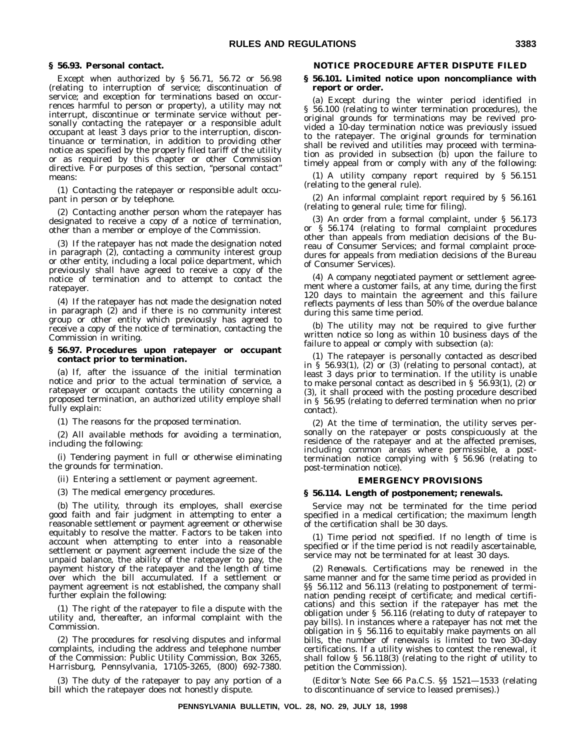**§ 56.93. Personal contact.**

Except when authorized by § 56.71, 56.72 or 56.98 (relating to interruption of service; discontinuation of service; and exception for terminations based on occurrences harmful to person or property), a utility may not interrupt, discontinue or terminate service without personally contacting the ratepayer or a responsible adult occupant at least 3 days prior to the interruption, discontinuance or termination, in addition to providing other notice as specified by the properly filed tariff of the utility or as required by this chapter or other Commission directive. For purposes of this section, "personal contact" means:

(1) Contacting the ratepayer or responsible adult occupant in person or by telephone.

(2) Contacting another person whom the ratepayer has designated to receive a copy of a notice of termination, other than a member or employe of the Commission.

(3) If the ratepayer has not made the designation noted in paragraph (2), contacting a community interest group or other entity, including a local police department, which previously shall have agreed to receive a copy of the notice of termination and to attempt to contact the ratepayer.

(4) If the ratepayer has not made the designation noted in paragraph (2) and if there is no community interest group or other entity which previously has agreed to receive a copy of the notice of termination, contacting the Commission in writing.

**§ 56.97. Procedures upon ratepayer or occupant contact prior to termination.**

(a) If, after the issuance of the initial termination notice and prior to the actual termination of service, a ratepayer or occupant contacts the utility concerning a proposed termination, an authorized utility employe shall fully explain:

(1) The reasons for the proposed termination.

(2) All available methods for avoiding a termination, including the following:

(i) Tendering payment in full or otherwise eliminating the grounds for termination.

(ii) Entering a settlement or payment agreement.

(3) The medical emergency procedures.

(b) The utility, through its employes, shall exercise good faith and fair judgment in attempting to enter a reasonable settlement or payment agreement or otherwise equitably to resolve the matter. Factors to be taken into account when attempting to enter into a reasonable settlement or payment agreement include the size of the unpaid balance, the ability of the ratepayer to pay, the payment history of the ratepayer and the length of time over which the bill accumulated. If a settlement or payment agreement is not established, the company shall further explain the following:

(1) The right of the ratepayer to file a dispute with the utility and, thereafter, an informal complaint with the Commission.

(2) The procedures for resolving disputes and informal complaints, including the address and telephone number of the Commission: Public Utility Commission, Box 3265, Harrisburg, Pennsylvania, 17105-3265, (800) 692-7380.

(3) The duty of the ratepayer to pay any portion of a bill which the ratepayer does not honestly dispute.

**NOTICE PROCEDURE AFTER DISPUTE FILED**

**§ 56.101. Limited notice upon noncompliance with report or order.**

(a) Except during the winter period identified in § 56.100 (relating to winter termination procedures), the original grounds for terminations may be revived provided a 10-day termination notice was previously issued to the ratepayer. The original grounds for termination shall be revived and utilities may proceed with termination as provided in subsection (b) upon the failure to timely appeal from or comply with any of the following:

(1) A utility company report required by § 56.151 (relating to the general rule).

(2) An informal complaint report required by § 56.161 (relating to general rule; time for filing).

(3) An order from a formal complaint, under § 56.173 or § 56.174 (relating to formal complaint procedures other than appeals from mediation decisions of the Bureau of Consumer Services; and formal complaint procedures for appeals from mediation decisions of the Bureau of Consumer Services).

(4) A company negotiated payment or settlement agreement where a customer fails, at any time, during the first 120 days to maintain the agreement and this failure reflects payments of less than 50% of the overdue balance during this same time period.

(b) The utility may not be required to give further written notice so long as within 10 business days of the failure to appeal or comply with subsection (a):

(1) The ratepayer is personally contacted as described in § 56.93(1), (2) or (3) (relating to personal contact), at least 3 days prior to termination. If the utility is unable to make personal contact as described in § 56.93(1), (2) or (3), it shall proceed with the posting procedure described in § 56.95 (relating to deferred termination when no prior contact).

(2) At the time of termination, the utility serves personally on the ratepayer or posts conspicuously at the residence of the ratepayer and at the affected premises, including common areas where permissible, a post-termination notice complying with § 56.96 (relating to post-termination notice).

**EMERGENCY PROVISIONS**

**§ 56.114. Length of postponement; renewals.**

Service may not be terminated for the time period specified in a medical certification; the maximum length of the certification shall be 30 days.

(1) *Time period not specified.* If no length of time is specified or if the time period is not readily ascertainable, service may not be terminated for at least 30 days.

(2) *Renewals.* Certifications may be renewed in the same manner and for the same time period as provided in §§ 56.112 and 56.113 (relating to postponement of termination pending receipt of certificate; and medical certifications) and this section if the ratepayer has met the obligation under § 56.116 (relating to duty of ratepayer to pay bills). In instances where a ratepayer has not met the obligation in § 56.116 to equitably make payments on all bills, the number of renewals is limited to two 30-day certifications. If a utility wishes to contest the renewal, it shall follow § 56.118(3) (relating to the right of utility to petition the Commission).

(*Editor's Note*: See 66 Pa.C.S. §§ 1521—1533 (relating to discontinuance of service to leased premises).)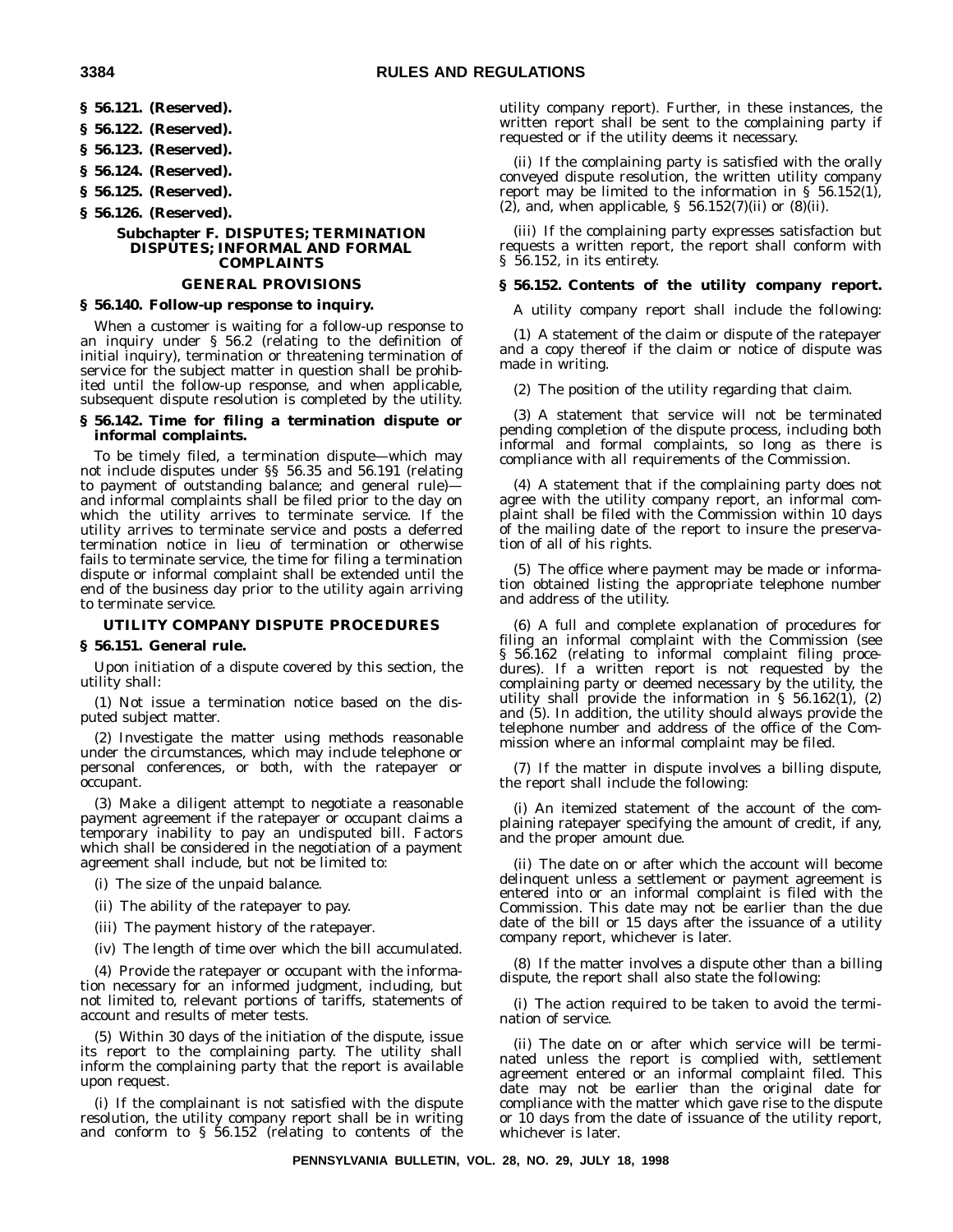**§ 56.121. (Reserved).**

**§ 56.122. (Reserved).**

**§ 56.123. (Reserved).**

**§ 56.124. (Reserved).**

**§ 56.125. (Reserved).**

**§ 56.126. (Reserved).**

## Subchapter F. DISPUTES; TERMINATION DISPUTES; INFORMAL AND FORMAL COMPLAINTS

### GENERAL PROVISIONS

**§ 56.140. Follow-up response to inquiry.**

When a customer is waiting for a follow-up response to an inquiry under § 56.2 (relating to the definition of initial inquiry), termination or threatening termination of service for the subject matter in question shall be prohibited until the follow-up response, and when applicable, subsequent dispute resolution is completed by the utility.

**§ 56.142. Time for filing a termination dispute or informal complaints.**

To be timely filed, a termination dispute—which may not include disputes under §§ 56.35 and 56.191 (relating to payment of outstanding balance; and general rule)—and informal complaints shall be filed prior to the day on which the utility arrives to terminate service. If the utility arrives to terminate service and posts a deferred termination notice in lieu of termination or otherwise fails to terminate service, the time for filing a termination dispute or informal complaint shall be extended until the end of the business day prior to the utility again arriving to terminate service.

### UTILITY COMPANY DISPUTE PROCEDURES

**§ 56.151. General rule.**

Upon initiation of a dispute covered by this section, the utility shall:

(1) Not issue a termination notice based on the disputed subject matter.

(2) Investigate the matter using methods reasonable under the circumstances, which may include telephone or personal conferences, or both, with the ratepayer or occupant.

(3) Make a diligent attempt to negotiate a reasonable payment agreement if the ratepayer or occupant claims a temporary inability to pay an undisputed bill. Factors which shall be considered in the negotiation of a payment agreement shall include, but not be limited to:

(i) The size of the unpaid balance.

(ii) The ability of the ratepayer to pay.

(iii) The payment history of the ratepayer.

(iv) The length of time over which the bill accumulated.

(4) Provide the ratepayer or occupant with the information necessary for an informed judgment, including, but not limited to, relevant portions of tariffs, statements of account and results of meter tests.

(5) Within 30 days of the initiation of the dispute, issue its report to the complaining party. The utility shall inform the complaining party that the report is available upon request.

(i) If the complainant is not satisfied with the dispute resolution, the utility company report shall be in writing and conform to § 56.152 (relating to contents of the utility company report). Further, in these instances, the written report shall be sent to the complaining party if requested or if the utility deems it necessary.

(ii) If the complaining party is satisfied with the orally conveyed dispute resolution, the written utility company report may be limited to the information in § 56.152(1), (2), and, when applicable, § 56.152(7)(ii) or (8)(ii).

(iii) If the complaining party expresses satisfaction but requests a written report, the report shall conform with § 56.152, in its entirety.

**§ 56.152. Contents of the utility company report.**

A utility company report shall include the following:

(1) A statement of the claim or dispute of the ratepayer and a copy thereof if the claim or notice of dispute was made in writing.

(2) The position of the utility regarding that claim.

(3) A statement that service will not be terminated pending completion of the dispute process, including both informal and formal complaints, so long as there is compliance with all requirements of the Commission.

(4) A statement that if the complaining party does not agree with the utility company report, an informal complaint shall be filed with the Commission within 10 days of the mailing date of the report to insure the preservation of all of his rights.

(5) The office where payment may be made or information obtained listing the appropriate telephone number and address of the utility.

(6) A full and complete explanation of procedures for filing an informal complaint with the Commission (see § 56.162 (relating to informal complaint filing procedures). If a written report is not requested by the complaining party or deemed necessary by the utility, the utility shall provide the information in § 56.162(1), (2) and (5). In addition, the utility should always provide the telephone number and address of the office of the Commission where an informal complaint may be filed.

(7) If the matter in dispute involves a billing dispute, the report shall include the following:

(i) An itemized statement of the account of the complaining ratepayer specifying the amount of credit, if any, and the proper amount due.

(ii) The date on or after which the account will become delinquent unless a settlement or payment agreement is entered into or an informal complaint is filed with the Commission. This date may not be earlier than the due date of the bill or 15 days after the issuance of a utility company report, whichever is later.

(8) If the matter involves a dispute other than a billing dispute, the report shall also state the following:

(i) The action required to be taken to avoid the termination of service.

(ii) The date on or after which service will be terminated unless the report is complied with, settlement agreement entered or an informal complaint filed. This date may not be earlier than the original date for compliance with the matter which gave rise to the dispute or 10 days from the date of issuance of the utility report, whichever is later.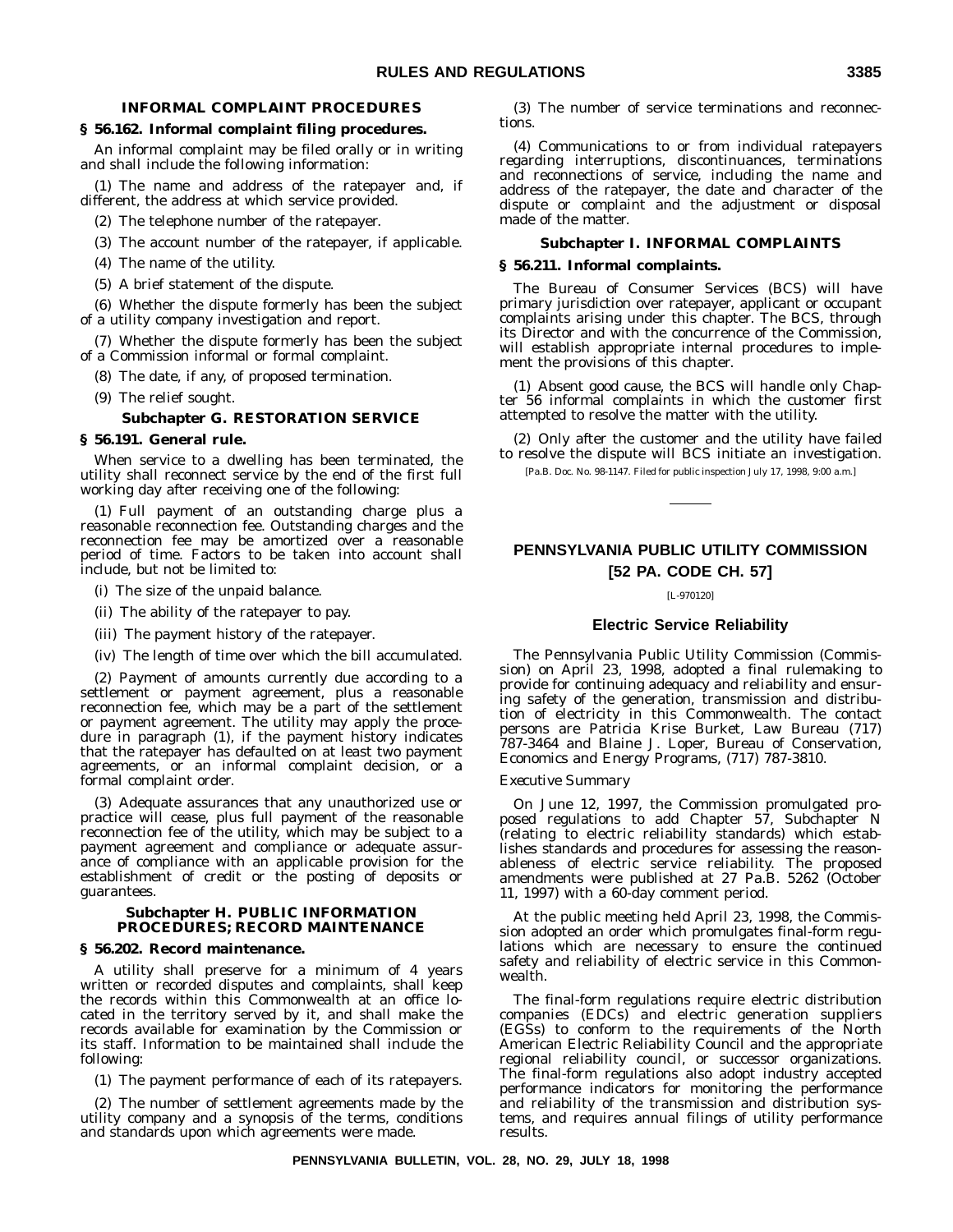### INFORMAL COMPLAINT PROCEDURES

**§ 56.162. Informal complaint filing procedures.**

An informal complaint may be filed orally or in writing and shall include the following information:

(1) The name and address of the ratepayer and, if different, the address at which service provided.

(2) The telephone number of the ratepayer.

(3) The account number of the ratepayer, if applicable.

(4) The name of the utility.

(5) A brief statement of the dispute.

(6) Whether the dispute formerly has been the subject of a utility company investigation and report.

(7) Whether the dispute formerly has been the subject of a Commission informal or formal complaint.

(8) The date, if any, of proposed termination.

(9) The relief sought.

### Subchapter G. RESTORATION SERVICE

**§ 56.191. General rule.**

When service to a dwelling has been terminated, the utility shall reconnect service by the end of the first full working day after receiving one of the following:

(1) Full payment of an outstanding charge plus a reasonable reconnection fee. Outstanding charges and the reconnection fee may be amortized over a reasonable period of time. Factors to be taken into account shall include, but not be limited to:

(i) The size of the unpaid balance.

(ii) The ability of the ratepayer to pay.

(iii) The payment history of the ratepayer.

(iv) The length of time over which the bill accumulated.

(2) Payment of amounts currently due according to a settlement or payment agreement, plus a reasonable reconnection fee, which may be a part of the settlement or payment agreement. The utility may apply the procedure in paragraph (1), if the payment history indicates that the ratepayer has defaulted on at least two payment agreements, or an informal complaint decision, or a formal complaint order.

(3) Adequate assurances that any unauthorized use or practice will cease, plus full payment of the reasonable reconnection fee of the utility, which may be subject to a payment agreement and compliance or adequate assurance of compliance with an applicable provision for the establishment of credit or the posting of deposits or guarantees.

### Subchapter H. PUBLIC INFORMATION PROCEDURES; RECORD MAINTENANCE

**§ 56.202. Record maintenance.**

A utility shall preserve for a minimum of 4 years written or recorded disputes and complaints, shall keep the records within this Commonwealth at an office located in the territory served by it, and shall make the records available for examination by the Commission or its staff. Information to be maintained shall include the following:

(1) The payment performance of each of its ratepayers.

(2) The number of settlement agreements made by the utility company and a synopsis of the terms, conditions and standards upon which agreements were made.

(3) The number of service terminations and reconnections.

(4) Communications to or from individual ratepayers regarding interruptions, discontinuances, terminations and reconnections of service, including the name and address of the ratepayer, the date and character of the dispute or complaint and the adjustment or disposal made of the matter.

### Subchapter I. INFORMAL COMPLAINTS

**§ 56.211. Informal complaints.**

The Bureau of Consumer Services (BCS) will have primary jurisdiction over ratepayer, applicant or occupant complaints arising under this chapter. The BCS, through its Director and with the concurrence of the Commission, will establish appropriate internal procedures to implement the provisions of this chapter.

(1) Absent good cause, the BCS will handle only Chapter 56 informal complaints in which the customer first attempted to resolve the matter with the utility.

(2) Only after the customer and the utility have failed to resolve the dispute will BCS initiate an investigation.

[Pa.B. Doc. No. 98-1147. Filed for public inspection July 17, 1998, 9:00 a.m.]

---

## PENNSYLVANIA PUBLIC UTILITY COMMISSION

## [52 PA. CODE CH. 57]

[L-970120]

### Electric Service Reliability

The Pennsylvania Public Utility Commission (Commission) on April 23, 1998, adopted a final rulemaking to provide for continuing adequacy and reliability and ensuring safety of the generation, transmission and distribution of electricity in this Commonwealth. The contact persons are Patricia Krise Burket, Law Bureau (717) 787-3464 and Blaine J. Loper, Bureau of Conservation, Economics and Energy Programs, (717) 787-3810.

*Executive Summary*

On June 12, 1997, the Commission promulgated proposed regulations to add Chapter 57, Subchapter N (relating to electric reliability standards) which establishes standards and procedures for assessing the reasonableness of electric service reliability. The proposed amendments were published at 27 Pa.B. 5262 (October 11, 1997) with a 60-day comment period.

At the public meeting held April 23, 1998, the Commission adopted an order which promulgates final-form regulations which are necessary to ensure the continued safety and reliability of electric service in this Commonwealth.

The final-form regulations require electric distribution companies (EDCs) and electric generation suppliers (EGSs) to conform to the requirements of the North American Electric Reliability Council and the appropriate regional reliability council, or successor organizations. The final-form regulations also adopt industry accepted performance indicators for monitoring the performance and reliability of the transmission and distribution systems, and requires annual filings of utility performance results.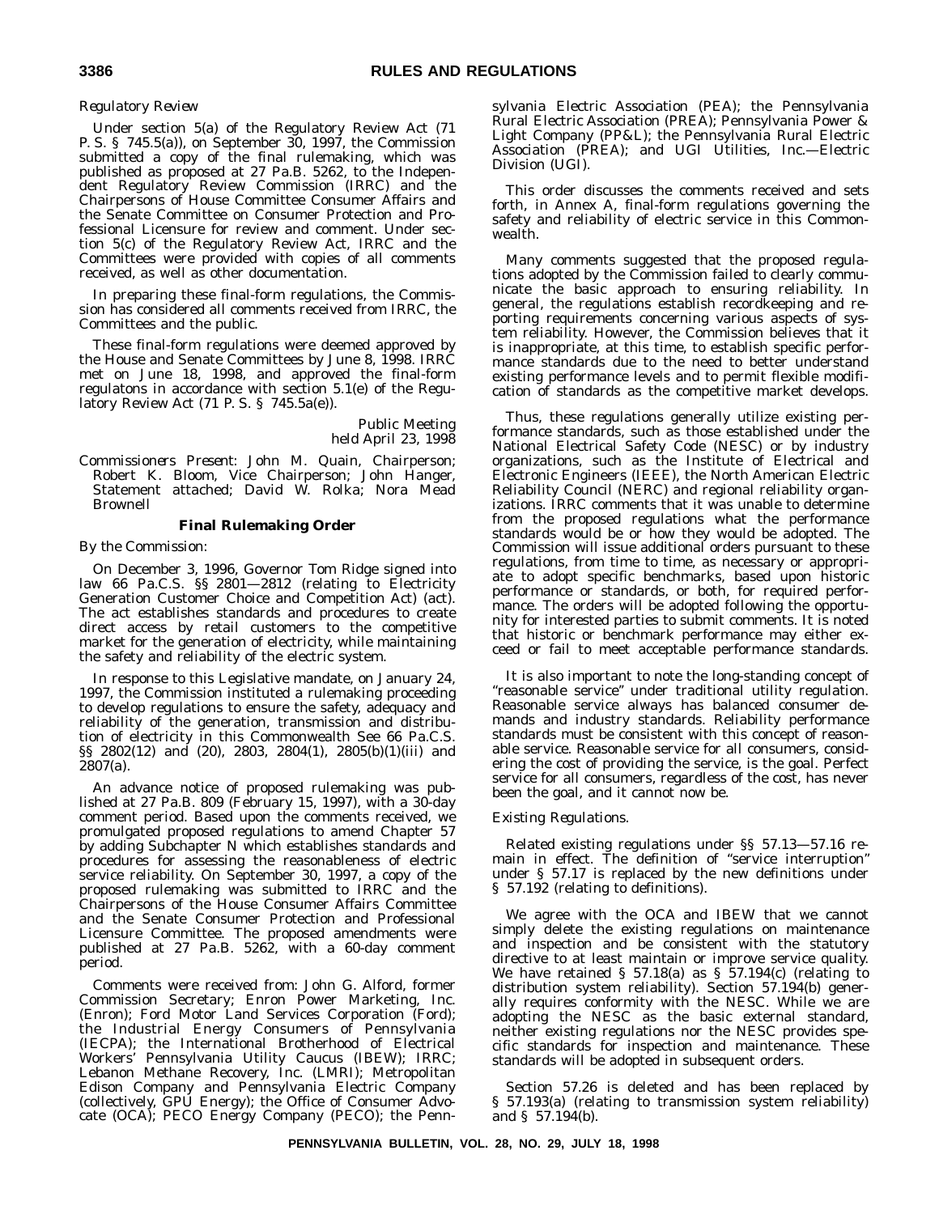*Regulatory Review*

Under section 5(a) of the Regulatory Review Act (71 P. S. § 745.5(a)), on September 30, 1997, the Commission submitted a copy of the final rulemaking, which was published as proposed at 27 Pa.B. 5262, to the Independent Regulatory Review Commission (IRRC) and the Chairpersons of House Committee Consumer Affairs and the Senate Committee on Consumer Protection and Professional Licensure for review and comment. Under section 5(c) of the Regulatory Review Act, IRRC and the Committees were provided with copies of all comments received, as well as other documentation.

In preparing these final-form regulations, the Commission has considered all comments received from IRRC, the Committees and the public.

These final-form regulations were deemed approved by the House and Senate Committees by June 8, 1998. IRRC met on June 18, 1998, and approved the final-form regulatons in accordance with section 5.1(e) of the Regulatory Review Act (71 P. S. § 745.5a(e)).

*Public Meeting*
*held April 23, 1998*

*Commissioners Present:* John M. Quain, Chairperson; Robert K. Bloom, Vice Chairperson; John Hanger, Statement attached; David W. Rolka; Nora Mead Brownell

**Final Rulemaking Order**

*By the Commission:*

On December 3, 1996, Governor Tom Ridge signed into law 66 Pa.C.S. §§ 2801—2812 (relating to Electricity Generation Customer Choice and Competition Act) (act). The act establishes standards and procedures to create direct access by retail customers to the competitive market for the generation of electricity, while maintaining the safety and reliability of the electric system.

In response to this Legislative mandate, on January 24, 1997, the Commission instituted a rulemaking proceeding to develop regulations to ensure the safety, adequacy and reliability of the generation, transmission and distribution of electricity in this Commonwealth See 66 Pa.C.S. §§ 2802(12) and (20), 2803, 2804(1), 2805(b)(1)(iii) and 2807(a).

An advance notice of proposed rulemaking was published at 27 Pa.B. 809 (February 15, 1997), with a 30-day comment period. Based upon the comments received, we promulgated proposed regulations to amend Chapter 57 by adding Subchapter N which establishes standards and procedures for assessing the reasonableness of electric service reliability. On September 30, 1997, a copy of the proposed rulemaking was submitted to IRRC and the Chairpersons of the House Consumer Affairs Committee and the Senate Consumer Protection and Professional Licensure Committee. The proposed amendments were published at 27 Pa.B. 5262, with a 60-day comment period.

Comments were received from: John G. Alford, former Commission Secretary; Enron Power Marketing, Inc. (Enron); Ford Motor Land Services Corporation (Ford); the Industrial Energy Consumers of Pennsylvania (IECPA); the International Brotherhood of Electrical Workers' Pennsylvania Utility Caucus (IBEW); IRRC; Lebanon Methane Recovery, Inc. (LMRI); Metropolitan Edison Company and Pennsylvania Electric Company (collectively, GPU Energy); the Office of Consumer Advocate (OCA); PECO Energy Company (PECO); the Pennsylvania Electric Association (PEA); the Pennsylvania Rural Electric Association (PREA); Pennsylvania Power & Light Company (PP&L); the Pennsylvania Rural Electric Association (PREA); and UGI Utilities, Inc.—Electric Division (UGI).

This order discusses the comments received and sets forth, in Annex A, final-form regulations governing the safety and reliability of electric service in this Commonwealth.

Many comments suggested that the proposed regulations adopted by the Commission failed to clearly communicate the basic approach to ensuring reliability. In general, the regulations establish recordkeeping and reporting requirements concerning various aspects of system reliability. However, the Commission believes that it is inappropriate, at this time, to establish specific performance standards due to the need to better understand existing performance levels and to permit flexible modification of standards as the competitive market develops.

Thus, these regulations generally utilize existing performance standards, such as those established under the National Electrical Safety Code (NESC) or by industry organizations, such as the Institute of Electrical and Electronic Engineers (IEEE), the North American Electric Reliability Council (NERC) and regional reliability organizations. IRRC comments that it was unable to determine from the proposed regulations what the performance standards would be or how they would be adopted. The Commission will issue additional orders pursuant to these regulations, from time to time, as necessary or appropriate to adopt specific benchmarks, based upon historic performance or standards, or both, for required performance. The orders will be adopted following the opportunity for interested parties to submit comments. It is noted that historic or benchmark performance may either exceed or fail to meet acceptable performance standards.

It is also important to note the long-standing concept of "reasonable service" under traditional utility regulation. Reasonable service always has balanced consumer demands and industry standards. Reliability performance standards must be consistent with this concept of reasonable service. Reasonable service for all consumers, considering the cost of providing the service, is the goal. Perfect service for all consumers, regardless of the cost, has never been the goal, and it cannot now be.

*Existing Regulations.*

Related existing regulations under §§ 57.13—57.16 remain in effect. The definition of "service interruption" under § 57.17 is replaced by the new definitions under § 57.192 (relating to definitions).

We agree with the OCA and IBEW that we cannot simply delete the existing regulations on maintenance and inspection and be consistent with the statutory directive to at least maintain or improve service quality. We have retained § 57.18(a) as § 57.194(c) (relating to distribution system reliability). Section 57.194(b) generally requires conformity with the NESC. While we are adopting the NESC as the basic external standard, neither existing regulations nor the NESC provides specific standards for inspection and maintenance. These standards will be adopted in subsequent orders.

Section 57.26 is deleted and has been replaced by § 57.193(a) (relating to transmission system reliability) and § 57.194(b).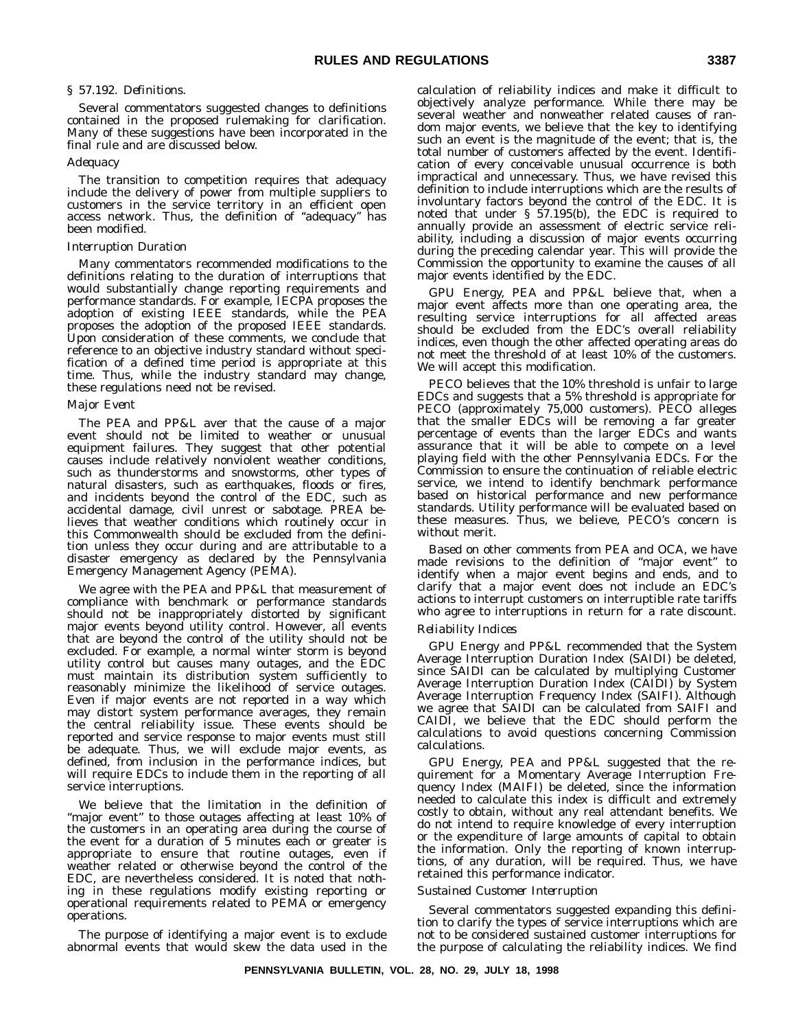§ 57.192. Definitions.

Several commentators suggested changes to definitions contained in the proposed rulemaking for clarification. Many of these suggestions have been incorporated in the final rule and are discussed below.

*Adequacy*

The transition to competition requires that adequacy include the delivery of power from multiple suppliers to customers in the service territory in an efficient open access network. Thus, the definition of "adequacy" has been modified.

*Interruption Duration*

Many commentators recommended modifications to the definitions relating to the duration of interruptions that would substantially change reporting requirements and performance standards. For example, IECPA proposes the adoption of existing IEEE standards, while the PEA proposes the adoption of the proposed IEEE standards. Upon consideration of these comments, we conclude that reference to an objective industry standard without specification of a defined time period is appropriate at this time. Thus, while the industry standard may change, these regulations need not be revised.

*Major Event*

The PEA and PP&L aver that the cause of a major event should not be limited to weather or unusual equipment failures. They suggest that other potential causes include relatively nonviolent weather conditions, such as thunderstorms and snowstorms, other types of natural disasters, such as earthquakes, floods or fires, and incidents beyond the control of the EDC, such as accidental damage, civil unrest or sabotage. PREA believes that weather conditions which routinely occur in this Commonwealth should be excluded from the definition unless they occur during and are attributable to a disaster emergency as declared by the Pennsylvania Emergency Management Agency (PEMA).

We agree with the PEA and PP&L that measurement of compliance with benchmark or performance standards should not be inappropriately distorted by significant major events beyond utility control. However, all events that are beyond the control of the utility should not be excluded. For example, a normal winter storm is beyond utility control but causes many outages, and the EDC must maintain its distribution system sufficiently to reasonably minimize the likelihood of service outages. Even if major events are not reported in a way which may distort system performance averages, they remain the central reliability issue. These events should be reported and service response to major events must still be adequate. Thus, we will exclude major events, as defined, from inclusion in the performance indices, but will require EDCs to include them in the reporting of all service interruptions.

We believe that the limitation in the definition of "major event" to those outages affecting at least 10% of the customers in an operating area during the course of the event for a duration of 5 minutes each or greater is appropriate to ensure that routine outages, even if weather related or otherwise beyond the control of the EDC, are nevertheless considered. It is noted that nothing in these regulations modify existing reporting or operational requirements related to PEMA or emergency operations.

The purpose of identifying a major event is to exclude abnormal events that would skew the data used in the calculation of reliability indices and make it difficult to objectively analyze performance. While there may be several weather and nonweather related causes of random major events, we believe that the key to identifying such an event is the magnitude of the event; that is, the total number of customers affected by the event. Identification of every conceivable unusual occurrence is both impractical and unnecessary. Thus, we have revised this definition to include interruptions which are the results of involuntary factors beyond the control of the EDC. It is noted that under § 57.195(b), the EDC is required to annually provide an assessment of electric service reliability, including a discussion of major events occurring during the preceding calendar year. This will provide the Commission the opportunity to examine the causes of all major events identified by the EDC.

GPU Energy, PEA and PP&L believe that, when a major event affects more than one operating area, the resulting service interruptions for all affected areas should be excluded from the EDC's overall reliability indices, even though the other affected operating areas do not meet the threshold of at least 10% of the customers. We will accept this modification.

PECO believes that the 10% threshold is unfair to large EDCs and suggests that a 5% threshold is appropriate for PECO (approximately 75,000 customers). PECO alleges that the smaller EDCs will be removing a far greater percentage of events than the larger EDCs and wants assurance that it will be able to compete on a level playing field with the other Pennsylvania EDCs. For the Commission to ensure the continuation of reliable electric service, we intend to identify benchmark performance based on historical performance and new performance standards. Utility performance will be evaluated based on these measures. Thus, we believe, PECO's concern is without merit.

Based on other comments from PEA and OCA, we have made revisions to the definition of "major event" to identify when a major event begins and ends, and to clarify that a major event does not include an EDC's actions to interrupt customers on interruptible rate tariffs who agree to interruptions in return for a rate discount.

*Reliability Indices*

GPU Energy and PP&L recommended that the System Average Interruption Duration Index (SAIDI) be deleted, since SAIDI can be calculated by multiplying Customer Average Interruption Duration Index (CAIDI) by System Average Interruption Frequency Index (SAIFI). Although we agree that SAIDI can be calculated from SAIFI and CAIDI, we believe that the EDC should perform the calculations to avoid questions concerning Commission calculations.

GPU Energy, PEA and PP&L suggested that the requirement for a Momentary Average Interruption Frequency Index (MAIFI) be deleted, since the information needed to calculate this index is difficult and extremely costly to obtain, without any real attendant benefits. We do not intend to require knowledge of every interruption or the expenditure of large amounts of capital to obtain the information. Only the reporting of known interruptions, of any duration, will be required. Thus, we have retained this performance indicator.

*Sustained Customer Interruption*

Several commentators suggested expanding this definition to clarify the types of service interruptions which are not to be considered sustained customer interruptions for the purpose of calculating the reliability indices. We find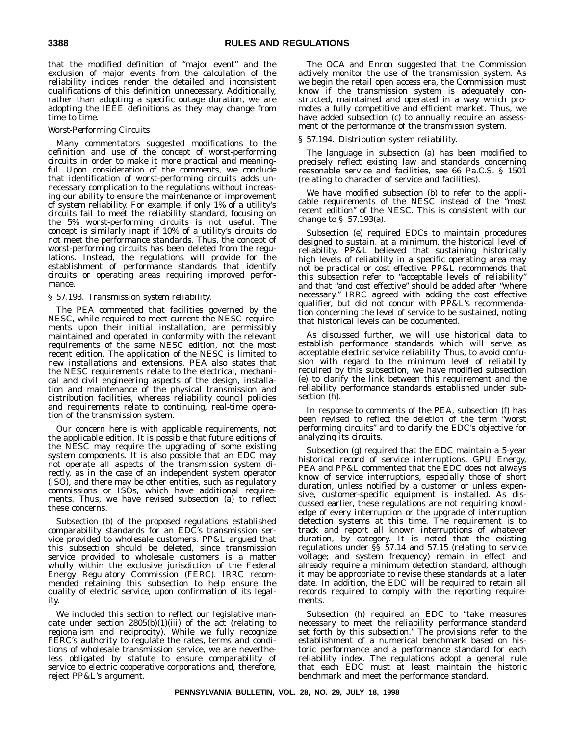that the modified definition of "major event" and the exclusion of major events from the calculation of the reliability indices render the detailed and inconsistent qualifications of this definition unnecessary. Additionally, rather than adopting a specific outage duration, we are adopting the IEEE definitions as they may change from time to time.

*Worst-Performing Circuits*

Many commentators suggested modifications to the definition and use of the concept of worst-performing circuits in order to make it more practical and meaningful. Upon consideration of the comments, we conclude that identification of worst-performing circuits adds unnecessary complication to the regulations without increasing our ability to ensure the maintenance or improvement of system reliability. For example, if only 1% of a utility's circuits fail to meet the reliability standard, focusing on the 5% worst-performing circuits is not useful. The concept is similarly inapt if 10% of a utility's circuits do not meet the performance standards. Thus, the concept of worst-performing circuits has been deleted from the regulations. Instead, the regulations will provide for the establishment of performance standards that identify circuits or operating areas requiring improved performance.

*§ 57.193. Transmission system reliability.*

The PEA commented that facilities governed by the NESC, while required to meet current the NESC requirements upon their initial installation, are permissibly maintained and operated in conformity with the relevant requirements of the same NESC edition, not the most recent edition. The application of the NESC is limited to new installations and extensions. PEA also states that the NESC requirements relate to the electrical, mechanical and civil engineering aspects of the design, installation and maintenance of the physical transmission and distribution facilities, whereas reliability council policies and requirements relate to continuing, real-time operation of the transmission system.

Our concern here is with applicable requirements, not the applicable edition. It is possible that future editions of the NESC may require the upgrading of some existing system components. It is also possible that an EDC may not operate all aspects of the transmission system directly, as in the case of an independent system operator (ISO), and there may be other entities, such as regulatory commissions or ISOs, which have additional requirements. Thus, we have revised subsection (a) to reflect these concerns.

Subsection (b) of the proposed regulations established comparability standards for an EDC's transmission service provided to wholesale customers. PP&L argued that this subsection should be deleted, since transmission service provided to wholesale customers is a matter wholly within the exclusive jurisdiction of the Federal Energy Regulatory Commission (FERC). IRRC recommended retaining this subsection to help ensure the quality of electric service, upon confirmation of its legality.

We included this section to reflect our legislative mandate under section 2805(b)(1)(iii) of the act (relating to regionalism and reciprocity). While we fully recognize FERC's authority to regulate the rates, terms and conditions of wholesale transmission service, we are nevertheless obligated by statute to ensure comparability of service to electric cooperative corporations and, therefore, reject PP&L's argument.

The OCA and Enron suggested that the Commission actively monitor the use of the transmission system. As we begin the retail open access era, the Commission must know if the transmission system is adequately constructed, maintained and operated in a way which promotes a fully competitive and efficient market. Thus, we have added subsection (c) to annually require an assessment of the performance of the transmission system.

*§ 57.194. Distribution system reliability.*

The language in subsection (a) has been modified to precisely reflect existing law and standards concerning reasonable service and facilities, see 66 Pa.C.S. § 1501 (relating to character of service and facilities).

We have modified subsection (b) to refer to the applicable requirements of the NESC instead of the "most recent edition" of the NESC. This is consistent with our change to § 57.193(a).

Subsection (e) required EDCs to maintain procedures designed to sustain, at a minimum, the historical level of reliability. PP&L believed that sustaining historically high levels of reliability in a specific operating area may not be practical or cost effective. PP&L recommends that this subsection refer to "acceptable levels of reliability" and that "and cost effective" should be added after "where necessary." IRRC agreed with adding the cost effective qualifier, but did not concur with PP&L's recommendation concerning the level of service to be sustained, noting that historical levels can be documented.

As discussed further, we will use historical data to establish performance standards which will serve as acceptable electric service reliability. Thus, to avoid confusion with regard to the minimum level of reliability required by this subsection, we have modified subsection (e) to clarify the link between this requirement and the reliability performance standards established under subsection (h).

In response to comments of the PEA, subsection (f) has been revised to reflect the deletion of the term "worst performing circuits" and to clarify the EDC's objective for analyzing its circuits.

Subsection (g) required that the EDC maintain a 5-year historical record of service interruptions. GPU Energy, PEA and PP&L commented that the EDC does not always know of service interruptions, especially those of short duration, unless notified by a customer or unless expensive, customer-specific equipment is installed. As discussed earlier, these regulations are not requiring knowledge of every interruption or the upgrade of interruption detection systems at this time. The requirement is to track and report all known interruptions of whatever duration, by category. It is noted that the existing regulations under §§ 57.14 and 57.15 (relating to service voltage; and system frequency) remain in effect and already require a minimum detection standard, although it may be appropriate to revise these standards at a later date. In addition, the EDC will be required to retain all records required to comply with the reporting requirements.

Subsection (h) required an EDC to "take measures necessary to meet the reliability performance standard set forth by this subsection." The provisions refer to the establishment of a numerical benchmark based on historic performance and a performance standard for each reliability index. The regulations adopt a general rule that each EDC must at least maintain the historic benchmark and meet the performance standard.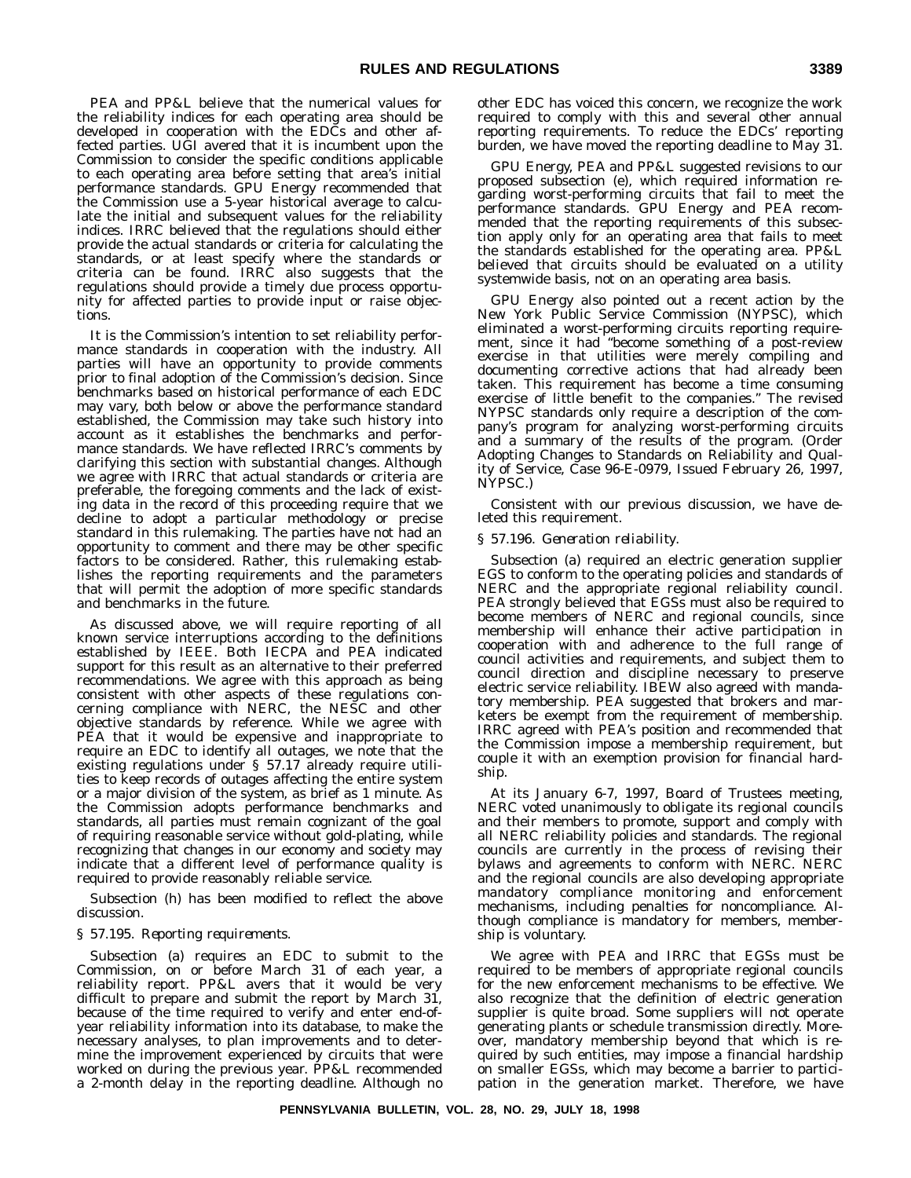PEA and PP&L believe that the numerical values for the reliability indices for each operating area should be developed in cooperation with the EDCs and other affected parties. UGI avered that it is incumbent upon the Commission to consider the specific conditions applicable to each operating area before setting that area's initial performance standards. GPU Energy recommended that the Commission use a 5-year historical average to calculate the initial and subsequent values for the reliability indices. IRRC believed that the regulations should either provide the actual standards or criteria for calculating the standards, or at least specify where the standards or criteria can be found. IRRC also suggests that the regulations should provide a timely due process opportunity for affected parties to provide input or raise objections.

It is the Commission's intention to set reliability performance standards in cooperation with the industry. All parties will have an opportunity to provide comments prior to final adoption of the Commission's decision. Since benchmarks based on historical performance of each EDC may vary, both below or above the performance standard established, the Commission may take such history into account as it establishes the benchmarks and performance standards. We have reflected IRRC's comments by clarifying this section with substantial changes. Although we agree with IRRC that actual standards or criteria are preferable, the foregoing comments and the lack of existing data in the record of this proceeding require that we decline to adopt a particular methodology or precise standard in this rulemaking. The parties have not had an opportunity to comment and there may be other specific factors to be considered. Rather, this rulemaking establishes the reporting requirements and the parameters that will permit the adoption of more specific standards and benchmarks in the future.

As discussed above, we will require reporting of all known service interruptions according to the definitions established by IEEE. Both IECPA and PEA indicated support for this result as an alternative to their preferred recommendations. We agree with this approach as being consistent with other aspects of these regulations concerning compliance with NERC, the NESC and other objective standards by reference. While we agree with PEA that it would be expensive and inappropriate to require an EDC to identify all outages, we note that the existing regulations under § 57.17 already require utilities to keep records of outages affecting the entire system or a major division of the system, as brief as 1 minute. As the Commission adopts performance benchmarks and standards, all parties must remain cognizant of the goal of requiring reasonable service without gold-plating, while recognizing that changes in our economy and society may indicate that a different level of performance quality is required to provide reasonably reliable service.

Subsection (h) has been modified to reflect the above discussion.

*§ 57.195. Reporting requirements.*

Subsection (a) requires an EDC to submit to the Commission, on or before March 31 of each year, a reliability report. PP&L avers that it would be very difficult to prepare and submit the report by March 31, because of the time required to verify and enter end-of-year reliability information into its database, to make the necessary analyses, to plan improvements and to determine the improvement experienced by circuits that were worked on during the previous year. PP&L recommended a 2-month delay in the reporting deadline. Although no other EDC has voiced this concern, we recognize the work required to comply with this and several other annual reporting requirements. To reduce the EDCs' reporting burden, we have moved the reporting deadline to May 31.

GPU Energy, PEA and PP&L suggested revisions to our proposed subsection (e), which required information regarding worst-performing circuits that fail to meet the performance standards. GPU Energy and PEA recommended that the reporting requirements of this subsection apply only for an operating area that fails to meet the standards established for the operating area. PP&L believed that circuits should be evaluated on a utility systemwide basis, not on an operating area basis.

GPU Energy also pointed out a recent action by the New York Public Service Commission (NYPSC), which eliminated a worst-performing circuits reporting requirement, since it had "become something of a post-review exercise in that utilities were merely compiling and documenting corrective actions that had already been taken. This requirement has become a time consuming exercise of little benefit to the companies." The revised NYPSC standards only require a description of the company's program for analyzing worst-performing circuits and a summary of the results of the program. (Order Adopting Changes to Standards on Reliability and Quality of Service, Case 96-E-0979, Issued February 26, 1997, NYPSC.)

Consistent with our previous discussion, we have deleted this requirement.

*§ 57.196. Generation reliability.*

Subsection (a) required an electric generation supplier EGS to conform to the operating policies and standards of NERC and the appropriate regional reliability council. PEA strongly believed that EGSs must also be required to become members of NERC and regional councils, since membership will enhance their active participation in cooperation with and adherence to the full range of council activities and requirements, and subject them to council direction and discipline necessary to preserve electric service reliability. IBEW also agreed with mandatory membership. PEA suggested that brokers and marketers be exempt from the requirement of membership. IRRC agreed with PEA's position and recommended that the Commission impose a membership requirement, but couple it with an exemption provision for financial hardship.

At its January 6-7, 1997, Board of Trustees meeting, NERC voted unanimously to obligate its regional councils and their members to promote, support and comply with all NERC reliability policies and standards. The regional councils are currently in the process of revising their bylaws and agreements to conform with NERC. NERC and the regional councils are also developing appropriate mandatory compliance monitoring and enforcement mechanisms, including penalties for noncompliance. Although compliance is mandatory for members, membership is voluntary.

We agree with PEA and IRRC that EGSs must be required to be members of appropriate regional councils for the new enforcement mechanisms to be effective. We also recognize that the definition of electric generation supplier is quite broad. Some suppliers will not operate generating plants or schedule transmission directly. Moreover, mandatory membership beyond that which is required by such entities, may impose a financial hardship on smaller EGSs, which may become a barrier to participation in the generation market. Therefore, we have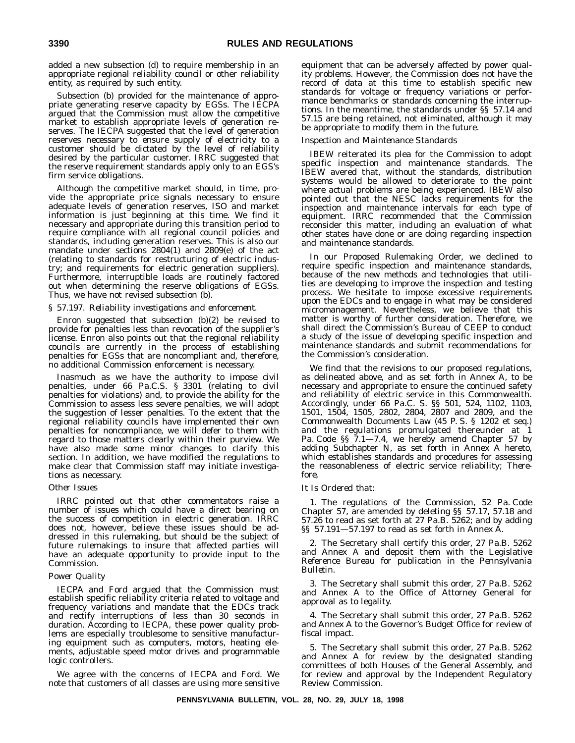added a new subsection (d) to require membership in an appropriate regional reliability council or other reliability entity, as required by such entity.

Subsection (b) provided for the maintenance of appropriate generating reserve capacity by EGSs. The IECPA argued that the Commission must allow the competitive market to establish appropriate levels of generation reserves. The IECPA suggested that the level of generation reserves necessary to ensure supply of electricity to a customer should be dictated by the level of reliability desired by the particular customer. IRRC suggested that the reserve requirement standards apply only to an EGS's firm service obligations.

Although the competitive market should, in time, provide the appropriate price signals necessary to ensure adequate levels of generation reserves, ISO and market information is just beginning at this time. We find it necessary and appropriate during this transition period to require compliance with all regional council policies and standards, including generation reserves. This is also our mandate under sections 2804(1) and 2809(e) of the act (relating to standards for restructuring of electric industry; and requirements for electric generation suppliers). Furthermore, interruptible loads are routinely factored out when determining the reserve obligations of EGSs. Thus, we have not revised subsection (b).

*§ 57.197. Reliability investigations and enforcement.*

Enron suggested that subsection (b)(2) be revised to provide for penalties less than revocation of the supplier's license. Enron also points out that the regional reliability councils are currently in the process of establishing penalties for EGSs that are noncompliant and, therefore, no additional Commission enforcement is necessary.

Inasmuch as we have the authority to impose civil penalties, under 66 Pa.C.S. § 3301 (relating to civil penalties for violations) and, to provide the ability for the Commission to assess less severe penalties, we will adopt the suggestion of lesser penalties. To the extent that the regional reliability councils have implemented their own penalties for noncompliance, we will defer to them with regard to those matters clearly within their purview. We have also made some minor changes to clarify this section. In addition, we have modified the regulations to make clear that Commission staff may initiate investigations as necessary.

*Other Issues*

IRRC pointed out that other commentators raise a number of issues which could have a direct bearing on the success of competition in electric generation. IRRC does not, however, believe these issues should be addressed in this rulemaking, but should be the subject of future rulemakings to insure that affected parties will have an adequate opportunity to provide input to the Commission.

*Power Quality*

IECPA and Ford argued that the Commission must establish specific reliability criteria related to voltage and frequency variations and mandate that the EDCs track and rectify interruptions of less than 30 seconds in duration. According to IECPA, these power quality problems are especially troublesome to sensitive manufacturing equipment such as computers, motors, heating elements, adjustable speed motor drives and programmable logic controllers.

We agree with the concerns of IECPA and Ford. We note that customers of all classes are using more sensitive equipment that can be adversely affected by power quality problems. However, the Commission does not have the record of data at this time to establish specific new standards for voltage or frequency variations or performance benchmarks or standards concerning the interruptions. In the meantime, the standards under §§ 57.14 and 57.15 are being retained, not eliminated, although it may be appropriate to modify them in the future.

*Inspection and Maintenance Standards*

IBEW reiterated its plea for the Commission to adopt specific inspection and maintenance standards. The IBEW avered that, without the standards, distribution systems would be allowed to deteriorate to the point where actual problems are being experienced. IBEW also pointed out that the NESC lacks requirements for the inspection and maintenance intervals for each type of equipment. IRRC recommended that the Commission reconsider this matter, including an evaluation of what other states have done or are doing regarding inspection and maintenance standards.

In our Proposed Rulemaking Order, we declined to require specific inspection and maintenance standards, because of the new methods and technologies that utilities are developing to improve the inspection and testing process. We hesitate to impose excessive requirements upon the EDCs and to engage in what may be considered micromanagement. Nevertheless, we believe that this matter is worthy of further consideration. Therefore, we shall direct the Commission's Bureau of CEEP to conduct a study of the issue of developing specific inspection and maintenance standards and submit recommendations for the Commission's consideration.

We find that the revisions to our proposed regulations, as delineated above, and as set forth in Annex A, to be necessary and appropriate to ensure the continued safety and reliability of electric service in this Commonwealth. Accordingly, under 66 Pa.C. S. §§ 501, 524, 1102, 1103, 1501, 1504, 1505, 2802, 2804, 2807 and 2809, and the Commonwealth Documents Law (45 P. S. § 1202 et seq.) and the regulations promulgated thereunder at 1 Pa. Code §§ 7.1—7.4, we hereby amend Chapter 57 by adding Subchapter N, as set forth in Annex A hereto, which establishes standards and procedures for assessing the reasonableness of electric service reliability; *Therefore,*

*It Is Ordered* that:

1. The regulations of the Commission, 52 Pa. Code Chapter 57, are amended by deleting §§ 57.17, 57.18 and 57.26 to read as set forth at 27 Pa.B. 5262; and by adding §§ 57.191—57.197 to read as set forth in Annex A.

2. The Secretary shall certify this order, 27 Pa.B. 5262 and Annex A and deposit them with the Legislative Reference Bureau for publication in the *Pennsylvania Bulletin*.

3. The Secretary shall submit this order, 27 Pa.B. 5262 and Annex A to the Office of Attorney General for approval as to legality.

4. The Secretary shall submit this order, 27 Pa.B. 5262 and Annex A to the Governor's Budget Office for review of fiscal impact.

5. The Secretary shall submit this order, 27 Pa.B. 5262 and Annex A for review by the designated standing committees of both Houses of the General Assembly, and for review and approval by the Independent Regulatory Review Commission.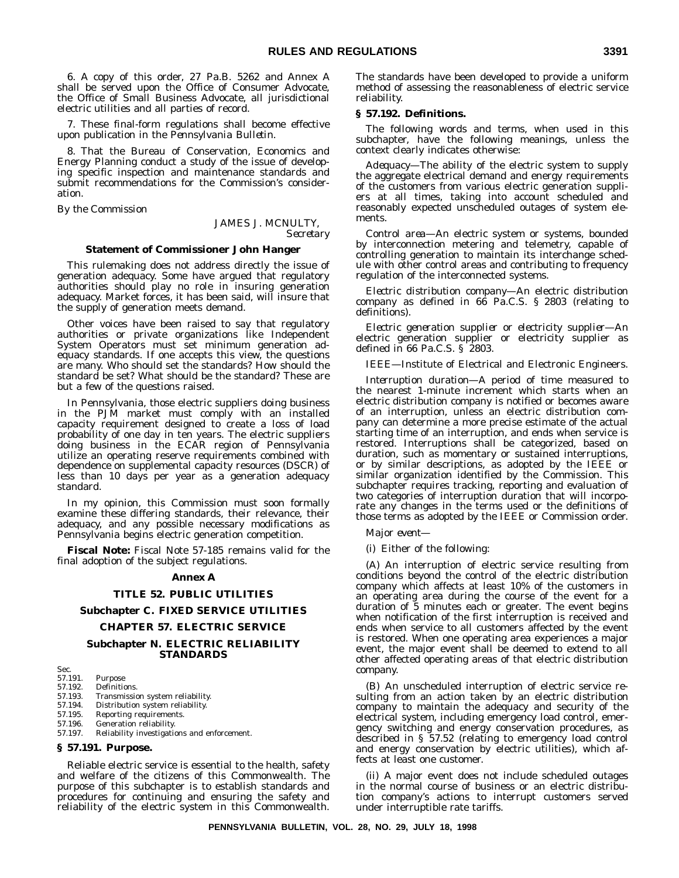6. A copy of this order, 27 Pa.B. 5262 and Annex A shall be served upon the Office of Consumer Advocate, the Office of Small Business Advocate, all jurisdictional electric utilities and all parties of record.

7. These final-form regulations shall become effective upon publication in the *Pennsylvania Bulletin*.

8. That the Bureau of Conservation, Economics and Energy Planning conduct a study of the issue of developing specific inspection and maintenance standards and submit recommendations for the Commission's consideration.

*By the Commission*

JAMES J. MCNULTY,
*Secretary*

**Statement of Commissioner John Hanger**

This rulemaking does not address directly the issue of generation adequacy. Some have argued that regulatory authorities should play no role in insuring generation adequacy. Market forces, it has been said, will insure that the supply of generation meets demand.

Other voices have been raised to say that regulatory authorities or private organizations like Independent System Operators must set minimum generation adequacy standards. If one accepts this view, the questions are many. Who should set the standards? How should the standard be set? What should be the standard? These are but a few of the questions raised.

In Pennsylvania, those electric suppliers doing business in the PJM market must comply with an installed capacity requirement designed to create a loss of load probability of one day in ten years. The electric suppliers doing business in the ECAR region of Pennsylvania utilize an operating reserve requirements combined with dependence on supplemental capacity resources (DSCR) of less than 10 days per year as a generation adequacy standard.

In my opinion, this Commission must soon formally examine these differing standards, their relevance, their adequacy, and any possible necessary modifications as Pennsylvania begins electric generation competition.

**Fiscal Note:** Fiscal Note 57-185 remains valid for the final adoption of the subject regulations.

**Annex A**

**TITLE 52. PUBLIC UTILITIES**

**Subchapter C. FIXED SERVICE UTILITIES**

**CHAPTER 57. ELECTRIC SERVICE**

**Subchapter N. ELECTRIC RELIABILITY STANDARDS**

Sec.
57.191. Purpose
57.192. Definitions.
57.193. Transmission system reliability.
57.194. Distribution system reliability.
57.195. Reporting requirements.
57.196. Generation reliability.
57.197. Reliability investigations and enforcement.

**§ 57.191. Purpose.**

Reliable electric service is essential to the health, safety and welfare of the citizens of this Commonwealth. The purpose of this subchapter is to establish standards and procedures for continuing and ensuring the safety and reliability of the electric system in this Commonwealth. The standards have been developed to provide a uniform method of assessing the reasonableness of electric service reliability.

**§ 57.192. Definitions.**

The following words and terms, when used in this subchapter, have the following meanings, unless the context clearly indicates otherwise:

*Adequacy*—The ability of the electric system to supply the aggregate electrical demand and energy requirements of the customers from various electric generation suppliers at all times, taking into account scheduled and reasonably expected unscheduled outages of system elements.

*Control area*—An electric system or systems, bounded by interconnection metering and telemetry, capable of controlling generation to maintain its interchange schedule with other control areas and contributing to frequency regulation of the interconnected systems.

*Electric distribution company*—An electric distribution company as defined in 66 Pa.C.S. § 2803 (relating to definitions).

*Electric generation supplier or electricity supplier*—An electric generation supplier or electricity supplier as defined in 66 Pa.C.S. § 2803.

*IEEE*—Institute of Electrical and Electronic Engineers.

*Interruption duration*—A period of time measured to the nearest 1-minute increment which starts when an electric distribution company is notified or becomes aware of an interruption, unless an electric distribution company can determine a more precise estimate of the actual starting time of an interruption, and ends when service is restored. Interruptions shall be categorized, based on duration, such as momentary or sustained interruptions, or by similar descriptions, as adopted by the IEEE or similar organization identified by the Commission. This subchapter requires tracking, reporting and evaluation of two categories of interruption duration that will incorporate any changes in the terms used or the definitions of those terms as adopted by the IEEE or Commission order.

*Major event*—

(i) Either of the following:

(A) An interruption of electric service resulting from conditions beyond the control of the electric distribution company which affects at least 10% of the customers in an operating area during the course of the event for a duration of 5 minutes each or greater. The event begins when notification of the first interruption is received and ends when service to all customers affected by the event is restored. When one operating area experiences a major event, the major event shall be deemed to extend to all other affected operating areas of that electric distribution company.

(B) An unscheduled interruption of electric service resulting from an action taken by an electric distribution company to maintain the adequacy and security of the electrical system, including emergency load control, emergency switching and energy conservation procedures, as described in § 57.52 (relating to emergency load control and energy conservation by electric utilities), which affects at least one customer.

(ii) A major event does not include scheduled outages in the normal course of business or an electric distribution company's actions to interrupt customers served under interruptible rate tariffs.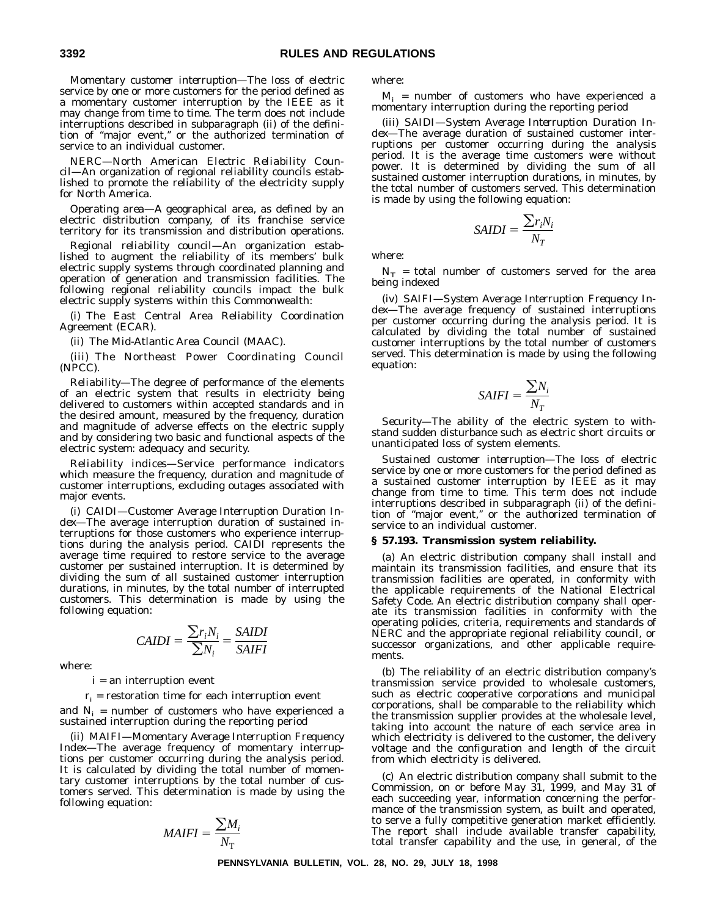*Momentary customer interruption*—The loss of electric service by one or more customers for the period defined as a momentary customer interruption by the IEEE as it may change from time to time. The term does not include interruptions described in subparagraph (ii) of the definition of "major event," or the authorized termination of service to an individual customer.

*NERC—North American Electric Reliability Council*—An organization of regional reliability councils established to promote the reliability of the electricity supply for North America.

*Operating area*—A geographical area, as defined by an electric distribution company, of its franchise service territory for its transmission and distribution operations.

*Regional reliability council*—An organization established to augment the reliability of its members' bulk electric supply systems through coordinated planning and operation of generation and transmission facilities. The following regional reliability councils impact the bulk electric supply systems within this Commonwealth:

(i) The East Central Area Reliability Coordination Agreement (ECAR).

(ii) The Mid-Atlantic Area Council (MAAC).

(iii) The Northeast Power Coordinating Council (NPCC).

*Reliability*—The degree of performance of the elements of an electric system that results in electricity being delivered to customers within accepted standards and in the desired amount, measured by the frequency, duration and magnitude of adverse effects on the electric supply and by considering two basic and functional aspects of the electric system: adequacy and security.

*Reliability indices*—Service performance indicators which measure the frequency, duration and magnitude of customer interruptions, excluding outages associated with major events.

(i) *CAIDI—Customer Average Interruption Duration Index*—The average interruption duration of sustained interruptions for those customers who experience interruptions during the analysis period. CAIDI represents the average time required to restore service to the average customer per sustained interruption. It is determined by dividing the sum of all sustained customer interruption durations, in minutes, by the total number of interrupted customers. This determination is made by using the following equation:

$$CAIDI = \frac{\sum r_i N_i}{\sum N_i} = \frac{SAIDI}{SAIFI}$$

where:

$i$ = an interruption event

$r_i$ = restoration time for each interruption event

and $N_i$ = number of customers who have experienced a sustained interruption during the reporting period

(ii) *MAIFI—Momentary Average Interruption Frequency Index*—The average frequency of momentary interruptions per customer occurring during the analysis period. It is calculated by dividing the total number of momentary customer interruptions by the total number of customers served. This determination is made by using the following equation:

$$MAIFI = \frac{\sum M_i}{N_T}$$

where:

$M_i$ = number of customers who have experienced a momentary interruption during the reporting period

(iii) *SAIDI—System Average Interruption Duration Index*—The average duration of sustained customer interruptions per customer occurring during the analysis period. It is the average time customers were without power. It is determined by dividing the sum of all sustained customer interruption durations, in minutes, by the total number of customers served. This determination is made by using the following equation:

$$SAIDI = \frac{\sum r_i N_i}{N_T}$$

where:

$N_T$ = total number of customers served for the area being indexed

(iv) *SAIFI—System Average Interruption Frequency Index*—The average frequency of sustained interruptions per customer occurring during the analysis period. It is calculated by dividing the total number of sustained customer interruptions by the total number of customers served. This determination is made by using the following equation:

$$SAIFI = \frac{\sum N_i}{N_T}$$

*Security*—The ability of the electric system to withstand sudden disturbance such as electric short circuits or unanticipated loss of system elements.

*Sustained customer interruption*—The loss of electric service by one or more customers for the period defined as a sustained customer interruption by IEEE as it may change from time to time. This term does not include interruptions described in subparagraph (ii) of the definition of "major event," or the authorized termination of service to an individual customer.

### § 57.193. Transmission system reliability.

(a) An electric distribution company shall install and maintain its transmission facilities, and ensure that its transmission facilities are operated, in conformity with the applicable requirements of the National Electrical Safety Code. An electric distribution company shall operate its transmission facilities in conformity with the operating policies, criteria, requirements and standards of NERC and the appropriate regional reliability council, or successor organizations, and other applicable requirements.

(b) The reliability of an electric distribution company's transmission service provided to wholesale customers, such as electric cooperative corporations and municipal corporations, shall be comparable to the reliability which the transmission supplier provides at the wholesale level, taking into account the nature of each service area in which electricity is delivered to the customer, the delivery voltage and the configuration and length of the circuit from which electricity is delivered.

(c) An electric distribution company shall submit to the Commission, on or before May 31, 1999, and May 31 of each succeeding year, information concerning the performance of the transmission system, as built and operated, to serve a fully competitive generation market efficiently. The report shall include available transfer capability, total transfer capability and the use, in general, of the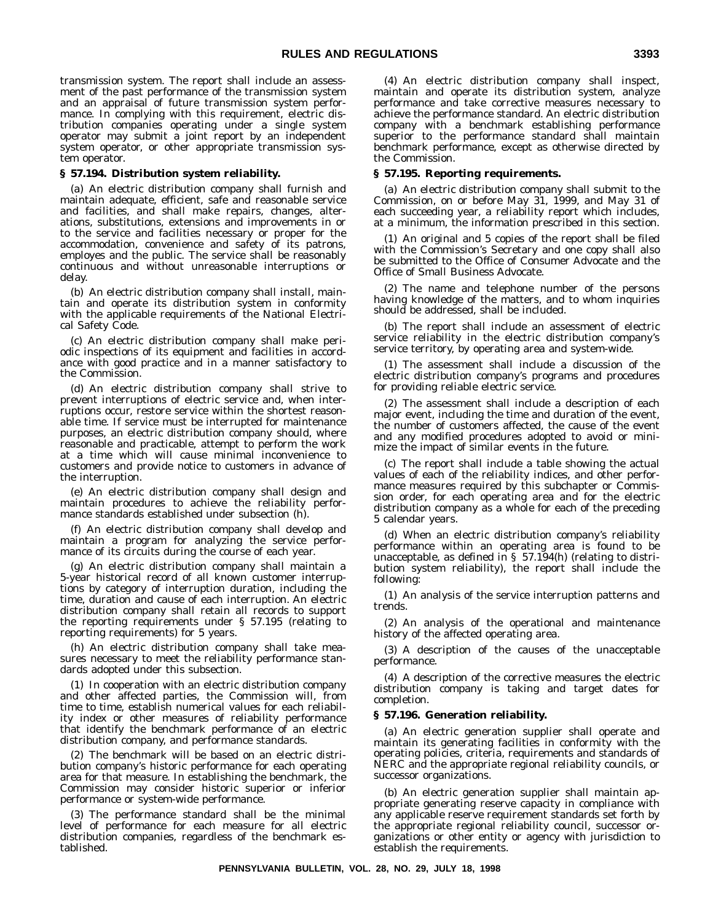transmission system. The report shall include an assessment of the past performance of the transmission system and an appraisal of future transmission system performance. In complying with this requirement, electric distribution companies operating under a single system operator may submit a joint report by an independent system operator, or other appropriate transmission system operator.

**§ 57.194. Distribution system reliability.**

(a) An electric distribution company shall furnish and maintain adequate, efficient, safe and reasonable service and facilities, and shall make repairs, changes, alterations, substitutions, extensions and improvements in or to the service and facilities necessary or proper for the accommodation, convenience and safety of its patrons, employes and the public. The service shall be reasonably continuous and without unreasonable interruptions or delay.

(b) An electric distribution company shall install, maintain and operate its distribution system in conformity with the applicable requirements of the National Electrical Safety Code.

(c) An electric distribution company shall make periodic inspections of its equipment and facilities in accordance with good practice and in a manner satisfactory to the Commission.

(d) An electric distribution company shall strive to prevent interruptions of electric service and, when interruptions occur, restore service within the shortest reasonable time. If service must be interrupted for maintenance purposes, an electric distribution company should, where reasonable and practicable, attempt to perform the work at a time which will cause minimal inconvenience to customers and provide notice to customers in advance of the interruption.

(e) An electric distribution company shall design and maintain procedures to achieve the reliability performance standards established under subsection (h).

(f) An electric distribution company shall develop and maintain a program for analyzing the service performance of its circuits during the course of each year.

(g) An electric distribution company shall maintain a 5-year historical record of all known customer interruptions by category of interruption duration, including the time, duration and cause of each interruption. An electric distribution company shall retain all records to support the reporting requirements under § 57.195 (relating to reporting requirements) for 5 years.

(h) An electric distribution company shall take measures necessary to meet the reliability performance standards adopted under this subsection.

(1) In cooperation with an electric distribution company and other affected parties, the Commission will, from time to time, establish numerical values for each reliability index or other measures of reliability performance that identify the benchmark performance of an electric distribution company, and performance standards.

(2) The benchmark will be based on an electric distribution company's historic performance for each operating area for that measure. In establishing the benchmark, the Commission may consider historic superior or inferior performance or system-wide performance.

(3) The performance standard shall be the minimal level of performance for each measure for all electric distribution companies, regardless of the benchmark established.

(4) An electric distribution company shall inspect, maintain and operate its distribution system, analyze performance and take corrective measures necessary to achieve the performance standard. An electric distribution company with a benchmark establishing performance superior to the performance standard shall maintain benchmark performance, except as otherwise directed by the Commission.

**§ 57.195. Reporting requirements.**

(a) An electric distribution company shall submit to the Commission, on or before May 31, 1999, and May 31 of each succeeding year, a reliability report which includes, at a minimum, the information prescribed in this section.

(1) An original and 5 copies of the report shall be filed with the Commission's Secretary and one copy shall also be submitted to the Office of Consumer Advocate and the Office of Small Business Advocate.

(2) The name and telephone number of the persons having knowledge of the matters, and to whom inquiries should be addressed, shall be included.

(b) The report shall include an assessment of electric service reliability in the electric distribution company's service territory, by operating area and system-wide.

(1) The assessment shall include a discussion of the electric distribution company's programs and procedures for providing reliable electric service.

(2) The assessment shall include a description of each major event, including the time and duration of the event, the number of customers affected, the cause of the event and any modified procedures adopted to avoid or minimize the impact of similar events in the future.

(c) The report shall include a table showing the actual values of each of the reliability indices, and other performance measures required by this subchapter or Commission order, for each operating area and for the electric distribution company as a whole for each of the preceding 5 calendar years.

(d) When an electric distribution company's reliability performance within an operating area is found to be unacceptable, as defined in § 57.194(h) (relating to distribution system reliability), the report shall include the following:

(1) An analysis of the service interruption patterns and trends.

(2) An analysis of the operational and maintenance history of the affected operating area.

(3) A description of the causes of the unacceptable performance.

(4) A description of the corrective measures the electric distribution company is taking and target dates for completion.

**§ 57.196. Generation reliability.**

(a) An electric generation supplier shall operate and maintain its generating facilities in conformity with the operating policies, criteria, requirements and standards of NERC and the appropriate regional reliability councils, or successor organizations.

(b) An electric generation supplier shall maintain appropriate generating reserve capacity in compliance with any applicable reserve requirement standards set forth by the appropriate regional reliability council, successor organizations or other entity or agency with jurisdiction to establish the requirements.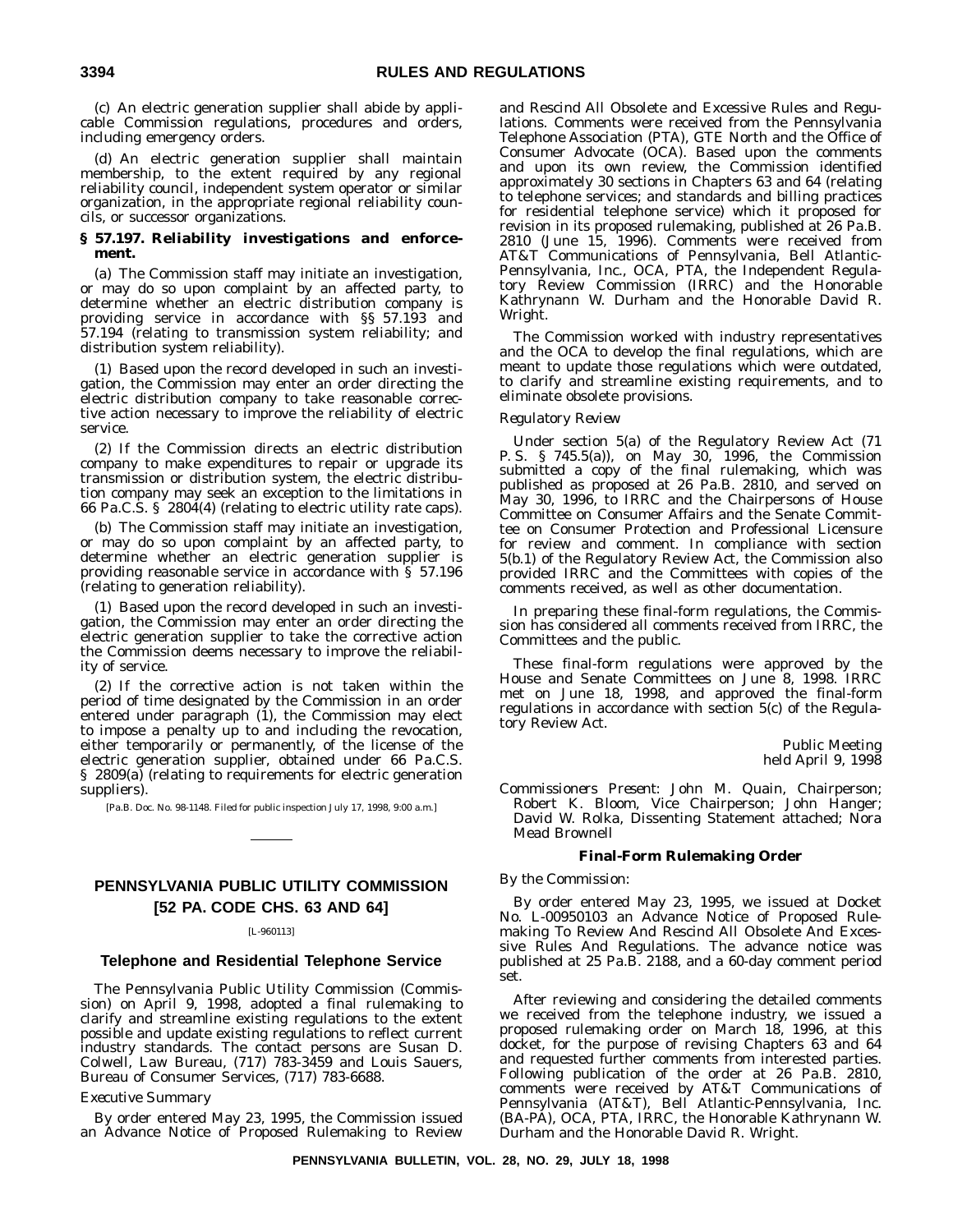(c) An electric generation supplier shall abide by applicable Commission regulations, procedures and orders, including emergency orders.

(d) An electric generation supplier shall maintain membership, to the extent required by any regional reliability council, independent system operator or similar organization, in the appropriate regional reliability councils, or successor organizations.

**§ 57.197. Reliability investigations and enforcement.**

(a) The Commission staff may initiate an investigation, or may do so upon complaint by an affected party, to determine whether an electric distribution company is providing service in accordance with §§ 57.193 and 57.194 (relating to transmission system reliability; and distribution system reliability).

(1) Based upon the record developed in such an investigation, the Commission may enter an order directing the electric distribution company to take reasonable corrective action necessary to improve the reliability of electric service.

(2) If the Commission directs an electric distribution company to make expenditures to repair or upgrade its transmission or distribution system, the electric distribution company may seek an exception to the limitations in 66 Pa.C.S. § 2804(4) (relating to electric utility rate caps).

(b) The Commission staff may initiate an investigation, or may do so upon complaint by an affected party, to determine whether an electric generation supplier is providing reasonable service in accordance with § 57.196 (relating to generation reliability).

(1) Based upon the record developed in such an investigation, the Commission may enter an order directing the electric generation supplier to take the corrective action the Commission deems necessary to improve the reliability of service.

(2) If the corrective action is not taken within the period of time designated by the Commission in an order entered under paragraph (1), the Commission may elect to impose a penalty up to and including the revocation, either temporarily or permanently, of the license of the electric generation supplier, obtained under 66 Pa.C.S. § 2809(a) (relating to requirements for electric generation suppliers).

[Pa.B. Doc. No. 98-1148. Filed for public inspection July 17, 1998, 9:00 a.m.]

## PENNSYLVANIA PUBLIC UTILITY COMMISSION

## [52 PA. CODE CHS. 63 AND 64]

[L-960113]

### Telephone and Residential Telephone Service

The Pennsylvania Public Utility Commission (Commission) on April 9, 1998, adopted a final rulemaking to clarify and streamline existing regulations to the extent possible and update existing regulations to reflect current industry standards. The contact persons are Susan D. Colwell, Law Bureau, (717) 783-3459 and Louis Sauers, Bureau of Consumer Services, (717) 783-6688.

*Executive Summary*

By order entered May 23, 1995, the Commission issued an Advance Notice of Proposed Rulemaking to Review and Rescind All Obsolete and Excessive Rules and Regulations. Comments were received from the Pennsylvania Telephone Association (PTA), GTE North and the Office of Consumer Advocate (OCA). Based upon the comments and upon its own review, the Commission identified approximately 30 sections in Chapters 63 and 64 (relating to telephone services; and standards and billing practices for residential telephone service) which it proposed for revision in its proposed rulemaking, published at 26 Pa.B. 2810 (June 15, 1996). Comments were received from AT&T Communications of Pennsylvania, Bell Atlantic-Pennsylvania, Inc., OCA, PTA, the Independent Regulatory Review Commission (IRRC) and the Honorable Kathrynann W. Durham and the Honorable David R. Wright.

The Commission worked with industry representatives and the OCA to develop the final regulations, which are meant to update those regulations which were outdated, to clarify and streamline existing requirements, and to eliminate obsolete provisions.

*Regulatory Review*

Under section 5(a) of the Regulatory Review Act (71 P. S. § 745.5(a)), on May 30, 1996, the Commission submitted a copy of the final rulemaking, which was published as proposed at 26 Pa.B. 2810, and served on May 30, 1996, to IRRC and the Chairpersons of House Committee on Consumer Affairs and the Senate Committee on Consumer Protection and Professional Licensure for review and comment. In compliance with section 5(b.1) of the Regulatory Review Act, the Commission also provided IRRC and the Committees with copies of the comments received, as well as other documentation.

In preparing these final-form regulations, the Commission has considered all comments received from IRRC, the Committees and the public.

These final-form regulations were approved by the House and Senate Committees on June 8, 1998. IRRC met on June 18, 1998, and approved the final-form regulations in accordance with section 5(c) of the Regulatory Review Act.

Public Meeting
held April 9, 1998

*Commissioners Present:* John M. Quain, Chairperson; Robert K. Bloom, Vice Chairperson; John Hanger; David W. Rolka, Dissenting Statement attached; Nora Mead Brownell

### Final-Form Rulemaking Order

*By the Commission:*

By order entered May 23, 1995, we issued at Docket No. L-00950103 an Advance Notice of Proposed Rulemaking To Review And Rescind All Obsolete And Excessive Rules And Regulations. The advance notice was published at 25 Pa.B. 2188, and a 60-day comment period set.

After reviewing and considering the detailed comments we received from the telephone industry, we issued a proposed rulemaking order on March 18, 1996, at this docket, for the purpose of revising Chapters 63 and 64 and requested further comments from interested parties. Following publication of the order at 26 Pa.B. 2810, comments were received by AT&T Communications of Pennsylvania (AT&T), Bell Atlantic-Pennsylvania, Inc. (BA-PA), OCA, PTA, IRRC, the Honorable Kathrynann W. Durham and the Honorable David R. Wright.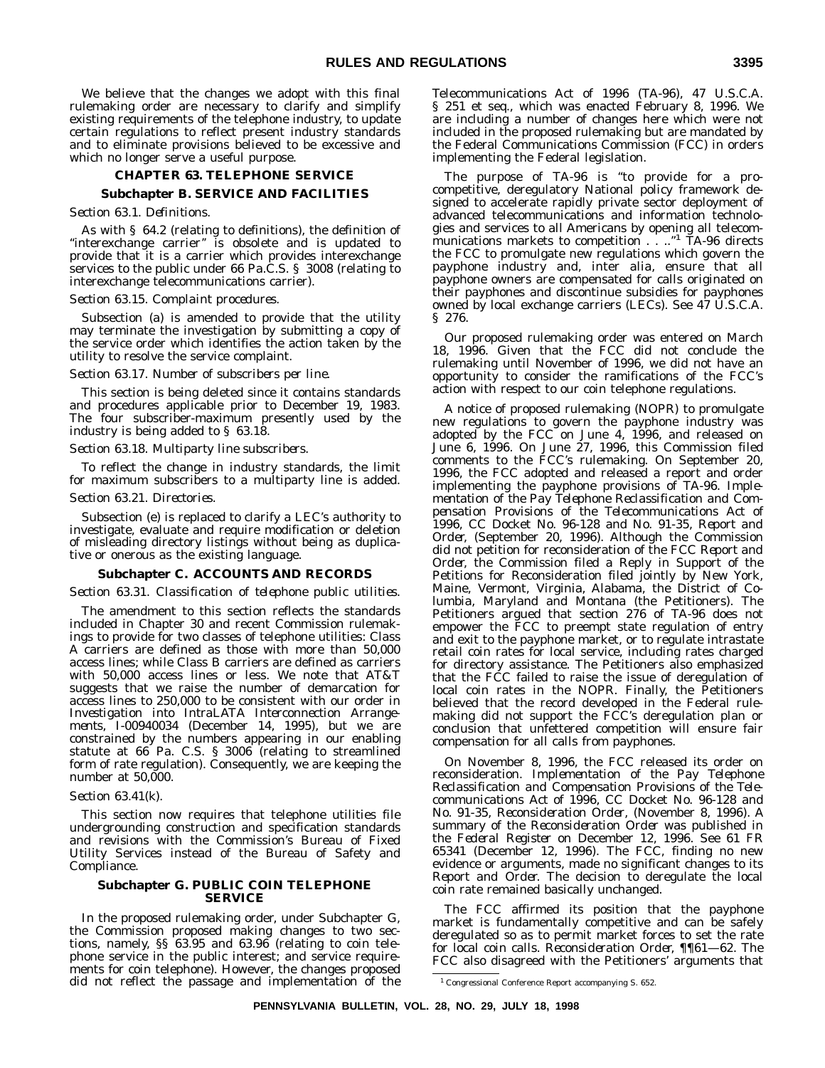We believe that the changes we adopt with this final rulemaking order are necessary to clarify and simplify existing requirements of the telephone industry, to update certain regulations to reflect present industry standards and to eliminate provisions believed to be excessive and which no longer serve a useful purpose.

## CHAPTER 63. TELEPHONE SERVICE

### Subchapter B. SERVICE AND FACILITIES

*Section 63.1. Definitions.*

As with § 64.2 (relating to definitions), the definition of "interexchange carrier" is obsolete and is updated to provide that it is a carrier which provides interexchange services to the public under 66 Pa.C.S. § 3008 (relating to interexchange telecommunications carrier).

*Section 63.15. Complaint procedures.*

Subsection (a) is amended to provide that the utility may terminate the investigation by submitting a copy of the service order which identifies the action taken by the utility to resolve the service complaint.

*Section 63.17. Number of subscribers per line.*

This section is being deleted since it contains standards and procedures applicable prior to December 19, 1983. The four subscriber-maximum presently used by the industry is being added to § 63.18.

*Section 63.18. Multiparty line subscribers.*

To reflect the change in industry standards, the limit for maximum subscribers to a multiparty line is added.

*Section 63.21. Directories.*

Subsection (e) is replaced to clarify a LEC's authority to investigate, evaluate and require modification or deletion of misleading directory listings without being as duplicative or onerous as the existing language.

### Subchapter C. ACCOUNTS AND RECORDS

*Section 63.31. Classification of telephone public utilities.*

The amendment to this section reflects the standards included in Chapter 30 and recent Commission rulemakings to provide for two classes of telephone utilities: Class A carriers are defined as those with more than 50,000 access lines; while Class B carriers are defined as carriers with 50,000 access lines or less. We note that AT&T suggests that we raise the number of demarcation for access lines to 250,000 to be consistent with our order in *Investigation into IntraLATA Interconnection Arrangements*, I-00940034 (December 14, 1995), but we are constrained by the numbers appearing in our enabling statute at 66 Pa. C.S. § 3006 (relating to streamlined form of rate regulation). Consequently, we are keeping the number at 50,000.

*Section 63.41(k).*

This section now requires that telephone utilities file undergrounding construction and specification standards and revisions with the Commission's Bureau of Fixed Utility Services instead of the Bureau of Safety and Compliance.

### Subchapter G. PUBLIC COIN TELEPHONE SERVICE

In the proposed rulemaking order, under Subchapter G, the Commission proposed making changes to two sections, namely, §§ 63.95 and 63.96 (relating to coin telephone service in the public interest; and service requirements for coin telephone). However, the changes proposed did not reflect the passage and implementation of the Telecommunications Act of 1996 (TA-96), 47 U.S.C.A. § 251 et seq., which was enacted February 8, 1996. We are including a number of changes here which were not included in the proposed rulemaking but are mandated by the Federal Communications Commission (FCC) in orders implementing the Federal legislation.

The purpose of TA-96 is "to provide for a pro-competitive, deregulatory National policy framework designed to accelerate rapidly private sector deployment of advanced telecommunications and information technologies and services to all Americans by opening all telecommunications markets to competition . . .."[1] TA-96 directs the FCC to promulgate new regulations which govern the payphone industry and, inter alia, ensure that all payphone owners are compensated for calls originated on their payphones and discontinue subsidies for payphones owned by local exchange carriers (LECs). See 47 U.S.C.A. § 276.

Our proposed rulemaking order was entered on March 18, 1996. Given that the FCC did not conclude the rulemaking until November of 1996, we did not have an opportunity to consider the ramifications of the FCC's action with respect to our coin telephone regulations.

A notice of proposed rulemaking (NOPR) to promulgate new regulations to govern the payphone industry was adopted by the FCC on June 4, 1996, and released on June 6, 1996. On June 27, 1996, this Commission filed comments to the FCC's rulemaking. On September 20, 1996, the FCC adopted and released a report and order implementing the payphone provisions of TA-96. *Implementation of the Pay Telephone Reclassification and Compensation Provisions of the Telecommunications Act of 1996*, CC Docket No. 96-128 and No. 91-35, *Report and Order*, (September 20, 1996). Although the Commission did not petition for reconsideration of the FCC *Report and Order*, the Commission filed a Reply in Support of the Petitions for Reconsideration filed jointly by New York, Maine, Vermont, Virginia, Alabama, the District of Columbia, Maryland and Montana (the Petitioners). The Petitioners argued that section 276 of TA-96 does not empower the FCC to preempt state regulation of entry and exit to the payphone market, or to regulate intrastate retail coin rates for local service, including rates charged for directory assistance. The Petitioners also emphasized that the FCC failed to raise the issue of deregulation of local coin rates in the NOPR. Finally, the Petitioners believed that the record developed in the Federal rulemaking did not support the FCC's deregulation plan or conclusion that unfettered competition will ensure fair compensation for all calls from payphones.

On November 8, 1996, the FCC released its order on reconsideration. *Implementation of the Pay Telephone Reclassification and Compensation Provisions of the Telecommunications Act of 1996*, CC Docket No. 96-128 and No. 91-35, *Reconsideration Order*, (November 8, 1996). A summary of the *Reconsideration Order* was published in the *Federal Register* on December 12, 1996. See 61 FR 65341 (December 12, 1996). The FCC, finding no new evidence or arguments, made no significant changes to its *Report and Order*. The decision to deregulate the local coin rate remained basically unchanged.

The FCC affirmed its position that the payphone market is fundamentally competitive and can be safely deregulated so as to permit market forces to set the rate for local coin calls. *Reconsideration Order*, ¶¶61—62. The FCC also disagreed with the Petitioners' arguments that

[1] Congressional Conference Report accompanying S. 652.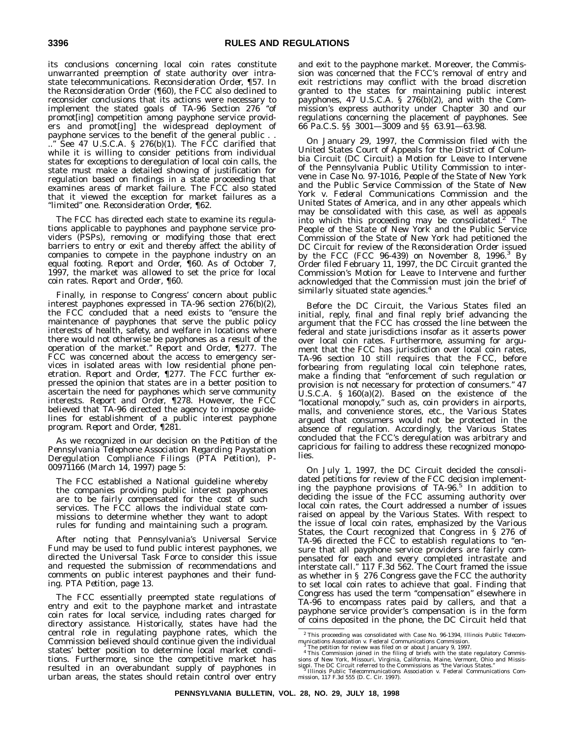its conclusions concerning local coin rates constitute unwarranted preemption of state authority over intrastate telecommunications. *Reconsideration Order*, ¶57. In the *Reconsideration Order* (¶60), the FCC also declined to reconsider conclusions that its actions were necessary to implement the stated goals of TA-96 Section 276 ''of promot[ing] competition among payphone service providers and promot[ing] the widespread deployment of payphone services to the benefit of the general public . . ..'' See 47 U.S.C.A. § 276(b)(1). The FCC clarified that while it is willing to consider petitions from individual states for exceptions to deregulation of local coin calls, the state must make a detailed showing of justification for regulation based on findings in a state proceeding that examines areas of market failure. The FCC also stated that it viewed the exception for market failures as a ''limited'' one. *Reconsideration Order*, ¶62.

The FCC has directed each state to examine its regulations applicable to payphones and payphone service providers (PSPs), removing or modifying those that erect barriers to entry or exit and thereby affect the ability of companies to compete in the payphone industry on an equal footing. *Report and Order*, ¶60. As of October 7, 1997, the market was allowed to set the price for local coin rates. *Report and Order*, ¶60.

Finally, in response to Congress' concern about public interest payphones expressed in TA-96 section 276(b)(2), the FCC concluded that a need exists to ''ensure the maintenance of payphones that serve the public policy interests of health, safety, and welfare in locations where there would not otherwise be payphones as a result of the operation of the market.'' *Report and Order*, ¶277. The FCC was concerned about the access to emergency services in isolated areas with low residential phone penetration. *Report and Order*, ¶277. The FCC further expressed the opinion that states are in a better position to ascertain the need for payphones which serve community interests. *Report and Order*, ¶278. However, the FCC believed that TA-96 directed the agency to impose guidelines for establishment of a public interest payphone program. *Report and Order*, ¶281.

As we recognized in our decision on the *Petition of the Pennsylvania Telephone Association Regarding Paystation Deregulation Compliance Filings* (*PTA Petition*), P-00971166 (March 14, 1997) page 5:

> The FCC established a National guideline whereby the companies providing public interest payphones are to be fairly compensated for the cost of such services. The FCC allows the individual state commissions to determine whether they want to adopt rules for funding and maintaining such a program.

After noting that Pennsylvania's Universal Service Fund may be used to fund public interest payphones, we directed the Universal Task Force to consider this issue and requested the submission of recommendations and comments on public interest payphones and their funding. *PTA Petition*, page 13.

The FCC essentially preempted state regulations of entry and exit to the payphone market and intrastate coin rates for local service, including rates charged for directory assistance. Historically, states have had the central role in regulating payphone rates, which the Commission believed should continue given the individual states' better position to determine local market conditions. Furthermore, since the competitive market has resulted in an overabundant supply of payphones in urban areas, the states should retain control over entry and exit to the payphone market. Moreover, the Commission was concerned that the FCC's removal of entry and exit restrictions may conflict with the broad discretion granted to the states for maintaining public interest payphones, 47 U.S.C.A. § 276(b)(2), and with the Commission's express authority under Chapter 30 and our regulations concerning the placement of payphones. See 66 Pa.C.S. §§ 3001—3009 and §§ 63.91—63.98.

On January 29, 1997, the Commission filed with the United States Court of Appeals for the District of Columbia Circuit (DC Circuit) a Motion for Leave to Intervene of the Pennsylvania Public Utility Commission to intervene in Case No. 97-1016, *People of the State of New York and the Public Service Commission of the State of New York v. Federal Communications Commission and the United States of America*, and in any other appeals which may be consolidated with this case, as well as appeals into which this proceeding may be consolidated.[2] The People of the State of New York and the Public Service Commission of the State of New York had petitioned the DC Circuit for review of the *Reconsideration Order* issued by the FCC (FCC 96-439) on November 8, 1996.[3] By Order filed February 11, 1997, the DC Circuit granted the Commission's Motion for Leave to Intervene and further acknowledged that the Commission must join the brief of similarly situated state agencies.[4]

Before the DC Circuit, the Various States filed an initial, reply, final and final reply brief advancing the argument that the FCC has crossed the line between the federal and state jurisdictions insofar as it asserts power over local coin rates. Furthermore, assuming for argument that the FCC has jurisdiction over local coin rates, TA-96 section 10 still requires that the FCC, before forbearing from regulating local coin telephone rates, make a finding that ''enforcement of such regulation or provision is not necessary for protection of consumers.'' 47 U.S.C.A. § 160(a)(2). Based on the existence of the ''locational monopoly,'' such as, coin providers in airports, malls, and convenience stores, etc., the Various States argued that consumers would not be protected in the absence of regulation. Accordingly, the Various States concluded that the FCC's deregulation was arbitrary and capricious for failing to address these recognized monopolies.

On July 1, 1997, the DC Circuit decided the consolidated petitions for review of the FCC decision implementing the payphone provisions of TA-96.[5] In addition to deciding the issue of the FCC assuming authority over local coin rates, the Court addressed a number of issues raised on appeal by the Various States. With respect to the issue of local coin rates, emphasized by the Various States, the Court recognized that Congress in § 276 of TA-96 directed the FCC to establish regulations to ''ensure that all payphone service providers are fairly compensated for each and every completed intrastate and interstate call.'' 117 F.3d 562. The Court framed the issue as whether in § 276 Congress gave the FCC the authority to set local coin rates to achieve that goal. Finding that Congress has used the term ''compensation'' elsewhere in TA-96 to encompass rates paid by callers, and that a payphone service provider's compensation is in the form of coins deposited in the phone, the DC Circuit held that

---

[2] This proceeding was consolidated with Case No. 96-1394, *Illinois Public Telecommunications Association v. Federal Communications Commission*.

[3] The petition for review was filed on or about January 9, 1997.

[4] This Commission joined in the filing of briefs with the state regulatory Commissions of New York, Missouri, Virginia, California, Maine, Vermont, Ohio and Mississippi. The DC Circuit referred to the Commissions as ''the Various States.''

[5] *Illinois Public Telecommunications Association v. Federal Communications Commission*, 117 F.3d 555 (D. C. Cir. 1997).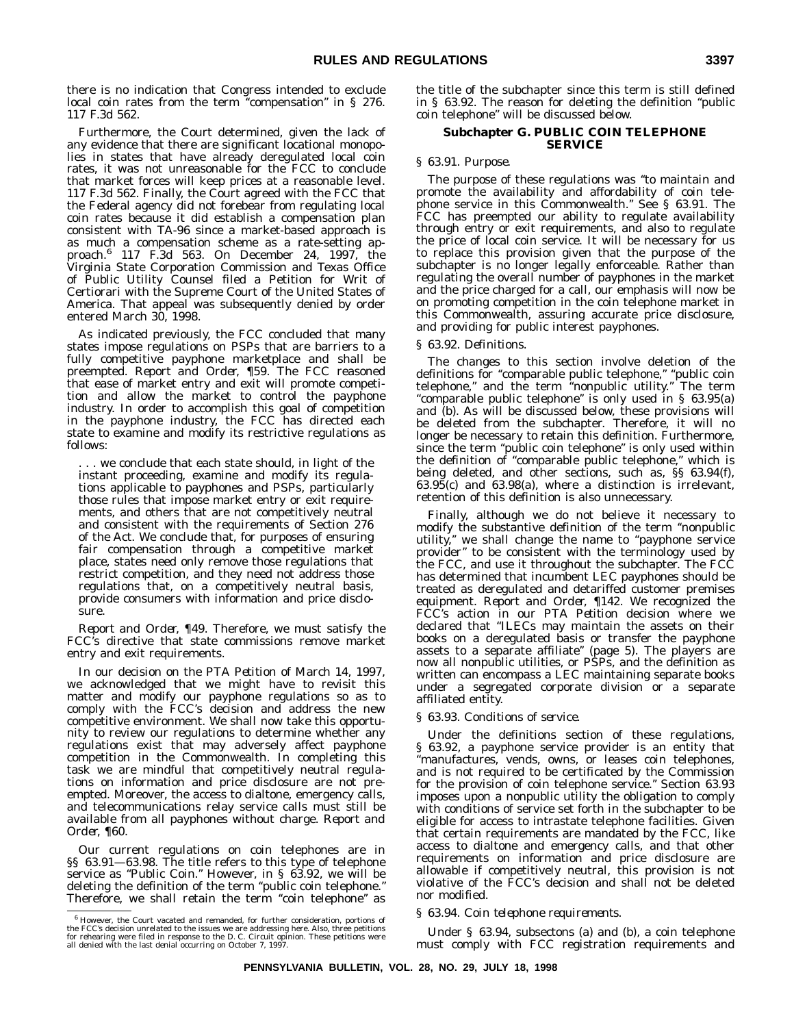there is no indication that Congress intended to exclude local coin rates from the term "compensation" in § 276. 117 F.3d 562.

Furthermore, the Court determined, given the lack of any evidence that there are significant locational monopolies in states that have already deregulated local coin rates, it was not unreasonable for the FCC to conclude that market forces will keep prices at a reasonable level. 117 F.3d 562. Finally, the Court agreed with the FCC that the Federal agency did not forebear from regulating local coin rates because it did establish a compensation plan consistent with TA-96 since a market-based approach is as much a compensation scheme as a rate-setting approach.[6] 117 F.3d 563. On December 24, 1997, the Virginia State Corporation Commission and Texas Office of Public Utility Counsel filed a Petition for Writ of Certiorari with the Supreme Court of the United States of America. That appeal was subsequently denied by order entered March 30, 1998.

As indicated previously, the FCC concluded that many states impose regulations on PSPs that are barriers to a fully competitive payphone marketplace and shall be preempted. *Report and Order,* ¶59. The FCC reasoned that ease of market entry and exit will promote competition and allow the market to control the payphone industry. In order to accomplish this goal of competition in the payphone industry, the FCC has directed each state to examine and modify its restrictive regulations as follows:

> . . . we conclude that each state should, in light of the instant proceeding, examine and modify its regulations applicable to payphones and PSPs, particularly those rules that impose market entry or exit requirements, and others that are not competitively neutral and consistent with the requirements of Section 276 of the Act. We conclude that, for purposes of ensuring fair compensation through a competitive market place, states need only remove those regulations that restrict competition, and they need not address those regulations that, on a competitively neutral basis, provide consumers with information and price disclosure.

*Report and Order,* ¶49. Therefore, we must satisfy the FCC's directive that state commissions remove market entry and exit requirements.

In our decision on the *PTA Petition* of March 14, 1997, we acknowledged that we might have to revisit this matter and modify our payphone regulations so as to comply with the FCC's decision and address the new competitive environment. We shall now take this opportunity to review our regulations to determine whether any regulations exist that may adversely affect payphone competition in the Commonwealth. In completing this task we are mindful that competitively neutral regulations on information and price disclosure are not preempted. Moreover, the access to dialtone, emergency calls, and telecommunications relay service calls must still be available from all payphones without charge. *Report and Order,* ¶60.

Our current regulations on coin telephones are in §§ 63.91—63.98. The title refers to this type of telephone service as "Public Coin." However, in § 63.92, we will be deleting the definition of the term "public coin telephone." Therefore, we shall retain the term "coin telephone" as the title of the subchapter since this term is still defined in § 63.92. The reason for deleting the definition "public coin telephone" will be discussed below.

### Subchapter G. PUBLIC COIN TELEPHONE SERVICE

*§ 63.91. Purpose.*

The purpose of these regulations was "to maintain and promote the availability and affordability of coin telephone service in this Commonwealth." See § 63.91. The FCC has preempted our ability to regulate availability through entry or exit requirements, and also to regulate the price of local coin service. It will be necessary for us to replace this provision given that the purpose of the subchapter is no longer legally enforceable. Rather than regulating the overall number of payphones in the market and the price charged for a call, our emphasis will now be on promoting competition in the coin telephone market in this Commonwealth, assuring accurate price disclosure, and providing for public interest payphones.

*§ 63.92. Definitions.*

The changes to this section involve deletion of the definitions for "comparable public telephone," "public coin telephone," and the term "nonpublic utility." The term "comparable public telephone" is only used in § 63.95(a) and (b). As will be discussed below, these provisions will be deleted from the subchapter. Therefore, it will no longer be necessary to retain this definition. Furthermore, since the term "public coin telephone" is only used within the definition of "comparable public telephone," which is being deleted, and other sections, such as, §§ 63.94(f), 63.95(c) and 63.98(a), where a distinction is irrelevant, retention of this definition is also unnecessary.

Finally, although we do not believe it necessary to modify the substantive definition of the term "nonpublic utility," we shall change the name to "payphone service provider" to be consistent with the terminology used by the FCC, and use it throughout the subchapter. The FCC has determined that incumbent LEC payphones should be treated as deregulated and detariffed customer premises equipment. *Report and Order,* ¶142. We recognized the FCC's action in our *PTA Petition* decision where we declared that "ILECs may maintain the assets on their books on a deregulated basis or transfer the payphone assets to a separate affiliate" (page 5). The players are now all nonpublic utilities, or PSPs, and the definition as written can encompass a LEC maintaining separate books under a segregated corporate division or a separate affiliated entity.

*§ 63.93. Conditions of service.*

Under the definitions section of these regulations, § 63.92, a payphone service provider is an entity that "manufactures, vends, owns, or leases coin telephones, and is not required to be certificated by the Commission for the provision of coin telephone service." Section 63.93 imposes upon a nonpublic utility the obligation to comply with conditions of service set forth in the subchapter to be eligible for access to intrastate telephone facilities. Given that certain requirements are mandated by the FCC, like access to dialtone and emergency calls, and that other requirements on information and price disclosure are allowable if competitively neutral, this provision is not violative of the FCC's decision and shall not be deleted nor modified.

*§ 63.94. Coin telephone requirements.*

Under § 63.94, subsectons (a) and (b), a coin telephone must comply with FCC registration requirements and

---

[6] However, the Court vacated and remanded, for further consideration, portions of the FCC's decision unrelated to the issues we are addressing here. Also, three petitions for rehearing were filed in response to the D. C. Circuit opinion. These petitions were all denied with the last denial occurring on October 7, 1997.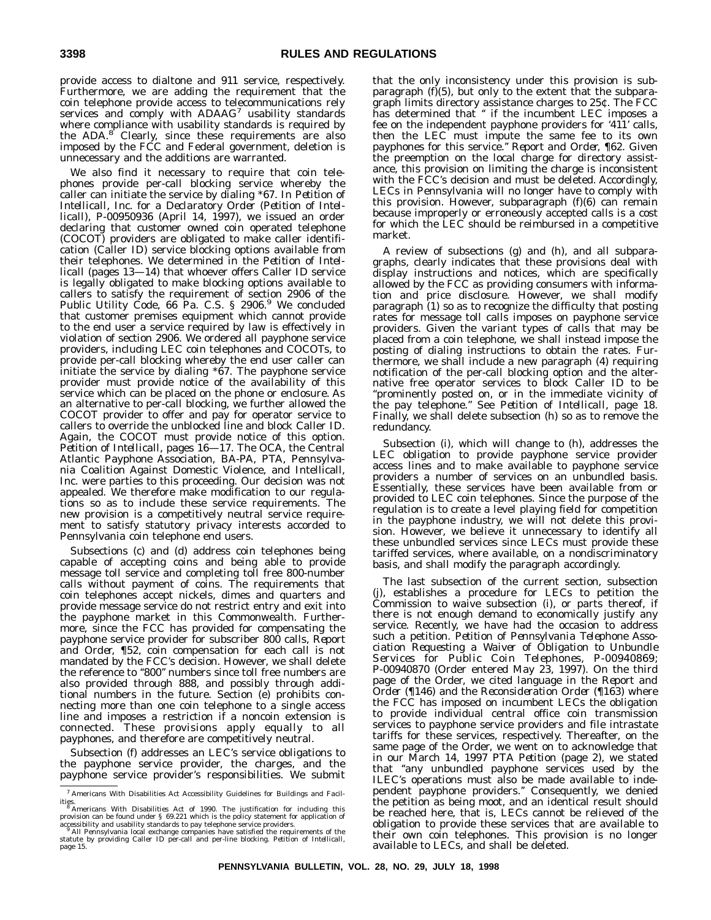provide access to dialtone and 911 service, respectively. Furthermore, we are adding the requirement that the coin telephone provide access to telecommunications rely services and comply with ADAAG[7] usability standards where compliance with usability standards is required by the ADA.[8] Clearly, since these requirements are also imposed by the FCC and Federal government, deletion is unnecessary and the additions are warranted.

We also find it necessary to require that coin telephones provide per-call blocking service whereby the caller can initiate the service by dialing *67. In *Petition of Intellicall, Inc. for a Declaratory Order* (*Petition of Intellicall*), P-00950936 (April 14, 1997), we issued an order declaring that customer owned coin operated telephone (COCOT) providers are obligated to make caller identification (Caller ID) service blocking options available from their telephones. We determined in the *Petition of Intellicall* (pages 13—14) that whoever offers Caller ID service is legally obligated to make blocking options available to callers to satisfy the requirement of section 2906 of the Public Utility Code, 66 Pa. C.S. § 2906.[9] We concluded that customer premises equipment which cannot provide to the end user a service required by law is effectively in violation of section 2906. We ordered all payphone service providers, including LEC coin telephones and COCOTs, to provide per-call blocking whereby the end user caller can initiate the service by dialing *67. The payphone service provider must provide notice of the availability of this service which can be placed on the phone or enclosure. As an alternative to per-call blocking, we further allowed the COCOT provider to offer and pay for operator service to callers to override the unblocked line and block Caller ID. Again, the COCOT must provide notice of this option. *Petition of Intellicall*, pages 16—17. The OCA, the Central Atlantic Payphone Association, BA-PA, PTA, Pennsylvania Coalition Against Domestic Violence, and Intellicall, Inc. were parties to this proceeding. Our decision was not appealed. We therefore make modification to our regulations so as to include these service requirements. The new provision is a competitively neutral service requirement to satisfy statutory privacy interests accorded to Pennsylvania coin telephone end users.

Subsections (c) and (d) address coin telephones being capable of accepting coins and being able to provide message toll service and completing toll free 800-number calls without payment of coins. The requirements that coin telephones accept nickels, dimes and quarters and provide message service do not restrict entry and exit into the payphone market in this Commonwealth. Furthermore, since the FCC has provided for compensating the payphone service provider for subscriber 800 calls, *Report and Order*, ¶52, coin compensation for each call is not mandated by the FCC's decision. However, we shall delete the reference to "800" numbers since toll free numbers are also provided through 888, and possibly through additional numbers in the future. Section (e) prohibits connecting more than one coin telephone to a single access line and imposes a restriction if a noncoin extension is connected. These provisions apply equally to all payphones, and therefore are competitively neutral.

Subsection (f) addresses an LEC's service obligations to the payphone service provider, the charges, and the payphone service provider's responsibilities. We submit that the only inconsistency under this provision is subparagraph (f)(5), but only to the extent that the subparagraph limits directory assistance charges to 25¢. The FCC has determined that " if the incumbent LEC imposes a fee on the independent payphone providers for '411' calls, then the LEC must impute the same fee to its own payphones for this service." *Report and Order*, ¶62. Given the preemption on the local charge for directory assistance, this provision on limiting the charge is inconsistent with the FCC's decision and must be deleted. Accordingly, LECs in Pennsylvania will no longer have to comply with this provision. However, subparagraph (f)(6) can remain because improperly or erroneously accepted calls is a cost for which the LEC should be reimbursed in a competitive market.

A review of subsections (g) and (h), and all subparagraphs, clearly indicates that these provisions deal with display instructions and notices, which are specifically allowed by the FCC as providing consumers with information and price disclosure. However, we shall modify paragraph (1) so as to recognize the difficulty that posting rates for message toll calls imposes on payphone service providers. Given the variant types of calls that may be placed from a coin telephone, we shall instead impose the posting of dialing instructions to obtain the rates. Furthermore, we shall include a new paragraph (4) requiring notification of the per-call blocking option and the alternative free operator services to block Caller ID to be "prominently posted on, or in the immediate vicinity of the pay telephone." See *Petition of Intellicall*, page 18. Finally, we shall delete subsection (h) so as to remove the redundancy.

Subsection (i), which will change to (h), addresses the LEC obligation to provide payphone service provider access lines and to make available to payphone service providers a number of services on an unbundled basis. Essentially, these services have been available from or provided to LEC coin telephones. Since the purpose of the regulation is to create a level playing field for competition in the payphone industry, we will not delete this provision. However, we believe it unnecessary to identify all these unbundled services since LECs must provide these tariffed services, where available, on a nondiscriminatory basis, and shall modify the paragraph accordingly.

The last subsection of the current section, subsection (j), establishes a procedure for LECs to petition the Commission to waive subsection (i), or parts thereof, if there is not enough demand to economically justify any service. Recently, we have had the occasion to address such a petition. *Petition of Pennsylvania Telephone Association Requesting a Waiver of Obligation to Unbundle Services for Public Coin Telephones*, P-00940869; P-00940870 (Order entered May 23, 1997). On the third page of the Order, we cited language in the *Report and Order* (¶146) and the *Reconsideration Order* (¶163) where the FCC has imposed on incumbent LECs the obligation to provide individual central office coin transmission services to payphone service providers and file intrastate tariffs for these services, respectively. Thereafter, on the same page of the Order, we went on to acknowledge that in our March 14, 1997 *PTA Petition* (page 2), we stated that "any unbundled payphone services used by the ILEC's operations must also be made available to independent payphone providers." Consequently, we denied the petition as being moot, and an identical result should be reached here, that is, LECs cannot be relieved of the obligation to provide these services that are available to their own coin telephones. This provision is no longer available to LECs, and shall be deleted.

---

[7] Americans With Disabilities Act Accessibility Guidelines for Buildings and Facilities.

[8] Americans With Disabilities Act of 1990. The justification for including this provision can be found under § 69.221 which is the policy statement for application of accessibility and usability standards to pay telephone service providers.

[9] All Pennsylvania local exchange companies have satisfied the requirements of the statute by providing Caller ID per-call and per-line blocking. *Petition of Intellicall*, page 15.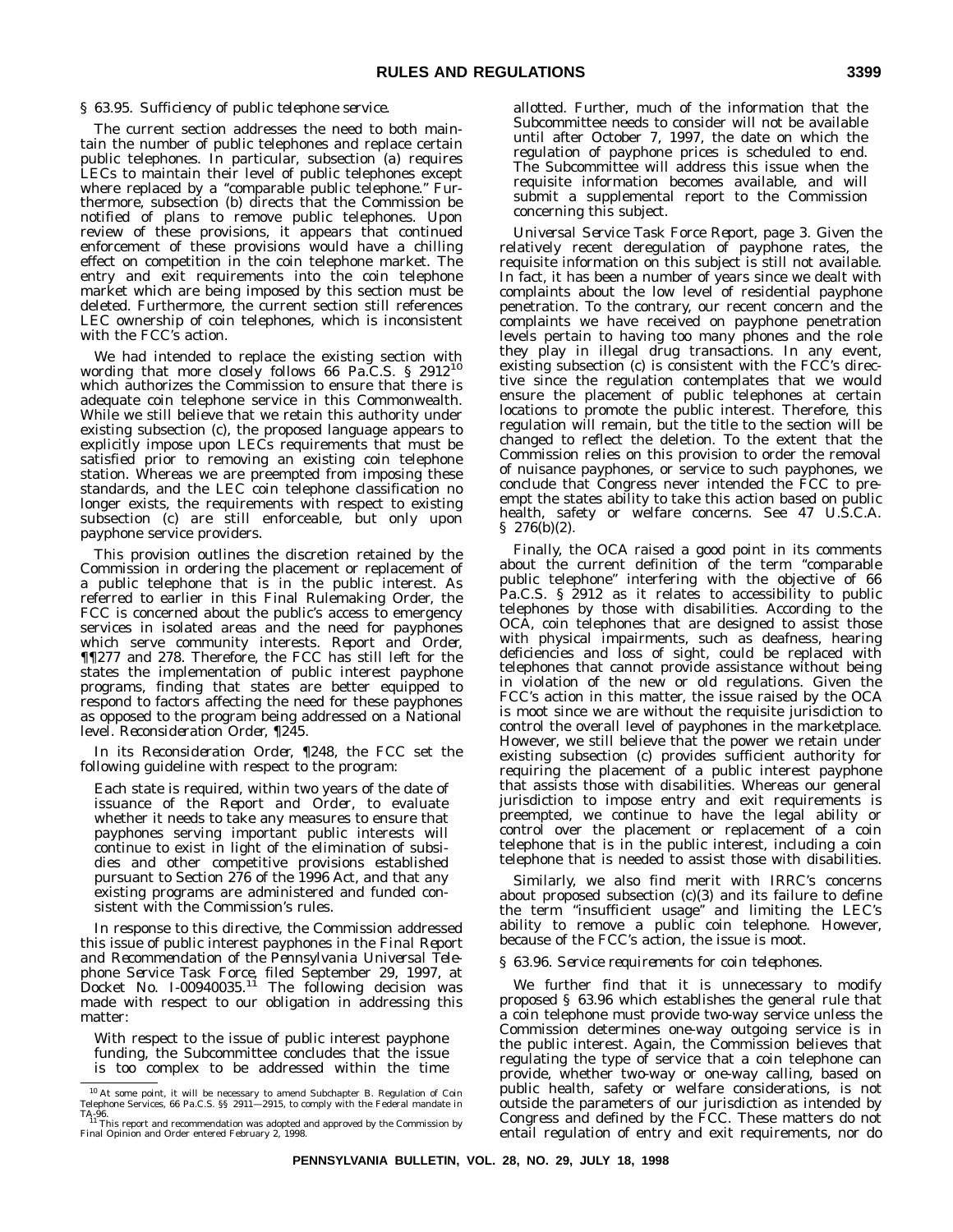*§ 63.95. Sufficiency of public telephone service.*

The current section addresses the need to both maintain the number of public telephones and replace certain public telephones. In particular, subsection (a) requires LECs to maintain their level of public telephones except where replaced by a "comparable public telephone." Furthermore, subsection (b) directs that the Commission be notified of plans to remove public telephones. Upon review of these provisions, it appears that continued enforcement of these provisions would have a chilling effect on competition in the coin telephone market. The entry and exit requirements into the coin telephone market which are being imposed by this section must be deleted. Furthermore, the current section still references LEC ownership of coin telephones, which is inconsistent with the FCC's action.

We had intended to replace the existing section with wording that more closely follows 66 Pa.C.S. § 2912[10] which authorizes the Commission to ensure that there is adequate coin telephone service in this Commonwealth. While we still believe that we retain this authority under existing subsection (c), the proposed language appears to explicitly impose upon LECs requirements that must be satisfied prior to removing an existing coin telephone station. Whereas we are preempted from imposing these standards, and the LEC coin telephone classification no longer exists, the requirements with respect to existing subsection (c) are still enforceable, but only upon payphone service providers.

This provision outlines the discretion retained by the Commission in ordering the placement or replacement of a public telephone that is in the public interest. As referred to earlier in this Final Rulemaking Order, the FCC is concerned about the public's access to emergency services in isolated areas and the need for payphones which serve community interests. *Report and Order*, ¶¶277 and 278. Therefore, the FCC has still left for the states the implementation of public interest payphone programs, finding that states are better equipped to respond to factors affecting the need for these payphones as opposed to the program being addressed on a National level. *Reconsideration Order*, ¶245.

In its *Reconsideration Order*, ¶248, the FCC set the following guideline with respect to the program:

> Each state is required, within two years of the date of issuance of the *Report and Order*, to evaluate whether it needs to take any measures to ensure that payphones serving important public interests will continue to exist in light of the elimination of subsidies and other competitive provisions established pursuant to Section 276 of the 1996 Act, and that any existing programs are administered and funded consistent with the Commission's rules.

In response to this directive, the Commission addressed this issue of public interest payphones in the *Final Report and Recommendation of the Pennsylvania Universal Telephone Service Task Force*, filed September 29, 1997, at Docket No. I-00940035.[11] The following decision was made with respect to our obligation in addressing this matter:

> With respect to the issue of public interest payphone funding, the Subcommittee concludes that the issue is too complex to be addressed within the time allotted. Further, much of the information that the Subcommittee needs to consider will not be available until after October 7, 1997, the date on which the regulation of payphone prices is scheduled to end. The Subcommittee will address this issue when the requisite information becomes available, and will submit a supplemental report to the Commission concerning this subject.

*Universal Service Task Force Report*, page 3. Given the relatively recent deregulation of payphone rates, the requisite information on this subject is still not available. In fact, it has been a number of years since we dealt with complaints about the low level of residential payphone penetration. To the contrary, our recent concern and the complaints we have received on payphone penetration levels pertain to having too many phones and the role they play in illegal drug transactions. In any event, existing subsection (c) is consistent with the FCC's directive since the regulation contemplates that we would ensure the placement of public telephones at certain locations to promote the public interest. Therefore, this regulation will remain, but the title to the section will be changed to reflect the deletion. To the extent that the Commission relies on this provision to order the removal of nuisance payphones, or service to such payphones, we conclude that Congress never intended the FCC to preempt the states ability to take this action based on public health, safety or welfare concerns. See 47 U.S.C.A. § 276(b)(2).

Finally, the OCA raised a good point in its comments about the current definition of the term "comparable public telephone" interfering with the objective of 66 Pa.C.S. § 2912 as it relates to accessibility to public telephones by those with disabilities. According to the OCA, coin telephones that are designed to assist those with physical impairments, such as deafness, hearing deficiencies and loss of sight, could be replaced with telephones that cannot provide assistance without being in violation of the new or old regulations. Given the FCC's action in this matter, the issue raised by the OCA is moot since we are without the requisite jurisdiction to control the overall level of payphones in the marketplace. However, we still believe that the power we retain under existing subsection (c) provides sufficient authority for requiring the placement of a public interest payphone that assists those with disabilities. Whereas our general jurisdiction to impose entry and exit requirements is preempted, we continue to have the legal ability or control over the placement or replacement of a coin telephone that is in the public interest, including a coin telephone that is needed to assist those with disabilities.

Similarly, we also find merit with IRRC's concerns about proposed subsection (c)(3) and its failure to define the term "insufficient usage" and limiting the LEC's ability to remove a public coin telephone. However, because of the FCC's action, the issue is moot.

*§ 63.96. Service requirements for coin telephones.*

We further find that it is unnecessary to modify proposed § 63.96 which establishes the general rule that a coin telephone must provide two-way service unless the Commission determines one-way outgoing service is in the public interest. Again, the Commission believes that regulating the type of service that a coin telephone can provide, whether two-way or one-way calling, based on public health, safety or welfare considerations, is not outside the parameters of our jurisdiction as intended by Congress and defined by the FCC. These matters do not entail regulation of entry and exit requirements, nor do

---

[10] At some point, it will be necessary to amend Subchapter B. Regulation of Coin Telephone Services, 66 Pa.C.S. §§ 2911—2915, to comply with the Federal mandate in TA-96.

[11] This report and recommendation was adopted and approved by the Commission by Final Opinion and Order entered February 2, 1998.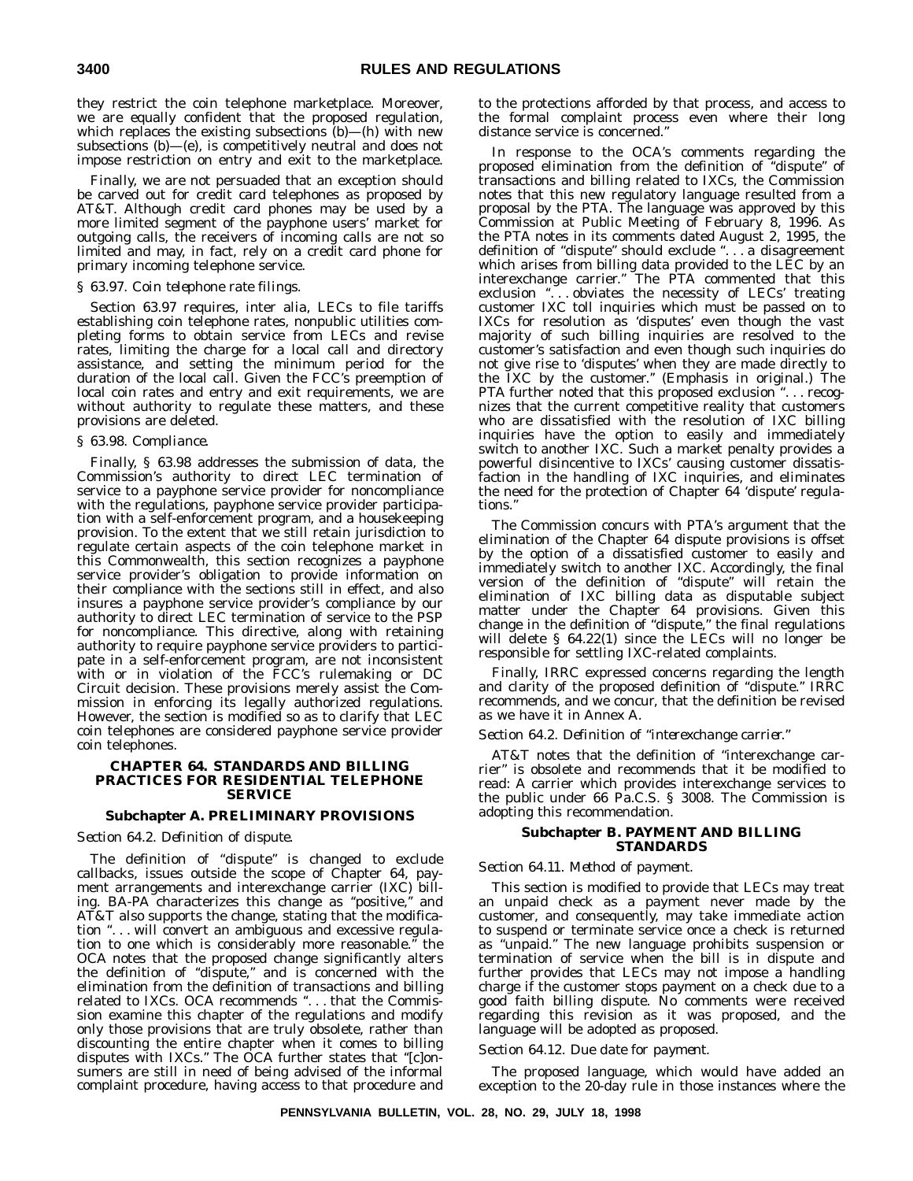they restrict the coin telephone marketplace. Moreover, we are equally confident that the proposed regulation, which replaces the existing subsections (b)—(h) with new subsections (b)—(e), is competitively neutral and does not impose restriction on entry and exit to the marketplace.

Finally, we are not persuaded that an exception should be carved out for credit card telephones as proposed by AT&T. Although credit card phones may be used by a more limited segment of the payphone users' market for outgoing calls, the receivers of incoming calls are not so limited and may, in fact, rely on a credit card phone for primary incoming telephone service.

*§ 63.97. Coin telephone rate filings.*

Section 63.97 requires, inter alia, LECs to file tariffs establishing coin telephone rates, nonpublic utilities completing forms to obtain service from LECs and revise rates, limiting the charge for a local call and directory assistance, and setting the minimum period for the duration of the local call. Given the FCC's preemption of local coin rates and entry and exit requirements, we are without authority to regulate these matters, and these provisions are deleted.

*§ 63.98. Compliance.*

Finally, § 63.98 addresses the submission of data, the Commission's authority to direct LEC termination of service to a payphone service provider for noncompliance with the regulations, payphone service provider participation with a self-enforcement program, and a housekeeping provision. To the extent that we still retain jurisdiction to regulate certain aspects of the coin telephone market in this Commonwealth, this section recognizes a payphone service provider's obligation to provide information on their compliance with the sections still in effect, and also insures a payphone service provider's compliance by our authority to direct LEC termination of service to the PSP for noncompliance. This directive, along with retaining authority to require payphone service providers to participate in a self-enforcement program, are not inconsistent with or in violation of the FCC's rulemaking or DC Circuit decision. These provisions merely assist the Commission in enforcing its legally authorized regulations. However, the section is modified so as to clarify that LEC coin telephones are considered payphone service provider coin telephones.

## CHAPTER 64. STANDARDS AND BILLING PRACTICES FOR RESIDENTIAL TELEPHONE SERVICE

### Subchapter A. PRELIMINARY PROVISIONS

*Section 64.2. Definition of dispute.*

The definition of "dispute" is changed to exclude callbacks, issues outside the scope of Chapter 64, payment arrangements and interexchange carrier (IXC) billing. BA-PA characterizes this change as "positive," and AT&T also supports the change, stating that the modification ". . . will convert an ambiguous and excessive regulation to one which is considerably more reasonable." the OCA notes that the proposed change significantly alters the definition of "dispute," and is concerned with the elimination from the definition of transactions and billing related to IXCs. OCA recommends ". . . that the Commission examine this chapter of the regulations and modify only those provisions that are truly obsolete, rather than discounting the entire chapter when it comes to billing disputes with IXCs." The OCA further states that "[c]onsumers are still in need of being advised of the informal complaint procedure, having access to that procedure and to the protections afforded by that process, and access to the formal complaint process even where their long distance service is concerned."

In response to the OCA's comments regarding the proposed elimination from the definition of "dispute" of transactions and billing related to IXCs, the Commission notes that this new regulatory language resulted from a proposal by the PTA. The language was approved by this Commission at Public Meeting of February 8, 1996. As the PTA notes in its comments dated August 2, 1995, the definition of "dispute" should exclude ". . . a disagreement which arises from billing data provided to the LEC by an interexchange carrier." The PTA commented that this exclusion ". . . obviates the necessity of LECs' treating customer IXC toll inquiries which must be passed on to IXCs for resolution as 'disputes' even though the vast majority of such billing inquiries are resolved to the customer's satisfaction and even though such inquiries do not give rise to 'disputes' when they are made *directly* to the IXC by the customer." (Emphasis in original.) The PTA further noted that this proposed exclusion ". . . recognizes that the current competitive reality that customers who are dissatisfied with the resolution of IXC billing inquiries have the option to easily and immediately switch to another IXC. Such a market penalty provides a powerful disincentive to IXCs' causing customer dissatisfaction in the handling of IXC inquiries, and eliminates the need for the protection of Chapter 64 'dispute' regulations."

The Commission concurs with PTA's argument that the elimination of the Chapter 64 dispute provisions is offset by the option of a dissatisfied customer to easily and immediately switch to another IXC. Accordingly, the final version of the definition of "dispute" will retain the elimination of IXC billing data as disputable subject matter under the Chapter 64 provisions. Given this change in the definition of "dispute," the final regulations will delete § 64.22(1) since the LECs will no longer be responsible for settling IXC-related complaints.

Finally, IRRC expressed concerns regarding the length and clarity of the proposed definition of "dispute." IRRC recommends, and we concur, that the definition be revised as we have it in Annex A.

*Section 64.2. Definition of "interexchange carrier."*

AT&T notes that the definition of "interexchange carrier" is obsolete and recommends that it be modified to read: A carrier which provides interexchange services to the public under 66 Pa.C.S. § 3008. The Commission is adopting this recommendation.

### Subchapter B. PAYMENT AND BILLING STANDARDS

*Section 64.11. Method of payment.*

This section is modified to provide that LECs may treat an unpaid check as a payment never made by the customer, and consequently, may take immediate action to suspend or terminate service once a check is returned as "unpaid." The new language prohibits suspension or termination of service when the bill is in dispute and further provides that LECs may not impose a handling charge if the customer stops payment on a check due to a good faith billing dispute. No comments were received regarding this revision as it was proposed, and the language will be adopted as proposed.

*Section 64.12. Due date for payment.*

The proposed language, which would have added an exception to the 20-day rule in those instances where the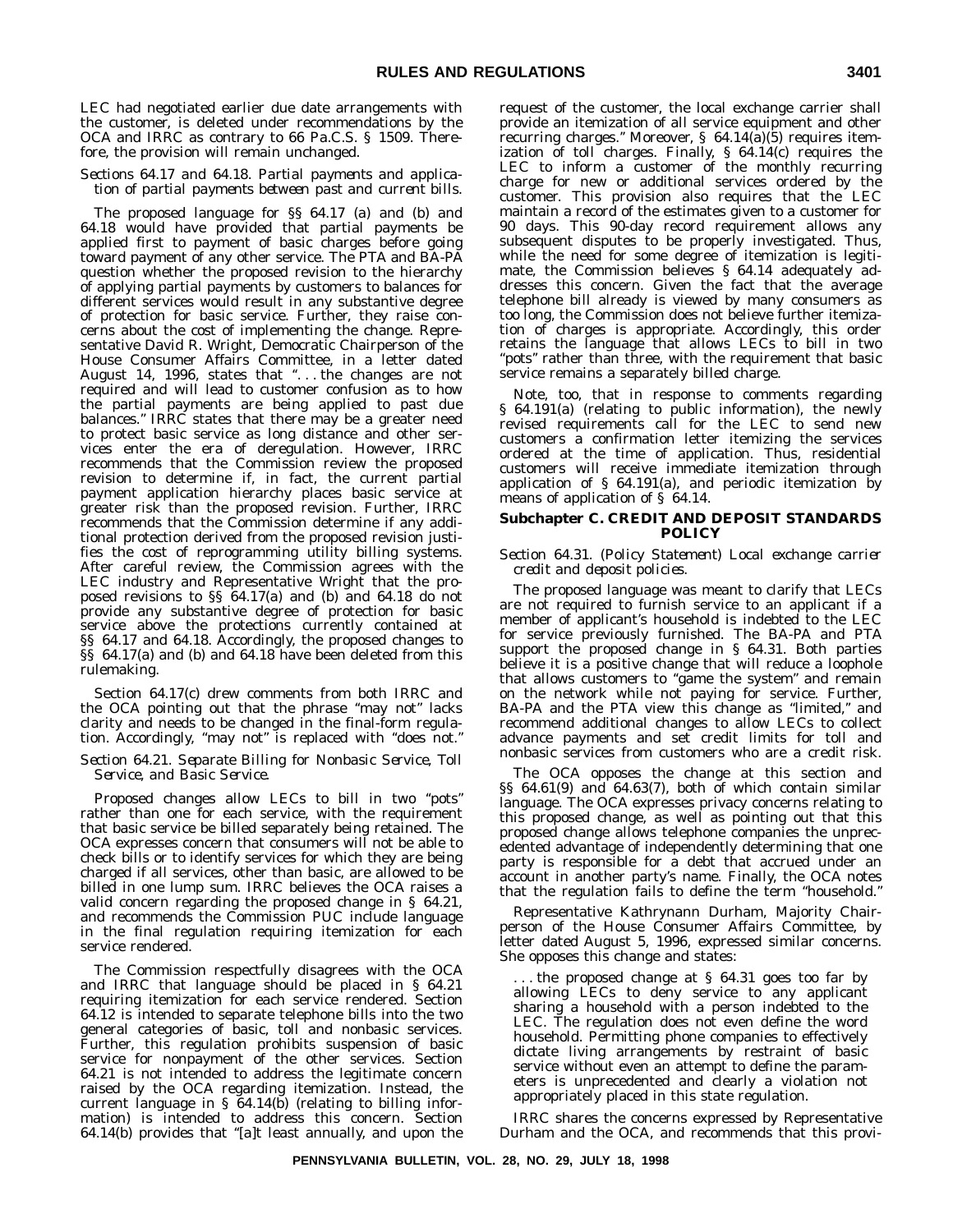LEC had negotiated earlier due date arrangements with the customer, is deleted under recommendations by the OCA and IRRC as contrary to 66 Pa.C.S. § 1509. Therefore, the provision will remain unchanged.

*Sections 64.17 and 64.18. Partial payments and application of partial payments between past and current bills.*

The proposed language for §§ 64.17 (a) and (b) and 64.18 would have provided that partial payments be applied first to payment of basic charges before going toward payment of any other service. The PTA and BA-PA question whether the proposed revision to the hierarchy of applying partial payments by customers to balances for different services would result in any substantive degree of protection for basic service. Further, they raise concerns about the cost of implementing the change. Representative David R. Wright, Democratic Chairperson of the House Consumer Affairs Committee, in a letter dated August 14, 1996, states that ". . . the changes are not required and will lead to customer confusion as to how the partial payments are being applied to past due balances." IRRC states that there may be a greater need to protect basic service as long distance and other services enter the era of deregulation. However, IRRC recommends that the Commission review the proposed revision to determine if, in fact, the current partial payment application hierarchy places basic service at greater risk than the proposed revision. Further, IRRC recommends that the Commission determine if any additional protection derived from the proposed revision justifies the cost of reprogramming utility billing systems. After careful review, the Commission agrees with the LEC industry and Representative Wright that the proposed revisions to §§ 64.17(a) and (b) and 64.18 do not provide any substantive degree of protection for basic service above the protections currently contained at §§ 64.17 and 64.18. Accordingly, the proposed changes to §§ 64.17(a) and (b) and 64.18 have been deleted from this rulemaking.

Section 64.17(c) drew comments from both IRRC and the OCA pointing out that the phrase "may not" lacks clarity and needs to be changed in the final-form regulation. Accordingly, "may not" is replaced with "does not."

*Section 64.21. Separate Billing for Nonbasic Service, Toll Service, and Basic Service.*

Proposed changes allow LECs to bill in two "pots" rather than one for each service, with the requirement that basic service be billed separately being retained. The OCA expresses concern that consumers will not be able to check bills or to identify services for which they are being charged if all services, other than basic, are allowed to be billed in one lump sum. IRRC believes the OCA raises a valid concern regarding the proposed change in § 64.21, and recommends the Commission PUC include language in the final regulation requiring itemization for each service rendered.

The Commission respectfully disagrees with the OCA and IRRC that language should be placed in § 64.21 requiring itemization for each service rendered. Section 64.12 is intended to separate telephone bills into the two general categories of basic, toll and nonbasic services. Further, this regulation prohibits suspension of basic service for nonpayment of the other services. Section 64.21 is not intended to address the legitimate concern raised by the OCA regarding itemization. Instead, the current language in § 64.14(b) (relating to billing information) is intended to address this concern. Section 64.14(b) provides that "[a]t least annually, and upon the request of the customer, the local exchange carrier shall provide an itemization of all service equipment and other recurring charges." Moreover, § 64.14(a)(5) requires itemization of toll charges. Finally, § 64.14(c) requires the LEC to inform a customer of the monthly recurring charge for new or additional services ordered by the customer. This provision also requires that the LEC maintain a record of the estimates given to a customer for 90 days. This 90-day record requirement allows any subsequent disputes to be properly investigated. Thus, while the need for some degree of itemization is legitimate, the Commission believes § 64.14 adequately addresses this concern. Given the fact that the average telephone bill already is viewed by many consumers as too long, the Commission does not believe further itemization of charges is appropriate. Accordingly, this order retains the language that allows LECs to bill in two "pots" rather than three, with the requirement that basic service remains a separately billed charge.

Note, too, that in response to comments regarding § 64.191(a) (relating to public information), the newly revised requirements call for the LEC to send new customers a confirmation letter itemizing the services ordered at the time of application. Thus, residential customers will receive immediate itemization through application of § 64.191(a), and periodic itemization by means of application of § 64.14.

## Subchapter C. CREDIT AND DEPOSIT STANDARDS POLICY

*Section 64.31. (Policy Statement) Local exchange carrier credit and deposit policies.*

The proposed language was meant to clarify that LECs are not required to furnish service to an applicant if a member of applicant's household is indebted to the LEC for service previously furnished. The BA-PA and PTA support the proposed change in § 64.31. Both parties believe it is a positive change that will reduce a loophole that allows customers to "game the system" and remain on the network while not paying for service. Further, BA-PA and the PTA view this change as "limited," and recommend additional changes to allow LECs to collect advance payments and set credit limits for toll and nonbasic services from customers who are a credit risk.

The OCA opposes the change at this section and §§ 64.61(9) and 64.63(7), both of which contain similar language. The OCA expresses privacy concerns relating to this proposed change, as well as pointing out that this proposed change allows telephone companies the unprecedented advantage of independently determining that one party is responsible for a debt that accrued under an account in another party's name. Finally, the OCA notes that the regulation fails to define the term "household."

Representative Kathrynann Durham, Majority Chairperson of the House Consumer Affairs Committee, by letter dated August 5, 1996, expressed similar concerns. She opposes this change and states:

> . . . the proposed change at § 64.31 goes too far by allowing LECs to deny service to any applicant sharing a household with a person indebted to the LEC. The regulation does not even define the word household. Permitting phone companies to effectively dictate living arrangements by restraint of basic service without even an attempt to define the parameters is unprecedented and clearly a violation not appropriately placed in this state regulation.

IRRC shares the concerns expressed by Representative Durham and the OCA, and recommends that this provi-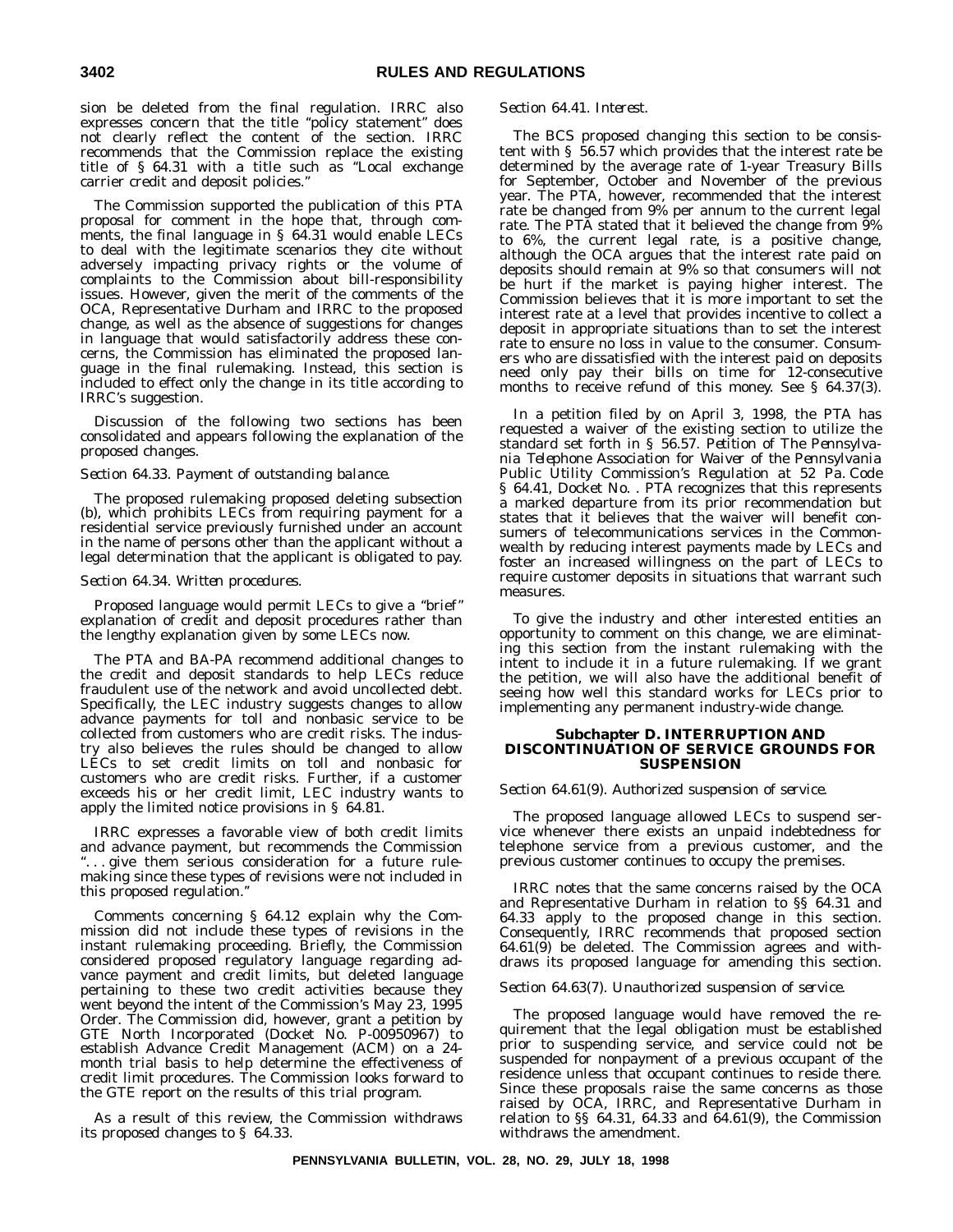sion be deleted from the final regulation. IRRC also expresses concern that the title "policy statement" does not clearly reflect the content of the section. IRRC recommends that the Commission replace the existing title of § 64.31 with a title such as "Local exchange carrier credit and deposit policies."

The Commission supported the publication of this PTA proposal for comment in the hope that, through comments, the final language in § 64.31 would enable LECs to deal with the legitimate scenarios they cite without adversely impacting privacy rights or the volume of complaints to the Commission about bill-responsibility issues. However, given the merit of the comments of the OCA, Representative Durham and IRRC to the proposed change, as well as the absence of suggestions for changes in language that would satisfactorily address these concerns, the Commission has eliminated the proposed language in the final rulemaking. Instead, this section is included to effect only the change in its title according to IRRC's suggestion.

Discussion of the following two sections has been consolidated and appears following the explanation of the proposed changes.

*Section 64.33. Payment of outstanding balance.*

The proposed rulemaking proposed deleting subsection (b), which prohibits LECs from requiring payment for a residential service previously furnished under an account in the name of persons other than the applicant without a legal determination that the applicant is obligated to pay.

*Section 64.34. Written procedures.*

Proposed language would permit LECs to give a "brief" explanation of credit and deposit procedures rather than the lengthy explanation given by some LECs now.

The PTA and BA-PA recommend additional changes to the credit and deposit standards to help LECs reduce fraudulent use of the network and avoid uncollected debt. Specifically, the LEC industry suggests changes to allow advance payments for toll and nonbasic service to be collected from customers who are credit risks. The industry also believes the rules should be changed to allow LECs to set credit limits on toll and nonbasic for customers who are credit risks. Further, if a customer exceeds his or her credit limit, LEC industry wants to apply the limited notice provisions in § 64.81.

IRRC expresses a favorable view of both credit limits and advance payment, but recommends the Commission ". . . give them serious consideration for a future rulemaking since these types of revisions were not included in this proposed regulation."

Comments concerning § 64.12 explain why the Commission did not include these types of revisions in the instant rulemaking proceeding. Briefly, the Commission considered proposed regulatory language regarding advance payment and credit limits, but deleted language pertaining to these two credit activities because they went beyond the intent of the Commission's May 23, 1995 Order. The Commission did, however, grant a petition by GTE North Incorporated (Docket No. P-00950967) to establish Advance Credit Management (ACM) on a 24-month trial basis to help determine the effectiveness of credit limit procedures. The Commission looks forward to the GTE report on the results of this trial program.

As a result of this review, the Commission withdraws its proposed changes to § 64.33.

*Section 64.41. Interest.*

The BCS proposed changing this section to be consistent with § 56.57 which provides that the interest rate be determined by the average rate of 1-year Treasury Bills for September, October and November of the previous year. The PTA, however, recommended that the interest rate be changed from 9% per annum to the current legal rate. The PTA stated that it believed the change from 9% to 6%, the current legal rate, is a positive change, although the OCA argues that the interest rate paid on deposits should remain at 9% so that consumers will not be hurt if the market is paying higher interest. The Commission believes that it is more important to set the interest rate at a level that provides incentive to collect a deposit in appropriate situations than to set the interest rate to ensure no loss in value to the consumer. Consumers who are dissatisfied with the interest paid on deposits need only pay their bills on time for 12-consecutive months to receive refund of this money. See § 64.37(3).

In a petition filed by on April 3, 1998, the PTA has requested a waiver of the existing section to utilize the standard set forth in § 56.57. *Petition of The Pennsylvania Telephone Association for Waiver of the Pennsylvania Public Utility Commission's Regulation at 52 Pa. Code § 64.41*, Docket No. . PTA recognizes that this represents a marked departure from its prior recommendation but states that it believes that the waiver will benefit consumers of telecommunications services in the Commonwealth by reducing interest payments made by LECs and foster an increased willingness on the part of LECs to require customer deposits in situations that warrant such measures.

To give the industry and other interested entities an opportunity to comment on this change, we are eliminating this section from the instant rulemaking with the intent to include it in a future rulemaking. If we grant the petition, we will also have the additional benefit of seeing how well this standard works for LECs prior to implementing any permanent industry-wide change.

## Subchapter D. INTERRUPTION AND DISCONTINUATION OF SERVICE GROUNDS FOR SUSPENSION

*Section 64.61(9). Authorized suspension of service.*

The proposed language allowed LECs to suspend service whenever there exists an unpaid indebtedness for telephone service from a previous customer, and the previous customer continues to occupy the premises.

IRRC notes that the same concerns raised by the OCA and Representative Durham in relation to §§ 64.31 and 64.33 apply to the proposed change in this section. Consequently, IRRC recommends that proposed section 64.61(9) be deleted. The Commission agrees and withdraws its proposed language for amending this section.

*Section 64.63(7). Unauthorized suspension of service.*

The proposed language would have removed the requirement that the legal obligation must be established prior to suspending service, and service could not be suspended for nonpayment of a previous occupant of the residence unless that occupant continues to reside there. Since these proposals raise the same concerns as those raised by OCA, IRRC, and Representative Durham in relation to §§ 64.31, 64.33 and 64.61(9), the Commission withdraws the amendment.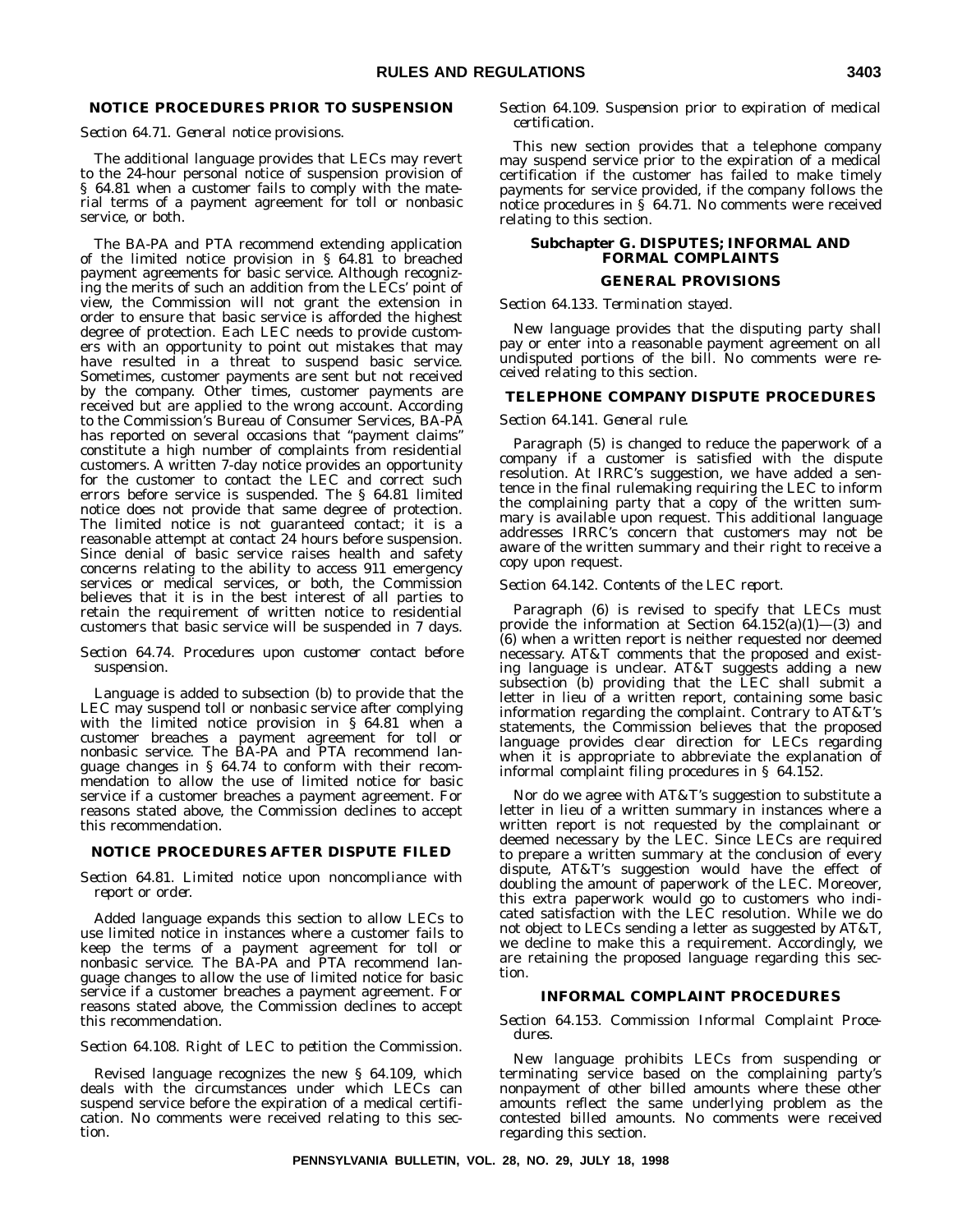### NOTICE PROCEDURES PRIOR TO SUSPENSION

*Section 64.71. General notice provisions.*

The additional language provides that LECs may revert to the 24-hour personal notice of suspension provision of § 64.81 when a customer fails to comply with the material terms of a payment agreement for toll or nonbasic service, or both.

The BA-PA and PTA recommend extending application of the limited notice provision in § 64.81 to breached payment agreements for basic service. Although recognizing the merits of such an addition from the LECs' point of view, the Commission will not grant the extension in order to ensure that basic service is afforded the highest degree of protection. Each LEC needs to provide customers with an opportunity to point out mistakes that may have resulted in a threat to suspend basic service. Sometimes, customer payments are sent but not received by the company. Other times, customer payments are received but are applied to the wrong account. According to the Commission's Bureau of Consumer Services, BA-PA has reported on several occasions that "payment claims" constitute a high number of complaints from residential customers. A written 7-day notice provides an opportunity for the customer to contact the LEC and correct such errors before service is suspended. The § 64.81 limited notice does not provide that same degree of protection. The limited notice is not guaranteed contact; it is a reasonable attempt at contact 24 hours before suspension. Since denial of basic service raises health and safety concerns relating to the ability to access 911 emergency services or medical services, or both, the Commission believes that it is in the best interest of all parties to retain the requirement of written notice to residential customers that basic service will be suspended in 7 days.

*Section 64.74. Procedures upon customer contact before suspension.*

Language is added to subsection (b) to provide that the LEC may suspend toll or nonbasic service after complying with the limited notice provision in § 64.81 when a customer breaches a payment agreement for toll or nonbasic service. The BA-PA and PTA recommend language changes in § 64.74 to conform with their recommendation to allow the use of limited notice for basic service if a customer breaches a payment agreement. For reasons stated above, the Commission declines to accept this recommendation.

### NOTICE PROCEDURES AFTER DISPUTE FILED

*Section 64.81. Limited notice upon noncompliance with report or order.*

Added language expands this section to allow LECs to use limited notice in instances where a customer fails to keep the terms of a payment agreement for toll or nonbasic service. The BA-PA and PTA recommend language changes to allow the use of limited notice for basic service if a customer breaches a payment agreement. For reasons stated above, the Commission declines to accept this recommendation.

*Section 64.108. Right of LEC to petition the Commission.*

Revised language recognizes the new § 64.109, which deals with the circumstances under which LECs can suspend service before the expiration of a medical certification. No comments were received relating to this section.

*Section 64.109. Suspension prior to expiration of medical certification.*

This new section provides that a telephone company may suspend service prior to the expiration of a medical certification if the customer has failed to make timely payments for service provided, if the company follows the notice procedures in § 64.71. No comments were received relating to this section.

## Subchapter G. DISPUTES; INFORMAL AND FORMAL COMPLAINTS

### GENERAL PROVISIONS

*Section 64.133. Termination stayed.*

New language provides that the disputing party shall pay or enter into a reasonable payment agreement on all undisputed portions of the bill. No comments were received relating to this section.

### TELEPHONE COMPANY DISPUTE PROCEDURES

*Section 64.141. General rule.*

Paragraph (5) is changed to reduce the paperwork of a company if a customer is satisfied with the dispute resolution. At IRRC's suggestion, we have added a sentence in the final rulemaking requiring the LEC to inform the complaining party that a copy of the written summary is available upon request. This additional language addresses IRRC's concern that customers may not be aware of the written summary and their right to receive a copy upon request.

*Section 64.142. Contents of the LEC report.*

Paragraph (6) is revised to specify that LECs must provide the information at Section 64.152(a)(1)—(3) and (6) when a written report is neither requested nor deemed necessary. AT&T comments that the proposed and existing language is unclear. AT&T suggests adding a new subsection (b) providing that the LEC shall submit a letter in lieu of a written report, containing some basic information regarding the complaint. Contrary to AT&T's statements, the Commission believes that the proposed language provides clear direction for LECs regarding when it is appropriate to abbreviate the explanation of informal complaint filing procedures in § 64.152.

Nor do we agree with AT&T's suggestion to substitute a letter in lieu of a written summary in instances where a written report is not requested by the complainant or deemed necessary by the LEC. Since LECs are required to prepare a written summary at the conclusion of every dispute, AT&T's suggestion would have the effect of doubling the amount of paperwork of the LEC. Moreover, this extra paperwork would go to customers who indicated satisfaction with the LEC resolution. While we do not object to LECs sending a letter as suggested by AT&T, we decline to make this a requirement. Accordingly, we are retaining the proposed language regarding this section.

### INFORMAL COMPLAINT PROCEDURES

*Section 64.153. Commission Informal Complaint Procedures.*

New language prohibits LECs from suspending or terminating service based on the complaining party's nonpayment of other billed amounts where these other amounts reflect the same underlying problem as the contested billed amounts. No comments were received regarding this section.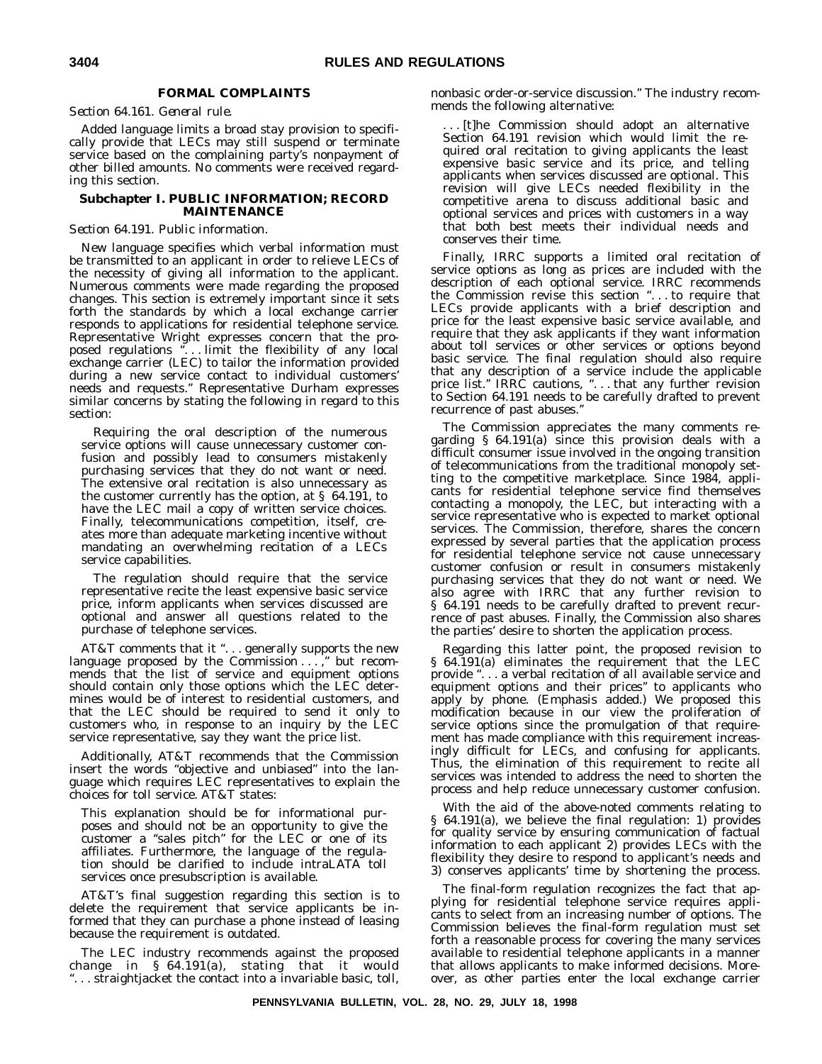**FORMAL COMPLAINTS**

*Section 64.161. General rule.*

Added language limits a broad stay provision to specifically provide that LECs may still suspend or terminate service based on the complaining party's nonpayment of other billed amounts. No comments were received regarding this section.

**Subchapter I. PUBLIC INFORMATION; RECORD MAINTENANCE**

*Section 64.191. Public information.*

New language specifies which verbal information must be transmitted to an applicant in order to relieve LECs of the necessity of giving all information to the applicant. Numerous comments were made regarding the proposed changes. This section is extremely important since it sets forth the standards by which a local exchange carrier responds to applications for residential telephone service. Representative Wright expresses concern that the proposed regulations ". . . limit the flexibility of any local exchange carrier (LEC) to tailor the information provided during a new service contact to individual customers' needs and requests." Representative Durham expresses similar concerns by stating the following in regard to this section:

> Requiring the oral description of the numerous service options will cause unnecessary customer confusion and possibly lead to consumers mistakenly purchasing services that they do not want or need. The extensive oral recitation is also unnecessary as the customer currently has the option, at § 64.191, to have the LEC mail a copy of written service choices. Finally, telecommunications competition, itself, creates more than adequate marketing incentive without mandating an overwhelming recitation of a LECs service capabilities.
>
> The regulation should require that the service representative recite the least expensive basic service price, inform applicants when services discussed are optional and answer all questions related to the purchase of telephone services.

AT&T comments that it ". . . generally supports the new language proposed by the Commission . . . ," but recommends that the list of service and equipment options should contain only those options which the LEC determines would be of interest to residential customers, and that the LEC should be required to send it only to customers who, in response to an inquiry by the LEC service representative, say they want the price list.

Additionally, AT&T recommends that the Commission insert the words "objective and unbiased" into the language which requires LEC representatives to explain the choices for toll service. AT&T states:

> This explanation should be for informational purposes and should not be an opportunity to give the customer a "sales pitch" for the LEC or one of its affiliates. Furthermore, the language of the regulation should be clarified to include intraLATA toll services once presubscription is available.

AT&T's final suggestion regarding this section is to delete the requirement that service applicants be informed that they can purchase a phone instead of leasing because the requirement is outdated.

The LEC industry recommends against the proposed change in § 64.191(a), stating that it would ". . . straightjacket the contact into a invariable basic, toll, nonbasic order-or-service discussion." The industry recommends the following alternative:

> . . . [t]he Commission should adopt an alternative Section 64.191 revision which would limit the required oral recitation to giving applicants the least expensive basic service and its price, and telling applicants when services discussed are optional. This revision will give LECs needed flexibility in the competitive arena to discuss additional basic and optional services and prices with customers in a way that both best meets their individual needs and conserves their time.

Finally, IRRC supports a limited oral recitation of service options as long as prices are included with the description of each optional service. IRRC recommends the Commission revise this section ". . . to require that LECs provide applicants with a brief description and price for the least expensive basic service available, and require that they ask applicants if they want information about toll services or other services or options beyond basic service. The final regulation should also require that any description of a service include the applicable price list." IRRC cautions, ". . . that any further revision to Section 64.191 needs to be carefully drafted to prevent recurrence of past abuses."

The Commission appreciates the many comments regarding § 64.191(a) since this provision deals with a difficult consumer issue involved in the ongoing transition of telecommunications from the traditional monopoly setting to the competitive marketplace. Since 1984, applicants for residential telephone service find themselves contacting a monopoly, the LEC, but interacting with a service representative who is expected to market optional services. The Commission, therefore, shares the concern expressed by several parties that the application process for residential telephone service not cause unnecessary customer confusion or result in consumers mistakenly purchasing services that they do not want or need. We also agree with IRRC that any further revision to § 64.191 needs to be carefully drafted to prevent recurrence of past abuses. Finally, the Commission also shares the parties' desire to shorten the application process.

Regarding this latter point, the proposed revision to § 64.191(a) eliminates the requirement that the LEC provide ". . . a verbal recitation of all available service and equipment options and their prices" to applicants who apply by phone. (Emphasis added.) We proposed this modification because in our view the proliferation of service options since the promulgation of that requirement has made compliance with this requirement increasingly difficult for LECs, and confusing for applicants. Thus, the elimination of this requirement to recite all services was intended to address the need to shorten the process and help reduce unnecessary customer confusion.

With the aid of the above-noted comments relating to § 64.191(a), we believe the final regulation: 1) provides for quality service by ensuring communication of factual information to each applicant 2) provides LECs with the flexibility they desire to respond to applicant's needs and 3) conserves applicants' time by shortening the process.

The final-form regulation recognizes the fact that applying for residential telephone service requires applicants to select from an increasing number of options. The Commission believes the final-form regulation must set forth a reasonable process for covering the many services available to residential telephone applicants in a manner that allows applicants to make informed decisions. Moreover, as other parties enter the local exchange carrier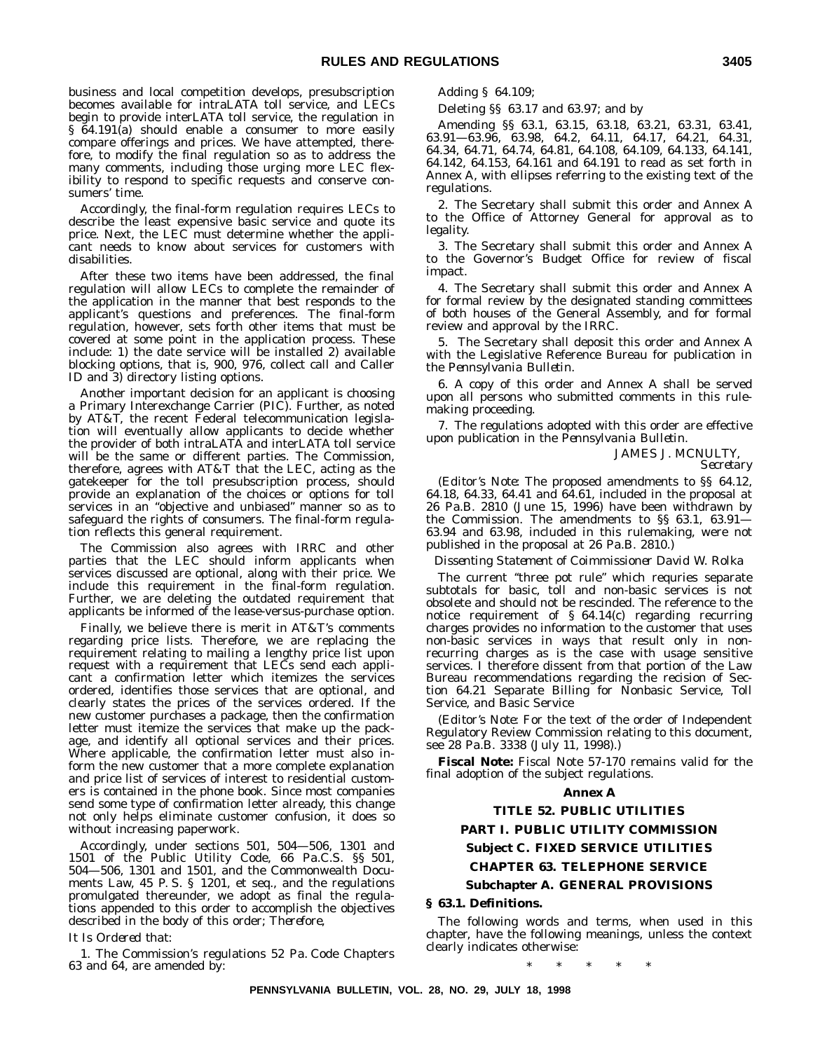business and local competition develops, presubscription becomes available for intraLATA toll service, and LECs begin to provide interLATA toll service, the regulation in § 64.191(a) should enable a consumer to more easily compare offerings and prices. We have attempted, therefore, to modify the final regulation so as to address the many comments, including those urging more LEC flexibility to respond to specific requests and conserve consumers' time.

Accordingly, the final-form regulation requires LECs to describe the least expensive basic service and quote its price. Next, the LEC must determine whether the applicant needs to know about services for customers with disabilities.

After these two items have been addressed, the final regulation will allow LECs to complete the remainder of the application in the manner that best responds to the applicant's questions and preferences. The final-form regulation, however, sets forth other items that must be covered at some point in the application process. These include: 1) the date service will be installed 2) available blocking options, that is, 900, 976, collect call and Caller ID and 3) directory listing options.

Another important decision for an applicant is choosing a Primary Interexchange Carrier (PIC). Further, as noted by AT&T, the recent Federal telecommunication legislation will eventually allow applicants to decide whether the provider of both intraLATA and interLATA toll service will be the same or different parties. The Commission, therefore, agrees with AT&T that the LEC, acting as the gatekeeper for the toll presubscription process, should provide an explanation of the choices or options for toll services in an "objective and unbiased" manner so as to safeguard the rights of consumers. The final-form regulation reflects this general requirement.

The Commission also agrees with IRRC and other parties that the LEC should inform applicants when services discussed are optional, along with their price. We include this requirement in the final-form regulation. Further, we are deleting the outdated requirement that applicants be informed of the lease-versus-purchase option.

Finally, we believe there is merit in AT&T's comments regarding price lists. Therefore, we are replacing the requirement relating to mailing a lengthy price list upon request with a requirement that LECs send each applicant a confirmation letter which itemizes the services ordered, identifies those services that are optional, and clearly states the prices of the services ordered. If the new customer purchases a package, then the confirmation letter must itemize the services that make up the package, and identify all optional services and their prices. Where applicable, the confirmation letter must also inform the new customer that a more complete explanation and price list of services of interest to residential customers is contained in the phone book. Since most companies send some type of confirmation letter already, this change not only helps eliminate customer confusion, it does so without increasing paperwork.

Accordingly, under sections 501, 504—506, 1301 and 1501 of the Public Utility Code, 66 Pa.C.S. §§ 501, 504—506, 1301 and 1501, and the Commonwealth Documents Law, 45 P. S. § 1201, et seq., and the regulations promulgated thereunder, we adopt as final the regulations appended to this order to accomplish the objectives described in the body of this order; *Therefore,*

*It Is Ordered* that:

1. The Commission's regulations 52 Pa. Code Chapters 63 and 64, are amended by:

Adding § 64.109;

Deleting §§ 63.17 and 63.97; and by

Amending §§ 63.1, 63.15, 63.18, 63.21, 63.31, 63.41, 63.91—63.96, 63.98, 64.2, 64.11, 64.17, 64.21, 64.31, 64.34, 64.71, 64.74, 64.81, 64.108, 64.109, 64.133, 64.141, 64.142, 64.153, 64.161 and 64.191 to read as set forth in Annex A, with ellipses referring to the existing text of the regulations.

2. The Secretary shall submit this order and Annex A to the Office of Attorney General for approval as to legality.

3. The Secretary shall submit this order and Annex A to the Governor's Budget Office for review of fiscal impact.

4. The Secretary shall submit this order and Annex A for formal review by the designated standing committees of both houses of the General Assembly, and for formal review and approval by the IRRC.

5. The Secretary shall deposit this order and Annex A with the Legislative Reference Bureau for publication in the *Pennsylvania Bulletin*.

6. A copy of this order and Annex A shall be served upon all persons who submitted comments in this rule-making proceeding.

7. The regulations adopted with this order are effective upon publication in the *Pennsylvania Bulletin*.

JAMES J. MCNULTY,
*Secretary*

(*Editor's Note*: The proposed amendments to §§ 64.12, 64.18, 64.33, 64.41 and 64.61, included in the proposal at 26 Pa.B. 2810 (June 15, 1996) have been withdrawn by the Commission. The amendments to §§ 63.1, 63.91—63.94 and 63.98, included in this rulemaking, were not published in the proposal at 26 Pa.B. 2810.)

*Dissenting Statement of Coimmissioner David W. Rolka*

The current "three pot rule" which requries separate subtotals for basic, toll and non-basic services is not obsolete and should not be rescinded. The reference to the notice requirement of § 64.14(c) regarding recurring charges provides no information to the customer that uses non-basic services in ways that result only in non-recurring charges as is the case with usage sensitive services. I therefore dissent from that portion of the Law Bureau recommendations regarding the recision of Section 64.21 Separate Billing for Nonbasic Service, Toll Service, and Basic Service

(*Editor's Note*: For the text of the order of Independent Regulatory Review Commission relating to this document, see 28 Pa.B. 3338 (July 11, 1998).)

**Fiscal Note:** Fiscal Note 57-170 remains valid for the final adoption of the subject regulations.

## Annex A

## TITLE 52. PUBLIC UTILITIES

## PART I. PUBLIC UTILITY COMMISSION

## Subpart C. FIXED SERVICE UTILITIES

## CHAPTER 63. TELEPHONE SERVICE

## Subchapter A. GENERAL PROVISIONS

### § 63.1. Definitions.

The following words and terms, when used in this chapter, have the following meanings, unless the context clearly indicates otherwise:

\* \* \* \* \*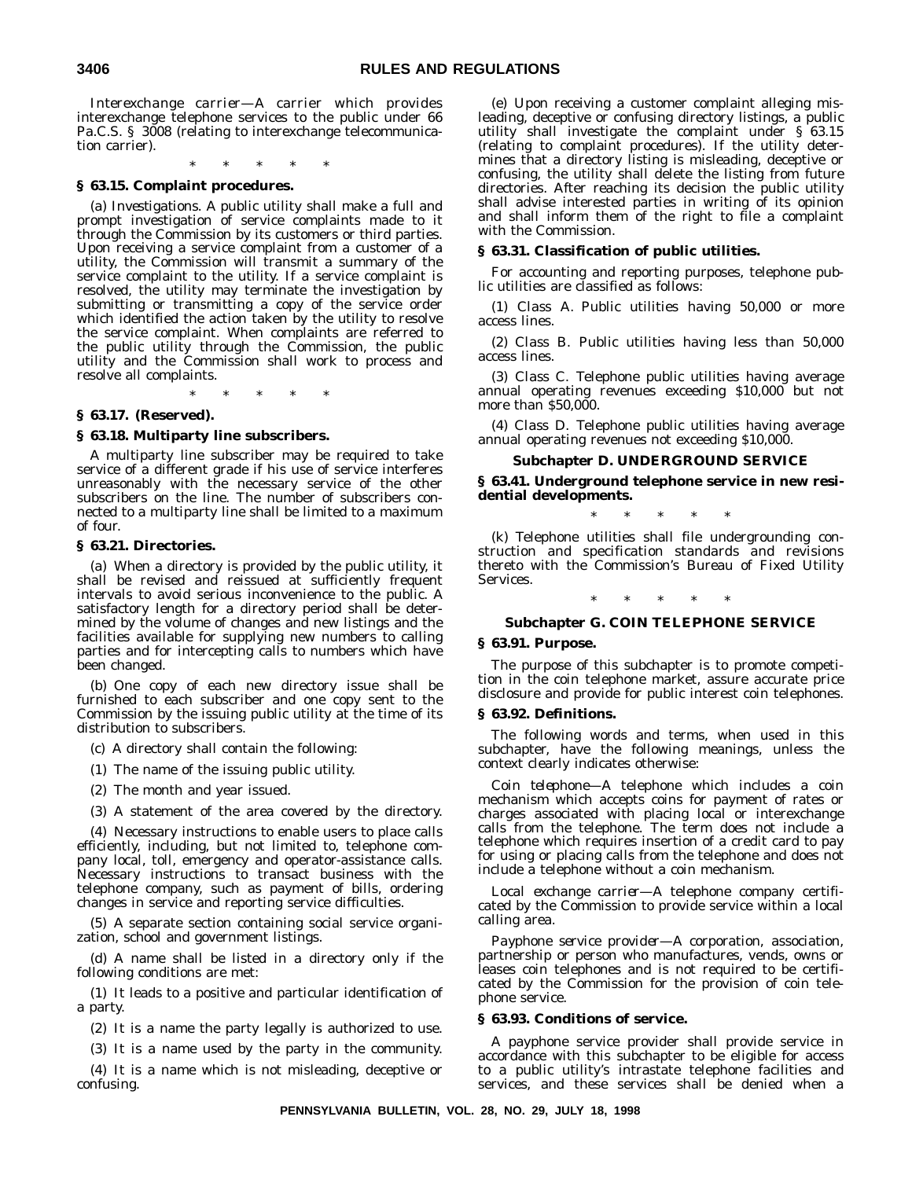*Interexchange carrier*—A carrier which provides interexchange telephone services to the public under 66 Pa.C.S. § 3008 (relating to interexchange telecommunication carrier).

\* \* \* \* \*

**§ 63.15. Complaint procedures.**

(a) *Investigations.* A public utility shall make a full and prompt investigation of service complaints made to it through the Commission by its customers or third parties. Upon receiving a service complaint from a customer of a utility, the Commission will transmit a summary of the service complaint to the utility. If a service complaint is resolved, the utility may terminate the investigation by submitting or transmitting a copy of the service order which identified the action taken by the utility to resolve the service complaint. When complaints are referred to the public utility through the Commission, the public utility and the Commission shall work to process and resolve all complaints.

\* \* \* \* \*

**§ 63.17. (Reserved).**

**§ 63.18. Multiparty line subscribers.**

A multiparty line subscriber may be required to take service of a different grade if his use of service interferes unreasonably with the necessary service of the other subscribers on the line. The number of subscribers connected to a multiparty line shall be limited to a maximum of four.

**§ 63.21. Directories.**

(a) When a directory is provided by the public utility, it shall be revised and reissued at sufficiently frequent intervals to avoid serious inconvenience to the public. A satisfactory length for a directory period shall be determined by the volume of changes and new listings and the facilities available for supplying new numbers to calling parties and for intercepting calls to numbers which have been changed.

(b) One copy of each new directory issue shall be furnished to each subscriber and one copy sent to the Commission by the issuing public utility at the time of its distribution to subscribers.

(c) A directory shall contain the following:

(1) The name of the issuing public utility.

(2) The month and year issued.

(3) A statement of the area covered by the directory.

(4) Necessary instructions to enable users to place calls efficiently, including, but not limited to, telephone company local, toll, emergency and operator-assistance calls. Necessary instructions to transact business with the telephone company, such as payment of bills, ordering changes in service and reporting service difficulties.

(5) A separate section containing social service organization, school and government listings.

(d) A name shall be listed in a directory only if the following conditions are met:

(1) It leads to a positive and particular identification of a party.

(2) It is a name the party legally is authorized to use.

(3) It is a name used by the party in the community.

(4) It is a name which is not misleading, deceptive or confusing.

(e) Upon receiving a customer complaint alleging misleading, deceptive or confusing directory listings, a public utility shall investigate the complaint under § 63.15 (relating to complaint procedures). If the utility determines that a directory listing is misleading, deceptive or confusing, the utility shall delete the listing from future directories. After reaching its decision the public utility shall advise interested parties in writing of its opinion and shall inform them of the right to file a complaint with the Commission.

**§ 63.31. Classification of public utilities.**

For accounting and reporting purposes, telephone public utilities are classified as follows:

(1) *Class A.* Public utilities having 50,000 or more access lines.

(2) *Class B.* Public utilities having less than 50,000 access lines.

(3) *Class C.* Telephone public utilities having average annual operating revenues exceeding $10,000 but not more than $50,000.

(4) *Class D.* Telephone public utilities having average annual operating revenues not exceeding $10,000.

**Subchapter D. UNDERGROUND SERVICE**

**§ 63.41. Underground telephone service in new residential developments.**

\* \* \* \* \*

(k) Telephone utilities shall file undergrounding construction and specification standards and revisions thereto with the Commission's Bureau of Fixed Utility Services.

\* \* \* \* \*

**Subchapter G. COIN TELEPHONE SERVICE**

**§ 63.91. Purpose.**

The purpose of this subchapter is to promote competition in the coin telephone market, assure accurate price disclosure and provide for public interest coin telephones.

**§ 63.92. Definitions.**

The following words and terms, when used in this subchapter, have the following meanings, unless the context clearly indicates otherwise:

*Coin telephone*—A telephone which includes a coin mechanism which accepts coins for payment of rates or charges associated with placing local or interexchange calls from the telephone. The term does not include a telephone which requires insertion of a credit card to pay for using or placing calls from the telephone and does not include a telephone without a coin mechanism.

*Local exchange carrier*—A telephone company certificated by the Commission to provide service within a local calling area.

*Payphone service provider*—A corporation, association, partnership or person who manufactures, vends, owns or leases coin telephones and is not required to be certificated by the Commission for the provision of coin telephone service.

**§ 63.93. Conditions of service.**

A payphone service provider shall provide service in accordance with this subchapter to be eligible for access to a public utility's intrastate telephone facilities and services, and these services shall be denied when a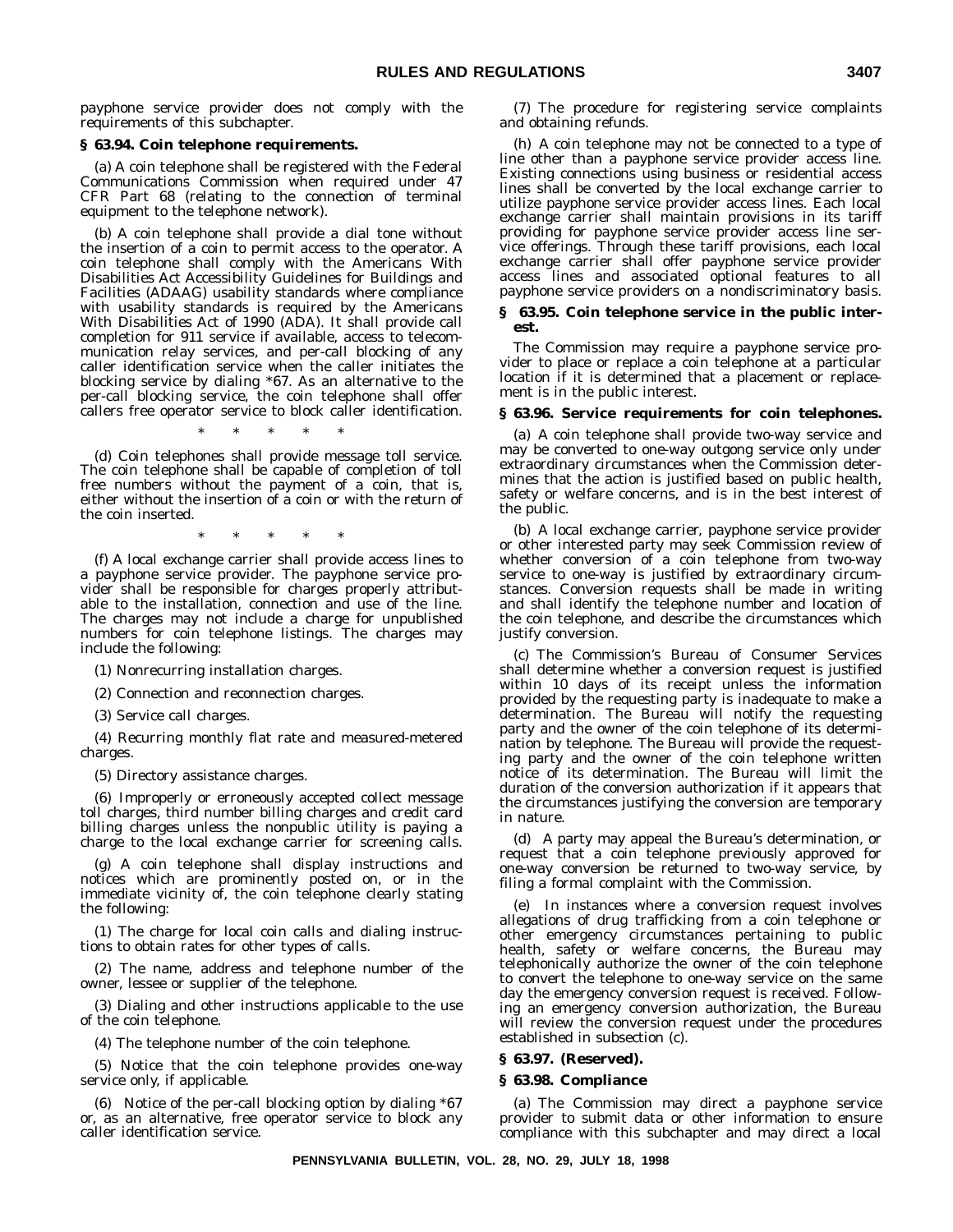payphone service provider does not comply with the requirements of this subchapter.

**§ 63.94. Coin telephone requirements.**

(a) A coin telephone shall be registered with the Federal Communications Commission when required under 47 CFR Part 68 (relating to the connection of terminal equipment to the telephone network).

(b) A coin telephone shall provide a dial tone without the insertion of a coin to permit access to the operator. A coin telephone shall comply with the Americans With Disabilities Act Accessibility Guidelines for Buildings and Facilities (ADAAG) usability standards where compliance with usability standards is required by the Americans With Disabilities Act of 1990 (ADA). It shall provide call completion for 911 service if available, access to telecommunication relay services, and per-call blocking of any caller identification service when the caller initiates the blocking service by dialing *67. As an alternative to the per-call blocking service, the coin telephone shall offer callers free operator service to block caller identification.

\* \* \* \* \*

(d) Coin telephones shall provide message toll service. The coin telephone shall be capable of completion of toll free numbers without the payment of a coin, that is, either without the insertion of a coin or with the return of the coin inserted.

\* \* \* \* \*

(f) A local exchange carrier shall provide access lines to a payphone service provider. The payphone service provider shall be responsible for charges properly attributable to the installation, connection and use of the line. The charges may not include a charge for unpublished numbers for coin telephone listings. The charges may include the following:

(1) Nonrecurring installation charges.

(2) Connection and reconnection charges.

(3) Service call charges.

(4) Recurring monthly flat rate and measured-metered charges.

(5) Directory assistance charges.

(6) Improperly or erroneously accepted collect message toll charges, third number billing charges and credit card billing charges unless the nonpublic utility is paying a charge to the local exchange carrier for screening calls.

(g) A coin telephone shall display instructions and notices which are prominently posted on, or in the immediate vicinity of, the coin telephone clearly stating the following:

(1) The charge for local coin calls and dialing instructions to obtain rates for other types of calls.

(2) The name, address and telephone number of the owner, lessee or supplier of the telephone.

(3) Dialing and other instructions applicable to the use of the coin telephone.

(4) The telephone number of the coin telephone.

(5) Notice that the coin telephone provides one-way service only, if applicable.

(6) Notice of the per-call blocking option by dialing *67 or, as an alternative, free operator service to block any caller identification service.

(7) The procedure for registering service complaints and obtaining refunds.

(h) A coin telephone may not be connected to a type of line other than a payphone service provider access line. Existing connections using business or residential access lines shall be converted by the local exchange carrier to utilize payphone service provider access lines. Each local exchange carrier shall maintain provisions in its tariff providing for payphone service provider access line service offerings. Through these tariff provisions, each local exchange carrier shall offer payphone service provider access lines and associated optional features to all payphone service providers on a nondiscriminatory basis.

**§ 63.95. Coin telephone service in the public interest.**

The Commission may require a payphone service provider to place or replace a coin telephone at a particular location if it is determined that a placement or replacement is in the public interest.

**§ 63.96. Service requirements for coin telephones.**

(a) A coin telephone shall provide two-way service and may be converted to one-way outgong service only under extraordinary circumstances when the Commission determines that the action is justified based on public health, safety or welfare concerns, and is in the best interest of the public.

(b) A local exchange carrier, payphone service provider or other interested party may seek Commission review of whether conversion of a coin telephone from two-way service to one-way is justified by extraordinary circumstances. Conversion requests shall be made in writing and shall identify the telephone number and location of the coin telephone, and describe the circumstances which justify conversion.

(c) The Commission's Bureau of Consumer Services shall determine whether a conversion request is justified within 10 days of its receipt unless the information provided by the requesting party is inadequate to make a determination. The Bureau will notify the requesting party and the owner of the coin telephone of its determination by telephone. The Bureau will provide the requesting party and the owner of the coin telephone written notice of its determination. The Bureau will limit the duration of the conversion authorization if it appears that the circumstances justifying the conversion are temporary in nature.

(d) A party may appeal the Bureau's determination, or request that a coin telephone previously approved for one-way conversion be returned to two-way service, by filing a formal complaint with the Commission.

(e) In instances where a conversion request involves allegations of drug trafficking from a coin telephone or other emergency circumstances pertaining to public health, safety or welfare concerns, the Bureau may telephonically authorize the owner of the coin telephone to convert the telephone to one-way service on the same day the emergency conversion request is received. Following an emergency conversion authorization, the Bureau will review the conversion request under the procedures established in subsection (c).

**§ 63.97. (Reserved).**

**§ 63.98. Compliance**

(a) The Commission may direct a payphone service provider to submit data or other information to ensure compliance with this subchapter and may direct a local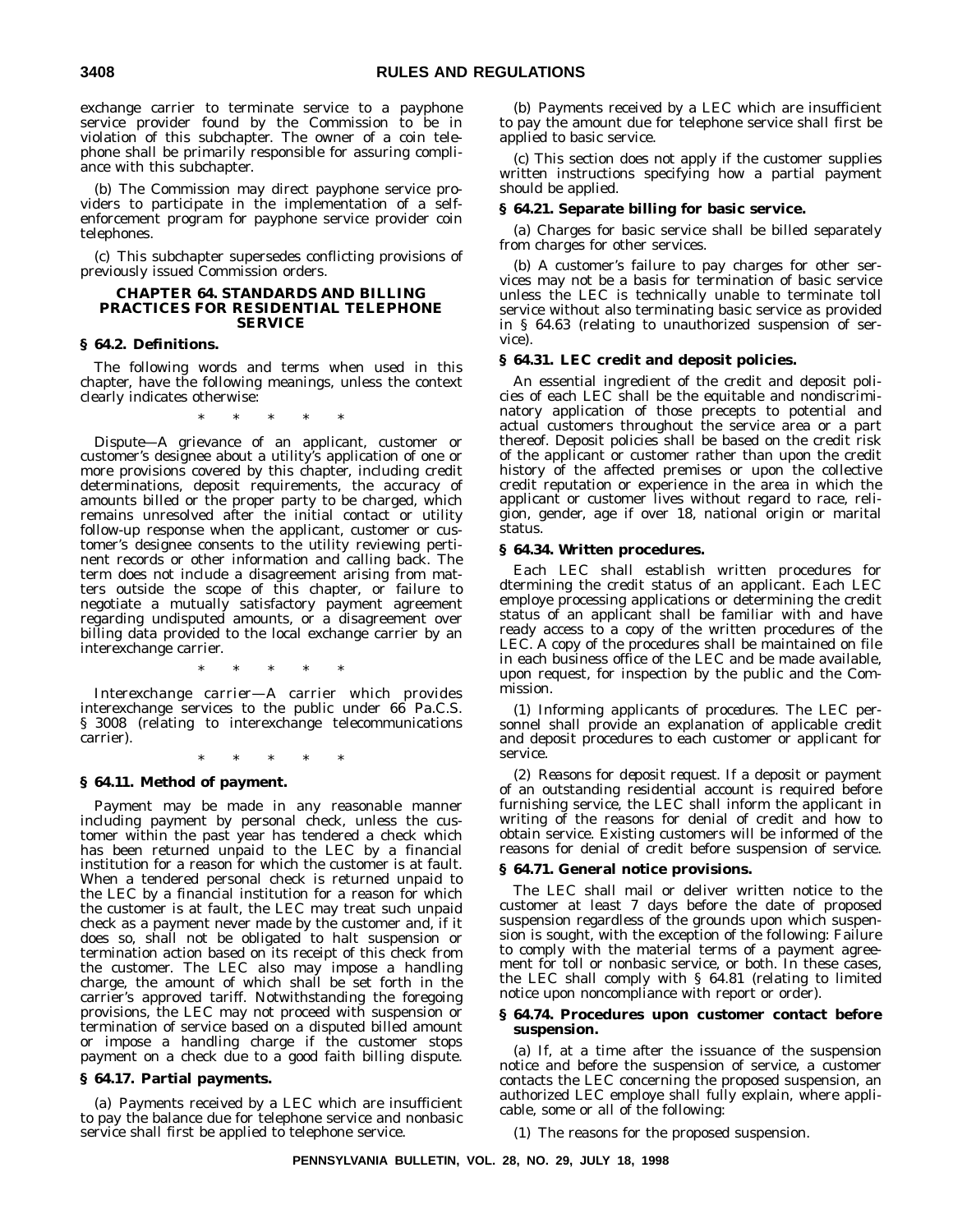exchange carrier to terminate service to a payphone service provider found by the Commission to be in violation of this subchapter. The owner of a coin telephone shall be primarily responsible for assuring compliance with this subchapter.

(b) The Commission may direct payphone service providers to participate in the implementation of a self-enforcement program for payphone service provider coin telephones.

(c) This subchapter supersedes conflicting provisions of previously issued Commission orders.

## CHAPTER 64. STANDARDS AND BILLING PRACTICES FOR RESIDENTIAL TELEPHONE SERVICE

### § 64.2. Definitions.

The following words and terms when used in this chapter, have the following meanings, unless the context clearly indicates otherwise:

\* \* \* \* \*

*Dispute*—A grievance of an applicant, customer or customer's designee about a utility's application of one or more provisions covered by this chapter, including credit determinations, deposit requirements, the accuracy of amounts billed or the proper party to be charged, which remains unresolved after the initial contact or utility follow-up response when the applicant, customer or customer's designee consents to the utility reviewing pertinent records or other information and calling back. The term does not include a disagreement arising from matters outside the scope of this chapter, or failure to negotiate a mutually satisfactory payment agreement regarding undisputed amounts, or a disagreement over billing data provided to the local exchange carrier by an interexchange carrier.

\* \* \* \* \*

*Interexchange carrier*—A carrier which provides interexchange services to the public under 66 Pa.C.S. § 3008 (relating to interexchange telecommunications carrier).

\* \* \* \* \*

### § 64.11. Method of payment.

Payment may be made in any reasonable manner including payment by personal check, unless the customer within the past year has tendered a check which has been returned unpaid to the LEC by a financial institution for a reason for which the customer is at fault. When a tendered personal check is returned unpaid to the LEC by a financial institution for a reason for which the customer is at fault, the LEC may treat such unpaid check as a payment never made by the customer and, if it does so, shall not be obligated to halt suspension or termination action based on its receipt of this check from the customer. The LEC also may impose a handling charge, the amount of which shall be set forth in the carrier's approved tariff. Notwithstanding the foregoing provisions, the LEC may not proceed with suspension or termination of service based on a disputed billed amount or impose a handling charge if the customer stops payment on a check due to a good faith billing dispute.

### § 64.17. Partial payments.

(a) Payments received by a LEC which are insufficient to pay the balance due for telephone service and nonbasic service shall first be applied to telephone service.

(b) Payments received by a LEC which are insufficient to pay the amount due for telephone service shall first be applied to basic service.

(c) This section does not apply if the customer supplies written instructions specifying how a partial payment should be applied.

### § 64.21. Separate billing for basic service.

(a) Charges for basic service shall be billed separately from charges for other services.

(b) A customer's failure to pay charges for other services may not be a basis for termination of basic service unless the LEC is technically unable to terminate toll service without also terminating basic service as provided in § 64.63 (relating to unauthorized suspension of service).

### § 64.31. LEC credit and deposit policies.

An essential ingredient of the credit and deposit policies of each LEC shall be the equitable and nondiscriminatory application of those precepts to potential and actual customers throughout the service area or a part thereof. Deposit policies shall be based on the credit risk of the applicant or customer rather than upon the credit history of the affected premises or upon the collective credit reputation or experience in the area in which the applicant or customer lives without regard to race, religion, gender, age if over 18, national origin or marital status.

### § 64.34. Written procedures.

Each LEC shall establish written procedures for dtermining the credit status of an applicant. Each LEC employe processing applications or determining the credit status of an applicant shall be familiar with and have ready access to a copy of the written procedures of the LEC. A copy of the procedures shall be maintained on file in each business office of the LEC and be made available, upon request, for inspection by the public and the Commission.

(1) *Informing applicants of procedures.* The LEC personnel shall provide an explanation of applicable credit and deposit procedures to each customer or applicant for service.

(2) *Reasons for deposit request.* If a deposit or payment of an outstanding residential account is required before furnishing service, the LEC shall inform the applicant in writing of the reasons for denial of credit and how to obtain service. Existing customers will be informed of the reasons for denial of credit before suspension of service.

### § 64.71. General notice provisions.

The LEC shall mail or deliver written notice to the customer at least 7 days before the date of proposed suspension regardless of the grounds upon which suspension is sought, with the exception of the following: Failure to comply with the material terms of a payment agreement for toll or nonbasic service, or both. In these cases, the LEC shall comply with § 64.81 (relating to limited notice upon noncompliance with report or order).

### § 64.74. Procedures upon customer contact before suspension.

(a) If, at a time after the issuance of the suspension notice and before the suspension of service, a customer contacts the LEC concerning the proposed suspension, an authorized LEC employe shall fully explain, where applicable, some or all of the following:

(1) The reasons for the proposed suspension.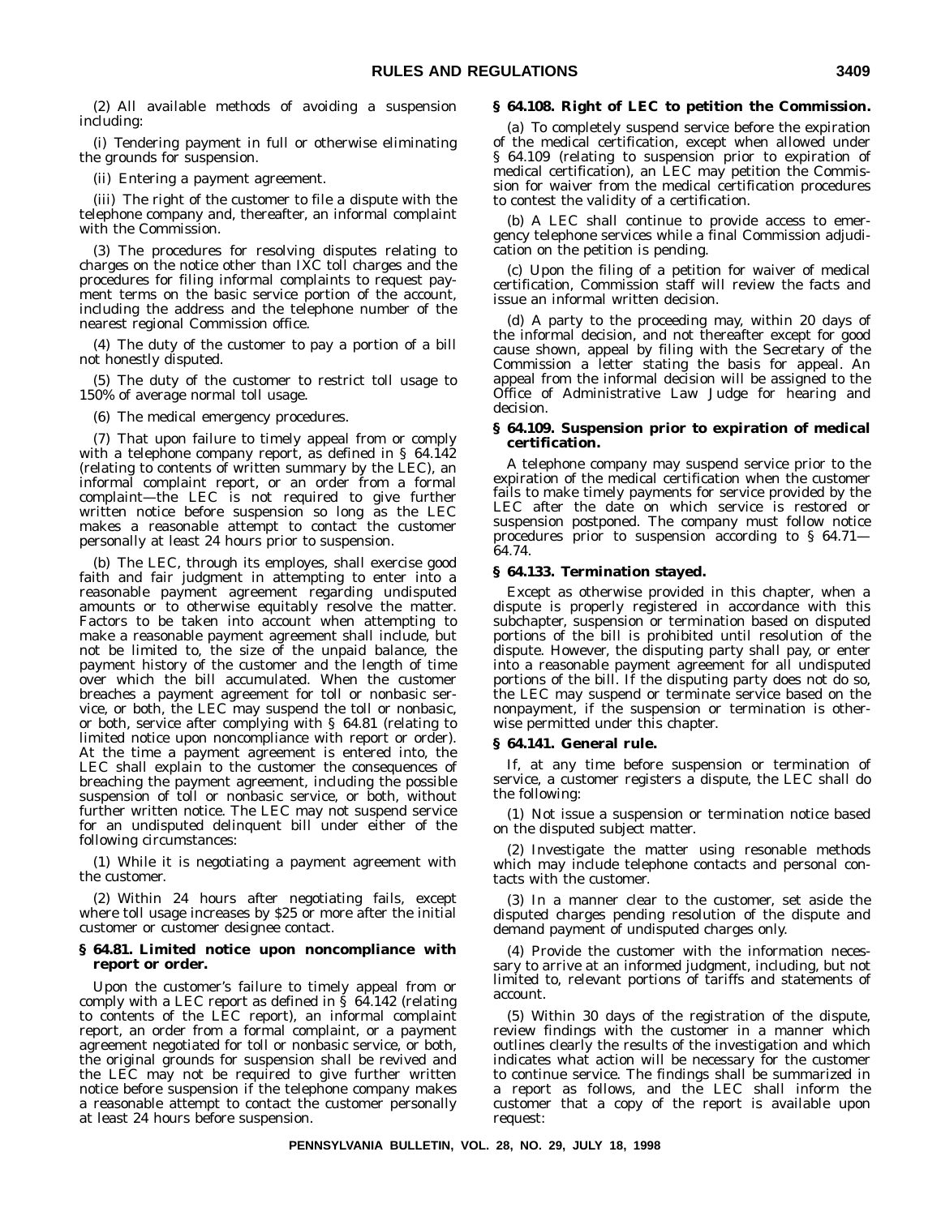(2) All available methods of avoiding a suspension including:

(i) Tendering payment in full or otherwise eliminating the grounds for suspension.

(ii) Entering a payment agreement.

(iii) The right of the customer to file a dispute with the telephone company and, thereafter, an informal complaint with the Commission.

(3) The procedures for resolving disputes relating to charges on the notice other than IXC toll charges and the procedures for filing informal complaints to request payment terms on the basic service portion of the account, including the address and the telephone number of the nearest regional Commission office.

(4) The duty of the customer to pay a portion of a bill not honestly disputed.

(5) The duty of the customer to restrict toll usage to 150% of average normal toll usage.

(6) The medical emergency procedures.

(7) That upon failure to timely appeal from or comply with a telephone company report, as defined in § 64.142 (relating to contents of written summary by the LEC), an informal complaint report, or an order from a formal complaint—the LEC is not required to give further written notice before suspension so long as the LEC makes a reasonable attempt to contact the customer personally at least 24 hours prior to suspension.

(b) The LEC, through its employes, shall exercise good faith and fair judgment in attempting to enter into a reasonable payment agreement regarding undisputed amounts or to otherwise equitably resolve the matter. Factors to be taken into account when attempting to make a reasonable payment agreement shall include, but not be limited to, the size of the unpaid balance, the payment history of the customer and the length of time over which the bill accumulated. When the customer breaches a payment agreement for toll or nonbasic service, or both, the LEC may suspend the toll or nonbasic, or both, service after complying with § 64.81 (relating to limited notice upon noncompliance with report or order). At the time a payment agreement is entered into, the LEC shall explain to the customer the consequences of breaching the payment agreement, including the possible suspension of toll or nonbasic service, or both, without further written notice. The LEC may not suspend service for an undisputed delinquent bill under either of the following circumstances:

(1) While it is negotiating a payment agreement with the customer.

(2) Within 24 hours after negotiating fails, except where toll usage increases by $25 or more after the initial customer or customer designee contact.

### § 64.81. Limited notice upon noncompliance with report or order.

Upon the customer's failure to timely appeal from or comply with a LEC report as defined in § 64.142 (relating to contents of the LEC report), an informal complaint report, an order from a formal complaint, or a payment agreement negotiated for toll or nonbasic service, or both, the original grounds for suspension shall be revived and the LEC may not be required to give further written notice before suspension if the telephone company makes a reasonable attempt to contact the customer personally at least 24 hours before suspension.

### § 64.108. Right of LEC to petition the Commission.

(a) To completely suspend service before the expiration of the medical certification, except when allowed under § 64.109 (relating to suspension prior to expiration of medical certification), an LEC may petition the Commission for waiver from the medical certification procedures to contest the validity of a certification.

(b) A LEC shall continue to provide access to emergency telephone services while a final Commission adjudication on the petition is pending.

(c) Upon the filing of a petition for waiver of medical certification, Commission staff will review the facts and issue an informal written decision.

(d) A party to the proceeding may, within 20 days of the informal decision, and not thereafter except for good cause shown, appeal by filing with the Secretary of the Commission a letter stating the basis for appeal. An appeal from the informal decision will be assigned to the Office of Administrative Law Judge for hearing and decision.

### § 64.109. Suspension prior to expiration of medical certification.

A telephone company may suspend service prior to the expiration of the medical certification when the customer fails to make timely payments for service provided by the LEC after the date on which service is restored or suspension postponed. The company must follow notice procedures prior to suspension according to § 64.71—64.74.

### § 64.133. Termination stayed.

Except as otherwise provided in this chapter, when a dispute is properly registered in accordance with this subchapter, suspension or termination based on disputed portions of the bill is prohibited until resolution of the dispute. However, the disputing party shall pay, or enter into a reasonable payment agreement for all undisputed portions of the bill. If the disputing party does not do so, the LEC may suspend or terminate service based on the nonpayment, if the suspension or termination is otherwise permitted under this chapter.

### § 64.141. General rule.

If, at any time before suspension or termination of service, a customer registers a dispute, the LEC shall do the following:

(1) Not issue a suspension or termination notice based on the disputed subject matter.

(2) Investigate the matter using resonable methods which may include telephone contacts and personal contacts with the customer.

(3) In a manner clear to the customer, set aside the disputed charges pending resolution of the dispute and demand payment of undisputed charges only.

(4) Provide the customer with the information necessary to arrive at an informed judgment, including, but not limited to, relevant portions of tariffs and statements of account.

(5) Within 30 days of the registration of the dispute, review findings with the customer in a manner which outlines clearly the results of the investigation and which indicates what action will be necessary for the customer to continue service. The findings shall be summarized in a report as follows, and the LEC shall inform the customer that a copy of the report is available upon request: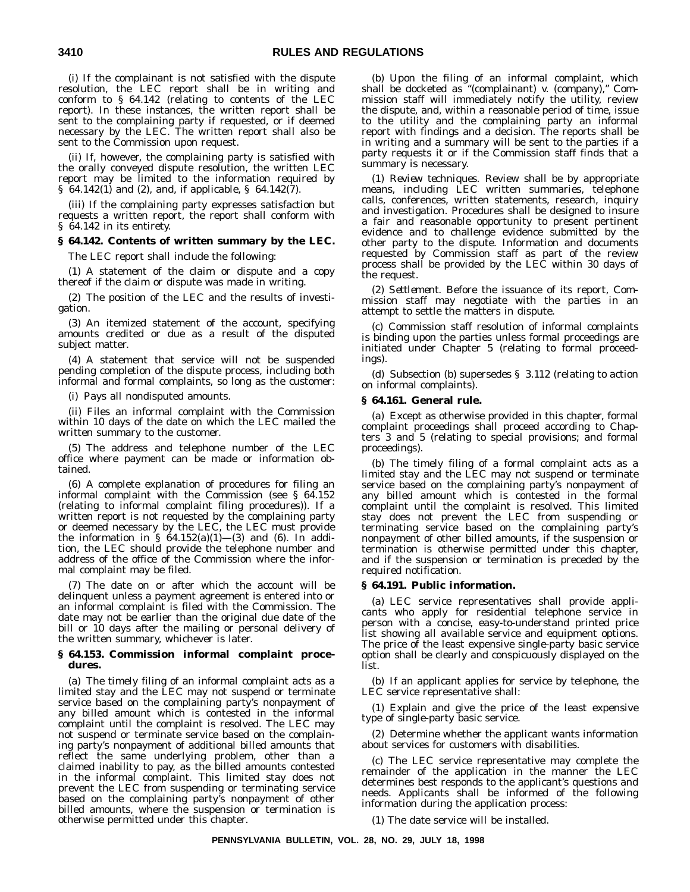(i) If the complainant is not satisfied with the dispute resolution, the LEC report shall be in writing and conform to § 64.142 (relating to contents of the LEC report). In these instances, the written report shall be sent to the complaining party if requested, or if deemed necessary by the LEC. The written report shall also be sent to the Commission upon request.

(ii) If, however, the complaining party is satisfied with the orally conveyed dispute resolution, the written LEC report may be limited to the information required by § 64.142(1) and (2), and, if applicable, § 64.142(7).

(iii) If the complaining party expresses satisfaction but requests a written report, the report shall conform with § 64.142 in its entirety.

### § 64.142. Contents of written summary by the LEC.

The LEC report shall include the following:

(1) A statement of the claim or dispute and a copy thereof if the claim or dispute was made in writing.

(2) The position of the LEC and the results of investigation.

(3) An itemized statement of the account, specifying amounts credited or due as a result of the disputed subject matter.

(4) A statement that service will not be suspended pending completion of the dispute process, including both informal and formal complaints, so long as the customer:

(i) Pays all nondisputed amounts.

(ii) Files an informal complaint with the Commission within 10 days of the date on which the LEC mailed the written summary to the customer.

(5) The address and telephone number of the LEC office where payment can be made or information obtained.

(6) A complete explanation of procedures for filing an informal complaint with the Commission (see § 64.152 (relating to informal complaint filing procedures)). If a written report is not requested by the complaining party or deemed necessary by the LEC, the LEC must provide the information in § 64.152(a)(1)—(3) and (6). In addition, the LEC should provide the telephone number and address of the office of the Commission where the informal complaint may be filed.

(7) The date on or after which the account will be delinquent unless a payment agreement is entered into or an informal complaint is filed with the Commission. The date may not be earlier than the original due date of the bill or 10 days after the mailing or personal delivery of the written summary, whichever is later.

### § 64.153. Commission informal complaint procedures.

(a) The timely filing of an informal complaint acts as a limited stay and the LEC may not suspend or terminate service based on the complaining party's nonpayment of any billed amount which is contested in the informal complaint until the complaint is resolved. The LEC may not suspend or terminate service based on the complaining party's nonpayment of additional billed amounts that reflect the same underlying problem, other than a claimed inability to pay, as the billed amounts contested in the informal complaint. This limited stay does not prevent the LEC from suspending or terminating service based on the complaining party's nonpayment of other billed amounts, where the suspension or termination is otherwise permitted under this chapter.

(b) Upon the filing of an informal complaint, which shall be docketed as "(complainant) v. (company)," Commission staff will immediately notify the utility, review the dispute, and, within a reasonable period of time, issue to the utility and the complaining party an informal report with findings and a decision. The reports shall be in writing and a summary will be sent to the parties if a party requests it or if the Commission staff finds that a summary is necessary.

(1) *Review techniques.* Review shall be by appropriate means, including LEC written summaries, telephone calls, conferences, written statements, research, inquiry and investigation. Procedures shall be designed to insure a fair and reasonable opportunity to present pertinent evidence and to challenge evidence submitted by the other party to the dispute. Information and documents requested by Commission staff as part of the review process shall be provided by the LEC within 30 days of the request.

(2) *Settlement.* Before the issuance of its report, Commission staff may negotiate with the parties in an attempt to settle the matters in dispute.

(c) Commission staff resolution of informal complaints is binding upon the parties unless formal proceedings are initiated under Chapter 5 (relating to formal proceedings).

(d) Subsection (b) supersedes § 3.112 (relating to action on informal complaints).

### § 64.161. General rule.

(a) Except as otherwise provided in this chapter, formal complaint proceedings shall proceed according to Chapters 3 and 5 (relating to special provisions; and formal proceedings).

(b) The timely filing of a formal complaint acts as a limited stay and the LEC may not suspend or terminate service based on the complaining party's nonpayment of any billed amount which is contested in the formal complaint until the complaint is resolved. This limited stay does not prevent the LEC from suspending or terminating service based on the complaining party's nonpayment of other billed amounts, if the suspension or termination is otherwise permitted under this chapter, and if the suspension or termination is preceded by the required notification.

### § 64.191. Public information.

(a) LEC service representatives shall provide applicants who apply for residential telephone service in person with a concise, easy-to-understand printed price list showing all available service and equipment options. The price of the least expensive single-party basic service option shall be clearly and conspicuously displayed on the list.

(b) If an applicant applies for service by telephone, the LEC service representative shall:

(1) Explain and give the price of the least expensive type of single-party basic service.

(2) Determine whether the applicant wants information about services for customers with disabilities.

(c) The LEC service representative may complete the remainder of the application in the manner the LEC determines best responds to the applicant's questions and needs. Applicants shall be informed of the following information during the application process:

(1) The date service will be installed.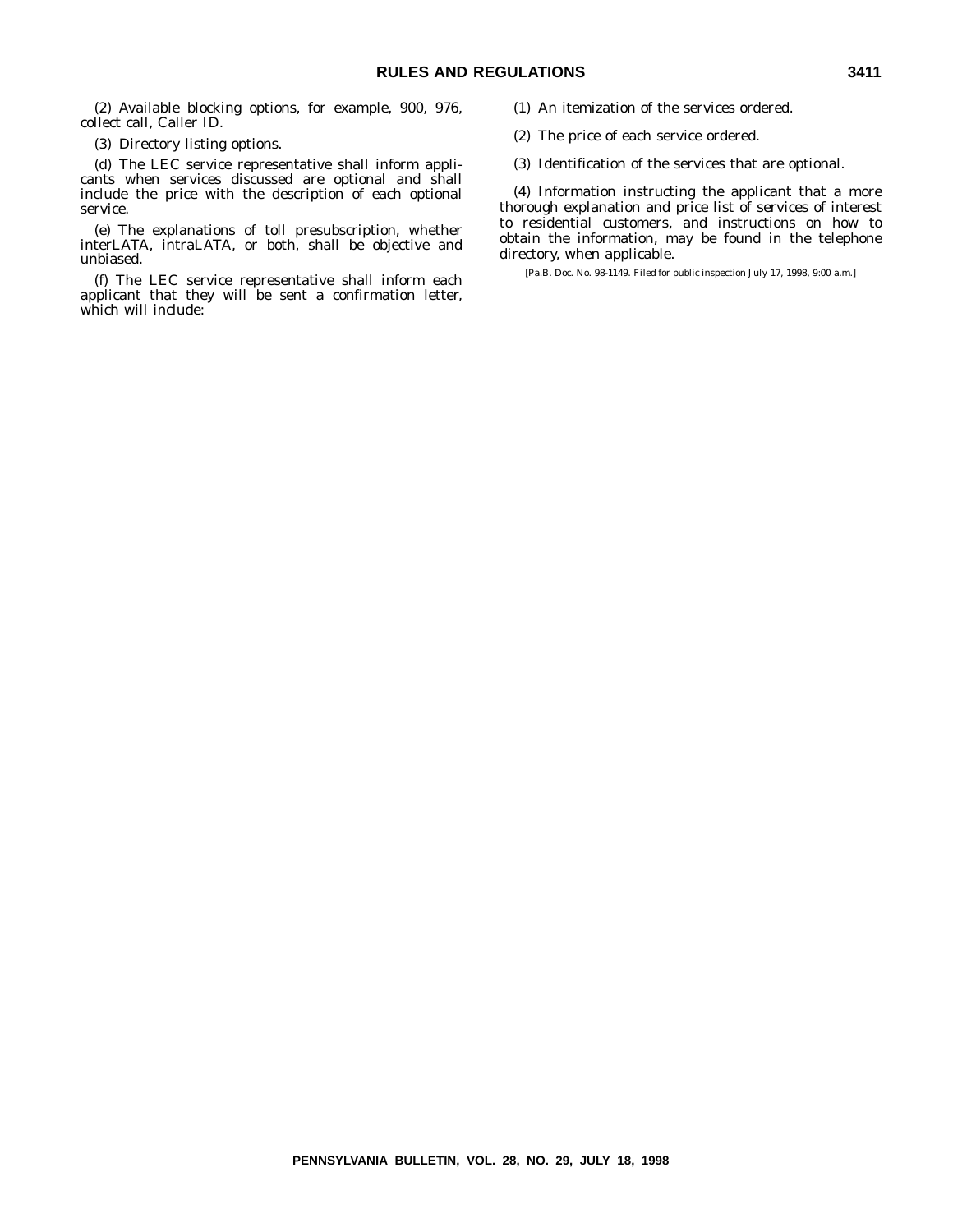(2) Available blocking options, for example, 900, 976, collect call, Caller ID.

(3) Directory listing options.

(d) The LEC service representative shall inform applicants when services discussed are optional and shall include the price with the description of each optional service.

(e) The explanations of toll presubscription, whether interLATA, intraLATA, or both, shall be objective and unbiased.

(f) The LEC service representative shall inform each applicant that they will be sent a confirmation letter, which will include:

(1) An itemization of the services ordered.

(2) The price of each service ordered.

(3) Identification of the services that are optional.

(4) Information instructing the applicant that a more thorough explanation and price list of services of interest to residential customers, and instructions on how to obtain the information, may be found in the telephone directory, when applicable.

[Pa.B. Doc. No. 98-1149. Filed for public inspection July 17, 1998, 9:00 a.m.]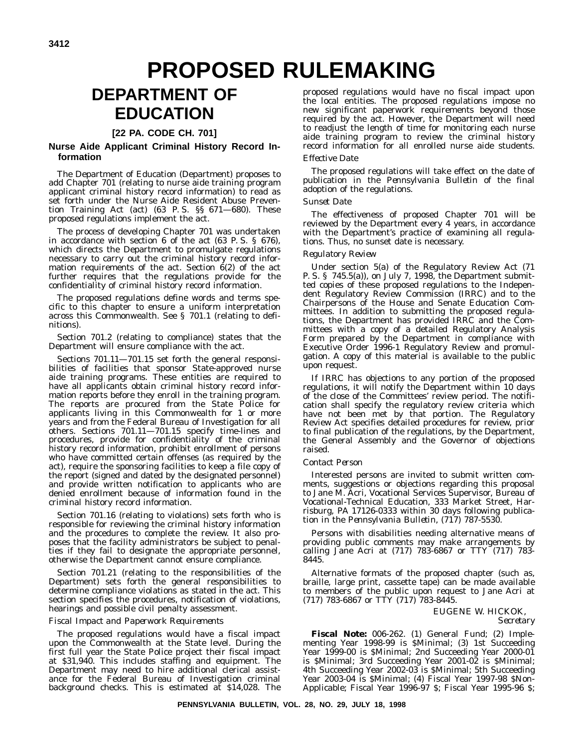# PROPOSED RULEMAKING

## DEPARTMENT OF EDUCATION

### [22 PA. CODE CH. 701]

### Nurse Aide Applicant Criminal History Record Information

The Department of Education (Department) proposes to add Chapter 701 (relating to nurse aide training program applicant criminal history record information) to read as set forth under the Nurse Aide Resident Abuse Prevention Training Act (act) (63 P. S. §§ 671—680). These proposed regulations implement the act.

The process of developing Chapter 701 was undertaken in accordance with section 6 of the act (63 P. S. § 676), which directs the Department to promulgate regulations necessary to carry out the criminal history record information requirements of the act. Section 6(2) of the act further requires that the regulations provide for the confidentiality of criminal history record information.

The proposed regulations define words and terms specific to this chapter to ensure a uniform interpretation across this Commonwealth. See § 701.1 (relating to definitions).

Section 701.2 (relating to compliance) states that the Department will ensure compliance with the act.

Sections 701.11—701.15 set forth the general responsibilities of facilities that sponsor State-approved nurse aide training programs. These entities are required to have all applicants obtain criminal history record information reports before they enroll in the training program. The reports are procured from the State Police for applicants living in this Commonwealth for 1 or more years and from the Federal Bureau of Investigation for all others. Sections 701.11—701.15 specify time-lines and procedures, provide for confidentiality of the criminal history record information, prohibit enrollment of persons who have committed certain offenses (as required by the act), require the sponsoring facilities to keep a file copy of the report (signed and dated by the designated personnel) and provide written notification to applicants who are denied enrollment because of information found in the criminal history record information.

Section 701.16 (relating to violations) sets forth who is responsible for reviewing the criminal history information and the procedures to complete the review. It also proposes that the facility administrators be subject to penalties if they fail to designate the appropriate personnel, otherwise the Department cannot ensure compliance.

Section 701.21 (relating to the responsibilities of the Department) sets forth the general responsibilities to determine compliance violations as stated in the act. This section specifies the procedures, notification of violations, hearings and possible civil penalty assessment.

*Fiscal Impact and Paperwork Requirements*

The proposed regulations would have a fiscal impact upon the Commonwealth at the State level. During the first full year the State Police project their fiscal impact at $31,940. This includes staffing and equipment. The Department may need to hire additional clerical assistance for the Federal Bureau of Investigation criminal background checks. This is estimated at $14,028. The proposed regulations would have no fiscal impact upon the local entities. The proposed regulations impose no new significant paperwork requirements beyond those required by the act. However, the Department will need to readjust the length of time for monitoring each nurse aide training program to review the criminal history record information for all enrolled nurse aide students.

*Effective Date*

The proposed regulations will take effect on the date of publication in the *Pennsylvania Bulletin* of the final adoption of the regulations.

*Sunset Date*

The effectiveness of proposed Chapter 701 will be reviewed by the Department every 4 years, in accordance with the Department's practice of examining all regulations. Thus, no sunset date is necessary.

*Regulatory Review*

Under section 5(a) of the Regulatory Review Act (71 P. S. § 745.5(a)), on July 7, 1998, the Department submitted copies of these proposed regulations to the Independent Regulatory Review Commission (IRRC) and to the Chairpersons of the House and Senate Education Committees. In addition to submitting the proposed regulations, the Department has provided IRRC and the Committees with a copy of a detailed Regulatory Analysis Form prepared by the Department in compliance with Executive Order 1996-1 Regulatory Review and promulgation. A copy of this material is available to the public upon request.

If IRRC has objections to any portion of the proposed regulations, it will notify the Department within 10 days of the close of the Committees' review period. The notification shall specify the regulatory review criteria which have not been met by that portion. The Regulatory Review Act specifies detailed procedures for review, prior to final publication of the regulations, by the Department, the General Assembly and the Governor of objections raised.

*Contact Person*

Interested persons are invited to submit written comments, suggestions or objections regarding this proposal to Jane M. Acri, Vocational Services Supervisor, Bureau of Vocational-Technical Education, 333 Market Street, Harrisburg, PA 17126-0333 within 30 days following publication in the *Pennsylvania Bulletin*, (717) 787-5530.

Persons with disabilities needing alternative means of providing public comments may make arrangements by calling Jane Acri at (717) 783-6867 or TTY (717) 783-8445.

Alternative formats of the proposed chapter (such as, braille, large print, cassette tape) can be made available to members of the public upon request to Jane Acri at (717) 783-6867 or TTY (717) 783-8445.

EUGENE W. HICKOK,
*Secretary*

**Fiscal Note:** 006-262. (1) General Fund; (2) Implementing Year 1998-99 is $Minimal; (3) 1st Succeeding Year 1999-00 is $Minimal; 2nd Succeeding Year 2000-01 is $Minimal; 3rd Succeeding Year 2001-02 is $Minimal; 4th Succeeding Year 2002-03 is $Minimal; 5th Succeeding Year 2003-04 is $Minimal; (4) Fiscal Year 1997-98 $Non-Applicable; Fiscal Year 1996-97 $; Fiscal Year 1995-96 $;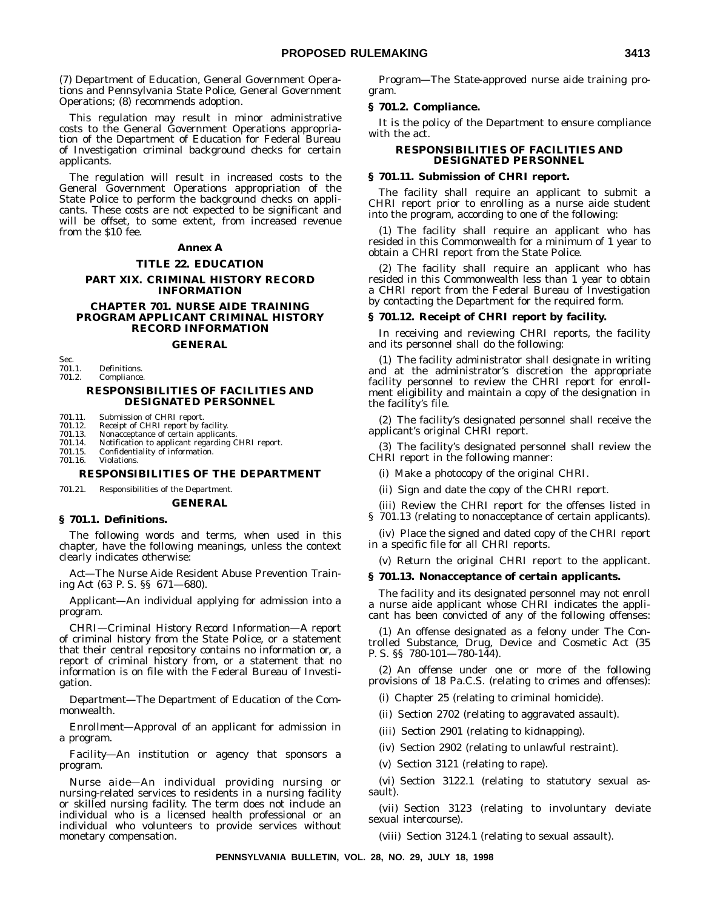(7) Department of Education, General Government Operations and Pennsylvania State Police, General Government Operations; (8) recommends adoption.

This regulation may result in minor administrative costs to the General Government Operations appropriation of the Department of Education for Federal Bureau of Investigation criminal background checks for certain applicants.

The regulation will result in increased costs to the General Government Operations appropriation of the State Police to perform the background checks on applicants. These costs are not expected to be significant and will be offset, to some extent, from increased revenue from the $10 fee.

**Annex A**

**TITLE 22. EDUCATION**

**PART XIX. CRIMINAL HISTORY RECORD INFORMATION**

**CHAPTER 701. NURSE AIDE TRAINING PROGRAM APPLICANT CRIMINAL HISTORY RECORD INFORMATION**

**GENERAL**

Sec.
701.1. Definitions.
701.2. Compliance.

**RESPONSIBILITIES OF FACILITIES AND DESIGNATED PERSONNEL**

701.11. Submission of CHRI report.
701.12. Receipt of CHRI report by facility.
701.13. Nonacceptance of certain applicants.
701.14. Notification to applicant regarding CHRI report.
701.15. Confidentiality of information.
701.16. Violations.

**RESPONSIBILITIES OF THE DEPARTMENT**

701.21. Responsibilities of the Department.

**GENERAL**

**§ 701.1. Definitions.**

The following words and terms, when used in this chapter, have the following meanings, unless the context clearly indicates otherwise:

*Act*—The Nurse Aide Resident Abuse Prevention Training Act (63 P. S. §§ 671—680).

*Applicant*—An individual applying for admission into a program.

*CHRI—Criminal History Record Information*—A report of criminal history from the State Police, or a statement that their central repository contains no information or, a report of criminal history from, or a statement that no information is on file with the Federal Bureau of Investigation.

*Department*—The Department of Education of the Commonwealth.

*Enrollment*—Approval of an applicant for admission in a program.

*Facility*—An institution or agency that sponsors a program.

*Nurse aide*—An individual providing nursing or nursing-related services to residents in a nursing facility or skilled nursing facility. The term does not include an individual who is a licensed health professional or an individual who volunteers to provide services without monetary compensation.

*Program*—The State-approved nurse aide training program.

**§ 701.2. Compliance.**

It is the policy of the Department to ensure compliance with the act.

**RESPONSIBILITIES OF FACILITIES AND DESIGNATED PERSONNEL**

**§ 701.11. Submission of CHRI report.**

The facility shall require an applicant to submit a CHRI report prior to enrolling as a nurse aide student into the program, according to one of the following:

(1) The facility shall require an applicant who has resided in this Commonwealth for a minimum of 1 year to obtain a CHRI report from the State Police.

(2) The facility shall require an applicant who has resided in this Commonwealth less than 1 year to obtain a CHRI report from the Federal Bureau of Investigation by contacting the Department for the required form.

**§ 701.12. Receipt of CHRI report by facility.**

In receiving and reviewing CHRI reports, the facility and its personnel shall do the following:

(1) The facility administrator shall designate in writing and at the administrator's discretion the appropriate facility personnel to review the CHRI report for enrollment eligibility and maintain a copy of the designation in the facility's file.

(2) The facility's designated personnel shall receive the applicant's original CHRI report.

(3) The facility's designated personnel shall review the CHRI report in the following manner:

(i) Make a photocopy of the original CHRI.

(ii) Sign and date the copy of the CHRI report.

(iii) Review the CHRI report for the offenses listed in § 701.13 (relating to nonacceptance of certain applicants).

(iv) Place the signed and dated copy of the CHRI report in a specific file for all CHRI reports.

(v) Return the original CHRI report to the applicant.

**§ 701.13. Nonacceptance of certain applicants.**

The facility and its designated personnel may not enroll a nurse aide applicant whose CHRI indicates the applicant has been convicted of any of the following offenses:

(1) An offense designated as a felony under The Controlled Substance, Drug, Device and Cosmetic Act (35 P. S. §§ 780-101—780-144).

(2) An offense under one or more of the following provisions of 18 Pa.C.S. (relating to crimes and offenses):

(i) Chapter 25 (relating to criminal homicide).

(ii) Section 2702 (relating to aggravated assault).

(iii) Section 2901 (relating to kidnapping).

(iv) Section 2902 (relating to unlawful restraint).

(v) Section 3121 (relating to rape).

(vi) Section 3122.1 (relating to statutory sexual assault).

(vii) Section 3123 (relating to involuntary deviate sexual intercourse).

(viii) Section 3124.1 (relating to sexual assault).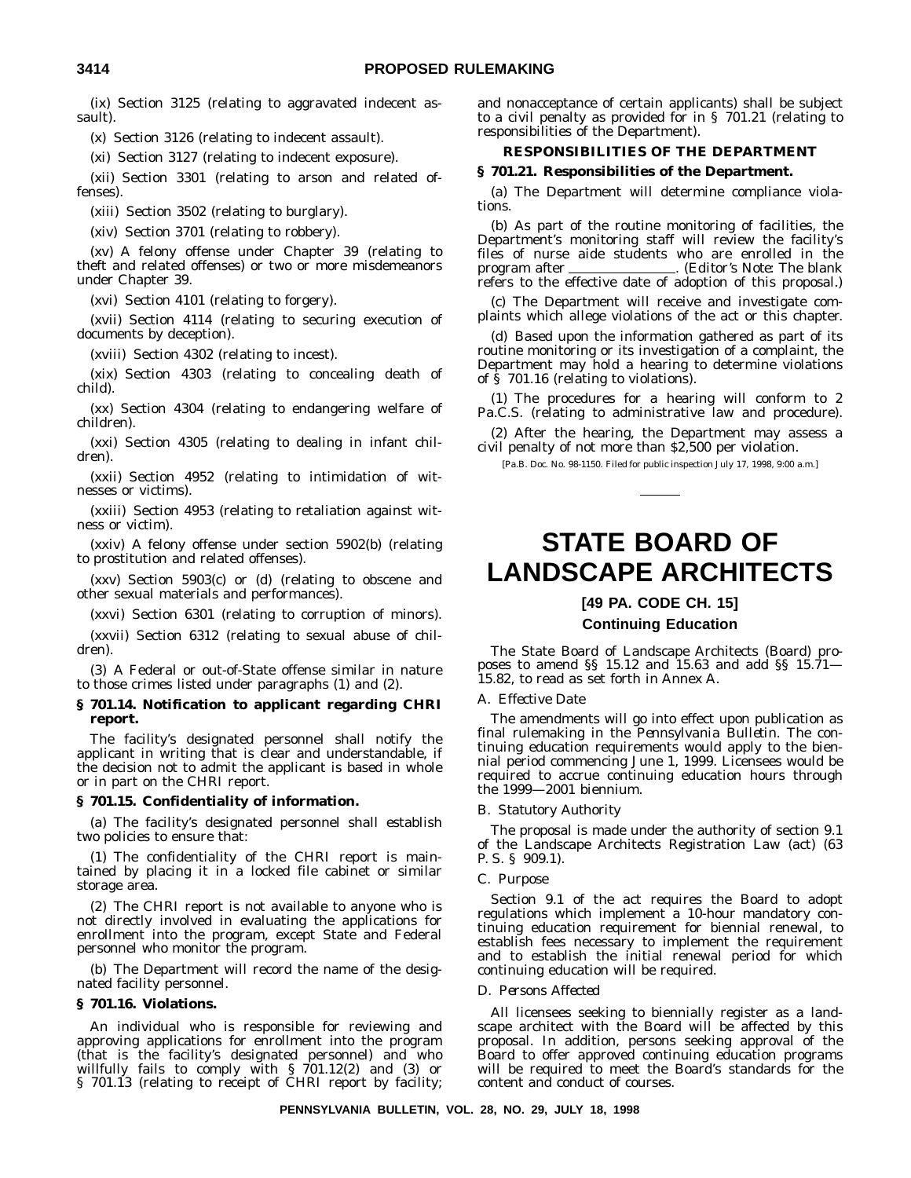(ix) Section 3125 (relating to aggravated indecent assault).

(x) Section 3126 (relating to indecent assault).

(xi) Section 3127 (relating to indecent exposure).

(xii) Section 3301 (relating to arson and related offenses).

(xiii) Section 3502 (relating to burglary).

(xiv) Section 3701 (relating to robbery).

(xv) A felony offense under Chapter 39 (relating to theft and related offenses) or two or more misdemeanors under Chapter 39.

(xvi) Section 4101 (relating to forgery).

(xvii) Section 4114 (relating to securing execution of documents by deception).

(xviii) Section 4302 (relating to incest).

(xix) Section 4303 (relating to concealing death of child).

(xx) Section 4304 (relating to endangering welfare of children).

(xxi) Section 4305 (relating to dealing in infant children).

(xxii) Section 4952 (relating to intimidation of witnesses or victims).

(xxiii) Section 4953 (relating to retaliation against witness or victim).

(xxiv) A felony offense under section 5902(b) (relating to prostitution and related offenses).

(xxv) Section 5903(c) or (d) (relating to obscene and other sexual materials and performances).

(xxvi) Section 6301 (relating to corruption of minors).

(xxvii) Section 6312 (relating to sexual abuse of children).

(3) A Federal or out-of-State offense similar in nature to those crimes listed under paragraphs (1) and (2).

**§ 701.14. Notification to applicant regarding CHRI report.**

The facility's designated personnel shall notify the applicant in writing that is clear and understandable, if the decision not to admit the applicant is based in whole or in part on the CHRI report.

**§ 701.15. Confidentiality of information.**

(a) The facility's designated personnel shall establish two policies to ensure that:

(1) The confidentiality of the CHRI report is maintained by placing it in a locked file cabinet or similar storage area.

(2) The CHRI report is not available to anyone who is not directly involved in evaluating the applications for enrollment into the program, except State and Federal personnel who monitor the program.

(b) The Department will record the name of the designated facility personnel.

**§ 701.16. Violations.**

An individual who is responsible for reviewing and approving applications for enrollment into the program (that is the facility's designated personnel) and who willfully fails to comply with § 701.12(2) and (3) or § 701.13 (relating to receipt of CHRI report by facility; and nonacceptance of certain applicants) shall be subject to a civil penalty as provided for in § 701.21 (relating to responsibilities of the Department).

**RESPONSIBILITIES OF THE DEPARTMENT**

**§ 701.21. Responsibilities of the Department.**

(a) The Department will determine compliance violations.

(b) As part of the routine monitoring of facilities, the Department's monitoring staff will review the facility's files of nurse aide students who are enrolled in the program after \_\_\_\_\_\_\_\_\_\_\_\_\_\_\_. (*Editor's Note*: The blank refers to the effective date of adoption of this proposal.)

(c) The Department will receive and investigate complaints which allege violations of the act or this chapter.

(d) Based upon the information gathered as part of its routine monitoring or its investigation of a complaint, the Department may hold a hearing to determine violations of § 701.16 (relating to violations).

(1) The procedures for a hearing will conform to 2 Pa.C.S. (relating to administrative law and procedure).

(2) After the hearing, the Department may assess a civil penalty of not more than $2,500 per violation.

[Pa.B. Doc. No. 98-1150. Filed for public inspection July 17, 1998, 9:00 a.m.]

# STATE BOARD OF LANDSCAPE ARCHITECTS

## [49 PA. CODE CH. 15]

## Continuing Education

The State Board of Landscape Architects (Board) proposes to amend §§ 15.12 and 15.63 and add §§ 15.71—15.82, to read as set forth in Annex A.

*A. Effective Date*

The amendments will go into effect upon publication as final rulemaking in the *Pennsylvania Bulletin*. The continuing education requirements would apply to the biennial period commencing June 1, 1999. Licensees would be required to accrue continuing education hours through the 1999—2001 biennium.

*B. Statutory Authority*

The proposal is made under the authority of section 9.1 of the Landscape Architects Registration Law (act) (63 P. S. § 909.1).

*C. Purpose*

Section 9.1 of the act requires the Board to adopt regulations which implement a 10-hour mandatory continuing education requirement for biennial renewal, to establish fees necessary to implement the requirement and to establish the initial renewal period for which continuing education will be required.

*D. Persons Affected*

All licensees seeking to biennially register as a landscape architect with the Board will be affected by this proposal. In addition, persons seeking approval of the Board to offer approved continuing education programs will be required to meet the Board's standards for the content and conduct of courses.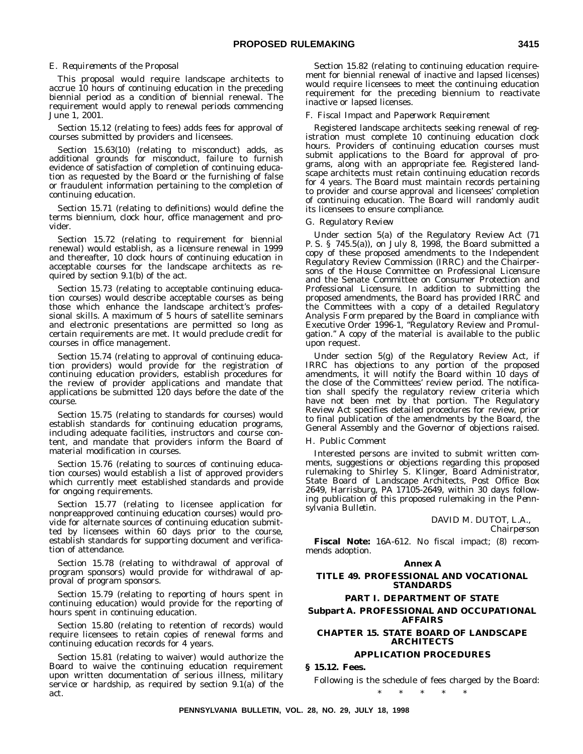*E. Requirements of the Proposal*

This proposal would require landscape architects to accrue 10 hours of continuing education in the preceding biennial period as a condition of biennial renewal. The requirement would apply to renewal periods commencing June 1, 2001.

Section 15.12 (relating to fees) adds fees for approval of courses submitted by providers and licensees.

Section 15.63(10) (relating to misconduct) adds, as additional grounds for misconduct, failure to furnish evidence of satisfaction of completion of continuing education as requested by the Board or the furnishing of false or fraudulent information pertaining to the completion of continuing education.

Section 15.71 (relating to definitions) would define the terms biennium, clock hour, office management and provider.

Section 15.72 (relating to requirement for biennial renewal) would establish, as a licensure renewal in 1999 and thereafter, 10 clock hours of continuing education in acceptable courses for the landscape architects as required by section 9.1(b) of the act.

Section 15.73 (relating to acceptable continuing education courses) would describe acceptable courses as being those which enhance the landscape architect's professional skills. A maximum of 5 hours of satellite seminars and electronic presentations are permitted so long as certain requirements are met. It would preclude credit for courses in office management.

Section 15.74 (relating to approval of continuing education providers) would provide for the registration of continuing education providers, establish procedures for the review of provider applications and mandate that applications be submitted 120 days before the date of the course.

Section 15.75 (relating to standards for courses) would establish standards for continuing education programs, including adequate facilities, instructors and course content, and mandate that providers inform the Board of material modification in courses.

Section 15.76 (relating to sources of continuing education courses) would establish a list of approved providers which currently meet established standards and provide for ongoing requirements.

Section 15.77 (relating to licensee application for nonpreapproved continuing education courses) would provide for alternate sources of continuing education submitted by licensees within 60 days prior to the course, establish standards for supporting document and verification of attendance.

Section 15.78 (relating to withdrawal of approval of program sponsors) would provide for withdrawal of approval of program sponsors.

Section 15.79 (relating to reporting of hours spent in continuing education) would provide for the reporting of hours spent in continuing education.

Section 15.80 (relating to retention of records) would require licensees to retain copies of renewal forms and continuing education records for 4 years.

Section 15.81 (relating to waiver) would authorize the Board to waive the continuing education requirement upon written documentation of serious illness, military service or hardship, as required by section 9.1(a) of the act.

Section 15.82 (relating to continuing education requirement for biennial renewal of inactive and lapsed licenses) would require licensees to meet the continuing education requirement for the preceding biennium to reactivate inactive or lapsed licenses.

*F. Fiscal Impact and Paperwork Requirement*

Registered landscape architects seeking renewal of registration must complete 10 continuing education clock hours. Providers of continuing education courses must submit applications to the Board for approval of programs, along with an appropriate fee. Registered landscape architects must retain continuing education records for 4 years. The Board must maintain records pertaining to provider and course approval and licensees' completion of continuing education. The Board will randomly audit its licensees to ensure compliance.

*G. Regulatory Review*

Under section 5(a) of the Regulatory Review Act (71 P. S. § 745.5(a)), on July 8, 1998, the Board submitted a copy of these proposed amendments to the Independent Regulatory Review Commission (IRRC) and the Chairpersons of the House Committee on Professional Licensure and the Senate Committee on Consumer Protection and Professional Licensure. In addition to submitting the proposed amendments, the Board has provided IRRC and the Committees with a copy of a detailed Regulatory Analysis Form prepared by the Board in compliance with Executive Order 1996-1, "Regulatory Review and Promulgation." A copy of the material is available to the public upon request.

Under section 5(g) of the Regulatory Review Act, if IRRC has objections to any portion of the proposed amendments, it will notify the Board within 10 days of the close of the Committees' review period. The notification shall specify the regulatory review criteria which have not been met by that portion. The Regulatory Review Act specifies detailed procedures for review, prior to final publication of the amendments by the Board, the General Assembly and the Governor of objections raised.

*H. Public Comment*

Interested persons are invited to submit written comments, suggestions or objections regarding this proposed rulemaking to Shirley S. Klinger, Board Administrator, State Board of Landscape Architects, Post Office Box 2649, Harrisburg, PA 17105-2649, within 30 days following publication of this proposed rulemaking in the *Pennsylvania Bulletin*.

DAVID M. DUTOT, L.A.,
*Chairperson*

**Fiscal Note:** 16A-612. No fiscal impact; (8) recommends adoption.

**Annex A**

**TITLE 49. PROFESSIONAL AND VOCATIONAL STANDARDS**

**PART I. DEPARTMENT OF STATE**

**Subpart A. PROFESSIONAL AND OCCUPATIONAL AFFAIRS**

**CHAPTER 15. STATE BOARD OF LANDSCAPE ARCHITECTS**

**APPLICATION PROCEDURES**

**§ 15.12. Fees.**

Following is the schedule of fees charged by the Board:

\* \* \* \* \*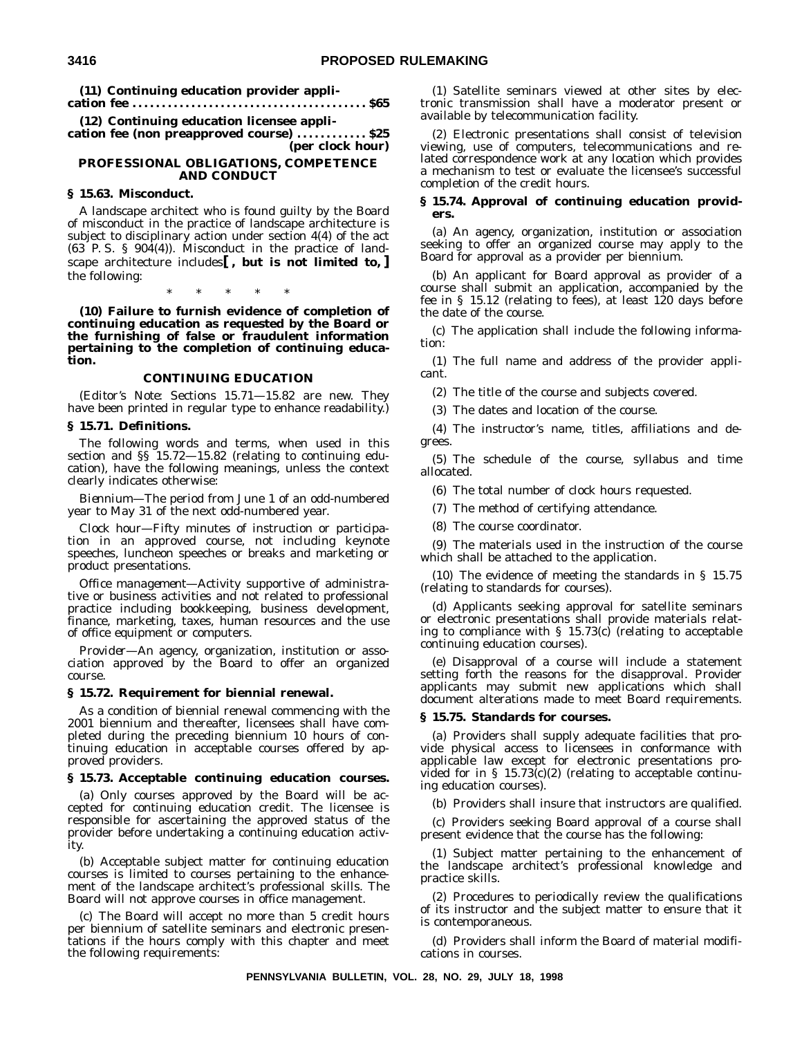**(11) Continuing education provider application fee ........................................ $65**

**(12) Continuing education licensee application fee (non preapproved course) ............ $25 (per clock hour)**

### PROFESSIONAL OBLIGATIONS, COMPETENCE AND CONDUCT

#### § 15.63. Misconduct.

A landscape architect who is found guilty by the Board of misconduct in the practice of landscape architecture is subject to disciplinary action under section 4(4) of the act (63 P. S. § 904(4)). Misconduct in the practice of landscape architecture includes**[ , but is not limited to, ]** the following:

\* \* \* \* \*

**(10) Failure to furnish evidence of completion of continuing education as requested by the Board or the furnishing of false or fraudulent information pertaining to the completion of continuing education.**

### CONTINUING EDUCATION

(*Editor's Note*: Sections 15.71—15.82 are new. They have been printed in regular type to enhance readability.)

#### § 15.71. Definitions.

The following words and terms, when used in this section and §§ 15.72—15.82 (relating to continuing education), have the following meanings, unless the context clearly indicates otherwise:

*Biennium*—The period from June 1 of an odd-numbered year to May 31 of the next odd-numbered year.

*Clock hour*—Fifty minutes of instruction or participation in an approved course, not including keynote speeches, luncheon speeches or breaks and marketing or product presentations.

*Office management*—Activity supportive of administrative or business activities and not related to professional practice including bookkeeping, business development, finance, marketing, taxes, human resources and the use of office equipment or computers.

*Provider*—An agency, organization, institution or association approved by the Board to offer an organized course.

#### § 15.72. Requirement for biennial renewal.

As a condition of biennial renewal commencing with the 2001 biennium and thereafter, licensees shall have completed during the preceding biennium 10 hours of continuing education in acceptable courses offered by approved providers.

#### § 15.73. Acceptable continuing education courses.

(a) Only courses approved by the Board will be accepted for continuing education credit. The licensee is responsible for ascertaining the approved status of the provider before undertaking a continuing education activity.

(b) Acceptable subject matter for continuing education courses is limited to courses pertaining to the enhancement of the landscape architect's professional skills. The Board will not approve courses in office management.

(c) The Board will accept no more than 5 credit hours per biennium of satellite seminars and electronic presentations if the hours comply with this chapter and meet the following requirements:

(1) Satellite seminars viewed at other sites by electronic transmission shall have a moderator present or available by telecommunication facility.

(2) Electronic presentations shall consist of television viewing, use of computers, telecommunications and related correspondence work at any location which provides a mechanism to test or evaluate the licensee's successful completion of the credit hours.

#### § 15.74. Approval of continuing education providers.

(a) An agency, organization, institution or association seeking to offer an organized course may apply to the Board for approval as a provider per biennium.

(b) An applicant for Board approval as provider of a course shall submit an application, accompanied by the fee in § 15.12 (relating to fees), at least 120 days before the date of the course.

(c) The application shall include the following information:

(1) The full name and address of the provider applicant.

(2) The title of the course and subjects covered.

(3) The dates and location of the course.

(4) The instructor's name, titles, affiliations and degrees.

(5) The schedule of the course, syllabus and time allocated.

(6) The total number of clock hours requested.

(7) The method of certifying attendance.

(8) The course coordinator.

(9) The materials used in the instruction of the course which shall be attached to the application.

(10) The evidence of meeting the standards in § 15.75 (relating to standards for courses).

(d) Applicants seeking approval for satellite seminars or electronic presentations shall provide materials relating to compliance with § 15.73(c) (relating to acceptable continuing education courses).

(e) Disapproval of a course will include a statement setting forth the reasons for the disapproval. Provider applicants may submit new applications which shall document alterations made to meet Board requirements.

#### § 15.75. Standards for courses.

(a) Providers shall supply adequate facilities that provide physical access to licensees in conformance with applicable law except for electronic presentations provided for in § 15.73(c)(2) (relating to acceptable continuing education courses).

(b) Providers shall insure that instructors are qualified.

(c) Providers seeking Board approval of a course shall present evidence that the course has the following:

(1) Subject matter pertaining to the enhancement of the landscape architect's professional knowledge and practice skills.

(2) Procedures to periodically review the qualifications of its instructor and the subject matter to ensure that it is contemporaneous.

(d) Providers shall inform the Board of material modifications in courses.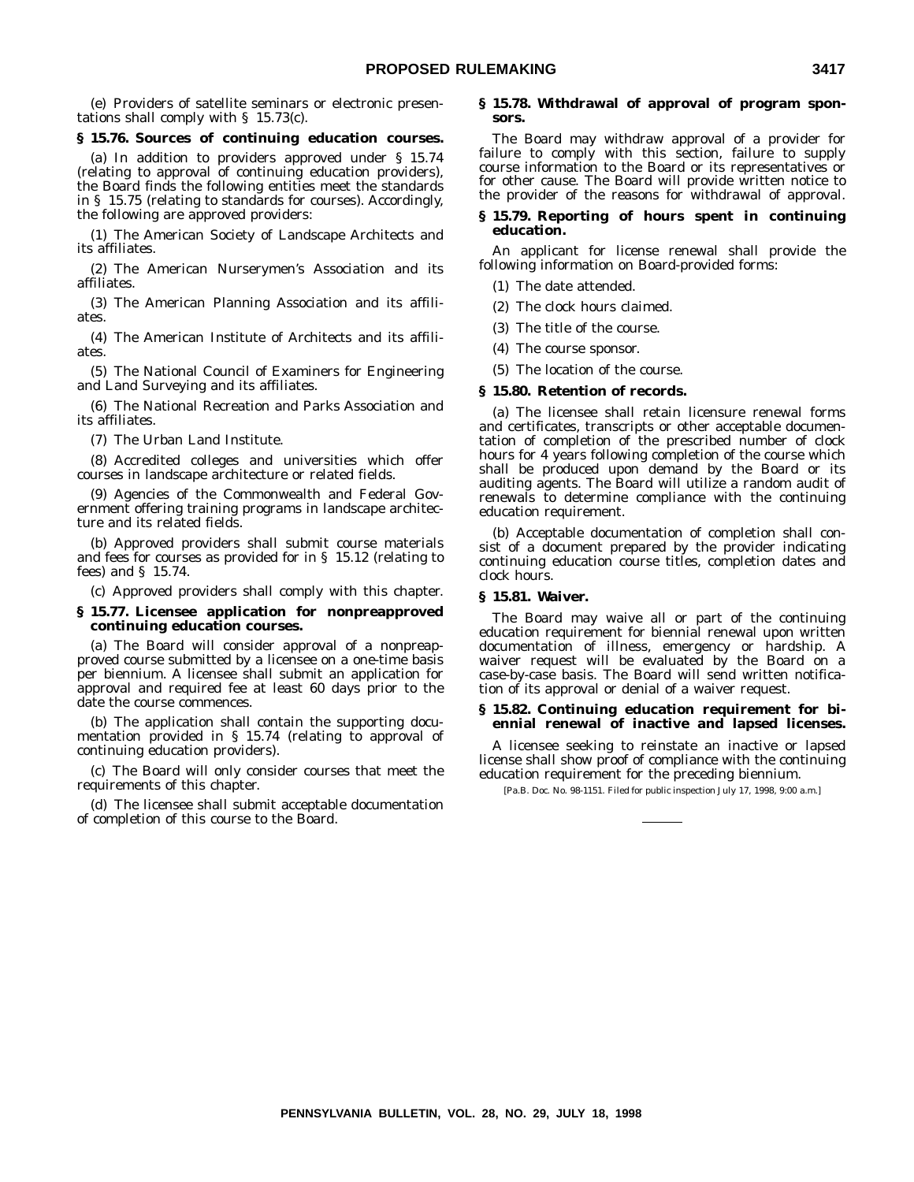(e) Providers of satellite seminars or electronic presentations shall comply with § 15.73(c).

**§ 15.76. Sources of continuing education courses.**

(a) In addition to providers approved under § 15.74 (relating to approval of continuing education providers), the Board finds the following entities meet the standards in § 15.75 (relating to standards for courses). Accordingly, the following are approved providers:

(1) The American Society of Landscape Architects and its affiliates.

(2) The American Nurserymen's Association and its affiliates.

(3) The American Planning Association and its affiliates.

(4) The American Institute of Architects and its affiliates.

(5) The National Council of Examiners for Engineering and Land Surveying and its affiliates.

(6) The National Recreation and Parks Association and its affiliates.

(7) The Urban Land Institute.

(8) Accredited colleges and universities which offer courses in landscape architecture or related fields.

(9) Agencies of the Commonwealth and Federal Government offering training programs in landscape architecture and its related fields.

(b) Approved providers shall submit course materials and fees for courses as provided for in § 15.12 (relating to fees) and § 15.74.

(c) Approved providers shall comply with this chapter.

**§ 15.77. Licensee application for nonpreapproved continuing education courses.**

(a) The Board will consider approval of a nonpreapproved course submitted by a licensee on a one-time basis per biennium. A licensee shall submit an application for approval and required fee at least 60 days prior to the date the course commences.

(b) The application shall contain the supporting documentation provided in § 15.74 (relating to approval of continuing education providers).

(c) The Board will only consider courses that meet the requirements of this chapter.

(d) The licensee shall submit acceptable documentation of completion of this course to the Board.

**§ 15.78. Withdrawal of approval of program sponsors.**

The Board may withdraw approval of a provider for failure to comply with this section, failure to supply course information to the Board or its representatives or for other cause. The Board will provide written notice to the provider of the reasons for withdrawal of approval.

**§ 15.79. Reporting of hours spent in continuing education.**

An applicant for license renewal shall provide the following information on Board-provided forms:

(1) The date attended.

(2) The clock hours claimed.

(3) The title of the course.

(4) The course sponsor.

(5) The location of the course.

**§ 15.80. Retention of records.**

(a) The licensee shall retain licensure renewal forms and certificates, transcripts or other acceptable documentation of completion of the prescribed number of clock hours for 4 years following completion of the course which shall be produced upon demand by the Board or its auditing agents. The Board will utilize a random audit of renewals to determine compliance with the continuing education requirement.

(b) Acceptable documentation of completion shall consist of a document prepared by the provider indicating continuing education course titles, completion dates and clock hours.

**§ 15.81. Waiver.**

The Board may waive all or part of the continuing education requirement for biennial renewal upon written documentation of illness, emergency or hardship. A waiver request will be evaluated by the Board on a case-by-case basis. The Board will send written notification of its approval or denial of a waiver request.

**§ 15.82. Continuing education requirement for biennial renewal of inactive and lapsed licenses.**

A licensee seeking to reinstate an inactive or lapsed license shall show proof of compliance with the continuing education requirement for the preceding biennium.

[Pa.B. Doc. No. 98-1151. Filed for public inspection July 17, 1998, 9:00 a.m.]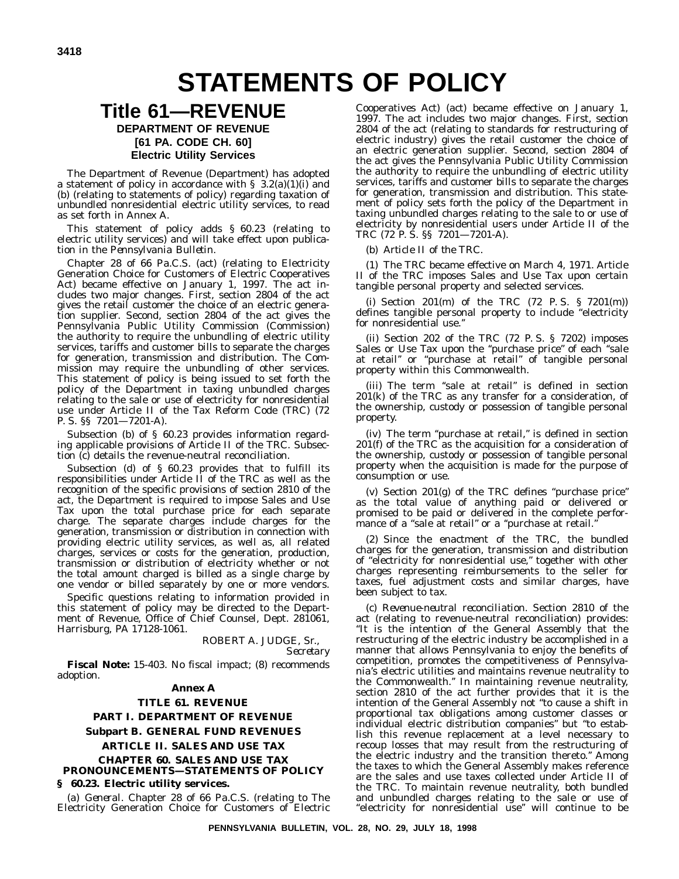# STATEMENTS OF POLICY

# Title 61—REVENUE

## DEPARTMENT OF REVENUE

## [61 PA. CODE CH. 60]

## Electric Utility Services

The Department of Revenue (Department) has adopted a statement of policy in accordance with § 3.2(a)(1)(i) and (b) (relating to statements of policy) regarding taxation of unbundled nonresidential electric utility services, to read as set forth in Annex A.

This statement of policy adds § 60.23 (relating to electric utility services) and will take effect upon publication in the *Pennsylvania Bulletin*.

Chapter 28 of 66 Pa.C.S. (act) (relating to Electricity Generation Choice for Customers of Electric Cooperatives Act) became effective on January 1, 1997. The act includes two major changes. First, section 2804 of the act gives the retail customer the choice of an electric generation supplier. Second, section 2804 of the act gives the Pennsylvania Public Utility Commission (Commission) the authority to require the unbundling of electric utility services, tariffs and customer bills to separate the charges for generation, transmission and distribution. The Commission may require the unbundling of other services. This statement of policy is being issued to set forth the policy of the Department in taxing unbundled charges relating to the sale or use of electricity for nonresidential use under Article II of the Tax Reform Code (TRC) (72 P. S. §§ 7201—7201-A).

Subsection (b) of § 60.23 provides information regarding applicable provisions of Article II of the TRC. Subsection (c) details the revenue-neutral reconciliation.

Subsection (d) of § 60.23 provides that to fulfill its responsibilities under Article II of the TRC as well as the recognition of the specific provisions of section 2810 of the act, the Department is required to impose Sales and Use Tax upon the total purchase price for each separate charge. The separate charges include charges for the generation, transmission or distribution in connection with providing electric utility services, as well as, all related charges, services or costs for the generation, production, transmission or distribution of electricity whether or not the total amount charged is billed as a single charge by one vendor or billed separately by one or more vendors.

Specific questions relating to information provided in this statement of policy may be directed to the Department of Revenue, Office of Chief Counsel, Dept. 281061, Harrisburg, PA 17128-1061.

ROBERT A. JUDGE, Sr.,
*Secretary*

**Fiscal Note:** 15-403. No fiscal impact; (8) recommends adoption.

**Annex A**

**TITLE 61. REVENUE**

**PART I. DEPARTMENT OF REVENUE**

**Subpart B. GENERAL FUND REVENUES**

**ARTICLE II. SALES AND USE TAX**

**CHAPTER 60. SALES AND USE TAX PRONOUNCEMENTS—STATEMENTS OF POLICY**

**§ 60.23. Electric utility services.**

(a) *General.* Chapter 28 of 66 Pa.C.S. (relating to The Electricity Generation Choice for Customers of Electric Cooperatives Act) (act) became effective on January 1, 1997. The act includes two major changes. First, section 2804 of the act (relating to standards for restructuring of electric industry) gives the retail customer the choice of an electric generation supplier. Second, section 2804 of the act gives the Pennsylvania Public Utility Commission the authority to require the unbundling of electric utility services, tariffs and customer bills to separate the charges for generation, transmission and distribution. This statement of policy sets forth the policy of the Department in taxing unbundled charges relating to the sale to or use of electricity by nonresidential users under Article II of the TRC (72 P. S. §§ 7201—7201-A).

(b) *Article II of the TRC.*

(1) The TRC became effective on March 4, 1971. Article II of the TRC imposes Sales and Use Tax upon certain tangible personal property and selected services.

(i) Section 201(m) of the TRC (72 P. S. § 7201(m)) defines tangible personal property to include "electricity for nonresidential use."

(ii) Section 202 of the TRC (72 P. S. § 7202) imposes Sales or Use Tax upon the "purchase price" of each "sale at retail" or "purchase at retail" of tangible personal property within this Commonwealth.

(iii) The term "sale at retail" is defined in section 201(k) of the TRC as any transfer for a consideration, of the ownership, custody or possession of tangible personal property.

(iv) The term "purchase at retail," is defined in section 201(f) of the TRC as the acquisition for a consideration of the ownership, custody or possession of tangible personal property when the acquisition is made for the purpose of consumption or use.

(v) Section 201(g) of the TRC defines "purchase price" as the total value of anything paid or delivered or promised to be paid or delivered in the complete performance of a "sale at retail" or a "purchase at retail."

(2) Since the enactment of the TRC, the bundled charges for the generation, transmission and distribution of "electricity for nonresidential use," together with other charges representing reimbursements to the seller for taxes, fuel adjustment costs and similar charges, have been subject to tax.

(c) *Revenue-neutral reconciliation.* Section 2810 of the act (relating to revenue-neutral reconciliation) provides: "It is the intention of the General Assembly that the restructuring of the electric industry be accomplished in a manner that allows Pennsylvania to enjoy the benefits of competition, promotes the competitiveness of Pennsylvania's electric utilities and maintains revenue neutrality to the Commonwealth." In maintaining revenue neutrality, section 2810 of the act further provides that it is the intention of the General Assembly not "to cause a shift in proportional tax obligations among customer classes or individual electric distribution companies" but "to establish this revenue replacement at a level necessary to recoup losses that may result from the restructuring of the electric industry and the transition thereto." Among the taxes to which the General Assembly makes reference are the sales and use taxes collected under Article II of the TRC. To maintain revenue neutrality, both bundled and unbundled charges relating to the sale or use of "electricity for nonresidential use" will continue to be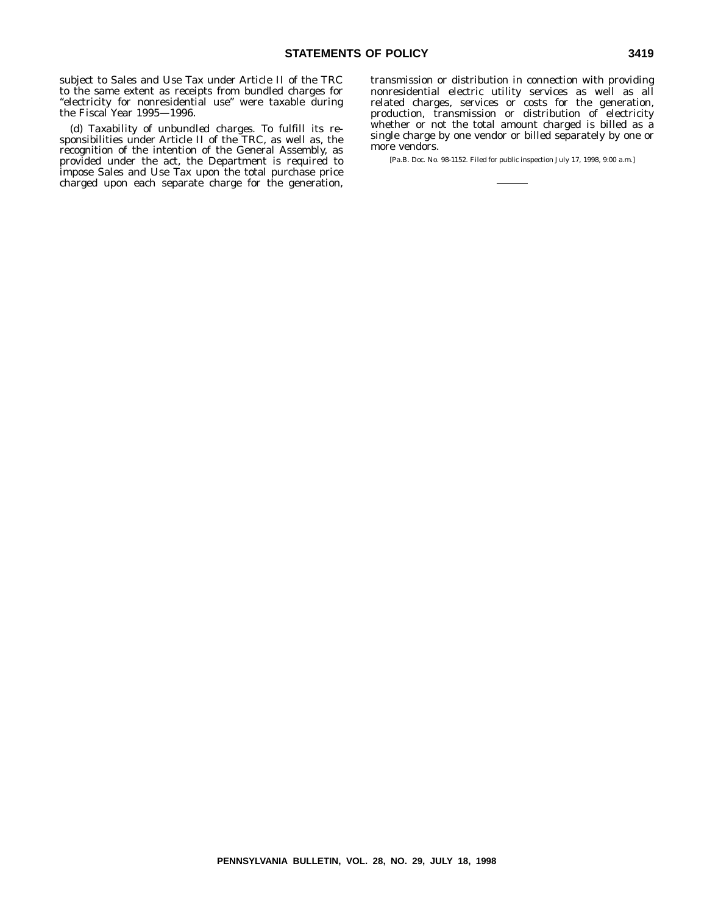subject to Sales and Use Tax under Article II of the TRC to the same extent as receipts from bundled charges for "electricity for nonresidential use" were taxable during the Fiscal Year 1995—1996.

(d) *Taxability of unbundled charges*. To fulfill its responsibilities under Article II of the TRC, as well as, the recognition of the intention of the General Assembly, as provided under the act, the Department is required to impose Sales and Use Tax upon the total purchase price charged upon each separate charge for the generation, transmission or distribution in connection with providing nonresidential electric utility services as well as all related charges, services or costs for the generation, production, transmission or distribution of electricity whether or not the total amount charged is billed as a single charge by one vendor or billed separately by one or more vendors.

[Pa.B. Doc. No. 98-1152. Filed for public inspection July 17, 1998, 9:00 a.m.]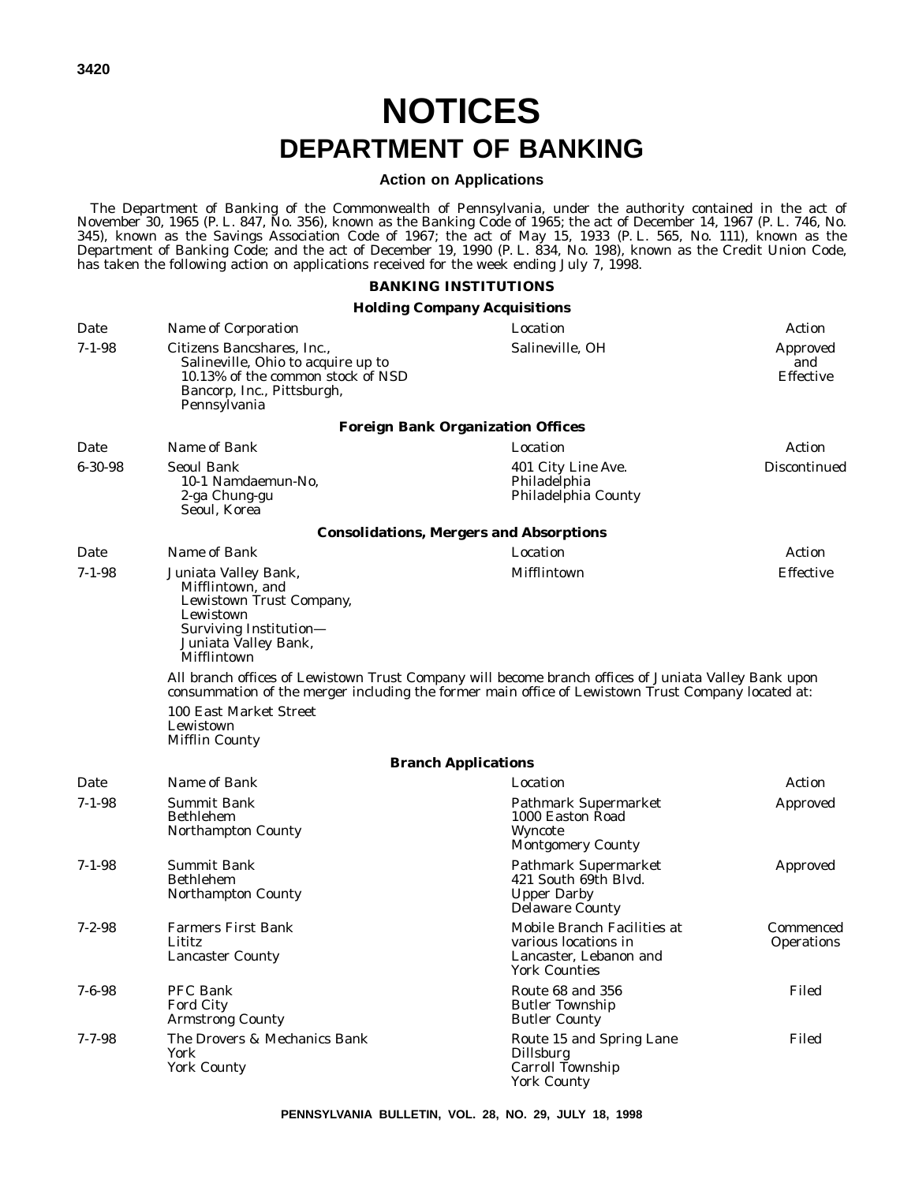# NOTICES

# DEPARTMENT OF BANKING

### Action on Applications

The Department of Banking of the Commonwealth of Pennsylvania, under the authority contained in the act of November 30, 1965 (P. L. 847, No. 356), known as the Banking Code of 1965; the act of December 14, 1967 (P. L. 746, No. 345), known as the Savings Association Code of 1967; the act of May 15, 1933 (P. L. 565, No. 111), known as the Department of Banking Code; and the act of December 19, 1990 (P. L. 834, No. 198), known as the Credit Union Code, has taken the following action on applications received for the week ending July 7, 1998.

#### BANKING INSTITUTIONS

**Holding Company Acquisitions**

| Date | Name of Corporation | Location | Action |
|---|---|---|---|
| 7-1-98 | Citizens Bancshares, Inc., Salineville, Ohio to acquire up to 10.13% of the common stock of NSD Bancorp, Inc., Pittsburgh, Pennsylvania | Salineville, OH | Approved and Effective |

**Foreign Bank Organization Offices**

| Date | Name of Bank | Location | Action |
|---|---|---|---|
| 6-30-98 | Seoul Bank 10-1 Namdaemun-No, 2-ga Chung-gu Seoul, Korea | 401 City Line Ave. Philadelphia Philadelphia County | Discontinued |

**Consolidations, Mergers and Absorptions**

| Date | Name of Bank | Location | Action |
|---|---|---|---|
| 7-1-98 | Juniata Valley Bank, Mifflintown, and Lewistown Trust Company, Lewistown Surviving Institution— Juniata Valley Bank, Mifflintown | Mifflintown | Effective |

All branch offices of Lewistown Trust Company will become branch offices of Juniata Valley Bank upon consummation of the merger including the former main office of Lewistown Trust Company located at:

100 East Market Street
Lewistown
Mifflin County

**Branch Applications**

| Date | Name of Bank | Location | Action |
|---|---|---|---|
| 7-1-98 | Summit Bank Bethlehem Northampton County | Pathmark Supermarket 1000 Easton Road Wyncote Montgomery County | Approved |
| 7-1-98 | Summit Bank Bethlehem Northampton County | Pathmark Supermarket 421 South 69th Blvd. Upper Darby Delaware County | Approved |
| 7-2-98 | Farmers First Bank Lititz Lancaster County | Mobile Branch Facilities at various locations in Lancaster, Lebanon and York Counties | Commenced Operations |
| 7-6-98 | PFC Bank Ford City Armstrong County | Route 68 and 356 Butler Township Butler County | Filed |
| 7-7-98 | The Drovers & Mechanics Bank York York County | Route 15 and Spring Lane Dillsburg Carroll Township York County | Filed |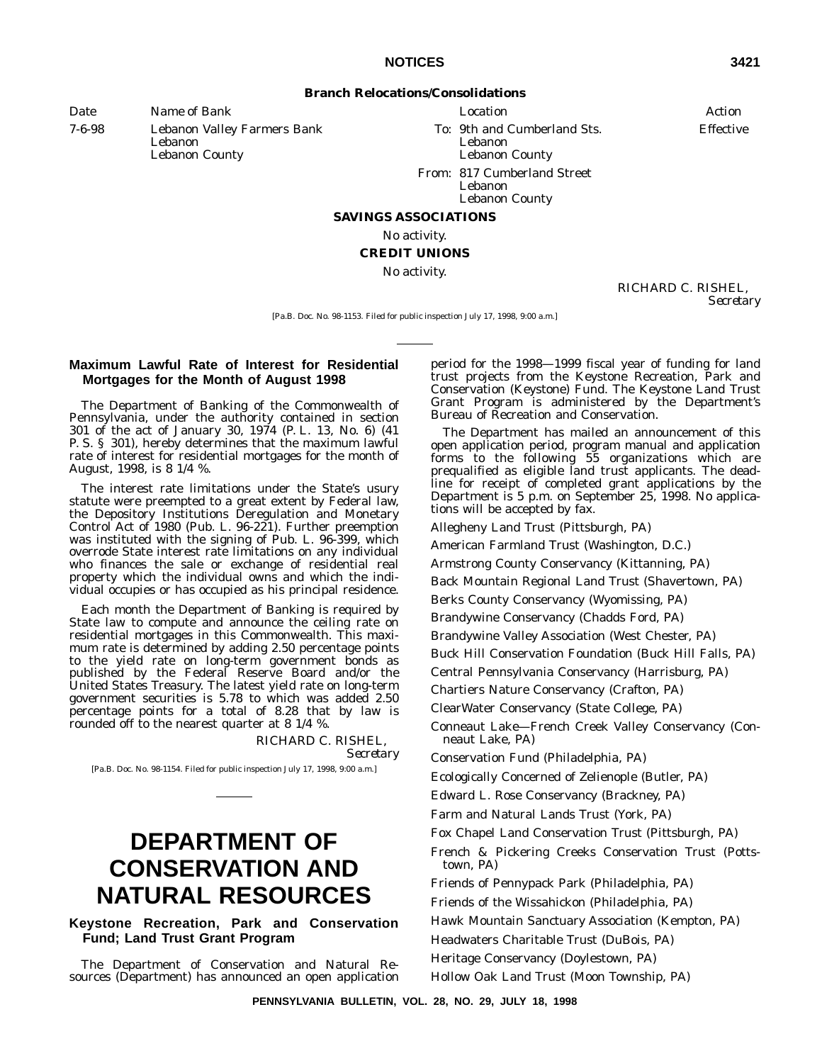**Branch Relocations/Consolidations**

| Date | Name of Bank | Location | Action |
|---|---|---|---|
| 7-6-98 | Lebanon Valley Farmers Bank<br>Lebanon<br>Lebanon County | To: 9th and Cumberland Sts.<br>Lebanon<br>Lebanon County<br>From: 817 Cumberland Street<br>Lebanon<br>Lebanon County | Effective |

**SAVINGS ASSOCIATIONS**

*No activity.*

**CREDIT UNIONS**

*No activity.*

RICHARD C. RISHEL,
*Secretary*

[Pa.B. Doc. No. 98-1153. Filed for public inspection July 17, 1998, 9:00 a.m.]

### Maximum Lawful Rate of Interest for Residential Mortgages for the Month of August 1998

The Department of Banking of the Commonwealth of Pennsylvania, under the authority contained in section 301 of the act of January 30, 1974 (P. L. 13, No. 6) (41 P. S. § 301), hereby determines that the maximum lawful rate of interest for residential mortgages for the month of August, 1998, is 8 1/4 %.

The interest rate limitations under the State's usury statute were preempted to a great extent by Federal law, the Depository Institutions Deregulation and Monetary Control Act of 1980 (Pub. L. 96-221). Further preemption was instituted with the signing of Pub. L. 96-399, which overrode State interest rate limitations on any individual who finances the sale or exchange of residential real property which the individual owns and which the individual occupies or has occupied as his principal residence.

Each month the Department of Banking is required by State law to compute and announce the ceiling rate on residential mortgages in this Commonwealth. This maximum rate is determined by adding 2.50 percentage points to the yield rate on long-term government bonds as published by the Federal Reserve Board and/or the United States Treasury. The latest yield rate on long-term government securities is 5.78 to which was added 2.50 percentage points for a total of 8.28 that by law is rounded off to the nearest quarter at 8 1/4 %.

RICHARD C. RISHEL,
*Secretary*

[Pa.B. Doc. No. 98-1154. Filed for public inspection July 17, 1998, 9:00 a.m.]

# DEPARTMENT OF CONSERVATION AND NATURAL RESOURCES

### Keystone Recreation, Park and Conservation Fund; Land Trust Grant Program

The Department of Conservation and Natural Resources (Department) has announced an open application period for the 1998—1999 fiscal year of funding for land trust projects from the Keystone Recreation, Park and Conservation (Keystone) Fund. The Keystone Land Trust Grant Program is administered by the Department's Bureau of Recreation and Conservation.

The Department has mailed an announcement of this open application period, program manual and application forms to the following 55 organizations which are prequalified as eligible land trust applicants. The deadline for receipt of completed grant applications by the Department is 5 p.m. on September 25, 1998. No applications will be accepted by fax.

Allegheny Land Trust (Pittsburgh, PA)

American Farmland Trust (Washington, D.C.)

Armstrong County Conservancy (Kittanning, PA)

Back Mountain Regional Land Trust (Shavertown, PA)

Berks County Conservancy (Wyomissing, PA)

Brandywine Conservancy (Chadds Ford, PA)

Brandywine Valley Association (West Chester, PA)

Buck Hill Conservation Foundation (Buck Hill Falls, PA)

Central Pennsylvania Conservancy (Harrisburg, PA)

Chartiers Nature Conservancy (Crafton, PA)

ClearWater Conservancy (State College, PA)

Conneaut Lake—French Creek Valley Conservancy (Conneaut Lake, PA)

Conservation Fund (Philadelphia, PA)

Ecologically Concerned of Zelienople (Butler, PA)

Edward L. Rose Conservancy (Brackney, PA)

Farm and Natural Lands Trust (York, PA)

Fox Chapel Land Conservation Trust (Pittsburgh, PA)

French & Pickering Creeks Conservation Trust (Pottstown, PA)

Friends of Pennypack Park (Philadelphia, PA)

Friends of the Wissahickon (Philadelphia, PA)

Hawk Mountain Sanctuary Association (Kempton, PA)

Headwaters Charitable Trust (DuBois, PA)

Heritage Conservancy (Doylestown, PA)

Hollow Oak Land Trust (Moon Township, PA)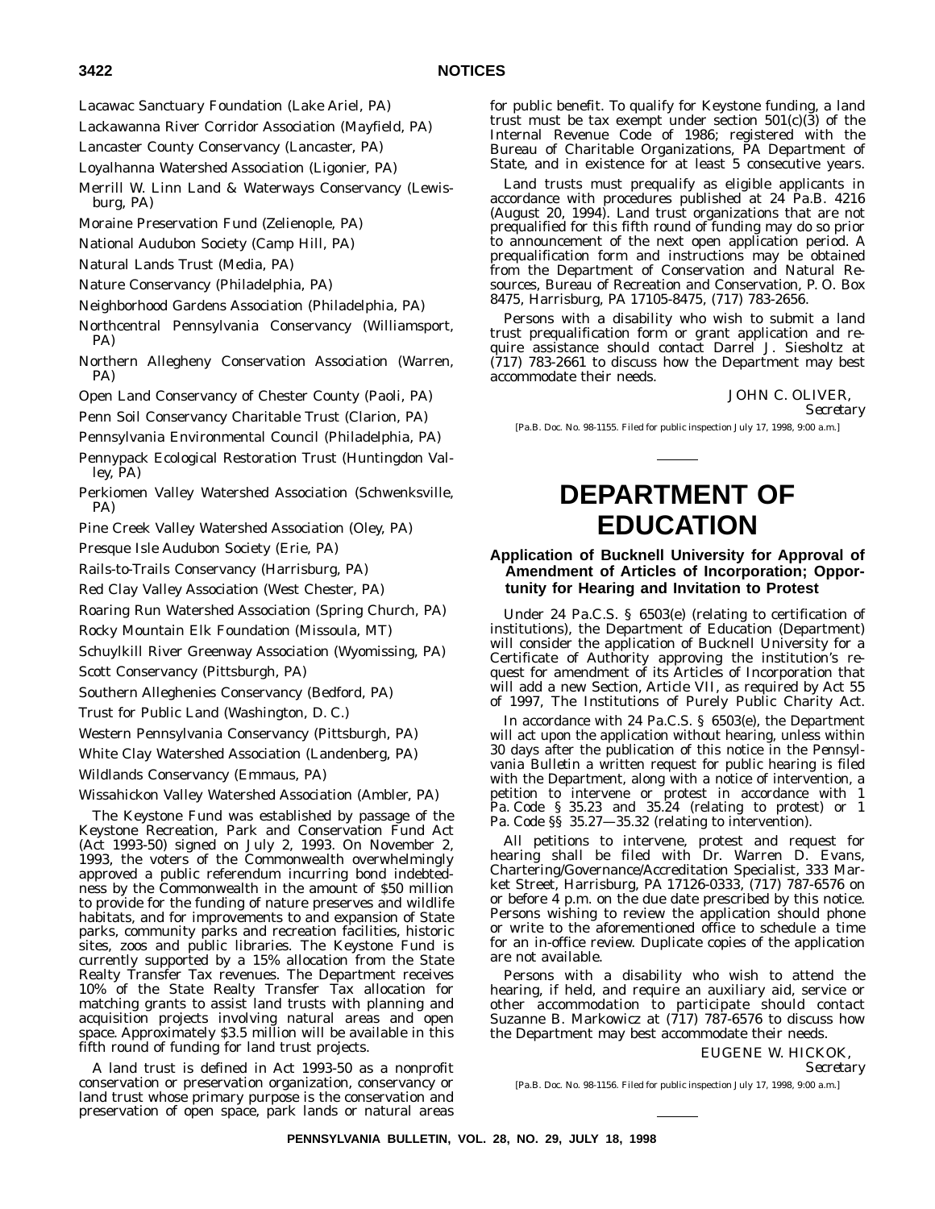Lacawac Sanctuary Foundation (Lake Ariel, PA)

Lackawanna River Corridor Association (Mayfield, PA)

Lancaster County Conservancy (Lancaster, PA)

Loyalhanna Watershed Association (Ligonier, PA)

Merrill W. Linn Land & Waterways Conservancy (Lewisburg, PA)

Moraine Preservation Fund (Zelienople, PA)

National Audubon Society (Camp Hill, PA)

Natural Lands Trust (Media, PA)

Nature Conservancy (Philadelphia, PA)

Neighborhood Gardens Association (Philadelphia, PA)

Northcentral Pennsylvania Conservancy (Williamsport, PA)

Northern Allegheny Conservation Association (Warren, PA)

Open Land Conservancy of Chester County (Paoli, PA)

Penn Soil Conservancy Charitable Trust (Clarion, PA)

Pennsylvania Environmental Council (Philadelphia, PA)

Pennypack Ecological Restoration Trust (Huntingdon Valley, PA)

Perkiomen Valley Watershed Association (Schwenksville, PA)

Pine Creek Valley Watershed Association (Oley, PA)

Presque Isle Audubon Society (Erie, PA)

Rails-to-Trails Conservancy (Harrisburg, PA)

Red Clay Valley Association (West Chester, PA)

Roaring Run Watershed Association (Spring Church, PA)

Rocky Mountain Elk Foundation (Missoula, MT)

Schuylkill River Greenway Association (Wyomissing, PA)

Scott Conservancy (Pittsburgh, PA)

Southern Alleghenies Conservancy (Bedford, PA)

Trust for Public Land (Washington, D. C.)

Western Pennsylvania Conservancy (Pittsburgh, PA)

White Clay Watershed Association (Landenberg, PA)

Wildlands Conservancy (Emmaus, PA)

Wissahickon Valley Watershed Association (Ambler, PA)

The Keystone Fund was established by passage of the Keystone Recreation, Park and Conservation Fund Act (Act 1993-50) signed on July 2, 1993. On November 2, 1993, the voters of the Commonwealth overwhelmingly approved a public referendum incurring bond indebtedness by the Commonwealth in the amount of $50 million to provide for the funding of nature preserves and wildlife habitats, and for improvements to and expansion of State parks, community parks and recreation facilities, historic sites, zoos and public libraries. The Keystone Fund is currently supported by a 15% allocation from the State Realty Transfer Tax revenues. The Department receives 10% of the State Realty Transfer Tax allocation for matching grants to assist land trusts with planning and acquisition projects involving natural areas and open space. Approximately $3.5 million will be available in this fifth round of funding for land trust projects.

A land trust is defined in Act 1993-50 as a nonprofit conservation or preservation organization, conservancy or land trust whose primary purpose is the conservation and preservation of open space, park lands or natural areas for public benefit. To qualify for Keystone funding, a land trust must be tax exempt under section 501(c)(3) of the Internal Revenue Code of 1986; registered with the Bureau of Charitable Organizations, PA Department of State, and in existence for at least 5 consecutive years.

Land trusts must prequalify as eligible applicants in accordance with procedures published at 24 Pa.B. 4216 (August 20, 1994). Land trust organizations that are not prequalified for this fifth round of funding may do so prior to announcement of the next open application period. A prequalification form and instructions may be obtained from the Department of Conservation and Natural Resources, Bureau of Recreation and Conservation, P. O. Box 8475, Harrisburg, PA 17105-8475, (717) 783-2656.

Persons with a disability who wish to submit a land trust prequalification form or grant application and require assistance should contact Darrel J. Siesholtz at (717) 783-2661 to discuss how the Department may best accommodate their needs.

JOHN C. OLIVER,
*Secretary*

[Pa.B. Doc. No. 98-1155. Filed for public inspection July 17, 1998, 9:00 a.m.]

# DEPARTMENT OF EDUCATION

## Application of Bucknell University for Approval of Amendment of Articles of Incorporation; Opportunity for Hearing and Invitation to Protest

Under 24 Pa.C.S. § 6503(e) (relating to certification of institutions), the Department of Education (Department) will consider the application of Bucknell University for a Certificate of Authority approving the institution's request for amendment of its Articles of Incorporation that will add a new Section, Article VII, as required by Act 55 of 1997, The Institutions of Purely Public Charity Act.

In accordance with 24 Pa.C.S. § 6503(e), the Department will act upon the application without hearing, unless within 30 days after the publication of this notice in the *Pennsylvania Bulletin* a written request for public hearing is filed with the Department, along with a notice of intervention, a petition to intervene or protest in accordance with 1 Pa. Code § 35.23 and 35.24 (relating to protest) or 1 Pa. Code §§ 35.27—35.32 (relating to intervention).

All petitions to intervene, protest and request for hearing shall be filed with Dr. Warren D. Evans, Chartering/Governance/Accreditation Specialist, 333 Market Street, Harrisburg, PA 17126-0333, (717) 787-6576 on or before 4 p.m. on the due date prescribed by this notice. Persons wishing to review the application should phone or write to the aforementioned office to schedule a time for an in-office review. Duplicate copies of the application are not available.

Persons with a disability who wish to attend the hearing, if held, and require an auxiliary aid, service or other accommodation to participate should contact Suzanne B. Markowicz at (717) 787-6576 to discuss how the Department may best accommodate their needs.

EUGENE W. HICKOK,
*Secretary*

[Pa.B. Doc. No. 98-1156. Filed for public inspection July 17, 1998, 9:00 a.m.]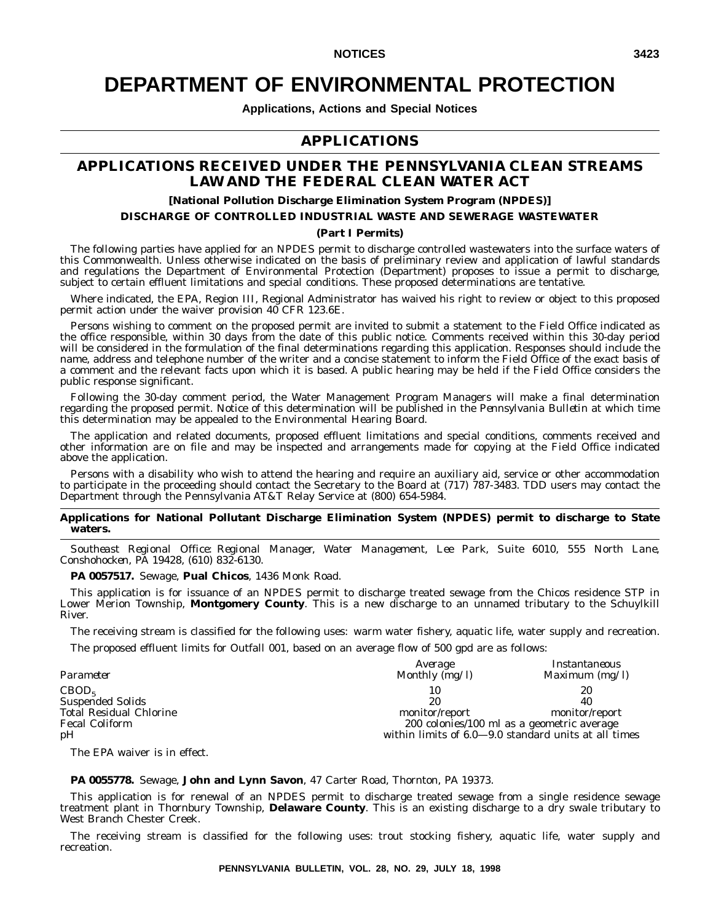# DEPARTMENT OF ENVIRONMENTAL PROTECTION

**Applications, Actions and Special Notices**

## APPLICATIONS

## APPLICATIONS RECEIVED UNDER THE PENNSYLVANIA CLEAN STREAMS LAW AND THE FEDERAL CLEAN WATER ACT

**[National Pollution Discharge Elimination System Program (NPDES)]**

**DISCHARGE OF CONTROLLED INDUSTRIAL WASTE AND SEWERAGE WASTEWATER**

**(Part I Permits)**

The following parties have applied for an NPDES permit to discharge controlled wastewaters into the surface waters of this Commonwealth. Unless otherwise indicated on the basis of preliminary review and application of lawful standards and regulations the Department of Environmental Protection (Department) proposes to issue a permit to discharge, subject to certain effluent limitations and special conditions. These proposed determinations are tentative.

Where indicated, the EPA, Region III, Regional Administrator has waived his right to review or object to this proposed permit action under the waiver provision 40 CFR 123.6E.

Persons wishing to comment on the proposed permit are invited to submit a statement to the Field Office indicated as the office responsible, within 30 days from the date of this public notice. Comments received within this 30-day period will be considered in the formulation of the final determinations regarding this application. Responses should include the name, address and telephone number of the writer and a concise statement to inform the Field Office of the exact basis of a comment and the relevant facts upon which it is based. A public hearing may be held if the Field Office considers the public response significant.

Following the 30-day comment period, the Water Management Program Managers will make a final determination regarding the proposed permit. Notice of this determination will be published in the *Pennsylvania Bulletin* at which time this determination may be appealed to the Environmental Hearing Board.

The application and related documents, proposed effluent limitations and special conditions, comments received and other information are on file and may be inspected and arrangements made for copying at the Field Office indicated above the application.

Persons with a disability who wish to attend the hearing and require an auxiliary aid, service or other accommodation to participate in the proceeding should contact the Secretary to the Board at (717) 787-3483. TDD users may contact the Department through the Pennsylvania AT&T Relay Service at (800) 654-5984.

**Applications for National Pollutant Discharge Elimination System (NPDES) permit to discharge to State waters.**

*Southeast Regional Office: Regional Manager, Water Management, Lee Park, Suite 6010, 555 North Lane, Conshohocken, PA 19428, (610) 832-6130.*

**PA 0057517.** Sewage, **Pual Chicos**, 1436 Monk Road.

This application is for issuance of an NPDES permit to discharge treated sewage from the Chicos residence STP in Lower Merion Township, **Montgomery County**. This is a new discharge to an unnamed tributary to the Schuylkill River.

The receiving stream is classified for the following uses: warm water fishery, aquatic life, water supply and recreation.

The proposed effluent limits for Outfall 001, based on an average flow of 500 gpd are as follows:

| *Parameter* | *Average Monthly (mg/l)* | *Instantaneous Maximum (mg/l)* |
|---|---|---|
| $CBOD_5$ | 10 | 20 |
| Suspended Solids | 20 | 40 |
| Total Residual Chlorine | monitor/report | monitor/report |
| Fecal Coliform | 200 colonies/100 ml as a geometric average | |
| pH | within limits of 6.0—9.0 standard units at all times | |

The EPA waiver is in effect.

**PA 0055778.** Sewage, **John and Lynn Savon**, 47 Carter Road, Thornton, PA 19373.

This application is for renewal of an NPDES permit to discharge treated sewage from a single residence sewage treatment plant in Thornbury Township, **Delaware County**. This is an existing discharge to a dry swale tributary to West Branch Chester Creek.

The receiving stream is classified for the following uses: trout stocking fishery, aquatic life, water supply and recreation.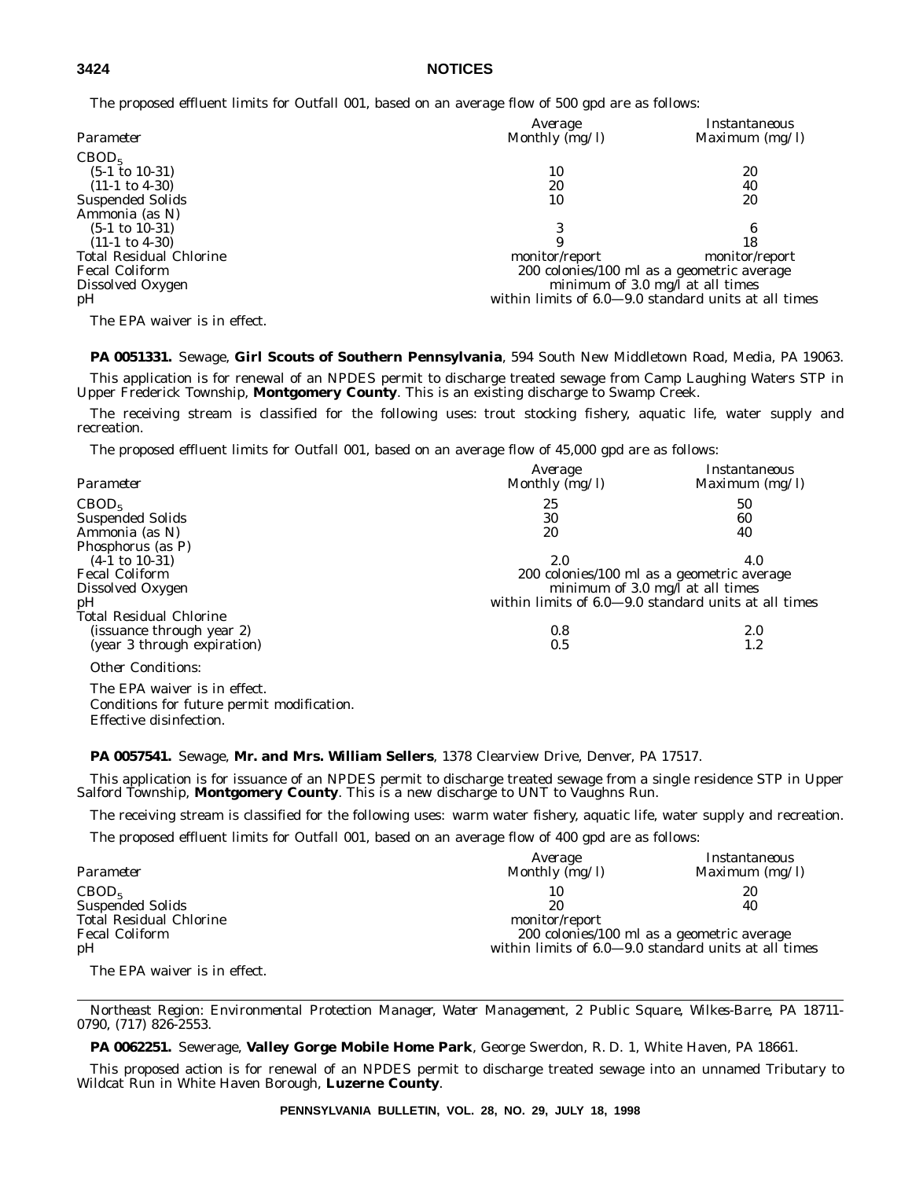The proposed effluent limits for Outfall 001, based on an average flow of 500 gpd are as follows:

| *Parameter* | *Average Monthly (mg/l)* | *Instantaneous Maximum (mg/l)* |
|---|---|---|
| $CBOD_5$ | | |
| (5-1 to 10-31) | 10 | 20 |
| (11-1 to 4-30) | 20 | 40 |
| Suspended Solids | 10 | 20 |
| Ammonia (as N) | | |
| (5-1 to 10-31) | 3 | 6 |
| (11-1 to 4-30) | 9 | 18 |
| Total Residual Chlorine | monitor/report | monitor/report |
| Fecal Coliform | 200 colonies/100 ml as a geometric average | |
| Dissolved Oxygen | minimum of 3.0 mg/l at all times | |
| pH | within limits of 6.0—9.0 standard units at all times | |

The EPA waiver is in effect.

**PA 0051331.** Sewage, **Girl Scouts of Southern Pennsylvania**, 594 South New Middletown Road, Media, PA 19063.

This application is for renewal of an NPDES permit to discharge treated sewage from Camp Laughing Waters STP in Upper Frederick Township, **Montgomery County**. This is an existing discharge to Swamp Creek.

The receiving stream is classified for the following uses: trout stocking fishery, aquatic life, water supply and recreation.

The proposed effluent limits for Outfall 001, based on an average flow of 45,000 gpd are as follows:

| *Parameter* | *Average Monthly (mg/l)* | *Instantaneous Maximum (mg/l)* |
|---|---|---|
| $CBOD_5$ | 25 | 50 |
| Suspended Solids | 30 | 60 |
| Ammonia (as N) | 20 | 40 |
| Phosphorus (as P) | | |
| (4-1 to 10-31) | 2.0 | 4.0 |
| Fecal Coliform | 200 colonies/100 ml as a geometric average | |
| Dissolved Oxygen | minimum of 3.0 mg/l at all times | |
| pH | within limits of 6.0—9.0 standard units at all times | |
| Total Residual Chlorine | | |
| (issuance through year 2) | 0.8 | 2.0 |
| (year 3 through expiration) | 0.5 | 1.2 |

*Other Conditions:*

The EPA waiver is in effect.

Conditions for future permit modification.

Effective disinfection.

**PA 0057541.** Sewage, **Mr. and Mrs. William Sellers**, 1378 Clearview Drive, Denver, PA 17517.

This application is for issuance of an NPDES permit to discharge treated sewage from a single residence STP in Upper Salford Township, **Montgomery County**. This is a new discharge to UNT to Vaughns Run.

The receiving stream is classified for the following uses: warm water fishery, aquatic life, water supply and recreation.

The proposed effluent limits for Outfall 001, based on an average flow of 400 gpd are as follows:

| *Parameter* | *Average Monthly (mg/l)* | *Instantaneous Maximum (mg/l)* |
|---|---|---|
| $CBOD_5$ | 10 | 20 |
| Suspended Solids | 20 | 40 |
| Total Residual Chlorine | monitor/report | |
| Fecal Coliform | 200 colonies/100 ml as a geometric average | |
| pH | within limits of 6.0—9.0 standard units at all times | |

The EPA waiver is in effect.

*Northeast Region: Environmental Protection Manager, Water Management, 2 Public Square, Wilkes-Barre, PA 18711-0790, (717) 826-2553.*

**PA 0062251.** Sewerage, **Valley Gorge Mobile Home Park**, George Swerdon, R. D. 1, White Haven, PA 18661.

This proposed action is for renewal of an NPDES permit to discharge treated sewage into an unnamed Tributary to Wildcat Run in White Haven Borough, **Luzerne County**.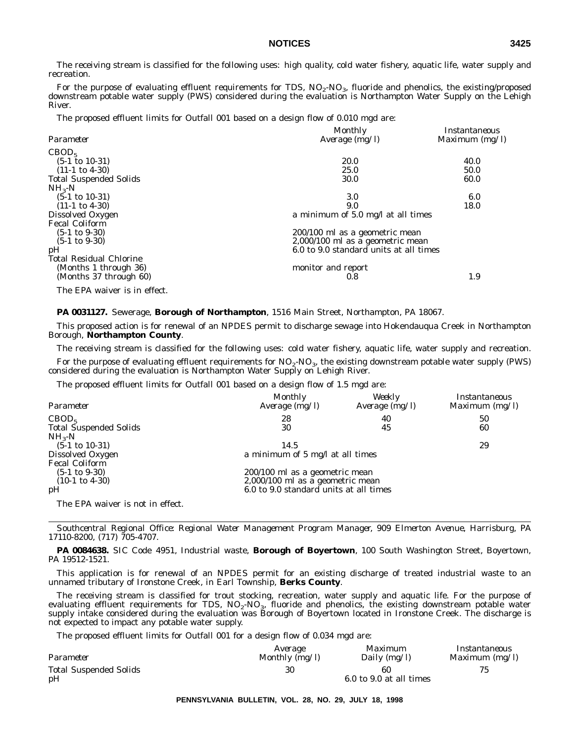The receiving stream is classified for the following uses: high quality, cold water fishery, aquatic life, water supply and recreation.

For the purpose of evaluating effluent requirements for TDS, $NO_2$-$NO_3$, fluoride and phenolics, the existing/proposed downstream potable water supply (PWS) considered during the evaluation is Northampton Water Supply on the Lehigh River.

The proposed effluent limits for Outfall 001 based on a design flow of 0.010 mgd are:

| Parameter | Monthly Average (mg/l) | Instantaneous Maximum (mg/l) |
|---|---|---|
| $CBOD_5$ | | |
| (5-1 to 10-31) | 20.0 | 40.0 |
| (11-1 to 4-30) | 25.0 | 50.0 |
| Total Suspended Solids | 30.0 | 60.0 |
| $NH_3$-N | | |
| (5-1 to 10-31) | 3.0 | 6.0 |
| (11-1 to 4-30) | 9.0 | 18.0 |
| Dissolved Oxygen | a minimum of 5.0 mg/l at all times | |
| Fecal Coliform | | |
| (5-1 to 9-30) | 200/100 ml as a geometric mean | |
| (5-1 to 9-30) | 2,000/100 ml as a geometric mean | |
| pH | 6.0 to 9.0 standard units at all times | |
| Total Residual Chlorine | | |
| (Months 1 through 36) | monitor and report | |
| (Months 37 through 60) | 0.8 | 1.9 |

The EPA waiver is in effect.

**PA 0031127.** Sewerage, **Borough of Northampton**, 1516 Main Street, Northampton, PA 18067.

This proposed action is for renewal of an NPDES permit to discharge sewage into Hokendauqua Creek in Northampton Borough, **Northampton County**.

The receiving stream is classified for the following uses: cold water fishery, aquatic life, water supply and recreation.

For the purpose of evaluating effluent requirements for $NO_2$-$NO_3$, the existing downstream potable water supply (PWS) considered during the evaluation is Northampton Water Supply on Lehigh River.

The proposed effluent limits for Outfall 001 based on a design flow of 1.5 mgd are:

| Parameter | Monthly Average (mg/l) | Weekly Average (mg/l) | Instantaneous Maximum (mg/l) |
|---|---|---|---|
| $CBOD_5$ | 28 | 40 | 50 |
| Total Suspended Solids | 30 | 45 | 60 |
| $NH_3$-N | | | |
| (5-1 to 10-31) | 14.5 | | 29 |
| Dissolved Oxygen | a minimum of 5 mg/l at all times | | |
| Fecal Coliform | | | |
| (5-1 to 9-30) | 200/100 ml as a geometric mean | | |
| (10-1 to 4-30) | 2,000/100 ml as a geometric mean | | |
| pH | 6.0 to 9.0 standard units at all times | | |

The EPA waiver is not in effect.

---

*Southcentral Regional Office: Regional Water Management Program Manager, 909 Elmerton Avenue, Harrisburg, PA 17110-8200, (717) 705-4707.*

**PA 0084638.** SIC Code 4951, Industrial waste, **Borough of Boyertown**, 100 South Washington Street, Boyertown, PA 19512-1521.

This application is for renewal of an NPDES permit for an existing discharge of treated industrial waste to an unnamed tributary of Ironstone Creek, in Earl Township, **Berks County**.

The receiving stream is classified for trout stocking, recreation, water supply and aquatic life. For the purpose of evaluating effluent requirements for TDS, $NO_2$-$NO_3$, fluoride and phenolics, the existing downstream potable water supply intake considered during the evaluation was Borough of Boyertown located in Ironstone Creek. The discharge is not expected to impact any potable water supply.

The proposed effluent limits for Outfall 001 for a design flow of 0.034 mgd are:

| Parameter | Average Monthly (mg/l) | Maximum Daily (mg/l) | Instantaneous Maximum (mg/l) |
|---|---|---|---|
| Total Suspended Solids | 30 | 60 | 75 |
| pH | | 6.0 to 9.0 at all times | |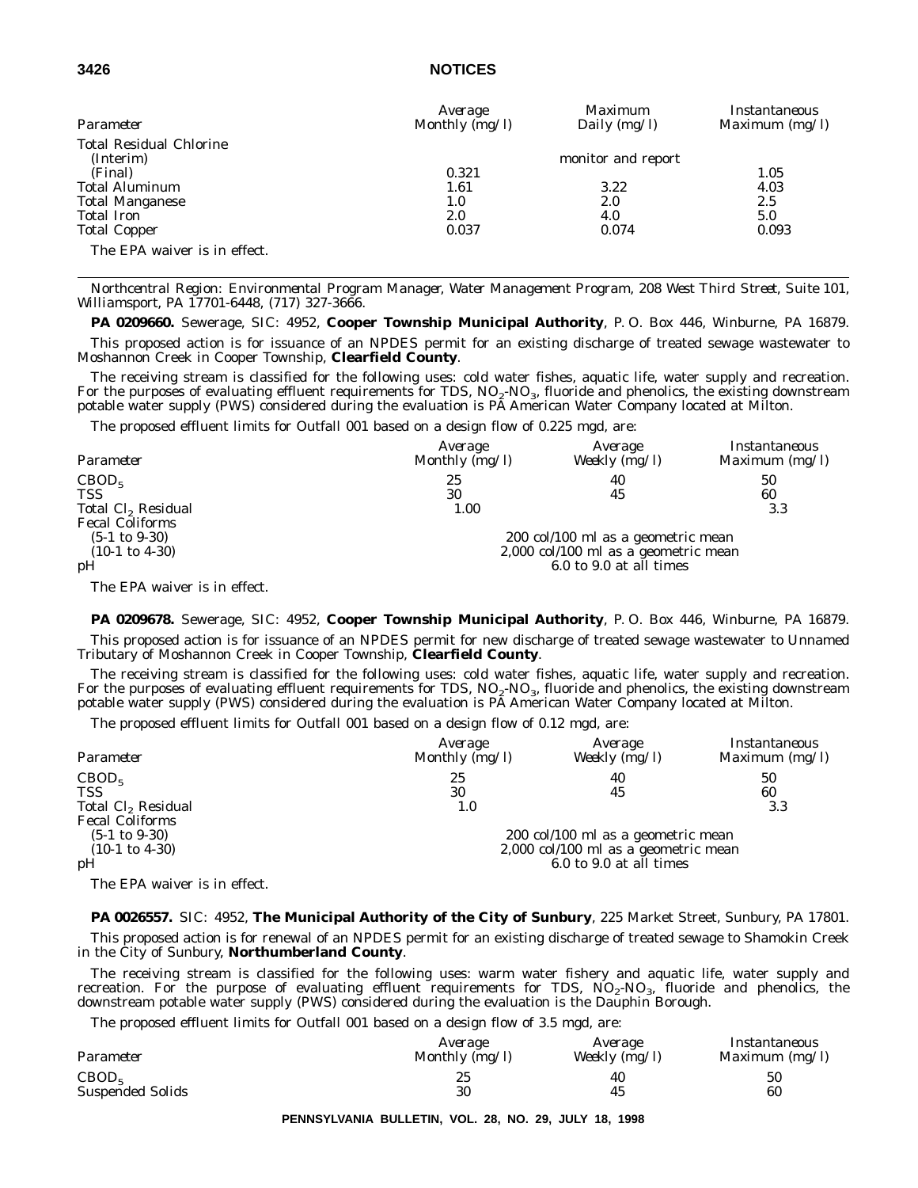| Parameter | Average Monthly (mg/l) | Maximum Daily (mg/l) | Instantaneous Maximum (mg/l) |
|---|---|---|---|
| Total Residual Chlorine | | | |
| (Interim) | | monitor and report | |
| (Final) | 0.321 | | 1.05 |
| Total Aluminum | 1.61 | 3.22 | 4.03 |
| Total Manganese | 1.0 | 2.0 | 2.5 |
| Total Iron | 2.0 | 4.0 | 5.0 |
| Total Copper | 0.037 | 0.074 | 0.093 |

The EPA waiver is in effect.

---

*Northcentral Region: Environmental Program Manager, Water Management Program, 208 West Third Street, Suite 101, Williamsport, PA 17701-6448, (717) 327-3666.*

**PA 0209660.** Sewerage, SIC: 4952, **Cooper Township Municipal Authority**, P. O. Box 446, Winburne, PA 16879.

This proposed action is for issuance of an NPDES permit for an existing discharge of treated sewage wastewater to Moshannon Creek in Cooper Township, **Clearfield County**.

The receiving stream is classified for the following uses: cold water fishes, aquatic life, water supply and recreation. For the purposes of evaluating effluent requirements for TDS, $NO_2$-$NO_3$, fluoride and phenolics, the existing downstream potable water supply (PWS) considered during the evaluation is PA American Water Company located at Milton.

The proposed effluent limits for Outfall 001 based on a design flow of 0.225 mgd, are:

| Parameter | Average Monthly (mg/l) | Average Weekly (mg/l) | Instantaneous Maximum (mg/l) |
|---|---|---|---|
| $CBOD_5$ | 25 | 40 | 50 |
| TSS | 30 | 45 | 60 |
| Total $Cl_2$ Residual | 1.00 | | 3.3 |
| Fecal Coliforms | | | |
| (5-1 to 9-30) | | 200 col/100 ml as a geometric mean | |
| (10-1 to 4-30) | | 2,000 col/100 ml as a geometric mean | |
| pH | | 6.0 to 9.0 at all times | |

The EPA waiver is in effect.

**PA 0209678.** Sewerage, SIC: 4952, **Cooper Township Municipal Authority**, P. O. Box 446, Winburne, PA 16879.

This proposed action is for issuance of an NPDES permit for new discharge of treated sewage wastewater to Unnamed Tributary of Moshannon Creek in Cooper Township, **Clearfield County**.

The receiving stream is classified for the following uses: cold water fishes, aquatic life, water supply and recreation. For the purposes of evaluating effluent requirements for TDS, $NO_2$-$NO_3$, fluoride and phenolics, the existing downstream potable water supply (PWS) considered during the evaluation is PA American Water Company located at Milton.

The proposed effluent limits for Outfall 001 based on a design flow of 0.12 mgd, are:

| Parameter | Average Monthly (mg/l) | Average Weekly (mg/l) | Instantaneous Maximum (mg/l) |
|---|---|---|---|
| $CBOD_5$ | 25 | 40 | 50 |
| TSS | 30 | 45 | 60 |
| Total $Cl_2$ Residual | 1.0 | | 3.3 |
| Fecal Coliforms | | | |
| (5-1 to 9-30) | | 200 col/100 ml as a geometric mean | |
| (10-1 to 4-30) | | 2,000 col/100 ml as a geometric mean | |
| pH | | 6.0 to 9.0 at all times | |

The EPA waiver is in effect.

**PA 0026557.** SIC: 4952, **The Municipal Authority of the City of Sunbury**, 225 Market Street, Sunbury, PA 17801.

This proposed action is for renewal of an NPDES permit for an existing discharge of treated sewage to Shamokin Creek in the City of Sunbury, **Northumberland County**.

The receiving stream is classified for the following uses: warm water fishery and aquatic life, water supply and recreation. For the purpose of evaluating effluent requirements for TDS, $NO_2$-$NO_3$, fluoride and phenolics, the downstream potable water supply (PWS) considered during the evaluation is the Dauphin Borough.

The proposed effluent limits for Outfall 001 based on a design flow of 3.5 mgd, are:

| Parameter | Average Monthly (mg/l) | Average Weekly (mg/l) | Instantaneous Maximum (mg/l) |
|---|---|---|---|
| $CBOD_5$ | 25 | 40 | 50 |
| Suspended Solids | 30 | 45 | 60 |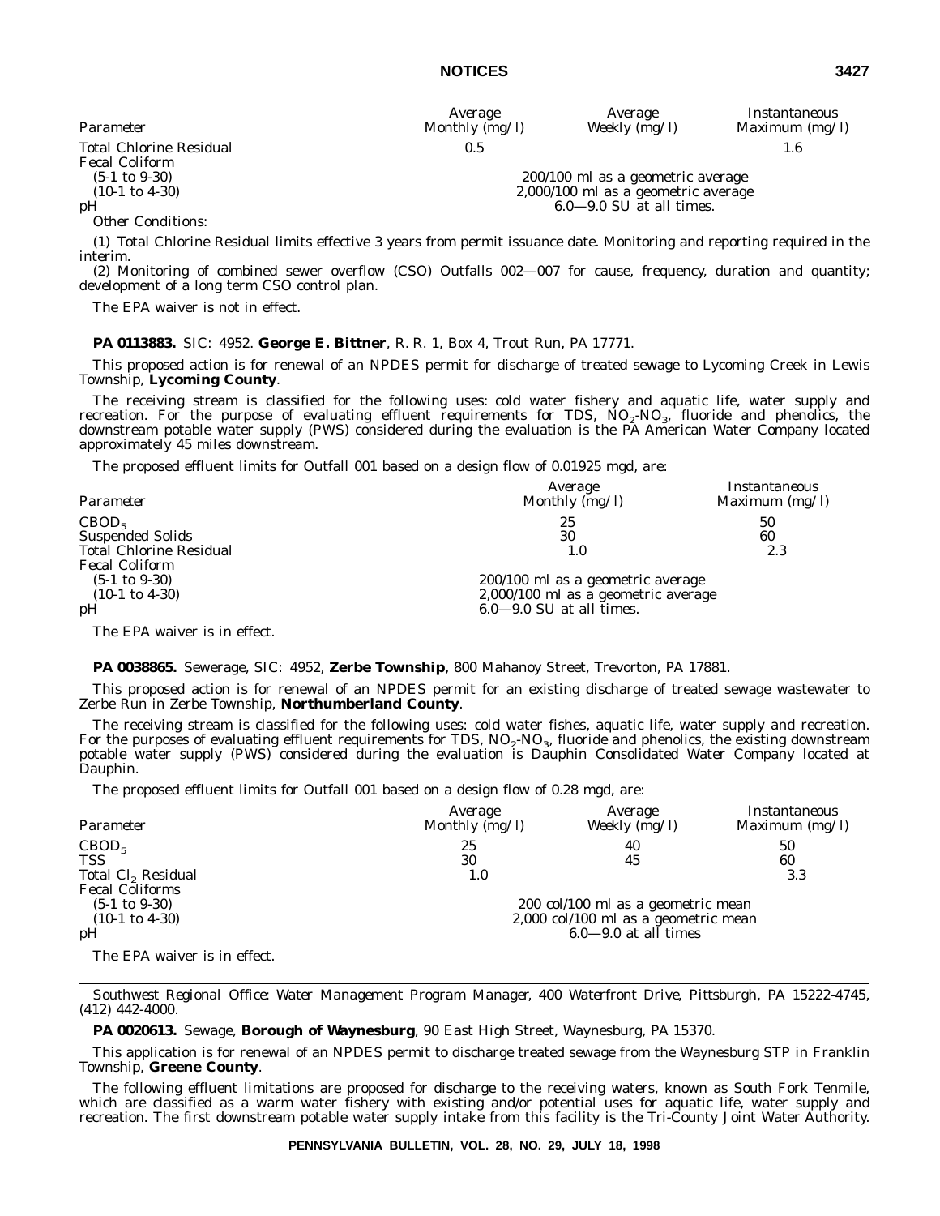| Parameter | Average Monthly (mg/l) | Average Weekly (mg/l) | Instantaneous Maximum (mg/l) |
|---|---|---|---|
| Total Chlorine Residual | 0.5 | | 1.6 |
| Fecal Coliform | | | |
| (5-1 to 9-30) | 200/100 ml as a geometric average | | |
| (10-1 to 4-30) | 2,000/100 ml as a geometric average | | |
| pH | 6.0—9.0 SU at all times. | | |

Other Conditions:

(1) Total Chlorine Residual limits effective 3 years from permit issuance date. Monitoring and reporting required in the interim.

(2) Monitoring of combined sewer overflow (CSO) Outfalls 002—007 for cause, frequency, duration and quantity; development of a long term CSO control plan.

The EPA waiver is not in effect.

**PA 0113883.** SIC: 4952. **George E. Bittner**, R. R. 1, Box 4, Trout Run, PA 17771.

This proposed action is for renewal of an NPDES permit for discharge of treated sewage to Lycoming Creek in Lewis Township, **Lycoming County**.

The receiving stream is classified for the following uses: cold water fishery and aquatic life, water supply and recreation. For the purpose of evaluating effluent requirements for TDS, $NO_2$-$NO_3$, fluoride and phenolics, the downstream potable water supply (PWS) considered during the evaluation is the PA American Water Company located approximately 45 miles downstream.

The proposed effluent limits for Outfall 001 based on a design flow of 0.01925 mgd, are:

| Parameter | Average Monthly (mg/l) | Instantaneous Maximum (mg/l) |
|---|---|---|
| $CBOD_5$ | 25 | 50 |
| Suspended Solids | 30 | 60 |
| Total Chlorine Residual | 1.0 | 2.3 |
| Fecal Coliform | | |
| (5-1 to 9-30) | 200/100 ml as a geometric average | |
| (10-1 to 4-30) | 2,000/100 ml as a geometric average | |
| pH | 6.0—9.0 SU at all times. | |

The EPA waiver is in effect.

**PA 0038865.** Sewerage, SIC: 4952, **Zerbe Township**, 800 Mahanoy Street, Trevorton, PA 17881.

This proposed action is for renewal of an NPDES permit for an existing discharge of treated sewage wastewater to Zerbe Run in Zerbe Township, **Northumberland County**.

The receiving stream is classified for the following uses: cold water fishes, aquatic life, water supply and recreation. For the purposes of evaluating effluent requirements for TDS, $NO_2$-$NO_3$, fluoride and phenolics, the existing downstream potable water supply (PWS) considered during the evaluation is Dauphin Consolidated Water Company located at Dauphin.

The proposed effluent limits for Outfall 001 based on a design flow of 0.28 mgd, are:

| Parameter | Average Monthly (mg/l) | Average Weekly (mg/l) | Instantaneous Maximum (mg/l) |
|---|---|---|---|
| $CBOD_5$ | 25 | 40 | 50 |
| TSS | 30 | 45 | 60 |
| Total $Cl_2$ Residual | 1.0 | | 3.3 |
| Fecal Coliforms | | | |
| (5-1 to 9-30) | 200 col/100 ml as a geometric mean | | |
| (10-1 to 4-30) | 2,000 col/100 ml as a geometric mean | | |
| pH | 6.0—9.0 at all times | | |

The EPA waiver is in effect.

*Southwest Regional Office: Water Management Program Manager, 400 Waterfront Drive, Pittsburgh, PA 15222-4745, (412) 442-4000.*

**PA 0020613.** Sewage, **Borough of Waynesburg**, 90 East High Street, Waynesburg, PA 15370.

This application is for renewal of an NPDES permit to discharge treated sewage from the Waynesburg STP in Franklin Township, **Greene County**.

The following effluent limitations are proposed for discharge to the receiving waters, known as South Fork Tenmile, which are classified as a warm water fishery with existing and/or potential uses for aquatic life, water supply and recreation. The first downstream potable water supply intake from this facility is the Tri-County Joint Water Authority.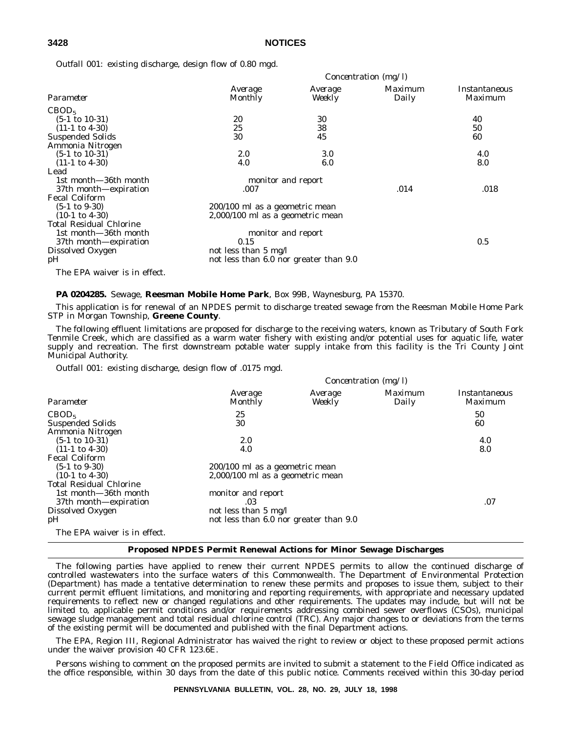Outfall 001: existing discharge, design flow of 0.80 mgd.

| | Concentration (mg/l) | | | |
|---|---|---|---|---|
| *Parameter* | *Average Monthly* | *Average Weekly* | *Maximum Daily* | *Instantaneous Maximum* |
| $CBOD_5$ | | | | |
| (5-1 to 10-31) | 20 | 30 | | 40 |
| (11-1 to 4-30) | 25 | 38 | | 50 |
| Suspended Solids | 30 | 45 | | 60 |
| Ammonia Nitrogen | | | | |
| (5-1 to 10-31) | 2.0 | 3.0 | | 4.0 |
| (11-1 to 4-30) | 4.0 | 6.0 | | 8.0 |
| Lead | | | | |
| 1st month—36th month | monitor and report | | | |
| 37th month—expiration | .007 | | .014 | .018 |
| Fecal Coliform | | | | |
| (5-1 to 9-30) | 200/100 ml as a geometric mean | | | |
| (10-1 to 4-30) | 2,000/100 ml as a geometric mean | | | |
| Total Residual Chlorine | | | | |
| 1st month—36th month | monitor and report | | | |
| 37th month—expiration | 0.15 | | | 0.5 |
| Dissolved Oxygen | not less than 5 mg/l | | | |
| pH | not less than 6.0 nor greater than 9.0 | | | |

The EPA waiver is in effect.

**PA 0204285.** Sewage, **Reesman Mobile Home Park**, Box 99B, Waynesburg, PA 15370.

This application is for renewal of an NPDES permit to discharge treated sewage from the Reesman Mobile Home Park STP in Morgan Township, **Greene County**.

The following effluent limitations are proposed for discharge to the receiving waters, known as Tributary of South Fork Tenmile Creek, which are classified as a warm water fishery with existing and/or potential uses for aquatic life, water supply and recreation. The first downstream potable water supply intake from this facility is the Tri County Joint Municipal Authority.

Outfall 001: existing discharge, design flow of .0175 mgd.

| | Concentration (mg/l) | | | |
|---|---|---|---|---|
| *Parameter* | *Average Monthly* | *Average Weekly* | *Maximum Daily* | *Instantaneous Maximum* |
| $CBOD_5$ | 25 | | | 50 |
| Suspended Solids | 30 | | | 60 |
| Ammonia Nitrogen | | | | |
| (5-1 to 10-31) | 2.0 | | | 4.0 |
| (11-1 to 4-30) | 4.0 | | | 8.0 |
| Fecal Coliform | | | | |
| (5-1 to 9-30) | 200/100 ml as a geometric mean | | | |
| (10-1 to 4-30) | 2,000/100 ml as a geometric mean | | | |
| Total Residual Chlorine | | | | |
| 1st month—36th month | monitor and report | | | |
| 37th month—expiration | .03 | | | .07 |
| Dissolved Oxygen | not less than 5 mg/l | | | |
| pH | not less than 6.0 nor greater than 9.0 | | | |

The EPA waiver is in effect.

## Proposed NPDES Permit Renewal Actions for Minor Sewage Discharges

The following parties have applied to renew their current NPDES permits to allow the continued discharge of controlled wastewaters into the surface waters of this Commonwealth. The Department of Environmental Protection (Department) has made a tentative determination to renew these permits and proposes to issue them, subject to their current permit effluent limitations, and monitoring and reporting requirements, with appropriate and necessary updated requirements to reflect new or changed regulations and other requirements. The updates may include, but will not be limited to, applicable permit conditions and/or requirements addressing combined sewer overflows (CSOs), municipal sewage sludge management and total residual chlorine control (TRC). Any major changes to or deviations from the terms of the existing permit will be documented and published with the final Department actions.

The EPA, Region III, Regional Administrator has waived the right to review or object to these proposed permit actions under the waiver provision 40 CFR 123.6E.

Persons wishing to comment on the proposed permits are invited to submit a statement to the Field Office indicated as the office responsible, within 30 days from the date of this public notice. Comments received within this 30-day period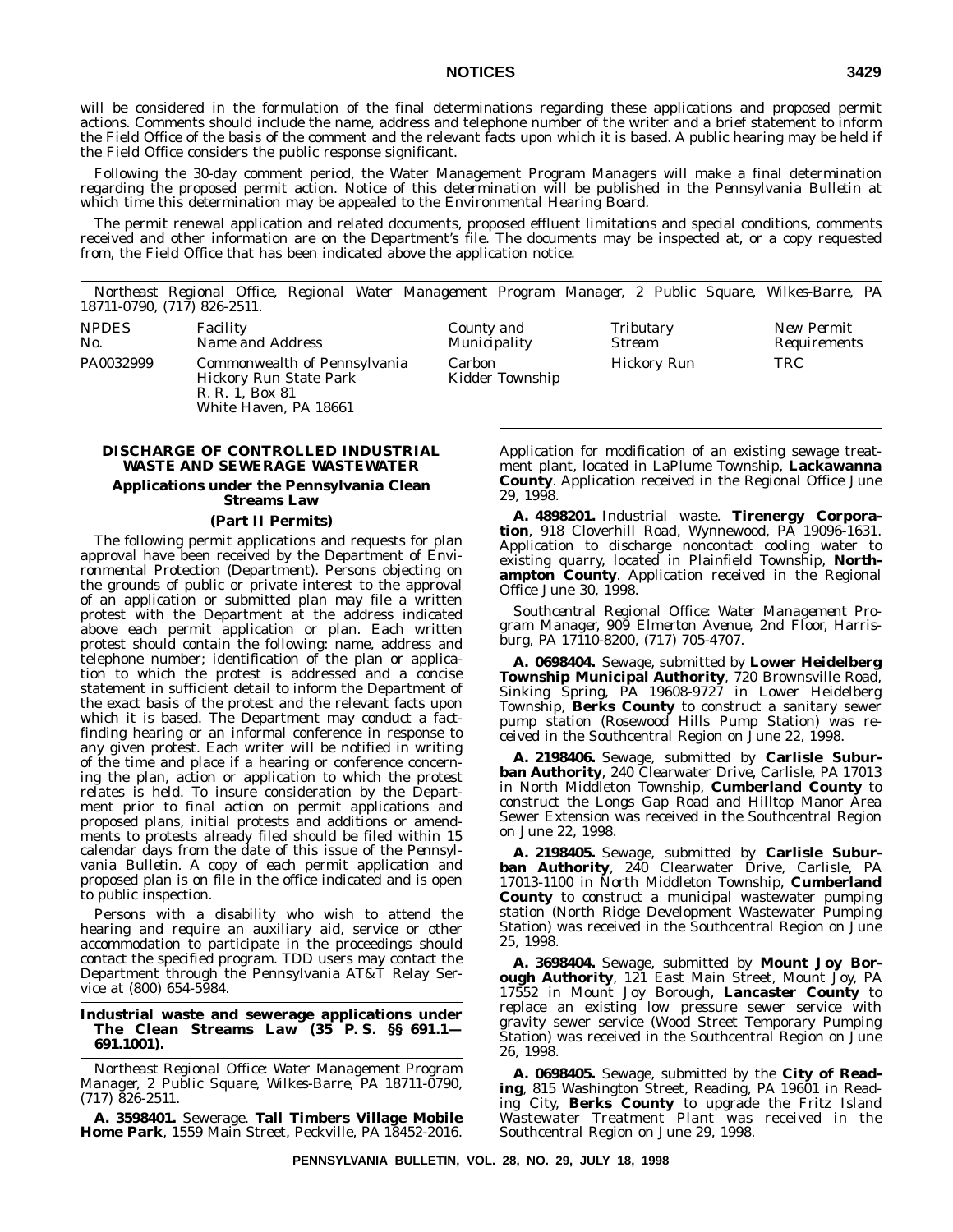will be considered in the formulation of the final determinations regarding these applications and proposed permit actions. Comments should include the name, address and telephone number of the writer and a brief statement to inform the Field Office of the basis of the comment and the relevant facts upon which it is based. A public hearing may be held if the Field Office considers the public response significant.

Following the 30-day comment period, the Water Management Program Managers will make a final determination regarding the proposed permit action. Notice of this determination will be published in the *Pennsylvania Bulletin* at which time this determination may be appealed to the Environmental Hearing Board.

The permit renewal application and related documents, proposed effluent limitations and special conditions, comments received and other information are on the Department's file. The documents may be inspected at, or a copy requested from, the Field Office that has been indicated above the application notice.

*Northeast Regional Office, Regional Water Management Program Manager, 2 Public Square, Wilkes-Barre, PA 18711-0790, (717) 826-2511.*

| *NPDES No.* | *Facility Name and Address* | *County and Municipality* | *Tributary Stream* | *New Permit Requirements* |
|---|---|---|---|---|
| PA0032999 | Commonwealth of Pennsylvania Hickory Run State Park R. R. 1, Box 81 White Haven, PA 18661 | Carbon Kidder Township | Hickory Run | TRC |

## DISCHARGE OF CONTROLLED INDUSTRIAL WASTE AND SEWERAGE WASTEWATER

### Applications under the Pennsylvania Clean Streams Law

### (Part II Permits)

The following permit applications and requests for plan approval have been received by the Department of Environmental Protection (Department). Persons objecting on the grounds of public or private interest to the approval of an application or submitted plan may file a written protest with the Department at the address indicated above each permit application or plan. Each written protest should contain the following: name, address and telephone number; identification of the plan or application to which the protest is addressed and a concise statement in sufficient detail to inform the Department of the exact basis of the protest and the relevant facts upon which it is based. The Department may conduct a fact-finding hearing or an informal conference in response to any given protest. Each writer will be notified in writing of the time and place if a hearing or conference concerning the plan, action or application to which the protest relates is held. To insure consideration by the Department prior to final action on permit applications and proposed plans, initial protests and additions or amendments to protests already filed should be filed within 15 calendar days from the date of this issue of the *Pennsylvania Bulletin*. A copy of each permit application and proposed plan is on file in the office indicated and is open to public inspection.

Persons with a disability who wish to attend the hearing and require an auxiliary aid, service or other accommodation to participate in the proceedings should contact the specified program. TDD users may contact the Department through the Pennsylvania AT&T Relay Service at (800) 654-5984.

### Industrial waste and sewerage applications under The Clean Streams Law (35 P. S. §§ 691.1—691.1001).

*Northeast Regional Office: Water Management Program Manager, 2 Public Square, Wilkes-Barre, PA 18711-0790, (717) 826-2511.*

**A. 3598401.** Sewerage. **Tall Timbers Village Mobile Home Park**, 1559 Main Street, Peckville, PA 18452-2016. Application for modification of an existing sewage treatment plant, located in LaPlume Township, **Lackawanna County**. Application received in the Regional Office June 29, 1998.

**A. 4898201.** Industrial waste. **Tirenergy Corporation**, 918 Cloverhill Road, Wynnewood, PA 19096-1631. Application to discharge noncontact cooling water to existing quarry, located in Plainfield Township, **Northampton County**. Application received in the Regional Office June 30, 1998.

*Southcentral Regional Office: Water Management Program Manager, 909 Elmerton Avenue, 2nd Floor, Harrisburg, PA 17110-8200, (717) 705-4707.*

**A. 0698404.** Sewage, submitted by **Lower Heidelberg Township Municipal Authority**, 720 Brownsville Road, Sinking Spring, PA 19608-9727 in Lower Heidelberg Township, **Berks County** to construct a sanitary sewer pump station (Rosewood Hills Pump Station) was received in the Southcentral Region on June 22, 1998.

**A. 2198406.** Sewage, submitted by **Carlisle Suburban Authority**, 240 Clearwater Drive, Carlisle, PA 17013 in North Middleton Township, **Cumberland County** to construct the Longs Gap Road and Hilltop Manor Area Sewer Extension was received in the Southcentral Region on June 22, 1998.

**A. 2198405.** Sewage, submitted by **Carlisle Suburban Authority**, 240 Clearwater Drive, Carlisle, PA 17013-1100 in North Middleton Township, **Cumberland County** to construct a municipal wastewater pumping station (North Ridge Development Wastewater Pumping Station) was received in the Southcentral Region on June 25, 1998.

**A. 3698404.** Sewage, submitted by **Mount Joy Borough Authority**, 121 East Main Street, Mount Joy, PA 17552 in Mount Joy Borough, **Lancaster County** to replace an existing low pressure sewer service with gravity sewer service (Wood Street Temporary Pumping Station) was received in the Southcentral Region on June 26, 1998.

**A. 0698405.** Sewage, submitted by the **City of Reading**, 815 Washington Street, Reading, PA 19601 in Reading City, **Berks County** to upgrade the Fritz Island Wastewater Treatment Plant was received in the Southcentral Region on June 29, 1998.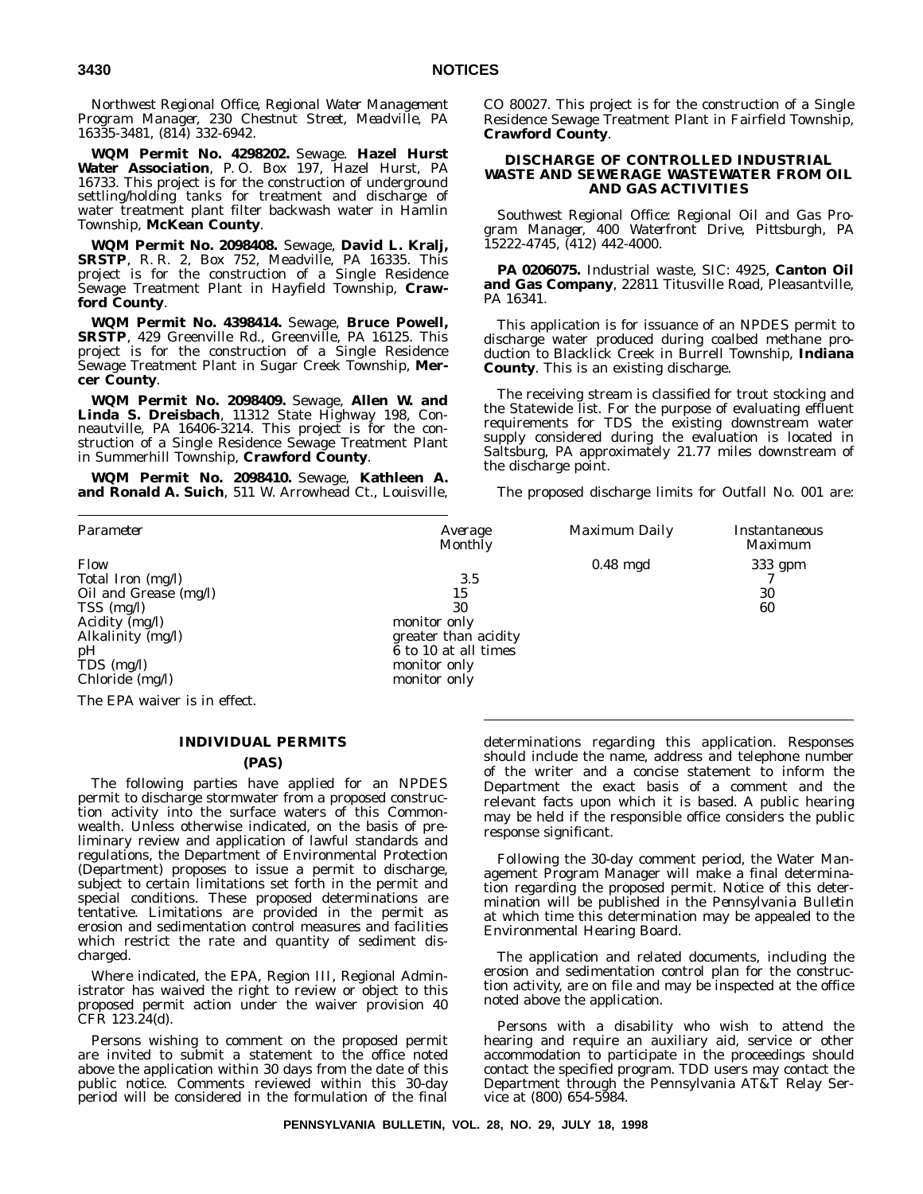*Northwest Regional Office, Regional Water Management Program Manager, 230 Chestnut Street, Meadville, PA 16335-3481, (814) 332-6942.*

**WQM Permit No. 4298202.** Sewage. **Hazel Hurst Water Association**, P. O. Box 197, Hazel Hurst, PA 16733. This project is for the construction of underground settling/holding tanks for treatment and discharge of water treatment plant filter backwash water in Hamlin Township, **McKean County**.

**WQM Permit No. 2098408.** Sewage, **David L. Kralj, SRSTP**, R. R. 2, Box 752, Meadville, PA 16335. This project is for the construction of a Single Residence Sewage Treatment Plant in Hayfield Township, **Crawford County**.

**WQM Permit No. 4398414.** Sewage, **Bruce Powell, SRSTP**, 429 Greenville Rd., Greenville, PA 16125. This project is for the construction of a Single Residence Sewage Treatment Plant in Sugar Creek Township, **Mercer County**.

**WQM Permit No. 2098409.** Sewage, **Allen W. and Linda S. Dreisbach**, 11312 State Highway 198, Conneautville, PA 16406-3214. This project is for the construction of a Single Residence Sewage Treatment Plant in Summerhill Township, **Crawford County**.

**WQM Permit No. 2098410.** Sewage, **Kathleen A. and Ronald A. Suich**, 511 W. Arrowhead Ct., Louisville, CO 80027. This project is for the construction of a Single Residence Sewage Treatment Plant in Fairfield Township, **Crawford County**.

### DISCHARGE OF CONTROLLED INDUSTRIAL WASTE AND SEWERAGE WASTEWATER FROM OIL AND GAS ACTIVITIES

*Southwest Regional Office: Regional Oil and Gas Program Manager, 400 Waterfront Drive, Pittsburgh, PA 15222-4745, (412) 442-4000.*

**PA 0206075.** Industrial waste, SIC: 4925, **Canton Oil and Gas Company**, 22811 Titusville Road, Pleasantville, PA 16341.

This application is for issuance of an NPDES permit to discharge water produced during coalbed methane production to Blacklick Creek in Burrell Township, **Indiana County**. This is an existing discharge.

The receiving stream is classified for trout stocking and the Statewide list. For the purpose of evaluating effluent requirements for TDS the existing downstream water supply considered during the evaluation is located in Saltsburg, PA approximately 21.77 miles downstream of the discharge point.

The proposed discharge limits for Outfall No. 001 are:

| *Parameter* | *Average Monthly* | *Maximum Daily* | *Instantaneous Maximum* |
|---|---|---|---|
| Flow | | 0.48 mgd | 333 gpm |
| Total Iron (mg/l) | 3.5 | | 7 |
| Oil and Grease (mg/l) | 15 | | 30 |
| TSS (mg/l) | 30 | | 60 |
| Acidity (mg/l) | monitor only | | |
| Alkalinity (mg/l) | greater than acidity | | |
| pH | 6 to 10 at all times | | |
| TDS (mg/l) | monitor only | | |
| Chloride (mg/l) | monitor only | | |

The EPA waiver is in effect.

## INDIVIDUAL PERMITS

### (PAS)

The following parties have applied for an NPDES permit to discharge stormwater from a proposed construction activity into the surface waters of this Commonwealth. Unless otherwise indicated, on the basis of preliminary review and application of lawful standards and regulations, the Department of Environmental Protection (Department) proposes to issue a permit to discharge, subject to certain limitations set forth in the permit and special conditions. These proposed determinations are tentative. Limitations are provided in the permit as erosion and sedimentation control measures and facilities which restrict the rate and quantity of sediment discharged.

Where indicated, the EPA, Region III, Regional Administrator has waived the right to review or object to this proposed permit action under the waiver provision 40 CFR 123.24(d).

Persons wishing to comment on the proposed permit are invited to submit a statement to the office noted above the application within 30 days from the date of this public notice. Comments reviewed within this 30-day period will be considered in the formulation of the final determinations regarding this application. Responses should include the name, address and telephone number of the writer and a concise statement to inform the Department the exact basis of a comment and the relevant facts upon which it is based. A public hearing may be held if the responsible office considers the public response significant.

Following the 30-day comment period, the Water Management Program Manager will make a final determination regarding the proposed permit. Notice of this determination will be published in the *Pennsylvania Bulletin* at which time this determination may be appealed to the Environmental Hearing Board.

The application and related documents, including the erosion and sedimentation control plan for the construction activity, are on file and may be inspected at the office noted above the application.

Persons with a disability who wish to attend the hearing and require an auxiliary aid, service or other accommodation to participate in the proceedings should contact the specified program. TDD users may contact the Department through the Pennsylvania AT&T Relay Service at (800) 654-5984.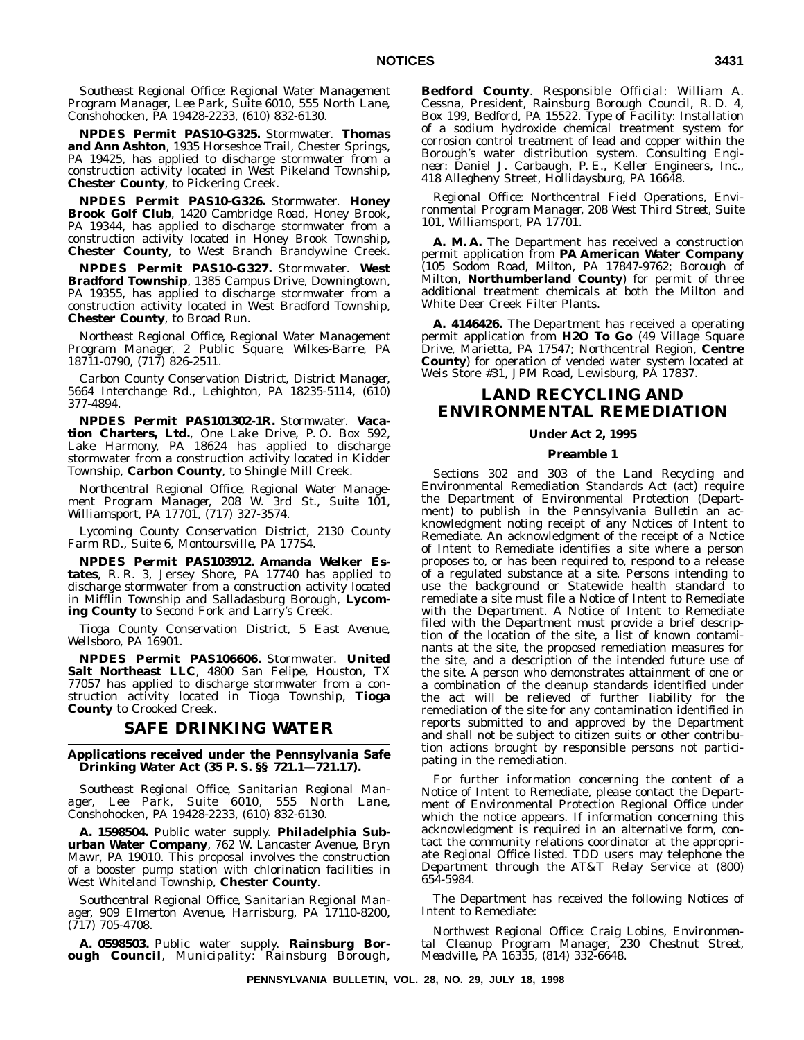*Southeast Regional Office: Regional Water Management Program Manager, Lee Park, Suite 6010, 555 North Lane, Conshohocken, PA 19428-2233, (610) 832-6130.*

**NPDES Permit PAS10-G325.** Stormwater. **Thomas and Ann Ashton**, 1935 Horseshoe Trail, Chester Springs, PA 19425, has applied to discharge stormwater from a construction activity located in West Pikeland Township, **Chester County**, to Pickering Creek.

**NPDES Permit PAS10-G326.** Stormwater. **Honey Brook Golf Club**, 1420 Cambridge Road, Honey Brook, PA 19344, has applied to discharge stormwater from a construction activity located in Honey Brook Township, **Chester County**, to West Branch Brandywine Creek.

**NPDES Permit PAS10-G327.** Stormwater. **West Bradford Township**, 1385 Campus Drive, Downingtown, PA 19355, has applied to discharge stormwater from a construction activity located in West Bradford Township, **Chester County**, to Broad Run.

*Northeast Regional Office, Regional Water Management Program Manager, 2 Public Square, Wilkes-Barre, PA 18711-0790, (717) 826-2511.*

*Carbon County Conservation District, District Manager, 5664 Interchange Rd., Lehighton, PA 18235-5114, (610) 377-4894.*

**NPDES Permit PAS101302-1R.** Stormwater. **Vacation Charters, Ltd.**, One Lake Drive, P. O. Box 592, Lake Harmony, PA 18624 has applied to discharge stormwater from a construction activity located in Kidder Township, **Carbon County**, to Shingle Mill Creek.

*Northcentral Regional Office, Regional Water Management Program Manager, 208 W. 3rd St., Suite 101, Williamsport, PA 17701, (717) 327-3574.*

*Lycoming County Conservation District, 2130 County Farm RD., Suite 6, Montoursville, PA 17754.*

**NPDES Permit PAS103912. Amanda Welker Estates**, R. R. 3, Jersey Shore, PA 17740 has applied to discharge stormwater from a construction activity located in Mifflin Township and Salladasburg Borough, **Lycoming County** to Second Fork and Larry's Creek.

*Tioga County Conservation District, 5 East Avenue, Wellsboro, PA 16901.*

**NPDES Permit PAS106606.** Stormwater. **United Salt Northeast LLC**, 4800 San Felipe, Houston, TX 77057 has applied to discharge stormwater from a construction activity located in Tioga Township, **Tioga County** to Crooked Creek.

## SAFE DRINKING WATER

**Applications received under the Pennsylvania Safe Drinking Water Act (35 P. S. §§ 721.1—721.17).**

*Southeast Regional Office, Sanitarian Regional Manager, Lee Park, Suite 6010, 555 North Lane, Conshohocken, PA 19428-2233, (610) 832-6130.*

**A. 1598504.** Public water supply. **Philadelphia Suburban Water Company**, 762 W. Lancaster Avenue, Bryn Mawr, PA 19010. This proposal involves the construction of a booster pump station with chlorination facilities in West Whiteland Township, **Chester County**.

*Southcentral Regional Office, Sanitarian Regional Manager, 909 Elmerton Avenue, Harrisburg, PA 17110-8200, (717) 705-4708.*

**A. 0598503.** Public water supply. **Rainsburg Borough Council**, Municipality: Rainsburg Borough, **Bedford County**. Responsible Official: William A. Cessna, President, Rainsburg Borough Council, R. D. 4, Box 199, Bedford, PA 15522. Type of Facility: Installation of a sodium hydroxide chemical treatment system for corrosion control treatment of lead and copper within the Borough's water distribution system. Consulting Engineer: Daniel J. Carbaugh, P. E., Keller Engineers, Inc., 418 Allegheny Street, Hollidaysburg, PA 16648.

*Regional Office: Northcentral Field Operations, Environmental Program Manager, 208 West Third Street, Suite 101, Williamsport, PA 17701.*

**A. M. A.** The Department has received a construction permit application from **PA American Water Company** (105 Sodom Road, Milton, PA 17847-9762; Borough of Milton, **Northumberland County**) for permit of three additional treatment chemicals at both the Milton and White Deer Creek Filter Plants.

**A. 4146426.** The Department has received a operating permit application from **H2O To Go** (49 Village Square Drive, Marietta, PA 17547; Northcentral Region, **Centre County**) for operation of vended water system located at Weis Store #31, JPM Road, Lewisburg, PA 17837.

## LAND RECYCLING AND ENVIRONMENTAL REMEDIATION

### Under Act 2, 1995

### Preamble 1

Sections 302 and 303 of the Land Recycling and Environmental Remediation Standards Act (act) require the Department of Environmental Protection (Department) to publish in the *Pennsylvania Bulletin* an acknowledgment noting receipt of any Notices of Intent to Remediate. An acknowledgment of the receipt of a Notice of Intent to Remediate identifies a site where a person proposes to, or has been required to, respond to a release of a regulated substance at a site. Persons intending to use the background or Statewide health standard to remediate a site must file a Notice of Intent to Remediate with the Department. A Notice of Intent to Remediate filed with the Department must provide a brief description of the location of the site, a list of known contaminants at the site, the proposed remediation measures for the site, and a description of the intended future use of the site. A person who demonstrates attainment of one or a combination of the cleanup standards identified under the act will be relieved of further liability for the remediation of the site for any contamination identified in reports submitted to and approved by the Department and shall not be subject to citizen suits or other contribution actions brought by responsible persons not participating in the remediation.

For further information concerning the content of a Notice of Intent to Remediate, please contact the Department of Environmental Protection Regional Office under which the notice appears. If information concerning this acknowledgment is required in an alternative form, contact the community relations coordinator at the appropriate Regional Office listed. TDD users may telephone the Department through the AT&T Relay Service at (800) 654-5984.

The Department has received the following Notices of Intent to Remediate:

*Northwest Regional Office: Craig Lobins, Environmental Cleanup Program Manager, 230 Chestnut Street, Meadville, PA 16335, (814) 332-6648.*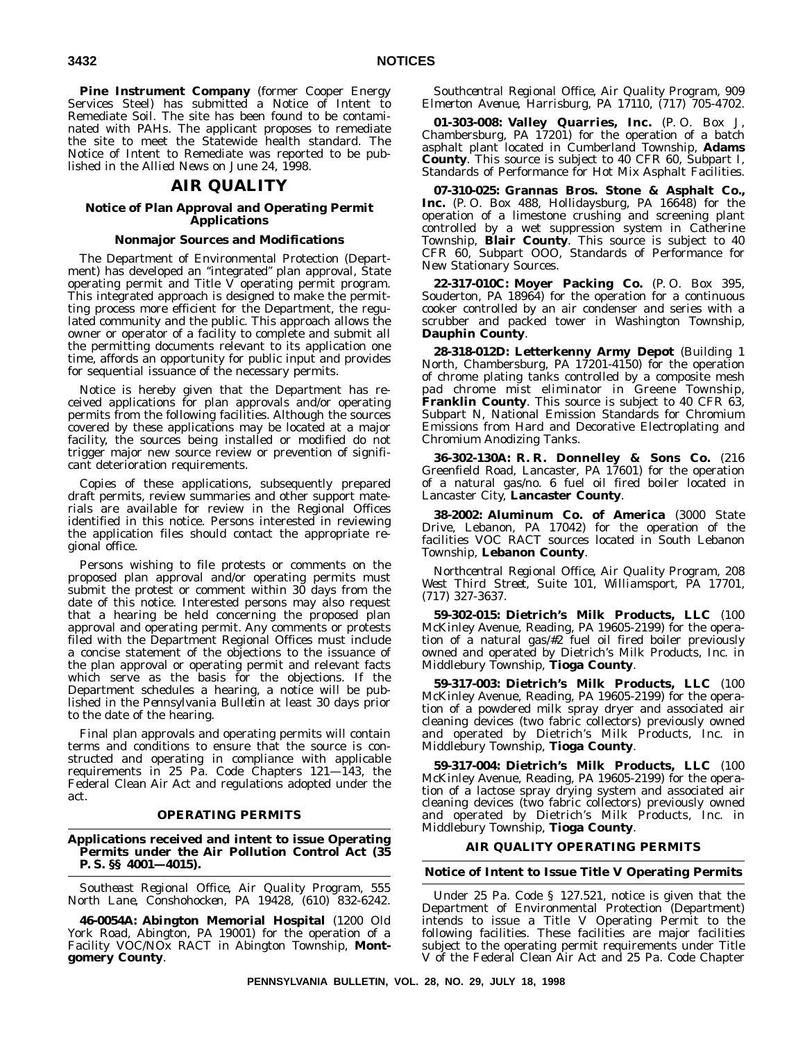**Pine Instrument Company** (former Cooper Energy Services Steel) has submitted a Notice of Intent to Remediate Soil. The site has been found to be contaminated with PAHs. The applicant proposes to remediate the site to meet the Statewide health standard. The Notice of Intent to Remediate was reported to be published in the *Allied News* on June 24, 1998.

# AIR QUALITY

### Notice of Plan Approval and Operating Permit Applications

#### Nonmajor Sources and Modifications

The Department of Environmental Protection (Department) has developed an "integrated" plan approval, State operating permit and Title V operating permit program. This integrated approach is designed to make the permitting process more efficient for the Department, the regulated community and the public. This approach allows the owner or operator of a facility to complete and submit all the permitting documents relevant to its application one time, affords an opportunity for public input and provides for sequential issuance of the necessary permits.

Notice is hereby given that the Department has received applications for plan approvals and/or operating permits from the following facilities. Although the sources covered by these applications may be located at a major facility, the sources being installed or modified do not trigger major new source review or prevention of significant deterioration requirements.

Copies of these applications, subsequently prepared draft permits, review summaries and other support materials are available for review in the Regional Offices identified in this notice. Persons interested in reviewing the application files should contact the appropriate regional office.

Persons wishing to file protests or comments on the proposed plan approval and/or operating permits must submit the protest or comment within 30 days from the date of this notice. Interested persons may also request that a hearing be held concerning the proposed plan approval and operating permit. Any comments or protests filed with the Department Regional Offices must include a concise statement of the objections to the issuance of the plan approval or operating permit and relevant facts which serve as the basis for the objections. If the Department schedules a hearing, a notice will be published in the *Pennsylvania Bulletin* at least 30 days prior to the date of the hearing.

Final plan approvals and operating permits will contain terms and conditions to ensure that the source is constructed and operating in compliance with applicable requirements in 25 Pa. Code Chapters 121—143, the Federal Clean Air Act and regulations adopted under the act.

#### OPERATING PERMITS

#### Applications received and intent to issue Operating Permits under the Air Pollution Control Act (35 P. S. §§ 4001—4015).

*Southeast Regional Office, Air Quality Program, 555 North Lane, Conshohocken, PA 19428, (610) 832-6242.*

**46-0054A: Abington Memorial Hospital** (1200 Old York Road, Abington, PA 19001) for the operation of a Facility VOC/NOx RACT in Abington Township, **Montgomery County**.

*Southcentral Regional Office, Air Quality Program, 909 Elmerton Avenue, Harrisburg, PA 17110, (717) 705-4702.*

**01-303-008: Valley Quarries, Inc.** (P. O. Box J, Chambersburg, PA 17201) for the operation of a batch asphalt plant located in Cumberland Township, **Adams County**. This source is subject to 40 CFR 60, Subpart I, Standards of Performance for Hot Mix Asphalt Facilities.

**07-310-025: Grannas Bros. Stone & Asphalt Co., Inc.** (P. O. Box 488, Hollidaysburg, PA 16648) for the operation of a limestone crushing and screening plant controlled by a wet suppression system in Catherine Township, **Blair County**. This source is subject to 40 CFR 60, Subpart OOO, Standards of Performance for New Stationary Sources.

**22-317-010C: Moyer Packing Co.** (P. O. Box 395, Souderton, PA 18964) for the operation for a continuous cooker controlled by an air condenser and series with a scrubber and packed tower in Washington Township, **Dauphin County**.

**28-318-012D: Letterkenny Army Depot** (Building 1 North, Chambersburg, PA 17201-4150) for the operation of chrome plating tanks controlled by a composite mesh pad chrome mist eliminator in Greene Township, **Franklin County**. This source is subject to 40 CFR 63, Subpart N, National Emission Standards for Chromium Emissions from Hard and Decorative Electroplating and Chromium Anodizing Tanks.

**36-302-130A: R. R. Donnelley & Sons Co.** (216 Greenfield Road, Lancaster, PA 17601) for the operation of a natural gas/no. 6 fuel oil fired boiler located in Lancaster City, **Lancaster County**.

**38-2002: Aluminum Co. of America** (3000 State Drive, Lebanon, PA 17042) for the operation of the facilities VOC RACT sources located in South Lebanon Township, **Lebanon County**.

*Northcentral Regional Office, Air Quality Program, 208 West Third Street, Suite 101, Williamsport, PA 17701, (717) 327-3637.*

**59-302-015: Dietrich's Milk Products, LLC** (100 McKinley Avenue, Reading, PA 19605-2199) for the operation of a natural gas/#2 fuel oil fired boiler previously owned and operated by Dietrich's Milk Products, Inc. in Middlebury Township, **Tioga County**.

**59-317-003: Dietrich's Milk Products, LLC** (100 McKinley Avenue, Reading, PA 19605-2199) for the operation of a powdered milk spray dryer and associated air cleaning devices (two fabric collectors) previously owned and operated by Dietrich's Milk Products, Inc. in Middlebury Township, **Tioga County**.

**59-317-004: Dietrich's Milk Products, LLC** (100 McKinley Avenue, Reading, PA 19605-2199) for the operation of a lactose spray drying system and associated air cleaning devices (two fabric collectors) previously owned and operated by Dietrich's Milk Products, Inc. in Middlebury Township, **Tioga County**.

#### AIR QUALITY OPERATING PERMITS

#### Notice of Intent to Issue Title V Operating Permits

Under 25 Pa. Code § 127.521, notice is given that the Department of Environmental Protection (Department) intends to issue a Title V Operating Permit to the following facilities. These facilities are major facilities subject to the operating permit requirements under Title V of the Federal Clean Air Act and 25 Pa. Code Chapter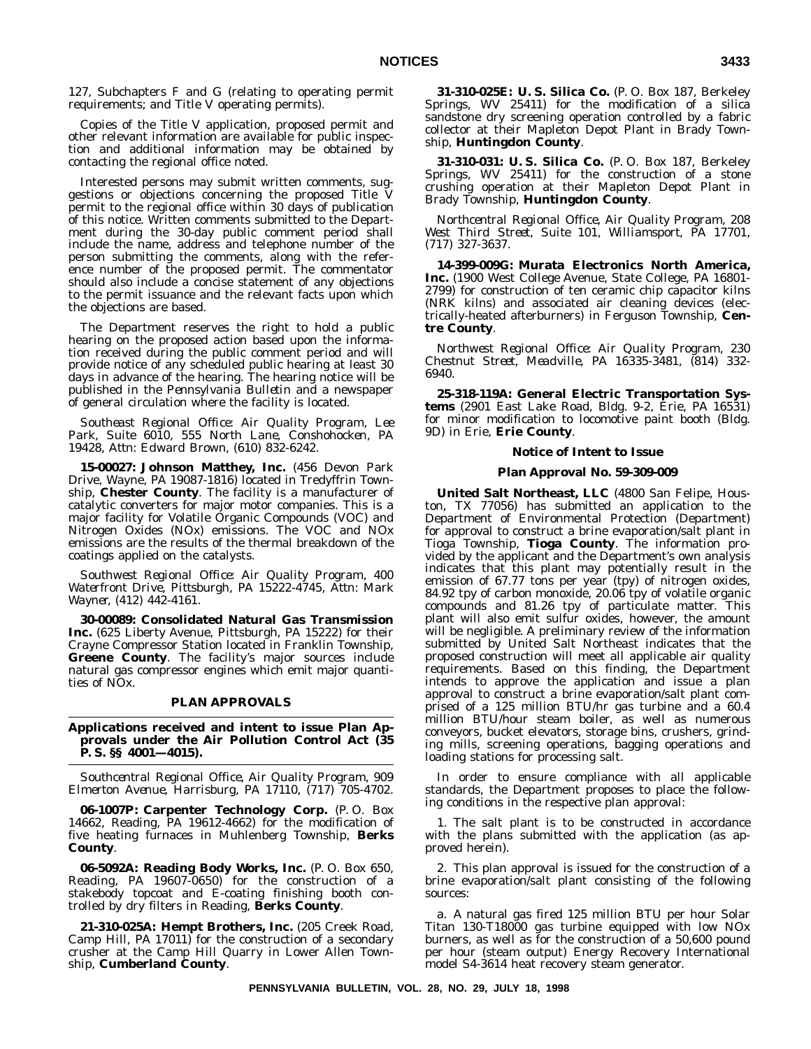127, Subchapters F and G (relating to operating permit requirements; and Title V operating permits).

Copies of the Title V application, proposed permit and other relevant information are available for public inspection and additional information may be obtained by contacting the regional office noted.

Interested persons may submit written comments, suggestions or objections concerning the proposed Title V permit to the regional office within 30 days of publication of this notice. Written comments submitted to the Department during the 30-day public comment period shall include the name, address and telephone number of the person submitting the comments, along with the reference number of the proposed permit. The commentator should also include a concise statement of any objections to the permit issuance and the relevant facts upon which the objections are based.

The Department reserves the right to hold a public hearing on the proposed action based upon the information received during the public comment period and will provide notice of any scheduled public hearing at least 30 days in advance of the hearing. The hearing notice will be published in the *Pennsylvania Bulletin* and a newspaper of general circulation where the facility is located.

*Southeast Regional Office: Air Quality Program, Lee Park, Suite 6010, 555 North Lane, Conshohocken, PA 19428, Attn: Edward Brown, (610) 832-6242.*

**15-00027: Johnson Matthey, Inc.** (456 Devon Park Drive, Wayne, PA 19087-1816) located in Tredyffrin Township, **Chester County**. The facility is a manufacturer of catalytic converters for major motor companies. This is a major facility for Volatile Organic Compounds (VOC) and Nitrogen Oxides (NOx) emissions. The VOC and NOx emissions are the results of the thermal breakdown of the coatings applied on the catalysts.

*Southwest Regional Office: Air Quality Program, 400 Waterfront Drive, Pittsburgh, PA 15222-4745, Attn: Mark Wayner, (412) 442-4161.*

**30-00089: Consolidated Natural Gas Transmission Inc.** (625 Liberty Avenue, Pittsburgh, PA 15222) for their Crayne Compressor Station located in Franklin Township, **Greene County**. The facility's major sources include natural gas compressor engines which emit major quantities of NOx.

## PLAN APPROVALS

### Applications received and intent to issue Plan Approvals under the Air Pollution Control Act (35 P. S. §§ 4001—4015).

*Southcentral Regional Office, Air Quality Program, 909 Elmerton Avenue, Harrisburg, PA 17110, (717) 705-4702.*

**06-1007P: Carpenter Technology Corp.** (P. O. Box 14662, Reading, PA 19612-4662) for the modification of five heating furnaces in Muhlenberg Township, **Berks County**.

**06-5092A: Reading Body Works, Inc.** (P. O. Box 650, Reading, PA 19607-0650) for the construction of a stakebody topcoat and E-coating finishing booth controlled by dry filters in Reading, **Berks County**.

**21-310-025A: Hempt Brothers, Inc.** (205 Creek Road, Camp Hill, PA 17011) for the construction of a secondary crusher at the Camp Hill Quarry in Lower Allen Township, **Cumberland County**.

**31-310-025E: U. S. Silica Co.** (P. O. Box 187, Berkeley Springs, WV 25411) for the modification of a silica sandstone dry screening operation controlled by a fabric collector at their Mapleton Depot Plant in Brady Township, **Huntingdon County**.

**31-310-031: U. S. Silica Co.** (P. O. Box 187, Berkeley Springs, WV 25411) for the construction of a stone crushing operation at their Mapleton Depot Plant in Brady Township, **Huntingdon County**.

*Northcentral Regional Office, Air Quality Program, 208 West Third Street, Suite 101, Williamsport, PA 17701, (717) 327-3637.*

**14-399-009G: Murata Electronics North America, Inc.** (1900 West College Avenue, State College, PA 16801-2799) for construction of ten ceramic chip capacitor kilns (NRK kilns) and associated air cleaning devices (electrically-heated afterburners) in Ferguson Township, **Centre County**.

*Northwest Regional Office: Air Quality Program, 230 Chestnut Street, Meadville, PA 16335-3481, (814) 332-6940.*

**25-318-119A: General Electric Transportation Systems** (2901 East Lake Road, Bldg. 9-2, Erie, PA 16531) for minor modification to locomotive paint booth (Bldg. 9D) in Erie, **Erie County**.

### Notice of Intent to Issue

### Plan Approval No. 59-309-009

**United Salt Northeast, LLC** (4800 San Felipe, Houston, TX 77056) has submitted an application to the Department of Environmental Protection (Department) for approval to construct a brine evaporation/salt plant in Tioga Township, **Tioga County**. The information provided by the applicant and the Department's own analysis indicates that this plant may potentially result in the emission of 67.77 tons per year (tpy) of nitrogen oxides, 84.92 tpy of carbon monoxide, 20.06 tpy of volatile organic compounds and 81.26 tpy of particulate matter. This plant will also emit sulfur oxides, however, the amount will be negligible. A preliminary review of the information submitted by United Salt Northeast indicates that the proposed construction will meet all applicable air quality requirements. Based on this finding, the Department intends to approve the application and issue a plan approval to construct a brine evaporation/salt plant comprised of a 125 million BTU/hr gas turbine and a 60.4 million BTU/hour steam boiler, as well as numerous conveyors, bucket elevators, storage bins, crushers, grinding mills, screening operations, bagging operations and loading stations for processing salt.

In order to ensure compliance with all applicable standards, the Department proposes to place the following conditions in the respective plan approval:

1. The salt plant is to be constructed in accordance with the plans submitted with the application (as approved herein).

2. This plan approval is issued for the construction of a brine evaporation/salt plant consisting of the following sources:

a. A natural gas fired 125 million BTU per hour Solar Titan 130-T18000 gas turbine equipped with low NOx burners, as well as for the construction of a 50,600 pound per hour (steam output) Energy Recovery International model S4-3614 heat recovery steam generator.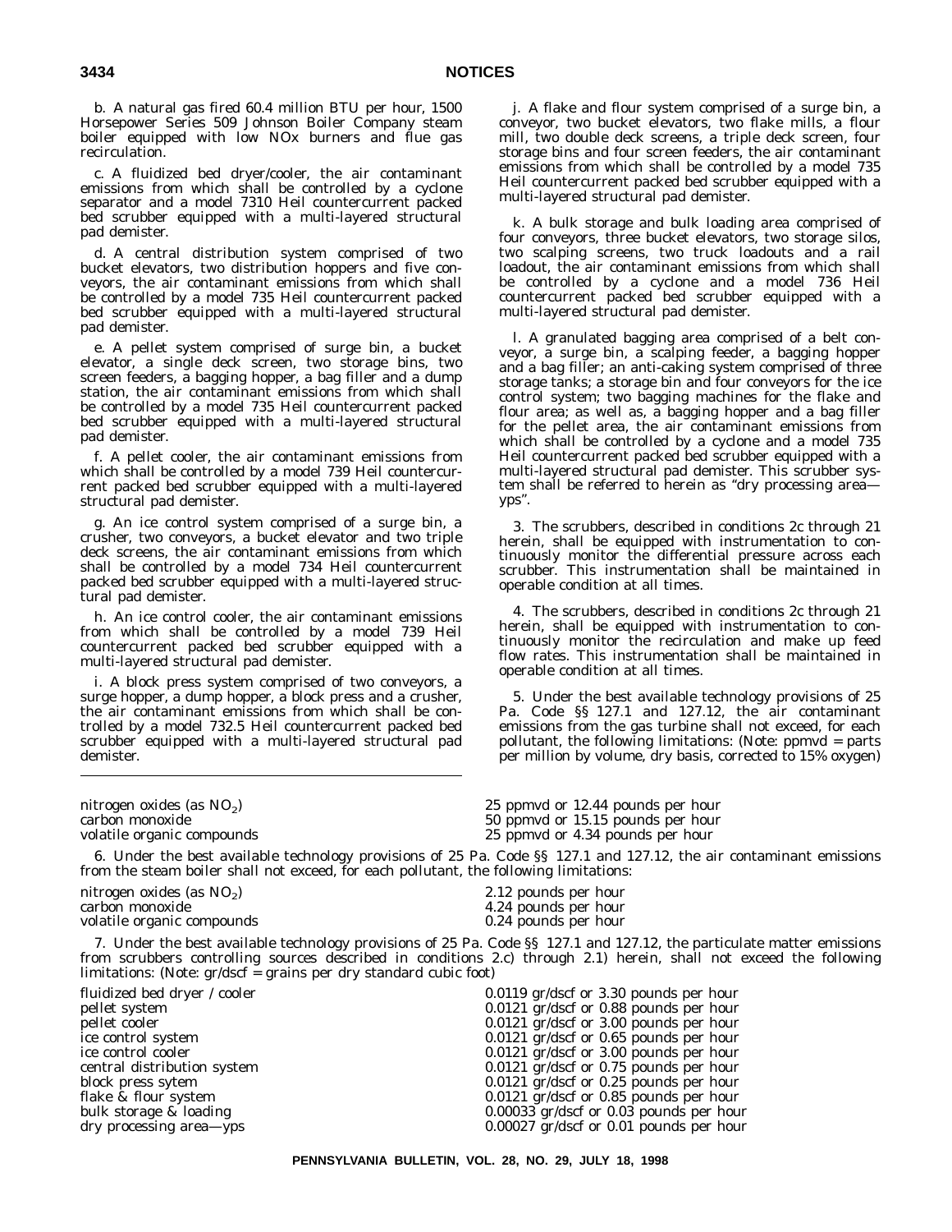b. A natural gas fired 60.4 million BTU per hour, 1500 Horsepower Series 509 Johnson Boiler Company steam boiler equipped with low NOx burners and flue gas recirculation.

c. A fluidized bed dryer/cooler, the air contaminant emissions from which shall be controlled by a cyclone separator and a model 7310 Heil countercurrent packed bed scrubber equipped with a multi-layered structural pad demister.

d. A central distribution system comprised of two bucket elevators, two distribution hoppers and five conveyors, the air contaminant emissions from which shall be controlled by a model 735 Heil countercurrent packed bed scrubber equipped with a multi-layered structural pad demister.

e. A pellet system comprised of surge bin, a bucket elevator, a single deck screen, two storage bins, two screen feeders, a bagging hopper, a bag filler and a dump station, the air contaminant emissions from which shall be controlled by a model 735 Heil countercurrent packed bed scrubber equipped with a multi-layered structural pad demister.

f. A pellet cooler, the air contaminant emissions from which shall be controlled by a model 739 Heil countercurrent packed bed scrubber equipped with a multi-layered structural pad demister.

g. An ice control system comprised of a surge bin, a crusher, two conveyors, a bucket elevator and two triple deck screens, the air contaminant emissions from which shall be controlled by a model 734 Heil countercurrent packed bed scrubber equipped with a multi-layered structural pad demister.

h. An ice control cooler, the air contaminant emissions from which shall be controlled by a model 739 Heil countercurrent packed bed scrubber equipped with a multi-layered structural pad demister.

i. A block press system comprised of two conveyors, a surge hopper, a dump hopper, a block press and a crusher, the air contaminant emissions from which shall be controlled by a model 732.5 Heil countercurrent packed bed scrubber equipped with a multi-layered structural pad demister.

j. A flake and flour system comprised of a surge bin, a conveyor, two bucket elevators, two flake mills, a flour mill, two double deck screens, a triple deck screen, four storage bins and four screen feeders, the air contaminant emissions from which shall be controlled by a model 735 Heil countercurrent packed bed scrubber equipped with a multi-layered structural pad demister.

k. A bulk storage and bulk loading area comprised of four conveyors, three bucket elevators, two storage silos, two scalping screens, two truck loadouts and a rail loadout, the air contaminant emissions from which shall be controlled by a cyclone and a model 736 Heil countercurrent packed bed scrubber equipped with a multi-layered structural pad demister.

l. A granulated bagging area comprised of a belt conveyor, a surge bin, a scalping feeder, a bagging hopper and a bag filler; an anti-caking system comprised of three storage tanks; a storage bin and four conveyors for the ice control system; two bagging machines for the flake and flour area; as well as, a bagging hopper and a bag filler for the pellet area, the air contaminant emissions from which shall be controlled by a cyclone and a model 735 Heil countercurrent packed bed scrubber equipped with a multi-layered structural pad demister. This scrubber system shall be referred to herein as "dry processing area—yps".

3. The scrubbers, described in conditions 2c through 21 herein, shall be equipped with instrumentation to continuously monitor the differential pressure across each scrubber. This instrumentation shall be maintained in operable condition at all times.

4. The scrubbers, described in conditions 2c through 21 herein, shall be equipped with instrumentation to continuously monitor the recirculation and make up feed flow rates. This instrumentation shall be maintained in operable condition at all times.

5. Under the best available technology provisions of 25 Pa. Code §§ 127.1 and 127.12, the air contaminant emissions from the gas turbine shall not exceed, for each pollutant, the following limitations: (Note: ppmvd = parts per million by volume, dry basis, corrected to 15% oxygen)

| | |
|---|---|
| nitrogen oxides (as $NO_2$) | 25 ppmvd or 12.44 pounds per hour |
| carbon monoxide | 50 ppmvd or 15.15 pounds per hour |
| volatile organic compounds | 25 ppmvd or 4.34 pounds per hour |

6. Under the best available technology provisions of 25 Pa. Code §§ 127.1 and 127.12, the air contaminant emissions from the steam boiler shall not exceed, for each pollutant, the following limitations:

| | |
|---|---|
| nitrogen oxides (as $NO_2$) | 2.12 pounds per hour |
| carbon monoxide | 4.24 pounds per hour |
| volatile organic compounds | 0.24 pounds per hour |

7. Under the best available technology provisions of 25 Pa. Code §§ 127.1 and 127.12, the particulate matter emissions from scrubbers controlling sources described in conditions 2.c) through 2.1) herein, shall not exceed the following limitations: (Note: gr/dscf = grains per dry standard cubic foot)

| | |
|---|---|
| fluidized bed dryer / cooler | 0.0119 gr/dscf or 3.30 pounds per hour |
| pellet system | 0.0121 gr/dscf or 0.88 pounds per hour |
| pellet cooler | 0.0121 gr/dscf or 3.00 pounds per hour |
| ice control system | 0.0121 gr/dscf or 0.65 pounds per hour |
| ice control cooler | 0.0121 gr/dscf or 3.00 pounds per hour |
| central distribution system | 0.0121 gr/dscf or 0.75 pounds per hour |
| block press sytem | 0.0121 gr/dscf or 0.25 pounds per hour |
| flake & flour system | 0.0121 gr/dscf or 0.85 pounds per hour |
| bulk storage & loading | 0.00033 gr/dscf or 0.03 pounds per hour |
| dry processing area—yps | 0.00027 gr/dscf or 0.01 pounds per hour |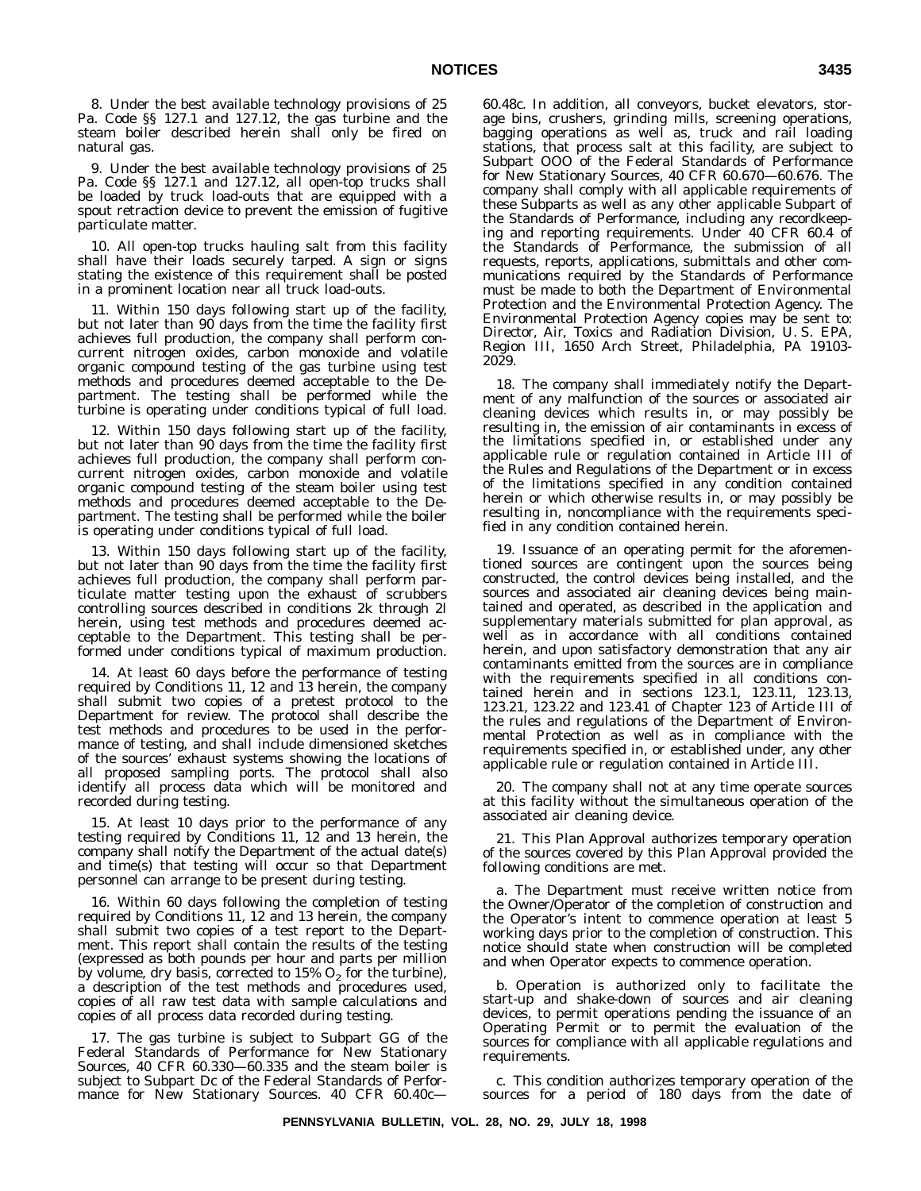8. Under the best available technology provisions of 25 Pa. Code §§ 127.1 and 127.12, the gas turbine and the steam boiler described herein shall only be fired on natural gas.

9. Under the best available technology provisions of 25 Pa. Code §§ 127.1 and 127.12, all open-top trucks shall be loaded by truck load-outs that are equipped with a spout retraction device to prevent the emission of fugitive particulate matter.

10. All open-top trucks hauling salt from this facility shall have their loads securely tarped. A sign or signs stating the existence of this requirement shall be posted in a prominent location near all truck load-outs.

11. Within 150 days following start up of the facility, but not later than 90 days from the time the facility first achieves full production, the company shall perform concurrent nitrogen oxides, carbon monoxide and volatile organic compound testing of the gas turbine using test methods and procedures deemed acceptable to the Department. The testing shall be performed while the turbine is operating under conditions typical of full load.

12. Within 150 days following start up of the facility, but not later than 90 days from the time the facility first achieves full production, the company shall perform concurrent nitrogen oxides, carbon monoxide and volatile organic compound testing of the steam boiler using test methods and procedures deemed acceptable to the Department. The testing shall be performed while the boiler is operating under conditions typical of full load.

13. Within 150 days following start up of the facility, but not later than 90 days from the time the facility first achieves full production, the company shall perform particulate matter testing upon the exhaust of scrubbers controlling sources described in conditions 2k through 2l herein, using test methods and procedures deemed acceptable to the Department. This testing shall be performed under conditions typical of maximum production.

14. At least 60 days before the performance of testing required by Conditions 11, 12 and 13 herein, the company shall submit two copies of a pretest protocol to the Department for review. The protocol shall describe the test methods and procedures to be used in the performance of testing, and shall include dimensioned sketches of the sources' exhaust systems showing the locations of all proposed sampling ports. The protocol shall also identify all process data which will be monitored and recorded during testing.

15. At least 10 days prior to the performance of any testing required by Conditions 11, 12 and 13 herein, the company shall notify the Department of the actual date(s) and time(s) that testing will occur so that Department personnel can arrange to be present during testing.

16. Within 60 days following the completion of testing required by Conditions 11, 12 and 13 herein, the company shall submit two copies of a test report to the Department. This report shall contain the results of the testing (expressed as both pounds per hour and parts per million by volume, dry basis, corrected to 15% $O_2$ for the turbine), a description of the test methods and procedures used, copies of all raw test data with sample calculations and copies of all process data recorded during testing.

17. The gas turbine is subject to Subpart GG of the Federal Standards of Performance for New Stationary Sources, 40 CFR 60.330—60.335 and the steam boiler is subject to Subpart Dc of the Federal Standards of Performance for New Stationary Sources. 40 CFR 60.40c—60.48c. In addition, all conveyors, bucket elevators, storage bins, crushers, grinding mills, screening operations, bagging operations as well as, truck and rail loading stations, that process salt at this facility, are subject to Subpart OOO of the Federal Standards of Performance for New Stationary Sources, 40 CFR 60.670—60.676. The company shall comply with all applicable requirements of these Subparts as well as any other applicable Subpart of the Standards of Performance, including any recordkeeping and reporting requirements. Under 40 CFR 60.4 of the Standards of Performance, the submission of all requests, reports, applications, submittals and other communications required by the Standards of Performance must be made to both the Department of Environmental Protection and the Environmental Protection Agency. The Environmental Protection Agency copies may be sent to: Director, Air, Toxics and Radiation Division, U. S. EPA, Region III, 1650 Arch Street, Philadelphia, PA 19103-2029.

18. The company shall immediately notify the Department of any malfunction of the sources or associated air cleaning devices which results in, or may possibly be resulting in, the emission of air contaminants in excess of the limitations specified in, or established under any applicable rule or regulation contained in Article III of the Rules and Regulations of the Department or in excess of the limitations specified in any condition contained herein or which otherwise results in, or may possibly be resulting in, noncompliance with the requirements specified in any condition contained herein.

19. Issuance of an operating permit for the aforementioned sources are contingent upon the sources being constructed, the control devices being installed, and the sources and associated air cleaning devices being maintained and operated, as described in the application and supplementary materials submitted for plan approval, as well as in accordance with all conditions contained herein, and upon satisfactory demonstration that any air contaminants emitted from the sources are in compliance with the requirements specified in all conditions contained herein and in sections 123.1, 123.11, 123.13, 123.21, 123.22 and 123.41 of Chapter 123 of Article III of the rules and regulations of the Department of Environmental Protection as well as in compliance with the requirements specified in, or established under, any other applicable rule or regulation contained in Article III.

20. The company shall not at any time operate sources at this facility without the simultaneous operation of the associated air cleaning device.

21. This Plan Approval authorizes temporary operation of the sources covered by this Plan Approval provided the following conditions are met.

a. The Department must receive written notice from the Owner/Operator of the completion of construction and the Operator's intent to commence operation at least 5 working days prior to the completion of construction. This notice should state when construction will be completed and when Operator expects to commence operation.

b. Operation is authorized only to facilitate the start-up and shake-down of sources and air cleaning devices, to permit operations pending the issuance of an Operating Permit or to permit the evaluation of the sources for compliance with all applicable regulations and requirements.

c. This condition authorizes temporary operation of the sources for a period of 180 days from the date of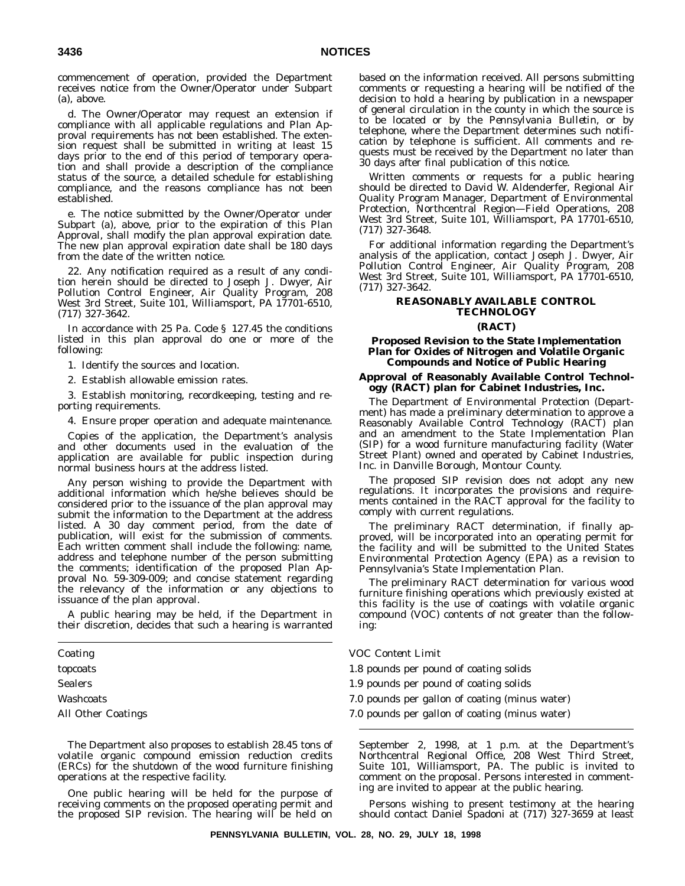commencement of operation, provided the Department receives notice from the Owner/Operator under Subpart (a), above.

d. The Owner/Operator may request an extension if compliance with all applicable regulations and Plan Approval requirements has not been established. The extension request shall be submitted in writing at least 15 days prior to the end of this period of temporary operation and shall provide a description of the compliance status of the source, a detailed schedule for establishing compliance, and the reasons compliance has not been established.

e. The notice submitted by the Owner/Operator under Subpart (a), above, prior to the expiration of this Plan Approval, shall modify the plan approval expiration date. The new plan approval expiration date shall be 180 days from the date of the written notice.

22. Any notification required as a result of any condition herein should be directed to Joseph J. Dwyer, Air Pollution Control Engineer, Air Quality Program, 208 West 3rd Street, Suite 101, Williamsport, PA 17701-6510, (717) 327-3642.

In accordance with 25 Pa. Code § 127.45 the conditions listed in this plan approval do one or more of the following:

1. Identify the sources and location.

2. Establish allowable emission rates.

3. Establish monitoring, recordkeeping, testing and reporting requirements.

4. Ensure proper operation and adequate maintenance.

Copies of the application, the Department's analysis and other documents used in the evaluation of the application are available for public inspection during normal business hours at the address listed.

Any person wishing to provide the Department with additional information which he/she believes should be considered prior to the issuance of the plan approval may submit the information to the Department at the address listed. A 30 day comment period, from the date of publication, will exist for the submission of comments. Each written comment shall include the following: name, address and telephone number of the person submitting the comments; identification of the proposed Plan Approval No. 59-309-009; and concise statement regarding the relevancy of the information or any objections to issuance of the plan approval.

A public hearing may be held, if the Department in their discretion, decides that such a hearing is warranted based on the information received. All persons submitting comments or requesting a hearing will be notified of the decision to hold a hearing by publication in a newspaper of general circulation in the county in which the source is to be located or by the *Pennsylvania Bulletin*, or by telephone, where the Department determines such notification by telephone is sufficient. All comments and requests must be received by the Department no later than 30 days after final publication of this notice.

Written comments or requests for a public hearing should be directed to David W. Aldenderfer, Regional Air Quality Program Manager, Department of Environmental Protection, Northcentral Region—Field Operations, 208 West 3rd Street, Suite 101, Williamsport, PA 17701-6510, (717) 327-3648.

For additional information regarding the Department's analysis of the application, contact Joseph J. Dwyer, Air Pollution Control Engineer, Air Quality Program, 208 West 3rd Street, Suite 101, Williamsport, PA 17701-6510, (717) 327-3642.

## REASONABLY AVAILABLE CONTROL TECHNOLOGY

## (RACT)

### Proposed Revision to the State Implementation Plan for Oxides of Nitrogen and Volatile Organic Compounds and Notice of Public Hearing

### Approval of Reasonably Available Control Technology (RACT) plan for Cabinet Industries, Inc.

The Department of Environmental Protection (Department) has made a preliminary determination to approve a Reasonably Available Control Technology (RACT) plan and an amendment to the State Implementation Plan (SIP) for a wood furniture manufacturing facility (Water Street Plant) owned and operated by Cabinet Industries, Inc. in Danville Borough, Montour County.

The proposed SIP revision does not adopt any new regulations. It incorporates the provisions and requirements contained in the RACT approval for the facility to comply with current regulations.

The preliminary RACT determination, if finally approved, will be incorporated into an operating permit for the facility and will be submitted to the United States Environmental Protection Agency (EPA) as a revision to Pennsylvania's State Implementation Plan.

The preliminary RACT determination for various wood furniture finishing operations which previously existed at this facility is the use of coatings with volatile organic compound (VOC) contents of not greater than the following:

| *Coating* | *VOC Content Limit* |
|---|---|
| topcoats | 1.8 pounds per pound of coating solids |
| Sealers | 1.9 pounds per pound of coating solids |
| Washcoats | 7.0 pounds per gallon of coating (minus water) |
| All Other Coatings | 7.0 pounds per gallon of coating (minus water) |

The Department also proposes to establish 28.45 tons of volatile organic compound emission reduction credits (ERCs) for the shutdown of the wood furniture finishing operations at the respective facility.

One public hearing will be held for the purpose of receiving comments on the proposed operating permit and the proposed SIP revision. The hearing will be held on September 2, 1998, at 1 p.m. at the Department's Northcentral Regional Office, 208 West Third Street, Suite 101, Williamsport, PA. The public is invited to comment on the proposal. Persons interested in commenting are invited to appear at the public hearing.

Persons wishing to present testimony at the hearing should contact Daniel Spadoni at (717) 327-3659 at least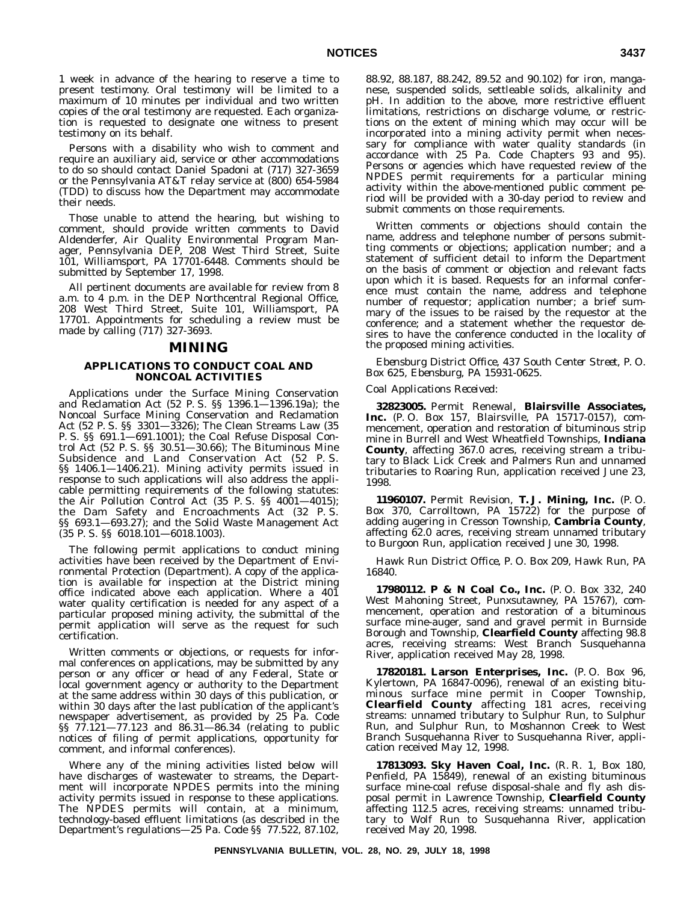1 week in advance of the hearing to reserve a time to present testimony. Oral testimony will be limited to a maximum of 10 minutes per individual and two written copies of the oral testimony are requested. Each organization is requested to designate one witness to present testimony on its behalf.

Persons with a disability who wish to comment and require an auxiliary aid, service or other accommodations to do so should contact Daniel Spadoni at (717) 327-3659 or the Pennsylvania AT&T relay service at (800) 654-5984 (TDD) to discuss how the Department may accommodate their needs.

Those unable to attend the hearing, but wishing to comment, should provide written comments to David Aldenderfer, Air Quality Environmental Program Manager, Pennsylvania DEP, 208 West Third Street, Suite 101, Williamsport, PA 17701-6448. Comments should be submitted by September 17, 1998.

All pertinent documents are available for review from 8 a.m. to 4 p.m. in the DEP Northcentral Regional Office, 208 West Third Street, Suite 101, Williamsport, PA 17701. Appointments for scheduling a review must be made by calling (717) 327-3693.

# MINING

## APPLICATIONS TO CONDUCT COAL AND NONCOAL ACTIVITIES

Applications under the Surface Mining Conservation and Reclamation Act (52 P. S. §§ 1396.1—1396.19a); the Noncoal Surface Mining Conservation and Reclamation Act (52 P. S. §§ 3301—3326); The Clean Streams Law (35 P. S. §§ 691.1—691.1001); the Coal Refuse Disposal Control Act (52 P. S. §§ 30.51—30.66); The Bituminous Mine Subsidence and Land Conservation Act (52 P. S. §§ 1406.1—1406.21). Mining activity permits issued in response to such applications will also address the applicable permitting requirements of the following statutes: the Air Pollution Control Act (35 P. S. §§ 4001—4015); the Dam Safety and Encroachments Act (32 P. S. §§ 693.1—693.27); and the Solid Waste Management Act (35 P. S. §§ 6018.101—6018.1003).

The following permit applications to conduct mining activities have been received by the Department of Environmental Protection (Department). A copy of the application is available for inspection at the District mining office indicated above each application. Where a 401 water quality certification is needed for any aspect of a particular proposed mining activity, the submittal of the permit application will serve as the request for such certification.

Written comments or objections, or requests for informal conferences on applications, may be submitted by any person or any officer or head of any Federal, State or local government agency or authority to the Department at the same address within 30 days of this publication, or within 30 days after the last publication of the applicant's newspaper advertisement, as provided by 25 Pa. Code §§ 77.121—77.123 and 86.31—86.34 (relating to public notices of filing of permit applications, opportunity for comment, and informal conferences).

Where any of the mining activities listed below will have discharges of wastewater to streams, the Department will incorporate NPDES permits into the mining activity permits issued in response to these applications. The NPDES permits will contain, at a minimum, technology-based effluent limitations (as described in the Department's regulations—25 Pa. Code §§ 77.522, 87.102, 88.92, 88.187, 88.242, 89.52 and 90.102) for iron, manganese, suspended solids, settleable solids, alkalinity and pH. In addition to the above, more restrictive effluent limitations, restrictions on discharge volume, or restrictions on the extent of mining which may occur will be incorporated into a mining activity permit when necessary for compliance with water quality standards (in accordance with 25 Pa. Code Chapters 93 and 95). Persons or agencies which have requested review of the NPDES permit requirements for a particular mining activity within the above-mentioned public comment period will be provided with a 30-day period to review and submit comments on those requirements.

Written comments or objections should contain the name, address and telephone number of persons submitting comments or objections; application number; and a statement of sufficient detail to inform the Department on the basis of comment or objection and relevant facts upon which it is based. Requests for an informal conference must contain the name, address and telephone number of requestor; application number; a brief summary of the issues to be raised by the requestor at the conference; and a statement whether the requestor desires to have the conference conducted in the locality of the proposed mining activities.

*Ebensburg District Office, 437 South Center Street, P. O. Box 625, Ebensburg, PA 15931-0625.*

*Coal Applications Received:*

**32823005.** Permit Renewal, **Blairsville Associates, Inc.** (P. O. Box 157, Blairsville, PA 15717-0157), commencement, operation and restoration of bituminous strip mine in Burrell and West Wheatfield Townships, **Indiana County**, affecting 367.0 acres, receiving stream a tributary to Black Lick Creek and Palmers Run and unnamed tributaries to Roaring Run, application received June 23, 1998.

**11960107.** Permit Revision, **T. J. Mining, Inc.** (P. O. Box 370, Carrolltown, PA 15722) for the purpose of adding augering in Cresson Township, **Cambria County**, affecting 62.0 acres, receiving stream unnamed tributary to Burgoon Run, application received June 30, 1998.

*Hawk Run District Office, P. O. Box 209, Hawk Run, PA 16840.*

**17980112. P & N Coal Co., Inc.** (P. O. Box 332, 240 West Mahoning Street, Punxsutawney, PA 15767), commencement, operation and restoration of a bituminous surface mine-auger, sand and gravel permit in Burnside Borough and Township, **Clearfield County** affecting 98.8 acres, receiving streams: West Branch Susquehanna River, application received May 28, 1998.

**17820181. Larson Enterprises, Inc.** (P. O. Box 96, Kylertown, PA 16847-0096), renewal of an existing bituminous surface mine permit in Cooper Township, **Clearfield County** affecting 181 acres, receiving streams: unnamed tributary to Sulphur Run, to Sulphur Run, and Sulphur Run, to Moshannon Creek to West Branch Susquehanna River to Susquehanna River, application received May 12, 1998.

**17813093. Sky Haven Coal, Inc.** (R. R. 1, Box 180, Penfield, PA 15849), renewal of an existing bituminous surface mine-coal refuse disposal-shale and fly ash disposal permit in Lawrence Township, **Clearfield County** affecting 112.5 acres, receiving streams: unnamed tributary to Wolf Run to Susquehanna River, application received May 20, 1998.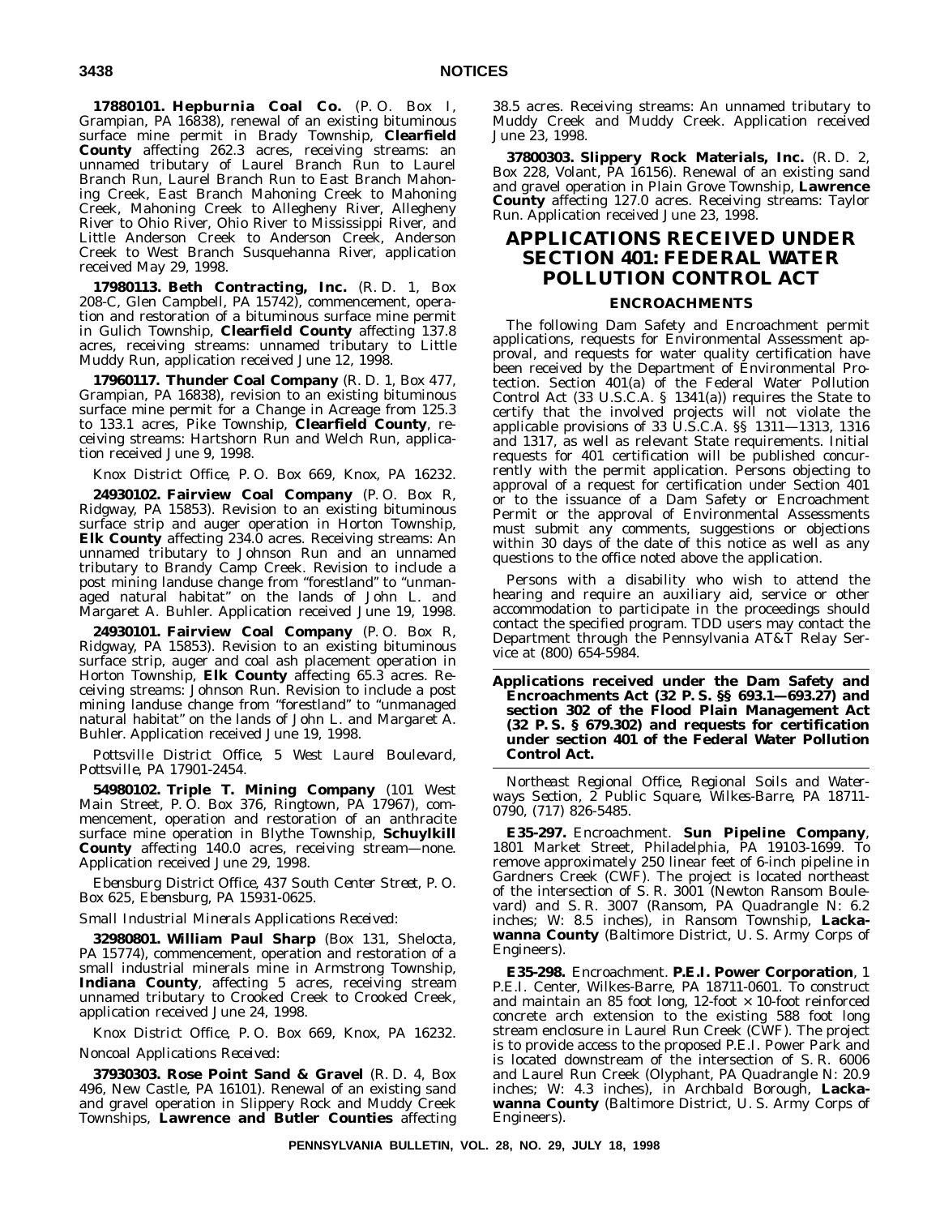**17880101. Hepburnia Coal Co.** (P. O. Box I, Grampian, PA 16838), renewal of an existing bituminous surface mine permit in Brady Township, **Clearfield County** affecting 262.3 acres, receiving streams: an unnamed tributary of Laurel Branch Run to Laurel Branch Run, Laurel Branch Run to East Branch Mahoning Creek, East Branch Mahoning Creek to Mahoning Creek, Mahoning Creek to Allegheny River, Allegheny River to Ohio River, Ohio River to Mississippi River, and Little Anderson Creek to Anderson Creek, Anderson Creek to West Branch Susquehanna River, application received May 29, 1998.

**17980113. Beth Contracting, Inc.** (R. D. 1, Box 208-C, Glen Campbell, PA 15742), commencement, operation and restoration of a bituminous surface mine permit in Gulich Township, **Clearfield County** affecting 137.8 acres, receiving streams: unnamed tributary to Little Muddy Run, application received June 12, 1998.

**17960117. Thunder Coal Company** (R. D. 1, Box 477, Grampian, PA 16838), revision to an existing bituminous surface mine permit for a Change in Acreage from 125.3 to 133.1 acres, Pike Township, **Clearfield County**, receiving streams: Hartshorn Run and Welch Run, application received June 9, 1998.

*Knox District Office, P. O. Box 669, Knox, PA 16232.*

**24930102. Fairview Coal Company** (P. O. Box R, Ridgway, PA 15853). Revision to an existing bituminous surface strip and auger operation in Horton Township, **Elk County** affecting 234.0 acres. Receiving streams: An unnamed tributary to Johnson Run and an unnamed tributary to Brandy Camp Creek. Revision to include a post mining landuse change from "forestland" to "unmanaged natural habitat" on the lands of John L. and Margaret A. Buhler. Application received June 19, 1998.

**24930101. Fairview Coal Company** (P. O. Box R, Ridgway, PA 15853). Revision to an existing bituminous surface strip, auger and coal ash placement operation in Horton Township, **Elk County** affecting 65.3 acres. Receiving streams: Johnson Run. Revision to include a post mining landuse change from "forestland" to "unmanaged natural habitat" on the lands of John L. and Margaret A. Buhler. Application received June 19, 1998.

*Pottsville District Office, 5 West Laurel Boulevard, Pottsville, PA 17901-2454.*

**54980102. Triple T. Mining Company** (101 West Main Street, P. O. Box 376, Ringtown, PA 17967), commencement, operation and restoration of an anthracite surface mine operation in Blythe Township, **Schuylkill County** affecting 140.0 acres, receiving stream—none. Application received June 29, 1998.

*Ebensburg District Office, 437 South Center Street, P. O. Box 625, Ebensburg, PA 15931-0625.*

*Small Industrial Minerals Applications Received:*

**32980801. William Paul Sharp** (Box 131, Shelocta, PA 15774), commencement, operation and restoration of a small industrial minerals mine in Armstrong Township, **Indiana County**, affecting 5 acres, receiving stream unnamed tributary to Crooked Creek to Crooked Creek, application received June 24, 1998.

*Knox District Office, P. O. Box 669, Knox, PA 16232.*

*Noncoal Applications Received:*

**37930303. Rose Point Sand & Gravel** (R. D. 4, Box 496, New Castle, PA 16101). Renewal of an existing sand and gravel operation in Slippery Rock and Muddy Creek Townships, **Lawrence and Butler Counties** affecting 38.5 acres. Receiving streams: An unnamed tributary to Muddy Creek and Muddy Creek. Application received June 23, 1998.

**37800303. Slippery Rock Materials, Inc.** (R. D. 2, Box 228, Volant, PA 16156). Renewal of an existing sand and gravel operation in Plain Grove Township, **Lawrence County** affecting 127.0 acres. Receiving streams: Taylor Run. Application received June 23, 1998.

# APPLICATIONS RECEIVED UNDER SECTION 401: FEDERAL WATER POLLUTION CONTROL ACT

### ENCROACHMENTS

The following Dam Safety and Encroachment permit applications, requests for Environmental Assessment approval, and requests for water quality certification have been received by the Department of Environmental Protection. Section 401(a) of the Federal Water Pollution Control Act (33 U.S.C.A. § 1341(a)) requires the State to certify that the involved projects will not violate the applicable provisions of 33 U.S.C.A. §§ 1311—1313, 1316 and 1317, as well as relevant State requirements. Initial requests for 401 certification will be published concurrently with the permit application. Persons objecting to approval of a request for certification under Section 401 or to the issuance of a Dam Safety or Encroachment Permit or the approval of Environmental Assessments must submit any comments, suggestions or objections within 30 days of the date of this notice as well as any questions to the office noted above the application.

Persons with a disability who wish to attend the hearing and require an auxiliary aid, service or other accommodation to participate in the proceedings should contact the specified program. TDD users may contact the Department through the Pennsylvania AT&T Relay Service at (800) 654-5984.

**Applications received under the Dam Safety and Encroachments Act (32 P. S. §§ 693.1—693.27) and section 302 of the Flood Plain Management Act (32 P. S. § 679.302) and requests for certification under section 401 of the Federal Water Pollution Control Act.**

*Northeast Regional Office, Regional Soils and Waterways Section, 2 Public Square, Wilkes-Barre, PA 18711-0790, (717) 826-5485.*

**E35-297.** Encroachment. **Sun Pipeline Company**, 1801 Market Street, Philadelphia, PA 19103-1699. To remove approximately 250 linear feet of 6-inch pipeline in Gardners Creek (CWF). The project is located northeast of the intersection of S. R. 3001 (Newton Ransom Boulevard) and S. R. 3007 (Ransom, PA Quadrangle N: 6.2 inches; W: 8.5 inches), in Ransom Township, **Lackawanna County** (Baltimore District, U. S. Army Corps of Engineers).

**E35-298.** Encroachment. **P.E.I. Power Corporation**, 1 P.E.I. Center, Wilkes-Barre, PA 18711-0601. To construct and maintain an 85 foot long, 12-foot × 10-foot reinforced concrete arch extension to the existing 588 foot long stream enclosure in Laurel Run Creek (CWF). The project is to provide access to the proposed P.E.I. Power Park and is located downstream of the intersection of S. R. 6006 and Laurel Run Creek (Olyphant, PA Quadrangle N: 20.9 inches; W: 4.3 inches), in Archbald Borough, **Lackawanna County** (Baltimore District, U. S. Army Corps of Engineers).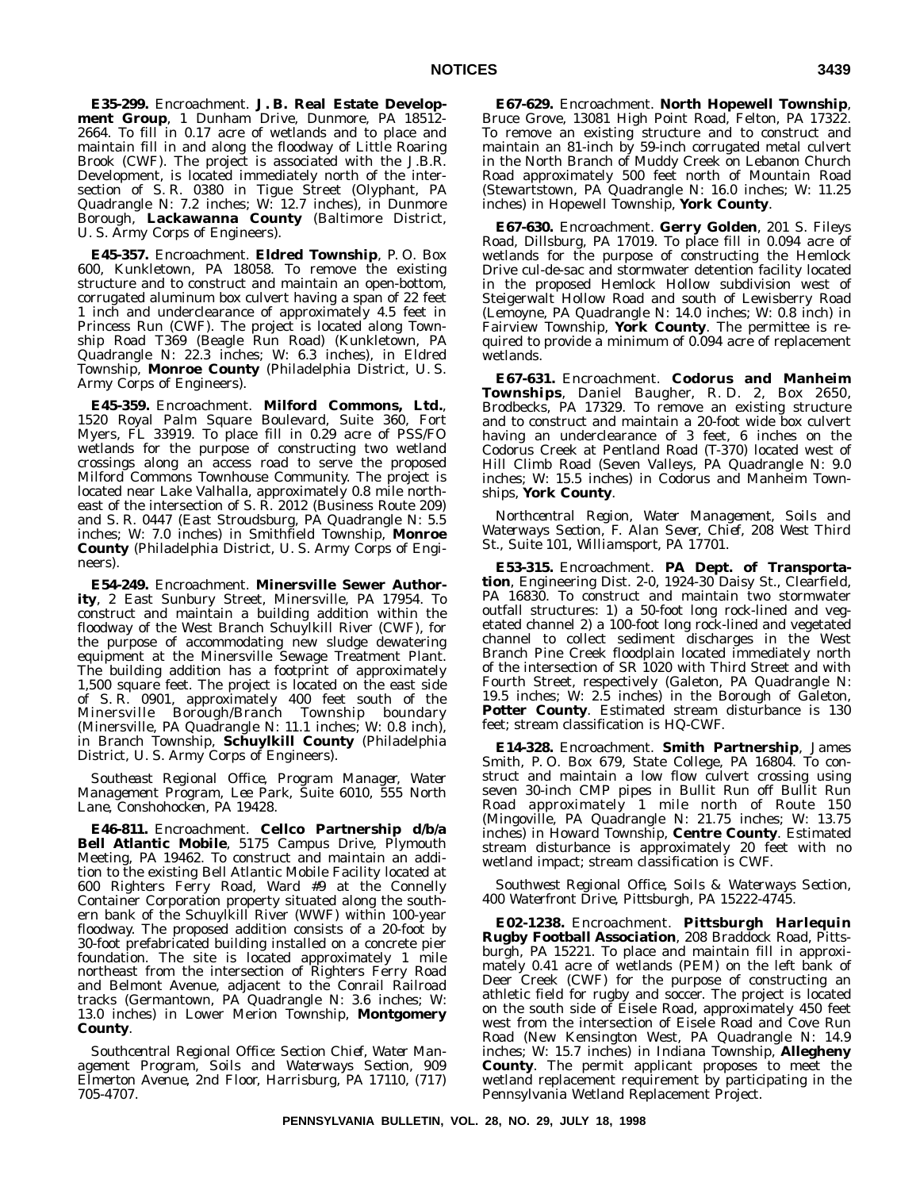**E35-299.** Encroachment. **J. B. Real Estate Development Group**, 1 Dunham Drive, Dunmore, PA 18512-2664. To fill in 0.17 acre of wetlands and to place and maintain fill in and along the floodway of Little Roaring Brook (CWF). The project is associated with the J.B.R. Development, is located immediately north of the intersection of S. R. 0380 in Tigue Street (Olyphant, PA Quadrangle N: 7.2 inches; W: 12.7 inches), in Dunmore Borough, **Lackawanna County** (Baltimore District, U. S. Army Corps of Engineers).

**E45-357.** Encroachment. **Eldred Township**, P. O. Box 600, Kunkletown, PA 18058. To remove the existing structure and to construct and maintain an open-bottom, corrugated aluminum box culvert having a span of 22 feet 1 inch and underclearance of approximately 4.5 feet in Princess Run (CWF). The project is located along Township Road T369 (Beagle Run Road) (Kunkletown, PA Quadrangle N: 22.3 inches; W: 6.3 inches), in Eldred Township, **Monroe County** (Philadelphia District, U. S. Army Corps of Engineers).

**E45-359.** Encroachment. **Milford Commons, Ltd.**, 1520 Royal Palm Square Boulevard, Suite 360, Fort Myers, FL 33919. To place fill in 0.29 acre of PSS/FO wetlands for the purpose of constructing two wetland crossings along an access road to serve the proposed Milford Commons Townhouse Community. The project is located near Lake Valhalla, approximately 0.8 mile northeast of the intersection of S. R. 2012 (Business Route 209) and S. R. 0447 (East Stroudsburg, PA Quadrangle N: 5.5 inches; W: 7.0 inches) in Smithfield Township, **Monroe County** (Philadelphia District, U. S. Army Corps of Engineers).

**E54-249.** Encroachment. **Minersville Sewer Authority**, 2 East Sunbury Street, Minersville, PA 17954. To construct and maintain a building addition within the floodway of the West Branch Schuylkill River (CWF), for the purpose of accommodating new sludge dewatering equipment at the Minersville Sewage Treatment Plant. The building addition has a footprint of approximately 1,500 square feet. The project is located on the east side of S. R. 0901, approximately 400 feet south of the Minersville Borough/Branch Township boundary (Minersville, PA Quadrangle N: 11.1 inches; W: 0.8 inch), in Branch Township, **Schuylkill County** (Philadelphia District, U. S. Army Corps of Engineers).

*Southeast Regional Office, Program Manager, Water Management Program, Lee Park, Suite 6010, 555 North Lane, Conshohocken, PA 19428.*

**E46-811.** Encroachment. **Cellco Partnership d/b/a Bell Atlantic Mobile**, 5175 Campus Drive, Plymouth Meeting, PA 19462. To construct and maintain an addition to the existing Bell Atlantic Mobile Facility located at 600 Righters Ferry Road, Ward #9 at the Connelly Container Corporation property situated along the southern bank of the Schuylkill River (WWF) within 100-year floodway. The proposed addition consists of a 20-foot by 30-foot prefabricated building installed on a concrete pier foundation. The site is located approximately 1 mile northeast from the intersection of Righters Ferry Road and Belmont Avenue, adjacent to the Conrail Railroad tracks (Germantown, PA Quadrangle N: 3.6 inches; W: 13.0 inches) in Lower Merion Township, **Montgomery County**.

*Southcentral Regional Office: Section Chief, Water Management Program, Soils and Waterways Section, 909 Elmerton Avenue, 2nd Floor, Harrisburg, PA 17110, (717) 705-4707.*

**E67-629.** Encroachment. **North Hopewell Township**, Bruce Grove, 13081 High Point Road, Felton, PA 17322. To remove an existing structure and to construct and maintain an 81-inch by 59-inch corrugated metal culvert in the North Branch of Muddy Creek on Lebanon Church Road approximately 500 feet north of Mountain Road (Stewartstown, PA Quadrangle N: 16.0 inches; W: 11.25 inches) in Hopewell Township, **York County**.

**E67-630.** Encroachment. **Gerry Golden**, 201 S. Fileys Road, Dillsburg, PA 17019. To place fill in 0.094 acre of wetlands for the purpose of constructing the Hemlock Drive cul-de-sac and stormwater detention facility located in the proposed Hemlock Hollow subdivision west of Steigerwalt Hollow Road and south of Lewisberry Road (Lemoyne, PA Quadrangle N: 14.0 inches; W: 0.8 inch) in Fairview Township, **York County**. The permittee is required to provide a minimum of 0.094 acre of replacement wetlands.

**E67-631.** Encroachment. **Codorus and Manheim Townships**, Daniel Baugher, R. D. 2, Box 2650, Brodbecks, PA 17329. To remove an existing structure and to construct and maintain a 20-foot wide box culvert having an underclearance of 3 feet, 6 inches on the Codorus Creek at Pentland Road (T-370) located west of Hill Climb Road (Seven Valleys, PA Quadrangle N: 9.0 inches; W: 15.5 inches) in Codorus and Manheim Townships, **York County**.

*Northcentral Region, Water Management, Soils and Waterways Section, F. Alan Sever, Chief, 208 West Third St., Suite 101, Williamsport, PA 17701.*

**E53-315.** Encroachment. **PA Dept. of Transportation**, Engineering Dist. 2-0, 1924-30 Daisy St., Clearfield, PA 16830. To construct and maintain two stormwater outfall structures: 1) a 50-foot long rock-lined and vegetated channel 2) a 100-foot long rock-lined and vegetated channel to collect sediment discharges in the West Branch Pine Creek floodplain located immediately north of the intersection of SR 1020 with Third Street and with Fourth Street, respectively (Galeton, PA Quadrangle N: 19.5 inches; W: 2.5 inches) in the Borough of Galeton, **Potter County**. Estimated stream disturbance is 130 feet; stream classification is HQ-CWF.

**E14-328.** Encroachment. **Smith Partnership**, James Smith, P. O. Box 679, State College, PA 16804. To construct and maintain a low flow culvert crossing using seven 30-inch CMP pipes in Bullit Run off Bullit Run Road approximately 1 mile north of Route 150 (Mingoville, PA Quadrangle N: 21.75 inches; W: 13.75 inches) in Howard Township, **Centre County**. Estimated stream disturbance is approximately 20 feet with no wetland impact; stream classification is CWF.

*Southwest Regional Office, Soils & Waterways Section, 400 Waterfront Drive, Pittsburgh, PA 15222-4745.*

**E02-1238.** Encroachment. **Pittsburgh Harlequin Rugby Football Association**, 208 Braddock Road, Pittsburgh, PA 15221. To place and maintain fill in approximately 0.41 acre of wetlands (PEM) on the left bank of Deer Creek (CWF) for the purpose of constructing an athletic field for rugby and soccer. The project is located on the south side of Eisele Road, approximately 450 feet west from the intersection of Eisele Road and Cove Run Road (New Kensington West, PA Quadrangle N: 14.9 inches; W: 15.7 inches) in Indiana Township, **Allegheny County**. The permit applicant proposes to meet the wetland replacement requirement by participating in the Pennsylvania Wetland Replacement Project.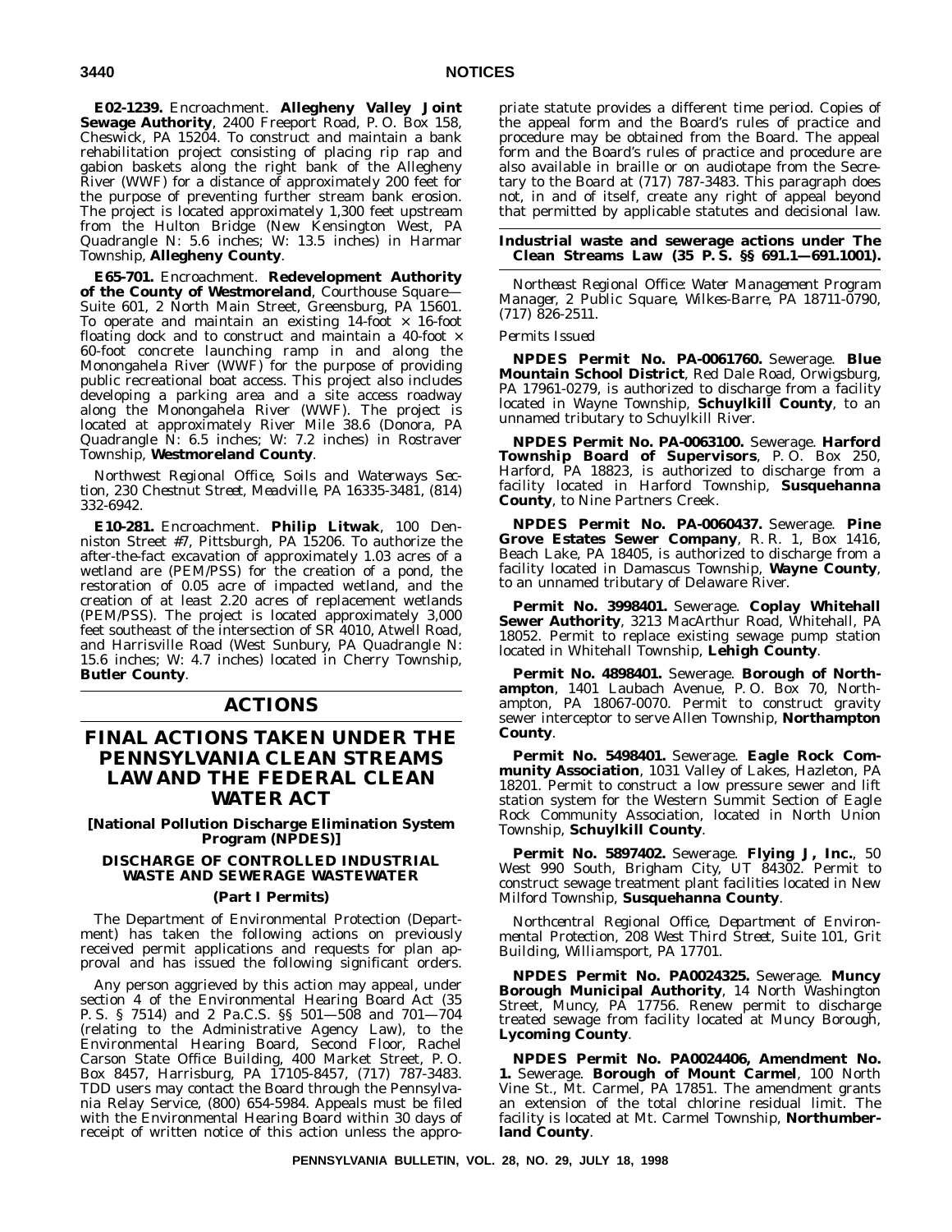**E02-1239.** Encroachment. **Allegheny Valley Joint Sewage Authority**, 2400 Freeport Road, P. O. Box 158, Cheswick, PA 15204. To construct and maintain a bank rehabilitation project consisting of placing rip rap and gabion baskets along the right bank of the Allegheny River (WWF) for a distance of approximately 200 feet for the purpose of preventing further stream bank erosion. The project is located approximately 1,300 feet upstream from the Hulton Bridge (New Kensington West, PA Quadrangle N: 5.6 inches; W: 13.5 inches) in Harmar Township, **Allegheny County**.

**E65-701.** Encroachment. **Redevelopment Authority of the County of Westmoreland**, Courthouse Square—Suite 601, 2 North Main Street, Greensburg, PA 15601. To operate and maintain an existing 14-foot × 16-foot floating dock and to construct and maintain a 40-foot × 60-foot concrete launching ramp in and along the Monongahela River (WWF) for the purpose of providing public recreational boat access. This project also includes developing a parking area and a site access roadway along the Monongahela River (WWF). The project is located at approximately River Mile 38.6 (Donora, PA Quadrangle N: 6.5 inches; W: 7.2 inches) in Rostraver Township, **Westmoreland County**.

*Northwest Regional Office, Soils and Waterways Section, 230 Chestnut Street, Meadville, PA 16335-3481, (814) 332-6942.*

**E10-281.** Encroachment. **Philip Litwak**, 100 Denniston Street #7, Pittsburgh, PA 15206. To authorize the after-the-fact excavation of approximately 1.03 acres of a wetland are (PEM/PSS) for the creation of a pond, the restoration of 0.05 acre of impacted wetland, and the creation of at least 2.20 acres of replacement wetlands (PEM/PSS). The project is located approximately 3,000 feet southeast of the intersection of SR 4010, Atwell Road, and Harrisville Road (West Sunbury, PA Quadrangle N: 15.6 inches; W: 4.7 inches) located in Cherry Township, **Butler County**.

# ACTIONS

# FINAL ACTIONS TAKEN UNDER THE PENNSYLVANIA CLEAN STREAMS LAW AND THE FEDERAL CLEAN WATER ACT

### [National Pollution Discharge Elimination System Program (NPDES)]

#### DISCHARGE OF CONTROLLED INDUSTRIAL WASTE AND SEWERAGE WASTEWATER

#### (Part I Permits)

The Department of Environmental Protection (Department) has taken the following actions on previously received permit applications and requests for plan approval and has issued the following significant orders.

Any person aggrieved by this action may appeal, under section 4 of the Environmental Hearing Board Act (35 P. S. § 7514) and 2 Pa.C.S. §§ 501—508 and 701—704 (relating to the Administrative Agency Law), to the Environmental Hearing Board, Second Floor, Rachel Carson State Office Building, 400 Market Street, P. O. Box 8457, Harrisburg, PA 17105-8457, (717) 787-3483. TDD users may contact the Board through the Pennsylvania Relay Service, (800) 654-5984. Appeals must be filed with the Environmental Hearing Board within 30 days of receipt of written notice of this action unless the appropriate statute provides a different time period. Copies of the appeal form and the Board's rules of practice and procedure may be obtained from the Board. The appeal form and the Board's rules of practice and procedure are also available in braille or on audiotape from the Secretary to the Board at (717) 787-3483. This paragraph does not, in and of itself, create any right of appeal beyond that permitted by applicable statutes and decisional law.

### Industrial waste and sewerage actions under The Clean Streams Law (35 P. S. §§ 691.1—691.1001).

*Northeast Regional Office: Water Management Program Manager, 2 Public Square, Wilkes-Barre, PA 18711-0790, (717) 826-2511.*

*Permits Issued*

**NPDES Permit No. PA-0061760.** Sewerage. **Blue Mountain School District**, Red Dale Road, Orwigsburg, PA 17961-0279, is authorized to discharge from a facility located in Wayne Township, **Schuylkill County**, to an unnamed tributary to Schuylkill River.

**NPDES Permit No. PA-0063100.** Sewerage. **Harford Township Board of Supervisors**, P. O. Box 250, Harford, PA 18823, is authorized to discharge from a facility located in Harford Township, **Susquehanna County**, to Nine Partners Creek.

**NPDES Permit No. PA-0060437.** Sewerage. **Pine Grove Estates Sewer Company**, R. R. 1, Box 1416, Beach Lake, PA 18405, is authorized to discharge from a facility located in Damascus Township, **Wayne County**, to an unnamed tributary of Delaware River.

**Permit No. 3998401.** Sewerage. **Coplay Whitehall Sewer Authority**, 3213 MacArthur Road, Whitehall, PA 18052. Permit to replace existing sewage pump station located in Whitehall Township, **Lehigh County**.

**Permit No. 4898401.** Sewerage. **Borough of Northampton**, 1401 Laubach Avenue, P. O. Box 70, Northampton, PA 18067-0070. Permit to construct gravity sewer interceptor to serve Allen Township, **Northampton County**.

**Permit No. 5498401.** Sewerage. **Eagle Rock Community Association**, 1031 Valley of Lakes, Hazleton, PA 18201. Permit to construct a low pressure sewer and lift station system for the Western Summit Section of Eagle Rock Community Association, located in North Union Township, **Schuylkill County**.

**Permit No. 5897402.** Sewerage. **Flying J, Inc.**, 50 West 990 South, Brigham City, UT 84302. Permit to construct sewage treatment plant facilities located in New Milford Township, **Susquehanna County**.

*Northcentral Regional Office, Department of Environmental Protection, 208 West Third Street, Suite 101, Grit Building, Williamsport, PA 17701.*

**NPDES Permit No. PA0024325.** Sewerage. **Muncy Borough Municipal Authority**, 14 North Washington Street, Muncy, PA 17756. Renew permit to discharge treated sewage from facility located at Muncy Borough, **Lycoming County**.

**NPDES Permit No. PA0024406, Amendment No. 1.** Sewerage. **Borough of Mount Carmel**, 100 North Vine St., Mt. Carmel, PA 17851. The amendment grants an extension of the total chlorine residual limit. The facility is located at Mt. Carmel Township, **Northumberland County**.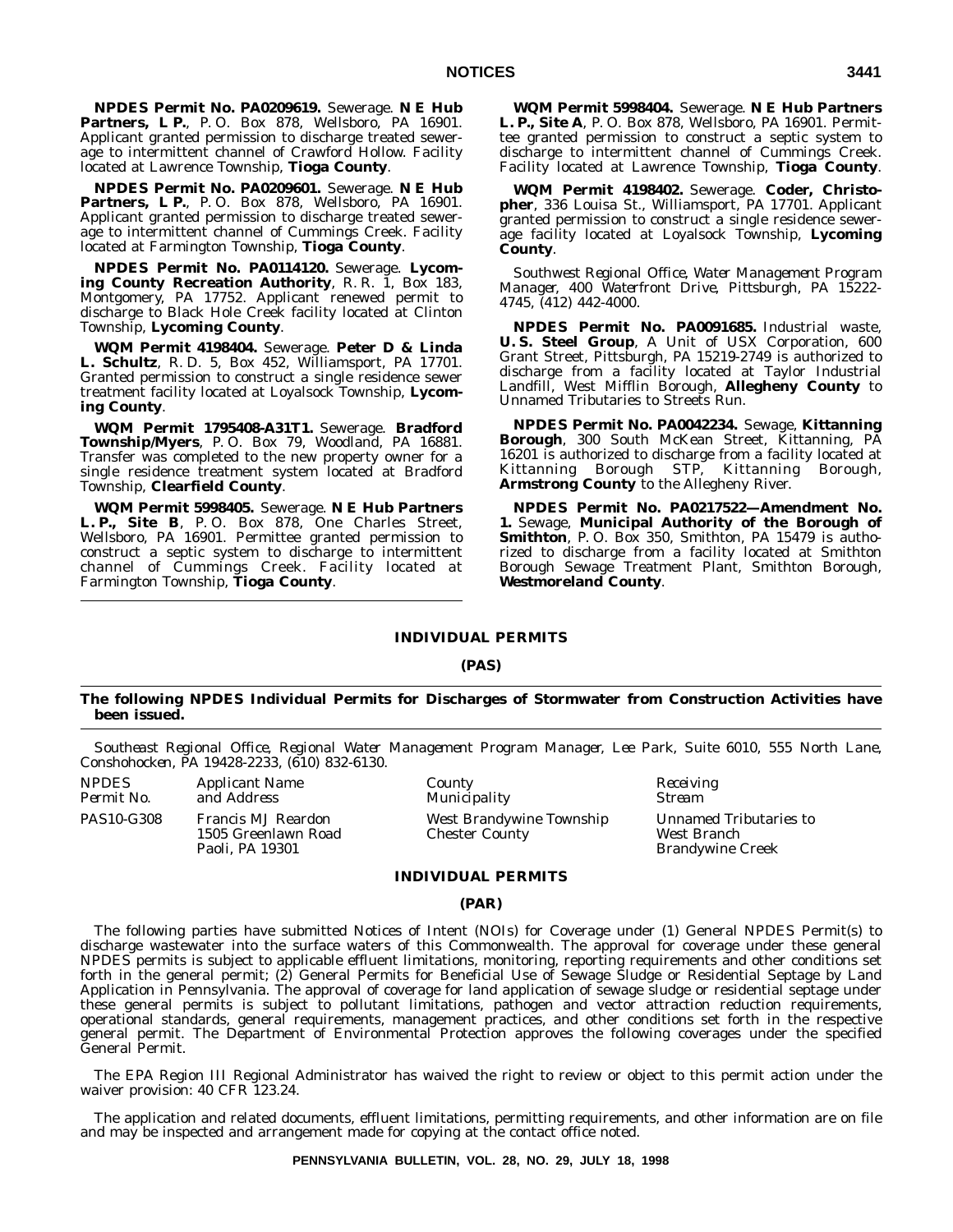**NPDES Permit No. PA0209619.** Sewerage. **N E Hub Partners, L P.**, P. O. Box 878, Wellsboro, PA 16901. Applicant granted permission to discharge treated sewerage to intermittent channel of Crawford Hollow. Facility located at Lawrence Township, **Tioga County**.

**NPDES Permit No. PA0209601.** Sewerage. **N E Hub Partners, L P.**, P. O. Box 878, Wellsboro, PA 16901. Applicant granted permission to discharge treated sewerage to intermittent channel of Cummings Creek. Facility located at Farmington Township, **Tioga County**.

**NPDES Permit No. PA0114120.** Sewerage. **Lycoming County Recreation Authority**, R. R. 1, Box 183, Montgomery, PA 17752. Applicant renewed permit to discharge to Black Hole Creek facility located at Clinton Township, **Lycoming County**.

**WQM Permit 4198404.** Sewerage. **Peter D & Linda L. Schultz**, R. D. 5, Box 452, Williamsport, PA 17701. Granted permission to construct a single residence sewer treatment facility located at Loyalsock Township, **Lycoming County**.

**WQM Permit 1795408-A31T1.** Sewerage. **Bradford Township/Myers**, P. O. Box 79, Woodland, PA 16881. Transfer was completed to the new property owner for a single residence treatment system located at Bradford Township, **Clearfield County**.

**WQM Permit 5998405.** Sewerage. **N E Hub Partners L. P., Site B**, P. O. Box 878, One Charles Street, Wellsboro, PA 16901. Permittee granted permission to construct a septic system to discharge to intermittent channel of Cummings Creek. Facility located at Farmington Township, **Tioga County**.

**WQM Permit 5998404.** Sewerage. **N E Hub Partners L. P., Site A**, P. O. Box 878, Wellsboro, PA 16901. Permittee granted permission to construct a septic system to discharge to intermittent channel of Cummings Creek. Facility located at Lawrence Township, **Tioga County**.

**WQM Permit 4198402.** Sewerage. **Coder, Christopher**, 336 Louisa St., Williamsport, PA 17701. Applicant granted permission to construct a single residence sewerage facility located at Loyalsock Township, **Lycoming County**.

*Southwest Regional Office, Water Management Program Manager, 400 Waterfront Drive, Pittsburgh, PA 15222-4745, (412) 442-4000.*

**NPDES Permit No. PA0091685.** Industrial waste, **U. S. Steel Group**, A Unit of USX Corporation, 600 Grant Street, Pittsburgh, PA 15219-2749 is authorized to discharge from a facility located at Taylor Industrial Landfill, West Mifflin Borough, **Allegheny County** to Unnamed Tributaries to Streets Run.

**NPDES Permit No. PA0042234.** Sewage, **Kittanning Borough**, 300 South McKean Street, Kittanning, PA 16201 is authorized to discharge from a facility located at Kittanning Borough STP, Kittanning Borough, **Armstrong County** to the Allegheny River.

**NPDES Permit No. PA0217522—Amendment No. 1.** Sewage, **Municipal Authority of the Borough of Smithton**, P. O. Box 350, Smithton, PA 15479 is authorized to discharge from a facility located at Smithton Borough Sewage Treatment Plant, Smithton Borough, **Westmoreland County**.

## INDIVIDUAL PERMITS

### (PAS)

**The following NPDES Individual Permits for Discharges of Stormwater from Construction Activities have been issued.**

*Southeast Regional Office, Regional Water Management Program Manager, Lee Park, Suite 6010, 555 North Lane, Conshohocken, PA 19428-2233, (610) 832-6130.*

| *NPDES Permit No.* | *Applicant Name and Address* | *County Municipality* | *Receiving Stream* |
|---|---|---|---|
| PAS10-G308 | Francis MJ Reardon<br>1505 Greenlawn Road<br>Paoli, PA 19301 | West Brandywine Township<br>Chester County | Unnamed Tributaries to West Branch Brandywine Creek |

## INDIVIDUAL PERMITS

### (PAR)

The following parties have submitted Notices of Intent (NOIs) for Coverage under (1) General NPDES Permit(s) to discharge wastewater into the surface waters of this Commonwealth. The approval for coverage under these general NPDES permits is subject to applicable effluent limitations, monitoring, reporting requirements and other conditions set forth in the general permit; (2) General Permits for Beneficial Use of Sewage Sludge or Residential Septage by Land Application in Pennsylvania. The approval of coverage for land application of sewage sludge or residential septage under these general permits is subject to pollutant limitations, pathogen and vector attraction reduction requirements, operational standards, general requirements, management practices, and other conditions set forth in the respective general permit. The Department of Environmental Protection approves the following coverages under the specified General Permit.

The EPA Region III Regional Administrator has waived the right to review or object to this permit action under the waiver provision: 40 CFR 123.24.

The application and related documents, effluent limitations, permitting requirements, and other information are on file and may be inspected and arrangement made for copying at the contact office noted.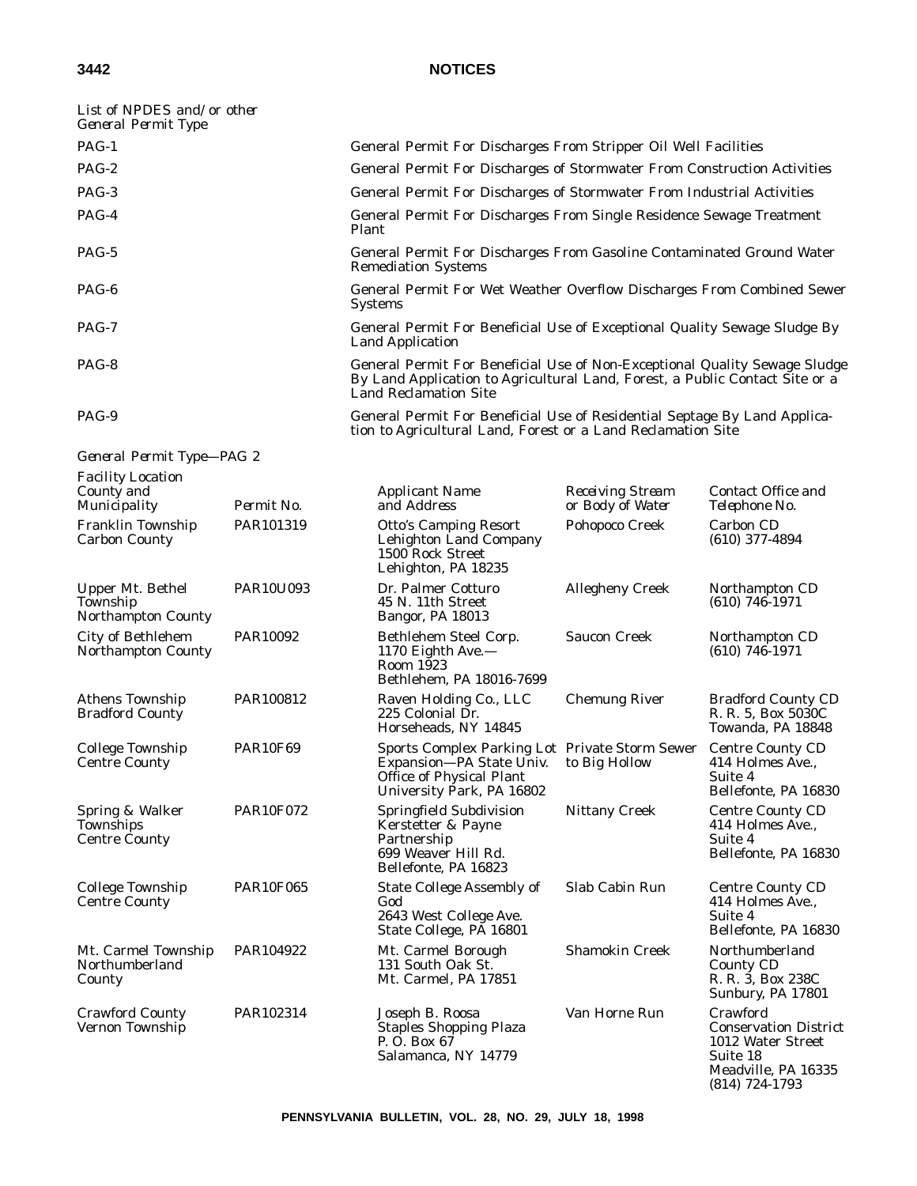*List of NPDES and/or other General Permit Type*

| | |
|---|---|
| PAG-1 | General Permit For Discharges From Stripper Oil Well Facilities |
| PAG-2 | General Permit For Discharges of Stormwater From Construction Activities |
| PAG-3 | General Permit For Discharges of Stormwater From Industrial Activities |
| PAG-4 | General Permit For Discharges From Single Residence Sewage Treatment Plant |
| PAG-5 | General Permit For Discharges From Gasoline Contaminated Ground Water Remediation Systems |
| PAG-6 | General Permit For Wet Weather Overflow Discharges From Combined Sewer Systems |
| PAG-7 | General Permit For Beneficial Use of Exceptional Quality Sewage Sludge By Land Application |
| PAG-8 | General Permit For Beneficial Use of Non-Exceptional Quality Sewage Sludge By Land Application to Agricultural Land, Forest, a Public Contact Site or a Land Reclamation Site |
| PAG-9 | General Permit For Beneficial Use of Residential Septage By Land Application to Agricultural Land, Forest or a Land Reclamation Site |

*General Permit Type—PAG 2*

| *Facility Location County and Municipality* | *Permit No.* | *Applicant Name and Address* | *Receiving Stream or Body of Water* | *Contact Office and Telephone No.* |
|---|---|---|---|---|
| Franklin Township Carbon County | PAR101319 | Otto's Camping Resort Lehighton Land Company 1500 Rock Street Lehighton, PA 18235 | Pohopoco Creek | Carbon CD (610) 377-4894 |
| Upper Mt. Bethel Township Northampton County | PAR10U093 | Dr. Palmer Cotturo 45 N. 11th Street Bangor, PA 18013 | Allegheny Creek | Northampton CD (610) 746-1971 |
| City of Bethlehem Northampton County | PAR10092 | Bethlehem Steel Corp. 1170 Eighth Ave.— Room 1923 Bethlehem, PA 18016-7699 | Saucon Creek | Northampton CD (610) 746-1971 |
| Athens Township Bradford County | PAR100812 | Raven Holding Co., LLC 225 Colonial Dr. Horseheads, NY 14845 | Chemung River | Bradford County CD R. R. 5, Box 5030C Towanda, PA 18848 |
| College Township Centre County | PAR10F69 | Sports Complex Parking Lot Expansion—PA State Univ. Office of Physical Plant University Park, PA 16802 | Private Storm Sewer to Big Hollow | Centre County CD 414 Holmes Ave., Suite 4 Bellefonte, PA 16830 |
| Spring & Walker Townships Centre County | PAR10F072 | Springfield Subdivision Kerstetter & Payne Partnership 699 Weaver Hill Rd. Bellefonte, PA 16823 | Nittany Creek | Centre County CD 414 Holmes Ave., Suite 4 Bellefonte, PA 16830 |
| College Township Centre County | PAR10F065 | State College Assembly of God 2643 West College Ave. State College, PA 16801 | Slab Cabin Run | Centre County CD 414 Holmes Ave., Suite 4 Bellefonte, PA 16830 |
| Mt. Carmel Township Northumberland County | PAR104922 | Mt. Carmel Borough 131 South Oak St. Mt. Carmel, PA 17851 | Shamokin Creek | Northumberland County CD R. R. 3, Box 238C Sunbury, PA 17801 |
| Crawford County Vernon Township | PAR102314 | Joseph B. Roosa Staples Shopping Plaza P. O. Box 67 Salamanca, NY 14779 | Van Horne Run | Crawford Conservation District 1012 Water Street Suite 18 Meadville, PA 16335 (814) 724-1793 |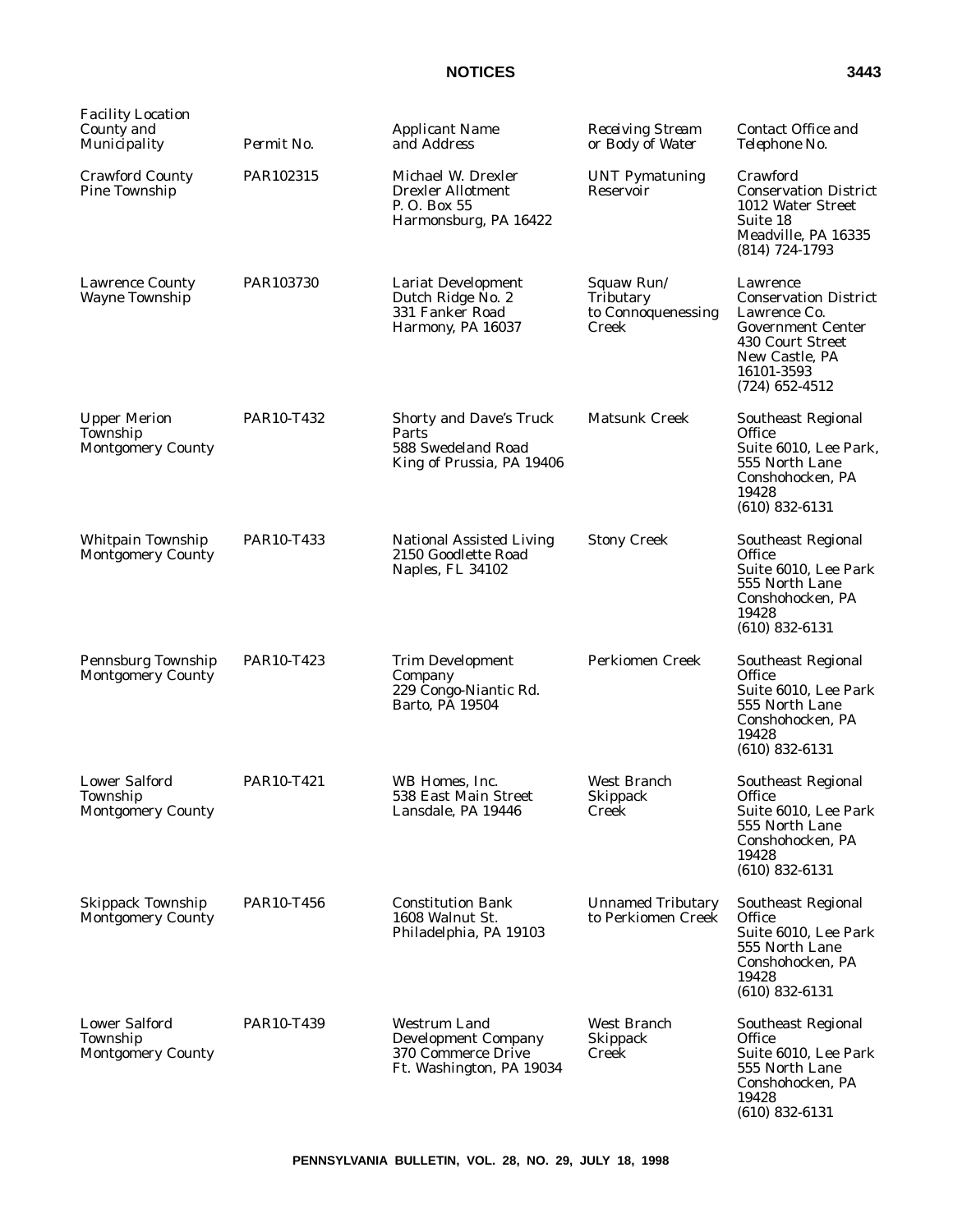| Facility Location County and Municipality | Permit No. | Applicant Name and Address | Receiving Stream or Body of Water | Contact Office and Telephone No. |
|---|---|---|---|---|
| Crawford County Pine Township | PAR102315 | Michael W. Drexler Drexler Allotment P. O. Box 55 Harmonsburg, PA 16422 | UNT Pymatuning Reservoir | Crawford Conservation District 1012 Water Street Suite 18 Meadville, PA 16335 (814) 724-1793 |
| Lawrence County Wayne Township | PAR103730 | Lariat Development Dutch Ridge No. 2 331 Fanker Road Harmony, PA 16037 | Squaw Run/ Tributary to Connoquenessing Creek | Lawrence Conservation District Lawrence Co. Government Center 430 Court Street New Castle, PA 16101-3593 (724) 652-4512 |
| Upper Merion Township Montgomery County | PAR10-T432 | Shorty and Dave's Truck Parts 588 Swedeland Road King of Prussia, PA 19406 | Matsunk Creek | Southeast Regional Office Suite 6010, Lee Park, 555 North Lane Conshohocken, PA 19428 (610) 832-6131 |
| Whitpain Township Montgomery County | PAR10-T433 | National Assisted Living 2150 Goodlette Road Naples, FL 34102 | Stony Creek | Southeast Regional Office Suite 6010, Lee Park 555 North Lane Conshohocken, PA 19428 (610) 832-6131 |
| Pennsburg Township Montgomery County | PAR10-T423 | Trim Development Company 229 Congo-Niantic Rd. Barto, PA 19504 | Perkiomen Creek | Southeast Regional Office Suite 6010, Lee Park 555 North Lane Conshohocken, PA 19428 (610) 832-6131 |
| Lower Salford Township Montgomery County | PAR10-T421 | WB Homes, Inc. 538 East Main Street Lansdale, PA 19446 | West Branch Skippack Creek | Southeast Regional Office Suite 6010, Lee Park 555 North Lane Conshohocken, PA 19428 (610) 832-6131 |
| Skippack Township Montgomery County | PAR10-T456 | Constitution Bank 1608 Walnut St. Philadelphia, PA 19103 | Unnamed Tributary to Perkiomen Creek | Southeast Regional Office Suite 6010, Lee Park 555 North Lane Conshohocken, PA 19428 (610) 832-6131 |
| Lower Salford Township Montgomery County | PAR10-T439 | Westrum Land Development Company 370 Commerce Drive Ft. Washington, PA 19034 | West Branch Skippack Creek | Southeast Regional Office Suite 6010, Lee Park 555 North Lane Conshohocken, PA 19428 (610) 832-6131 |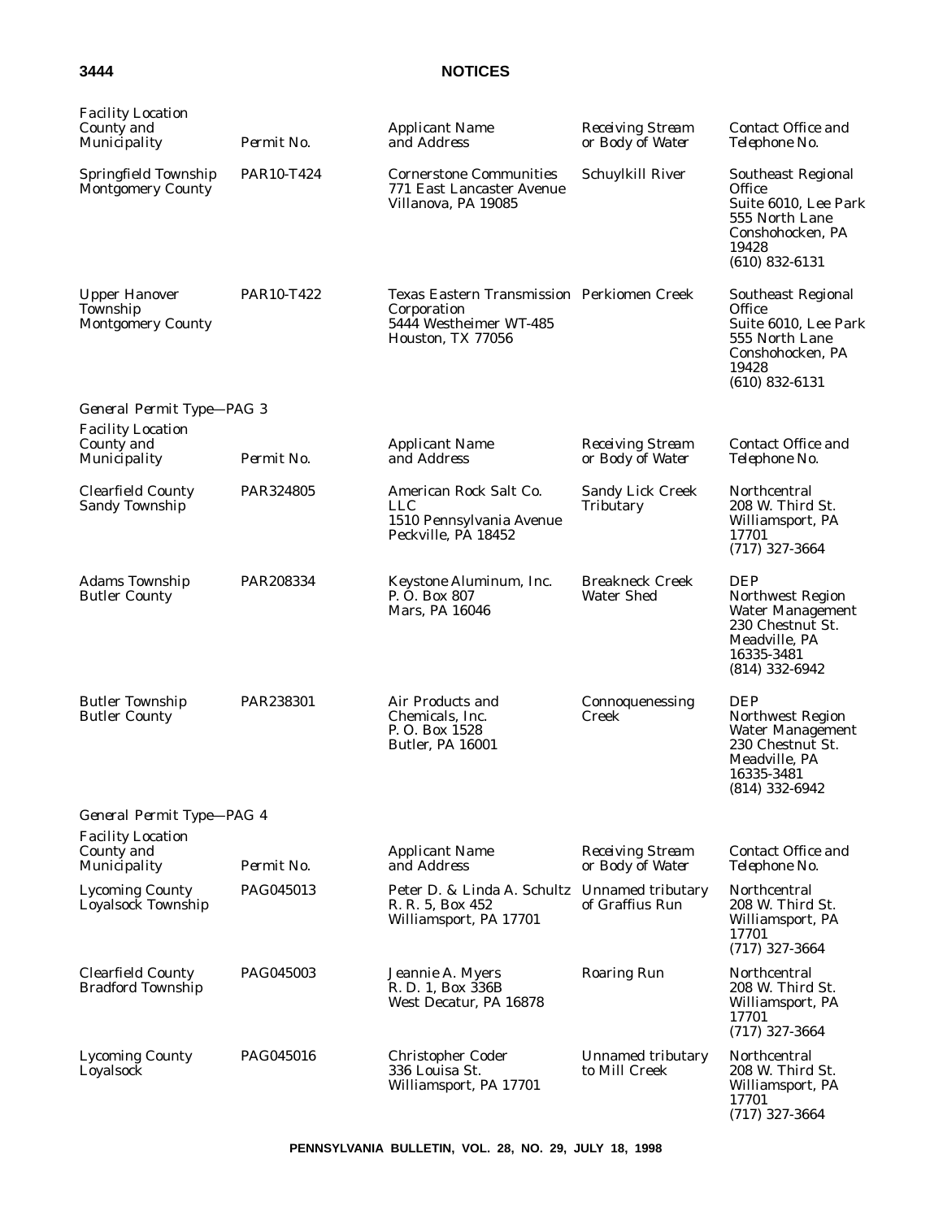| Facility Location County and Municipality | Permit No. | Applicant Name and Address | Receiving Stream or Body of Water | Contact Office and Telephone No. |
|---|---|---|---|---|
| Springfield Township Montgomery County | PAR10-T424 | Cornerstone Communities 771 East Lancaster Avenue Villanova, PA 19085 | Schuylkill River | Southeast Regional Office Suite 6010, Lee Park 555 North Lane Conshohocken, PA 19428 (610) 832-6131 |
| Upper Hanover Township Montgomery County | PAR10-T422 | Texas Eastern Transmission Corporation 5444 Westheimer WT-485 Houston, TX 77056 | Perkiomen Creek | Southeast Regional Office Suite 6010, Lee Park 555 North Lane Conshohocken, PA 19428 (610) 832-6131 |

*General Permit Type—PAG 3*

| Facility Location County and Municipality | Permit No. | Applicant Name and Address | Receiving Stream or Body of Water | Contact Office and Telephone No. |
|---|---|---|---|---|
| Clearfield County Sandy Township | PAR324805 | American Rock Salt Co. LLC 1510 Pennsylvania Avenue Peckville, PA 18452 | Sandy Lick Creek Tributary | Northcentral 208 W. Third St. Williamsport, PA 17701 (717) 327-3664 |
| Adams Township Butler County | PAR208334 | Keystone Aluminum, Inc. P. O. Box 807 Mars, PA 16046 | Breakneck Creek Water Shed | DEP Northwest Region Water Management 230 Chestnut St. Meadville, PA 16335-3481 (814) 332-6942 |
| Butler Township Butler County | PAR238301 | Air Products and Chemicals, Inc. P. O. Box 1528 Butler, PA 16001 | Connoquenessing Creek | DEP Northwest Region Water Management 230 Chestnut St. Meadville, PA 16335-3481 (814) 332-6942 |

*General Permit Type—PAG 4*

| Facility Location County and Municipality | Permit No. | Applicant Name and Address | Receiving Stream or Body of Water | Contact Office and Telephone No. |
|---|---|---|---|---|
| Lycoming County Loyalsock Township | PAG045013 | Peter D. & Linda A. Schultz R. R. 5, Box 452 Williamsport, PA 17701 | Unnamed tributary of Graffius Run | Northcentral 208 W. Third St. Williamsport, PA 17701 (717) 327-3664 |
| Clearfield County Bradford Township | PAG045003 | Jeannie A. Myers R. D. 1, Box 336B West Decatur, PA 16878 | Roaring Run | Northcentral 208 W. Third St. Williamsport, PA 17701 (717) 327-3664 |
| Lycoming County Loyalsock | PAG045016 | Christopher Coder 336 Louisa St. Williamsport, PA 17701 | Unnamed tributary to Mill Creek | Northcentral 208 W. Third St. Williamsport, PA 17701 (717) 327-3664 |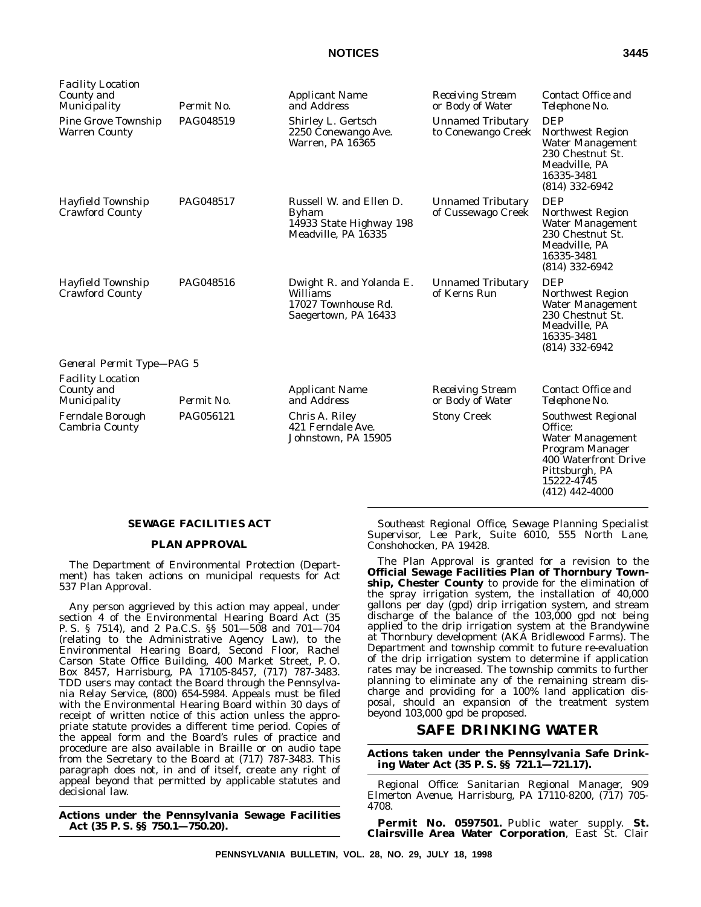| Facility Location County and Municipality | Permit No. | Applicant Name and Address | Receiving Stream or Body of Water | Contact Office and Telephone No. |
|---|---|---|---|---|
| Pine Grove Township Warren County | PAG048519 | Shirley L. Gertsch 2250 Conewango Ave. Warren, PA 16365 | Unnamed Tributary to Conewango Creek | DEP Northwest Region Water Management 230 Chestnut St. Meadville, PA 16335-3481 (814) 332-6942 |
| Hayfield Township Crawford County | PAG048517 | Russell W. and Ellen D. Byham 14933 State Highway 198 Meadville, PA 16335 | Unnamed Tributary of Cussewago Creek | DEP Northwest Region Water Management 230 Chestnut St. Meadville, PA 16335-3481 (814) 332-6942 |
| Hayfield Township Crawford County | PAG048516 | Dwight R. and Yolanda E. Williams 17027 Townhouse Rd. Saegertown, PA 16433 | Unnamed Tributary of Kerns Run | DEP Northwest Region Water Management 230 Chestnut St. Meadville, PA 16335-3481 (814) 332-6942 |

*General Permit Type—PAG 5*

| Facility Location County and Municipality | Permit No. | Applicant Name and Address | Receiving Stream or Body of Water | Contact Office and Telephone No. |
|---|---|---|---|---|
| Ferndale Borough Cambria County | PAG056121 | Chris A. Riley 421 Ferndale Ave. Johnstown, PA 15905 | Stony Creek | Southwest Regional Office: Water Management Program Manager 400 Waterfront Drive Pittsburgh, PA 15222-4745 (412) 442-4000 |

## SEWAGE FACILITIES ACT

### PLAN APPROVAL

The Department of Environmental Protection (Department) has taken actions on municipal requests for Act 537 Plan Approval.

Any person aggrieved by this action may appeal, under section 4 of the Environmental Hearing Board Act (35 P. S. § 7514), and 2 Pa.C.S. §§ 501—508 and 701—704 (relating to the Administrative Agency Law), to the Environmental Hearing Board, Second Floor, Rachel Carson State Office Building, 400 Market Street, P. O. Box 8457, Harrisburg, PA 17105-8457, (717) 787-3483. TDD users may contact the Board through the Pennsylvania Relay Service, (800) 654-5984. Appeals must be filed with the Environmental Hearing Board within 30 days of receipt of written notice of this action unless the appropriate statute provides a different time period. Copies of the appeal form and the Board's rules of practice and procedure are also available in Braille or on audio tape from the Secretary to the Board at (717) 787-3483. This paragraph does not, in and of itself, create any right of appeal beyond that permitted by applicable statutes and decisional law.

**Actions under the Pennsylvania Sewage Facilities Act (35 P. S. §§ 750.1—750.20).**

*Southeast Regional Office, Sewage Planning Specialist Supervisor, Lee Park, Suite 6010, 555 North Lane, Conshohocken, PA 19428.*

The Plan Approval is granted for a revision to the **Official Sewage Facilities Plan of Thornbury Township, Chester County** to provide for the elimination of the spray irrigation system, the installation of 40,000 gallons per day (gpd) drip irrigation system, and stream discharge of the balance of the 103,000 gpd not being applied to the drip irrigation system at the Brandywine at Thornbury development (AKA Bridlewood Farms). The Department and township commit to future re-evaluation of the drip irrigation system to determine if application rates may be increased. The township commits to further planning to eliminate any of the remaining stream discharge and providing for a 100% land application disposal, should an expansion of the treatment system beyond 103,000 gpd be proposed.

## SAFE DRINKING WATER

**Actions taken under the Pennsylvania Safe Drinking Water Act (35 P. S. §§ 721.1—721.17).**

*Regional Office: Sanitarian Regional Manager, 909 Elmerton Avenue, Harrisburg, PA 17110-8200, (717) 705-4708.*

**Permit No. 0597501.** Public water supply. **St. Clairsville Area Water Corporation**, East St. Clair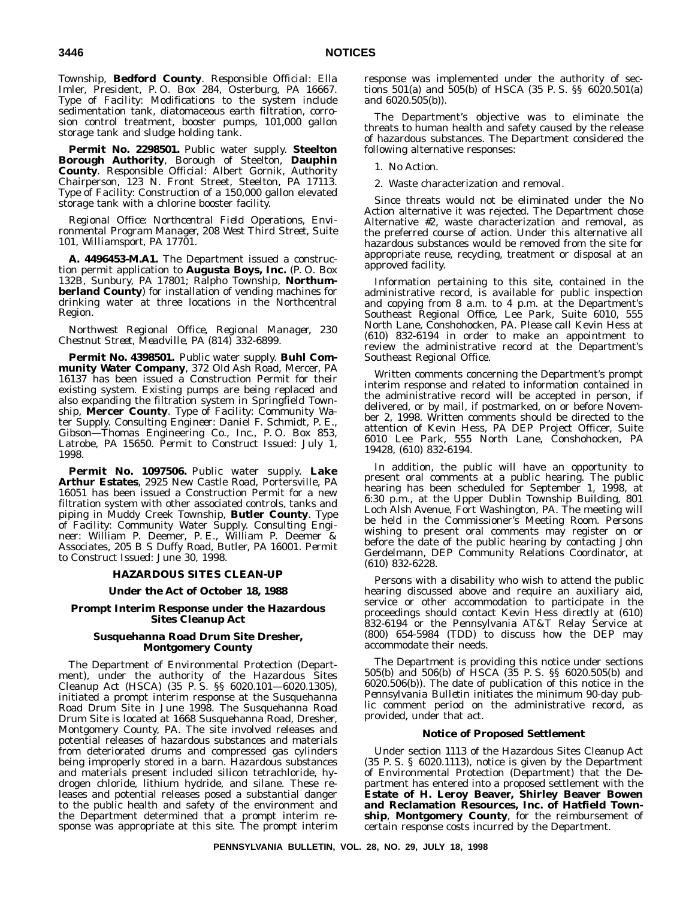Township, **Bedford County**. *Responsible Official*: Ella Imler, President, P. O. Box 284, Osterburg, PA 16667. *Type of Facility*: Modifications to the system include sedimentation tank, diatomaceous earth filtration, corrosion control treatment, booster pumps, 101,000 gallon storage tank and sludge holding tank.

**Permit No. 2298501.** Public water supply. **Steelton Borough Authority**, Borough of Steelton, **Dauphin County**. *Responsible Official*: Albert Gornik, Authority Chairperson, 123 N. Front Street, Steelton, PA 17113. *Type of Facility*: Construction of a 150,000 gallon elevated storage tank with a chlorine booster facility.

*Regional Office: Northcentral Field Operations, Environmental Program Manager, 208 West Third Street, Suite 101, Williamsport, PA 17701.*

**A. 4496453-M.A1.** The Department issued a construction permit application to **Augusta Boys, Inc.** (P. O. Box 132B, Sunbury, PA 17801; Ralpho Township, **Northumberland County**) for installation of vending machines for drinking water at three locations in the Northcentral Region.

*Northwest Regional Office, Regional Manager, 230 Chestnut Street, Meadville, PA (814) 332-6899.*

**Permit No. 4398501.** Public water supply. **Buhl Community Water Company**, 372 Old Ash Road, Mercer, PA 16137 has been issued a Construction Permit for their existing system. Existing pumps are being replaced and also expanding the filtration system in Springfield Township, **Mercer County**. *Type of Facility*: Community Water Supply. *Consulting Engineer*: Daniel F. Schmidt, P. E., Gibson—Thomas Engineering Co., Inc., P. O. Box 853, Latrobe, PA 15650. *Permit to Construct Issued*: July 1, 1998.

**Permit No. 1097506.** Public water supply. **Lake Arthur Estates**, 2925 New Castle Road, Portersville, PA 16051 has been issued a Construction Permit for a new filtration system with other associated controls, tanks and piping in Muddy Creek Township, **Butler County**. *Type of Facility*: Community Water Supply. *Consulting Engineer*: William P. Deemer, P. E., William P. Deemer & Associates, 205 B S Duffy Road, Butler, PA 16001. *Permit to Construct Issued*: June 30, 1998.

## HAZARDOUS SITES CLEAN-UP

### Under the Act of October 18, 1988

### Prompt Interim Response under the Hazardous Sites Cleanup Act

### Susquehanna Road Drum Site Dresher, Montgomery County

The Department of Environmental Protection (Department), under the authority of the Hazardous Sites Cleanup Act (HSCA) (35 P. S. §§ 6020.101—6020.1305), initiated a prompt interim response at the Susquehanna Road Drum Site in June 1998. The Susquehanna Road Drum Site is located at 1668 Susquehanna Road, Dresher, Montgomery County, PA. The site involved releases and potential releases of hazardous substances and materials from deteriorated drums and compressed gas cylinders being improperly stored in a barn. Hazardous substances and materials present included silicon tetrachloride, hydrogen chloride, lithium hydride, and silane. These releases and potential releases posed a substantial danger to the public health and safety of the environment and the Department determined that a prompt interim response was appropriate at this site. The prompt interim response was implemented under the authority of sections 501(a) and 505(b) of HSCA (35 P. S. §§ 6020.501(a) and 6020.505(b)).

The Department's objective was to eliminate the threats to human health and safety caused by the release of hazardous substances. The Department considered the following alternative responses:

1. No Action.

2. Waste characterization and removal.

Since threats would not be eliminated under the No Action alternative it was rejected. The Department chose Alternative #2, waste characterization and removal, as the preferred course of action. Under this alternative all hazardous substances would be removed from the site for appropriate reuse, recycling, treatment or disposal at an approved facility.

Information pertaining to this site, contained in the administrative record, is available for public inspection and copying from 8 a.m. to 4 p.m. at the Department's Southeast Regional Office, Lee Park, Suite 6010, 555 North Lane, Conshohocken, PA. Please call Kevin Hess at (610) 832-6194 in order to make an appointment to review the administrative record at the Department's Southeast Regional Office.

Written comments concerning the Department's prompt interim response and related to information contained in the administrative record will be accepted in person, if delivered, or by mail, if postmarked, on or before November 2, 1998. Written comments should be directed to the attention of Kevin Hess, PA DEP Project Officer, Suite 6010 Lee Park, 555 North Lane, Conshohocken, PA 19428, (610) 832-6194.

In addition, the public will have an opportunity to present oral comments at a public hearing. The public hearing has been scheduled for September 1, 1998, at 6:30 p.m., at the Upper Dublin Township Building, 801 Loch Alsh Avenue, Fort Washington, PA. The meeting will be held in the Commissioner's Meeting Room. Persons wishing to present oral comments may register on or before the date of the public hearing by contacting John Gerdelmann, DEP Community Relations Coordinator, at (610) 832-6228.

Persons with a disability who wish to attend the public hearing discussed above and require an auxiliary aid, service or other accommodation to participate in the proceedings should contact Kevin Hess directly at (610) 832-6194 or the Pennsylvania AT&T Relay Service at (800) 654-5984 (TDD) to discuss how the DEP may accommodate their needs.

The Department is providing this notice under sections 505(b) and 506(b) of HSCA (35 P. S. §§ 6020.505(b) and 6020.506(b)). The date of publication of this notice in the *Pennsylvania Bulletin* initiates the minimum 90-day public comment period on the administrative record, as provided, under that act.

### Notice of Proposed Settlement

Under section 1113 of the Hazardous Sites Cleanup Act (35 P. S. § 6020.1113), notice is given by the Department of Environmental Protection (Department) that the Department has entered into a proposed settlement with the **Estate of H. Leroy Beaver, Shirley Beaver Bowen and Reclamation Resources, Inc. of Hatfield Township**, **Montgomery County**, for the reimbursement of certain response costs incurred by the Department.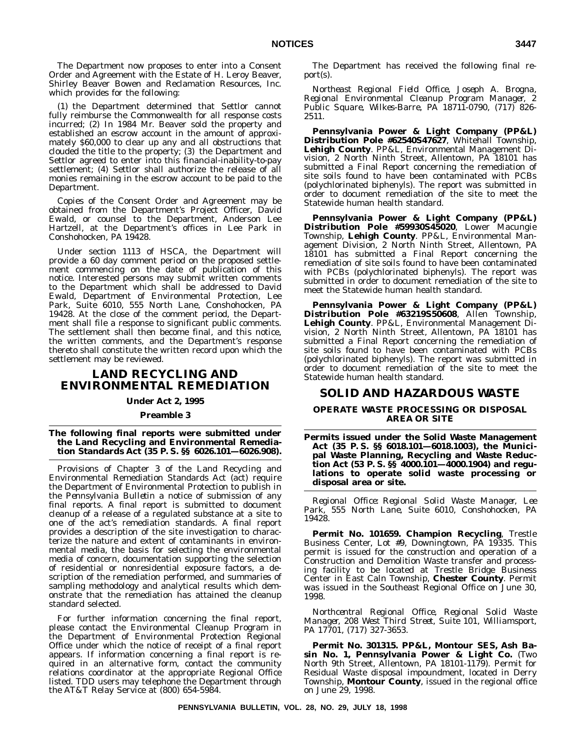The Department now proposes to enter into a Consent Order and Agreement with the Estate of H. Leroy Beaver, Shirley Beaver Bowen and Reclamation Resources, Inc. which provides for the following:

(1) the Department determined that Settlor cannot fully reimburse the Commonwealth for all response costs incurred; (2) In 1984 Mr. Beaver sold the property and established an escrow account in the amount of approximately $60,000 to clear up any and all obstructions that clouded the title to the property; (3) the Department and Settlor agreed to enter into this financial-inability-to-pay settlement; (4) Settlor shall authorize the release of all monies remaining in the escrow account to be paid to the Department.

Copies of the Consent Order and Agreement may be obtained from the Department's Project Officer, David Ewald, or counsel to the Department, Anderson Lee Hartzell, at the Department's offices in Lee Park in Conshohocken, PA 19428.

Under section 1113 of HSCA, the Department will provide a 60 day comment period on the proposed settlement commencing on the date of publication of this notice. Interested persons may submit written comments to the Department which shall be addressed to David Ewald, Department of Environmental Protection, Lee Park, Suite 6010, 555 North Lane, Conshohocken, PA 19428. At the close of the comment period, the Department shall file a response to significant public comments. The settlement shall then become final, and this notice, the written comments, and the Department's response thereto shall constitute the written record upon which the settlement may be reviewed.

# LAND RECYCLING AND ENVIRONMENTAL REMEDIATION

**Under Act 2, 1995**

**Preamble 3**

**The following final reports were submitted under the Land Recycling and Environmental Remediation Standards Act (35 P. S. §§ 6026.101—6026.908).**

Provisions of Chapter 3 of the Land Recycling and Environmental Remediation Standards Act (act) require the Department of Environmental Protection to publish in the *Pennsylvania Bulletin* a notice of submission of any final reports. A final report is submitted to document cleanup of a release of a regulated substance at a site to one of the act's remediation standards. A final report provides a description of the site investigation to characterize the nature and extent of contaminants in environmental media, the basis for selecting the environmental media of concern, documentation supporting the selection of residential or nonresidential exposure factors, a description of the remediation performed, and summaries of sampling methodology and analytical results which demonstrate that the remediation has attained the cleanup standard selected.

For further information concerning the final report, please contact the Environmental Cleanup Program in the Department of Environmental Protection Regional Office under which the notice of receipt of a final report appears. If information concerning a final report is required in an alternative form, contact the community relations coordinator at the appropriate Regional Office listed. TDD users may telephone the Department through the AT&T Relay Service at (800) 654-5984.

The Department has received the following final report(s).

*Northeast Regional Field Office, Joseph A. Brogna, Regional Environmental Cleanup Program Manager, 2 Public Square, Wilkes-Barre, PA 18711-0790, (717) 826-2511.*

**Pennsylvania Power & Light Company (PP&L) Distribution Pole #62540S47627**, Whitehall Township, **Lehigh County**. PP&L, Environmental Management Division, 2 North Ninth Street, Allentown, PA 18101 has submitted a Final Report concerning the remediation of site soils found to have been contaminated with PCBs (polychlorinated biphenyls). The report was submitted in order to document remediation of the site to meet the Statewide human health standard.

**Pennsylvania Power & Light Company (PP&L) Distribution Pole #59930S45020**, Lower Macungie Township, **Lehigh County**. PP&L, Environmental Management Division, 2 North Ninth Street, Allentown, PA 18101 has submitted a Final Report concerning the remediation of site soils found to have been contaminated with PCBs (polychlorinated biphenyls). The report was submitted in order to document remediation of the site to meet the Statewide human health standard.

**Pennsylvania Power & Light Company (PP&L) Distribution Pole #63219S50608**, Allen Township, **Lehigh County**. PP&L, Environmental Management Division, 2 North Ninth Street, Allentown, PA 18101 has submitted a Final Report concerning the remediation of site soils found to have been contaminated with PCBs (polychlorinated biphenyls). The report was submitted in order to document remediation of the site to meet the Statewide human health standard.

# SOLID AND HAZARDOUS WASTE

### OPERATE WASTE PROCESSING OR DISPOSAL AREA OR SITE

**Permits issued under the Solid Waste Management Act (35 P. S. §§ 6018.101—6018.1003), the Municipal Waste Planning, Recycling and Waste Reduction Act (53 P. S. §§ 4000.101—4000.1904) and regulations to operate solid waste processing or disposal area or site.**

*Regional Office: Regional Solid Waste Manager, Lee Park, 555 North Lane, Suite 6010, Conshohocken, PA 19428.*

**Permit No. 101659. Champion Recycling**, Trestle Business Center, Lot #9, Downingtown, PA 19335. This permit is issued for the construction and operation of a Construction and Demolition Waste transfer and processing facility to be located at Trestle Bridge Business Center in East Caln Township, **Chester County**. Permit was issued in the Southeast Regional Office on June 30, 1998.

*Northcentral Regional Office, Regional Solid Waste Manager, 208 West Third Street, Suite 101, Williamsport, PA 17701, (717) 327-3653.*

**Permit No. 301315. PP&L, Montour SES, Ash Basin No. 1, Pennsylvania Power & Light Co.** (Two North 9th Street, Allentown, PA 18101-1179). Permit for Residual Waste disposal impoundment, located in Derry Township, **Montour County**, issued in the regional office on June 29, 1998.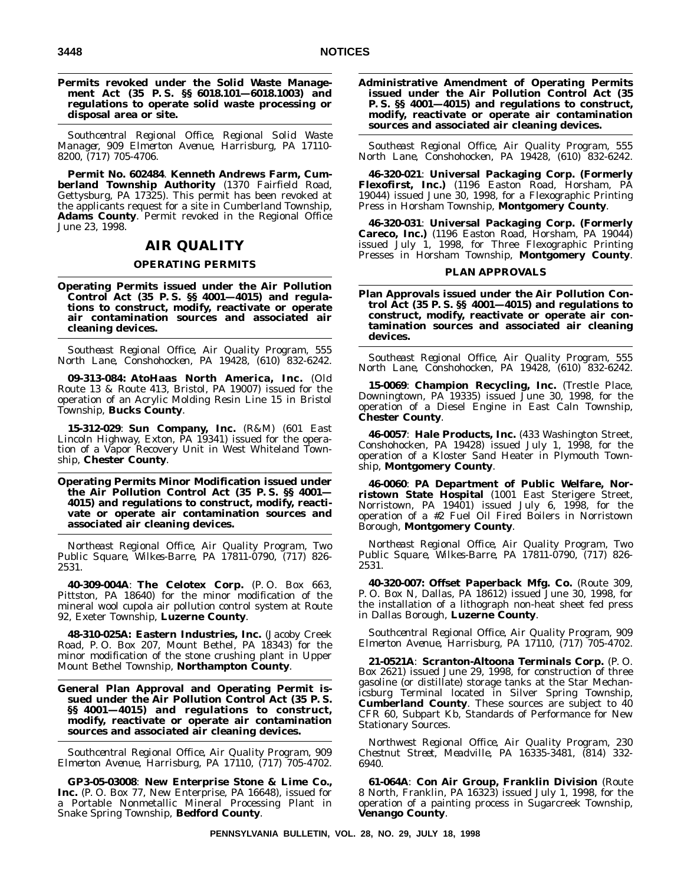**Permits revoked under the Solid Waste Management Act (35 P. S. §§ 6018.101—6018.1003) and regulations to operate solid waste processing or disposal area or site.**

*Southcentral Regional Office, Regional Solid Waste Manager, 909 Elmerton Avenue, Harrisburg, PA 17110-8200, (717) 705-4706.*

**Permit No. 602484**. **Kenneth Andrews Farm, Cumberland Township Authority** (1370 Fairfield Road, Gettysburg, PA 17325). This permit has been revoked at the applicants request for a site in Cumberland Township, **Adams County**. Permit revoked in the Regional Office June 23, 1998.

## AIR QUALITY

### OPERATING PERMITS

**Operating Permits issued under the Air Pollution Control Act (35 P. S. §§ 4001—4015) and regulations to construct, modify, reactivate or operate air contamination sources and associated air cleaning devices.**

*Southeast Regional Office, Air Quality Program, 555 North Lane, Conshohocken, PA 19428, (610) 832-6242.*

**09-313-084: AtoHaas North America, Inc.** (Old Route 13 & Route 413, Bristol, PA 19007) issued for the operation of an Acrylic Molding Resin Line 15 in Bristol Township, **Bucks County**.

**15-312-029**: **Sun Company, Inc.** (R&M) (601 East Lincoln Highway, Exton, PA 19341) issued for the operation of a Vapor Recovery Unit in West Whiteland Township, **Chester County**.

**Operating Permits Minor Modification issued under the Air Pollution Control Act (35 P. S. §§ 4001—4015) and regulations to construct, modify, reactivate or operate air contamination sources and associated air cleaning devices.**

*Northeast Regional Office, Air Quality Program, Two Public Square, Wilkes-Barre, PA 17811-0790, (717) 826-2531.*

**40-309-004A**: **The Celotex Corp.** (P. O. Box 663, Pittston, PA 18640) for the minor modification of the mineral wool cupola air pollution control system at Route 92, Exeter Township, **Luzerne County**.

**48-310-025A: Eastern Industries, Inc.** (Jacoby Creek Road, P. O. Box 207, Mount Bethel, PA 18343) for the minor modification of the stone crushing plant in Upper Mount Bethel Township, **Northampton County**.

**General Plan Approval and Operating Permit issued under the Air Pollution Control Act (35 P. S. §§ 4001—4015) and regulations to construct, modify, reactivate or operate air contamination sources and associated air cleaning devices.**

*Southcentral Regional Office, Air Quality Program, 909 Elmerton Avenue, Harrisburg, PA 17110, (717) 705-4702.*

**GP3-05-03008**: **New Enterprise Stone & Lime Co., Inc.** (P. O. Box 77, New Enterprise, PA 16648), issued for a Portable Nonmetallic Mineral Processing Plant in Snake Spring Township, **Bedford County**.

**Administrative Amendment of Operating Permits issued under the Air Pollution Control Act (35 P. S. §§ 4001—4015) and regulations to construct, modify, reactivate or operate air contamination sources and associated air cleaning devices.**

*Southeast Regional Office, Air Quality Program, 555 North Lane, Conshohocken, PA 19428, (610) 832-6242.*

**46-320-021**: **Universal Packaging Corp. (Formerly Flexofirst, Inc.)** (1196 Easton Road, Horsham, PA 19044) issued June 30, 1998, for a Flexographic Printing Press in Horsham Township, **Montgomery County**.

**46-320-031**: **Universal Packaging Corp. (Formerly Careco, Inc.)** (1196 Easton Road, Horsham, PA 19044) issued July 1, 1998, for Three Flexographic Printing Presses in Horsham Township, **Montgomery County**.

### PLAN APPROVALS

**Plan Approvals issued under the Air Pollution Control Act (35 P. S. §§ 4001—4015) and regulations to construct, modify, reactivate or operate air contamination sources and associated air cleaning devices.**

*Southeast Regional Office, Air Quality Program, 555 North Lane, Conshohocken, PA 19428, (610) 832-6242.*

**15-0069**: **Champion Recycling, Inc.** (Trestle Place, Downingtown, PA 19335) issued June 30, 1998, for the operation of a Diesel Engine in East Caln Township, **Chester County**.

**46-0057**: **Hale Products, Inc.** (433 Washington Street, Conshohocken, PA 19428) issued July 1, 1998, for the operation of a Kloster Sand Heater in Plymouth Township, **Montgomery County**.

**46-0060**: **PA Department of Public Welfare, Norristown State Hospital** (1001 East Sterigere Street, Norristown, PA 19401) issued July 6, 1998, for the operation of a #2 Fuel Oil Fired Boilers in Norristown Borough, **Montgomery County**.

*Northeast Regional Office, Air Quality Program, Two Public Square, Wilkes-Barre, PA 17811-0790, (717) 826-2531.*

**40-320-007: Offset Paperback Mfg. Co.** (Route 309, P. O. Box N, Dallas, PA 18612) issued June 30, 1998, for the installation of a lithograph non-heat sheet fed press in Dallas Borough, **Luzerne County**.

*Southcentral Regional Office, Air Quality Program, 909 Elmerton Avenue, Harrisburg, PA 17110, (717) 705-4702.*

**21-0521A**: **Scranton-Altoona Terminals Corp.** (P. O. Box 2621) issued June 29, 1998, for construction of three gasoline (or distillate) storage tanks at the Star Mechanicsburg Terminal located in Silver Spring Township, **Cumberland County**. These sources are subject to 40 CFR 60, Subpart Kb, Standards of Performance for New Stationary Sources.

*Northwest Regional Office, Air Quality Program, 230 Chestnut Street, Meadville, PA 16335-3481, (814) 332-6940.*

**61-064A**: **Con Air Group, Franklin Division** (Route 8 North, Franklin, PA 16323) issued July 1, 1998, for the operation of a painting process in Sugarcreek Township, **Venango County**.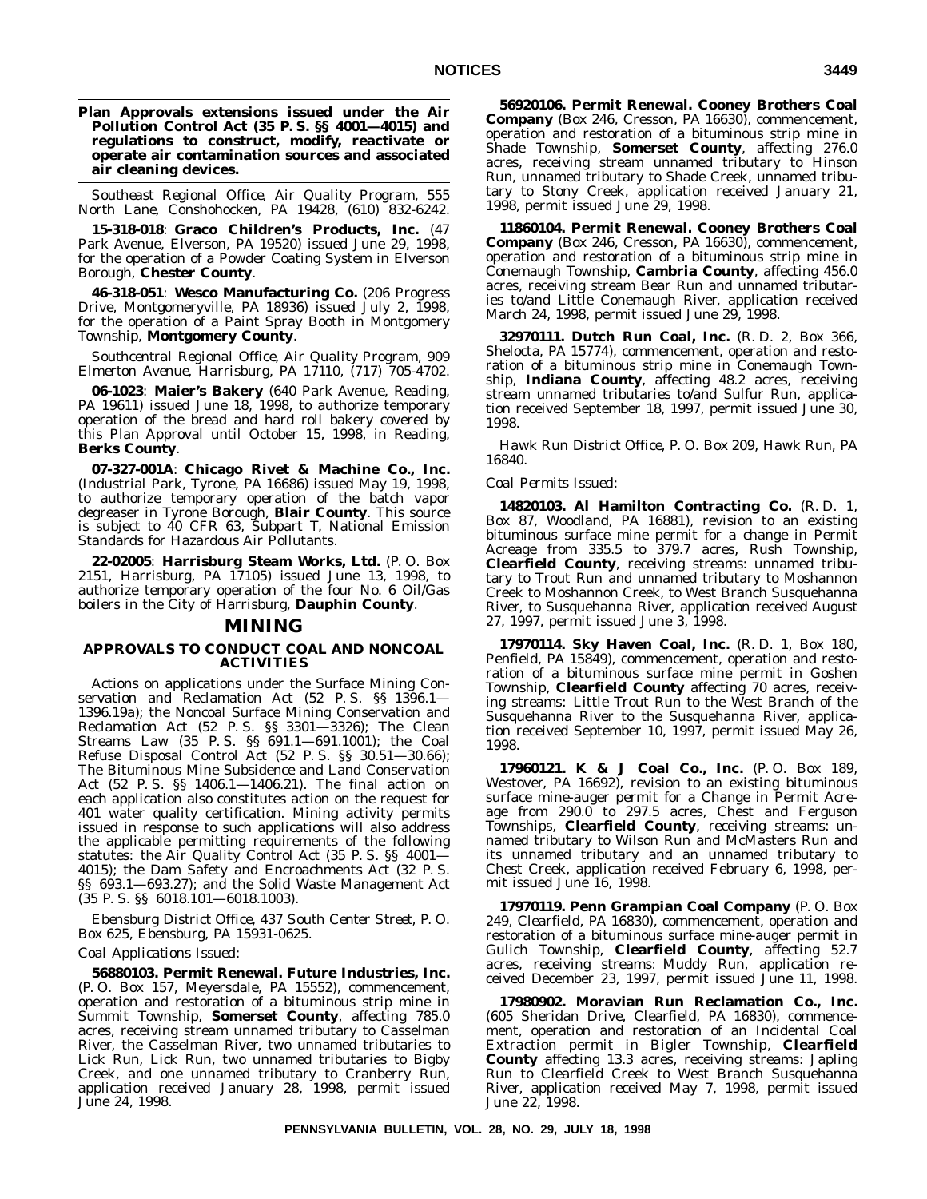**Plan Approvals extensions issued under the Air Pollution Control Act (35 P. S. §§ 4001—4015) and regulations to construct, modify, reactivate or operate air contamination sources and associated air cleaning devices.**

*Southeast Regional Office, Air Quality Program, 555 North Lane, Conshohocken, PA 19428, (610) 832-6242.*

**15-318-018**: **Graco Children's Products, Inc.** (47 Park Avenue, Elverson, PA 19520) issued June 29, 1998, for the operation of a Powder Coating System in Elverson Borough, **Chester County**.

**46-318-051**: **Wesco Manufacturing Co.** (206 Progress Drive, Montgomeryville, PA 18936) issued July 2, 1998, for the operation of a Paint Spray Booth in Montgomery Township, **Montgomery County**.

*Southcentral Regional Office, Air Quality Program, 909 Elmerton Avenue, Harrisburg, PA 17110, (717) 705-4702.*

**06-1023**: **Maier's Bakery** (640 Park Avenue, Reading, PA 19611) issued June 18, 1998, to authorize temporary operation of the bread and hard roll bakery covered by this Plan Approval until October 15, 1998, in Reading, **Berks County**.

**07-327-001A**: **Chicago Rivet & Machine Co., Inc.** (Industrial Park, Tyrone, PA 16686) issued May 19, 1998, to authorize temporary operation of the batch vapor degreaser in Tyrone Borough, **Blair County**. This source is subject to 40 CFR 63, Subpart T, National Emission Standards for Hazardous Air Pollutants.

**22-02005**: **Harrisburg Steam Works, Ltd.** (P. O. Box 2151, Harrisburg, PA 17105) issued June 13, 1998, to authorize temporary operation of the four No. 6 Oil/Gas boilers in the City of Harrisburg, **Dauphin County**.

# MINING

## APPROVALS TO CONDUCT COAL AND NONCOAL ACTIVITIES

Actions on applications under the Surface Mining Conservation and Reclamation Act (52 P. S. §§ 1396.1—1396.19a); the Noncoal Surface Mining Conservation and Reclamation Act (52 P. S. §§ 3301—3326); The Clean Streams Law (35 P. S. §§ 691.1—691.1001); the Coal Refuse Disposal Control Act (52 P. S. §§ 30.51—30.66); The Bituminous Mine Subsidence and Land Conservation Act (52 P. S. §§ 1406.1—1406.21). The final action on each application also constitutes action on the request for 401 water quality certification. Mining activity permits issued in response to such applications will also address the applicable permitting requirements of the following statutes: the Air Quality Control Act (35 P. S. §§ 4001—4015); the Dam Safety and Encroachments Act (32 P. S. §§ 693.1—693.27); and the Solid Waste Management Act (35 P. S. §§ 6018.101—6018.1003).

*Ebensburg District Office, 437 South Center Street, P. O. Box 625, Ebensburg, PA 15931-0625.*

*Coal Applications Issued:*

**56880103. Permit Renewal. Future Industries, Inc.** (P. O. Box 157, Meyersdale, PA 15552), commencement, operation and restoration of a bituminous strip mine in Summit Township, **Somerset County**, affecting 785.0 acres, receiving stream unnamed tributary to Casselman River, the Casselman River, two unnamed tributaries to Lick Run, Lick Run, two unnamed tributaries to Bigby Creek, and one unnamed tributary to Cranberry Run, application received January 28, 1998, permit issued June 24, 1998.

**56920106. Permit Renewal. Cooney Brothers Coal Company** (Box 246, Cresson, PA 16630), commencement, operation and restoration of a bituminous strip mine in Shade Township, **Somerset County**, affecting 276.0 acres, receiving stream unnamed tributary to Hinson Run, unnamed tributary to Shade Creek, unnamed tributary to Stony Creek, application received January 21, 1998, permit issued June 29, 1998.

**11860104. Permit Renewal. Cooney Brothers Coal Company** (Box 246, Cresson, PA 16630), commencement, operation and restoration of a bituminous strip mine in Conemaugh Township, **Cambria County**, affecting 456.0 acres, receiving stream Bear Run and unnamed tributaries to/and Little Conemaugh River, application received March 24, 1998, permit issued June 29, 1998.

**32970111. Dutch Run Coal, Inc.** (R. D. 2, Box 366, Shelocta, PA 15774), commencement, operation and restoration of a bituminous strip mine in Conemaugh Township, **Indiana County**, affecting 48.2 acres, receiving stream unnamed tributaries to/and Sulfur Run, application received September 18, 1997, permit issued June 30, 1998.

*Hawk Run District Office, P. O. Box 209, Hawk Run, PA 16840.*

*Coal Permits Issued:*

**14820103. Al Hamilton Contracting Co.** (R. D. 1, Box 87, Woodland, PA 16881), revision to an existing bituminous surface mine permit for a change in Permit Acreage from 335.5 to 379.7 acres, Rush Township, **Clearfield County**, receiving streams: unnamed tributary to Trout Run and unnamed tributary to Moshannon Creek to Moshannon Creek, to West Branch Susquehanna River, to Susquehanna River, application received August 27, 1997, permit issued June 3, 1998.

**17970114. Sky Haven Coal, Inc.** (R. D. 1, Box 180, Penfield, PA 15849), commencement, operation and restoration of a bituminous surface mine permit in Goshen Township, **Clearfield County** affecting 70 acres, receiving streams: Little Trout Run to the West Branch of the Susquehanna River to the Susquehanna River, application received September 10, 1997, permit issued May 26, 1998.

**17960121. K & J Coal Co., Inc.** (P. O. Box 189, Westover, PA 16692), revision to an existing bituminous surface mine-auger permit for a Change in Permit Acreage from 290.0 to 297.5 acres, Chest and Ferguson Townships, **Clearfield County**, receiving streams: unnamed tributary to Wilson Run and McMasters Run and its unnamed tributary and an unnamed tributary to Chest Creek, application received February 6, 1998, permit issued June 16, 1998.

**17970119. Penn Grampian Coal Company** (P. O. Box 249, Clearfield, PA 16830), commencement, operation and restoration of a bituminous surface mine-auger permit in Gulich Township, **Clearfield County**, affecting 52.7 acres, receiving streams: Muddy Run, application received December 23, 1997, permit issued June 11, 1998.

**17980902. Moravian Run Reclamation Co., Inc.** (605 Sheridan Drive, Clearfield, PA 16830), commencement, operation and restoration of an Incidental Coal Extraction permit in Bigler Township, **Clearfield County** affecting 13.3 acres, receiving streams: Japling Run to Clearfield Creek to West Branch Susquehanna River, application received May 7, 1998, permit issued June 22, 1998.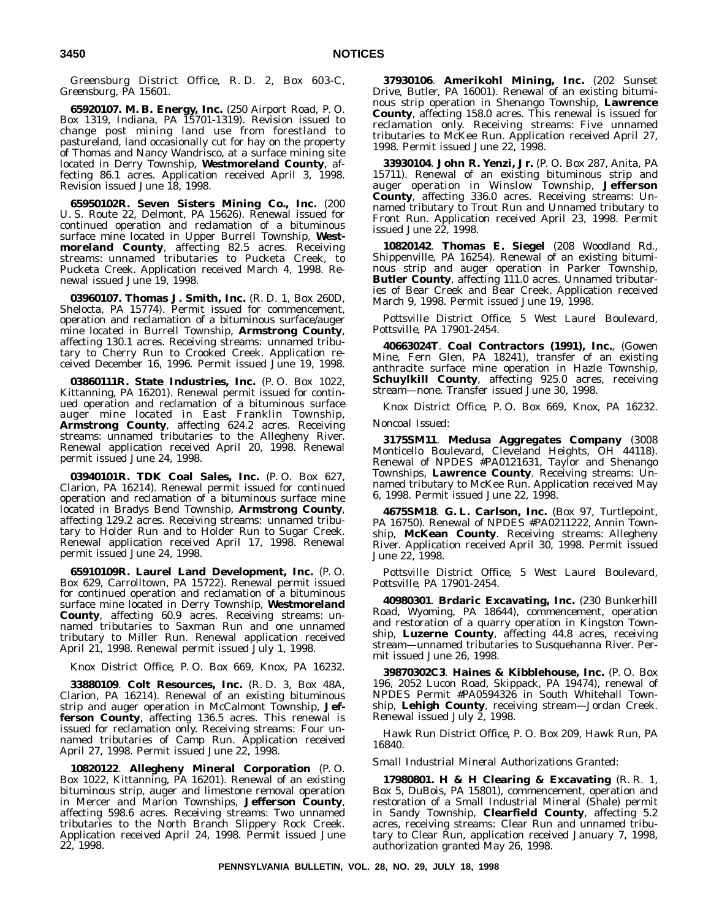*Greensburg District Office, R. D. 2, Box 603-C, Greensburg, PA 15601.*

**65920107. M. B. Energy, Inc.** (250 Airport Road, P. O. Box 1319, Indiana, PA 15701-1319). Revision issued to change post mining land use from forestland to pastureland, land occasionally cut for hay on the property of Thomas and Nancy Wandrisco, at a surface mining site located in Derry Township, **Westmoreland County**, affecting 86.1 acres. Application received April 3, 1998. Revision issued June 18, 1998.

**65950102R. Seven Sisters Mining Co., Inc.** (200 U. S. Route 22, Delmont, PA 15626). Renewal issued for continued operation and reclamation of a bituminous surface mine located in Upper Burrell Township, **Westmoreland County**, affecting 82.5 acres. Receiving streams: unnamed tributaries to Pucketa Creek, to Pucketa Creek. Application received March 4, 1998. Renewal issued June 19, 1998.

**03960107. Thomas J. Smith, Inc.** (R. D. 1, Box 260D, Shelocta, PA 15774). Permit issued for commencement, operation and reclamation of a bituminous surface/auger mine located in Burrell Township, **Armstrong County**, affecting 130.1 acres. Receiving streams: unnamed tributary to Cherry Run to Crooked Creek. Application received December 16, 1996. Permit issued June 19, 1998.

**03860111R. State Industries, Inc.** (P. O. Box 1022, Kittanning, PA 16201). Renewal permit issued for continued operation and reclamation of a bituminous surface auger mine located in East Franklin Township, **Armstrong County**, affecting 624.2 acres. Receiving streams: unnamed tributaries to the Allegheny River. Renewal application received April 20, 1998. Renewal permit issued June 24, 1998.

**03940101R. TDK Coal Sales, Inc.** (P. O. Box 627, Clarion, PA 16214). Renewal permit issued for continued operation and reclamation of a bituminous surface mine located in Bradys Bend Township, **Armstrong County**, affecting 129.2 acres. Receiving streams: unnamed tributary to Holder Run and to Holder Run to Sugar Creek. Renewal application received April 17, 1998. Renewal permit issued June 24, 1998.

**65910109R. Laurel Land Development, Inc.** (P. O. Box 629, Carrolltown, PA 15722). Renewal permit issued for continued operation and reclamation of a bituminous surface mine located in Derry Township, **Westmoreland County**, affecting 60.9 acres. Receiving streams: unnamed tributaries to Saxman Run and one unnamed tributary to Miller Run. Renewal application received April 21, 1998. Renewal permit issued July 1, 1998.

*Knox District Office, P. O. Box 669, Knox, PA 16232.*

**33880109**. **Colt Resources, Inc.** (R. D. 3, Box 48A, Clarion, PA 16214). Renewal of an existing bituminous strip and auger operation in McCalmont Township, **Jefferson County**, affecting 136.5 acres. This renewal is issued for reclamation only. Receiving streams: Four unnamed tributaries of Camp Run. Application received April 27, 1998. Permit issued June 22, 1998.

**10820122**. **Allegheny Mineral Corporation** (P. O. Box 1022, Kittanning, PA 16201). Renewal of an existing bituminous strip, auger and limestone removal operation in Mercer and Marion Townships, **Jefferson County**, affecting 598.6 acres. Receiving streams: Two unnamed tributaries to the North Branch Slippery Rock Creek. Application received April 24, 1998. Permit issued June 22, 1998.

**37930106**. **Amerikohl Mining, Inc.** (202 Sunset Drive, Butler, PA 16001). Renewal of an existing bituminous strip operation in Shenango Township, **Lawrence County**, affecting 158.0 acres. This renewal is issued for reclamation only. Receiving streams: Five unnamed tributaries to McKee Run. Application received April 27, 1998. Permit issued June 22, 1998.

**33930104**. **John R. Yenzi, Jr.** (P. O. Box 287, Anita, PA 15711). Renewal of an existing bituminous strip and auger operation in Winslow Township, **Jefferson County**, affecting 336.0 acres. Receiving streams: Unnamed tributary to Trout Run and Unnamed tributary to Front Run. Application received April 23, 1998. Permit issued June 22, 1998.

**10820142**. **Thomas E. Siegel** (208 Woodland Rd., Shippenville, PA 16254). Renewal of an existing bituminous strip and auger operation in Parker Township, **Butler County**, affecting 111.0 acres. Unnamed tributaries of Bear Creek and Bear Creek. Application received March 9, 1998. Permit issued June 19, 1998.

*Pottsville District Office, 5 West Laurel Boulevard, Pottsville, PA 17901-2454.*

**40663024T**. **Coal Contractors (1991), Inc.**, (Gowen Mine, Fern Glen, PA 18241), transfer of an existing anthracite surface mine operation in Hazle Township, **Schuylkill County**, affecting 925.0 acres, receiving stream—none. Transfer issued June 30, 1998.

*Knox District Office, P. O. Box 669, Knox, PA 16232.*

*Noncoal Issued:*

**3175SM11**. **Medusa Aggregates Company** (3008 Monticello Boulevard, Cleveland Heights, OH 44118). Renewal of NPDES #PA0121631, Taylor and Shenango Townships, **Lawrence County**. Receiving streams: Unnamed tributary to McKee Run. Application received May 6, 1998. Permit issued June 22, 1998.

**4675SM18**. **G. L. Carlson, Inc.** (Box 97, Turtlepoint, PA 16750). Renewal of NPDES #PA0211222, Annin Township, **McKean County**. Receiving streams: Allegheny River. Application received April 30, 1998. Permit issued June 22, 1998.

*Pottsville District Office, 5 West Laurel Boulevard, Pottsville, PA 17901-2454.*

**40980301**. **Brdaric Excavating, Inc.** (230 Bunkerhill Road, Wyoming, PA 18644), commencement, operation and restoration of a quarry operation in Kingston Township, **Luzerne County**, affecting 44.8 acres, receiving stream—unnamed tributaries to Susquehanna River. Permit issued June 26, 1998.

**39870302C3**. **Haines & Kibblehouse, Inc.** (P. O. Box 196, 2052 Lucon Road, Skippack, PA 19474), renewal of NPDES Permit #PA0594326 in South Whitehall Township, **Lehigh County**, receiving stream—Jordan Creek. Renewal issued July 2, 1998.

*Hawk Run District Office, P. O. Box 209, Hawk Run, PA 16840.*

*Small Industrial Mineral Authorizations Granted:*

**17980801. H & H Clearing & Excavating** (R. R. 1, Box 5, DuBois, PA 15801), commencement, operation and restoration of a Small Industrial Mineral (Shale) permit in Sandy Township, **Clearfield County**, affecting 5.2 acres, receiving streams: Clear Run and unnamed tributary to Clear Run, application received January 7, 1998, authorization granted May 26, 1998.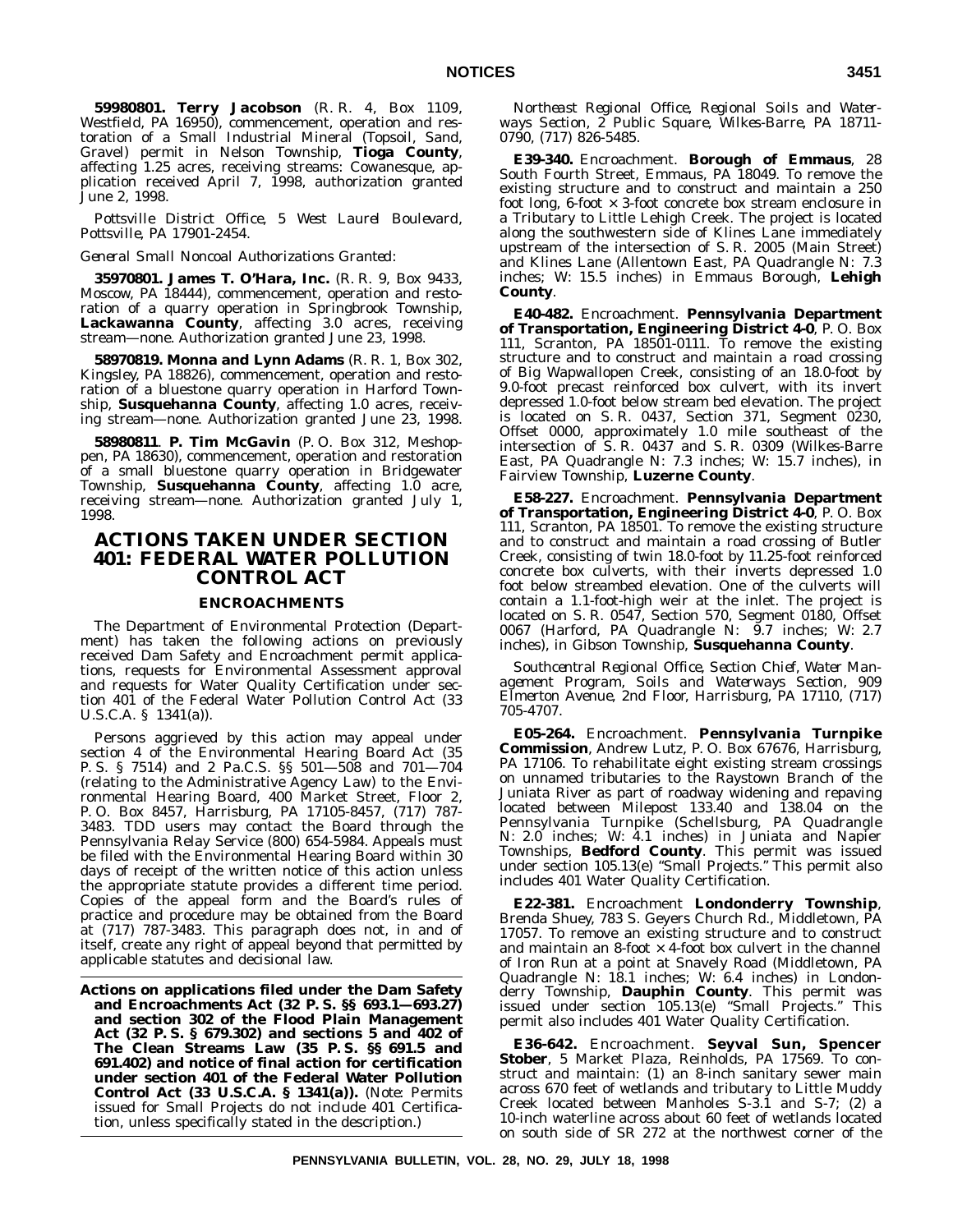**59980801. Terry Jacobson** (R. R. 4, Box 1109, Westfield, PA 16950), commencement, operation and restoration of a Small Industrial Mineral (Topsoil, Sand, Gravel) permit in Nelson Township, **Tioga County**, affecting 1.25 acres, receiving streams: Cowanesque, application received April 7, 1998, authorization granted June 2, 1998.

*Pottsville District Office, 5 West Laurel Boulevard, Pottsville, PA 17901-2454.*

*General Small Noncoal Authorizations Granted:*

**35970801. James T. O'Hara, Inc.** (R. R. 9, Box 9433, Moscow, PA 18444), commencement, operation and restoration of a quarry operation in Springbrook Township, **Lackawanna County**, affecting 3.0 acres, receiving stream—none. Authorization granted June 23, 1998.

**58970819. Monna and Lynn Adams** (R. R. 1, Box 302, Kingsley, PA 18826), commencement, operation and restoration of a bluestone quarry operation in Harford Township, **Susquehanna County**, affecting 1.0 acres, receiving stream—none. Authorization granted June 23, 1998.

**58980811**. **P. Tim McGavin** (P. O. Box 312, Meshoppen, PA 18630), commencement, operation and restoration of a small bluestone quarry operation in Bridgewater Township, **Susquehanna County**, affecting 1.0 acre, receiving stream—none. Authorization granted July 1, 1998.

# ACTIONS TAKEN UNDER SECTION 401: FEDERAL WATER POLLUTION CONTROL ACT

## ENCROACHMENTS

The Department of Environmental Protection (Department) has taken the following actions on previously received Dam Safety and Encroachment permit applications, requests for Environmental Assessment approval and requests for Water Quality Certification under section 401 of the Federal Water Pollution Control Act (33 U.S.C.A. § 1341(a)).

Persons aggrieved by this action may appeal under section 4 of the Environmental Hearing Board Act (35 P. S. § 7514) and 2 Pa.C.S. §§ 501—508 and 701—704 (relating to the Administrative Agency Law) to the Environmental Hearing Board, 400 Market Street, Floor 2, P. O. Box 8457, Harrisburg, PA 17105-8457, (717) 787-3483. TDD users may contact the Board through the Pennsylvania Relay Service (800) 654-5984. Appeals must be filed with the Environmental Hearing Board within 30 days of receipt of the written notice of this action unless the appropriate statute provides a different time period. Copies of the appeal form and the Board's rules of practice and procedure may be obtained from the Board at (717) 787-3483. This paragraph does not, in and of itself, create any right of appeal beyond that permitted by applicable statutes and decisional law.

**Actions on applications filed under the Dam Safety and Encroachments Act (32 P. S. §§ 693.1—693.27) and section 302 of the Flood Plain Management Act (32 P. S. § 679.302) and sections 5 and 402 of The Clean Streams Law (35 P. S. §§ 691.5 and 691.402) and notice of final action for certification under section 401 of the Federal Water Pollution Control Act (33 U.S.C.A. § 1341(a)).** (Note: Permits issued for Small Projects do not include 401 Certification, unless specifically stated in the description.)

*Northeast Regional Office, Regional Soils and Waterways Section, 2 Public Square, Wilkes-Barre, PA 18711-0790, (717) 826-5485.*

**E39-340.** Encroachment. **Borough of Emmaus**, 28 South Fourth Street, Emmaus, PA 18049. To remove the existing structure and to construct and maintain a 250 foot long, 6-foot × 3-foot concrete box stream enclosure in a Tributary to Little Lehigh Creek. The project is located along the southwestern side of Klines Lane immediately upstream of the intersection of S. R. 2005 (Main Street) and Klines Lane (Allentown East, PA Quadrangle N: 7.3 inches; W: 15.5 inches) in Emmaus Borough, **Lehigh County**.

**E40-482.** Encroachment. **Pennsylvania Department of Transportation, Engineering District 4-0**, P. O. Box 111, Scranton, PA 18501-0111. To remove the existing structure and to construct and maintain a road crossing of Big Wapwallopen Creek, consisting of an 18.0-foot by 9.0-foot precast reinforced box culvert, with its invert depressed 1.0-foot below stream bed elevation. The project is located on S. R. 0437, Section 371, Segment 0230, Offset 0000, approximately 1.0 mile southeast of the intersection of S. R. 0437 and S. R. 0309 (Wilkes-Barre East, PA Quadrangle N: 7.3 inches; W: 15.7 inches), in Fairview Township, **Luzerne County**.

**E58-227.** Encroachment. **Pennsylvania Department of Transportation, Engineering District 4-0**, P. O. Box 111, Scranton, PA 18501. To remove the existing structure and to construct and maintain a road crossing of Butler Creek, consisting of twin 18.0-foot by 11.25-foot reinforced concrete box culverts, with their inverts depressed 1.0 foot below streambed elevation. One of the culverts will contain a 1.1-foot-high weir at the inlet. The project is located on S. R. 0547, Section 570, Segment 0180, Offset 0067 (Harford, PA Quadrangle N: 9.7 inches; W: 2.7 inches), in Gibson Township, **Susquehanna County**.

*Southcentral Regional Office, Section Chief, Water Management Program, Soils and Waterways Section, 909 Elmerton Avenue, 2nd Floor, Harrisburg, PA 17110, (717) 705-4707.*

**E05-264.** Encroachment. **Pennsylvania Turnpike Commission**, Andrew Lutz, P. O. Box 67676, Harrisburg, PA 17106. To rehabilitate eight existing stream crossings on unnamed tributaries to the Raystown Branch of the Juniata River as part of roadway widening and repaving located between Milepost 133.40 and 138.04 on the Pennsylvania Turnpike (Schellsburg, PA Quadrangle N: 2.0 inches; W: 4.1 inches) in Juniata and Napier Townships, **Bedford County**. This permit was issued under section 105.13(e) "Small Projects." This permit also includes 401 Water Quality Certification.

**E22-381.** Encroachment **Londonderry Township**, Brenda Shuey, 783 S. Geyers Church Rd., Middletown, PA 17057. To remove an existing structure and to construct and maintain an 8-foot × 4-foot box culvert in the channel of Iron Run at a point at Snavely Road (Middletown, PA Quadrangle N: 18.1 inches; W: 6.4 inches) in Londonderry Township, **Dauphin County**. This permit was issued under section 105.13(e) "Small Projects." This permit also includes 401 Water Quality Certification.

**E36-642.** Encroachment. **Seyval Sun, Spencer Stober**, 5 Market Plaza, Reinholds, PA 17569. To construct and maintain: (1) an 8-inch sanitary sewer main across 670 feet of wetlands and tributary to Little Muddy Creek located between Manholes S-3.1 and S-7; (2) a 10-inch waterline across about 60 feet of wetlands located on south side of SR 272 at the northwest corner of the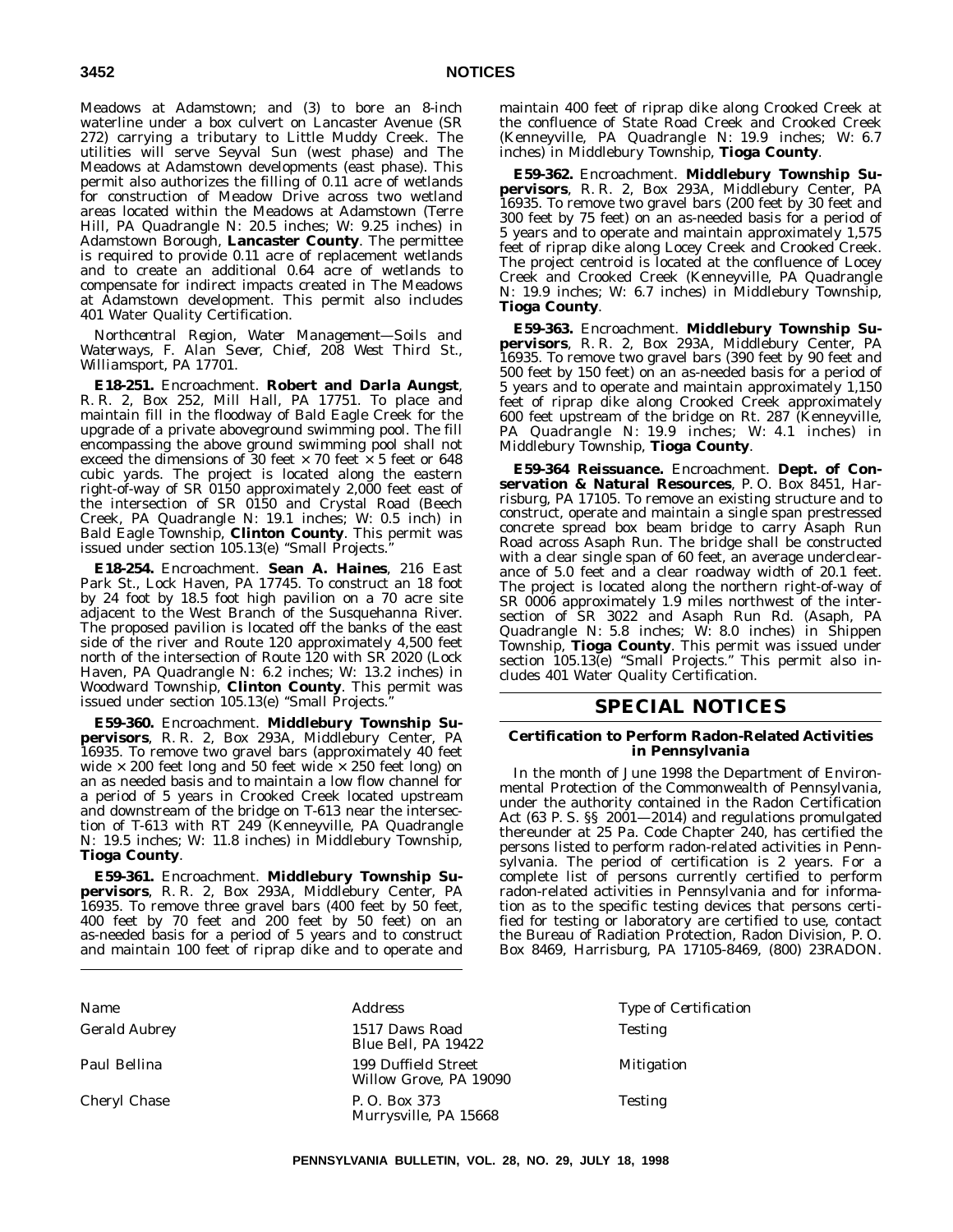Meadows at Adamstown; and (3) to bore an 8-inch waterline under a box culvert on Lancaster Avenue (SR 272) carrying a tributary to Little Muddy Creek. The utilities will serve Seyval Sun (west phase) and The Meadows at Adamstown developments (east phase). This permit also authorizes the filling of 0.11 acre of wetlands for construction of Meadow Drive across two wetland areas located within the Meadows at Adamstown (Terre Hill, PA Quadrangle N: 20.5 inches; W: 9.25 inches) in Adamstown Borough, **Lancaster County**. The permittee is required to provide 0.11 acre of replacement wetlands and to create an additional 0.64 acre of wetlands to compensate for indirect impacts created in The Meadows at Adamstown development. This permit also includes 401 Water Quality Certification.

*Northcentral Region, Water Management—Soils and Waterways, F. Alan Sever, Chief, 208 West Third St., Williamsport, PA 17701.*

**E18-251.** Encroachment. **Robert and Darla Aungst**, R. R. 2, Box 252, Mill Hall, PA 17751. To place and maintain fill in the floodway of Bald Eagle Creek for the upgrade of a private aboveground swimming pool. The fill encompassing the above ground swimming pool shall not exceed the dimensions of 30 feet × 70 feet × 5 feet or 648 cubic yards. The project is located along the eastern right-of-way of SR 0150 approximately 2,000 feet east of the intersection of SR 0150 and Crystal Road (Beech Creek, PA Quadrangle N: 19.1 inches; W: 0.5 inch) in Bald Eagle Township, **Clinton County**. This permit was issued under section 105.13(e) "Small Projects."

**E18-254.** Encroachment. **Sean A. Haines**, 216 East Park St., Lock Haven, PA 17745. To construct an 18 foot by 24 foot by 18.5 foot high pavilion on a 70 acre site adjacent to the West Branch of the Susquehanna River. The proposed pavilion is located off the banks of the east side of the river and Route 120 approximately 4,500 feet north of the intersection of Route 120 with SR 2020 (Lock Haven, PA Quadrangle N: 6.2 inches; W: 13.2 inches) in Woodward Township, **Clinton County**. This permit was issued under section 105.13(e) "Small Projects."

**E59-360.** Encroachment. **Middlebury Township Supervisors**, R. R. 2, Box 293A, Middlebury Center, PA 16935. To remove two gravel bars (approximately 40 feet wide × 200 feet long and 50 feet wide × 250 feet long) on an as needed basis and to maintain a low flow channel for a period of 5 years in Crooked Creek located upstream and downstream of the bridge on T-613 near the intersection of T-613 with RT 249 (Kenneyville, PA Quadrangle N: 19.5 inches; W: 11.8 inches) in Middlebury Township, **Tioga County**.

**E59-361.** Encroachment. **Middlebury Township Supervisors**, R. R. 2, Box 293A, Middlebury Center, PA 16935. To remove three gravel bars (400 feet by 50 feet, 400 feet by 70 feet and 200 feet by 50 feet) on an as-needed basis for a period of 5 years and to construct and maintain 100 feet of riprap dike and to operate and maintain 400 feet of riprap dike along Crooked Creek at the confluence of State Road Creek and Crooked Creek (Kenneyville, PA Quadrangle N: 19.9 inches; W: 6.7 inches) in Middlebury Township, **Tioga County**.

**E59-362.** Encroachment. **Middlebury Township Supervisors**, R. R. 2, Box 293A, Middlebury Center, PA 16935. To remove two gravel bars (200 feet by 30 feet and 300 feet by 75 feet) on an as-needed basis for a period of 5 years and to operate and maintain approximately 1,575 feet of riprap dike along Locey Creek and Crooked Creek. The project centroid is located at the confluence of Locey Creek and Crooked Creek (Kenneyville, PA Quadrangle N: 19.9 inches; W: 6.7 inches) in Middlebury Township, **Tioga County**.

**E59-363.** Encroachment. **Middlebury Township Supervisors**, R. R. 2, Box 293A, Middlebury Center, PA 16935. To remove two gravel bars (390 feet by 90 feet and 500 feet by 150 feet) on an as-needed basis for a period of 5 years and to operate and maintain approximately 1,150 feet of riprap dike along Crooked Creek approximately 600 feet upstream of the bridge on Rt. 287 (Kenneyville, PA Quadrangle N: 19.9 inches; W: 4.1 inches) in Middlebury Township, **Tioga County**.

**E59-364 Reissuance.** Encroachment. **Dept. of Conservation & Natural Resources**, P. O. Box 8451, Harrisburg, PA 17105. To remove an existing structure and to construct, operate and maintain a single span prestressed concrete spread box beam bridge to carry Asaph Run Road across Asaph Run. The bridge shall be constructed with a clear single span of 60 feet, an average underclearance of 5.0 feet and a clear roadway width of 20.1 feet. The project is located along the northern right-of-way of SR 0006 approximately 1.9 miles northwest of the intersection of SR 3022 and Asaph Run Rd. (Asaph, PA Quadrangle N: 5.8 inches; W: 8.0 inches) in Shippen Township, **Tioga County**. This permit was issued under section 105.13(e) "Small Projects." This permit also includes 401 Water Quality Certification.

# SPECIAL NOTICES

### Certification to Perform Radon-Related Activities in Pennsylvania

In the month of June 1998 the Department of Environmental Protection of the Commonwealth of Pennsylvania, under the authority contained in the Radon Certification Act (63 P. S. §§ 2001—2014) and regulations promulgated thereunder at 25 Pa. Code Chapter 240, has certified the persons listed to perform radon-related activities in Pennsylvania. The period of certification is 2 years. For a complete list of persons currently certified to perform radon-related activities in Pennsylvania and for information as to the specific testing devices that persons certified for testing or laboratory are certified to use, contact the Bureau of Radiation Protection, Radon Division, P. O. Box 8469, Harrisburg, PA 17105-8469, (800) 23RADON.

| *Name* | *Address* | *Type of Certification* |
|---|---|---|
| Gerald Aubrey | 1517 Daws Road<br>Blue Bell, PA 19422 | Testing |
| Paul Bellina | 199 Duffield Street<br>Willow Grove, PA 19090 | Mitigation |
| Cheryl Chase | P. O. Box 373<br>Murrysville, PA 15668 | Testing |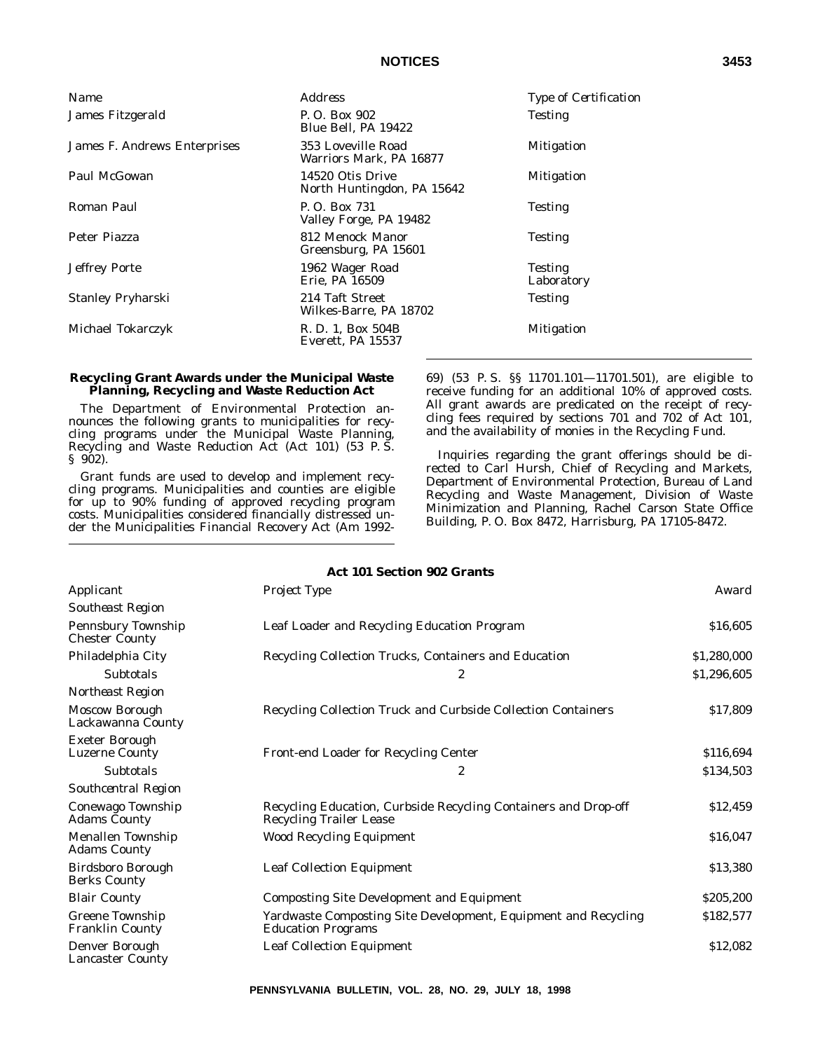| Name | Address | Type of Certification |
|---|---|---|
| James Fitzgerald | P. O. Box 902<br>Blue Bell, PA 19422 | Testing |
| James F. Andrews Enterprises | 353 Loveville Road<br>Warriors Mark, PA 16877 | Mitigation |
| Paul McGowan | 14520 Otis Drive<br>North Huntingdon, PA 15642 | Mitigation |
| Roman Paul | P. O. Box 731<br>Valley Forge, PA 19482 | Testing |
| Peter Piazza | 812 Menock Manor<br>Greensburg, PA 15601 | Testing |
| Jeffrey Porte | 1962 Wager Road<br>Erie, PA 16509 | Testing<br>Laboratory |
| Stanley Pryharski | 214 Taft Street<br>Wilkes-Barre, PA 18702 | Testing |
| Michael Tokarczyk | R. D. 1, Box 504B<br>Everett, PA 15537 | Mitigation |

### Recycling Grant Awards under the Municipal Waste Planning, Recycling and Waste Reduction Act

The Department of Environmental Protection announces the following grants to municipalities for recycling programs under the Municipal Waste Planning, Recycling and Waste Reduction Act (Act 101) (53 P. S. § 902).

Grant funds are used to develop and implement recycling programs. Municipalities and counties are eligible for up to 90% funding of approved recycling program costs. Municipalities considered financially distressed under the Municipalities Financial Recovery Act (Am 1992-69) (53 P. S. §§ 11701.101—11701.501), are eligible to receive funding for an additional 10% of approved costs. All grant awards are predicated on the receipt of recycling fees required by sections 701 and 702 of Act 101, and the availability of monies in the Recycling Fund.

Inquiries regarding the grant offerings should be directed to Carl Hursh, Chief of Recycling and Markets, Department of Environmental Protection, Bureau of Land Recycling and Waste Management, Division of Waste Minimization and Planning, Rachel Carson State Office Building, P. O. Box 8472, Harrisburg, PA 17105-8472.

**Act 101 Section 902 Grants**

| Applicant | Project Type | Award |
|---|---|---|
| *Southeast Region* | | |
| Pennsbury Township<br>Chester County | Leaf Loader and Recycling Education Program | $16,605 |
| Philadelphia City | Recycling Collection Trucks, Containers and Education | $1,280,000 |
| Subtotals | 2 | $1,296,605 |
| *Northeast Region* | | |
| Moscow Borough<br>Lackawanna County | Recycling Collection Truck and Curbside Collection Containers | $17,809 |
| Exeter Borough<br>Luzerne County | Front-end Loader for Recycling Center | $116,694 |
| Subtotals | 2 | $134,503 |
| *Southcentral Region* | | |
| Conewago Township<br>Adams County | Recycling Education, Curbside Recycling Containers and Drop-off Recycling Trailer Lease | $12,459 |
| Menallen Township<br>Adams County | Wood Recycling Equipment | $16,047 |
| Birdsboro Borough<br>Berks County | Leaf Collection Equipment | $13,380 |
| Blair County | Composting Site Development and Equipment | $205,200 |
| Greene Township<br>Franklin County | Yardwaste Composting Site Development, Equipment and Recycling Education Programs | $182,577 |
| Denver Borough<br>Lancaster County | Leaf Collection Equipment | $12,082 |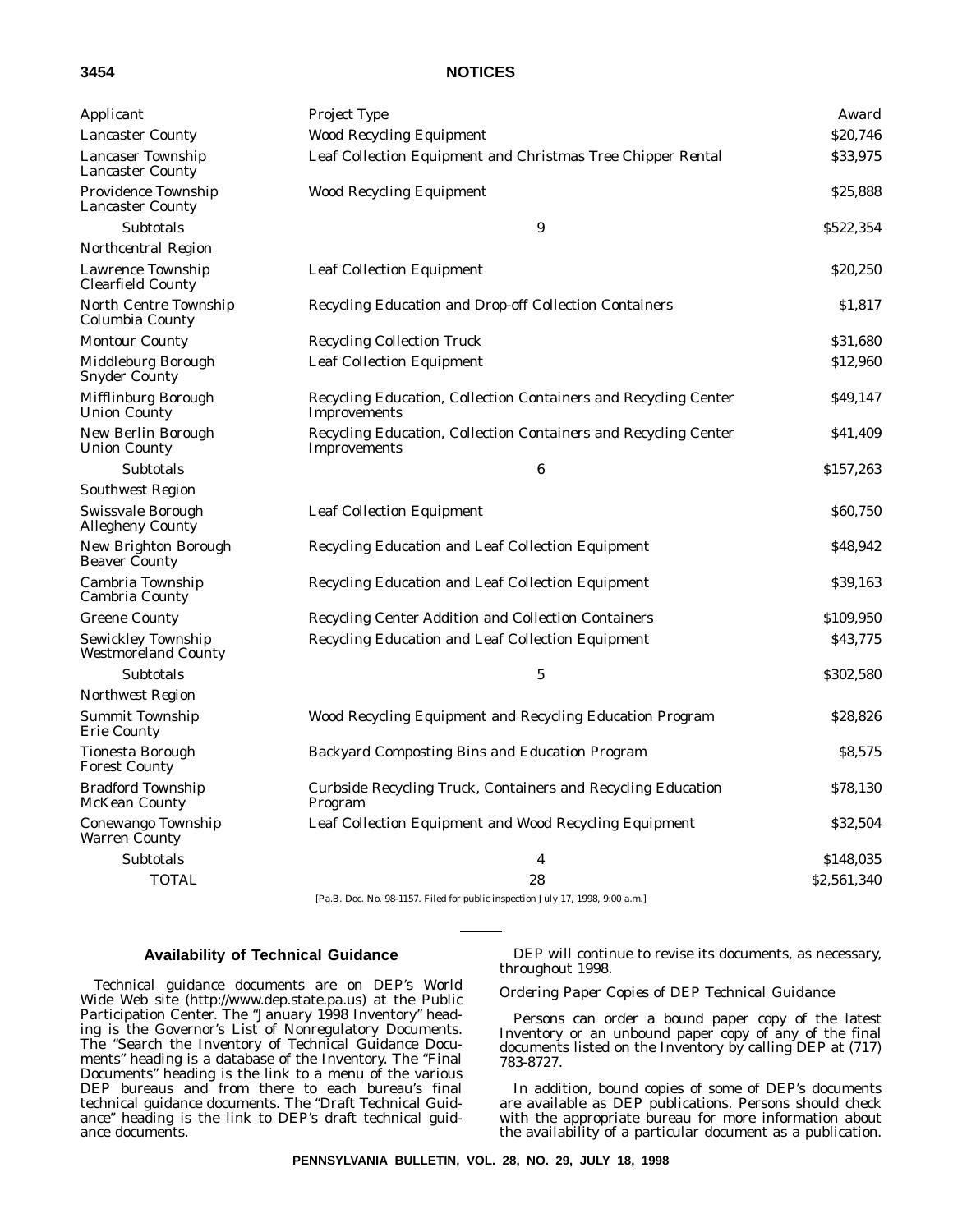| Applicant | Project Type | Award |
|---|---|---|
| Lancaster County | Wood Recycling Equipment | $20,746 |
| Lancaser Township Lancaster County | Leaf Collection Equipment and Christmas Tree Chipper Rental | $33,975 |
| Providence Township Lancaster County | Wood Recycling Equipment | $25,888 |
| Subtotals | 9 | $522,354 |
| *Northcentral Region* | | |
| Lawrence Township Clearfield County | Leaf Collection Equipment | $20,250 |
| North Centre Township Columbia County | Recycling Education and Drop-off Collection Containers | $1,817 |
| Montour County | Recycling Collection Truck | $31,680 |
| Middleburg Borough Snyder County | Leaf Collection Equipment | $12,960 |
| Mifflinburg Borough Union County | Recycling Education, Collection Containers and Recycling Center Improvements | $49,147 |
| New Berlin Borough Union County | Recycling Education, Collection Containers and Recycling Center Improvements | $41,409 |
| Subtotals | 6 | $157,263 |
| *Southwest Region* | | |
| Swissvale Borough Allegheny County | Leaf Collection Equipment | $60,750 |
| New Brighton Borough Beaver County | Recycling Education and Leaf Collection Equipment | $48,942 |
| Cambria Township Cambria County | Recycling Education and Leaf Collection Equipment | $39,163 |
| Greene County | Recycling Center Addition and Collection Containers | $109,950 |
| Sewickley Township Westmoreland County | Recycling Education and Leaf Collection Equipment | $43,775 |
| Subtotals | 5 | $302,580 |
| *Northwest Region* | | |
| Summit Township Erie County | Wood Recycling Equipment and Recycling Education Program | $28,826 |
| Tionesta Borough Forest County | Backyard Composting Bins and Education Program | $8,575 |
| Bradford Township McKean County | Curbside Recycling Truck, Containers and Recycling Education Program | $78,130 |
| Conewango Township Warren County | Leaf Collection Equipment and Wood Recycling Equipment | $32,504 |
| Subtotals | 4 | $148,035 |
| TOTAL | 28 | $2,561,340 |

[Pa.B. Doc. No. 98-1157. Filed for public inspection July 17, 1998, 9:00 a.m.]

## Availability of Technical Guidance

Technical guidance documents are on DEP's World Wide Web site (http://www.dep.state.pa.us) at the Public Participation Center. The "January 1998 Inventory" heading is the Governor's List of Nonregulatory Documents. The "Search the Inventory of Technical Guidance Documents" heading is a database of the Inventory. The "Final Documents" heading is the link to a menu of the various DEP bureaus and from there to each bureau's final technical guidance documents. The "Draft Technical Guidance" heading is the link to DEP's draft technical guidance documents.

DEP will continue to revise its documents, as necessary, throughout 1998.

*Ordering Paper Copies of DEP Technical Guidance*

Persons can order a bound paper copy of the latest Inventory or an unbound paper copy of any of the final documents listed on the Inventory by calling DEP at (717) 783-8727.

In addition, bound copies of some of DEP's documents are available as DEP publications. Persons should check with the appropriate bureau for more information about the availability of a particular document as a publication.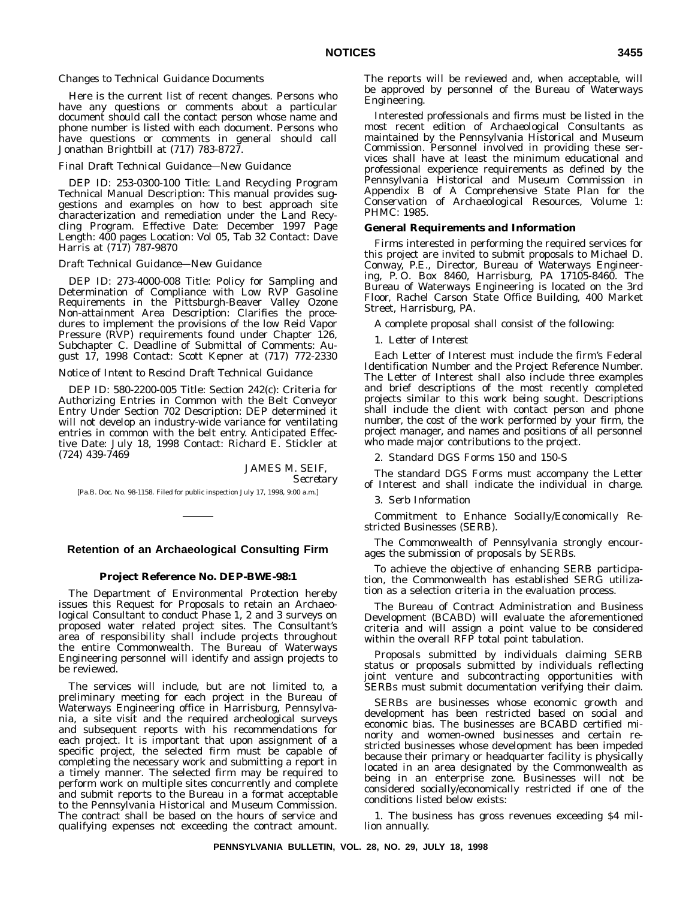*Changes to Technical Guidance Documents*

Here is the current list of recent changes. Persons who have any questions or comments about a particular document should call the contact person whose name and phone number is listed with each document. Persons who have questions or comments in general should call Jonathan Brightbill at (717) 783-8727.

*Final Draft Technical Guidance—New Guidance*

DEP ID: 253-0300-100 Title: Land Recycling Program Technical Manual Description: This manual provides suggestions and examples on how to best approach site characterization and remediation under the Land Recycling Program. Effective Date: December 1997 Page Length: 400 pages Location: Vol 05, Tab 32 Contact: Dave Harris at (717) 787-9870

*Draft Technical Guidance—New Guidance*

DEP ID: 273-4000-008 Title: Policy for Sampling and Determination of Compliance with Low RVP Gasoline Requirements in the Pittsburgh-Beaver Valley Ozone Non-attainment Area Description: Clarifies the procedures to implement the provisions of the low Reid Vapor Pressure (RVP) requirements found under Chapter 126, Subchapter C. Deadline of Submittal of Comments: August 17, 1998 Contact: Scott Kepner at (717) 772-2330

*Notice of Intent to Rescind Draft Technical Guidance*

DEP ID: 580-2200-005 Title: Section 242(c): Criteria for Authorizing Entries in Common with the Belt Conveyor Entry Under Section 702 Description: DEP determined it will not develop an industry-wide variance for ventilating entries in common with the belt entry. Anticipated Effective Date: July 18, 1998 Contact: Richard E. Stickler at (724) 439-7469

JAMES M. SEIF,
*Secretary*

[Pa.B. Doc. No. 98-1158. Filed for public inspection July 17, 1998, 9:00 a.m.]

---

## Retention of an Archaeological Consulting Firm

### Project Reference No. DEP-BWE-98:1

The Department of Environmental Protection hereby issues this Request for Proposals to retain an Archaeological Consultant to conduct Phase 1, 2 and 3 surveys on proposed water related project sites. The Consultant's area of responsibility shall include projects throughout the entire Commonwealth. The Bureau of Waterways Engineering personnel will identify and assign projects to be reviewed.

The services will include, but are not limited to, a preliminary meeting for each project in the Bureau of Waterways Engineering office in Harrisburg, Pennsylvania, a site visit and the required archeological surveys and subsequent reports with his recommendations for each project. It is important that upon assignment of a specific project, the selected firm must be capable of completing the necessary work and submitting a report in a timely manner. The selected firm may be required to perform work on multiple sites concurrently and complete and submit reports to the Bureau in a format acceptable to the Pennsylvania Historical and Museum Commission. The contract shall be based on the hours of service and qualifying expenses not exceeding the contract amount. The reports will be reviewed and, when acceptable, will be approved by personnel of the Bureau of Waterways Engineering.

Interested professionals and firms must be listed in the most recent edition of Archaeological Consultants as maintained by the Pennsylvania Historical and Museum Commission. Personnel involved in providing these services shall have at least the minimum educational and professional experience requirements as defined by the Pennsylvania Historical and Museum Commission in Appendix B of *A Comprehensive State Plan for the Conservation of Archaeological Resources*, Volume 1: PHMC: 1985.

**General Requirements and Information**

Firms interested in performing the required services for this project are invited to submit proposals to Michael D. Conway, P.E., Director, Bureau of Waterways Engineering, P. O. Box 8460, Harrisburg, PA 17105-8460. The Bureau of Waterways Engineering is located on the 3rd Floor, Rachel Carson State Office Building, 400 Market Street, Harrisburg, PA.

A complete proposal shall consist of the following:

1. *Letter of Interest*

Each Letter of Interest must include the firm's Federal Identification Number and the Project Reference Number. The Letter of Interest shall also include three examples and brief descriptions of the most recently completed projects similar to this work being sought. Descriptions shall include the client with contact person and phone number, the cost of the work performed by your firm, the project manager, and names and positions of all personnel who made major contributions to the project.

2. *Standard DGS Forms 150 and 150-S*

The standard DGS Forms must accompany the Letter of Interest and shall indicate the individual in charge.

3. *Serb Information*

Commitment to Enhance Socially/Economically Restricted Businesses (SERB).

The Commonwealth of Pennsylvania strongly encourages the submission of proposals by SERBs.

To achieve the objective of enhancing SERB participation, the Commonwealth has established SERG utilization as a selection criteria in the evaluation process.

The Bureau of Contract Administration and Business Development (BCABD) will evaluate the aforementioned criteria and will assign a point value to be considered within the overall RFP total point tabulation.

Proposals submitted by individuals claiming SERB status or proposals submitted by individuals reflecting joint venture and subcontracting opportunities with SERBs must submit documentation verifying their claim.

SERBs are businesses whose economic growth and development has been restricted based on social and economic bias. The businesses are BCABD certified minority and women-owned businesses and certain restricted businesses whose development has been impeded because their primary or headquarter facility is physically located in an area designated by the Commonwealth as being in an enterprise zone. Businesses will not be considered socially/economically restricted if one of the conditions listed below exists:

1. The business has gross revenues exceeding $4 million annually.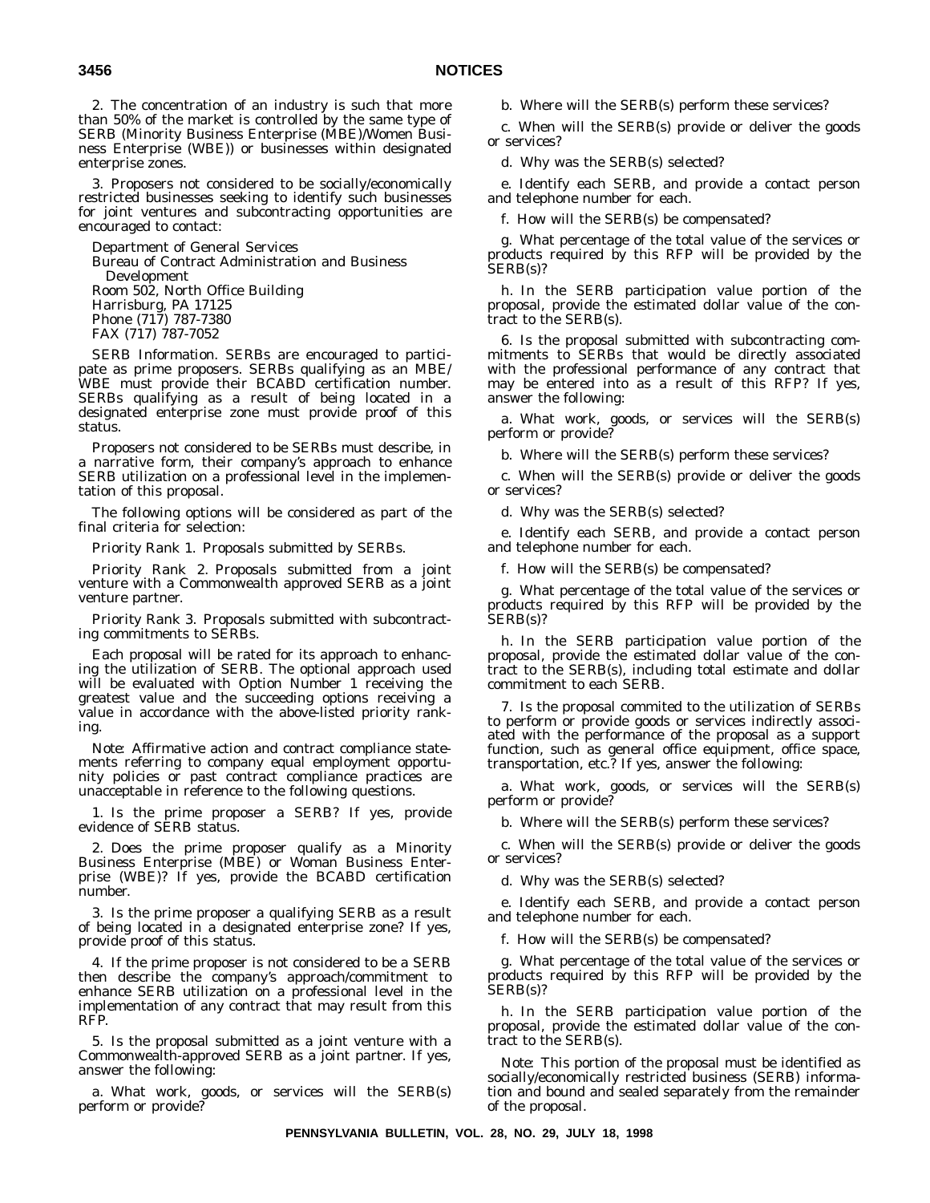2. The concentration of an industry is such that more than 50% of the market is controlled by the same type of SERB (Minority Business Enterprise (MBE)/Women Business Enterprise (WBE)) or businesses within designated enterprise zones.

3. Proposers not considered to be socially/economically restricted businesses seeking to identify such businesses for joint ventures and subcontracting opportunities are encouraged to contact:

Department of General Services
Bureau of Contract Administration and Business Development
Room 502, North Office Building
Harrisburg, PA 17125
Phone (717) 787-7380
FAX (717) 787-7052

*SERB Information*. SERBs are encouraged to participate as prime proposers. SERBs qualifying as an MBE/WBE must provide their BCABD certification number. SERBs qualifying as a result of being located in a designated enterprise zone must provide proof of this status.

Proposers not considered to be SERBs must describe, in a narrative form, their company's approach to enhance SERB utilization on a professional level in the implementation of this proposal.

The following options will be considered as part of the final criteria for selection:

*Priority Rank 1*. Proposals submitted by SERBs.

*Priority Rank 2*. Proposals submitted from a joint venture with a Commonwealth approved SERB as a joint venture partner.

*Priority Rank 3*. Proposals submitted with subcontracting commitments to SERBs.

Each proposal will be rated for its approach to enhancing the utilization of SERB. The optional approach used will be evaluated with Option Number 1 receiving the greatest value and the succeeding options receiving a value in accordance with the above-listed priority ranking.

*Note*: Affirmative action and contract compliance statements referring to company equal employment opportunity policies or past contract compliance practices are unacceptable in reference to the following questions.

1. Is the prime proposer a SERB? If yes, provide evidence of SERB status.

2. Does the prime proposer qualify as a Minority Business Enterprise (MBE) or Woman Business Enterprise (WBE)? If yes, provide the BCABD certification number.

3. Is the prime proposer a qualifying SERB as a result of being located in a designated enterprise zone? If yes, provide proof of this status.

4. If the prime proposer is not considered to be a SERB then describe the company's approach/commitment to enhance SERB utilization on a professional level in the implementation of any contract that may result from this RFP.

5. Is the proposal submitted as a joint venture with a Commonwealth-approved SERB as a joint partner. If yes, answer the following:

a. What work, goods, or services will the SERB(s) perform or provide?

b. Where will the SERB(s) perform these services?

c. When will the SERB(s) provide or deliver the goods or services?

d. Why was the SERB(s) selected?

e. Identify each SERB, and provide a contact person and telephone number for each.

f. How will the SERB(s) be compensated?

g. What percentage of the total value of the services or products required by this RFP will be provided by the SERB(s)?

h. In the SERB participation value portion of the proposal, provide the estimated dollar value of the contract to the SERB(s).

6. Is the proposal submitted with subcontracting commitments to SERBs that would be directly associated with the professional performance of any contract that may be entered into as a result of this RFP? If yes, answer the following:

a. What work, goods, or services will the SERB(s) perform or provide?

b. Where will the SERB(s) perform these services?

c. When will the SERB(s) provide or deliver the goods or services?

d. Why was the SERB(s) selected?

e. Identify each SERB, and provide a contact person and telephone number for each.

f. How will the SERB(s) be compensated?

g. What percentage of the total value of the services or products required by this RFP will be provided by the SERB(s)?

h. In the SERB participation value portion of the proposal, provide the estimated dollar value of the contract to the SERB(s), including total estimate and dollar commitment to each SERB.

7. Is the proposal commited to the utilization of SERBs to perform or provide goods or services indirectly associated with the performance of the proposal as a support function, such as general office equipment, office space, transportation, etc.? If yes, answer the following:

a. What work, goods, or services will the SERB(s) perform or provide?

b. Where will the SERB(s) perform these services?

c. When will the SERB(s) provide or deliver the goods or services?

d. Why was the SERB(s) selected?

e. Identify each SERB, and provide a contact person and telephone number for each.

f. How will the SERB(s) be compensated?

g. What percentage of the total value of the services or products required by this RFP will be provided by the SERB(s)?

h. In the SERB participation value portion of the proposal, provide the estimated dollar value of the contract to the SERB(s).

*Note*: This portion of the proposal must be identified as socially/economically restricted business (SERB) information and bound and sealed separately from the remainder of the proposal.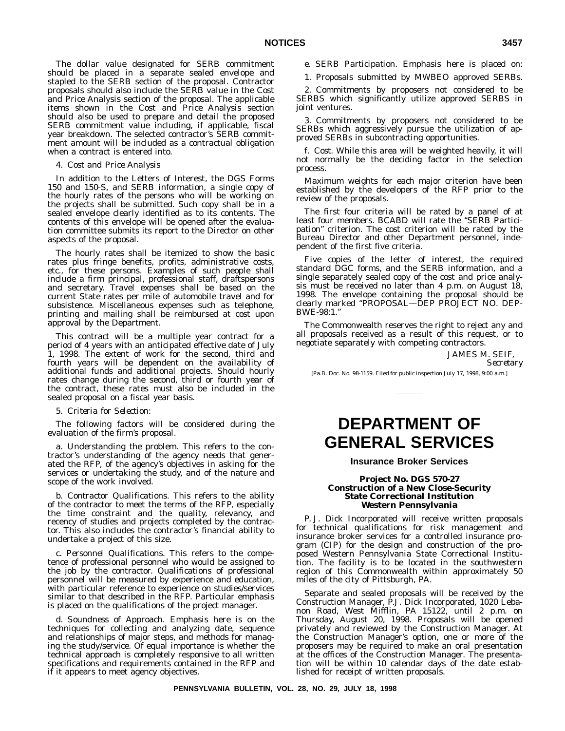The dollar value designated for SERB commitment should be placed in a separate sealed envelope and stapled to the SERB section of the proposal. Contractor proposals should also include the SERB value in the Cost and Price Analysis section of the proposal. The applicable items shown in the Cost and Price Analysis section should also be used to prepare and detail the proposed SERB commitment value including, if applicable, fiscal year breakdown. The selected contractor's SERB commitment amount will be included as a contractual obligation when a contract is entered into.

4. *Cost and Price Analysis*

In addition to the Letters of Interest, the DGS Forms 150 and 150-S, and SERB information, a single copy of the hourly rates of the persons who will be working on the projects shall be submitted. Such copy shall be in a sealed envelope clearly identified as to its contents. The contents of this envelope will be opened after the evaluation committee submits its report to the Director on other aspects of the proposal.

The hourly rates shall be itemized to show the basic rates plus fringe benefits, profits, administrative costs, etc., for these persons. Examples of such people shall include a firm principal, professional staff, draftspersons and secretary. Travel expenses shall be based on the current State rates per mile of automobile travel and for subsistence. Miscellaneous expenses such as telephone, printing and mailing shall be reimbursed at cost upon approval by the Department.

This contract will be a multiple year contract for a period of 4 years with an anticipated effective date of July 1, 1998. The extent of work for the second, third and fourth years will be dependent on the availability of additional funds and additional projects. Should hourly rates change during the second, third or fourth year of the contract, these rates must also be included in the sealed proposal on a fiscal year basis.

5. *Criteria for Selection*:

The following factors will be considered during the evaluation of the firm's proposal.

a. *Understanding the problem*. This refers to the contractor's understanding of the agency needs that generated the RFP, of the agency's objectives in asking for the services or undertaking the study, and of the nature and scope of the work involved.

b. *Contractor Qualifications*. This refers to the ability of the contractor to meet the terms of the RFP, especially the time constraint and the quality, relevancy, and recency of studies and projects completed by the contractor. This also includes the contractor's financial ability to undertake a project of this size.

c. *Personnel Qualifications*. This refers to the competence of professional personnel who would be assigned to the job by the contractor. Qualifications of professional personnel will be measured by experience and education, with particular reference to experience on studies/services similar to that described in the RFP. Particular emphasis is placed on the qualifications of the project manager.

d. *Soundness of Approach*. Emphasis here is on the techniques for collecting and analyzing date, sequence and relationships of major steps, and methods for managing the study/service. Of equal importance is whether the technical approach is completely responsive to all written specifications and requirements contained in the RFP and if it appears to meet agency objectives.

e. *SERB Participation*. Emphasis here is placed on:

1. Proposals submitted by MWBEO approved SERBs.

2. Commitments by proposers not considered to be SERBS which significantly utilize approved SERBS in joint ventures.

3. Commitments by proposers not considered to be SERBs which aggressively pursue the utilization of approved SERBs in subcontracting opportunities.

f. *Cost*. While this area will be weighted heavily, it will not normally be the deciding factor in the selection process.

Maximum weights for each major criterion have been established by the developers of the RFP prior to the review of the proposals.

The first four criteria will be rated by a panel of at least four members. BCABD will rate the "SERB Participation" criterion. The cost criterion will be rated by the Bureau Director and other Department personnel, independent of the first five criteria.

Five copies of the letter of interest, the required standard DGC forms, and the SERB information, and a single separately sealed copy of the cost and price analysis must be received no later than 4 p.m. on August 18, 1998. The envelope containing the proposal should be clearly marked "PROPOSAL—DEP PROJECT NO. DEP-BWE-98:1."

The Commonwealth reserves the right to reject any and all proposals received as a result of this request, or to negotiate separately with competing contractors.

JAMES M. SEIF,
*Secretary*

[Pa.B. Doc. No. 98-1159. Filed for public inspection July 17, 1998, 9:00 a.m.]

# DEPARTMENT OF GENERAL SERVICES

## Insurance Broker Services

### Project No. DGS 570-27 Construction of a New Close-Security State Correctional Institution Western Pennsylvania

P. J. Dick Incorporated will receive written proposals for technical qualifications for risk management and insurance broker services for a controlled insurance program (CIP) for the design and construction of the proposed Western Pennsylvania State Correctional Institution. The facility is to be located in the southwestern region of this Commonwealth within approximately 50 miles of the city of Pittsburgh, PA.

Separate and sealed proposals will be received by the Construction Manager, P.J. Dick Incorporated, 1020 Lebanon Road, West Mifflin, PA 15122, until 2 p.m. on Thursday, August 20, 1998. Proposals will be opened privately and reviewed by the Construction Manager. At the Construction Manager's option, one or more of the proposers may be required to make an oral presentation at the offices of the Construction Manager. The presentation will be within 10 calendar days of the date established for receipt of written proposals.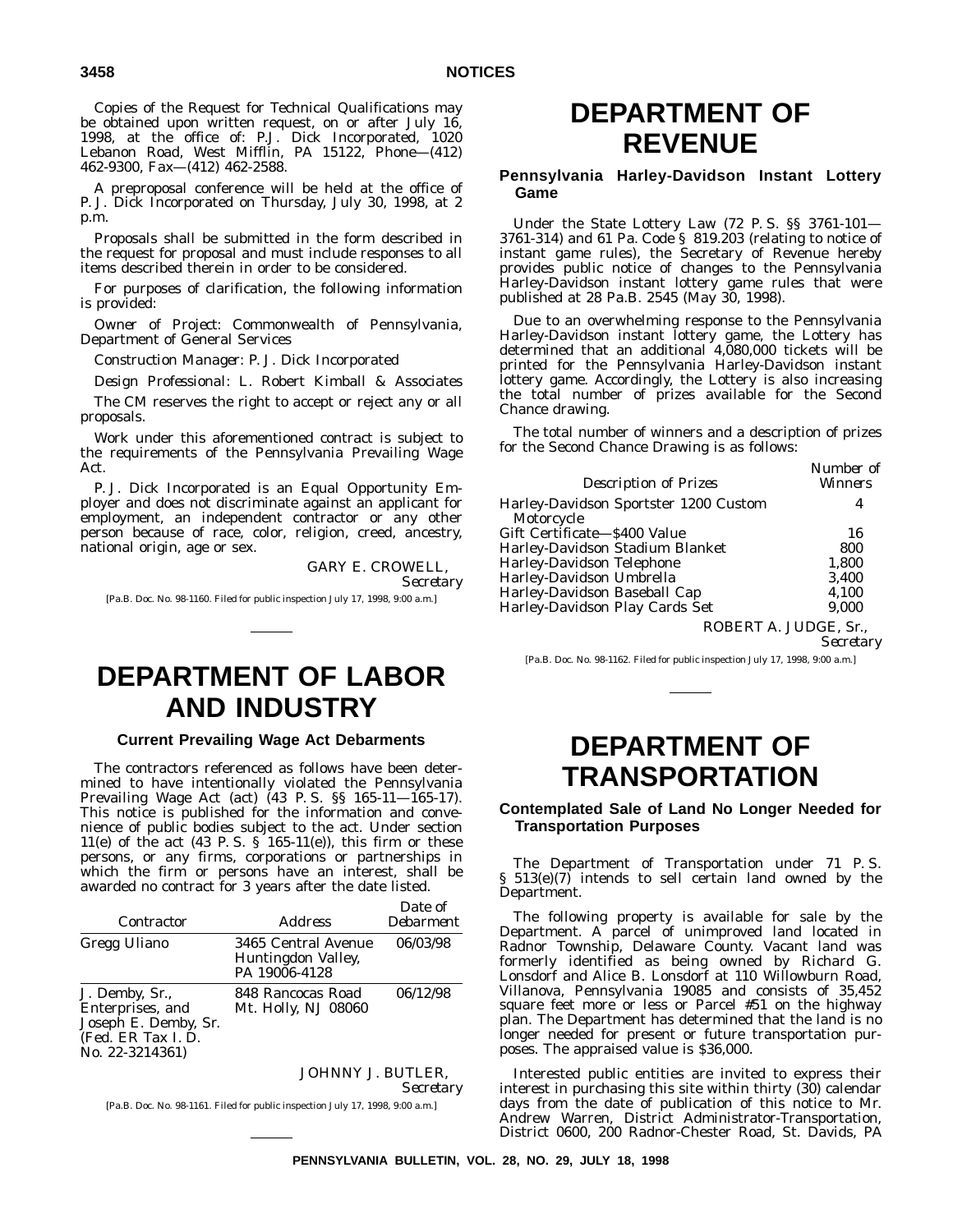Copies of the Request for Technical Qualifications may be obtained upon written request, on or after July 16, 1998, at the office of: P.J. Dick Incorporated, 1020 Lebanon Road, West Mifflin, PA 15122, Phone—(412) 462-9300, Fax—(412) 462-2588.

A preproposal conference will be held at the office of P. J. Dick Incorporated on Thursday, July 30, 1998, at 2 p.m.

Proposals shall be submitted in the form described in the request for proposal and must include responses to all items described therein in order to be considered.

For purposes of clarification, the following information is provided:

Owner of Project: Commonwealth of Pennsylvania, Department of General Services

Construction Manager: P. J. Dick Incorporated

Design Professional: L. Robert Kimball & Associates

The CM reserves the right to accept or reject any or all proposals.

Work under this aforementioned contract is subject to the requirements of the Pennsylvania Prevailing Wage Act.

P. J. Dick Incorporated is an Equal Opportunity Employer and does not discriminate against an applicant for employment, an independent contractor or any other person because of race, color, religion, creed, ancestry, national origin, age or sex.

GARY E. CROWELL,
*Secretary*

[Pa.B. Doc. No. 98-1160. Filed for public inspection July 17, 1998, 9:00 a.m.]

# DEPARTMENT OF LABOR AND INDUSTRY

## Current Prevailing Wage Act Debarments

The contractors referenced as follows have been determined to have intentionally violated the Pennsylvania Prevailing Wage Act (act) (43 P. S. §§ 165-11—165-17). This notice is published for the information and convenience of public bodies subject to the act. Under section 11(e) of the act (43 P. S. § 165-11(e)), this firm or these persons, or any firms, corporations or partnerships in which the firm or persons have an interest, shall be awarded no contract for 3 years after the date listed.

| *Contractor* | *Address* | *Date of Debarment* |
|---|---|---|
| Gregg Uliano | 3465 Central Avenue Huntingdon Valley, PA 19006-4128 | 06/03/98 |
| J. Demby, Sr., Enterprises, and Joseph E. Demby, Sr. (Fed. ER Tax I. D. No. 22-3214361) | 848 Rancocas Road Mt. Holly, NJ 08060 | 06/12/98 |

JOHNNY J. BUTLER,
*Secretary*

[Pa.B. Doc. No. 98-1161. Filed for public inspection July 17, 1998, 9:00 a.m.]

# DEPARTMENT OF REVENUE

## Pennsylvania Harley-Davidson Instant Lottery Game

Under the State Lottery Law (72 P. S. §§ 3761-101—3761-314) and 61 Pa. Code § 819.203 (relating to notice of instant game rules), the Secretary of Revenue hereby provides public notice of changes to the Pennsylvania Harley-Davidson instant lottery game rules that were published at 28 Pa.B. 2545 (May 30, 1998).

Due to an overwhelming response to the Pennsylvania Harley-Davidson instant lottery game, the Lottery has determined that an additional 4,080,000 tickets will be printed for the Pennsylvania Harley-Davidson instant lottery game. Accordingly, the Lottery is also increasing the total number of prizes available for the Second Chance drawing.

The total number of winners and a description of prizes for the Second Chance Drawing is as follows:

| *Description of Prizes* | *Number of Winners* |
|---|---|
| Harley-Davidson Sportster 1200 Custom Motorcycle | 4 |
| Gift Certificate—$400 Value | 16 |
| Harley-Davidson Stadium Blanket | 800 |
| Harley-Davidson Telephone | 1,800 |
| Harley-Davidson Umbrella | 3,400 |
| Harley-Davidson Baseball Cap | 4,100 |
| Harley-Davidson Play Cards Set | 9,000 |

ROBERT A. JUDGE, Sr.,
*Secretary*

[Pa.B. Doc. No. 98-1162. Filed for public inspection July 17, 1998, 9:00 a.m.]

# DEPARTMENT OF TRANSPORTATION

## Contemplated Sale of Land No Longer Needed for Transportation Purposes

The Department of Transportation under 71 P. S. § 513(e)(7) intends to sell certain land owned by the Department.

The following property is available for sale by the Department. A parcel of unimproved land located in Radnor Township, Delaware County. Vacant land was formerly identified as being owned by Richard G. Lonsdorf and Alice B. Lonsdorf at 110 Willowburn Road, Villanova, Pennsylvania 19085 and consists of 35,452 square feet more or less or Parcel #51 on the highway plan. The Department has determined that the land is no longer needed for present or future transportation purposes. The appraised value is $36,000.

Interested public entities are invited to express their interest in purchasing this site within thirty (30) calendar days from the date of publication of this notice to Mr. Andrew Warren, District Administrator-Transportation, District 0600, 200 Radnor-Chester Road, St. Davids, PA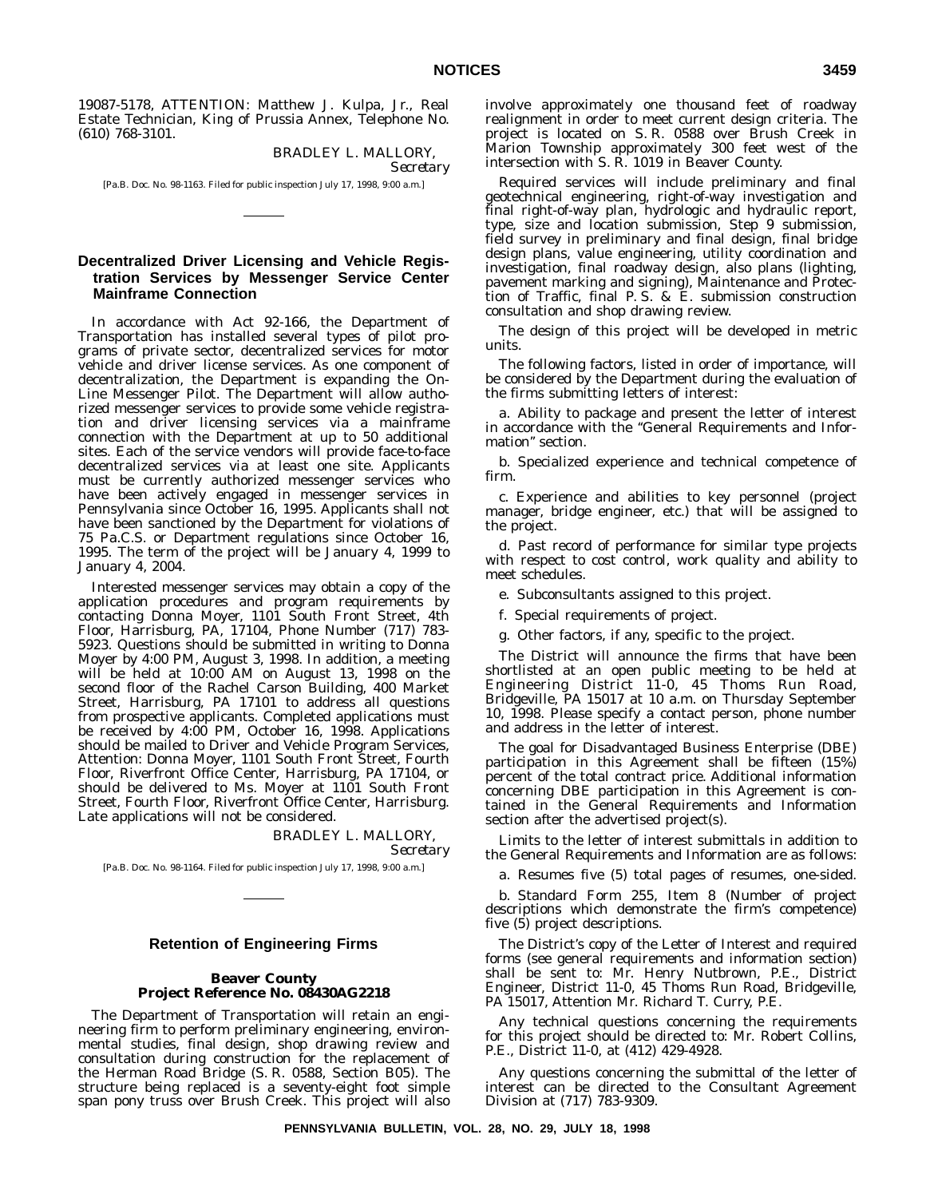19087-5178, ATTENTION: Matthew J. Kulpa, Jr., Real Estate Technician, King of Prussia Annex, Telephone No. (610) 768-3101.

BRADLEY L. MALLORY,
*Secretary*

[Pa.B. Doc. No. 98-1163. Filed for public inspection July 17, 1998, 9:00 a.m.]

## Decentralized Driver Licensing and Vehicle Registration Services by Messenger Service Center Mainframe Connection

In accordance with Act 92-166, the Department of Transportation has installed several types of pilot programs of private sector, decentralized services for motor vehicle and driver license services. As one component of decentralization, the Department is expanding the On-Line Messenger Pilot. The Department will allow authorized messenger services to provide some vehicle registration and driver licensing services via a mainframe connection with the Department at up to 50 additional sites. Each of the service vendors will provide face-to-face decentralized services via at least one site. Applicants must be currently authorized messenger services who have been actively engaged in messenger services in Pennsylvania since October 16, 1995. Applicants shall not have been sanctioned by the Department for violations of 75 Pa.C.S. or Department regulations since October 16, 1995. The term of the project will be January 4, 1999 to January 4, 2004.

Interested messenger services may obtain a copy of the application procedures and program requirements by contacting Donna Moyer, 1101 South Front Street, 4th Floor, Harrisburg, PA, 17104, Phone Number (717) 783-5923. Questions should be submitted in writing to Donna Moyer by 4:00 PM, August 3, 1998. In addition, a meeting will be held at 10:00 AM on August 13, 1998 on the second floor of the Rachel Carson Building, 400 Market Street, Harrisburg, PA 17101 to address all questions from prospective applicants. Completed applications must be received by 4:00 PM, October 16, 1998. Applications should be mailed to Driver and Vehicle Program Services, Attention: Donna Moyer, 1101 South Front Street, Fourth Floor, Riverfront Office Center, Harrisburg, PA 17104, or should be delivered to Ms. Moyer at 1101 South Front Street, Fourth Floor, Riverfront Office Center, Harrisburg. Late applications will not be considered.

BRADLEY L. MALLORY,
*Secretary*

[Pa.B. Doc. No. 98-1164. Filed for public inspection July 17, 1998, 9:00 a.m.]

## Retention of Engineering Firms

### Beaver County
### Project Reference No. 08430AG2218

The Department of Transportation will retain an engineering firm to perform preliminary engineering, environmental studies, final design, shop drawing review and consultation during construction for the replacement of the Herman Road Bridge (S. R. 0588, Section B05). The structure being replaced is a seventy-eight foot simple span pony truss over Brush Creek. This project will also involve approximately one thousand feet of roadway realignment in order to meet current design criteria. The project is located on S. R. 0588 over Brush Creek in Marion Township approximately 300 feet west of the intersection with S. R. 1019 in Beaver County.

Required services will include preliminary and final geotechnical engineering, right-of-way investigation and final right-of-way plan, hydrologic and hydraulic report, type, size and location submission, Step 9 submission, field survey in preliminary and final design, final bridge design plans, value engineering, utility coordination and investigation, final roadway design, also plans (lighting, pavement marking and signing), Maintenance and Protection of Traffic, final P. S. & E. submission construction consultation and shop drawing review.

The design of this project will be developed in metric units.

The following factors, listed in order of importance, will be considered by the Department during the evaluation of the firms submitting letters of interest:

a. Ability to package and present the letter of interest in accordance with the "General Requirements and Information" section.

b. Specialized experience and technical competence of firm.

c. Experience and abilities to key personnel (project manager, bridge engineer, etc.) that will be assigned to the project.

d. Past record of performance for similar type projects with respect to cost control, work quality and ability to meet schedules.

e. Subconsultants assigned to this project.

f. Special requirements of project.

g. Other factors, if any, specific to the project.

The District will announce the firms that have been shortlisted at an open public meeting to be held at Engineering District 11-0, 45 Thoms Run Road, Bridgeville, PA 15017 at 10 a.m. on Thursday September 10, 1998. Please specify a contact person, phone number and address in the letter of interest.

The goal for Disadvantaged Business Enterprise (DBE) participation in this Agreement shall be fifteen (15%) percent of the total contract price. Additional information concerning DBE participation in this Agreement is contained in the General Requirements and Information section after the advertised project(s).

Limits to the letter of interest submittals in addition to the General Requirements and Information are as follows:

a. Resumes five (5) total pages of resumes, one-sided.

b. Standard Form 255, Item 8 (Number of project descriptions which demonstrate the firm's competence) five (5) project descriptions.

The District's copy of the Letter of Interest and required forms (see general requirements and information section) shall be sent to: Mr. Henry Nutbrown, P.E., District Engineer, District 11-0, 45 Thoms Run Road, Bridgeville, PA 15017, Attention Mr. Richard T. Curry, P.E.

Any technical questions concerning the requirements for this project should be directed to: Mr. Robert Collins, P.E., District 11-0, at (412) 429-4928.

Any questions concerning the submittal of the letter of interest can be directed to the Consultant Agreement Division at (717) 783-9309.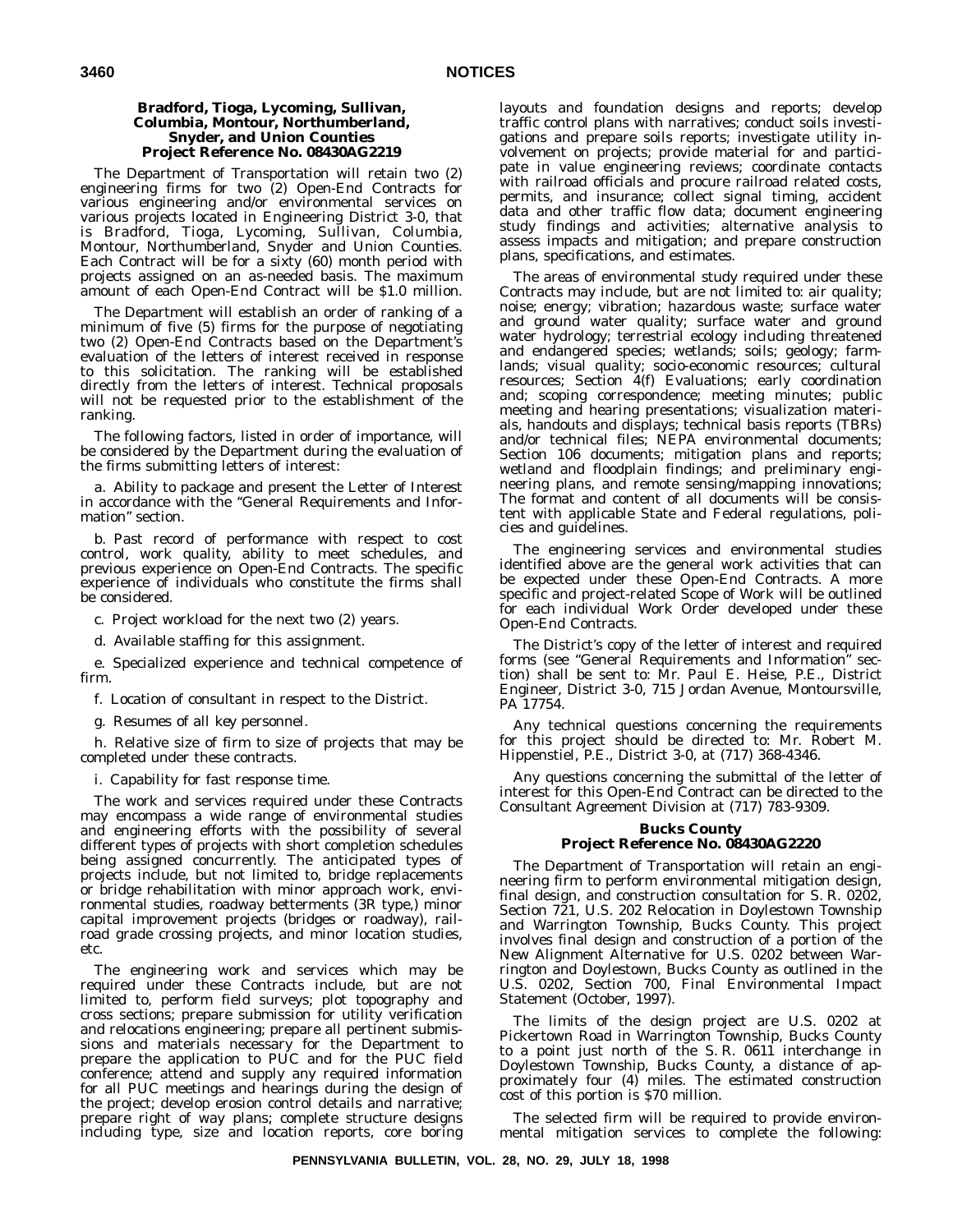### Bradford, Tioga, Lycoming, Sullivan, Columbia, Montour, Northumberland, Snyder, and Union Counties
### Project Reference No. 08430AG2219

The Department of Transportation will retain two (2) engineering firms for two (2) Open-End Contracts for various engineering and/or environmental services on various projects located in Engineering District 3-0, that is Bradford, Tioga, Lycoming, Sullivan, Columbia, Montour, Northumberland, Snyder and Union Counties. Each Contract will be for a sixty (60) month period with projects assigned on an as-needed basis. The maximum amount of each Open-End Contract will be $1.0 million.

The Department will establish an order of ranking of a minimum of five (5) firms for the purpose of negotiating two (2) Open-End Contracts based on the Department's evaluation of the letters of interest received in response to this solicitation. The ranking will be established directly from the letters of interest. Technical proposals will not be requested prior to the establishment of the ranking.

The following factors, listed in order of importance, will be considered by the Department during the evaluation of the firms submitting letters of interest:

a. Ability to package and present the Letter of Interest in accordance with the "General Requirements and Information" section.

b. Past record of performance with respect to cost control, work quality, ability to meet schedules, and previous experience on Open-End Contracts. The specific experience of individuals who constitute the firms shall be considered.

c. Project workload for the next two (2) years.

d. Available staffing for this assignment.

e. Specialized experience and technical competence of firm.

f. Location of consultant in respect to the District.

g. Resumes of all key personnel.

h. Relative size of firm to size of projects that may be completed under these contracts.

i. Capability for fast response time.

The work and services required under these Contracts may encompass a wide range of environmental studies and engineering efforts with the possibility of several different types of projects with short completion schedules being assigned concurrently. The anticipated types of projects include, but not limited to, bridge replacements or bridge rehabilitation with minor approach work, environmental studies, roadway betterments (3R type,) minor capital improvement projects (bridges or roadway), railroad grade crossing projects, and minor location studies, etc.

The engineering work and services which may be required under these Contracts include, but are not limited to, perform field surveys; plot topography and cross sections; prepare submission for utility verification and relocations engineering; prepare all pertinent submissions and materials necessary for the Department to prepare the application to PUC and for the PUC field conference; attend and supply any required information for all PUC meetings and hearings during the design of the project; develop erosion control details and narrative; prepare right of way plans; complete structure designs including type, size and location reports, core boring layouts and foundation designs and reports; develop traffic control plans with narratives; conduct soils investigations and prepare soils reports; investigate utility involvement on projects; provide material for and participate in value engineering reviews; coordinate contacts with railroad officials and procure railroad related costs, permits, and insurance; collect signal timing, accident data and other traffic flow data; document engineering study findings and activities; alternative analysis to assess impacts and mitigation; and prepare construction plans, specifications, and estimates.

The areas of environmental study required under these Contracts may include, but are not limited to: air quality; noise; energy; vibration; hazardous waste; surface water and ground water quality; surface water and ground water hydrology; terrestrial ecology including threatened and endangered species; wetlands; soils; geology; farmlands; visual quality; socio-economic resources; cultural resources; Section 4(f) Evaluations; early coordination and; scoping correspondence; meeting minutes; public meeting and hearing presentations; visualization materials, handouts and displays; technical basis reports (TBRs) and/or technical files; NEPA environmental documents; Section 106 documents; mitigation plans and reports; wetland and floodplain findings; and preliminary engineering plans, and remote sensing/mapping innovations; The format and content of all documents will be consistent with applicable State and Federal regulations, policies and guidelines.

The engineering services and environmental studies identified above are the general work activities that can be expected under these Open-End Contracts. A more specific and project-related Scope of Work will be outlined for each individual Work Order developed under these Open-End Contracts.

The District's copy of the letter of interest and required forms (see "General Requirements and Information" section) shall be sent to: Mr. Paul E. Heise, P.E., District Engineer, District 3-0, 715 Jordan Avenue, Montoursville, PA 17754.

Any technical questions concerning the requirements for this project should be directed to: Mr. Robert M. Hippenstiel, P.E., District 3-0, at (717) 368-4346.

Any questions concerning the submittal of the letter of interest for this Open-End Contract can be directed to the Consultant Agreement Division at (717) 783-9309.

### Bucks County
### Project Reference No. 08430AG2220

The Department of Transportation will retain an engineering firm to perform environmental mitigation design, final design, and construction consultation for S. R. 0202, Section 721, U.S. 202 Relocation in Doylestown Township and Warrington Township, Bucks County. This project involves final design and construction of a portion of the New Alignment Alternative for U.S. 0202 between Warrington and Doylestown, Bucks County as outlined in the U.S. 0202, Section 700, Final Environmental Impact Statement (October, 1997).

The limits of the design project are U.S. 0202 at Pickertown Road in Warrington Township, Bucks County to a point just north of the S. R. 0611 interchange in Doylestown Township, Bucks County, a distance of approximately four (4) miles. The estimated construction cost of this portion is $70 million.

The selected firm will be required to provide environmental mitigation services to complete the following: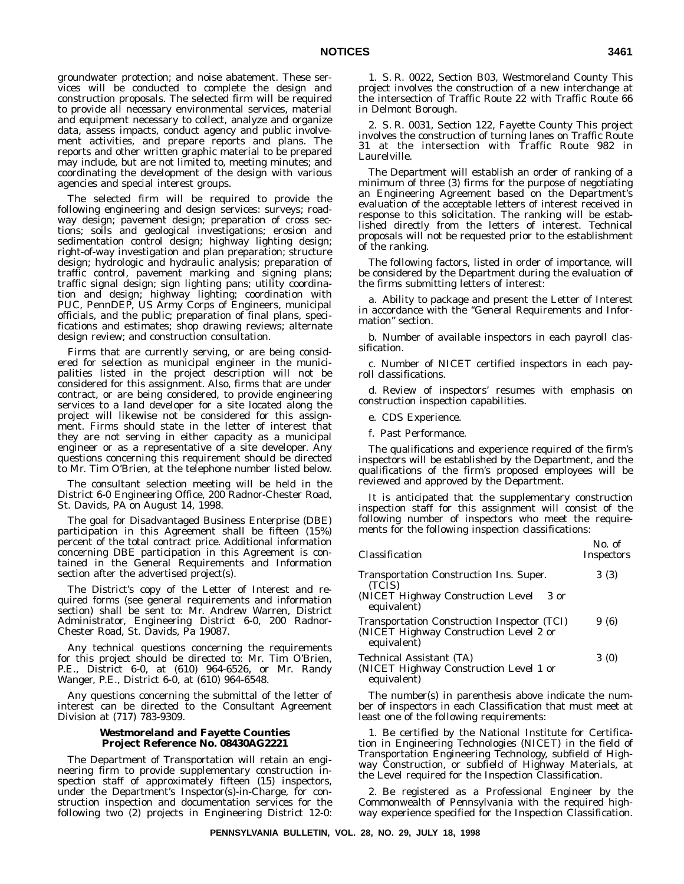groundwater protection; and noise abatement. These services will be conducted to complete the design and construction proposals. The selected firm will be required to provide all necessary environmental services, material and equipment necessary to collect, analyze and organize data, assess impacts, conduct agency and public involvement activities, and prepare reports and plans. The reports and other written graphic material to be prepared may include, but are not limited to, meeting minutes; and coordinating the development of the design with various agencies and special interest groups.

The selected firm will be required to provide the following engineering and design services: surveys; roadway design; pavement design; preparation of cross sections; soils and geological investigations; erosion and sedimentation control design; highway lighting design; right-of-way investigation and plan preparation; structure design; hydrologic and hydraulic analysis; preparation of traffic control, pavement marking and signing plans; traffic signal design; sign lighting pans; utility coordination and design; highway lighting; coordination with PUC, PennDEP, US Army Corps of Engineers, municipal officials, and the public; preparation of final plans, specifications and estimates; shop drawing reviews; alternate design review; and construction consultation.

Firms that are currently serving, or are being considered for selection as municipal engineer in the municipalities listed in the project description will not be considered for this assignment. Also, firms that are under contract, or are being considered, to provide engineering services to a land developer for a site located along the project will likewise not be considered for this assignment. Firms should state in the letter of interest that they are not serving in either capacity as a municipal engineer or as a representative of a site developer. Any questions concerning this requirement should be directed to Mr. Tim O'Brien, at the telephone number listed below.

The consultant selection meeting will be held in the District 6-0 Engineering Office, 200 Radnor-Chester Road, St. Davids, PA on August 14, 1998.

The goal for Disadvantaged Business Enterprise (DBE) participation in this Agreement shall be fifteen (15%) percent of the total contract price. Additional information concerning DBE participation in this Agreement is contained in the General Requirements and Information section after the advertised project(s).

The District's copy of the Letter of Interest and required forms (see general requirements and information section) shall be sent to: Mr. Andrew Warren, District Administrator, Engineering District 6-0, 200 Radnor-Chester Road, St. Davids, Pa 19087.

Any technical questions concerning the requirements for this project should be directed to: Mr. Tim O'Brien, P.E., District 6-0, at (610) 964-6526, or Mr. Randy Wanger, P.E., District 6-0, at (610) 964-6548.

Any questions concerning the submittal of the letter of interest can be directed to the Consultant Agreement Division at (717) 783-9309.

**Westmoreland and Fayette Counties**
**Project Reference No. 08430AG2221**

The Department of Transportation will retain an engineering firm to provide supplementary construction inspection staff of approximately fifteen (15) inspectors, under the Department's Inspector(s)-in-Charge, for construction inspection and documentation services for the following two (2) projects in Engineering District 12-0:

1. S. R. 0022, Section B03, Westmoreland County This project involves the construction of a new interchange at the intersection of Traffic Route 22 with Traffic Route 66 in Delmont Borough.

2. S. R. 0031, Section 122, Fayette County This project involves the construction of turning lanes on Traffic Route 31 at the intersection with Traffic Route 982 in Laurelville.

The Department will establish an order of ranking of a minimum of three (3) firms for the purpose of negotiating an Engineering Agreement based on the Department's evaluation of the acceptable letters of interest received in response to this solicitation. The ranking will be established directly from the letters of interest. Technical proposals will not be requested prior to the establishment of the ranking.

The following factors, listed in order of importance, will be considered by the Department during the evaluation of the firms submitting letters of interest:

a. Ability to package and present the Letter of Interest in accordance with the "General Requirements and Information" section.

b. Number of available inspectors in each payroll classification.

c. Number of NICET certified inspectors in each payroll classifications.

d. Review of inspectors' resumes with emphasis on construction inspection capabilities.

e. CDS Experience.

f. Past Performance.

The qualifications and experience required of the firm's inspectors will be established by the Department, and the qualifications of the firm's proposed employees will be reviewed and approved by the Department.

It is anticipated that the supplementary construction inspection staff for this assignment will consist of the following number of inspectors who meet the requirements for the following inspection classifications:

| Classification | No. of Inspectors |
|---|---|
| Transportation Construction Ins. Super. (TCIS) (NICET Highway Construction Level 3 or equivalent) | 3 (3) |
| Transportation Construction Inspector (TCI) (NICET Highway Construction Level 2 or equivalent) | 9 (6) |
| Technical Assistant (TA) (NICET Highway Construction Level 1 or equivalent) | 3 (0) |

The number(s) in parenthesis above indicate the number of inspectors in each Classification that must meet at least one of the following requirements:

1. Be certified by the National Institute for Certification in Engineering Technologies (NICET) in the field of Transportation Engineering Technology, subfield of Highway Construction, or subfield of Highway Materials, at the Level required for the Inspection Classification.

2. Be registered as a Professional Engineer by the Commonwealth of Pennsylvania with the required highway experience specified for the Inspection Classification.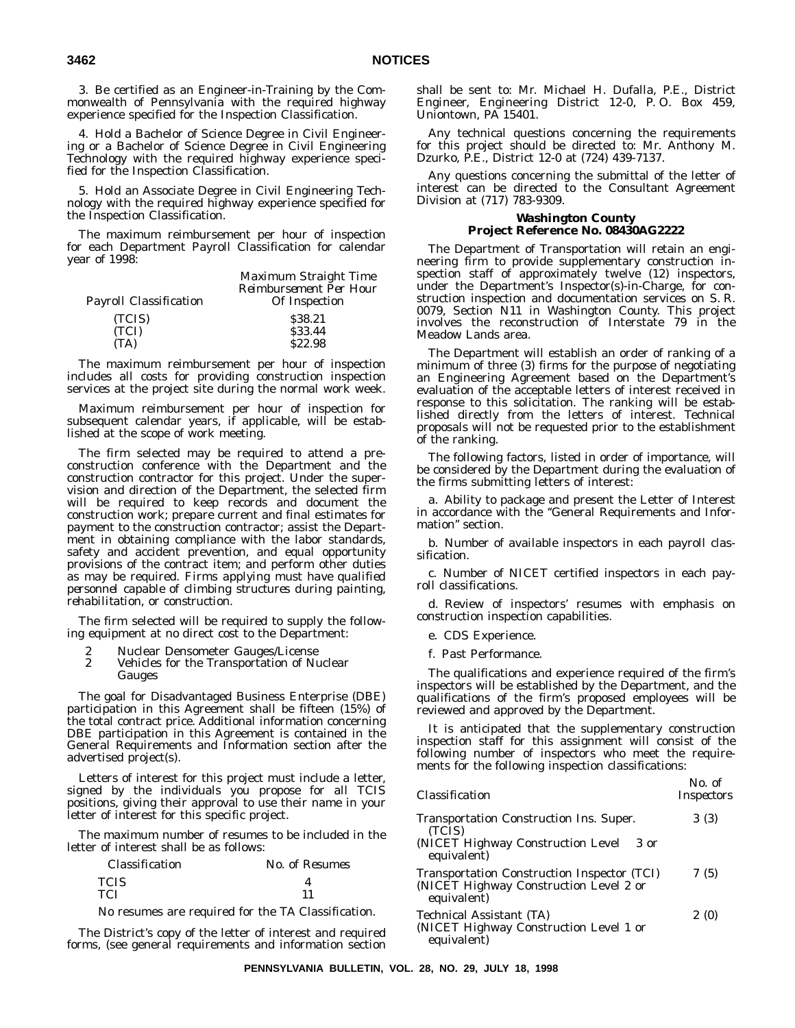3. Be certified as an Engineer-in-Training by the Commonwealth of Pennsylvania with the required highway experience specified for the Inspection Classification.

4. Hold a Bachelor of Science Degree in Civil Engineering or a Bachelor of Science Degree in Civil Engineering Technology with the required highway experience specified for the Inspection Classification.

5. Hold an Associate Degree in Civil Engineering Technology with the required highway experience specified for the Inspection Classification.

The maximum reimbursement per hour of inspection for each Department Payroll Classification for calendar year of 1998:

| *Payroll Classification* | *Maximum Straight Time Reimbursement Per Hour Of Inspection* |
|---|---|
| (TCIS) | $38.21 |
| (TCI) | $33.44 |
| (TA) | $22.98 |

The maximum reimbursement per hour of inspection includes all costs for providing construction inspection services at the project site during the normal work week.

Maximum reimbursement per hour of inspection for subsequent calendar years, if applicable, will be established at the scope of work meeting.

The firm selected may be required to attend a preconstruction conference with the Department and the construction contractor for this project. Under the supervision and direction of the Department, the selected firm will be required to keep records and document the construction work; prepare current and final estimates for payment to the construction contractor; assist the Department in obtaining compliance with the labor standards, safety and accident prevention, and equal opportunity provisions of the contract item; and perform other duties as may be required. *Firms applying must have qualified personnel capable of climbing structures during painting, rehabilitation, or construction.*

The firm selected will be required to supply the following equipment at no direct cost to the Department:

2 Nuclear Densometer Gauges/License
2 Vehicles for the Transportation of Nuclear Gauges

The goal for Disadvantaged Business Enterprise (DBE) participation in this Agreement shall be fifteen (15%) of the total contract price. Additional information concerning DBE participation in this Agreement is contained in the General Requirements and Information section after the advertised project(s).

Letters of interest for this project must include a letter, signed by the individuals you propose for all TCIS positions, giving their approval to use their name in your letter of interest for this specific project.

The maximum number of resumes to be included in the letter of interest shall be as follows:

| *Classification* | *No. of Resumes* |
|---|---|
| TCIS | 4 |
| TCI | 11 |

No resumes are required for the TA Classification.

The District's copy of the letter of interest and required forms, (see general requirements and information section shall be sent to: Mr. Michael H. Dufalla, P.E., District Engineer, Engineering District 12-0, P. O. Box 459, Uniontown, PA 15401.

Any technical questions concerning the requirements for this project should be directed to: Mr. Anthony M. Dzurko, P.E., District 12-0 at (724) 439-7137.

Any questions concerning the submittal of the letter of interest can be directed to the Consultant Agreement Division at (717) 783-9309.

### Washington County
### Project Reference No. 08430AG2222

The Department of Transportation will retain an engineering firm to provide supplementary construction inspection staff of approximately twelve (12) inspectors, under the Department's Inspector(s)-in-Charge, for construction inspection and documentation services on S. R. 0079, Section N11 in Washington County. This project involves the reconstruction of Interstate 79 in the Meadow Lands area.

The Department will establish an order of ranking of a minimum of three (3) firms for the purpose of negotiating an Engineering Agreement based on the Department's evaluation of the acceptable letters of interest received in response to this solicitation. The ranking will be established directly from the letters of interest. Technical proposals will not be requested prior to the establishment of the ranking.

The following factors, listed in order of importance, will be considered by the Department during the evaluation of the firms submitting letters of interest:

a. Ability to package and present the Letter of Interest in accordance with the "General Requirements and Information" section.

b. Number of available inspectors in each payroll classification.

c. Number of NICET certified inspectors in each payroll classifications.

d. Review of inspectors' resumes with emphasis on construction inspection capabilities.

e. CDS Experience.

f. Past Performance.

The qualifications and experience required of the firm's inspectors will be established by the Department, and the qualifications of the firm's proposed employees will be reviewed and approved by the Department.

It is anticipated that the supplementary construction inspection staff for this assignment will consist of the following number of inspectors who meet the requirements for the following inspection classifications:

| *Classification* | *No. of Inspectors* |
|---|---|
| Transportation Construction Ins. Super. (TCIS) (NICET Highway Construction Level 3 or equivalent) | 3 (3) |
| Transportation Construction Inspector (TCI) (NICET Highway Construction Level 2 or equivalent) | 7 (5) |
| Technical Assistant (TA) (NICET Highway Construction Level 1 or equivalent) | 2 (0) |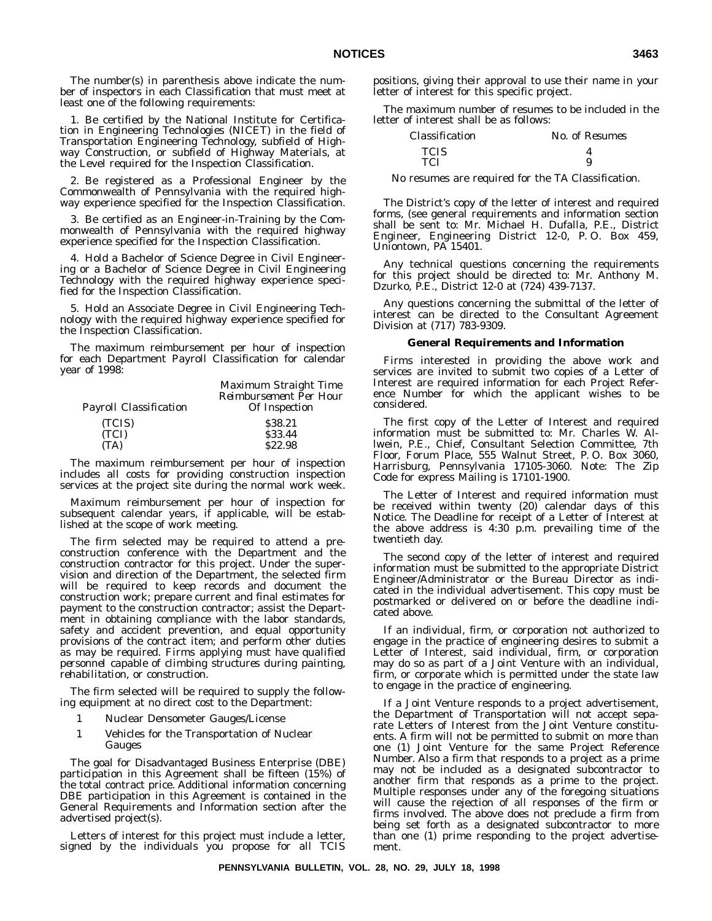The number(s) in parenthesis above indicate the number of inspectors in each Classification that must meet at least one of the following requirements:

1. Be certified by the National Institute for Certification in Engineering Technologies (NICET) in the field of Transportation Engineering Technology, subfield of Highway Construction, or subfield of Highway Materials, at the Level required for the Inspection Classification.

2. Be registered as a Professional Engineer by the Commonwealth of Pennsylvania with the required highway experience specified for the Inspection Classification.

3. Be certified as an Engineer-in-Training by the Commonwealth of Pennsylvania with the required highway experience specified for the Inspection Classification.

4. Hold a Bachelor of Science Degree in Civil Engineering or a Bachelor of Science Degree in Civil Engineering Technology with the required highway experience specified for the Inspection Classification.

5. Hold an Associate Degree in Civil Engineering Technology with the required highway experience specified for the Inspection Classification.

The maximum reimbursement per hour of inspection for each Department Payroll Classification for calendar year of 1998:

| *Payroll Classification* | *Maximum Straight Time Reimbursement Per Hour Of Inspection* |
|---|---|
| (TCIS) | $38.21 |
| (TCI) | $33.44 |
| (TA) | $22.98 |

The maximum reimbursement per hour of inspection includes all costs for providing construction inspection services at the project site during the normal work week.

Maximum reimbursement per hour of inspection for subsequent calendar years, if applicable, will be established at the scope of work meeting.

The firm selected may be required to attend a preconstruction conference with the Department and the construction contractor for this project. Under the supervision and direction of the Department, the selected firm will be required to keep records and document the construction work; prepare current and final estimates for payment to the construction contractor; assist the Department in obtaining compliance with the labor standards, safety and accident prevention, and equal opportunity provisions of the contract item; and perform other duties as may be required. Firms applying must have qualified personnel capable of climbing structures during painting, rehabilitation, or construction.

The firm selected will be required to supply the following equipment at no direct cost to the Department:

1 Nuclear Densometer Gauges/License

1 Vehicles for the Transportation of Nuclear Gauges

The goal for Disadvantaged Business Enterprise (DBE) participation in this Agreement shall be fifteen (15%) of the total contract price. Additional information concerning DBE participation in this Agreement is contained in the General Requirements and Information section after the advertised project(s).

Letters of interest for this project must include a letter, signed by the individuals you propose for all TCIS positions, giving their approval to use their name in your letter of interest for this specific project.

The maximum number of resumes to be included in the letter of interest shall be as follows:

| *Classification* | *No. of Resumes* |
|---|---|
| TCIS | 4 |
| TCI | 9 |

No resumes are required for the TA Classification.

The District's copy of the letter of interest and required forms, (see general requirements and information section shall be sent to: Mr. Michael H. Dufalla, P.E., District Engineer, Engineering District 12-0, P. O. Box 459, Uniontown, PA 15401.

Any technical questions concerning the requirements for this project should be directed to: Mr. Anthony M. Dzurko, P.E., District 12-0 at (724) 439-7137.

Any questions concerning the submittal of the letter of interest can be directed to the Consultant Agreement Division at (717) 783-9309.

**General Requirements and Information**

Firms interested in providing the above work and services are invited to submit two copies of a Letter of Interest are required information for each Project Reference Number for which the applicant wishes to be considered.

The first copy of the Letter of Interest and required information must be submitted to: Mr. Charles W. Allwein, P.E., Chief, Consultant Selection Committee, 7th Floor, Forum Place, 555 Walnut Street, P. O. Box 3060, Harrisburg, Pennsylvania 17105-3060. Note: The Zip Code for express Mailing is 17101-1900.

The Letter of Interest and required information must be received within twenty (20) calendar days of this Notice. The Deadline for receipt of a Letter of Interest at the above address is 4:30 p.m. prevailing time of the twentieth day.

The second copy of the letter of interest and required information must be submitted to the appropriate District Engineer/Administrator or the Bureau Director as indicated in the individual advertisement. This copy must be postmarked or delivered on or before the deadline indicated above.

If an individual, firm, or corporation not authorized to engage in the practice of engineering desires to submit a Letter of Interest, said individual, firm, or corporation may do so as part of a Joint Venture with an individual, firm, or corporate which is permitted under the state law to engage in the practice of engineering.

If a Joint Venture responds to a project advertisement, the Department of Transportation will not accept separate Letters of Interest from the Joint Venture constituents. A firm will not be permitted to submit on more than one (1) Joint Venture for the same Project Reference Number. Also a firm that responds to a project as a prime may not be included as a designated subcontractor to another firm that responds as a prime to the project. Multiple responses under any of the foregoing situations will cause the rejection of all responses of the firm or firms involved. The above does not preclude a firm from being set forth as a designated subcontractor to more than one (1) prime responding to the project advertisement.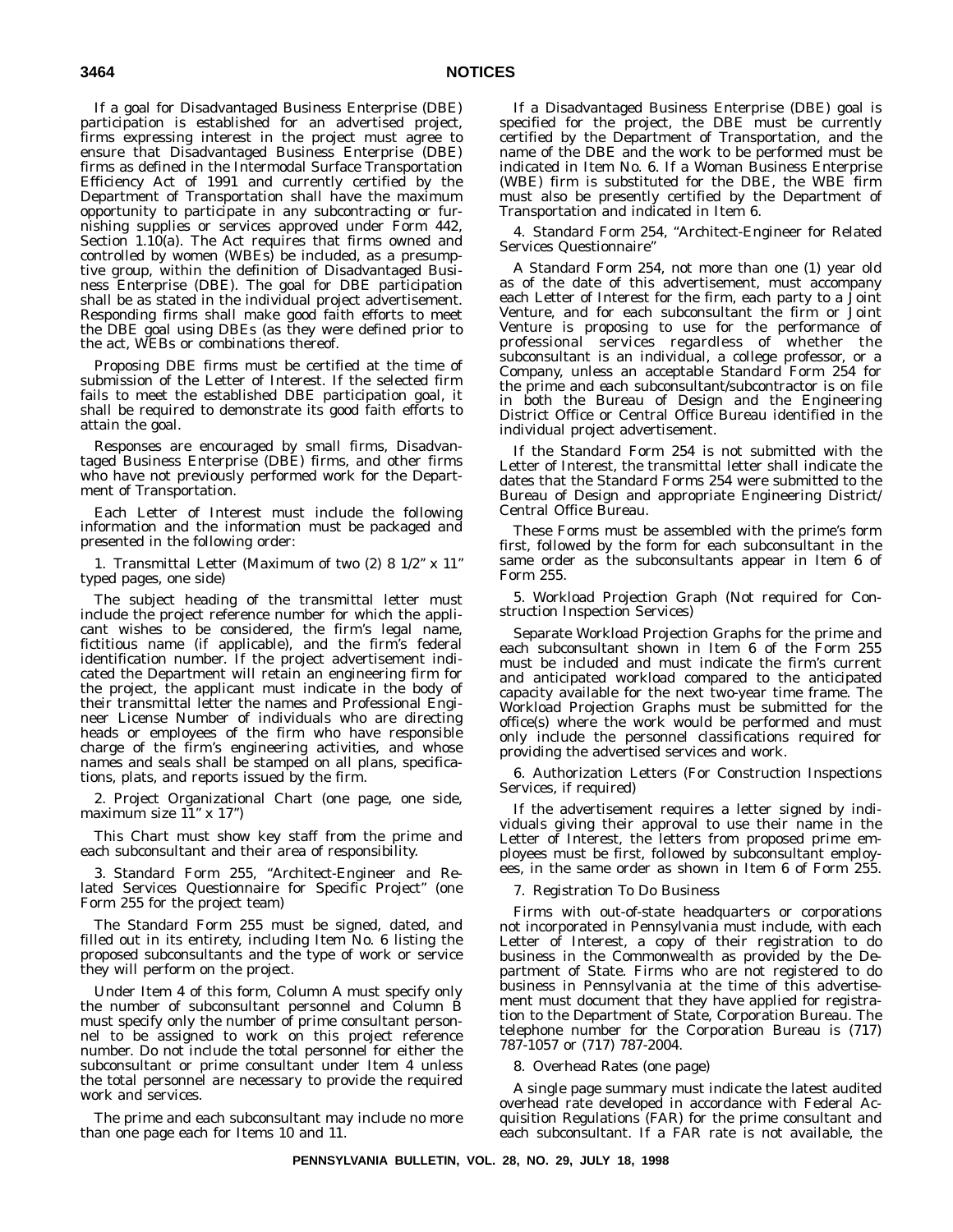If a goal for Disadvantaged Business Enterprise (DBE) participation is established for an advertised project, firms expressing interest in the project must agree to ensure that Disadvantaged Business Enterprise (DBE) firms as defined in the Intermodal Surface Transportation Efficiency Act of 1991 and currently certified by the Department of Transportation shall have the maximum opportunity to participate in any subcontracting or furnishing supplies or services approved under Form 442, Section 1.10(a). The Act requires that firms owned and controlled by women (WBEs) be included, as a presumptive group, within the definition of Disadvantaged Business Enterprise (DBE). The goal for DBE participation shall be as stated in the individual project advertisement. Responding firms shall make good faith efforts to meet the DBE goal using DBEs (as they were defined prior to the act, WEBs or combinations thereof.

Proposing DBE firms must be certified at the time of submission of the Letter of Interest. If the selected firm fails to meet the established DBE participation goal, it shall be required to demonstrate its good faith efforts to attain the goal.

Responses are encouraged by small firms, Disadvantaged Business Enterprise (DBE) firms, and other firms who have not previously performed work for the Department of Transportation.

Each Letter of Interest must include the following information and the information must be packaged and presented in the following order:

1. Transmittal Letter (Maximum of two (2) 8 1/2" x 11" typed pages, one side)

The subject heading of the transmittal letter must include the project reference number for which the applicant wishes to be considered, the firm's legal name, fictitious name (if applicable), and the firm's federal identification number. If the project advertisement indicated the Department will retain an engineering firm for the project, the applicant must indicate in the body of their transmittal letter the names and Professional Engineer License Number of individuals who are directing heads or employees of the firm who have responsible charge of the firm's engineering activities, and whose names and seals shall be stamped on all plans, specifications, plats, and reports issued by the firm.

2. Project Organizational Chart (one page, one side, maximum size 11" x 17")

This Chart must show key staff from the prime and each subconsultant and their area of responsibility.

3. Standard Form 255, "Architect-Engineer and Related Services Questionnaire for Specific Project" (one Form 255 for the project team)

The Standard Form 255 must be signed, dated, and filled out in its entirety, including Item No. 6 listing the proposed subconsultants and the type of work or service they will perform on the project.

Under Item 4 of this form, Column A must specify only the number of subconsultant personnel and Column B must specify only the number of prime consultant personnel to be assigned to work on this project reference number. Do not include the total personnel for either the subconsultant or prime consultant under Item 4 unless the total personnel are necessary to provide the required work and services.

The prime and each subconsultant may include no more than one page each for Items 10 and 11.

If a Disadvantaged Business Enterprise (DBE) goal is specified for the project, the DBE must be currently certified by the Department of Transportation, and the name of the DBE and the work to be performed must be indicated in Item No. 6. If a Woman Business Enterprise (WBE) firm is substituted for the DBE, the WBE firm must also be presently certified by the Department of Transportation and indicated in Item 6.

4. Standard Form 254, "Architect-Engineer for Related Services Questionnaire"

A Standard Form 254, not more than one (1) year old as of the date of this advertisement, must accompany each Letter of Interest for the firm, each party to a Joint Venture, and for each subconsultant the firm or Joint Venture is proposing to use for the performance of professional services regardless of whether the subconsultant is an individual, a college professor, or a Company, unless an acceptable Standard Form 254 for the prime and each subconsultant/subcontractor is on file in both the Bureau of Design and the Engineering District Office or Central Office Bureau identified in the individual project advertisement.

If the Standard Form 254 is not submitted with the Letter of Interest, the transmittal letter shall indicate the dates that the Standard Forms 254 were submitted to the Bureau of Design and appropriate Engineering District/Central Office Bureau.

These Forms must be assembled with the prime's form first, followed by the form for each subconsultant in the same order as the subconsultants appear in Item 6 of Form 255.

5. Workload Projection Graph (Not required for Construction Inspection Services)

Separate Workload Projection Graphs for the prime and each subconsultant shown in Item 6 of the Form 255 must be included and must indicate the firm's current and anticipated workload compared to the anticipated capacity available for the next two-year time frame. The Workload Projection Graphs must be submitted for the office(s) where the work would be performed and must only include the personnel classifications required for providing the advertised services and work.

6. Authorization Letters (For Construction Inspections Services, if required)

If the advertisement requires a letter signed by individuals giving their approval to use their name in the Letter of Interest, the letters from proposed prime employees must be first, followed by subconsultant employees, in the same order as shown in Item 6 of Form 255.

7. Registration To Do Business

Firms with out-of-state headquarters or corporations not incorporated in Pennsylvania must include, with each Letter of Interest, a copy of their registration to do business in the Commonwealth as provided by the Department of State. Firms who are not registered to do business in Pennsylvania at the time of this advertisement must document that they have applied for registration to the Department of State, Corporation Bureau. The telephone number for the Corporation Bureau is (717) 787-1057 or (717) 787-2004.

8. Overhead Rates (one page)

A single page summary must indicate the latest audited overhead rate developed in accordance with Federal Acquisition Regulations (FAR) for the prime consultant and each subconsultant. If a FAR rate is not available, the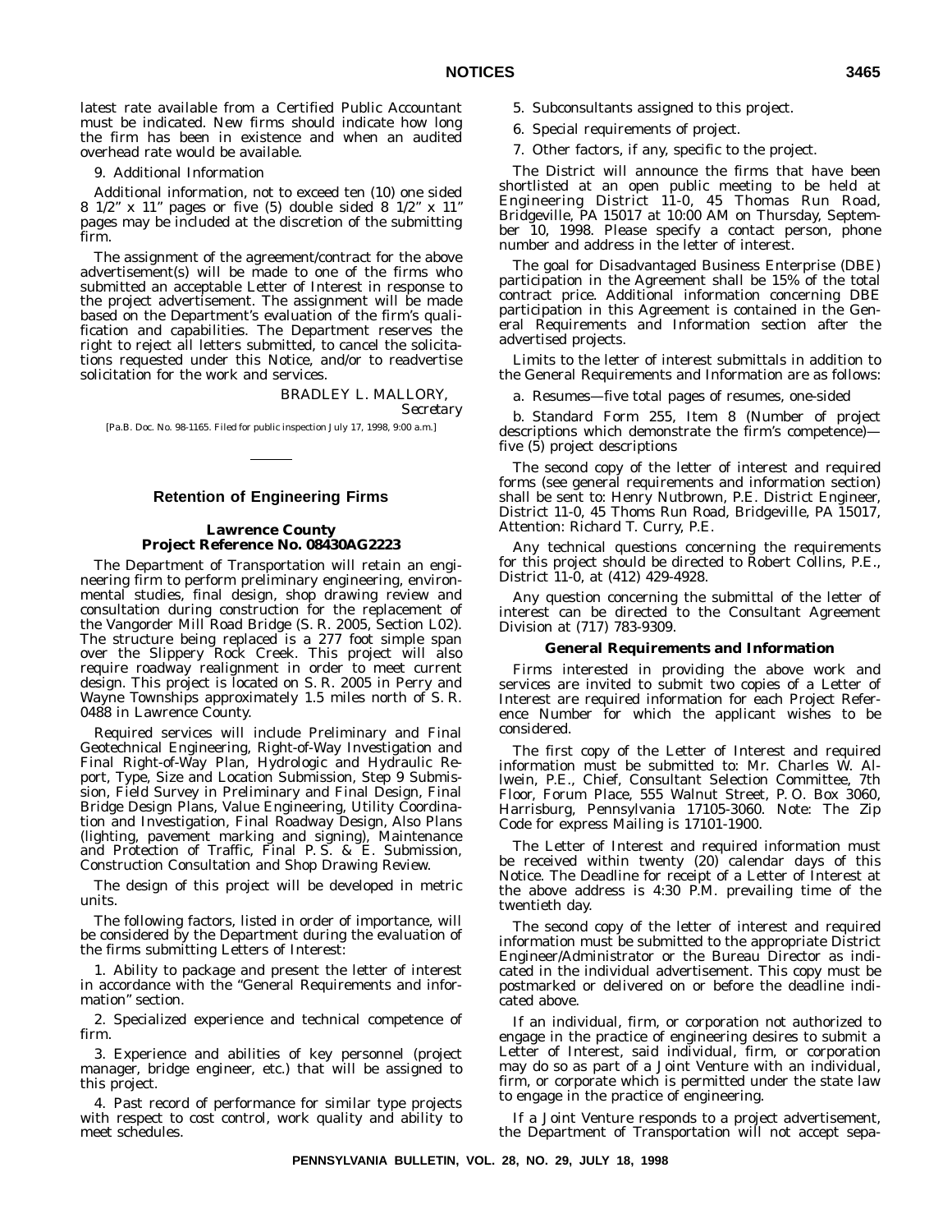latest rate available from a Certified Public Accountant must be indicated. New firms should indicate how long the firm has been in existence and when an audited overhead rate would be available.

9. Additional Information

Additional information, not to exceed ten (10) one sided 8 1/2″ x 11″ pages or five (5) double sided 8 1/2″ x 11″ pages may be included at the discretion of the submitting firm.

The assignment of the agreement/contract for the above advertisement(s) will be made to one of the firms who submitted an acceptable Letter of Interest in response to the project advertisement. The assignment will be made based on the Department's evaluation of the firm's qualification and capabilities. The Department reserves the right to reject all letters submitted, to cancel the solicitations requested under this Notice, and/or to readvertise solicitation for the work and services.

BRADLEY L. MALLORY,
*Secretary*

[Pa.B. Doc. No. 98-1165. Filed for public inspection July 17, 1998, 9:00 a.m.]

## Retention of Engineering Firms

### Lawrence County
### Project Reference No. 08430AG2223

The Department of Transportation will retain an engineering firm to perform preliminary engineering, environmental studies, final design, shop drawing review and consultation during construction for the replacement of the Vangorder Mill Road Bridge (S. R. 2005, Section L02). The structure being replaced is a 277 foot simple span over the Slippery Rock Creek. This project will also require roadway realignment in order to meet current design. This project is located on S. R. 2005 in Perry and Wayne Townships approximately 1.5 miles north of S. R. 0488 in Lawrence County.

Required services will include Preliminary and Final Geotechnical Engineering, Right-of-Way Investigation and Final Right-of-Way Plan, Hydrologic and Hydraulic Report, Type, Size and Location Submission, Step 9 Submission, Field Survey in Preliminary and Final Design, Final Bridge Design Plans, Value Engineering, Utility Coordination and Investigation, Final Roadway Design, Also Plans (lighting, pavement marking and signing), Maintenance and Protection of Traffic, Final P. S. & E. Submission, Construction Consultation and Shop Drawing Review.

The design of this project will be developed in metric units.

The following factors, listed in order of importance, will be considered by the Department during the evaluation of the firms submitting Letters of Interest:

1. Ability to package and present the letter of interest in accordance with the "General Requirements and information" section.

2. Specialized experience and technical competence of firm.

3. Experience and abilities of key personnel (project manager, bridge engineer, etc.) that will be assigned to this project.

4. Past record of performance for similar type projects with respect to cost control, work quality and ability to meet schedules.

5. Subconsultants assigned to this project.

6. Special requirements of project.

7. Other factors, if any, specific to the project.

The District will announce the firms that have been shortlisted at an open public meeting to be held at Engineering District 11-0, 45 Thomas Run Road, Bridgeville, PA 15017 at 10:00 AM on Thursday, September 10, 1998. Please specify a contact person, phone number and address in the letter of interest.

The goal for Disadvantaged Business Enterprise (DBE) participation in the Agreement shall be 15% of the total contract price. Additional information concerning DBE participation in this Agreement is contained in the General Requirements and Information section after the advertised projects.

Limits to the letter of interest submittals in addition to the General Requirements and Information are as follows:

a. Resumes—five total pages of resumes, one-sided

b. Standard Form 255, Item 8 (Number of project descriptions which demonstrate the firm's competence)—five (5) project descriptions

The second copy of the letter of interest and required forms (see general requirements and information section) shall be sent to: Henry Nutbrown, P.E. District Engineer, District 11-0, 45 Thoms Run Road, Bridgeville, PA 15017, Attention: Richard T. Curry, P.E.

Any technical questions concerning the requirements for this project should be directed to Robert Collins, P.E., District 11-0, at (412) 429-4928.

Any question concerning the submittal of the letter of interest can be directed to the Consultant Agreement Division at (717) 783-9309.

### General Requirements and Information

Firms interested in providing the above work and services are invited to submit two copies of a Letter of Interest are required information for each Project Reference Number for which the applicant wishes to be considered.

The first copy of the Letter of Interest and required information must be submitted to: Mr. Charles W. Allwein, P.E., Chief, Consultant Selection Committee, 7th Floor, Forum Place, 555 Walnut Street, P. O. Box 3060, Harrisburg, Pennsylvania 17105-3060. Note: The Zip Code for express Mailing is 17101-1900.

The Letter of Interest and required information must be received within twenty (20) calendar days of this Notice. The Deadline for receipt of a Letter of Interest at the above address is 4:30 P.M. prevailing time of the twentieth day.

The second copy of the letter of interest and required information must be submitted to the appropriate District Engineer/Administrator or the Bureau Director as indicated in the individual advertisement. This copy must be postmarked or delivered on or before the deadline indicated above.

If an individual, firm, or corporation not authorized to engage in the practice of engineering desires to submit a Letter of Interest, said individual, firm, or corporation may do so as part of a Joint Venture with an individual, firm, or corporate which is permitted under the state law to engage in the practice of engineering.

If a Joint Venture responds to a project advertisement, the Department of Transportation will not accept sepa-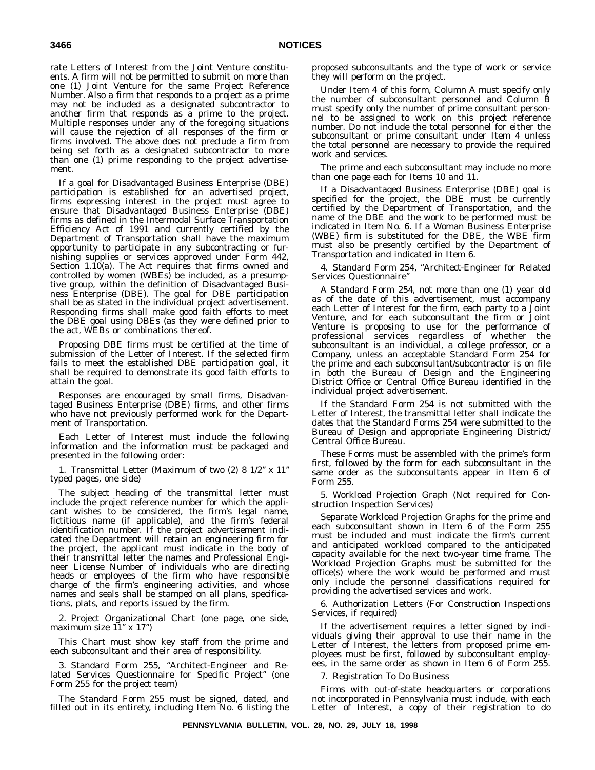rate Letters of Interest from the Joint Venture constituents. A firm will not be permitted to submit on more than one (1) Joint Venture for the same Project Reference Number. Also a firm that responds to a project as a prime may not be included as a designated subcontractor to another firm that responds as a prime to the project. Multiple responses under any of the foregoing situations will cause the rejection of all responses of the firm or firms involved. The above does not preclude a firm from being set forth as a designated subcontractor to more than one (1) prime responding to the project advertisement.

If a goal for Disadvantaged Business Enterprise (DBE) participation is established for an advertised project, firms expressing interest in the project must agree to ensure that Disadvantaged Business Enterprise (DBE) firms as defined in the Intermodal Surface Transportation Efficiency Act of 1991 and currently certified by the Department of Transportation shall have the maximum opportunity to participate in any subcontracting or furnishing supplies or services approved under Form 442, Section 1.10(a). The Act requires that firms owned and controlled by women (WBEs) be included, as a presumptive group, within the definition of Disadvantaged Business Enterprise (DBE). The goal for DBE participation shall be as stated in the individual project advertisement. Responding firms shall make good faith efforts to meet the DBE goal using DBEs (as they were defined prior to the act, WEBs or combinations thereof.

Proposing DBE firms must be certified at the time of submission of the Letter of Interest. If the selected firm fails to meet the established DBE participation goal, it shall be required to demonstrate its good faith efforts to attain the goal.

Responses are encouraged by small firms, Disadvantaged Business Enterprise (DBE) firms, and other firms who have not previously performed work for the Department of Transportation.

Each Letter of Interest must include the following information and the information must be packaged and presented in the following order:

1. Transmittal Letter (Maximum of two (2) 8 1/2" x 11" typed pages, one side)

The subject heading of the transmittal letter must include the project reference number for which the applicant wishes to be considered, the firm's legal name, fictitious name (if applicable), and the firm's federal identification number. If the project advertisement indicated the Department will retain an engineering firm for the project, the applicant must indicate in the body of their transmittal letter the names and Professional Engineer License Number of individuals who are directing heads or employees of the firm who have responsible charge of the firm's engineering activities, and whose names and seals shall be stamped on all plans, specifications, plats, and reports issued by the firm.

2. Project Organizational Chart (one page, one side, maximum size 11" x 17")

This Chart must show key staff from the prime and each subconsultant and their area of responsibility.

3. Standard Form 255, "Architect-Engineer and Related Services Questionnaire for Specific Project" (one Form 255 for the project team)

The Standard Form 255 must be signed, dated, and filled out in its entirety, including Item No. 6 listing the proposed subconsultants and the type of work or service they will perform on the project.

Under Item 4 of this form, Column A must specify only the number of subconsultant personnel and Column B must specify only the number of prime consultant personnel to be assigned to work on this project reference number. Do not include the total personnel for either the subconsultant or prime consultant under Item 4 unless the total personnel are necessary to provide the required work and services.

The prime and each subconsultant may include no more than one page each for Items 10 and 11.

If a Disadvantaged Business Enterprise (DBE) goal is specified for the project, the DBE must be currently certified by the Department of Transportation, and the name of the DBE and the work to be performed must be indicated in Item No. 6. If a Woman Business Enterprise (WBE) firm is substituted for the DBE, the WBE firm must also be presently certified by the Department of Transportation and indicated in Item 6.

4. Standard Form 254, "Architect-Engineer for Related Services Questionnaire"

A Standard Form 254, not more than one (1) year old as of the date of this advertisement, must accompany each Letter of Interest for the firm, each party to a Joint Venture, and for each subconsultant the firm or Joint Venture is proposing to use for the performance of professional services regardless of whether the subconsultant is an individual, a college professor, or a Company, unless an acceptable Standard Form 254 for the prime and each subconsultant/subcontractor is on file in both the Bureau of Design and the Engineering District Office or Central Office Bureau identified in the individual project advertisement.

If the Standard Form 254 is not submitted with the Letter of Interest, the transmittal letter shall indicate the dates that the Standard Forms 254 were submitted to the Bureau of Design and appropriate Engineering District/Central Office Bureau.

These Forms must be assembled with the prime's form first, followed by the form for each subconsultant in the same order as the subconsultants appear in Item 6 of Form 255.

5. Workload Projection Graph (Not required for Construction Inspection Services)

Separate Workload Projection Graphs for the prime and each subconsultant shown in Item 6 of the Form 255 must be included and must indicate the firm's current and anticipated workload compared to the anticipated capacity available for the next two-year time frame. The Workload Projection Graphs must be submitted for the office(s) where the work would be performed and must only include the personnel classifications required for providing the advertised services and work.

6. Authorization Letters (For Construction Inspections Services, if required)

If the advertisement requires a letter signed by individuals giving their approval to use their name in the Letter of Interest, the letters from proposed prime employees must be first, followed by subconsultant employees, in the same order as shown in Item 6 of Form 255.

7. Registration To Do Business

Firms with out-of-state headquarters or corporations not incorporated in Pennsylvania must include, with each Letter of Interest, a copy of their registration to do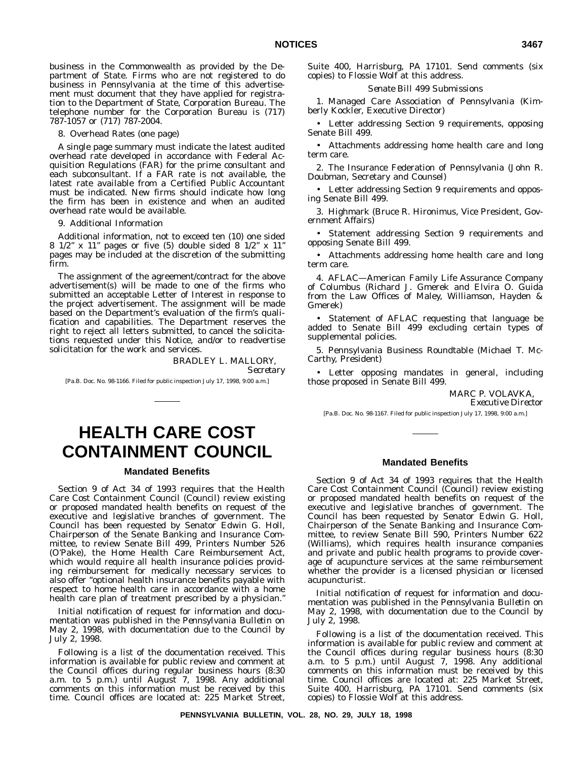business in the Commonwealth as provided by the Department of State. Firms who are not registered to do business in Pennsylvania at the time of this advertisement must document that they have applied for registration to the Department of State, Corporation Bureau. The telephone number for the Corporation Bureau is (717) 787-1057 or (717) 787-2004.

8. Overhead Rates (one page)

A single page summary must indicate the latest audited overhead rate developed in accordance with Federal Acquisition Regulations (FAR) for the prime consultant and each subconsultant. If a FAR rate is not available, the latest rate available from a Certified Public Accountant must be indicated. New firms should indicate how long the firm has been in existence and when an audited overhead rate would be available.

9. Additional Information

Additional information, not to exceed ten (10) one sided 8 1/2" x 11" pages or five (5) double sided 8 1/2" x 11" pages may be included at the discretion of the submitting firm.

The assignment of the agreement/contract for the above advertisement(s) will be made to one of the firms who submitted an acceptable Letter of Interest in response to the project advertisement. The assignment will be made based on the Department's evaluation of the firm's qualification and capabilities. The Department reserves the right to reject all letters submitted, to cancel the solicitations requested under this Notice, and/or to readvertise solicitation for the work and services.

BRADLEY L. MALLORY,
*Secretary*

[Pa.B. Doc. No. 98-1166. Filed for public inspection July 17, 1998, 9:00 a.m.]

# HEALTH CARE COST CONTAINMENT COUNCIL

## Mandated Benefits

Section 9 of Act 34 of 1993 requires that the Health Care Cost Containment Council (Council) review existing or proposed mandated health benefits on request of the executive and legislative branches of government. The Council has been requested by Senator Edwin G. Holl, Chairperson of the Senate Banking and Insurance Committee, to review Senate Bill 499, Printers Number 526 (O'Pake), the Home Health Care Reimbursement Act, which would require all health insurance policies providing reimbursement for medically necessary services to also offer "optional health insurance benefits payable with respect to home health care in accordance with a home health care plan of treatment prescribed by a physician."

Initial notification of request for information and documentation was published in the *Pennsylvania Bulletin* on May 2, 1998, with documentation due to the Council by July 2, 1998.

Following is a list of the documentation received. This information is available for public review and comment at the Council offices during regular business hours (8:30 a.m. to 5 p.m.) until August 7, 1998. Any additional comments on this information must be received by this time. Council offices are located at: 225 Market Street, Suite 400, Harrisburg, PA 17101. Send comments (six copies) to Flossie Wolf at this address.

*Senate Bill 499 Submissions*

1. Managed Care Association of Pennsylvania (Kimberly Kockler, Executive Director)

- Letter addressing Section 9 requirements, opposing Senate Bill 499.
- Attachments addressing home health care and long term care.

2. The Insurance Federation of Pennsylvania (John R. Doubman, Secretary and Counsel)

- Letter addressing Section 9 requirements and opposing Senate Bill 499.

3. Highmark (Bruce R. Hironimus, Vice President, Government Affairs)

- Statement addressing Section 9 requirements and opposing Senate Bill 499.
- Attachments addressing home health care and long term care.

4. AFLAC—American Family Life Assurance Company of Columbus (Richard J. Gmerek and Elvira O. Guida from the Law Offices of Maley, Williamson, Hayden & Gmerek)

- Statement of AFLAC requesting that language be added to Senate Bill 499 excluding certain types of supplemental policies.

5. Pennsylvania Business Roundtable (Michael T. McCarthy, President)

- Letter opposing mandates in general, including those proposed in Senate Bill 499.

MARC P. VOLAVKA,
*Executive Director*

[Pa.B. Doc. No. 98-1167. Filed for public inspection July 17, 1998, 9:00 a.m.]

## Mandated Benefits

Section 9 of Act 34 of 1993 requires that the Health Care Cost Containment Council (Council) review existing or proposed mandated health benefits on request of the executive and legislative branches of government. The Council has been requested by Senator Edwin G. Holl, Chairperson of the Senate Banking and Insurance Committee, to review Senate Bill 590, Printers Number 622 (Williams), which requires health insurance companies and private and public health programs to provide coverage of acupuncture services at the same reimbursement whether the provider is a licensed physician or licensed acupuncturist.

Initial notification of request for information and documentation was published in the *Pennsylvania Bulletin* on May 2, 1998, with documentation due to the Council by July 2, 1998.

Following is a list of the documentation received. This information is available for public review and comment at the Council offices during regular business hours (8:30 a.m. to 5 p.m.) until August 7, 1998. Any additional comments on this information must be received by this time. Council offices are located at: 225 Market Street, Suite 400, Harrisburg, PA 17101. Send comments (six copies) to Flossie Wolf at this address.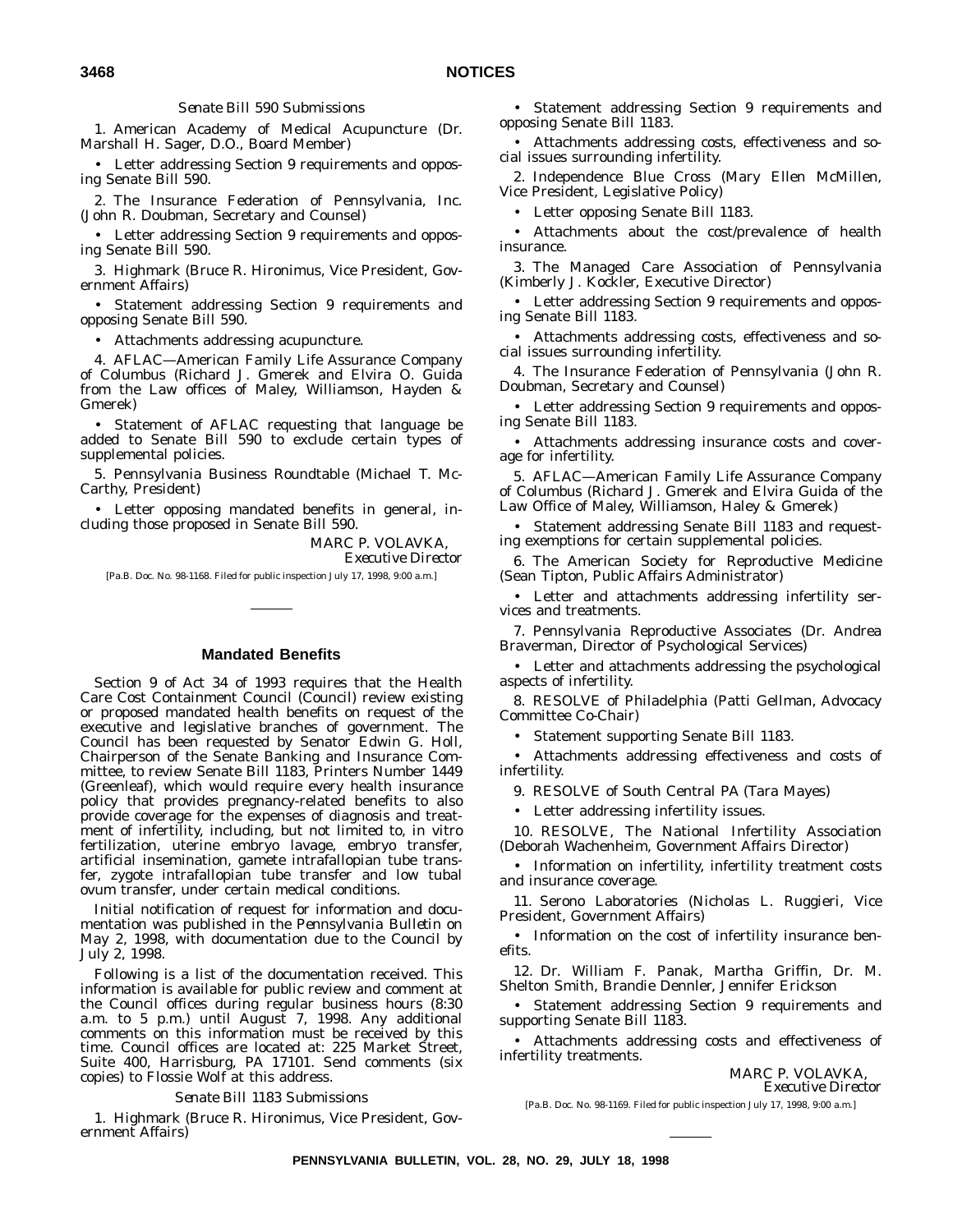*Senate Bill 590 Submissions*

1. American Academy of Medical Acupuncture (Dr. Marshall H. Sager, D.O., Board Member)

• Letter addressing Section 9 requirements and opposing Senate Bill 590.

2. The Insurance Federation of Pennsylvania, Inc. (John R. Doubman, Secretary and Counsel)

• Letter addressing Section 9 requirements and opposing Senate Bill 590.

3. Highmark (Bruce R. Hironimus, Vice President, Government Affairs)

• Statement addressing Section 9 requirements and opposing Senate Bill 590.

• Attachments addressing acupuncture.

4. AFLAC—American Family Life Assurance Company of Columbus (Richard J. Gmerek and Elvira O. Guida from the Law offices of Maley, Williamson, Hayden & Gmerek)

• Statement of AFLAC requesting that language be added to Senate Bill 590 to exclude certain types of supplemental policies.

5. Pennsylvania Business Roundtable (Michael T. McCarthy, President)

• Letter opposing mandated benefits in general, including those proposed in Senate Bill 590.

MARC P. VOLAVKA,
*Executive Director*

[Pa.B. Doc. No. 98-1168. Filed for public inspection July 17, 1998, 9:00 a.m.]

## Mandated Benefits

Section 9 of Act 34 of 1993 requires that the Health Care Cost Containment Council (Council) review existing or proposed mandated health benefits on request of the executive and legislative branches of government. The Council has been requested by Senator Edwin G. Holl, Chairperson of the Senate Banking and Insurance Committee, to review Senate Bill 1183, Printers Number 1449 (Greenleaf), which would require every health insurance policy that provides pregnancy-related benefits to also provide coverage for the expenses of diagnosis and treatment of infertility, including, but not limited to, in vitro fertilization, uterine embryo lavage, embryo transfer, artificial insemination, gamete intrafallopian tube transfer, zygote intrafallopian tube transfer and low tubal ovum transfer, under certain medical conditions.

Initial notification of request for information and documentation was published in the *Pennsylvania Bulletin* on May 2, 1998, with documentation due to the Council by July 2, 1998.

Following is a list of the documentation received. This information is available for public review and comment at the Council offices during regular business hours (8:30 a.m. to 5 p.m.) until August 7, 1998. Any additional comments on this information must be received by this time. Council offices are located at: 225 Market Street, Suite 400, Harrisburg, PA 17101. Send comments (six copies) to Flossie Wolf at this address.

*Senate Bill 1183 Submissions*

1. Highmark (Bruce R. Hironimus, Vice President, Government Affairs)

• Statement addressing Section 9 requirements and opposing Senate Bill 1183.

• Attachments addressing costs, effectiveness and social issues surrounding infertility.

2. Independence Blue Cross (Mary Ellen McMillen, Vice President, Legislative Policy)

• Letter opposing Senate Bill 1183.

• Attachments about the cost/prevalence of health insurance.

3. The Managed Care Association of Pennsylvania (Kimberly J. Kockler, Executive Director)

• Letter addressing Section 9 requirements and opposing Senate Bill 1183.

• Attachments addressing costs, effectiveness and social issues surrounding infertility.

4. The Insurance Federation of Pennsylvania (John R. Doubman, Secretary and Counsel)

• Letter addressing Section 9 requirements and opposing Senate Bill 1183.

• Attachments addressing insurance costs and coverage for infertility.

5. AFLAC—American Family Life Assurance Company of Columbus (Richard J. Gmerek and Elvira Guida of the Law Office of Maley, Williamson, Haley & Gmerek)

• Statement addressing Senate Bill 1183 and requesting exemptions for certain supplemental policies.

6. The American Society for Reproductive Medicine (Sean Tipton, Public Affairs Administrator)

• Letter and attachments addressing infertility services and treatments.

7. Pennsylvania Reproductive Associates (Dr. Andrea Braverman, Director of Psychological Services)

• Letter and attachments addressing the psychological aspects of infertility.

8. RESOLVE of Philadelphia (Patti Gellman, Advocacy Committee Co-Chair)

• Statement supporting Senate Bill 1183.

• Attachments addressing effectiveness and costs of infertility.

9. RESOLVE of South Central PA (Tara Mayes)

• Letter addressing infertility issues.

10. RESOLVE, The National Infertility Association (Deborah Wachenheim, Government Affairs Director)

• Information on infertility, infertility treatment costs and insurance coverage.

11. Serono Laboratories (Nicholas L. Ruggieri, Vice President, Government Affairs)

• Information on the cost of infertility insurance benefits.

12. Dr. William F. Panak, Martha Griffin, Dr. M. Shelton Smith, Brandie Dennler, Jennifer Erickson

• Statement addressing Section 9 requirements and supporting Senate Bill 1183.

• Attachments addressing costs and effectiveness of infertility treatments.

MARC P. VOLAVKA,
*Executive Director*

[Pa.B. Doc. No. 98-1169. Filed for public inspection July 17, 1998, 9:00 a.m.]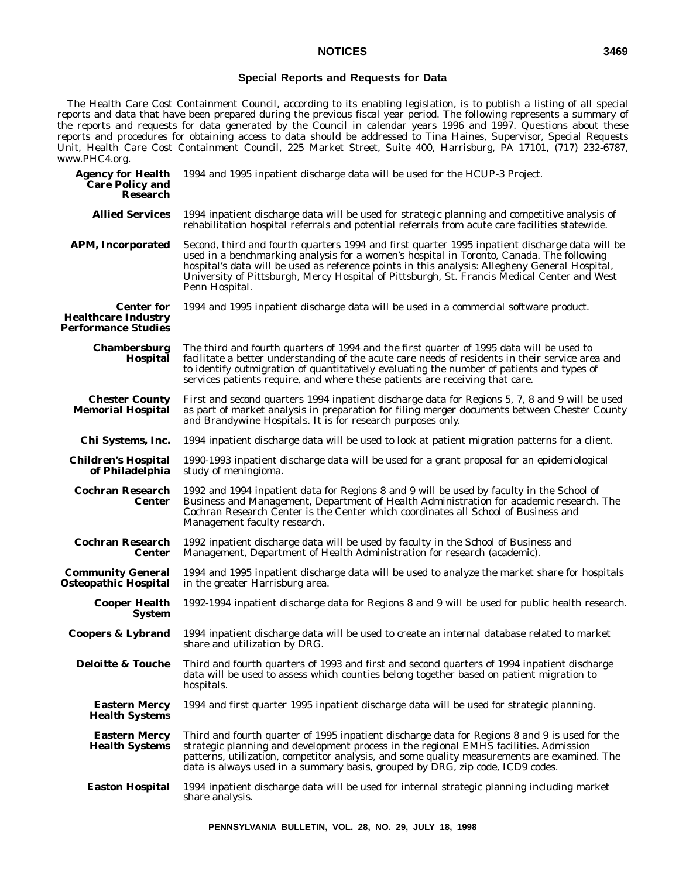## Special Reports and Requests for Data

The Health Care Cost Containment Council, according to its enabling legislation, is to publish a listing of all special reports and data that have been prepared during the previous fiscal year period. The following represents a summary of the reports and requests for data generated by the Council in calendar years 1996 and 1997. Questions about these reports and procedures for obtaining access to data should be addressed to Tina Haines, Supervisor, Special Requests Unit, Health Care Cost Containment Council, 225 Market Street, Suite 400, Harrisburg, PA 17101, (717) 232-6787, www.PHC4.org.

**Agency for Health Care Policy and Research** 1994 and 1995 inpatient discharge data will be used for the HCUP-3 Project.

**Allied Services** 1994 inpatient discharge data will be used for strategic planning and competitive analysis of rehabilitation hospital referrals and potential referrals from acute care facilities statewide.

**APM, Incorporated** Second, third and fourth quarters 1994 and first quarter 1995 inpatient discharge data will be used in a benchmarking analysis for a women's hospital in Toronto, Canada. The following hospital's data will be used as reference points in this analysis: Allegheny General Hospital, University of Pittsburgh, Mercy Hospital of Pittsburgh, St. Francis Medical Center and West Penn Hospital.

**Center for Healthcare Industry Performance Studies** 1994 and 1995 inpatient discharge data will be used in a commercial software product.

**Chambersburg Hospital** The third and fourth quarters of 1994 and the first quarter of 1995 data will be used to facilitate a better understanding of the acute care needs of residents in their service area and to identify outmigration of quantitatively evaluating the number of patients and types of services patients require, and where these patients are receiving that care.

**Chester County Memorial Hospital** First and second quarters 1994 inpatient discharge data for Regions 5, 7, 8 and 9 will be used as part of market analysis in preparation for filing merger documents between Chester County and Brandywine Hospitals. It is for research purposes only.

**Chi Systems, Inc.** 1994 inpatient discharge data will be used to look at patient migration patterns for a client.

**Children's Hospital of Philadelphia** 1990-1993 inpatient discharge data will be used for a grant proposal for an epidemiological study of meningioma.

**Cochran Research Center** 1992 and 1994 inpatient data for Regions 8 and 9 will be used by faculty in the School of Business and Management, Department of Health Administration for academic research. The Cochran Research Center is the Center which coordinates all School of Business and Management faculty research.

**Cochran Research Center** 1992 inpatient discharge data will be used by faculty in the School of Business and Management, Department of Health Administration for research (academic).

**Community General Osteopathic Hospital** 1994 and 1995 inpatient discharge data will be used to analyze the market share for hospitals in the greater Harrisburg area.

**Cooper Health System** 1992-1994 inpatient discharge data for Regions 8 and 9 will be used for public health research.

**Coopers & Lybrand** 1994 inpatient discharge data will be used to create an internal database related to market share and utilization by DRG.

**Deloitte & Touche** Third and fourth quarters of 1993 and first and second quarters of 1994 inpatient discharge data will be used to assess which counties belong together based on patient migration to hospitals.

**Eastern Mercy Health Systems** 1994 and first quarter 1995 inpatient discharge data will be used for strategic planning.

**Eastern Mercy Health Systems** Third and fourth quarter of 1995 inpatient discharge data for Regions 8 and 9 is used for the strategic planning and development process in the regional EMHS facilities. Admission patterns, utilization, competitor analysis, and some quality measurements are examined. The data is always used in a summary basis, grouped by DRG, zip code, ICD9 codes.

**Easton Hospital** 1994 inpatient discharge data will be used for internal strategic planning including market share analysis.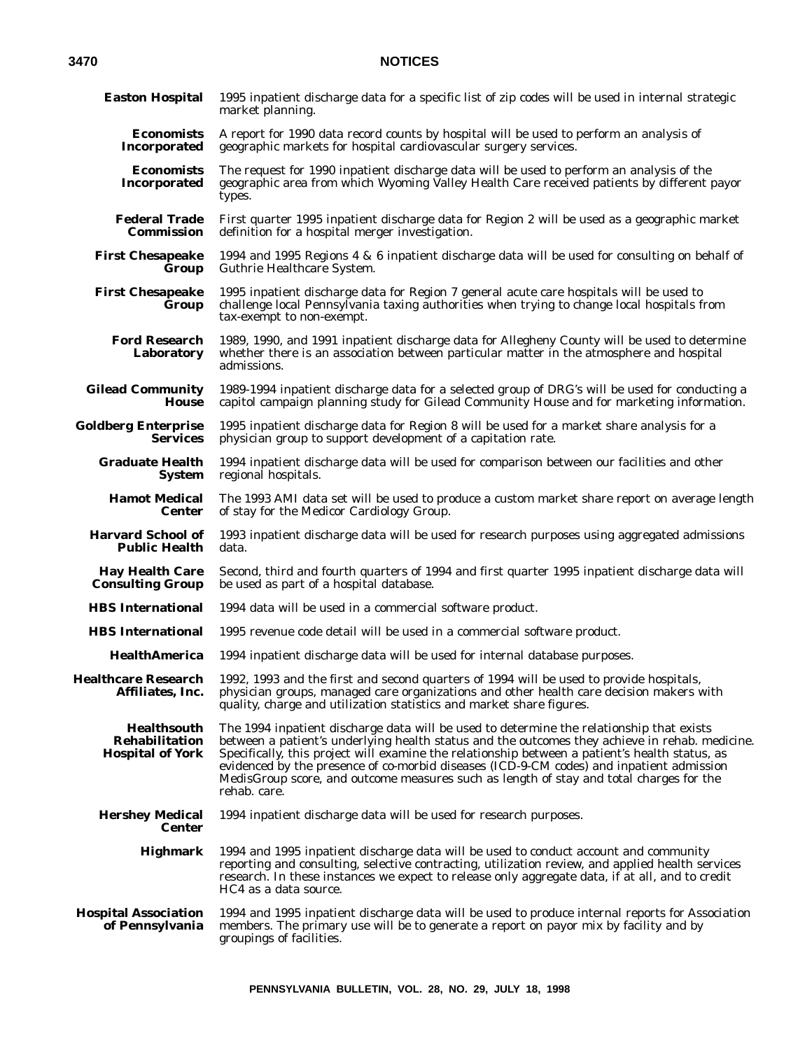**Easton Hospital** 1995 inpatient discharge data for a specific list of zip codes will be used in internal strategic market planning.

**Economists Incorporated** A report for 1990 data record counts by hospital will be used to perform an analysis of geographic markets for hospital cardiovascular surgery services.

**Economists Incorporated** The request for 1990 inpatient discharge data will be used to perform an analysis of the geographic area from which Wyoming Valley Health Care received patients by different payor types.

**Federal Trade Commission** First quarter 1995 inpatient discharge data for Region 2 will be used as a geographic market definition for a hospital merger investigation.

**First Chesapeake Group** 1994 and 1995 Regions 4 & 6 inpatient discharge data will be used for consulting on behalf of Guthrie Healthcare System.

**First Chesapeake Group** 1995 inpatient discharge data for Region 7 general acute care hospitals will be used to challenge local Pennsylvania taxing authorities when trying to change local hospitals from tax-exempt to non-exempt.

**Ford Research Laboratory** 1989, 1990, and 1991 inpatient discharge data for Allegheny County will be used to determine whether there is an association between particular matter in the atmosphere and hospital admissions.

**Gilead Community House** 1989-1994 inpatient discharge data for a selected group of DRG's will be used for conducting a capitol campaign planning study for Gilead Community House and for marketing information.

**Goldberg Enterprise Services** 1995 inpatient discharge data for Region 8 will be used for a market share analysis for a physician group to support development of a capitation rate.

**Graduate Health System** 1994 inpatient discharge data will be used for comparison between our facilities and other regional hospitals.

**Hamot Medical Center** The 1993 AMI data set will be used to produce a custom market share report on average length of stay for the Medicor Cardiology Group.

**Harvard School of Public Health** 1993 inpatient discharge data will be used for research purposes using aggregated admissions data.

**Hay Health Care Consulting Group** Second, third and fourth quarters of 1994 and first quarter 1995 inpatient discharge data will be used as part of a hospital database.

**HBS International** 1994 data will be used in a commercial software product.

**HBS International** 1995 revenue code detail will be used in a commercial software product.

**HealthAmerica** 1994 inpatient discharge data will be used for internal database purposes.

**Healthcare Research Affiliates, Inc.** 1992, 1993 and the first and second quarters of 1994 will be used to provide hospitals, physician groups, managed care organizations and other health care decision makers with quality, charge and utilization statistics and market share figures.

**Healthsouth Rehabilitation Hospital of York** The 1994 inpatient discharge data will be used to determine the relationship that exists between a patient's underlying health status and the outcomes they achieve in rehab. medicine. Specifically, this project will examine the relationship between a patient's health status, as evidenced by the presence of co-morbid diseases (ICD-9-CM codes) and inpatient admission MedisGroup score, and outcome measures such as length of stay and total charges for the rehab. care.

**Hershey Medical Center** 1994 inpatient discharge data will be used for research purposes.

**Highmark** 1994 and 1995 inpatient discharge data will be used to conduct account and community reporting and consulting, selective contracting, utilization review, and applied health services research. In these instances we expect to release only aggregate data, if at all, and to credit HC4 as a data source.

**Hospital Association of Pennsylvania** 1994 and 1995 inpatient discharge data will be used to produce internal reports for Association members. The primary use will be to generate a report on payor mix by facility and by groupings of facilities.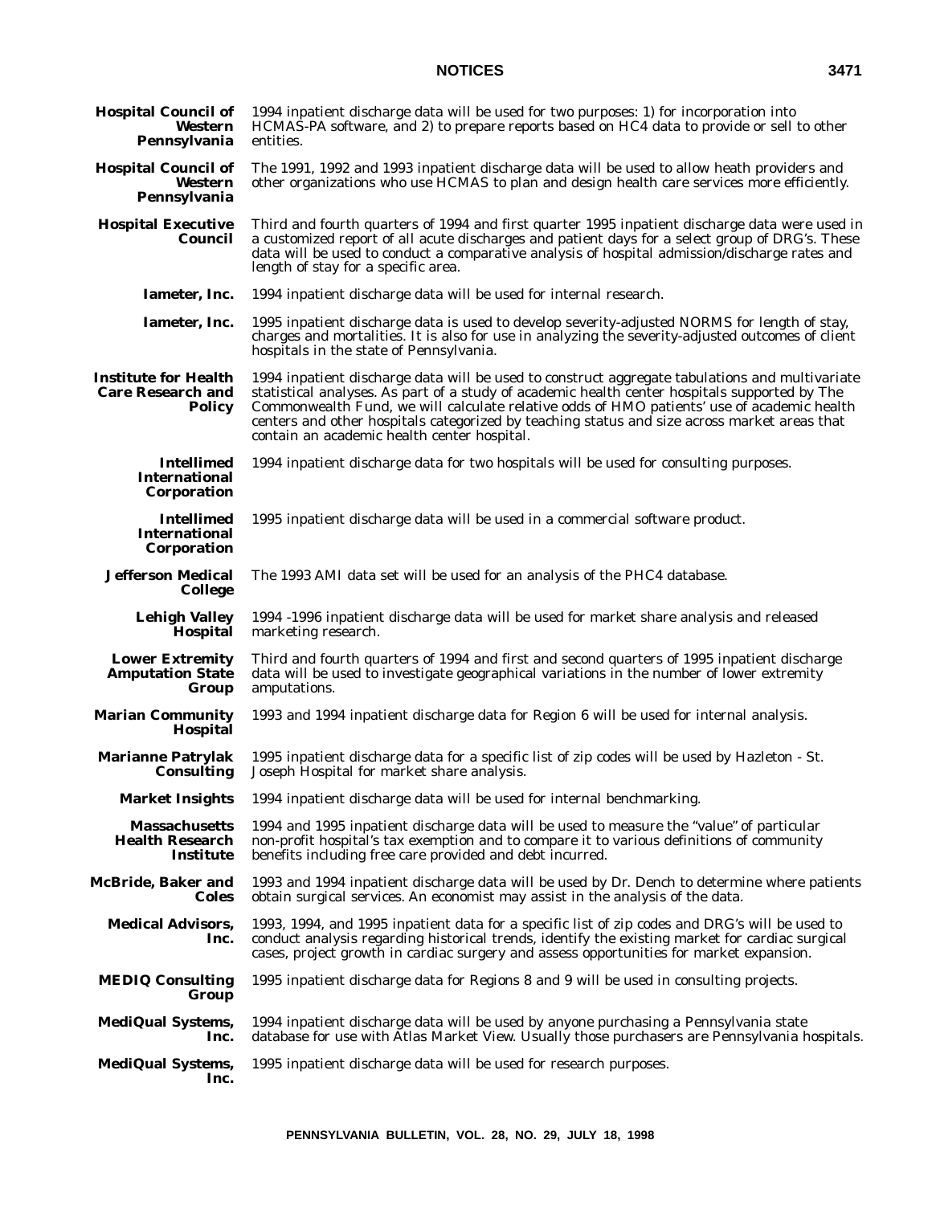**Hospital Council of Western Pennsylvania** 1994 inpatient discharge data will be used for two purposes: 1) for incorporation into HCMAS-PA software, and 2) to prepare reports based on HC4 data to provide or sell to other entities.

**Hospital Council of Western Pennsylvania** The 1991, 1992 and 1993 inpatient discharge data will be used to allow heath providers and other organizations who use HCMAS to plan and design health care services more efficiently.

**Hospital Executive Council** Third and fourth quarters of 1994 and first quarter 1995 inpatient discharge data were used in a customized report of all acute discharges and patient days for a select group of DRG's. These data will be used to conduct a comparative analysis of hospital admission/discharge rates and length of stay for a specific area.

**Iameter, Inc.** 1994 inpatient discharge data will be used for internal research.

**Iameter, Inc.** 1995 inpatient discharge data is used to develop severity-adjusted NORMS for length of stay, charges and mortalities. It is also for use in analyzing the severity-adjusted outcomes of client hospitals in the state of Pennsylvania.

**Institute for Health Care Research and Policy** 1994 inpatient discharge data will be used to construct aggregate tabulations and multivariate statistical analyses. As part of a study of academic health center hospitals supported by The Commonwealth Fund, we will calculate relative odds of HMO patients' use of academic health centers and other hospitals categorized by teaching status and size across market areas that contain an academic health center hospital.

**Intellimed International Corporation** 1994 inpatient discharge data for two hospitals will be used for consulting purposes.

**Intellimed International Corporation** 1995 inpatient discharge data will be used in a commercial software product.

**Jefferson Medical College** The 1993 AMI data set will be used for an analysis of the PHC4 database.

**Lehigh Valley Hospital** 1994 -1996 inpatient discharge data will be used for market share analysis and released marketing research.

**Lower Extremity Amputation State Group** Third and fourth quarters of 1994 and first and second quarters of 1995 inpatient discharge data will be used to investigate geographical variations in the number of lower extremity amputations.

**Marian Community Hospital** 1993 and 1994 inpatient discharge data for Region 6 will be used for internal analysis.

**Marianne Patrylak Consulting** 1995 inpatient discharge data for a specific list of zip codes will be used by Hazleton - St. Joseph Hospital for market share analysis.

**Market Insights** 1994 inpatient discharge data will be used for internal benchmarking.

**Massachusetts Health Research Institute** 1994 and 1995 inpatient discharge data will be used to measure the "value" of particular non-profit hospital's tax exemption and to compare it to various definitions of community benefits including free care provided and debt incurred.

**McBride, Baker and Coles** 1993 and 1994 inpatient discharge data will be used by Dr. Dench to determine where patients obtain surgical services. An economist may assist in the analysis of the data.

**Medical Advisors, Inc.** 1993, 1994, and 1995 inpatient data for a specific list of zip codes and DRG's will be used to conduct analysis regarding historical trends, identify the existing market for cardiac surgical cases, project growth in cardiac surgery and assess opportunities for market expansion.

**MEDIQ Consulting Group** 1995 inpatient discharge data for Regions 8 and 9 will be used in consulting projects.

**MediQual Systems, Inc.** 1994 inpatient discharge data will be used by anyone purchasing a Pennsylvania state database for use with Atlas Market View. Usually those purchasers are Pennsylvania hospitals.

**MediQual Systems, Inc.** 1995 inpatient discharge data will be used for research purposes.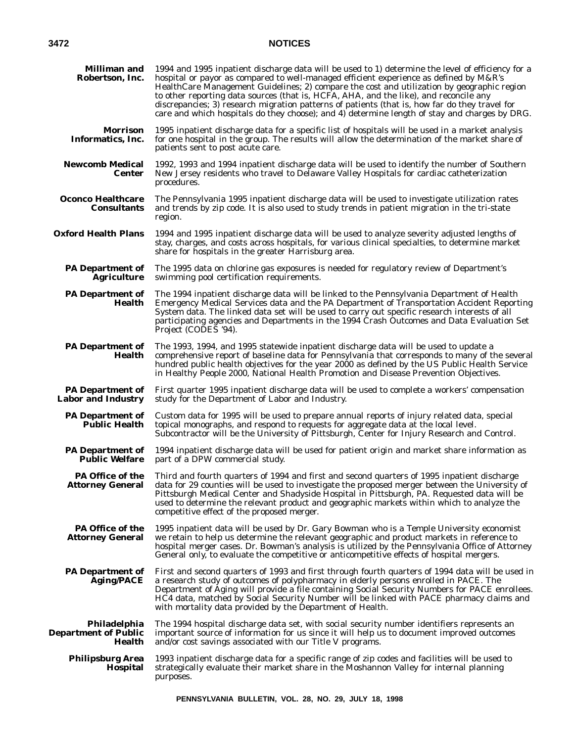| | |
|---|---|
| **Milliman and Robertson, Inc.** | 1994 and 1995 inpatient discharge data will be used to 1) determine the level of efficiency for a hospital or payor as compared to well-managed efficient experience as defined by M&R's HealthCare Management Guidelines; 2) compare the cost and utilization by geographic region to other reporting data sources (that is, HCFA, AHA, and the like), and reconcile any discrepancies; 3) research migration patterns of patients (that is, how far do they travel for care and which hospitals do they choose); and 4) determine length of stay and charges by DRG. |
| **Morrison Informatics, Inc.** | 1995 inpatient discharge data for a specific list of hospitals will be used in a market analysis for one hospital in the group. The results will allow the determination of the market share of patients sent to post acute care. |
| **Newcomb Medical Center** | 1992, 1993 and 1994 inpatient discharge data will be used to identify the number of Southern New Jersey residents who travel to Delaware Valley Hospitals for cardiac catheterization procedures. |
| **Oconco Healthcare Consultants** | The Pennsylvania 1995 inpatient discharge data will be used to investigate utilization rates and trends by zip code. It is also used to study trends in patient migration in the tri-state region. |
| **Oxford Health Plans** | 1994 and 1995 inpatient discharge data will be used to analyze severity adjusted lengths of stay, charges, and costs across hospitals, for various clinical specialties, to determine market share for hospitals in the greater Harrisburg area. |
| **PA Department of Agriculture** | The 1995 data on chlorine gas exposures is needed for regulatory review of Department's swimming pool certification requirements. |
| **PA Department of Health** | The 1994 inpatient discharge data will be linked to the Pennsylvania Department of Health Emergency Medical Services data and the PA Department of Transportation Accident Reporting System data. The linked data set will be used to carry out specific research interests of all participating agencies and Departments in the 1994 Crash Outcomes and Data Evaluation Set Project (CODES '94). |
| **PA Department of Health** | The 1993, 1994, and 1995 statewide inpatient discharge data will be used to update a comprehensive report of baseline data for Pennsylvania that corresponds to many of the several hundred public health objectives for the year 2000 as defined by the US Public Health Service in Healthy People 2000, National Health Promotion and Disease Prevention Objectives. |
| **PA Department of Labor and Industry** | First quarter 1995 inpatient discharge data will be used to complete a workers' compensation study for the Department of Labor and Industry. |
| **PA Department of Public Health** | Custom data for 1995 will be used to prepare annual reports of injury related data, special topical monographs, and respond to requests for aggregate data at the local level. Subcontractor will be the University of Pittsburgh, Center for Injury Research and Control. |
| **PA Department of Public Welfare** | 1994 inpatient discharge data will be used for patient origin and market share information as part of a DPW commercial study. |
| **PA Office of the Attorney General** | Third and fourth quarters of 1994 and first and second quarters of 1995 inpatient discharge data for 29 counties will be used to investigate the proposed merger between the University of Pittsburgh Medical Center and Shadyside Hospital in Pittsburgh, PA. Requested data will be used to determine the relevant product and geographic markets within which to analyze the competitive effect of the proposed merger. |
| **PA Office of the Attorney General** | 1995 inpatient data will be used by Dr. Gary Bowman who is a Temple University economist we retain to help us determine the relevant geographic and product markets in reference to hospital merger cases. Dr. Bowman's analysis is utilized by the Pennsylvania Office of Attorney General only, to evaluate the competitive or anticompetitive effects of hospital mergers. |
| **PA Department of Aging/PACE** | First and second quarters of 1993 and first through fourth quarters of 1994 data will be used in a research study of outcomes of polypharmacy in elderly persons enrolled in PACE. The Department of Aging will provide a file containing Social Security Numbers for PACE enrollees. HC4 data, matched by Social Security Number will be linked with PACE pharmacy claims and with mortality data provided by the Department of Health. |
| **Philadelphia Department of Public Health** | The 1994 hospital discharge data set, with social security number identifiers represents an important source of information for us since it will help us to document improved outcomes and/or cost savings associated with our Title V programs. |
| **Philipsburg Area Hospital** | 1993 inpatient discharge data for a specific range of zip codes and facilities will be used to strategically evaluate their market share in the Moshannon Valley for internal planning purposes. |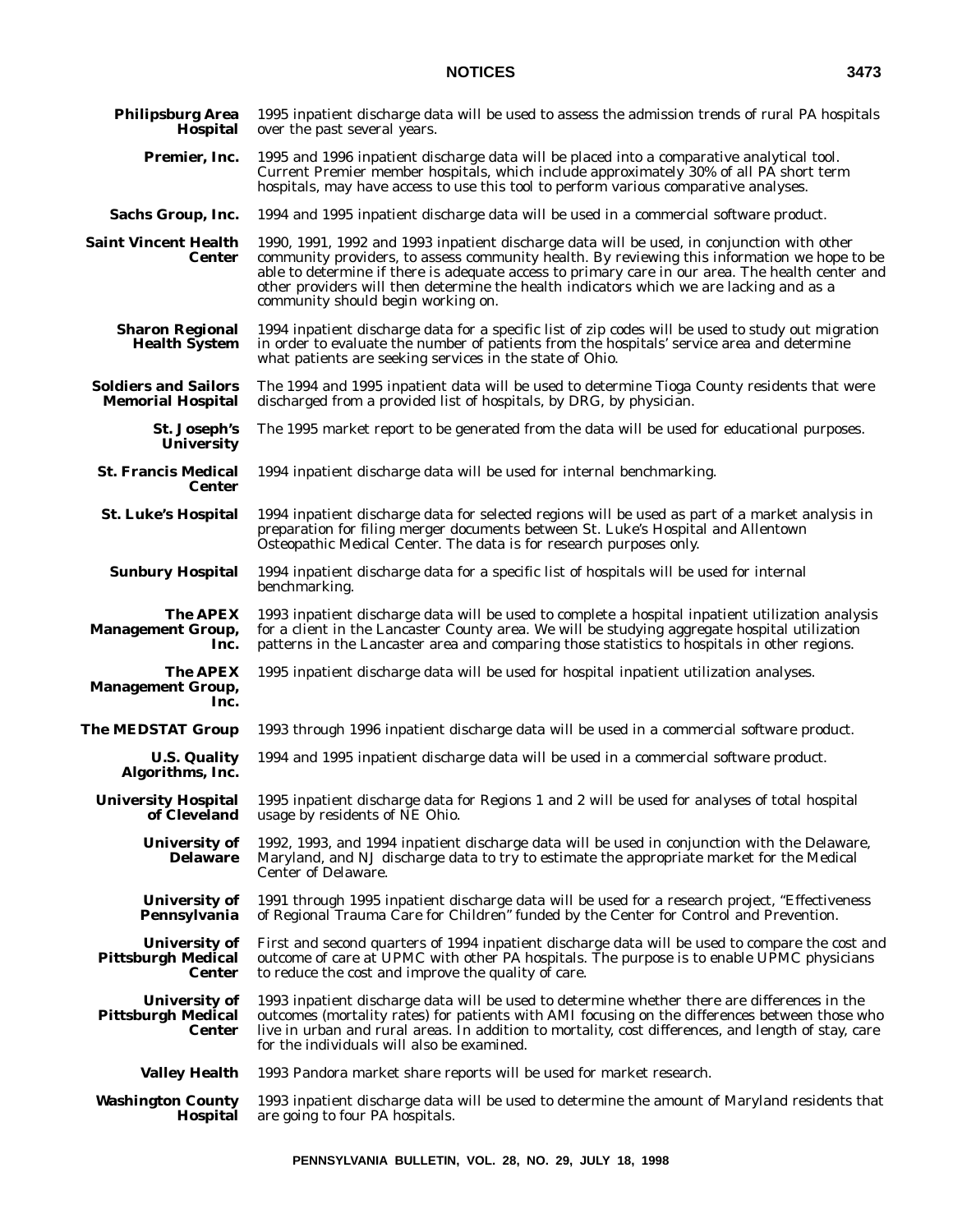| | |
|---|---|
| **Philipsburg Area Hospital** | 1995 inpatient discharge data will be used to assess the admission trends of rural PA hospitals over the past several years. |
| **Premier, Inc.** | 1995 and 1996 inpatient discharge data will be placed into a comparative analytical tool. Current Premier member hospitals, which include approximately 30% of all PA short term hospitals, may have access to use this tool to perform various comparative analyses. |
| **Sachs Group, Inc.** | 1994 and 1995 inpatient discharge data will be used in a commercial software product. |
| **Saint Vincent Health Center** | 1990, 1991, 1992 and 1993 inpatient discharge data will be used, in conjunction with other community providers, to assess community health. By reviewing this information we hope to be able to determine if there is adequate access to primary care in our area. The health center and other providers will then determine the health indicators which we are lacking and as a community should begin working on. |
| **Sharon Regional Health System** | 1994 inpatient discharge data for a specific list of zip codes will be used to study out migration in order to evaluate the number of patients from the hospitals' service area and determine what patients are seeking services in the state of Ohio. |
| **Soldiers and Sailors Memorial Hospital** | The 1994 and 1995 inpatient data will be used to determine Tioga County residents that were discharged from a provided list of hospitals, by DRG, by physician. |
| **St. Joseph's University** | The 1995 market report to be generated from the data will be used for educational purposes. |
| **St. Francis Medical Center** | 1994 inpatient discharge data will be used for internal benchmarking. |
| **St. Luke's Hospital** | 1994 inpatient discharge data for selected regions will be used as part of a market analysis in preparation for filing merger documents between St. Luke's Hospital and Allentown Osteopathic Medical Center. The data is for research purposes only. |
| **Sunbury Hospital** | 1994 inpatient discharge data for a specific list of hospitals will be used for internal benchmarking. |
| **The APEX Management Group, Inc.** | 1993 inpatient discharge data will be used to complete a hospital inpatient utilization analysis for a client in the Lancaster County area. We will be studying aggregate hospital utilization patterns in the Lancaster area and comparing those statistics to hospitals in other regions. |
| **The APEX Management Group, Inc.** | 1995 inpatient discharge data will be used for hospital inpatient utilization analyses. |
| **The MEDSTAT Group** | 1993 through 1996 inpatient discharge data will be used in a commercial software product. |
| **U.S. Quality Algorithms, Inc.** | 1994 and 1995 inpatient discharge data will be used in a commercial software product. |
| **University Hospital of Cleveland** | 1995 inpatient discharge data for Regions 1 and 2 will be used for analyses of total hospital usage by residents of NE Ohio. |
| **University of Delaware** | 1992, 1993, and 1994 inpatient discharge data will be used in conjunction with the Delaware, Maryland, and NJ discharge data to try to estimate the appropriate market for the Medical Center of Delaware. |
| **University of Pennsylvania** | 1991 through 1995 inpatient discharge data will be used for a research project, "Effectiveness of Regional Trauma Care for Children" funded by the Center for Control and Prevention. |
| **University of Pittsburgh Medical Center** | First and second quarters of 1994 inpatient discharge data will be used to compare the cost and outcome of care at UPMC with other PA hospitals. The purpose is to enable UPMC physicians to reduce the cost and improve the quality of care. |
| **University of Pittsburgh Medical Center** | 1993 inpatient discharge data will be used to determine whether there are differences in the outcomes (mortality rates) for patients with AMI focusing on the differences between those who live in urban and rural areas. In addition to mortality, cost differences, and length of stay, care for the individuals will also be examined. |
| **Valley Health** | 1993 Pandora market share reports will be used for market research. |
| **Washington County Hospital** | 1993 inpatient discharge data will be used to determine the amount of Maryland residents that are going to four PA hospitals. |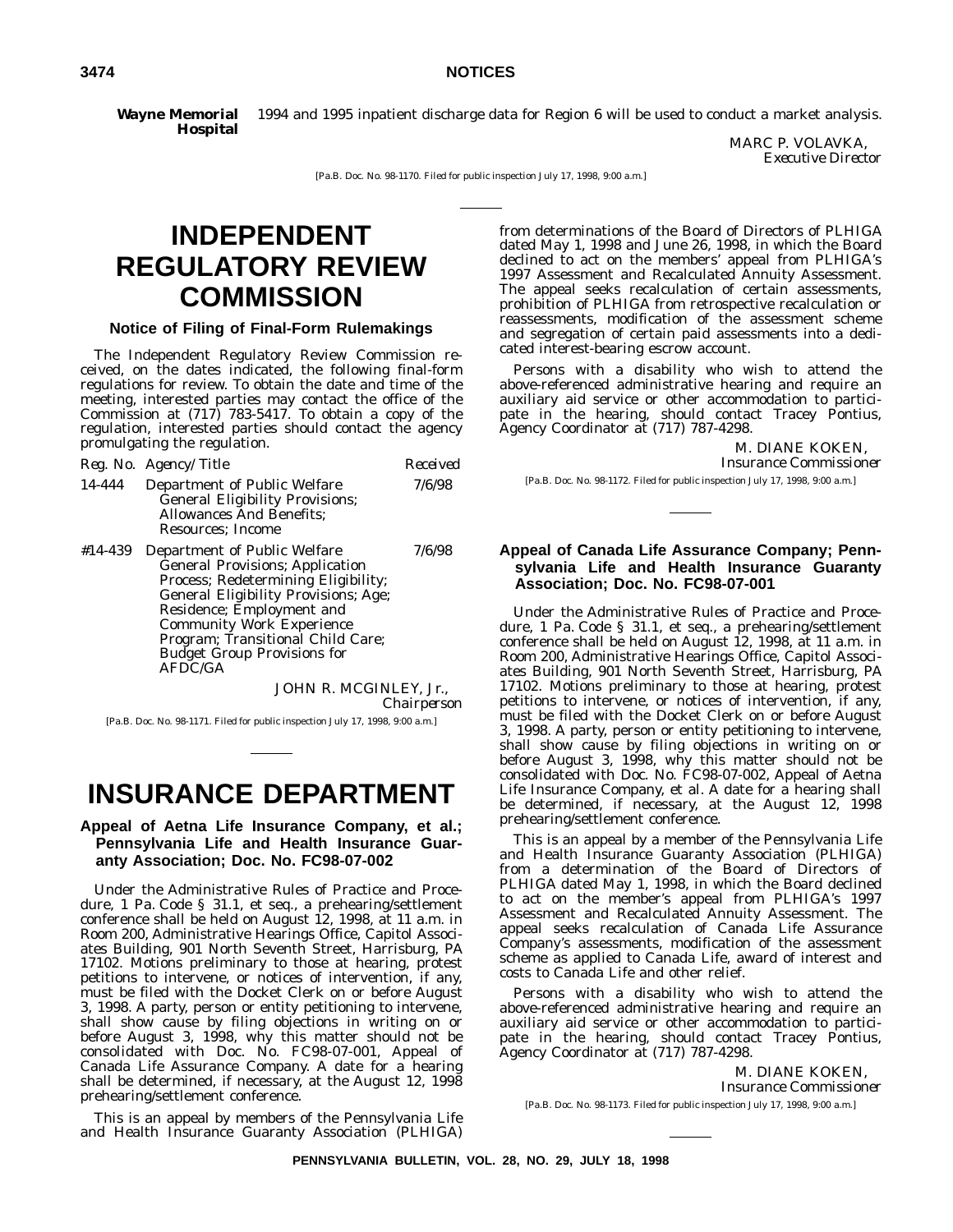**Wayne Memorial Hospital** 1994 and 1995 inpatient discharge data for Region 6 will be used to conduct a market analysis.

MARC P. VOLAVKA,
*Executive Director*

[Pa.B. Doc. No. 98-1170. Filed for public inspection July 17, 1998, 9:00 a.m.]

# INDEPENDENT REGULATORY REVIEW COMMISSION

## Notice of Filing of Final-Form Rulemakings

The Independent Regulatory Review Commission received, on the dates indicated, the following final-form regulations for review. To obtain the date and time of the meeting, interested parties may contact the office of the Commission at (717) 783-5417. To obtain a copy of the regulation, interested parties should contact the agency promulgating the regulation.

| *Reg. No.* | *Agency/Title* | *Received* |
|---|---|---|
| 14-444 | Department of Public Welfare General Eligibility Provisions; Allowances And Benefits; Resources; Income | 7/6/98 |
| #14-439 | Department of Public Welfare General Provisions; Application Process; Redetermining Eligibility; General Eligibility Provisions; Age; Residence; Employment and Community Work Experience Program; Transitional Child Care; Budget Group Provisions for AFDC/GA | 7/6/98 |

JOHN R. MCGINLEY, Jr.,
*Chairperson*

[Pa.B. Doc. No. 98-1171. Filed for public inspection July 17, 1998, 9:00 a.m.]

# INSURANCE DEPARTMENT

## Appeal of Aetna Life Insurance Company, et al.; Pennsylvania Life and Health Insurance Guaranty Association; Doc. No. FC98-07-002

Under the Administrative Rules of Practice and Procedure, 1 Pa. Code § 31.1, et seq., a prehearing/settlement conference shall be held on August 12, 1998, at 11 a.m. in Room 200, Administrative Hearings Office, Capitol Associates Building, 901 North Seventh Street, Harrisburg, PA 17102. Motions preliminary to those at hearing, protest petitions to intervene, or notices of intervention, if any, must be filed with the Docket Clerk on or before August 3, 1998. A party, person or entity petitioning to intervene, shall show cause by filing objections in writing on or before August 3, 1998, why this matter should not be consolidated with Doc. No. FC98-07-001, Appeal of Canada Life Assurance Company. A date for a hearing shall be determined, if necessary, at the August 12, 1998 prehearing/settlement conference.

This is an appeal by members of the Pennsylvania Life and Health Insurance Guaranty Association (PLHIGA) from determinations of the Board of Directors of PLHIGA dated May 1, 1998 and June 26, 1998, in which the Board declined to act on the members' appeal from PLHIGA's 1997 Assessment and Recalculated Annuity Assessment. The appeal seeks recalculation of certain assessments, prohibition of PLHIGA from retrospective recalculation or reassessments, modification of the assessment scheme and segregation of certain paid assessments into a dedicated interest-bearing escrow account.

Persons with a disability who wish to attend the above-referenced administrative hearing and require an auxiliary aid service or other accommodation to participate in the hearing, should contact Tracey Pontius, Agency Coordinator at (717) 787-4298.

M. DIANE KOKEN,
*Insurance Commissioner*

[Pa.B. Doc. No. 98-1172. Filed for public inspection July 17, 1998, 9:00 a.m.]

## Appeal of Canada Life Assurance Company; Pennsylvania Life and Health Insurance Guaranty Association; Doc. No. FC98-07-001

Under the Administrative Rules of Practice and Procedure, 1 Pa. Code § 31.1, et seq., a prehearing/settlement conference shall be held on August 12, 1998, at 11 a.m. in Room 200, Administrative Hearings Office, Capitol Associates Building, 901 North Seventh Street, Harrisburg, PA 17102. Motions preliminary to those at hearing, protest petitions to intervene, or notices of intervention, if any, must be filed with the Docket Clerk on or before August 3, 1998. A party, person or entity petitioning to intervene, shall show cause by filing objections in writing on or before August 3, 1998, why this matter should not be consolidated with Doc. No. FC98-07-002, Appeal of Aetna Life Insurance Company, et al. A date for a hearing shall be determined, if necessary, at the August 12, 1998 prehearing/settlement conference.

This is an appeal by a member of the Pennsylvania Life and Health Insurance Guaranty Association (PLHIGA) from a determination of the Board of Directors of PLHIGA dated May 1, 1998, in which the Board declined to act on the member's appeal from PLHIGA's 1997 Assessment and Recalculated Annuity Assessment. The appeal seeks recalculation of Canada Life Assurance Company's assessments, modification of the assessment scheme as applied to Canada Life, award of interest and costs to Canada Life and other relief.

Persons with a disability who wish to attend the above-referenced administrative hearing and require an auxiliary aid service or other accommodation to participate in the hearing, should contact Tracey Pontius, Agency Coordinator at (717) 787-4298.

M. DIANE KOKEN,
*Insurance Commissioner*

[Pa.B. Doc. No. 98-1173. Filed for public inspection July 17, 1998, 9:00 a.m.]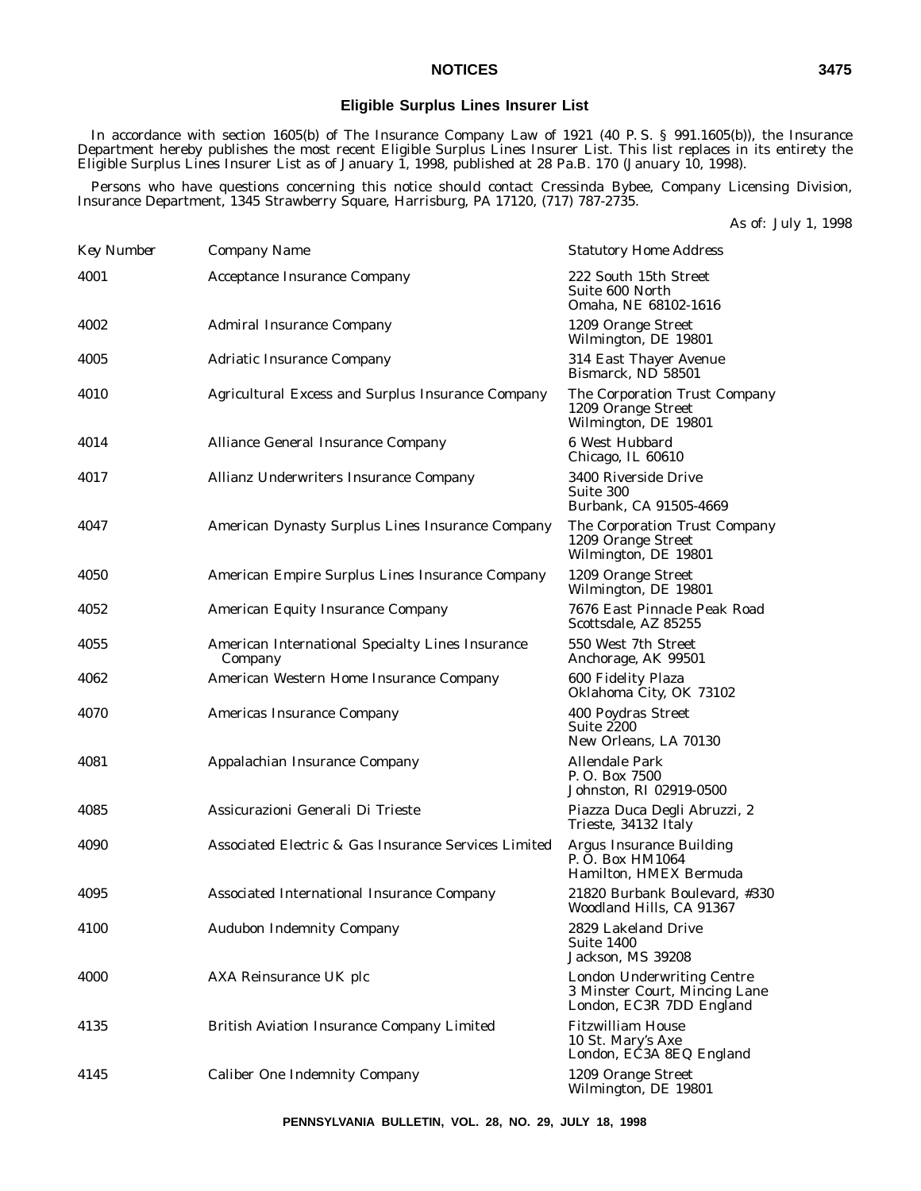## Eligible Surplus Lines Insurer List

In accordance with section 1605(b) of The Insurance Company Law of 1921 (40 P. S. § 991.1605(b)), the Insurance Department hereby publishes the most recent Eligible Surplus Lines Insurer List. This list replaces in its entirety the Eligible Surplus Lines Insurer List as of January 1, 1998, published at 28 Pa.B. 170 (January 10, 1998).

Persons who have questions concerning this notice should contact Cressinda Bybee, Company Licensing Division, Insurance Department, 1345 Strawberry Square, Harrisburg, PA 17120, (717) 787-2735.

*As of: July 1, 1998*

| *Key Number* | *Company Name* | *Statutory Home Address* |
|---|---|---|
| 4001 | Acceptance Insurance Company | 222 South 15th Street<br>Suite 600 North<br>Omaha, NE 68102-1616 |
| 4002 | Admiral Insurance Company | 1209 Orange Street<br>Wilmington, DE 19801 |
| 4005 | Adriatic Insurance Company | 314 East Thayer Avenue<br>Bismarck, ND 58501 |
| 4010 | Agricultural Excess and Surplus Insurance Company | The Corporation Trust Company<br>1209 Orange Street<br>Wilmington, DE 19801 |
| 4014 | Alliance General Insurance Company | 6 West Hubbard<br>Chicago, IL 60610 |
| 4017 | Allianz Underwriters Insurance Company | 3400 Riverside Drive<br>Suite 300<br>Burbank, CA 91505-4669 |
| 4047 | American Dynasty Surplus Lines Insurance Company | The Corporation Trust Company<br>1209 Orange Street<br>Wilmington, DE 19801 |
| 4050 | American Empire Surplus Lines Insurance Company | 1209 Orange Street<br>Wilmington, DE 19801 |
| 4052 | American Equity Insurance Company | 7676 East Pinnacle Peak Road<br>Scottsdale, AZ 85255 |
| 4055 | American International Specialty Lines Insurance Company | 550 West 7th Street<br>Anchorage, AK 99501 |
| 4062 | American Western Home Insurance Company | 600 Fidelity Plaza<br>Oklahoma City, OK 73102 |
| 4070 | Americas Insurance Company | 400 Poydras Street<br>Suite 2200<br>New Orleans, LA 70130 |
| 4081 | Appalachian Insurance Company | Allendale Park<br>P. O. Box 7500<br>Johnston, RI 02919-0500 |
| 4085 | Assicurazioni Generali Di Trieste | Piazza Duca Degli Abruzzi, 2<br>Trieste, 34132 Italy |
| 4090 | Associated Electric & Gas Insurance Services Limited | Argus Insurance Building<br>P. O. Box HM1064<br>Hamilton, HMEX Bermuda |
| 4095 | Associated International Insurance Company | 21820 Burbank Boulevard, #330<br>Woodland Hills, CA 91367 |
| 4100 | Audubon Indemnity Company | 2829 Lakeland Drive<br>Suite 1400<br>Jackson, MS 39208 |
| 4000 | AXA Reinsurance UK plc | London Underwriting Centre<br>3 Minster Court, Mincing Lane<br>London, EC3R 7DD England |
| 4135 | British Aviation Insurance Company Limited | Fitzwilliam House<br>10 St. Mary's Axe<br>London, EC3A 8EQ England |
| 4145 | Caliber One Indemnity Company | 1209 Orange Street<br>Wilmington, DE 19801 |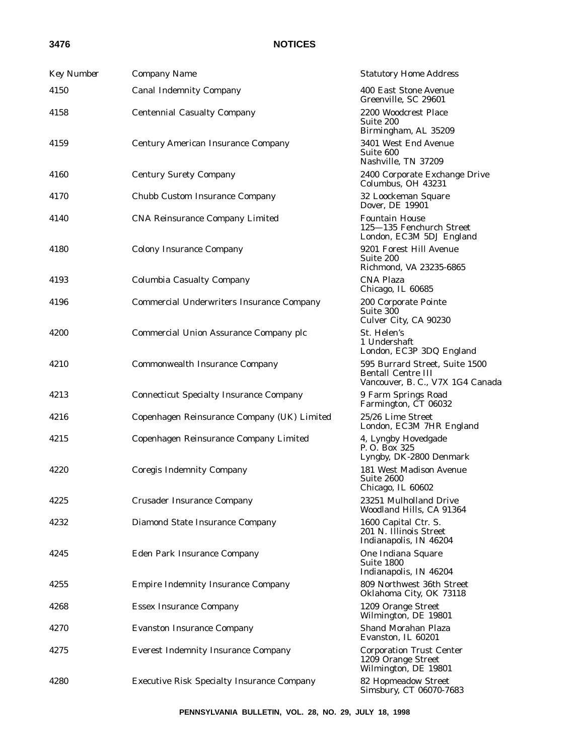| Key Number | Company Name | Statutory Home Address |
| --- | --- | --- |
| 4150 | Canal Indemnity Company | 400 East Stone Avenue<br>Greenville, SC 29601 |
| 4158 | Centennial Casualty Company | 2200 Woodcrest Place<br>Suite 200<br>Birmingham, AL 35209 |
| 4159 | Century American Insurance Company | 3401 West End Avenue<br>Suite 600<br>Nashville, TN 37209 |
| 4160 | Century Surety Company | 2400 Corporate Exchange Drive<br>Columbus, OH 43231 |
| 4170 | Chubb Custom Insurance Company | 32 Loockeman Square<br>Dover, DE 19901 |
| 4140 | CNA Reinsurance Company Limited | Fountain House<br>125—135 Fenchurch Street<br>London, EC3M 5DJ England |
| 4180 | Colony Insurance Company | 9201 Forest Hill Avenue<br>Suite 200<br>Richmond, VA 23235-6865 |
| 4193 | Columbia Casualty Company | CNA Plaza<br>Chicago, IL 60685 |
| 4196 | Commercial Underwriters Insurance Company | 200 Corporate Pointe<br>Suite 300<br>Culver City, CA 90230 |
| 4200 | Commercial Union Assurance Company plc | St. Helen's<br>1 Undershaft<br>London, EC3P 3DQ England |
| 4210 | Commonwealth Insurance Company | 595 Burrard Street, Suite 1500<br>Bentall Centre III<br>Vancouver, B. C., V7X 1G4 Canada |
| 4213 | Connecticut Specialty Insurance Company | 9 Farm Springs Road<br>Farmington, CT 06032 |
| 4216 | Copenhagen Reinsurance Company (UK) Limited | 25/26 Lime Street<br>London, EC3M 7HR England |
| 4215 | Copenhagen Reinsurance Company Limited | 4, Lyngby Hovedgade<br>P. O. Box 325<br>Lyngby, DK-2800 Denmark |
| 4220 | Coregis Indemnity Company | 181 West Madison Avenue<br>Suite 2600<br>Chicago, IL 60602 |
| 4225 | Crusader Insurance Company | 23251 Mulholland Drive<br>Woodland Hills, CA 91364 |
| 4232 | Diamond State Insurance Company | 1600 Capital Ctr. S.<br>201 N. Illinois Street<br>Indianapolis, IN 46204 |
| 4245 | Eden Park Insurance Company | One Indiana Square<br>Suite 1800<br>Indianapolis, IN 46204 |
| 4255 | Empire Indemnity Insurance Company | 809 Northwest 36th Street<br>Oklahoma City, OK 73118 |
| 4268 | Essex Insurance Company | 1209 Orange Street<br>Wilmington, DE 19801 |
| 4270 | Evanston Insurance Company | Shand Morahan Plaza<br>Evanston, IL 60201 |
| 4275 | Everest Indemnity Insurance Company | Corporation Trust Center<br>1209 Orange Street<br>Wilmington, DE 19801 |
| 4280 | Executive Risk Specialty Insurance Company | 82 Hopmeadow Street<br>Simsbury, CT 06070-7683 |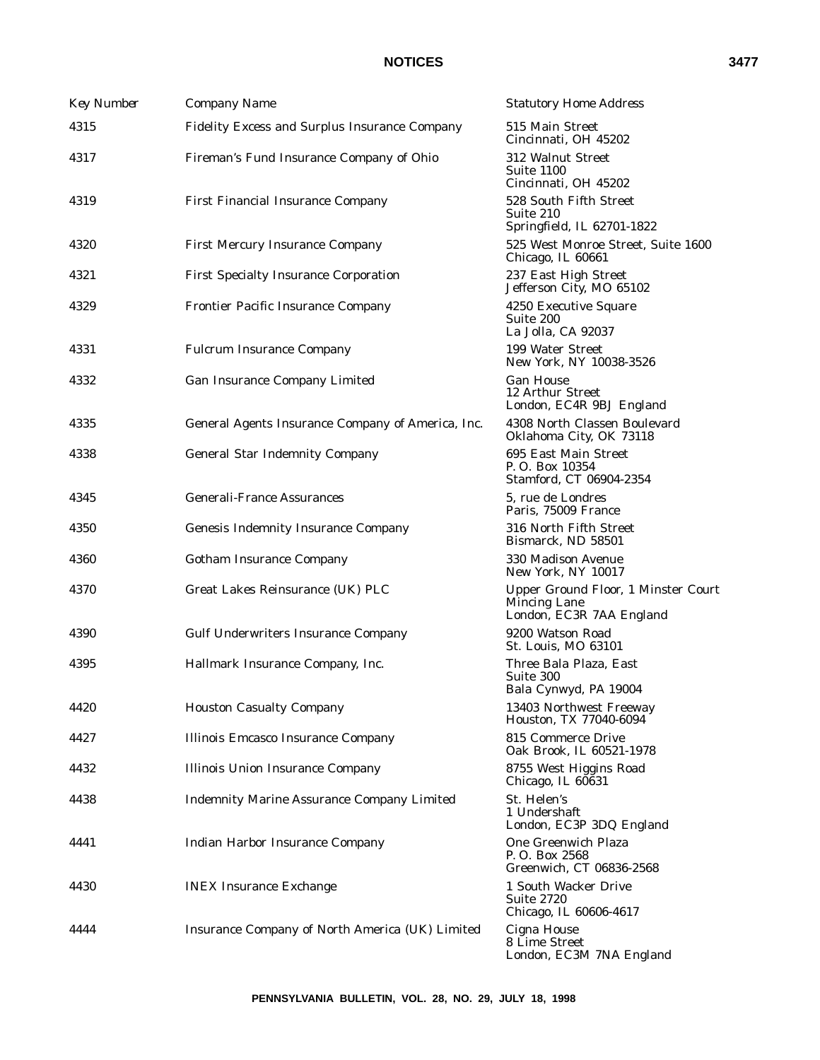| Key Number | Company Name | Statutory Home Address |
|---|---|---|
| 4315 | Fidelity Excess and Surplus Insurance Company | 515 Main Street<br>Cincinnati, OH 45202 |
| 4317 | Fireman's Fund Insurance Company of Ohio | 312 Walnut Street<br>Suite 1100<br>Cincinnati, OH 45202 |
| 4319 | First Financial Insurance Company | 528 South Fifth Street<br>Suite 210<br>Springfield, IL 62701-1822 |
| 4320 | First Mercury Insurance Company | 525 West Monroe Street, Suite 1600<br>Chicago, IL 60661 |
| 4321 | First Specialty Insurance Corporation | 237 East High Street<br>Jefferson City, MO 65102 |
| 4329 | Frontier Pacific Insurance Company | 4250 Executive Square<br>Suite 200<br>La Jolla, CA 92037 |
| 4331 | Fulcrum Insurance Company | 199 Water Street<br>New York, NY 10038-3526 |
| 4332 | Gan Insurance Company Limited | Gan House<br>12 Arthur Street<br>London, EC4R 9BJ England |
| 4335 | General Agents Insurance Company of America, Inc. | 4308 North Classen Boulevard<br>Oklahoma City, OK 73118 |
| 4338 | General Star Indemnity Company | 695 East Main Street<br>P. O. Box 10354<br>Stamford, CT 06904-2354 |
| 4345 | Generali-France Assurances | 5, rue de Londres<br>Paris, 75009 France |
| 4350 | Genesis Indemnity Insurance Company | 316 North Fifth Street<br>Bismarck, ND 58501 |
| 4360 | Gotham Insurance Company | 330 Madison Avenue<br>New York, NY 10017 |
| 4370 | Great Lakes Reinsurance (UK) PLC | Upper Ground Floor, 1 Minster Court<br>Mincing Lane<br>London, EC3R 7AA England |
| 4390 | Gulf Underwriters Insurance Company | 9200 Watson Road<br>St. Louis, MO 63101 |
| 4395 | Hallmark Insurance Company, Inc. | Three Bala Plaza, East<br>Suite 300<br>Bala Cynwyd, PA 19004 |
| 4420 | Houston Casualty Company | 13403 Northwest Freeway<br>Houston, TX 77040-6094 |
| 4427 | Illinois Emcasco Insurance Company | 815 Commerce Drive<br>Oak Brook, IL 60521-1978 |
| 4432 | Illinois Union Insurance Company | 8755 West Higgins Road<br>Chicago, IL 60631 |
| 4438 | Indemnity Marine Assurance Company Limited | St. Helen's<br>1 Undershaft<br>London, EC3P 3DQ England |
| 4441 | Indian Harbor Insurance Company | One Greenwich Plaza<br>P. O. Box 2568<br>Greenwich, CT 06836-2568 |
| 4430 | INEX Insurance Exchange | 1 South Wacker Drive<br>Suite 2720<br>Chicago, IL 60606-4617 |
| 4444 | Insurance Company of North America (UK) Limited | Cigna House<br>8 Lime Street<br>London, EC3M 7NA England |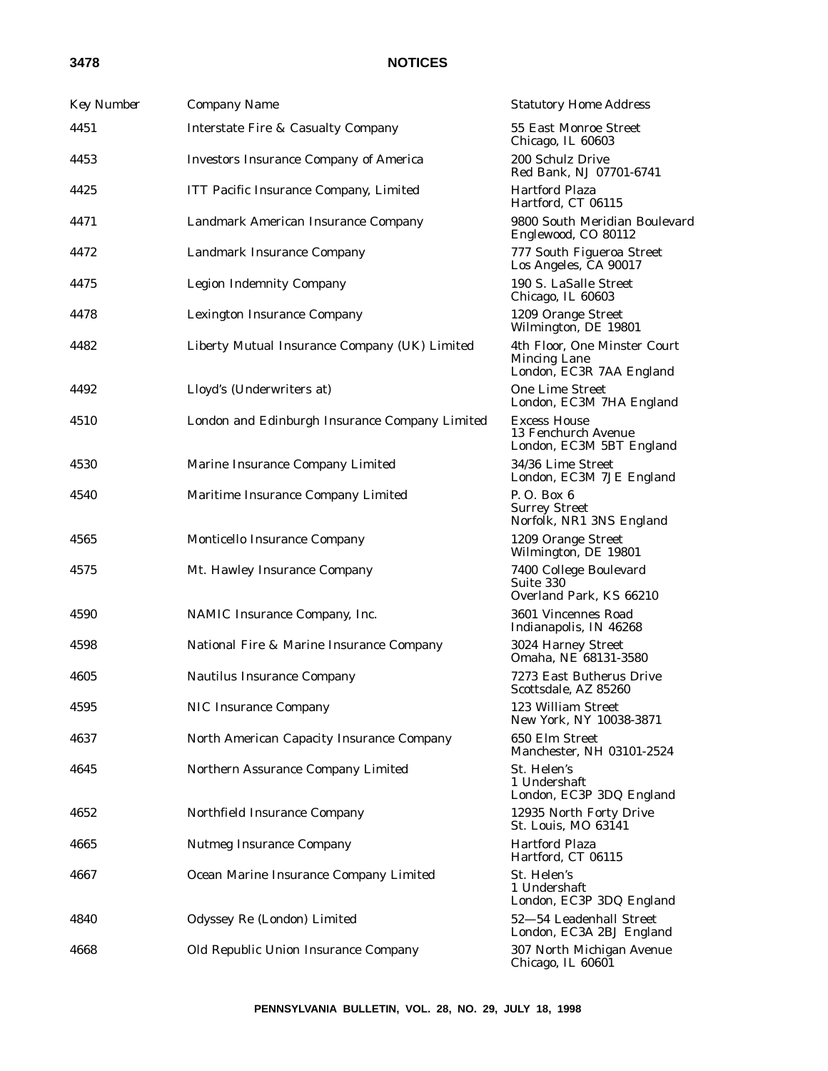| Key Number | Company Name | Statutory Home Address |
| --- | --- | --- |
| 4451 | Interstate Fire & Casualty Company | 55 East Monroe Street<br>Chicago, IL 60603 |
| 4453 | Investors Insurance Company of America | 200 Schulz Drive<br>Red Bank, NJ 07701-6741 |
| 4425 | ITT Pacific Insurance Company, Limited | Hartford Plaza<br>Hartford, CT 06115 |
| 4471 | Landmark American Insurance Company | 9800 South Meridian Boulevard<br>Englewood, CO 80112 |
| 4472 | Landmark Insurance Company | 777 South Figueroa Street<br>Los Angeles, CA 90017 |
| 4475 | Legion Indemnity Company | 190 S. LaSalle Street<br>Chicago, IL 60603 |
| 4478 | Lexington Insurance Company | 1209 Orange Street<br>Wilmington, DE 19801 |
| 4482 | Liberty Mutual Insurance Company (UK) Limited | 4th Floor, One Minster Court<br>Mincing Lane<br>London, EC3R 7AA England |
| 4492 | Lloyd's (Underwriters at) | One Lime Street<br>London, EC3M 7HA England |
| 4510 | London and Edinburgh Insurance Company Limited | Excess House<br>13 Fenchurch Avenue<br>London, EC3M 5BT England |
| 4530 | Marine Insurance Company Limited | 34/36 Lime Street<br>London, EC3M 7JE England |
| 4540 | Maritime Insurance Company Limited | P. O. Box 6<br>Surrey Street<br>Norfolk, NR1 3NS England |
| 4565 | Monticello Insurance Company | 1209 Orange Street<br>Wilmington, DE 19801 |
| 4575 | Mt. Hawley Insurance Company | 7400 College Boulevard<br>Suite 330<br>Overland Park, KS 66210 |
| 4590 | NAMIC Insurance Company, Inc. | 3601 Vincennes Road<br>Indianapolis, IN 46268 |
| 4598 | National Fire & Marine Insurance Company | 3024 Harney Street<br>Omaha, NE 68131-3580 |
| 4605 | Nautilus Insurance Company | 7273 East Butherus Drive<br>Scottsdale, AZ 85260 |
| 4595 | NIC Insurance Company | 123 William Street<br>New York, NY 10038-3871 |
| 4637 | North American Capacity Insurance Company | 650 Elm Street<br>Manchester, NH 03101-2524 |
| 4645 | Northern Assurance Company Limited | St. Helen's<br>1 Undershaft<br>London, EC3P 3DQ England |
| 4652 | Northfield Insurance Company | 12935 North Forty Drive<br>St. Louis, MO 63141 |
| 4665 | Nutmeg Insurance Company | Hartford Plaza<br>Hartford, CT 06115 |
| 4667 | Ocean Marine Insurance Company Limited | St. Helen's<br>1 Undershaft<br>London, EC3P 3DQ England |
| 4840 | Odyssey Re (London) Limited | 52—54 Leadenhall Street<br>London, EC3A 2BJ England |
| 4668 | Old Republic Union Insurance Company | 307 North Michigan Avenue<br>Chicago, IL 60601 |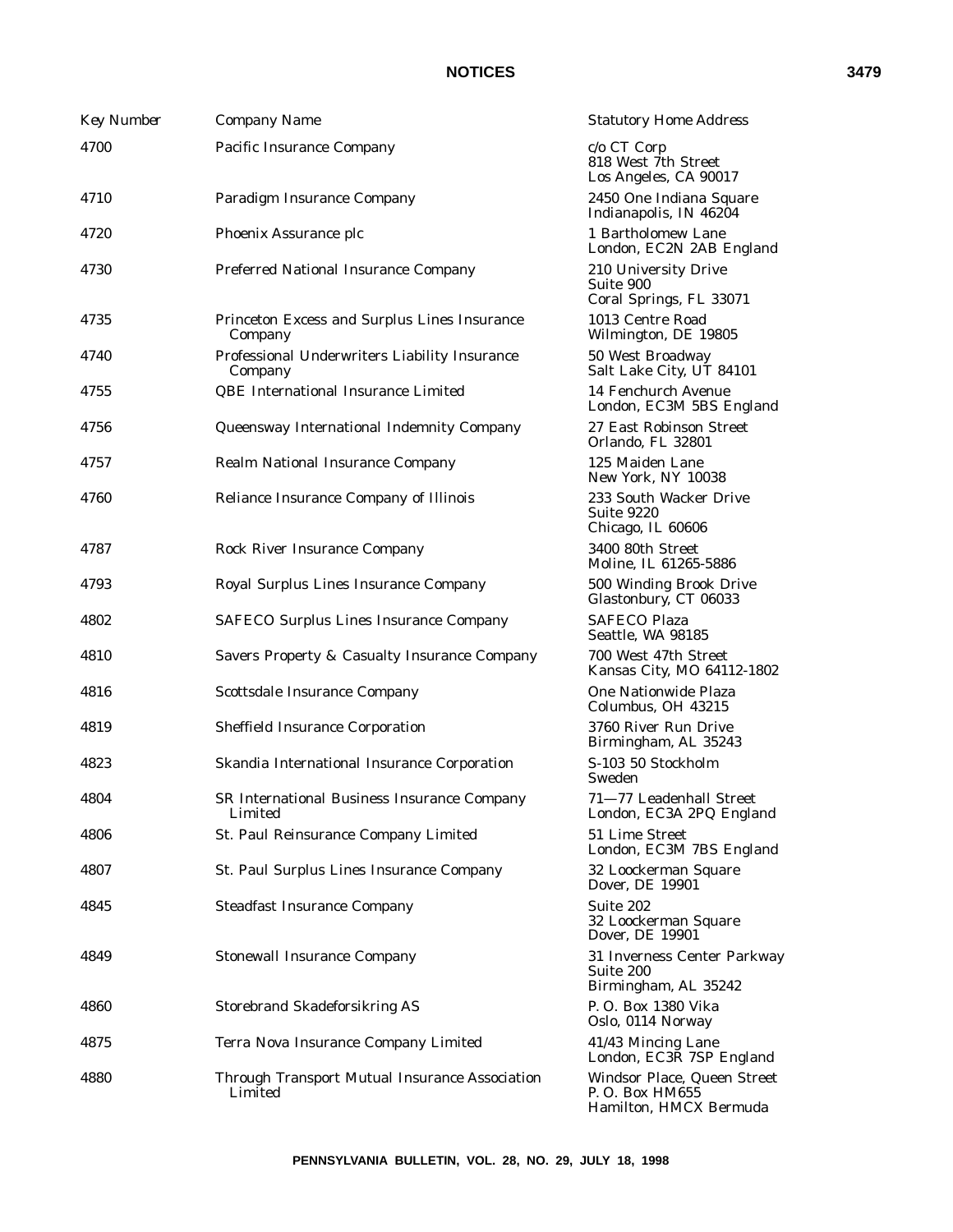| Key Number | Company Name | Statutory Home Address |
|---|---|---|
| 4700 | Pacific Insurance Company | c/o CT Corp<br>818 West 7th Street<br>Los Angeles, CA 90017 |
| 4710 | Paradigm Insurance Company | 2450 One Indiana Square<br>Indianapolis, IN 46204 |
| 4720 | Phoenix Assurance plc | 1 Bartholomew Lane<br>London, EC2N 2AB England |
| 4730 | Preferred National Insurance Company | 210 University Drive<br>Suite 900<br>Coral Springs, FL 33071 |
| 4735 | Princeton Excess and Surplus Lines Insurance Company | 1013 Centre Road<br>Wilmington, DE 19805 |
| 4740 | Professional Underwriters Liability Insurance Company | 50 West Broadway<br>Salt Lake City, UT 84101 |
| 4755 | QBE International Insurance Limited | 14 Fenchurch Avenue<br>London, EC3M 5BS England |
| 4756 | Queensway International Indemnity Company | 27 East Robinson Street<br>Orlando, FL 32801 |
| 4757 | Realm National Insurance Company | 125 Maiden Lane<br>New York, NY 10038 |
| 4760 | Reliance Insurance Company of Illinois | 233 South Wacker Drive<br>Suite 9220<br>Chicago, IL 60606 |
| 4787 | Rock River Insurance Company | 3400 80th Street<br>Moline, IL 61265-5886 |
| 4793 | Royal Surplus Lines Insurance Company | 500 Winding Brook Drive<br>Glastonbury, CT 06033 |
| 4802 | SAFECO Surplus Lines Insurance Company | SAFECO Plaza<br>Seattle, WA 98185 |
| 4810 | Savers Property & Casualty Insurance Company | 700 West 47th Street<br>Kansas City, MO 64112-1802 |
| 4816 | Scottsdale Insurance Company | One Nationwide Plaza<br>Columbus, OH 43215 |
| 4819 | Sheffield Insurance Corporation | 3760 River Run Drive<br>Birmingham, AL 35243 |
| 4823 | Skandia International Insurance Corporation | S-103 50 Stockholm<br>Sweden |
| 4804 | SR International Business Insurance Company Limited | 71—77 Leadenhall Street<br>London, EC3A 2PQ England |
| 4806 | St. Paul Reinsurance Company Limited | 51 Lime Street<br>London, EC3M 7BS England |
| 4807 | St. Paul Surplus Lines Insurance Company | 32 Loockerman Square<br>Dover, DE 19901 |
| 4845 | Steadfast Insurance Company | Suite 202<br>32 Loockerman Square<br>Dover, DE 19901 |
| 4849 | Stonewall Insurance Company | 31 Inverness Center Parkway<br>Suite 200<br>Birmingham, AL 35242 |
| 4860 | Storebrand Skadeforsikring AS | P. O. Box 1380 Vika<br>Oslo, 0114 Norway |
| 4875 | Terra Nova Insurance Company Limited | 41/43 Mincing Lane<br>London, EC3R 7SP England |
| 4880 | Through Transport Mutual Insurance Association Limited | Windsor Place, Queen Street<br>P. O. Box HM655<br>Hamilton, HMCX Bermuda |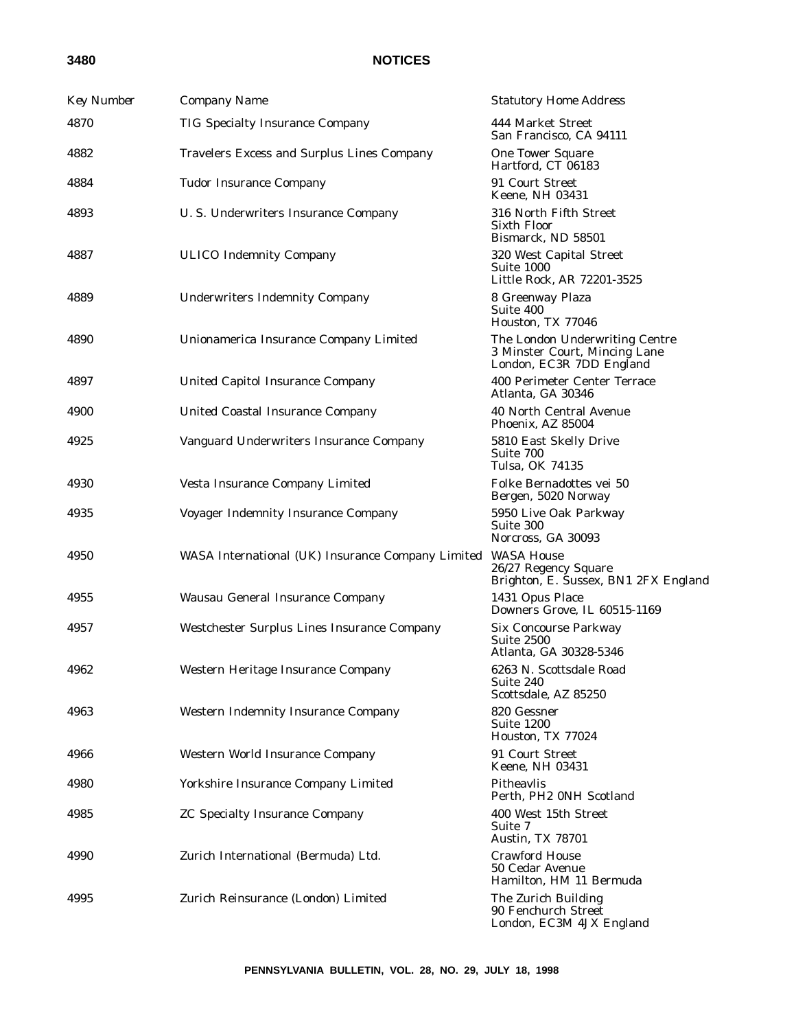| Key Number | Company Name | Statutory Home Address |
|---|---|---|
| 4870 | TIG Specialty Insurance Company | 444 Market Street<br>San Francisco, CA 94111 |
| 4882 | Travelers Excess and Surplus Lines Company | One Tower Square<br>Hartford, CT 06183 |
| 4884 | Tudor Insurance Company | 91 Court Street<br>Keene, NH 03431 |
| 4893 | U. S. Underwriters Insurance Company | 316 North Fifth Street<br>Sixth Floor<br>Bismarck, ND 58501 |
| 4887 | ULICO Indemnity Company | 320 West Capital Street<br>Suite 1000<br>Little Rock, AR 72201-3525 |
| 4889 | Underwriters Indemnity Company | 8 Greenway Plaza<br>Suite 400<br>Houston, TX 77046 |
| 4890 | Unionamerica Insurance Company Limited | The London Underwriting Centre<br>3 Minster Court, Mincing Lane<br>London, EC3R 7DD England |
| 4897 | United Capitol Insurance Company | 400 Perimeter Center Terrace<br>Atlanta, GA 30346 |
| 4900 | United Coastal Insurance Company | 40 North Central Avenue<br>Phoenix, AZ 85004 |
| 4925 | Vanguard Underwriters Insurance Company | 5810 East Skelly Drive<br>Suite 700<br>Tulsa, OK 74135 |
| 4930 | Vesta Insurance Company Limited | Folke Bernadottes vei 50<br>Bergen, 5020 Norway |
| 4935 | Voyager Indemnity Insurance Company | 5950 Live Oak Parkway<br>Suite 300<br>Norcross, GA 30093 |
| 4950 | WASA International (UK) Insurance Company Limited | WASA House<br>26/27 Regency Square<br>Brighton, E. Sussex, BN1 2FX England |
| 4955 | Wausau General Insurance Company | 1431 Opus Place<br>Downers Grove, IL 60515-1169 |
| 4957 | Westchester Surplus Lines Insurance Company | Six Concourse Parkway<br>Suite 2500<br>Atlanta, GA 30328-5346 |
| 4962 | Western Heritage Insurance Company | 6263 N. Scottsdale Road<br>Suite 240<br>Scottsdale, AZ 85250 |
| 4963 | Western Indemnity Insurance Company | 820 Gessner<br>Suite 1200<br>Houston, TX 77024 |
| 4966 | Western World Insurance Company | 91 Court Street<br>Keene, NH 03431 |
| 4980 | Yorkshire Insurance Company Limited | Pitheavlis<br>Perth, PH2 0NH Scotland |
| 4985 | ZC Specialty Insurance Company | 400 West 15th Street<br>Suite 7<br>Austin, TX 78701 |
| 4990 | Zurich International (Bermuda) Ltd. | Crawford House<br>50 Cedar Avenue<br>Hamilton, HM 11 Bermuda |
| 4995 | Zurich Reinsurance (London) Limited | The Zurich Building<br>90 Fenchurch Street<br>London, EC3M 4JX England |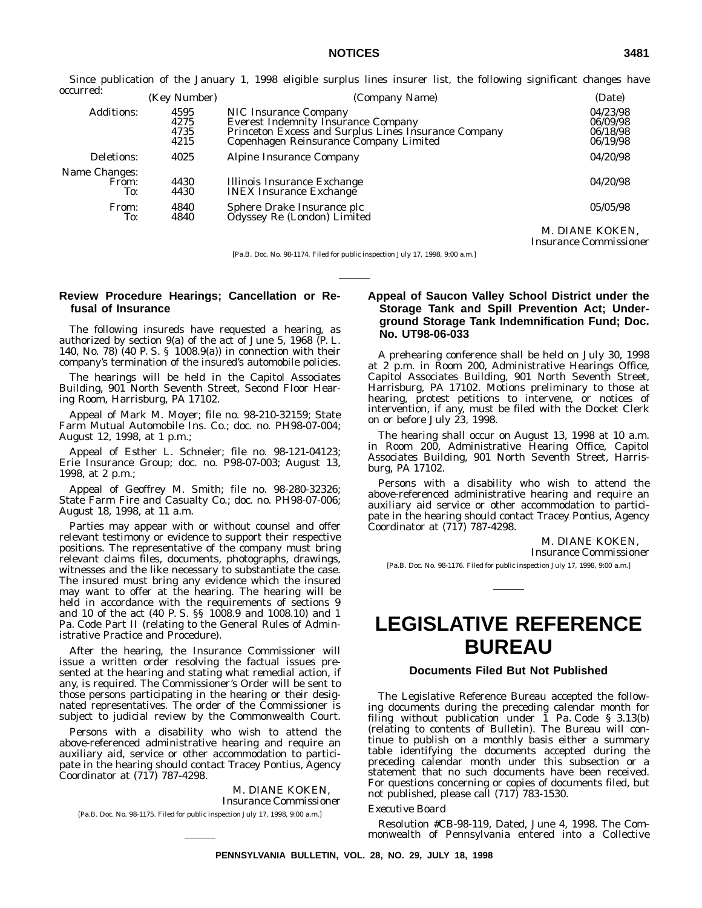Since publication of the January 1, 1998 eligible surplus lines insurer list, the following significant changes have occurred:

| | (Key Number) | (Company Name) | (Date) |
|---|---|---|---|
| Additions: | 4595 | NIC Insurance Company | 04/23/98 |
| | 4275 | Everest Indemnity Insurance Company | 06/09/98 |
| | 4735 | Princeton Excess and Surplus Lines Insurance Company | 06/18/98 |
| | 4215 | Copenhagen Reinsurance Company Limited | 06/19/98 |
| Deletions: | 4025 | Alpine Insurance Company | 04/20/98 |
| Name Changes: | | | |
| From: | 4430 | Illinois Insurance Exchange | 04/20/98 |
| To: | 4430 | INEX Insurance Exchange | |
| From: | 4840 | Sphere Drake Insurance plc | 05/05/98 |
| To: | 4840 | Odyssey Re (London) Limited | |

M. DIANE KOKEN,
*Insurance Commissioner*

[Pa.B. Doc. No. 98-1174. Filed for public inspection July 17, 1998, 9:00 a.m.]

---

### Review Procedure Hearings; Cancellation or Refusal of Insurance

The following insureds have requested a hearing, as authorized by section 9(a) of the act of June 5, 1968 (P. L. 140, No. 78) (40 P. S. § 1008.9(a)) in connection with their company's termination of the insured's automobile policies.

The hearings will be held in the Capitol Associates Building, 901 North Seventh Street, Second Floor Hearing Room, Harrisburg, PA 17102.

Appeal of Mark M. Moyer; file no. 98-210-32159; State Farm Mutual Automobile Ins. Co.; doc. no. PH98-07-004; August 12, 1998, at 1 p.m.;

Appeal of Esther L. Schneier; file no. 98-121-04123; Erie Insurance Group; doc. no. P98-07-003; August 13, 1998, at 2 p.m.;

Appeal of Geoffrey M. Smith; file no. 98-280-32326; State Farm Fire and Casualty Co.; doc. no. PH98-07-006; August 18, 1998, at 11 a.m.

Parties may appear with or without counsel and offer relevant testimony or evidence to support their respective positions. The representative of the company must bring relevant claims files, documents, photographs, drawings, witnesses and the like necessary to substantiate the case. The insured must bring any evidence which the insured may want to offer at the hearing. The hearing will be held in accordance with the requirements of sections 9 and 10 of the act (40 P. S. §§ 1008.9 and 1008.10) and 1 Pa. Code Part II (relating to the General Rules of Administrative Practice and Procedure).

After the hearing, the Insurance Commissioner will issue a written order resolving the factual issues presented at the hearing and stating what remedial action, if any, is required. The Commissioner's Order will be sent to those persons participating in the hearing or their designated representatives. The order of the Commissioner is subject to judicial review by the Commonwealth Court.

Persons with a disability who wish to attend the above-referenced administrative hearing and require an auxiliary aid, service or other accommodation to participate in the hearing should contact Tracey Pontius, Agency Coordinator at (717) 787-4298.

M. DIANE KOKEN,
*Insurance Commissioner*

[Pa.B. Doc. No. 98-1175. Filed for public inspection July 17, 1998, 9:00 a.m.]

---

### Appeal of Saucon Valley School District under the Storage Tank and Spill Prevention Act; Underground Storage Tank Indemnification Fund; Doc. No. UT98-06-033

A prehearing conference shall be held on July 30, 1998 at 2 p.m. in Room 200, Administrative Hearings Office, Capitol Associates Building, 901 North Seventh Street, Harrisburg, PA 17102. Motions preliminary to those at hearing, protest petitions to intervene, or notices of intervention, if any, must be filed with the Docket Clerk on or before July 23, 1998.

The hearing shall occur on August 13, 1998 at 10 a.m. in Room 200, Administrative Hearing Office, Capitol Associates Building, 901 North Seventh Street, Harrisburg, PA 17102.

Persons with a disability who wish to attend the above-referenced administrative hearing and require an auxiliary aid service or other accommodation to participate in the hearing should contact Tracey Pontius, Agency Coordinator at (717) 787-4298.

M. DIANE KOKEN,
*Insurance Commissioner*

[Pa.B. Doc. No. 98-1176. Filed for public inspection July 17, 1998, 9:00 a.m.]

---

# LEGISLATIVE REFERENCE BUREAU

### Documents Filed But Not Published

The Legislative Reference Bureau accepted the following documents during the preceding calendar month for filing without publication under 1 Pa. Code § 3.13(b) (relating to contents of Bulletin). The Bureau will continue to publish on a monthly basis either a summary table identifying the documents accepted during the preceding calendar month under this subsection or a statement that no such documents have been received. For questions concerning or copies of documents filed, but not published, please call (717) 783-1530.

*Executive Board*

Resolution #CB-98-119, Dated, June 4, 1998. The Commonwealth of Pennsylvania entered into a Collective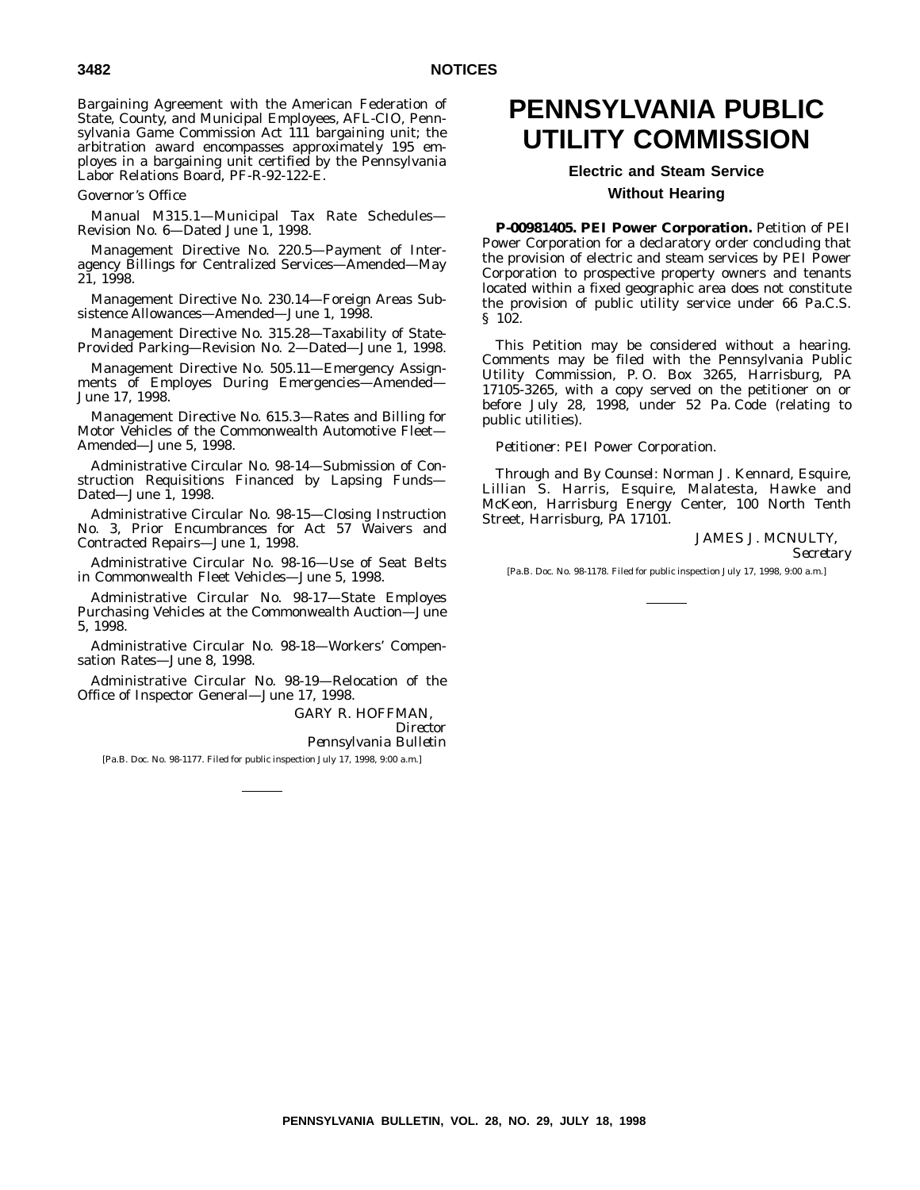Bargaining Agreement with the American Federation of State, County, and Municipal Employees, AFL-CIO, Pennsylvania Game Commission Act 111 bargaining unit; the arbitration award encompasses approximately 195 employes in a bargaining unit certified by the Pennsylvania Labor Relations Board, PF-R-92-122-E.

*Governor's Office*

Manual M315.1—Municipal Tax Rate Schedules—Revision No. 6—Dated June 1, 1998.

Management Directive No. 220.5—Payment of Interagency Billings for Centralized Services—Amended—May 21, 1998.

Management Directive No. 230.14—Foreign Areas Subsistence Allowances—Amended—June 1, 1998.

Management Directive No. 315.28—Taxability of State-Provided Parking—Revision No. 2—Dated—June 1, 1998.

Management Directive No. 505.11—Emergency Assignments of Employes During Emergencies—Amended—June 17, 1998.

Management Directive No. 615.3—Rates and Billing for Motor Vehicles of the Commonwealth Automotive Fleet—Amended—June 5, 1998.

Administrative Circular No. 98-14—Submission of Construction Requisitions Financed by Lapsing Funds—Dated—June 1, 1998.

Administrative Circular No. 98-15—Closing Instruction No. 3, Prior Encumbrances for Act 57 Waivers and Contracted Repairs—June 1, 1998.

Administrative Circular No. 98-16—Use of Seat Belts in Commonwealth Fleet Vehicles—June 5, 1998.

Administrative Circular No. 98-17—State Employes Purchasing Vehicles at the Commonwealth Auction—June 5, 1998.

Administrative Circular No. 98-18—Workers' Compensation Rates—June 8, 1998.

Administrative Circular No. 98-19—Relocation of the Office of Inspector General—June 17, 1998.

GARY R. HOFFMAN,
*Director*
*Pennsylvania Bulletin*

[Pa.B. Doc. No. 98-1177. Filed for public inspection July 17, 1998, 9:00 a.m.]

# PENNSYLVANIA PUBLIC UTILITY COMMISSION

## Electric and Steam Service

## Without Hearing

**P-00981405. PEI Power Corporation.** Petition of PEI Power Corporation for a declaratory order concluding that the provision of electric and steam services by PEI Power Corporation to prospective property owners and tenants located within a fixed geographic area does not constitute the provision of public utility service under 66 Pa.C.S. § 102.

This Petition may be considered without a hearing. Comments may be filed with the Pennsylvania Public Utility Commission, P. O. Box 3265, Harrisburg, PA 17105-3265, with a copy served on the petitioner on or before July 28, 1998, under 52 Pa. Code (relating to public utilities).

*Petitioner*: PEI Power Corporation.

*Through and By Counsel*: Norman J. Kennard, Esquire, Lillian S. Harris, Esquire, Malatesta, Hawke and McKeon, Harrisburg Energy Center, 100 North Tenth Street, Harrisburg, PA 17101.

JAMES J. MCNULTY,
*Secretary*

[Pa.B. Doc. No. 98-1178. Filed for public inspection July 17, 1998, 9:00 a.m.]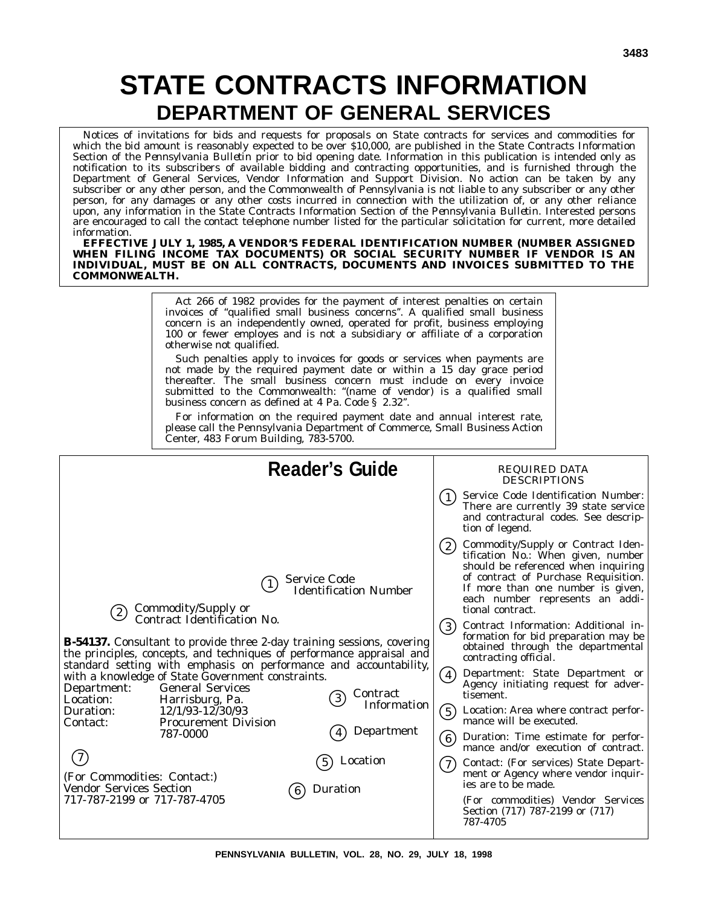# STATE CONTRACTS INFORMATION

## DEPARTMENT OF GENERAL SERVICES

Notices of invitations for bids and requests for proposals on State contracts for services and commodities for which the bid amount is reasonably expected to be over $10,000, are published in the State Contracts Information Section of the *Pennsylvania Bulletin* prior to bid opening date. Information in this publication is intended only as notification to its subscribers of available bidding and contracting opportunities, and is furnished through the Department of General Services, Vendor Information and Support Division. No action can be taken by any subscriber or any other person, and the Commonwealth of Pennsylvania is not liable to any subscriber or any other person, for any damages or any other costs incurred in connection with the utilization of, or any other reliance upon, any information in the State Contracts Information Section of the *Pennsylvania Bulletin*. Interested persons are encouraged to call the contact telephone number listed for the particular solicitation for current, more detailed information.

**EFFECTIVE JULY 1, 1985, A VENDOR'S FEDERAL IDENTIFICATION NUMBER (NUMBER ASSIGNED WHEN FILING INCOME TAX DOCUMENTS) OR SOCIAL SECURITY NUMBER IF VENDOR IS AN INDIVIDUAL, MUST BE ON ALL CONTRACTS, DOCUMENTS AND INVOICES SUBMITTED TO THE COMMONWEALTH.**

Act 266 of 1982 provides for the payment of interest penalties on certain invoices of "qualified small business concerns". A qualified small business concern is an independently owned, operated for profit, business employing 100 or fewer employes and is not a subsidiary or affiliate of a corporation otherwise not qualified.

Such penalties apply to invoices for goods or services when payments are not made by the required payment date or within a 15 day grace period thereafter. The small business concern must include on every invoice submitted to the Commonwealth: "(name of vendor) is a qualified small business concern as defined at 4 Pa. Code § 2.32".

For information on the required payment date and annual interest rate, please call the Pennsylvania Department of Commerce, Small Business Action Center, 483 Forum Building, 783-5700.

## Reader's Guide

(1) Service Code Identification Number

(2) Commodity/Supply or Contract Identification No.

**B-54137.** Consultant to provide three 2-day training sessions, covering the principles, concepts, and techniques of performance appraisal and standard setting with emphasis on performance and accountability, with a knowledge of State Government constraints.

Department: General Services
Location: Harrisburg, Pa.
Duration: 12/1/93-12/30/93
Contact: Procurement Division 787-0000

(3) Contract Information

(4) Department

(5) Location

(6) Duration

(7)

(For Commodities: Contact:)
Vendor Services Section
717-787-2199 or 717-787-4705

### REQUIRED DATA DESCRIPTIONS

(1) Service Code Identification Number: There are currently 39 state service and contractural codes. See description of legend.

(2) Commodity/Supply or Contract Identification No.: When given, number should be referenced when inquiring of contract of Purchase Requisition. If more than one number is given, each number represents an additional contract.

(3) Contract Information: Additional information for bid preparation may be obtained through the departmental contracting official.

(4) Department: State Department or Agency initiating request for advertisement.

(5) Location: Area where contract performance will be executed.

(6) Duration: Time estimate for performance and/or execution of contract.

(7) Contact: (For services) State Department or Agency where vendor inquiries are to be made.

(For commodities) Vendor Services Section (717) 787-2199 or (717) 787-4705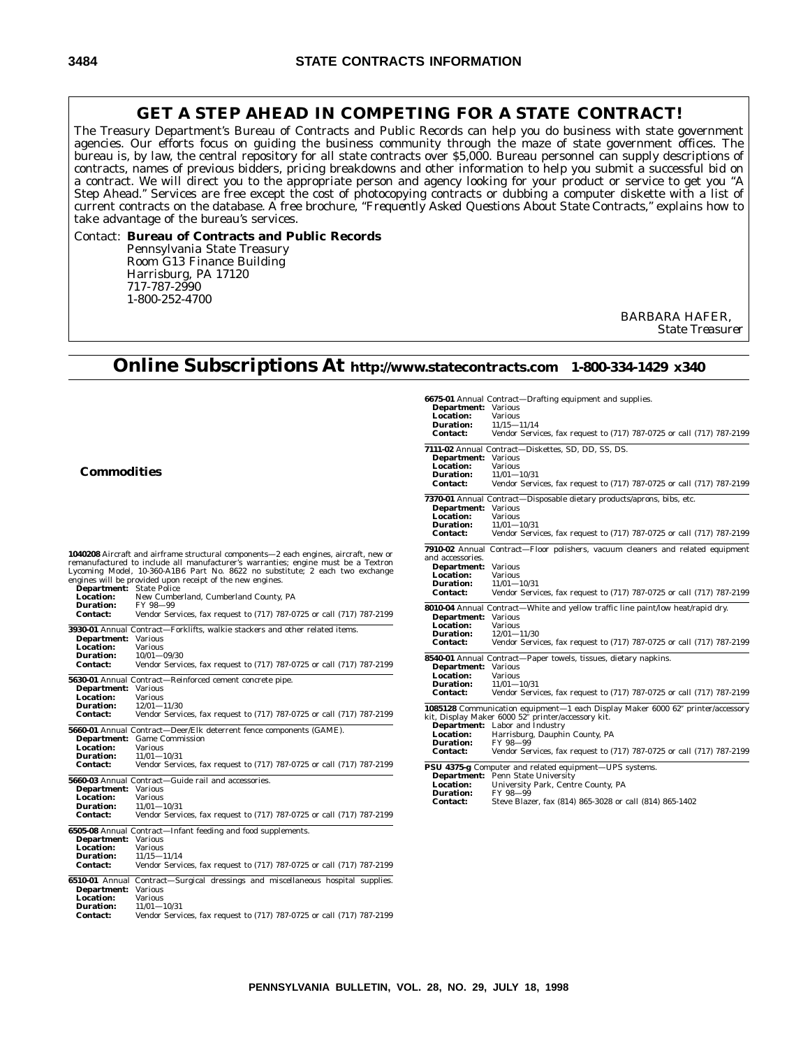## GET A STEP AHEAD IN COMPETING FOR A STATE CONTRACT!

The Treasury Department's Bureau of Contracts and Public Records can help you do business with state government agencies. Our efforts focus on guiding the business community through the maze of state government offices. The bureau is, by law, the central repository for all state contracts over $5,000. Bureau personnel can supply descriptions of contracts, names of previous bidders, pricing breakdowns and other information to help you submit a successful bid on a contract. We will direct you to the appropriate person and agency looking for your product or service to get you "A Step Ahead." Services are free except the cost of photocopying contracts or dubbing a computer diskette with a list of current contracts on the database. A free brochure, *"Frequently Asked Questions About State Contracts,"* explains how to take advantage of the bureau's services.

Contact: **Bureau of Contracts and Public Records**
Pennsylvania State Treasury
Room G13 Finance Building
Harrisburg, PA 17120
717-787-2990
1-800-252-4700

BARBARA HAFER,
*State Treasurer*

# Online Subscriptions At http://www.statecontracts.com 1-800-334-1429 x340

### Commodities

**1040208** Aircraft and airframe structural components—2 each engines, aircraft, new or remanufactured to include all manufacturer's warranties; engine must be a Textron Lycoming Model, 10-360-A1B6 Part No. 8622 no substitute; 2 each two exchange engines will be provided upon receipt of the new engines.
**Department:** State Police
**Location:** New Cumberland, Cumberland County, PA
**Duration:** FY 98—99
**Contact:** Vendor Services, fax request to (717) 787-0725 or call (717) 787-2199

**3930-01** Annual Contract—Forklifts, walkie stackers and other related items.
**Department:** Various
**Location:** Various
**Duration:** 10/01—09/30
**Contact:** Vendor Services, fax request to (717) 787-0725 or call (717) 787-2199

**5630-01** Annual Contract—Reinforced cement concrete pipe.
**Department:** Various
**Location:** Various
**Duration:** 12/01—11/30
**Contact:** Vendor Services, fax request to (717) 787-0725 or call (717) 787-2199

**5660-01** Annual Contract—Deer/Elk deterrent fence components (GAME).
**Department:** Game Commission
**Location:** Various
**Duration:** 11/01—10/31
**Contact:** Vendor Services, fax request to (717) 787-0725 or call (717) 787-2199

**5660-03** Annual Contract—Guide rail and accessories.
**Department:** Various
**Location:** Various
**Duration:** 11/01—10/31
**Contact:** Vendor Services, fax request to (717) 787-0725 or call (717) 787-2199

**6505-08** Annual Contract—Infant feeding and food supplements.
**Department:** Various
**Location:** Various
**Duration:** 11/15—11/14
**Contact:** Vendor Services, fax request to (717) 787-0725 or call (717) 787-2199

**6510-01** Annual Contract—Surgical dressings and miscellaneous hospital supplies.
**Department:** Various
**Location:** Various
**Duration:** 11/01—10/31
**Contact:** Vendor Services, fax request to (717) 787-0725 or call (717) 787-2199

**6675-01** Annual Contract—Drafting equipment and supplies.
**Department:** Various
**Location:** Various
**Duration:** 11/15—11/14
**Contact:** Vendor Services, fax request to (717) 787-0725 or call (717) 787-2199

**7111-02** Annual Contract—Diskettes, SD, DD, SS, DS.
**Department:** Various
**Location:** Various
**Duration:** 11/01—10/31
**Contact:** Vendor Services, fax request to (717) 787-0725 or call (717) 787-2199

**7370-01** Annual Contract—Disposable dietary products/aprons, bibs, etc.
**Department:** Various
**Location:** Various
**Duration:** 11/01—10/31
**Contact:** Vendor Services, fax request to (717) 787-0725 or call (717) 787-2199

**7910-02** Annual Contract—Floor polishers, vacuum cleaners and related equipment and accessories.
**Department:** Various
**Location:** Various
**Duration:** 11/01—10/31
**Contact:** Vendor Services, fax request to (717) 787-0725 or call (717) 787-2199

**8010-04** Annual Contract—White and yellow traffic line paint/low heat/rapid dry.
**Department:** Various
**Location:** Various
**Duration:** 12/01—11/30
**Contact:** Vendor Services, fax request to (717) 787-0725 or call (717) 787-2199

**8540-01** Annual Contract—Paper towels, tissues, dietary napkins.
**Department:** Various
**Location:** Various
**Duration:** 11/01—10/31
**Contact:** Vendor Services, fax request to (717) 787-0725 or call (717) 787-2199

**1085128** Communication equipment—1 each Display Maker 6000 62" printer/accessory kit, Display Maker 6000 52" printer/accessory kit.
**Department:** Labor and Industry
**Location:** Harrisburg, Dauphin County, PA
**Duration:** FY 98—99
**Contact:** Vendor Services, fax request to (717) 787-0725 or call (717) 787-2199

**PSU 4375-g** Computer and related equipment—UPS systems.
**Department:** Penn State University
**Location:** University Park, Centre County, PA
**Duration:** FY 98—99
**Contact:** Steve Blazer, fax (814) 865-3028 or call (814) 865-1402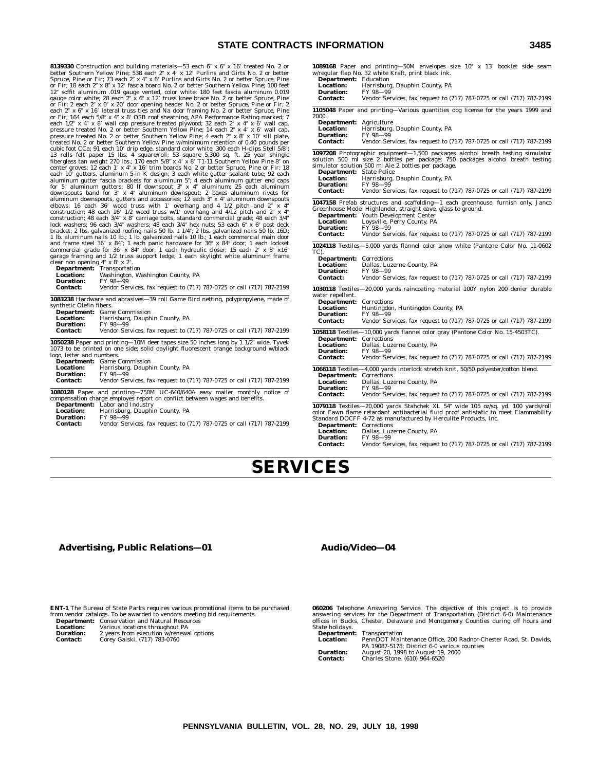**8139330** Construction and building materials—53 each 6″ x 6″ x 16′ treated No. 2 or better Southern Yellow Pine; 538 each 2″ x 4″ x 12′ Purlins and Girts No. 2 or better Spruce, Pine or Fir; 73 each 2″ x 4″ x 6′ Purlins and Girts No. 2 or better Spruce, Pine or Fir; 18 each 2″ x 8″ x 12′ fascia board No. 2 or better Southern Yellow Pine; 100 feet 12″ soffit aluminum .019 gauge vented, color white; 180 feet fascia aluminum 0.019 gauge color white; 28 each 2″ x 6″ x 12′ truss knee brace No. 2 or better Spruce, Pine or Fir; 2 each 2″ x 6″ x 20′ door opening header No. 2 or better Spruce, Pine or Fir; 2 each 2″ x 6″ x 16′ lateral truss ties and Na door framing No. 2 or better Spruce, Pine or Fir; 164 each 5/8″ x 4″ x 8′ OSB roof sheathing, APA Performance Rating marked; 7 each 1/2″ x 4″ x 8′ wall cap pressure treated plywood; 32 each 2″ x 4″ x 6′ wall cap, pressure treated No. 2 or better Southern Yellow Pine; 14 each 2″ x 4″ x 6′ wall cap, pressure treated No. 2 or better Southern Yellow Pine; 4 each 2″ x 8″ x 10′ sill plate, treated No. 2 or better Southern Yellow Pine w/minimum retention of 0.40 pounds per cubic foot CCa; 91 each 10′ drip edge, standard color white; 300 each H-clips Stell 5/8″; 13 rolls felt paper 15 lbs. 4 square/roll; 53 square 5,300 sq. ft. 25 year shingle fiberglass tan weight 270 lbs.; 170 each 5/8″ x 4′ x 8′ T1-11 Southern Yellow Pine 8″ on center groves; 12 each 1″ x 4″ x 16′ trim boards No. 2 or better Spruce, Pine or Fir; 18 each 10′ gutters, aluminum 5-in K design; 3 each white gutter sealant tube; 92 each aluminum gutter fascia brackets for aluminum 5″; 4 each aluminum gutter end caps for 5″ aluminum gutters; 80 lf downspout 3″ x 4″ aluminum; 25 each aluminum downspouts band for 3″ x 4″ aluminum downspout; 2 boxes aluminum rivets for aluminum downspouts, gutters and accessories; 12 each 3″ x 4″ aluminum downspouts elbows; 16 each 36′ wood truss with 1′ overhang and 4 1/2 pitch and 2″ x 4″ construction; 48 each 16′ 1/2 wood truss w/1′ overhang and 4/12 pitch and 2″ x 4″ construction; 48 each 3/4″ x 8″ carriage bolts, standard commercial grade; 48 each 3/4″ lock washers; 96 each 3/4″ washers; 48 each 3/4″ hex nuts; 53 each 6″ x 6″ post deck bracket; 2 lbs. galvanized roofing nails 50 lb. 1 1/4″; 2 lbs. galvanized nails 50 lb. 16D; 1 lb. aluminum nails 10 lb.; 1 lb. galvanized nails 10 lb.; 1 each commercial main door and frame steel 36″ x 84″; 1 each panic hardware for 36″ x 84″ door; 1 each lockset commercial grade for 36″ x 84″ door; 1 each hydraulic closer; 15 each 2′ x 8″ x16′ garage framing and 1/2 truss support ledge; 1 each skylight white aluminum frame clear non opening 4″ x 8′ x 2′.

**Department:** Transportation
**Location:** Washington, Washington County, PA
**Duration:** FY 98—99
**Contact:** Vendor Services, fax request to (717) 787-0725 or call (717) 787-2199

**1083238** Hardware and abrasives—39 roll Game Bird netting, polypropylene, made of synthetic Olefin fibers.

**Department:** Game Commission
**Location:** Harrisburg, Dauphin County, PA
**Duration:** FY 98—99
**Contact:** Vendor Services, fax request to (717) 787-0725 or call (717) 787-2199

**1050238** Paper and printing—10M deer tapes size 50 inches long by 1 1/2″ wide, Tyvek 1073 to be printed on one side; solid daylight fluorescent orange background w/black logo, letter and numbers.

**Department:** Game Commission
**Location:** Harrisburg, Dauphin County, PA
**Duration:** FY 98—99
**Contact:** Vendor Services, fax request to (717) 787-0725 or call (717) 787-2199

**1080128** Paper and printing—750M UC-640/640A easy mailer monthly notice of compensation charge employes report on conflict between wages and benefits.

**Department:** Labor and Industry
**Location:** Harrisburg, Dauphin County, PA
**Duration:** FY 98—99
**Contact:** Vendor Services, fax request to (717) 787-0725 or call (717) 787-2199

**1089168** Paper and printing—50M envelopes size 10″ x 13″ booklet side seam w/regular flap No. 32 white Kraft, print black ink.

**Department:** Education
**Location:** Harrisburg, Dauphin County, PA
**Duration:** FY 98—99
**Contact:** Vendor Services, fax request to (717) 787-0725 or call (717) 787-2199

**1105048** Paper and printing—Various quantities dog license for the years 1999 and 2000.

**Department:** Agriculture
**Location:** Harrisburg, Dauphin County, PA
**Duration:** FY 98—99
**Contact:** Vendor Services, fax request to (717) 787-0725 or call (717) 787-2199

**1097208** Photographic equipment—1,500 packages alcohol breath testing simulator solution 500 ml size 2 bottles per package; 750 packages alcohol breath testing simulator solution 500 ml Aie 2 bottles per package.

**Department:** State Police
**Location:** Harrisburg, Dauphin County, PA
**Duration:** FY 98—99
**Contact:** Vendor Services, fax request to (717) 787-0725 or call (717) 787-2199

**1047158** Prefab structures and scaffolding—1 each greenhouse, furnish only, Janco Greenhouse Model Highlander, straight eave, glass to ground.

**Department:** Youth Development Center
**Location:** Loysville, Perry County, PA
**Duration:** FY 98—99
**Contact:** Vendor Services, fax request to (717) 787-0725 or call (717) 787-2199

**1024118** Textiles—5,000 yards flannel color snow white (Pantone Color No. 11-0602 TC).

**Department:** Corrections
**Location:** Dallas, Luzerne County, PA
**Duration:** FY 98—99
**Contact:** Vendor Services, fax request to (717) 787-0725 or call (717) 787-2199

**1030118** Textiles—20,000 yards raincoating material 100Y nylon 200 denier durable water repellent.

**Department:** Corrections
**Location:** Huntingdon, Huntingdon County, PA
**Duration:** FY 98—99
**Contact:** Vendor Services, fax request to (717) 787-0725 or call (717) 787-2199

**1058118** Textiles—10,000 yards flannel color gray (Pantone Color No. 15-4503TC).

**Department:** Corrections
**Location:** Dallas, Luzerne County, PA
**Duration:** FY 98—99
**Contact:** Vendor Services, fax request to (717) 787-0725 or call (717) 787-2199

**1066118** Textiles—4,000 yards interlock stretch knit, 50/50 polyester/cotton blend.

**Department:** Corrections
**Location:** Dallas, Luzerne County, PA
**Duration:** FY 98—99
**Contact:** Vendor Services, fax request to (717) 787-0725 or call (717) 787-2199

**1079118** Textiles—20,000 yards Stahchek XL 54″ wide 105 oz/sq. yd. 100 yards/roll color Fawn flame retardant antibacterial fluid proof antistatic to meet Flammability Standard DOCFF 4-72 as manufactured by Herculite Products, Inc.

**Department:** Corrections
**Location:** Dallas, Luzerne County, PA
**Duration:** FY 98—99
**Contact:** Vendor Services, fax request to (717) 787-0725 or call (717) 787-2199

# SERVICES

## Advertising, Public Relations—01

**ENT-1** The Bureau of State Parks requires various promotional items to be purchased from vendor catalogs. To be awarded to vendors meeting bid requirements.

**Department:** Conservation and Natural Resources
**Location:** Various locations throughout PA
**Duration:** 2 years from execution w/renewal options
**Contact:** Corey Gaiski, (717) 783-0760

## Audio/Video—04

**060206** Telephone Answering Service. The objective of this project is to provide answering services for the Department of Transportation (District 6-0) Maintenance offices in Bucks, Chester, Delaware and Montgomery Counties during off hours and State holidays.

**Department:** Transportation
**Location:** PennDOT Maintenance Office, 200 Radnor-Chester Road, St. Davids, PA 19087-5178; District 6-0 various counties
**Duration:** August 20, 1998 to August 19, 2000
**Contact:** Charles Stone, (610) 964-6520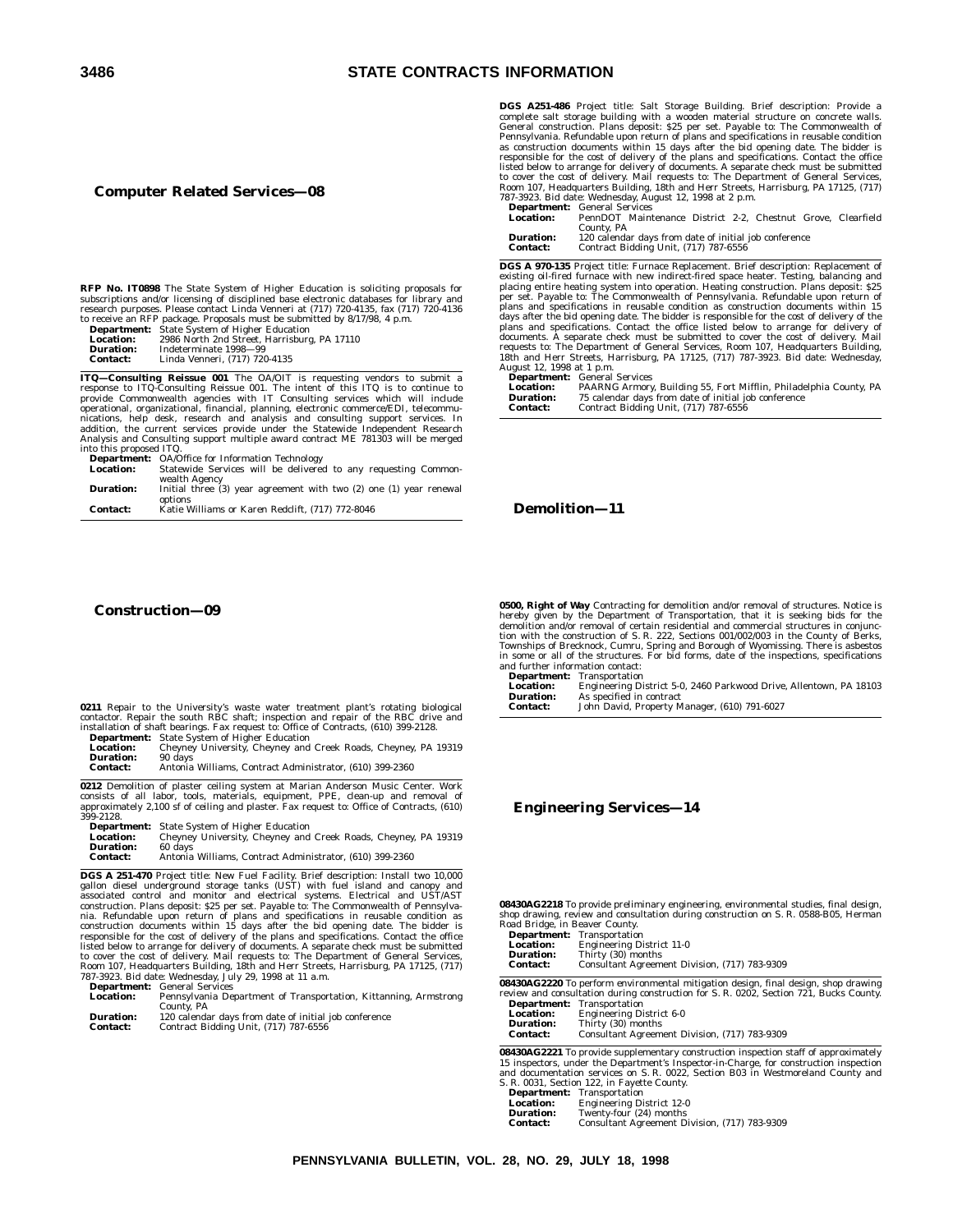## Computer Related Services—08

**RFP No. IT0898** The State System of Higher Education is soliciting proposals for subscriptions and/or licensing of disciplined base electronic databases for library and research purposes. Please contact Linda Venneri at (717) 720-4135, fax (717) 720-4136 to receive an RFP package. Proposals must be submitted by 8/17/98, 4 p.m.

**Department:** State System of Higher Education
**Location:** 2986 North 2nd Street, Harrisburg, PA 17110
**Duration:** Indeterminate 1998—99
**Contact:** Linda Venneri, (717) 720-4135

---

**ITQ—Consulting Reissue 001** The OA/OIT is requesting vendors to submit a response to ITQ-Consulting Reissue 001. The intent of this ITQ is to continue to provide Commonwealth agencies with IT Consulting services which will include operational, organizational, financial, planning, electronic commerce/EDI, telecommunications, help desk, research and analysis and consulting support services. In addition, the current services provide under the Statewide Independent Research Analysis and Consulting support multiple award contract ME 781303 will be merged into this proposed ITQ.

**Department:** OA/Office for Information Technology
**Location:** Statewide Services will be delivered to any requesting Commonwealth Agency
**Duration:** Initial three (3) year agreement with two (2) one (1) year renewal options
**Contact:** Katie Williams or Karen Redclift, (717) 772-8046

## Construction—09

**0211** Repair to the University's waste water treatment plant's rotating biological contactor. Repair the south RBC shaft; inspection and repair of the RBC drive and installation of shaft bearings. Fax request to: Office of Contracts, (610) 399-2128.

**Department:** State System of Higher Education
**Location:** Cheyney University, Cheyney and Creek Roads, Cheyney, PA 19319
**Duration:** 90 days
**Contact:** Antonia Williams, Contract Administrator, (610) 399-2360

---

**0212** Demolition of plaster ceiling system at Marian Anderson Music Center. Work consists of all labor, tools, materials, equipment, PPE, clean-up and removal of approximately 2,100 sf of ceiling and plaster. Fax request to: Office of Contracts, (610) 399-2128.

**Department:** State System of Higher Education
**Location:** Cheyney University, Cheyney and Creek Roads, Cheyney, PA 19319
**Duration:** 60 days
**Contact:** Antonia Williams, Contract Administrator, (610) 399-2360

---

**DGS A 251-470** Project title: New Fuel Facility. Brief description: Install two 10,000 gallon diesel underground storage tanks (UST) with fuel island and canopy and associated control and monitor and electrical systems. Electrical and UST/AST construction. Plans deposit: $25 per set. Payable to: The Commonwealth of Pennsylvania. Refundable upon return of plans and specifications in reusable condition as construction documents within 15 days after the bid opening date. The bidder is responsible for the cost of delivery of the plans and specifications. Contact the office listed below to arrange for delivery of documents. A separate check must be submitted to cover the cost of delivery. Mail requests to: The Department of General Services, Room 107, Headquarters Building, 18th and Herr Streets, Harrisburg, PA 17125, (717) 787-3923. Bid date: Wednesday, July 29, 1998 at 11 a.m.

**Department:** General Services
**Location:** Pennsylvania Department of Transportation, Kittanning, Armstrong County, PA
**Duration:** 120 calendar days from date of initial job conference
**Contact:** Contract Bidding Unit, (717) 787-6556

---

**DGS A251-486** Project title: Salt Storage Building. Brief description: Provide a complete salt storage building with a wooden material structure on concrete walls. General construction. Plans deposit: $25 per set. Payable to: The Commonwealth of Pennsylvania. Refundable upon return of plans and specifications in reusable condition as construction documents within 15 days after the bid opening date. The bidder is responsible for the cost of delivery of the plans and specifications. Contact the office listed below to arrange for delivery of documents. A separate check must be submitted to cover the cost of delivery. Mail requests to: The Department of General Services, Room 107, Headquarters Building, 18th and Herr Streets, Harrisburg, PA 17125, (717) 787-3923. Bid date: Wednesday, August 12, 1998 at 2 p.m.

**Department:** General Services
**Location:** PennDOT Maintenance District 2-2, Chestnut Grove, Clearfield County, PA
**Duration:** 120 calendar days from date of initial job conference
**Contact:** Contract Bidding Unit, (717) 787-6556

---

**DGS A 970-135** Project title: Furnace Replacement. Brief description: Replacement of existing oil-fired furnace with new indirect-fired space heater. Testing, balancing and placing entire heating system into operation. Heating construction. Plans deposit: $25 per set. Payable to: The Commonwealth of Pennsylvania. Refundable upon return of plans and specifications in reusable condition as construction documents within 15 days after the bid opening date. The bidder is responsible for the cost of delivery of the plans and specifications. Contact the office listed below to arrange for delivery of documents. A separate check must be submitted to cover the cost of delivery. Mail requests to: The Department of General Services, Room 107, Headquarters Building, 18th and Herr Streets, Harrisburg, PA 17125, (717) 787-3923. Bid date: Wednesday, August 12, 1998 at 1 p.m.

**Department:** General Services
**Location:** PAARNG Armory, Building 55, Fort Mifflin, Philadelphia County, PA
**Duration:** 75 calendar days from date of initial job conference
**Contact:** Contract Bidding Unit, (717) 787-6556

## Demolition—11

**0500, Right of Way** Contracting for demolition and/or removal of structures. Notice is hereby given by the Department of Transportation, that it is seeking bids for the demolition and/or removal of certain residential and commercial structures in conjunction with the construction of S. R. 222, Sections 001/002/003 in the County of Berks, Townships of Brecknock, Cumru, Spring and Borough of Wyomissing. There is asbestos in some or all of the structures. For bid forms, date of the inspections, specifications and further information contact:

**Department:** Transportation
**Location:** Engineering District 5-0, 2460 Parkwood Drive, Allentown, PA 18103
**Duration:** As specified in contract
**Contact:** John David, Property Manager, (610) 791-6027

## Engineering Services—14

**08430AG2218** To provide preliminary engineering, environmental studies, final design, shop drawing, review and consultation during construction on S. R. 0588-B05, Herman Road Bridge, in Beaver County.

**Department:** Transportation
**Location:** Engineering District 11-0
**Duration:** Thirty (30) months
**Contact:** Consultant Agreement Division, (717) 783-9309

---

**08430AG2220** To perform environmental mitigation design, final design, shop drawing review and consultation during construction for S. R. 0202, Section 721, Bucks County.

**Department:** Transportation
**Location:** Engineering District 6-0
**Duration:** Thirty (30) months
**Contact:** Consultant Agreement Division, (717) 783-9309

---

**08430AG2221** To provide supplementary construction inspection staff of approximately 15 inspectors, under the Department's Inspector-in-Charge, for construction inspection and documentation services on S. R. 0022, Section B03 in Westmoreland County and S. R. 0031, Section 122, in Fayette County.

**Department:** Transportation
**Location:** Engineering District 12-0
**Duration:** Twenty-four (24) months
**Contact:** Consultant Agreement Division, (717) 783-9309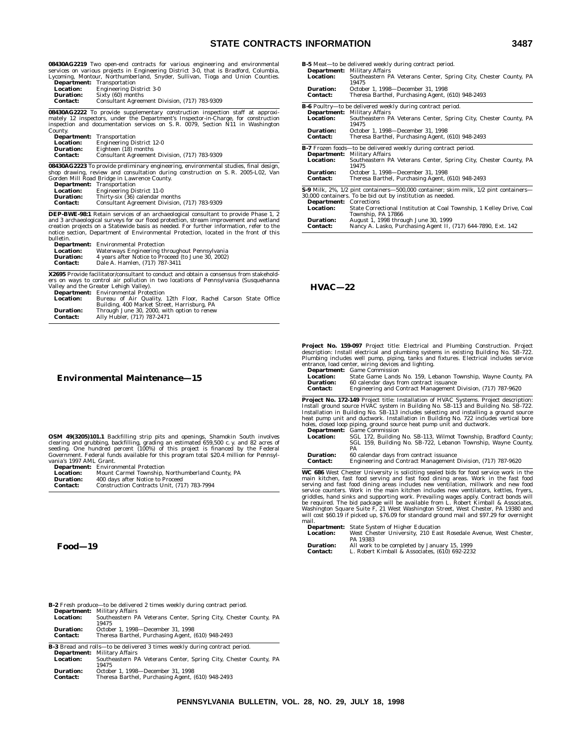**08430AG2219** Two open-end contracts for various engineering and environmental services on various projects in Engineering District 3-0, that is Bradford, Columbia, Lycoming, Montour, Northumberland, Snyder, Sullivan, Tioga and Union Counties.

**Department:** Transportation
**Location:** Engineering District 3-0
**Duration:** Sixty (60) months
**Contact:** Consultant Agreement Division, (717) 783-9309

**08430AG2222** To provide supplementary construction inspection staff at approximately 12 inspectors, under the Department's Inspector-in-Charge, for construction inspection and documentation services on S. R. 0079, Section N11 in Washington County.

**Department:** Transportation
**Location:** Engineering District 12-0
**Duration:** Eighteen (18) months
**Contact:** Consultant Agreement Division, (717) 783-9309

**08430AG2223** To provide preliminary engineering, environmental studies, final design, shop drawing, review and consultation during construction on S. R. 2005-L02, Van Gorden Mill Road Bridge in Lawrence County.

**Department:** Transportation
**Location:** Engineering District 11-0
**Duration:** Thirty-six (36) calendar months
**Contact:** Consultant Agreement Division, (717) 783-9309

**DEP-BWE-98:1** Retain services of an archaeological consultant to provide Phase 1, 2 and 3 archaeological surveys for our flood protection, stream improvement and wetland creation projects on a Statewide basis as needed. For further information, refer to the notice section, Department of Environmental Protection, located in the front of this bulletin.

**Department:** Environmental Protection
**Location:** Waterways Engineering throughout Pennsylvania
**Duration:** 4 years after Notice to Proceed (to June 30, 2002)
**Contact:** Dale A. Hamlen, (717) 787-3411

**X2695** Provide facilitator/consultant to conduct and obtain a consensus from stakeholders on ways to control air pollution in two locations of Pennsylvania (Susquehanna Valley and the Greater Lehigh Valley).

**Department:** Environmental Protection
**Location:** Bureau of Air Quality, 12th Floor, Rachel Carson State Office Building, 400 Market Street, Harrisburg, PA
**Duration:** Through June 30, 2000, with option to renew
**Contact:** Ally Hubler, (717) 787-2471

## Environmental Maintenance—15

**OSM 49(3205)101.1** Backfilling strip pits and openings, Shamokin South involves clearing and grubbing, backfilling, grading an estimated 659,500 c. y. and 82 acres of seeding. One hundred percent (100%) of this project is financed by the Federal Government. Federal funds available for this program total $20.4 million for Pennsylvania's 1997 AML Grant.

**Department:** Environmental Protection
**Location:** Mount Carmel Township, Northumberland County, PA
**Duration:** 400 days after Notice to Proceed
**Contact:** Construction Contracts Unit, (717) 783-7994

## Food—19

**B-2** Fresh produce—to be delivered 2 times weekly during contract period.

**Department:** Military Affairs
**Location:** Southeastern PA Veterans Center, Spring City, Chester County, PA 19475
**Duration:** October 1, 1998—December 31, 1998
**Contact:** Theresa Barthel, Purchasing Agent, (610) 948-2493

**B-3** Bread and rolls—to be delivered 3 times weekly during contract period.

**Department:** Military Affairs
**Location:** Southeastern PA Veterans Center, Spring City, Chester County, PA 19475
**Duration:** October 1, 1998—December 31, 1998
**Contact:** Theresa Barthel, Purchasing Agent, (610) 948-2493

**B-5** Meat—to be delivered weekly during contract period.

**Department:** Military Affairs
**Location:** Southeastern PA Veterans Center, Spring City, Chester County, PA 19475
**Duration:** October 1, 1998—December 31, 1998
**Contact:** Theresa Barthel, Purchasing Agent, (610) 948-2493

**B-6** Poultry—to be delivered weekly during contract period.

**Department:** Military Affairs
**Location:** Southeastern PA Veterans Center, Spring City, Chester County, PA 19475
**Duration:** October 1, 1998—December 31, 1998
**Contact:** Theresa Barthel, Purchasing Agent, (610) 948-2493

**B-7** Frozen foods—to be delivered weekly during contract period.

**Department:** Military Affairs
**Location:** Southeastern PA Veterans Center, Spring City, Chester County, PA 19475
**Duration:** October 1, 1998—December 31, 1998
**Contact:** Theresa Barthel, Purchasing Agent, (610) 948-2493

**S-9** Milk, 2%, 1/2 pint containers—500,000 container; skim milk, 1/2 pint containers—30,000 containers. To be bid out by institution as needed.

**Department:** Corrections
**Location:** State Correctional Institution at Coal Township, 1 Kelley Drive, Coal Township, PA 17866
**Duration:** August 1, 1998 through June 30, 1999
**Contact:** Nancy A. Lasko, Purchasing Agent II, (717) 644-7890, Ext. 142

## HVAC—22

**Project No. 159-097** Project title: Electrical and Plumbing Construction. Project description: Install electrical and plumbing systems in existing Building No. SB-722. Plumbing includes well pump, piping, tanks and fixtures. Electrical includes service entrance, load center, wiring devices and lighting.

**Department:** Game Commission
**Location:** State Game Lands No. 159, Lebanon Township, Wayne County, PA
**Duration:** 60 calendar days from contract issuance
**Contact:** Engineering and Contract Management Division, (717) 787-9620

**Project No. 172-149** Project title: Installation of HVAC Systems. Project description: Install ground source HVAC system in Building No. SB-113 and Building No. SB-722. Installation in Building No. SB-113 includes selecting and installing a ground source heat pump unit and ductwork. Installation in Building No. 722 includes vertical bore holes, closed loop piping, ground source heat pump unit and ductwork.

**Department:** Game Commission
**Location:** SGL 172, Building No. SB-113, Wilmot Township, Bradford County; SGL 159, Building No. SB-722, Lebanon Township, Wayne County, PA
**Duration:** 60 calendar days from contract issuance
**Contact:** Engineering and Contract Management Division, (717) 787-9620

**WC 686** West Chester University is soliciting sealed bids for food service work in the main kitchen, fast food serving and fast food dining areas. Work in the fast food serving and fast food dining areas includes new ventilation, millwork and new food service counters. Work in the main kitchen includes new ventilators, kettles, fryers, griddles, hand sinks and supporting work. Prevailing wages apply. Contract bonds will be required. The bid package will be available from L. Robert Kimball & Associates, Washington Square Suite F, 21 West Washington Street, West Chester, PA 19380 and will cost $60.19 if picked up, $76.09 for standard ground mail and $97.29 for overnight mail.

**Department:** State System of Higher Education
**Location:** West Chester University, 210 East Rosedale Avenue, West Chester, PA 19383
**Duration:** All work to be completed by January 15, 1999
**Contact:** L. Robert Kimball & Associates, (610) 692-2232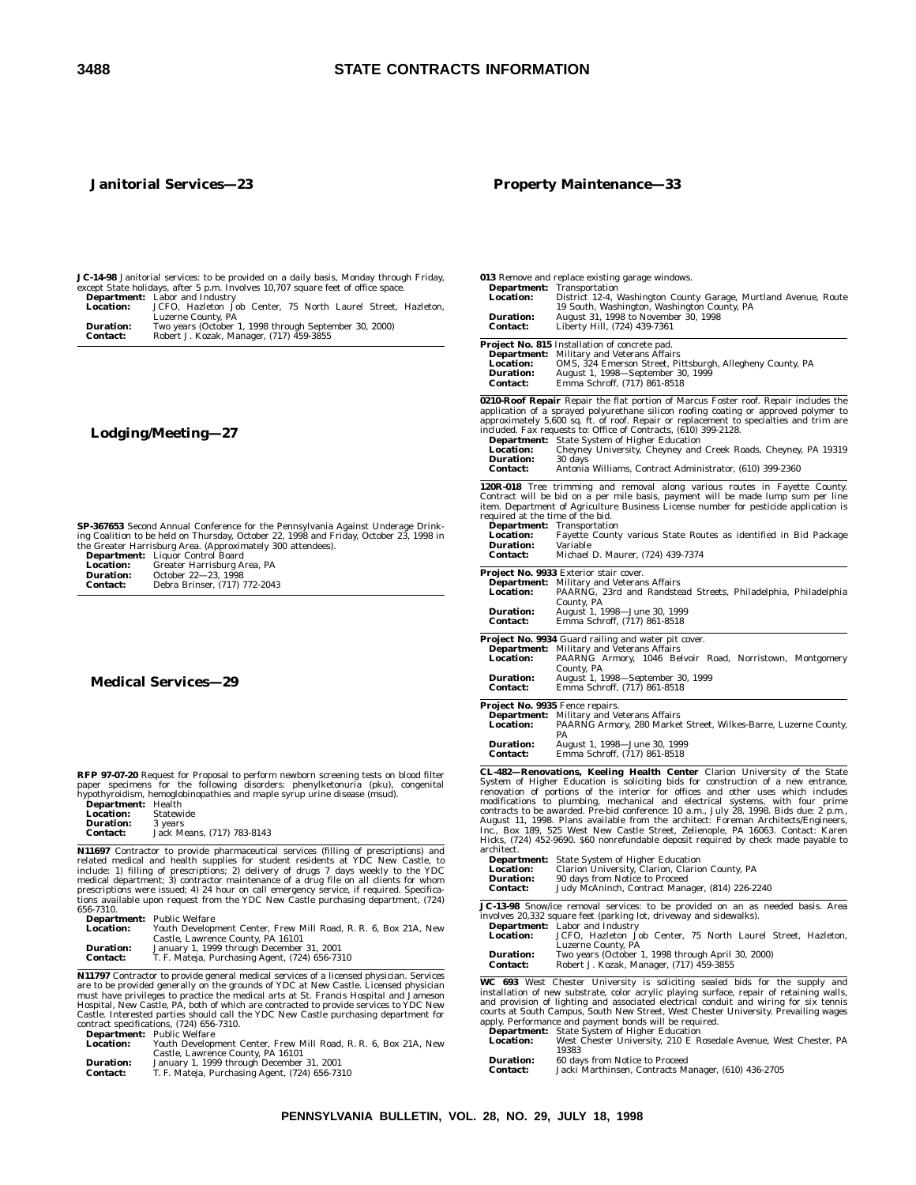## Janitorial Services—23

**JC-14-98** Janitorial services: to be provided on a daily basis, Monday through Friday, except State holidays, after 5 p.m. Involves 10,707 square feet of office space.

**Department:** Labor and Industry
**Location:** JCFO, Hazleton Job Center, 75 North Laurel Street, Hazleton, Luzerne County, PA
**Duration:** Two years (October 1, 1998 through September 30, 2000)
**Contact:** Robert J. Kozak, Manager, (717) 459-3855

## Lodging/Meeting—27

**SP-367653** Second Annual Conference for the Pennsylvania Against Underage Drinking Coalition to be held on Thursday, October 22, 1998 and Friday, October 23, 1998 in the Greater Harrisburg Area. (Approximately 300 attendees).

**Department:** Liquor Control Board
**Location:** Greater Harrisburg Area, PA
**Duration:** October 22—23, 1998
**Contact:** Debra Brinser, (717) 772-2043

## Medical Services—29

**RFP 97-07-20** Request for Proposal to perform newborn screening tests on blood filter paper specimens for the following disorders: phenylketonuria (pku), congenital hypothyroidism, hemoglobinopathies and maple syrup urine disease (msud).

**Department:** Health
**Location:** Statewide
**Duration:** 3 years
**Contact:** Jack Means, (717) 783-8143

**N11697** Contractor to provide pharmaceutical services (filling of prescriptions) and related medical and health supplies for student residents at YDC New Castle, to include: 1) filling of prescriptions; 2) delivery of drugs 7 days weekly to the YDC medical department; 3) contractor maintenance of a drug file on all clients for whom prescriptions were issued; 4) 24 hour on call emergency service, if required. Specifications available upon request from the YDC New Castle purchasing department, (724) 656-7310.

**Department:** Public Welfare
**Location:** Youth Development Center, Frew Mill Road, R. R. 6, Box 21A, New Castle, Lawrence County, PA 16101
**Duration:** January 1, 1999 through December 31, 2001
**Contact:** T. F. Mateja, Purchasing Agent, (724) 656-7310

**N11797** Contractor to provide general medical services of a licensed physician. Services are to be provided generally on the grounds of YDC at New Castle. Licensed physician must have privileges to practice the medical arts at St. Francis Hospital and Jameson Hospital, New Castle, PA, both of which are contracted to provide services to YDC New Castle. Interested parties should call the YDC New Castle purchasing department for contract specifications, (724) 656-7310.

**Department:** Public Welfare
**Location:** Youth Development Center, Frew Mill Road, R. R. 6, Box 21A, New Castle, Lawrence County, PA 16101
**Duration:** January 1, 1999 through December 31, 2001
**Contact:** T. F. Mateja, Purchasing Agent, (724) 656-7310

## Property Maintenance—33

**013** Remove and replace existing garage windows.

**Department:** Transportation
**Location:** District 12-4, Washington County Garage, Murtland Avenue, Route 19 South, Washington, Washington County, PA
**Duration:** August 31, 1998 to November 30, 1998
**Contact:** Liberty Hill, (724) 439-7361

**Project No. 815** Installation of concrete pad.

**Department:** Military and Veterans Affairs
**Location:** OMS, 324 Emerson Street, Pittsburgh, Allegheny County, PA
**Duration:** August 1, 1998—September 30, 1999
**Contact:** Emma Schroff, (717) 861-8518

**0210-Roof Repair** Repair the flat portion of Marcus Foster roof. Repair includes the application of a sprayed polyurethane silicon roofing coating or approved polymer to approximately 5,600 sq. ft. of roof. Repair or replacement to specialties and trim are included. Fax requests to: Office of Contracts, (610) 399-2128.

**Department:** State System of Higher Education
**Location:** Cheyney University, Cheyney and Creek Roads, Cheyney, PA 19319
**Duration:** 30 days
**Contact:** Antonia Williams, Contract Administrator, (610) 399-2360

**120R-018** Tree trimming and removal along various routes in Fayette County. Contract will be bid on a per mile basis, payment will be made lump sum per line item. Department of Agriculture Business License number for pesticide application is required at the time of the bid.

**Department:** Transportation
**Location:** Fayette County various State Routes as identified in Bid Package
**Duration:** Variable
**Contact:** Michael D. Maurer, (724) 439-7374

**Project No. 9933** Exterior stair cover.

**Department:** Military and Veterans Affairs
**Location:** PAARNG, 23rd and Randstead Streets, Philadelphia, Philadelphia County, PA
**Duration:** August 1, 1998—June 30, 1999
**Contact:** Emma Schroff, (717) 861-8518

**Project No. 9934** Guard railing and water pit cover.

**Department:** Military and Veterans Affairs
**Location:** PAARNG Armory, 1046 Belvoir Road, Norristown, Montgomery County, PA
**Duration:** August 1, 1998—September 30, 1999
**Contact:** Emma Schroff, (717) 861-8518

**Project No. 9935** Fence repairs.

**Department:** Military and Veterans Affairs
**Location:** PAARNG Armory, 280 Market Street, Wilkes-Barre, Luzerne County, PA
**Duration:** August 1, 1998—June 30, 1999
**Contact:** Emma Schroff, (717) 861-8518

**CL-482—Renovations, Keeling Health Center** Clarion University of the State System of Higher Education is soliciting bids for construction of a new entrance, renovation of portions of the interior for offices and other uses which includes modifications to plumbing, mechanical and electrical systems, with four prime contracts to be awarded. Pre-bid conference: 10 a.m., July 28, 1998. Bids due: 2 p.m., August 11, 1998. Plans available from the architect: Foreman Architects/Engineers, Inc., Box 189, 525 West New Castle Street, Zelienople, PA 16063. Contact: Karen Hicks, (724) 452-9690. $60 nonrefundable deposit required by check made payable to architect.

**Department:** State System of Higher Education
**Location:** Clarion University, Clarion, Clarion County, PA
**Duration:** 90 days from Notice to Proceed
**Contact:** Judy McAninch, Contract Manager, (814) 226-2240

**JC-13-98** Snow/ice removal services: to be provided on an as needed basis. Area involves 20,332 square feet (parking lot, driveway and sidewalks).

**Department:** Labor and Industry
**Location:** JCFO, Hazleton Job Center, 75 North Laurel Street, Hazleton, Luzerne County, PA
**Duration:** Two years (October 1, 1998 through April 30, 2000)
**Contact:** Robert J. Kozak, Manager, (717) 459-3855

**WC 693** West Chester University is soliciting sealed bids for the supply and installation of new substrate, color acrylic playing surface, repair of retaining walls, and provision of lighting and associated electrical conduit and wiring for six tennis courts at South Campus, South New Street, West Chester University. Prevailing wages apply. Performance and payment bonds will be required.

**Department:** State System of Higher Education
**Location:** West Chester University, 210 E Rosedale Avenue, West Chester, PA 19383
**Duration:** 60 days from Notice to Proceed
**Contact:** Jacki Marthinsen, Contracts Manager, (610) 436-2705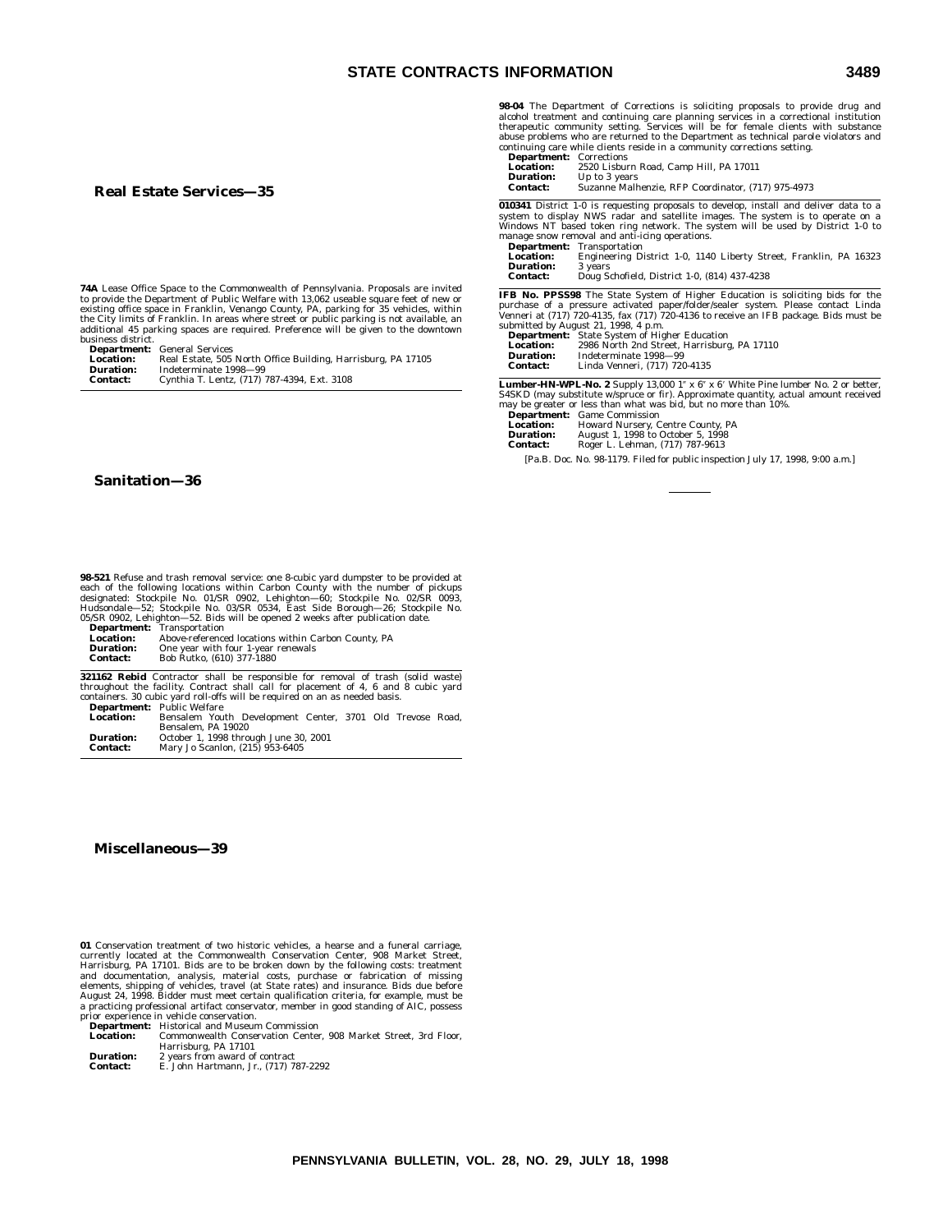## Real Estate Services—35

**74A** Lease Office Space to the Commonwealth of Pennsylvania. Proposals are invited to provide the Department of Public Welfare with 13,062 useable square feet of new or existing office space in Franklin, Venango County, PA, parking for 35 vehicles, within the City limits of Franklin. In areas where street or public parking is not available, an additional 45 parking spaces are required. Preference will be given to the downtown business district.

**Department:** General Services
**Location:** Real Estate, 505 North Office Building, Harrisburg, PA 17105
**Duration:** Indeterminate 1998—99
**Contact:** Cynthia T. Lentz, (717) 787-4394, Ext. 3108

## Sanitation—36

**98-521** Refuse and trash removal service: one 8-cubic yard dumpster to be provided at each of the following locations within Carbon County with the number of pickups designated: Stockpile No. 01/SR 0902, Lehighton—60; Stockpile No. 02/SR 0093, Hudsondale—52; Stockpile No. 03/SR 0534, East Side Borough—26; Stockpile No. 05/SR 0902, Lehighton—52. Bids will be opened 2 weeks after publication date.

**Department:** Transportation
**Location:** Above-referenced locations within Carbon County, PA
**Duration:** One year with four 1-year renewals
**Contact:** Bob Rutko, (610) 377-1880

**321162 Rebid** Contractor shall be responsible for removal of trash (solid waste) throughout the facility. Contract shall call for placement of 4, 6 and 8 cubic yard containers. 30 cubic yard roll-offs will be required on an as needed basis.

**Department:** Public Welfare
**Location:** Bensalem Youth Development Center, 3701 Old Trevose Road, Bensalem, PA 19020
**Duration:** October 1, 1998 through June 30, 2001
**Contact:** Mary Jo Scanlon, (215) 953-6405

## Miscellaneous—39

**01** Conservation treatment of two historic vehicles, a hearse and a funeral carriage, currently located at the Commonwealth Conservation Center, 908 Market Street, Harrisburg, PA 17101. Bids are to be broken down by the following costs: treatment and documentation, analysis, material costs, purchase or fabrication of missing elements, shipping of vehicles, travel (at State rates) and insurance. Bids due before August 24, 1998. Bidder must meet certain qualification criteria, for example, must be a practicing professional artifact conservator, member in good standing of AIC, possess prior experience in vehicle conservation.

**Department:** Historical and Museum Commission
**Location:** Commonwealth Conservation Center, 908 Market Street, 3rd Floor, Harrisburg, PA 17101
**Duration:** 2 years from award of contract
**Contact:** E. John Hartmann, Jr., (717) 787-2292

**98-04** The Department of Corrections is soliciting proposals to provide drug and alcohol treatment and continuing care planning services in a correctional institution therapeutic community setting. Services will be for female clients with substance abuse problems who are returned to the Department as technical parole violators and continuing care while clients reside in a community corrections setting.

**Department:** Corrections
**Location:** 2520 Lisburn Road, Camp Hill, PA 17011
**Duration:** Up to 3 years
**Contact:** Suzanne Malhenzie, RFP Coordinator, (717) 975-4973

**010341** District 1-0 is requesting proposals to develop, install and deliver data to a system to display NWS radar and satellite images. The system is to operate on a Windows NT based token ring network. The system will be used by District 1-0 to manage snow removal and anti-icing operations.

**Department:** Transportation
**Location:** Engineering District 1-0, 1140 Liberty Street, Franklin, PA 16323
**Duration:** 3 years
**Contact:** Doug Schofield, District 1-0, (814) 437-4238

**IFB No. PPSS98** The State System of Higher Education is soliciting bids for the purchase of a pressure activated paper/folder/sealer system. Please contact Linda Venneri at (717) 720-4135, fax (717) 720-4136 to receive an IFB package. Bids must be submitted by August 21, 1998, 4 p.m.

**Department:** State System of Higher Education
**Location:** 2986 North 2nd Street, Harrisburg, PA 17110
**Duration:** Indeterminate 1998—99
**Contact:** Linda Venneri, (717) 720-4135

**Lumber-HN-WPL-No. 2** Supply 13,000 1″ x 6″ x 6′ White Pine lumber No. 2 or better, S4SKD (may substitute w/spruce or fir). Approximate quantity, actual amount received may be greater or less than what was bid, but no more than 10%.

**Department:** Game Commission
**Location:** Howard Nursery, Centre County, PA
**Duration:** August 1, 1998 to October 5, 1998
**Contact:** Roger L. Lehman, (717) 787-9613

[Pa.B. Doc. No. 98-1179. Filed for public inspection July 17, 1998, 9:00 a.m.]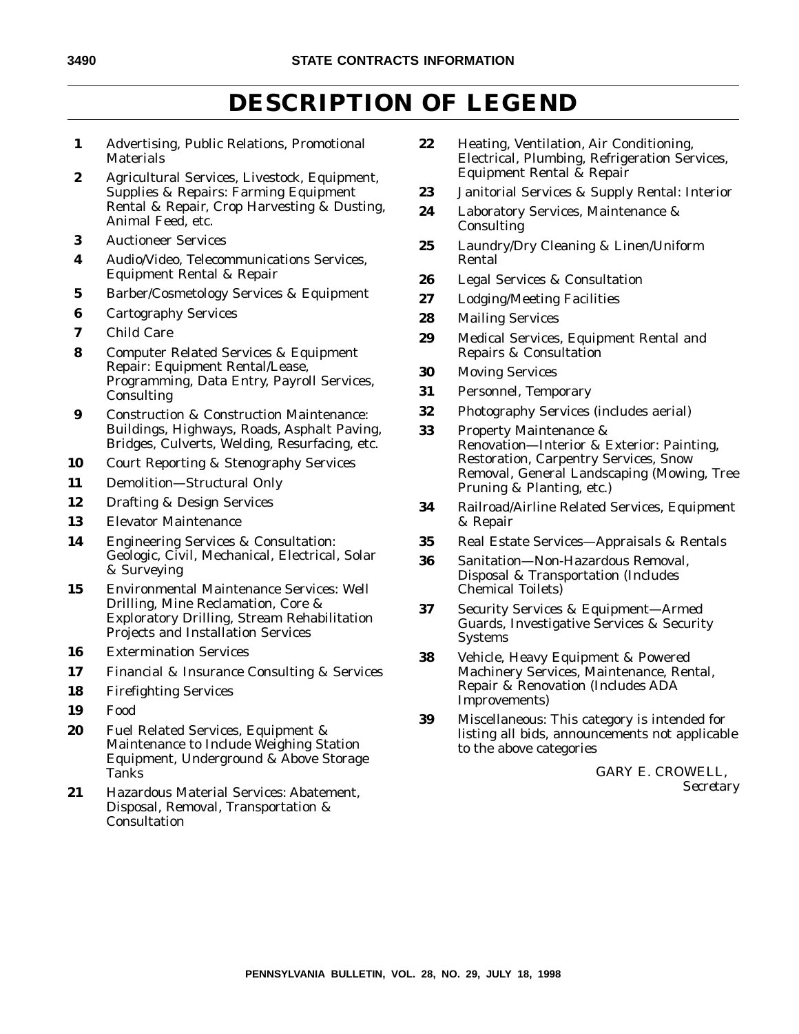# DESCRIPTION OF LEGEND

**1** Advertising, Public Relations, Promotional Materials

**2** Agricultural Services, Livestock, Equipment, Supplies & Repairs: Farming Equipment Rental & Repair, Crop Harvesting & Dusting, Animal Feed, etc.

**3** Auctioneer Services

**4** Audio/Video, Telecommunications Services, Equipment Rental & Repair

**5** Barber/Cosmetology Services & Equipment

**6** Cartography Services

**7** Child Care

**8** Computer Related Services & Equipment Repair: Equipment Rental/Lease, Programming, Data Entry, Payroll Services, Consulting

**9** Construction & Construction Maintenance: Buildings, Highways, Roads, Asphalt Paving, Bridges, Culverts, Welding, Resurfacing, etc.

**10** Court Reporting & Stenography Services

**11** Demolition—Structural Only

**12** Drafting & Design Services

**13** Elevator Maintenance

**14** Engineering Services & Consultation: Geologic, Civil, Mechanical, Electrical, Solar & Surveying

**15** Environmental Maintenance Services: Well Drilling, Mine Reclamation, Core & Exploratory Drilling, Stream Rehabilitation Projects and Installation Services

**16** Extermination Services

**17** Financial & Insurance Consulting & Services

**18** Firefighting Services

**19** Food

**20** Fuel Related Services, Equipment & Maintenance to Include Weighing Station Equipment, Underground & Above Storage Tanks

**21** Hazardous Material Services: Abatement, Disposal, Removal, Transportation & Consultation

**22** Heating, Ventilation, Air Conditioning, Electrical, Plumbing, Refrigeration Services, Equipment Rental & Repair

**23** Janitorial Services & Supply Rental: Interior

**24** Laboratory Services, Maintenance & Consulting

**25** Laundry/Dry Cleaning & Linen/Uniform Rental

**26** Legal Services & Consultation

**27** Lodging/Meeting Facilities

**28** Mailing Services

**29** Medical Services, Equipment Rental and Repairs & Consultation

**30** Moving Services

**31** Personnel, Temporary

**32** Photography Services (includes aerial)

**33** Property Maintenance & Renovation—Interior & Exterior: Painting, Restoration, Carpentry Services, Snow Removal, General Landscaping (Mowing, Tree Pruning & Planting, etc.)

**34** Railroad/Airline Related Services, Equipment & Repair

**35** Real Estate Services—Appraisals & Rentals

**36** Sanitation—Non-Hazardous Removal, Disposal & Transportation (Includes Chemical Toilets)

**37** Security Services & Equipment—Armed Guards, Investigative Services & Security Systems

**38** Vehicle, Heavy Equipment & Powered Machinery Services, Maintenance, Rental, Repair & Renovation (Includes ADA Improvements)

**39** Miscellaneous: This category is intended for listing all bids, announcements not applicable to the above categories

GARY E. CROWELL,
*Secretary*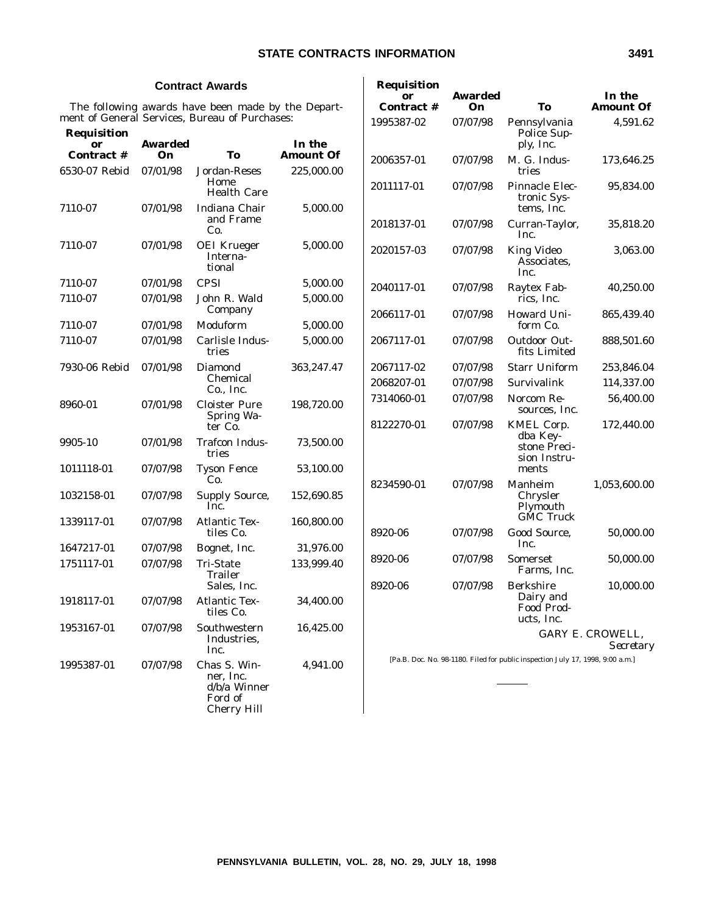### Contract Awards

The following awards have been made by the Department of General Services, Bureau of Purchases:

| Requisition or Contract # | Awarded On | To | In the Amount Of |
|---|---|---|---|
| 6530-07 Rebid | 07/01/98 | Jordan-Reses Home Health Care | 225,000.00 |
| 7110-07 | 07/01/98 | Indiana Chair and Frame Co. | 5,000.00 |
| 7110-07 | 07/01/98 | OEI Krueger International | 5,000.00 |
| 7110-07 | 07/01/98 | CPSI | 5,000.00 |
| 7110-07 | 07/01/98 | John R. Wald Company | 5,000.00 |
| 7110-07 | 07/01/98 | Moduform | 5,000.00 |
| 7110-07 | 07/01/98 | Carlisle Industries | 5,000.00 |
| 7930-06 Rebid | 07/01/98 | Diamond Chemical Co., Inc. | 363,247.47 |
| 8960-01 | 07/01/98 | Cloister Pure Spring Water Co. | 198,720.00 |
| 9905-10 | 07/01/98 | Trafcon Industries | 73,500.00 |
| 1011118-01 | 07/07/98 | Tyson Fence Co. | 53,100.00 |
| 1032158-01 | 07/07/98 | Supply Source, Inc. | 152,690.85 |
| 1339117-01 | 07/07/98 | Atlantic Textiles Co. | 160,800.00 |
| 1647217-01 | 07/07/98 | Bognet, Inc. | 31,976.00 |
| 1751117-01 | 07/07/98 | Tri-State Trailer Sales, Inc. | 133,999.40 |
| 1918117-01 | 07/07/98 | Atlantic Textiles Co. | 34,400.00 |
| 1953167-01 | 07/07/98 | Southwestern Industries, Inc. | 16,425.00 |
| 1995387-01 | 07/07/98 | Chas S. Winner, Inc. d/b/a Winner Ford of Cherry Hill | 4,941.00 |
| 1995387-02 | 07/07/98 | Pennsylvania Police Supply, Inc. | 4,591.62 |
| 2006357-01 | 07/07/98 | M. G. Industries | 173,646.25 |
| 2011117-01 | 07/07/98 | Pinnacle Electronic Systems, Inc. | 95,834.00 |
| 2018137-01 | 07/07/98 | Curran-Taylor, Inc. | 35,818.20 |
| 2020157-03 | 07/07/98 | King Video Associates, Inc. | 3,063.00 |
| 2040117-01 | 07/07/98 | Raytex Fabrics, Inc. | 40,250.00 |
| 2066117-01 | 07/07/98 | Howard Uniform Co. | 865,439.40 |
| 2067117-01 | 07/07/98 | Outdoor Outfits Limited | 888,501.60 |
| 2067117-02 | 07/07/98 | Starr Uniform | 253,846.04 |
| 2068207-01 | 07/07/98 | Survivalink | 114,337.00 |
| 7314060-01 | 07/07/98 | Norcom Resources, Inc. | 56,400.00 |
| 8122270-01 | 07/07/98 | KMEL Corp. dba Keystone Precision Instruments | 172,440.00 |
| 8234590-01 | 07/07/98 | Manheim Chrysler Plymouth GMC Truck | 1,053,600.00 |
| 8920-06 | 07/07/98 | Good Source, Inc. | 50,000.00 |
| 8920-06 | 07/07/98 | Somerset Farms, Inc. | 50,000.00 |
| 8920-06 | 07/07/98 | Berkshire Dairy and Food Products, Inc. | 10,000.00 |

GARY E. CROWELL,
*Secretary*

[Pa.B. Doc. No. 98-1180. Filed for public inspection July 17, 1998, 9:00 a.m.]